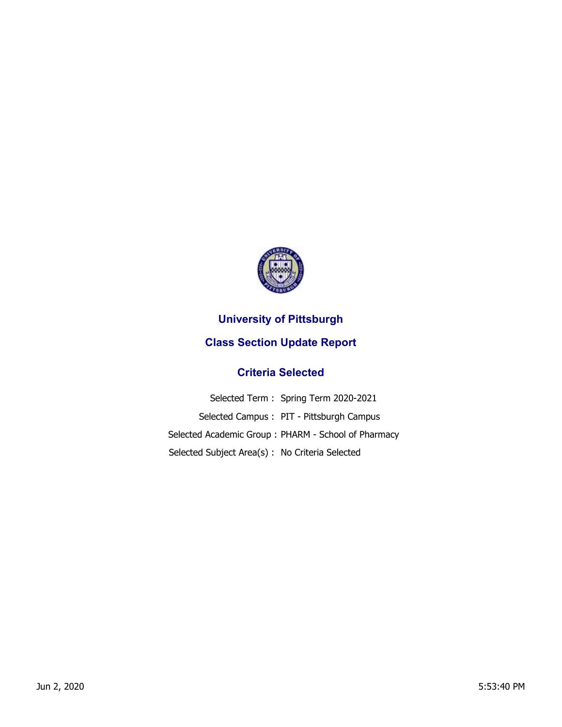# University of Pittsburgh

## Class Section Update Report

### Criteria Selected

Selected Term : Spring Term 2020-2021

Selected Campus : PIT - Pittsburgh Campus

Selected Academic Group : PHARM - School of Pharmacy

Selected Subject Area(s) : No Criteria Selected

Jun 2, 2020 5:53:40 PM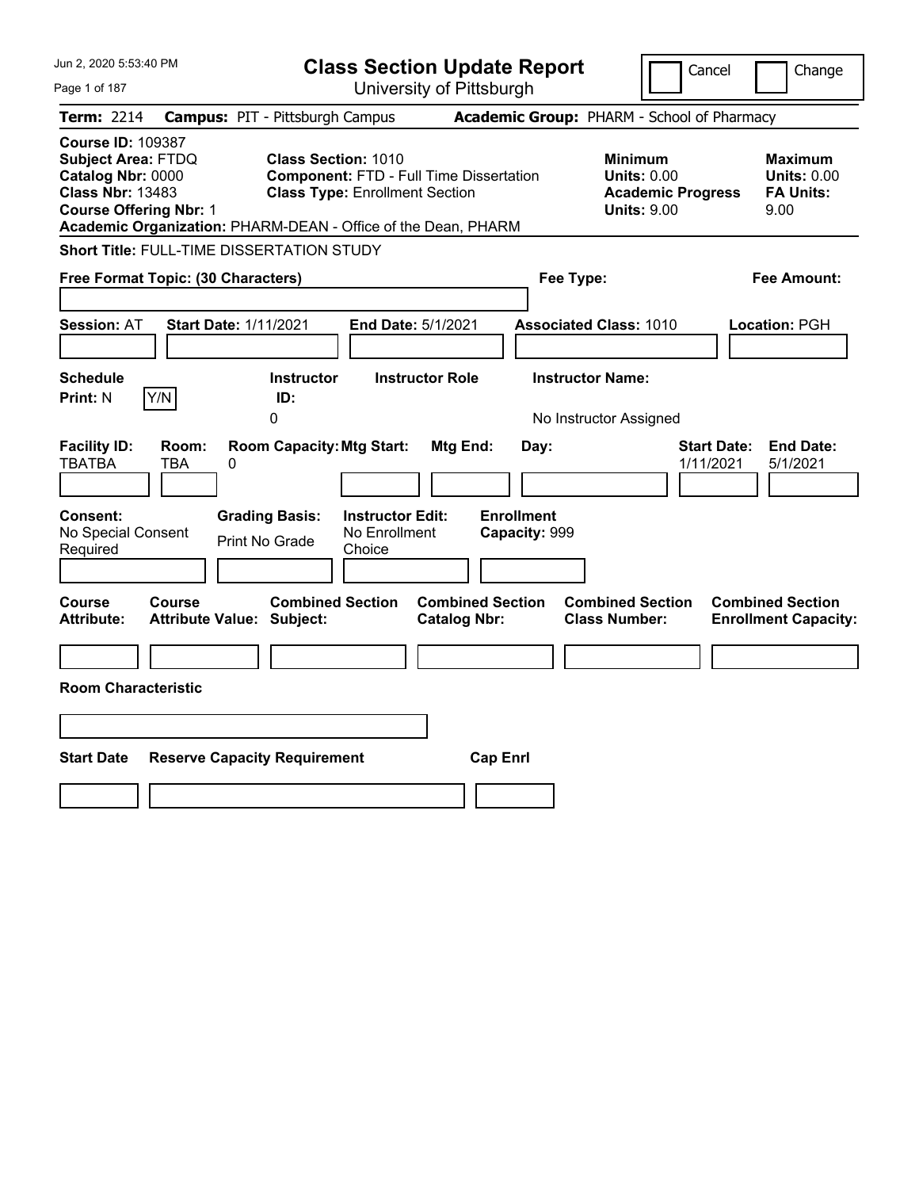# Class Section Update Report

University of Pittsburgh

Cancel | Change

**Term:** 2214 **Campus:** PIT - Pittsburgh Campus **Academic Group:** PHARM - School of Pharmacy

**Course ID:** 109387
**Subject Area:** FTDQ
**Catalog Nbr:** 0000
**Class Nbr:** 13483
**Course Offering Nbr:** 1
**Academic Organization:** PHARM-DEAN - Office of the Dean, PHARM

**Class Section:** 1010
**Component:** FTD - Full Time Dissertation
**Class Type:** Enrollment Section

**Minimum Units:** 0.00
**Academic Progress Units:** 9.00

**Maximum Units:** 0.00
**FA Units:** 9.00

**Short Title:** FULL-TIME DISSERTATION STUDY

**Free Format Topic: (30 Characters)**

**Fee Type:**

**Fee Amount:**

**Session:** AT **Start Date:** 1/11/2021 **End Date:** 5/1/2021 **Associated Class:** 1010 **Location:** PGH

| Schedule Print | Instructor ID | Instructor Role | Instructor Name |
|---|---|---|---|
| N | 0 | | No Instructor Assigned |

| Facility ID | Room | Room Capacity | Mtg Start | Mtg End | Day | Start Date | End Date |
|---|---|---|---|---|---|---|---|
| TBATBA | TBA | 0 | | | | 1/11/2021 | 5/1/2021 |

| Consent | Grading Basis | Instructor Edit | Enrollment Capacity |
|---|---|---|---|
| No Special Consent Required | Print No Grade | No Enrollment Choice | 999 |

| Course Attribute | Course Attribute Value | Combined Section Subject | Combined Section Catalog Nbr | Combined Section Class Number | Combined Section Enrollment Capacity |
|---|---|---|---|---|---|
| | | | | | |

**Room Characteristic**

| Start Date | Reserve Capacity Requirement | Cap Enrl |
|---|---|---|
| | | |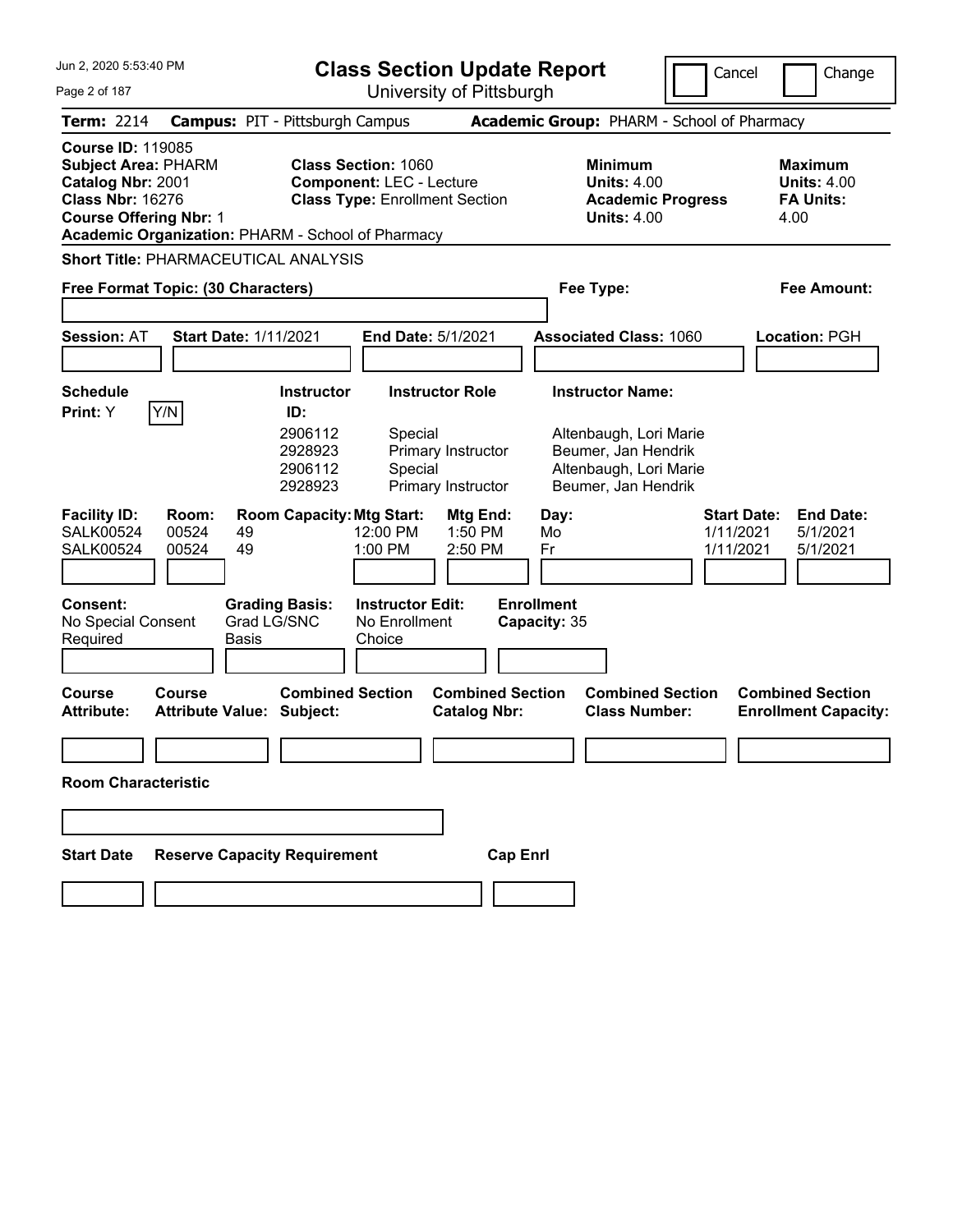# Class Section Update Report

University of Pittsburgh

Cancel | Change

**Term:** 2214 **Campus:** PIT - Pittsburgh Campus **Academic Group:** PHARM - School of Pharmacy

**Course ID:** 119085
**Subject Area:** PHARM
**Catalog Nbr:** 2001
**Class Nbr:** 16276
**Course Offering Nbr:** 1
**Academic Organization:** PHARM - School of Pharmacy

**Class Section:** 1060
**Component:** LEC - Lecture
**Class Type:** Enrollment Section

**Minimum Units:** 4.00
**Academic Progress Units:** 4.00

**Maximum Units:** 4.00
**FA Units:** 4.00

**Short Title:** PHARMACEUTICAL ANALYSIS

**Free Format Topic: (30 Characters)**

**Fee Type:**

**Fee Amount:**

**Session:** AT **Start Date:** 1/11/2021 **End Date:** 5/1/2021 **Associated Class:** 1060 **Location:** PGH

**Schedule Print:** Y Y/N

| Instructor ID: | Instructor Role | Instructor Name: |
|---|---|---|
| 2906112 | Special | Altenbaugh, Lori Marie |
| 2928923 | Primary Instructor | Beumer, Jan Hendrik |
| 2906112 | Special | Altenbaugh, Lori Marie |
| 2928923 | Primary Instructor | Beumer, Jan Hendrik |

| Facility ID: | Room: | Room Capacity: | Mtg Start: | Mtg End: | Day: | Start Date: | End Date: |
|---|---|---|---|---|---|---|---|
| SALK00524 | 00524 | 49 | 12:00 PM | 1:50 PM | Mo | 1/11/2021 | 5/1/2021 |
| SALK00524 | 00524 | 49 | 1:00 PM | 2:50 PM | Fr | 1/11/2021 | 5/1/2021 |

**Consent:** No Special Consent Required
**Grading Basis:** Grad LG/SNC Basis
**Instructor Edit:** No Enrollment Choice
**Enrollment Capacity:** 35

| Course Attribute: | Course Attribute Value: | Combined Section Subject: | Combined Section Catalog Nbr: | Combined Section Class Number: | Combined Section Enrollment Capacity: |
|---|---|---|---|---|---|
| | | | | | |

**Room Characteristic**

| Start Date | Reserve Capacity Requirement | Cap Enrl |
|---|---|---|
| | | |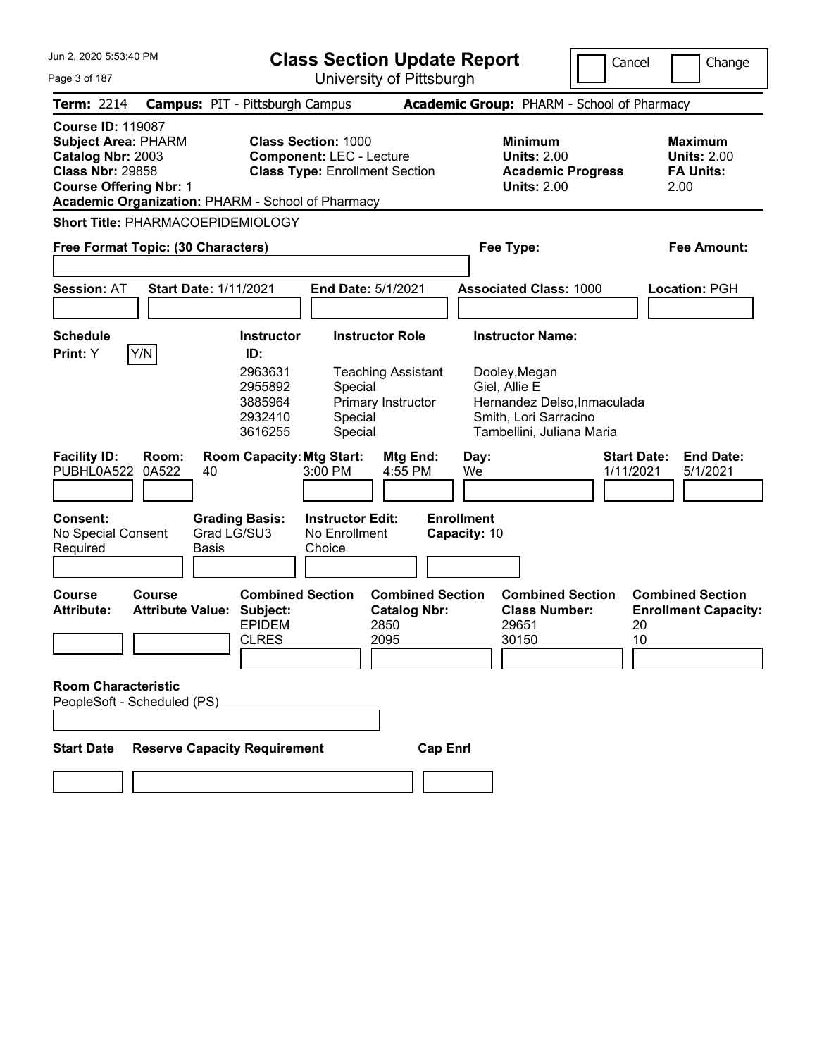# Class Section Update Report

University of Pittsburgh

Cancel | Change

**Term:** 2214 **Campus:** PIT - Pittsburgh Campus **Academic Group:** PHARM - School of Pharmacy

**Course ID:** 119087
**Subject Area:** PHARM
**Catalog Nbr:** 2003
**Class Nbr:** 29858
**Course Offering Nbr:** 1
**Academic Organization:** PHARM - School of Pharmacy

**Class Section:** 1000
**Component:** LEC - Lecture
**Class Type:** Enrollment Section

**Minimum Units:** 2.00
**Academic Progress Units:** 2.00

**Maximum Units:** 2.00
**FA Units:** 2.00

**Short Title:** PHARMACOEPIDEMIOLOGY

**Free Format Topic: (30 Characters)**

**Fee Type:**

**Fee Amount:**

**Session:** AT **Start Date:** 1/11/2021 **End Date:** 5/1/2021 **Associated Class:** 1000 **Location:** PGH

**Schedule Print:** Y Y/N

| Instructor ID: | Instructor Role | Instructor Name: |
|---|---|---|
| 2963631 | Teaching Assistant | Dooley,Megan |
| 2955892 | Special | Giel, Allie E |
| 3885964 | Primary Instructor | Hernandez Delso,Inmaculada |
| 2932410 | Special | Smith, Lori Sarracino |
| 3616255 | Special | Tambellini, Juliana Maria |

| Facility ID: | Room: | Room Capacity: | Mtg Start: | Mtg End: | Day: | Start Date: | End Date: |
|---|---|---|---|---|---|---|---|
| PUBHL0A522 | 0A522 | 40 | 3:00 PM | 4:55 PM | We | 1/11/2021 | 5/1/2021 |

**Consent:** No Special Consent Required
**Grading Basis:** Grad LG/SU3 Basis
**Instructor Edit:** No Enrollment Choice
**Enrollment Capacity:** 10

**Course Attribute:**
**Course Attribute Value:**

| Combined Section Subject: | Combined Section Catalog Nbr: | Combined Section Class Number: | Combined Section Enrollment Capacity: |
|---|---|---|---|
| EPIDEM | 2850 | 29651 | 20 |
| CLRES | 2095 | 30150 | 10 |

**Room Characteristic**
PeopleSoft - Scheduled (PS)

**Start Date** **Reserve Capacity Requirement** **Cap Enrl**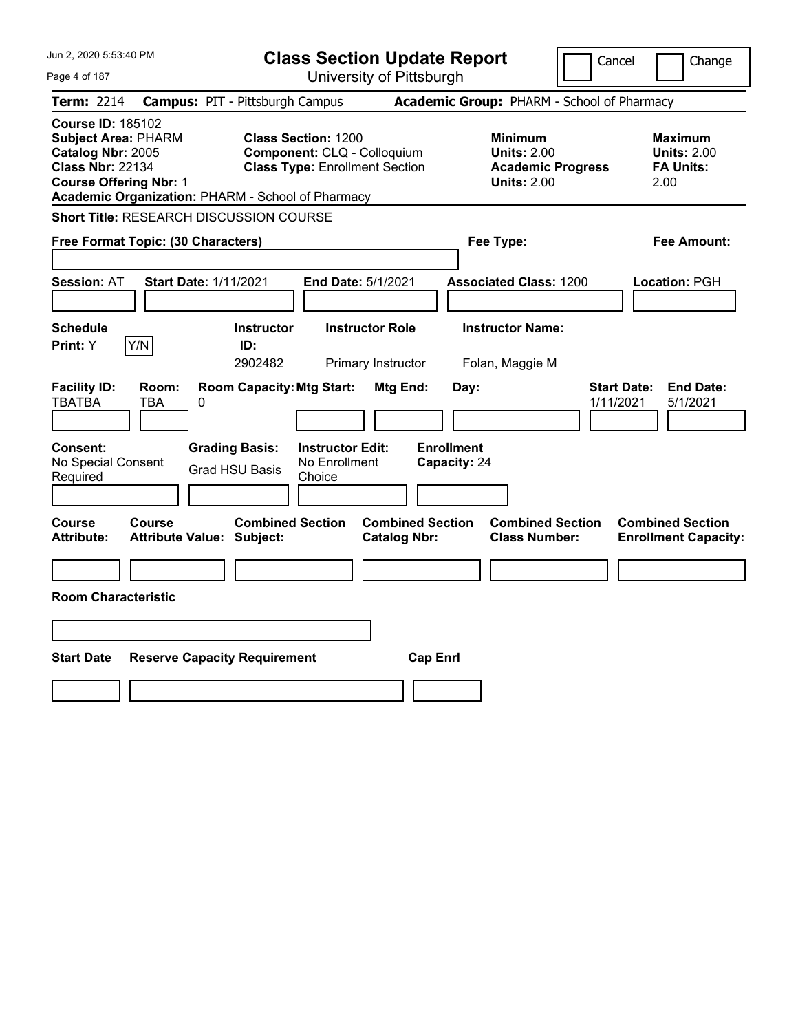# Class Section Update Report

University of Pittsburgh

Jun 2, 2020 5:53:40 PM

Cancel | Change

**Term:** 2214 **Campus:** PIT - Pittsburgh Campus **Academic Group:** PHARM - School of Pharmacy

**Course ID:** 185102
**Subject Area:** PHARM
**Catalog Nbr:** 2005
**Class Nbr:** 22134
**Course Offering Nbr:** 1
**Academic Organization:** PHARM - School of Pharmacy

**Class Section:** 1200
**Component:** CLQ - Colloquium
**Class Type:** Enrollment Section

**Minimum Units:** 2.00
**Academic Progress Units:** 2.00

**Maximum Units:** 2.00
**FA Units:** 2.00

**Short Title:** RESEARCH DISCUSSION COURSE

**Free Format Topic: (30 Characters)**

**Fee Type:**

**Fee Amount:**

**Session:** AT **Start Date:** 1/11/2021 **End Date:** 5/1/2021 **Associated Class:** 1200 **Location:** PGH

| Schedule Print: | Instructor ID: | Instructor Role | Instructor Name: |
|---|---|---|---|
| Y | 2902482 | Primary Instructor | Folan, Maggie M |

| Facility ID: | Room: | Room Capacity: | Mtg Start: | Mtg End: | Day: | Start Date: | End Date: |
|---|---|---|---|---|---|---|---|
| TBATBA | TBA | 0 | | | | 1/11/2021 | 5/1/2021 |

| Consent: | Grading Basis: | Instructor Edit: | Enrollment Capacity: |
|---|---|---|---|
| No Special Consent Required | Grad HSU Basis | No Enrollment Choice | 24 |

| Course Attribute: | Course Attribute Value: | Combined Section Subject: | Combined Section Catalog Nbr: | Combined Section Class Number: | Combined Section Enrollment Capacity: |
|---|---|---|---|---|---|
| | | | | | |

**Room Characteristic**

| Start Date | Reserve Capacity Requirement | Cap Enrl |
|---|---|---|
| | | |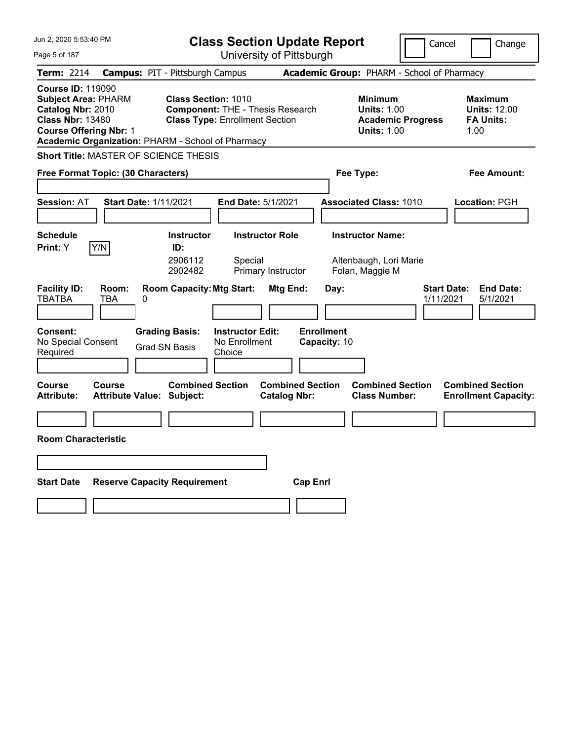Jun 2, 2020 5:53:40 PM

# Class Section Update Report

University of Pittsburgh

Cancel | Change

**Term:** 2214 **Campus:** PIT - Pittsburgh Campus **Academic Group:** PHARM - School of Pharmacy

**Course ID:** 119090
**Subject Area:** PHARM
**Catalog Nbr:** 2010
**Class Nbr:** 13480
**Course Offering Nbr:** 1
**Academic Organization:** PHARM - School of Pharmacy

**Class Section:** 1010
**Component:** THE - Thesis Research
**Class Type:** Enrollment Section

**Minimum Units:** 1.00
**Academic Progress Units:** 1.00

**Maximum Units:** 12.00
**FA Units:** 1.00

**Short Title:** MASTER OF SCIENCE THESIS

**Free Format Topic: (30 Characters)**

**Fee Type:**

**Fee Amount:**

**Session:** AT **Start Date:** 1/11/2021 **End Date:** 5/1/2021 **Associated Class:** 1010 **Location:** PGH

**Schedule Print:** Y Y/N

| Instructor ID | Instructor Role | Instructor Name |
|---|---|---|
| 2906112 | Special | Altenbaugh, Lori Marie |
| 2902482 | Primary Instructor | Folan, Maggie M |

| Facility ID | Room | Room Capacity | Mtg Start | Mtg End | Day | Start Date | End Date |
|---|---|---|---|---|---|---|---|
| TBATBA | TBA | 0 | | | | 1/11/2021 | 5/1/2021 |

**Consent:** No Special Consent Required
**Grading Basis:** Grad SN Basis
**Instructor Edit:** No Enrollment Choice
**Enrollment Capacity:** 10

| Course Attribute | Course Attribute Value | Combined Section Subject | Combined Section Catalog Nbr | Combined Section Class Number | Combined Section Enrollment Capacity |
|---|---|---|---|---|---|
| | | | | | |

**Room Characteristic**

| Start Date | Reserve Capacity Requirement | Cap Enrl |
|---|---|---|
| | | |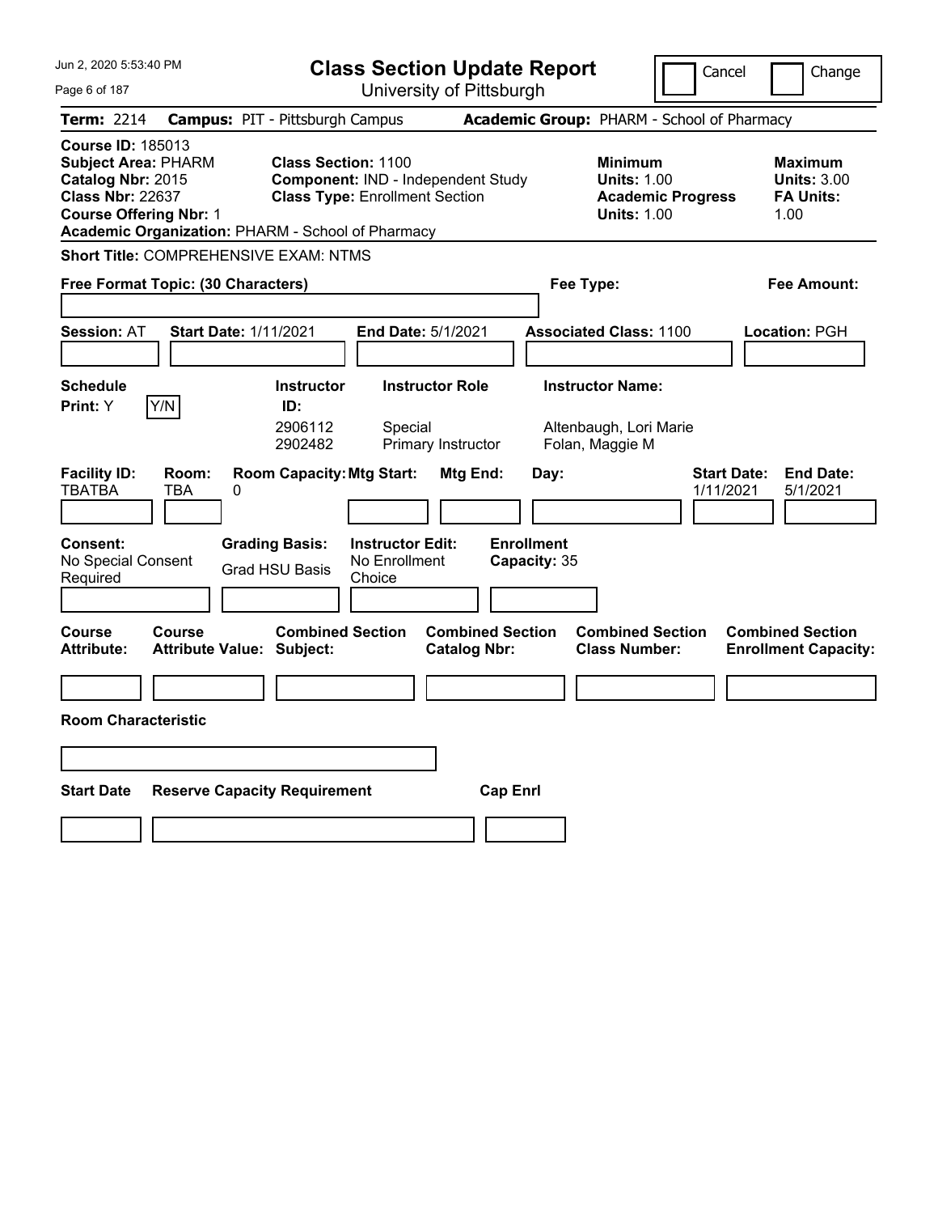# Class Section Update Report

University of Pittsburgh

Jun 2, 2020 5:53:40 PM

Cancel | Change

**Term:** 2214 **Campus:** PIT - Pittsburgh Campus **Academic Group:** PHARM - School of Pharmacy

**Course ID:** 185013
**Subject Area:** PHARM
**Catalog Nbr:** 2015
**Class Nbr:** 22637
**Course Offering Nbr:** 1
**Academic Organization:** PHARM - School of Pharmacy

**Class Section:** 1100
**Component:** IND - Independent Study
**Class Type:** Enrollment Section

**Minimum Units:** 1.00
**Academic Progress Units:** 1.00

**Maximum Units:** 3.00
**FA Units:** 1.00

**Short Title:** COMPREHENSIVE EXAM: NTMS

**Free Format Topic: (30 Characters)**

**Fee Type:**

**Fee Amount:**

**Session:** AT **Start Date:** 1/11/2021 **End Date:** 5/1/2021 **Associated Class:** 1100 **Location:** PGH

**Schedule Print:** Y Y/N

| Instructor ID: | Instructor Role | Instructor Name: |
|---|---|---|
| 2906112 | Special | Altenbaugh, Lori Marie |
| 2902482 | Primary Instructor | Folan, Maggie M |

| Facility ID: | Room: | Room Capacity: | Mtg Start: | Mtg End: | Day: | Start Date: | End Date: |
|---|---|---|---|---|---|---|---|
| TBATBA | TBA | 0 | | | | 1/11/2021 | 5/1/2021 |

**Consent:** No Special Consent Required

**Grading Basis:** Grad HSU Basis

**Instructor Edit:** No Enrollment Choice

**Enrollment Capacity:** 35

| Course Attribute: | Course Attribute Value: | Combined Section Subject: | Combined Section Catalog Nbr: | Combined Section Class Number: | Combined Section Enrollment Capacity: |
|---|---|---|---|---|---|
| | | | | | |

**Room Characteristic**

| Start Date | Reserve Capacity Requirement | Cap Enrl |
|---|---|---|
| | | |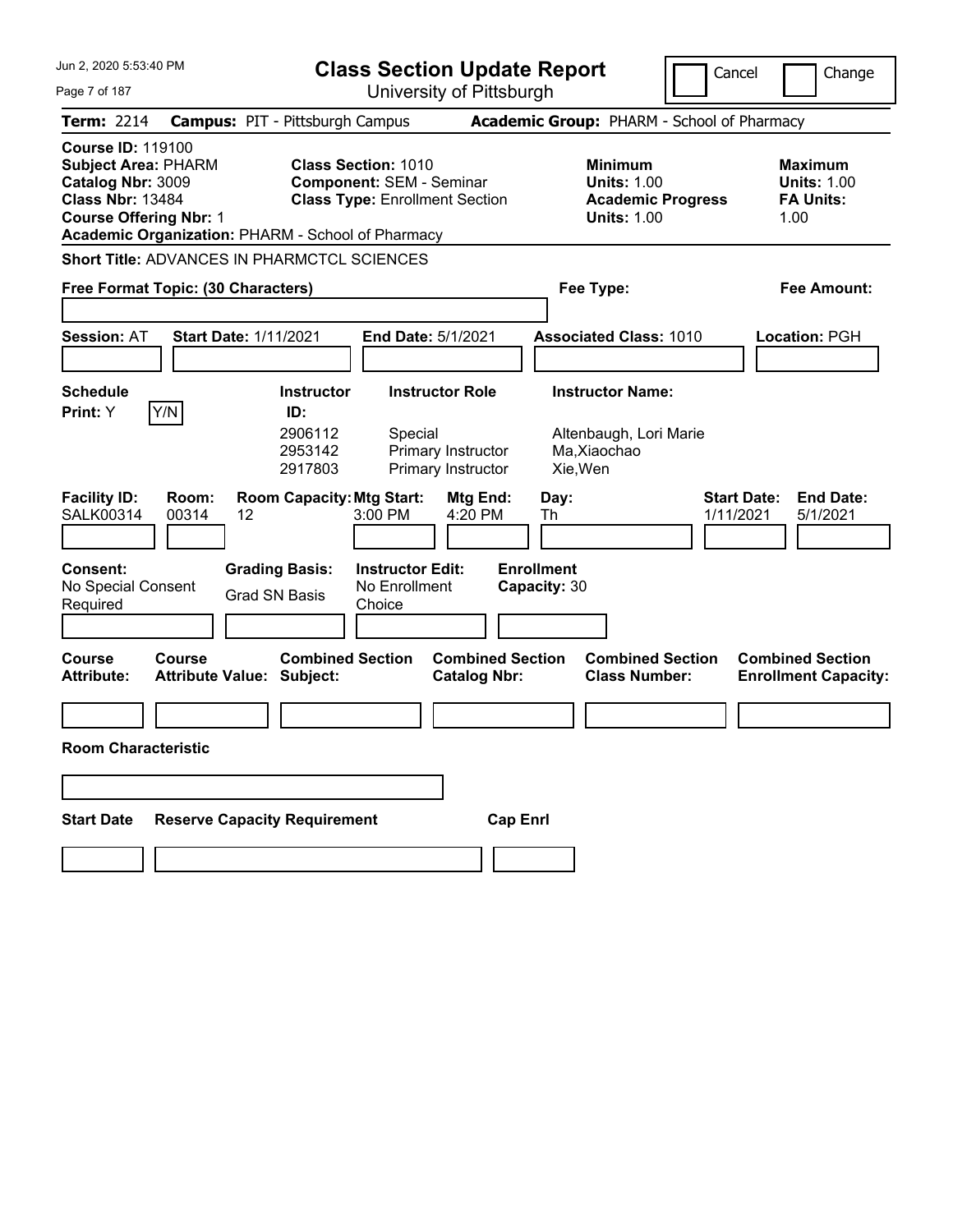# Class Section Update Report

University of Pittsburgh

Jun 2, 2020 5:53:40 PM

Cancel | Change

**Term:** 2214 **Campus:** PIT - Pittsburgh Campus **Academic Group:** PHARM - School of Pharmacy

**Course ID:** 119100
**Subject Area:** PHARM
**Catalog Nbr:** 3009
**Class Nbr:** 13484
**Course Offering Nbr:** 1
**Academic Organization:** PHARM - School of Pharmacy

**Class Section:** 1010
**Component:** SEM - Seminar
**Class Type:** Enrollment Section

**Minimum Units:** 1.00
**Academic Progress Units:** 1.00

**Maximum Units:** 1.00
**FA Units:** 1.00

**Short Title:** ADVANCES IN PHARMCTCL SCIENCES

**Free Format Topic: (30 Characters)**

**Fee Type:**

**Fee Amount:**

**Session:** AT **Start Date:** 1/11/2021 **End Date:** 5/1/2021 **Associated Class:** 1010 **Location:** PGH

**Schedule Print:** Y Y/N

| Instructor ID | Instructor Role | Instructor Name |
| --- | --- | --- |
| 2906112 | Special | Altenbaugh, Lori Marie |
| 2953142 | Primary Instructor | Ma,Xiaochao |
| 2917803 | Primary Instructor | Xie,Wen |

| Facility ID: | Room: | Room Capacity: | Mtg Start: | Mtg End: | Day: | Start Date: | End Date: |
| --- | --- | --- | --- | --- | --- | --- | --- |
| SALK00314 | 00314 | 12 | 3:00 PM | 4:20 PM | Th | 1/11/2021 | 5/1/2021 |

**Consent:** No Special Consent Required
**Grading Basis:** Grad SN Basis
**Instructor Edit:** No Enrollment Choice
**Enrollment Capacity:** 30

| Course Attribute: | Course Attribute Value: | Combined Section Subject: | Combined Section Catalog Nbr: | Combined Section Class Number: | Combined Section Enrollment Capacity: |
| --- | --- | --- | --- | --- | --- |
| | | | | | |

**Room Characteristic**

| Start Date | Reserve Capacity Requirement | Cap Enrl |
| --- | --- | --- |
| | | |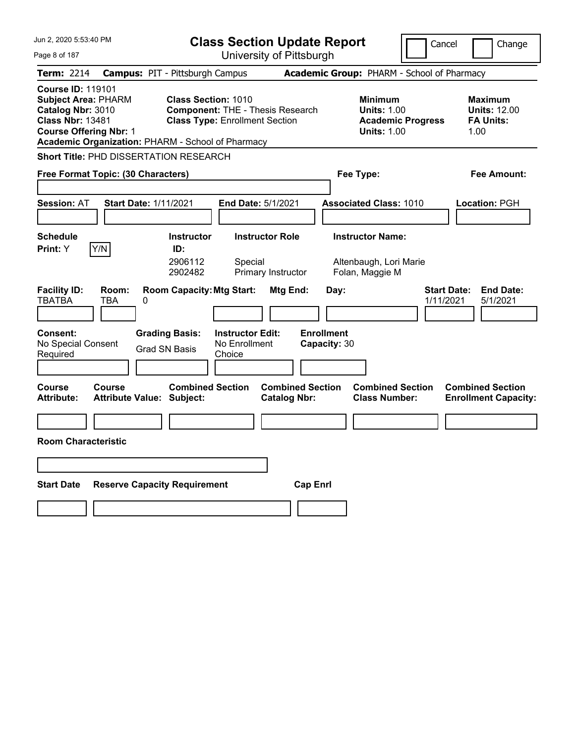# Class Section Update Report

University of Pittsburgh

Cancel | Change

**Term:** 2214 **Campus:** PIT - Pittsburgh Campus **Academic Group:** PHARM - School of Pharmacy

**Course ID:** 119101
**Subject Area:** PHARM
**Catalog Nbr:** 3010
**Class Nbr:** 13481
**Course Offering Nbr:** 1
**Academic Organization:** PHARM - School of Pharmacy

**Class Section:** 1010
**Component:** THE - Thesis Research
**Class Type:** Enrollment Section

**Minimum Units:** 1.00
**Academic Progress Units:** 1.00

**Maximum Units:** 12.00
**FA Units:** 1.00

**Short Title:** PHD DISSERTATION RESEARCH

**Free Format Topic: (30 Characters)**

**Fee Type:**

**Fee Amount:**

**Session:** AT **Start Date:** 1/11/2021 **End Date:** 5/1/2021 **Associated Class:** 1010 **Location:** PGH

**Schedule Print:** Y Y/N

| Instructor ID | Instructor Role | Instructor Name |
|---|---|---|
| 2906112 | Special | Altenbaugh, Lori Marie |
| 2902482 | Primary Instructor | Folan, Maggie M |

| Facility ID: | Room: | Room Capacity: | Mtg Start: | Mtg End: | Day: | Start Date: | End Date: |
|---|---|---|---|---|---|---|---|
| TBATBA | TBA | 0 | | | | 1/11/2021 | 5/1/2021 |

**Consent:** No Special Consent Required
**Grading Basis:** Grad SN Basis
**Instructor Edit:** No Enrollment Choice
**Enrollment Capacity:** 30

| Course Attribute: | Course Attribute Value: | Combined Section Subject: | Combined Section Catalog Nbr: | Combined Section Class Number: | Combined Section Enrollment Capacity: |
|---|---|---|---|---|---|
| | | | | | |

**Room Characteristic**

| Start Date | Reserve Capacity Requirement | Cap Enrl |
|---|---|---|
| | | |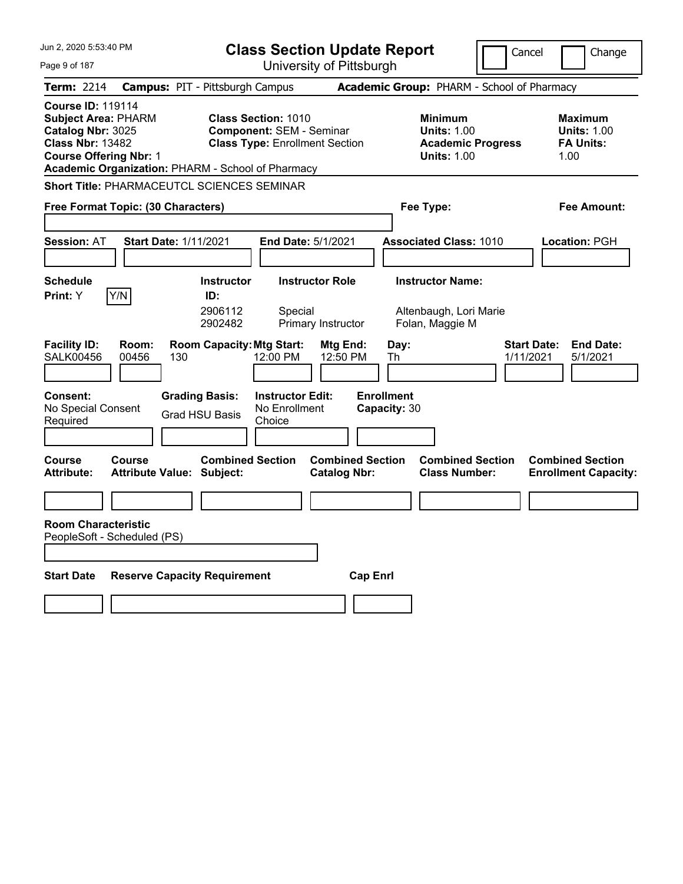# Class Section Update Report

University of Pittsburgh

Cancel | Change

**Term:** 2214 **Campus:** PIT - Pittsburgh Campus **Academic Group:** PHARM - School of Pharmacy

**Course ID:** 119114
**Subject Area:** PHARM
**Catalog Nbr:** 3025
**Class Nbr:** 13482
**Course Offering Nbr:** 1
**Academic Organization:** PHARM - School of Pharmacy

**Class Section:** 1010
**Component:** SEM - Seminar
**Class Type:** Enrollment Section

**Minimum Units:** 1.00
**Academic Progress Units:** 1.00

**Maximum Units:** 1.00
**FA Units:** 1.00

**Short Title:** PHARMACEUTCL SCIENCES SEMINAR

**Free Format Topic: (30 Characters)**

**Fee Type:**

**Fee Amount:**

**Session:** AT **Start Date:** 1/11/2021 **End Date:** 5/1/2021 **Associated Class:** 1010 **Location:** PGH

**Schedule Print:** Y Y/N

| Instructor ID: | Instructor Role | Instructor Name: |
|---|---|---|
| 2906112 | Special | Altenbaugh, Lori Marie |
| 2902482 | Primary Instructor | Folan, Maggie M |

| Facility ID: | Room: | Room Capacity: | Mtg Start: | Mtg End: | Day: | Start Date: | End Date: |
|---|---|---|---|---|---|---|---|
| SALK00456 | 00456 | 130 | 12:00 PM | 12:50 PM | Th | 1/11/2021 | 5/1/2021 |

**Consent:** No Special Consent Required

**Grading Basis:** Grad HSU Basis

**Instructor Edit:** No Enrollment Choice

**Enrollment Capacity:** 30

| Course Attribute: | Course Attribute Value: | Combined Section Subject: | Combined Section Catalog Nbr: | Combined Section Class Number: | Combined Section Enrollment Capacity: |
|---|---|---|---|---|---|
| | | | | | |

**Room Characteristic**
PeopleSoft - Scheduled (PS)

| Start Date | Reserve Capacity Requirement | Cap Enrl |
|---|---|---|
| | | |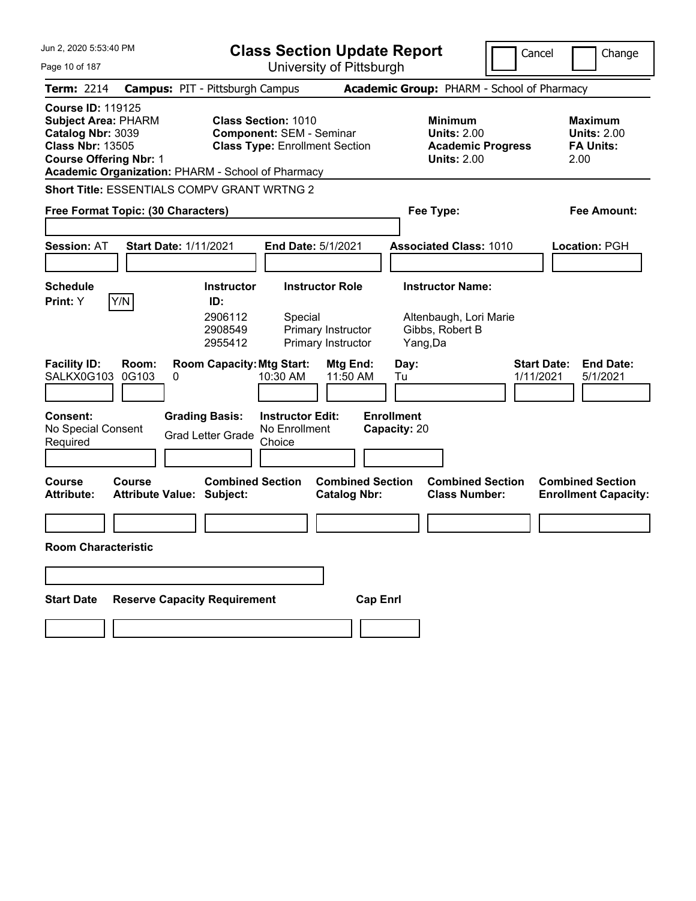Jun 2, 2020 5:53:40 PM

# Class Section Update Report

University of Pittsburgh

Cancel | Change

**Term:** 2214 **Campus:** PIT - Pittsburgh Campus **Academic Group:** PHARM - School of Pharmacy

**Course ID:** 119125
**Subject Area:** PHARM
**Catalog Nbr:** 3039
**Class Nbr:** 13505
**Course Offering Nbr:** 1
**Academic Organization:** PHARM - School of Pharmacy

**Class Section:** 1010
**Component:** SEM - Seminar
**Class Type:** Enrollment Section

**Minimum Units:** 2.00
**Academic Progress Units:** 2.00

**Maximum Units:** 2.00
**FA Units:** 2.00

**Short Title:** ESSENTIALS COMPV GRANT WRTNG 2

**Free Format Topic: (30 Characters)**

**Fee Type:**

**Fee Amount:**

**Session:** AT **Start Date:** 1/11/2021 **End Date:** 5/1/2021 **Associated Class:** 1010 **Location:** PGH

**Schedule Print:** Y Y/N

| Instructor ID: | Instructor Role | Instructor Name: |
|---|---|---|
| 2906112 | Special | Altenbaugh, Lori Marie |
| 2908549 | Primary Instructor | Gibbs, Robert B |
| 2955412 | Primary Instructor | Yang,Da |

| Facility ID: | Room: | Room Capacity: | Mtg Start: | Mtg End: | Day: | Start Date: | End Date: |
|---|---|---|---|---|---|---|---|
| SALKX0G103 | 0G103 | 0 | 10:30 AM | 11:50 AM | Tu | 1/11/2021 | 5/1/2021 |

**Consent:** No Special Consent Required

**Grading Basis:** Grad Letter Grade

**Instructor Edit:** No Enrollment Choice

**Enrollment Capacity:** 20

| Course Attribute: | Course Attribute Value: | Combined Section Subject: | Combined Section Catalog Nbr: | Combined Section Class Number: | Combined Section Enrollment Capacity: |
|---|---|---|---|---|---|
| | | | | | |

**Room Characteristic**

| Start Date | Reserve Capacity Requirement | Cap Enrl |
|---|---|---|
| | | |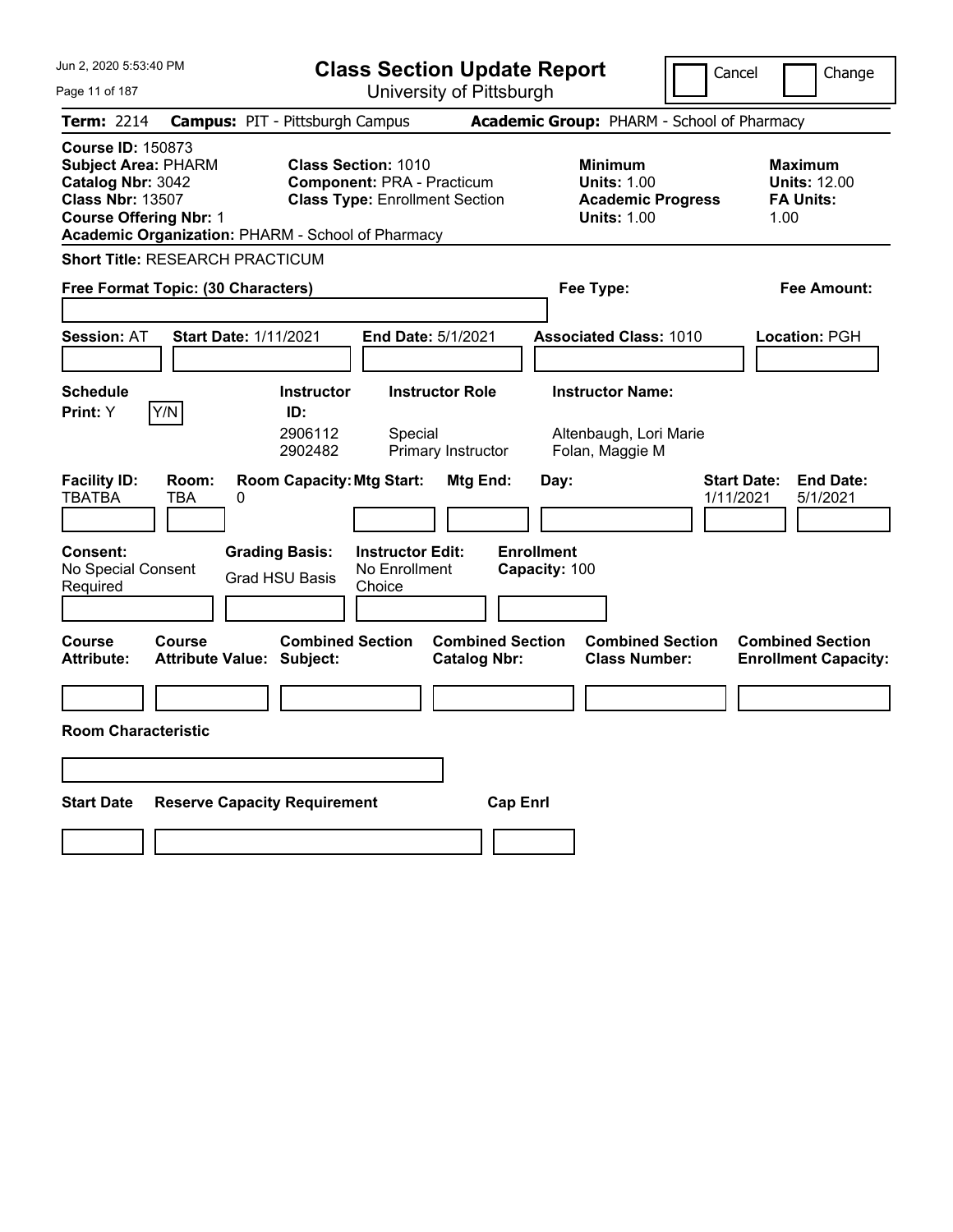# Class Section Update Report

University of Pittsburgh

Cancel / Change

**Term:** 2214 **Campus:** PIT - Pittsburgh Campus **Academic Group:** PHARM - School of Pharmacy

**Course ID:** 150873
**Subject Area:** PHARM
**Catalog Nbr:** 3042
**Class Nbr:** 13507
**Course Offering Nbr:** 1
**Academic Organization:** PHARM - School of Pharmacy

**Class Section:** 1010
**Component:** PRA - Practicum
**Class Type:** Enrollment Section

**Minimum**
**Units:** 1.00
**Academic Progress Units:** 1.00

**Maximum**
**Units:** 12.00
**FA Units:** 1.00

**Short Title:** RESEARCH PRACTICUM

**Free Format Topic: (30 Characters)**

**Fee Type:**

**Fee Amount:**

**Session:** AT **Start Date:** 1/11/2021 **End Date:** 5/1/2021 **Associated Class:** 1010 **Location:** PGH

**Schedule Print:** Y [Y/N]

| Instructor ID: | Instructor Role | Instructor Name: |
|---|---|---|
| 2906112 | Special | Altenbaugh, Lori Marie |
| 2902482 | Primary Instructor | Folan, Maggie M |

| Facility ID: | Room: | Room Capacity: | Mtg Start: | Mtg End: | Day: | Start Date: | End Date: |
|---|---|---|---|---|---|---|---|
| TBATBA | TBA | 0 | | | | 1/11/2021 | 5/1/2021 |

**Consent:** No Special Consent Required
**Grading Basis:** Grad HSU Basis
**Instructor Edit:** No Enrollment Choice
**Enrollment Capacity:** 100

| Course Attribute: | Course Attribute Value: | Combined Section Subject: | Combined Section Catalog Nbr: | Combined Section Class Number: | Combined Section Enrollment Capacity: |
|---|---|---|---|---|---|
| | | | | | |

**Room Characteristic**

| Start Date | Reserve Capacity Requirement | Cap Enrl |
|---|---|---|
| | | |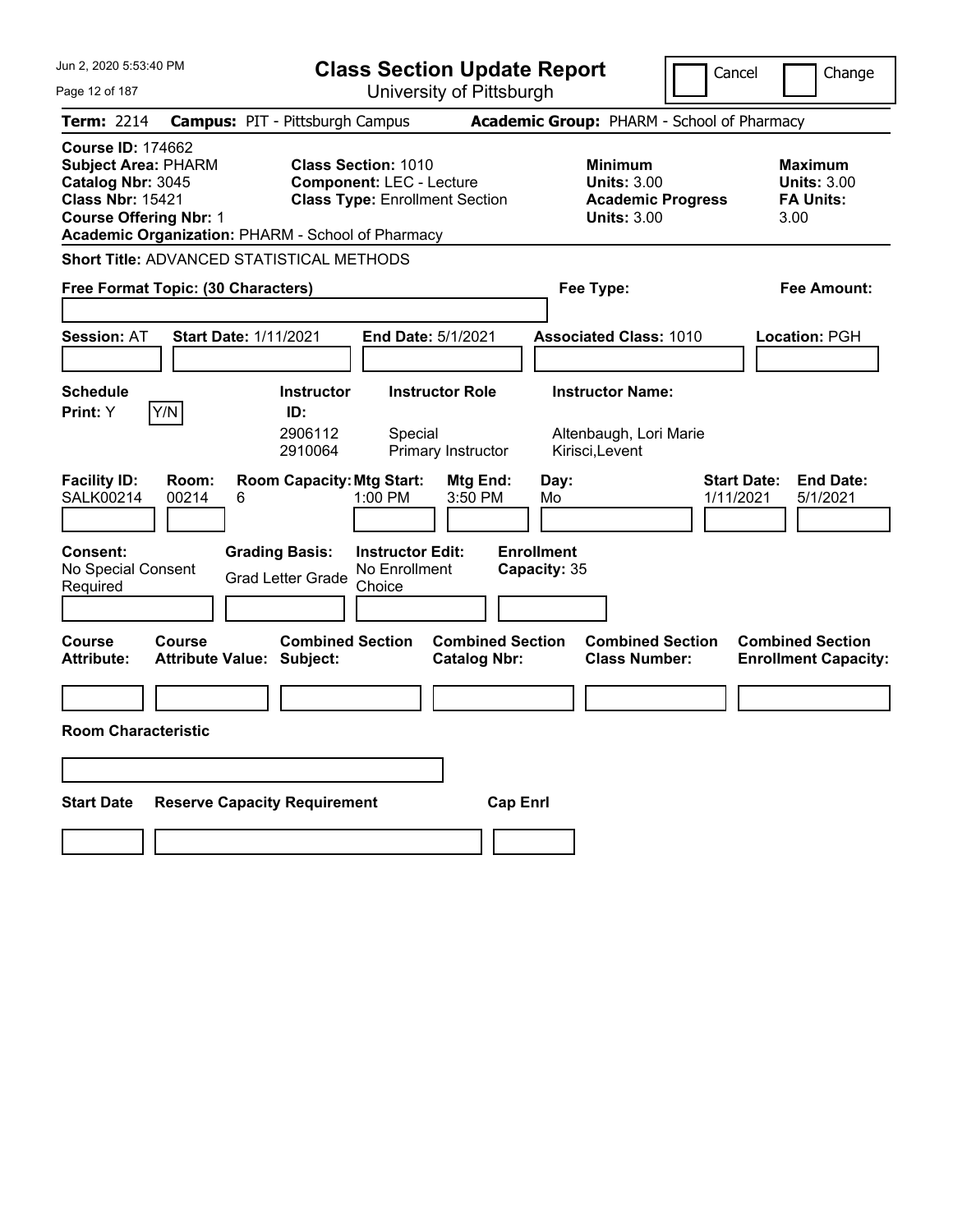# Class Section Update Report

University of Pittsburgh

Cancel | Change

**Term:** 2214 **Campus:** PIT - Pittsburgh Campus **Academic Group:** PHARM - School of Pharmacy

**Course ID:** 174662
**Subject Area:** PHARM
**Catalog Nbr:** 3045
**Class Nbr:** 15421
**Course Offering Nbr:** 1
**Academic Organization:** PHARM - School of Pharmacy

**Class Section:** 1010
**Component:** LEC - Lecture
**Class Type:** Enrollment Section

**Minimum**
**Units:** 3.00
**Academic Progress Units:** 3.00

**Maximum**
**Units:** 3.00
**FA Units:** 3.00

**Short Title:** ADVANCED STATISTICAL METHODS

**Free Format Topic: (30 Characters)**

**Fee Type:**

**Fee Amount:**

**Session:** AT **Start Date:** 1/11/2021 **End Date:** 5/1/2021 **Associated Class:** 1010 **Location:** PGH

**Schedule Print:** Y Y/N

| Instructor ID: | Instructor Role | Instructor Name: |
|---|---|---|
| 2906112 | Special | Altenbaugh, Lori Marie |
| 2910064 | Primary Instructor | Kirisci,Levent |

| Facility ID: | Room: | Room Capacity: | Mtg Start: | Mtg End: | Day: | Start Date: | End Date: |
|---|---|---|---|---|---|---|---|
| SALK00214 | 00214 | 6 | 1:00 PM | 3:50 PM | Mo | 1/11/2021 | 5/1/2021 |

**Consent:** No Special Consent Required

**Grading Basis:** Grad Letter Grade

**Instructor Edit:** No Enrollment Choice

**Enrollment Capacity:** 35

| Course Attribute: | Course Attribute Value: | Combined Section Subject: | Combined Section Catalog Nbr: | Combined Section Class Number: | Combined Section Enrollment Capacity: |
|---|---|---|---|---|---|
| | | | | | |

**Room Characteristic**

| Start Date | Reserve Capacity Requirement | Cap Enrl |
|---|---|---|
| | | |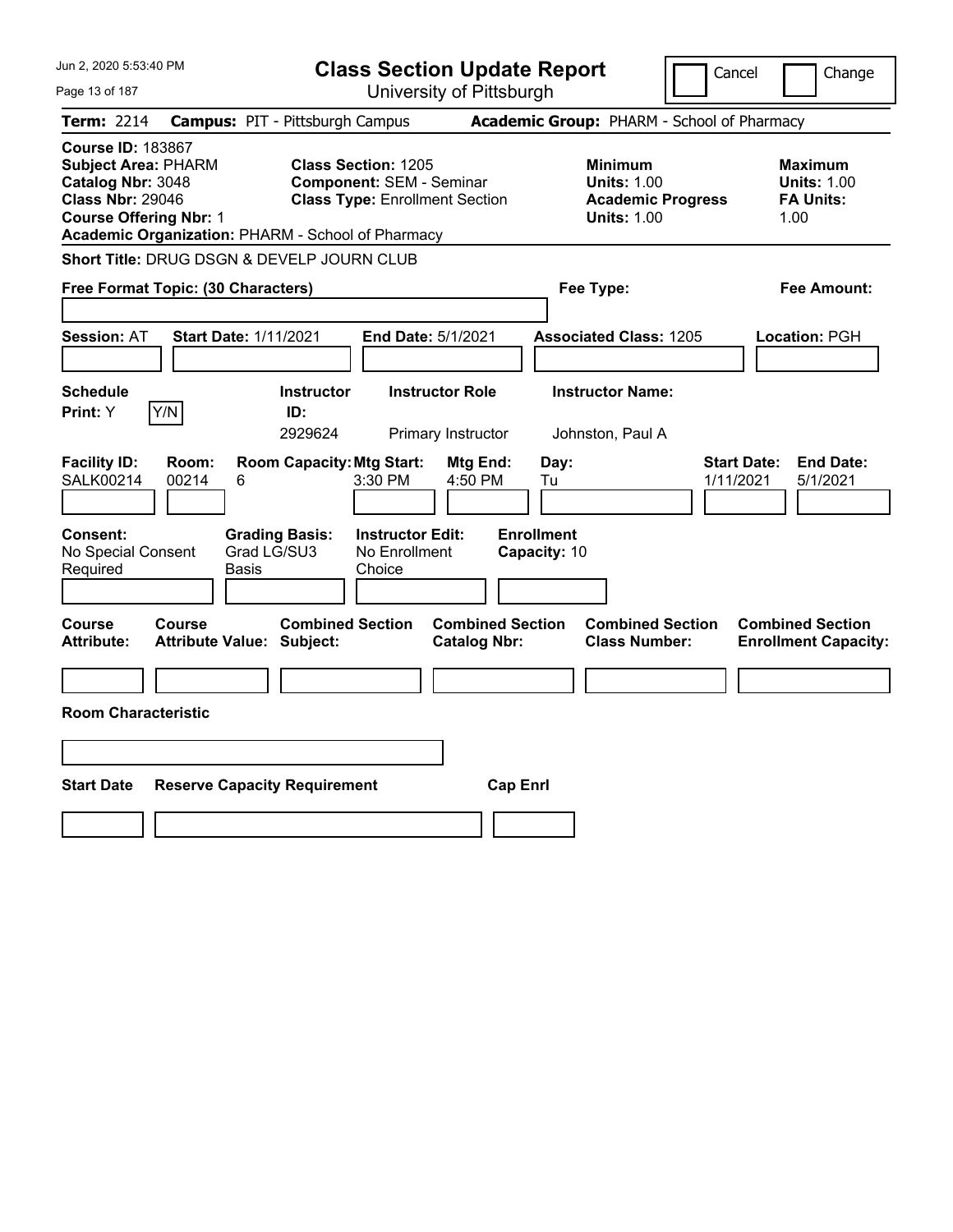Jun 2, 2020 5:53:40 PM

# Class Section Update Report

University of Pittsburgh

Cancel | Change

**Term:** 2214 **Campus:** PIT - Pittsburgh Campus **Academic Group:** PHARM - School of Pharmacy

**Course ID:** 183867
**Subject Area:** PHARM
**Catalog Nbr:** 3048
**Class Nbr:** 29046
**Course Offering Nbr:** 1
**Academic Organization:** PHARM - School of Pharmacy

**Class Section:** 1205
**Component:** SEM - Seminar
**Class Type:** Enrollment Section

**Minimum Units:** 1.00
**Academic Progress Units:** 1.00

**Maximum Units:** 1.00
**FA Units:** 1.00

**Short Title:** DRUG DSGN & DEVELP JOURN CLUB

**Free Format Topic: (30 Characters)**

**Fee Type:**

**Fee Amount:**

**Session:** AT **Start Date:** 1/11/2021 **End Date:** 5/1/2021 **Associated Class:** 1205 **Location:** PGH

| Schedule Print | Instructor ID | Instructor Role | Instructor Name |
|---|---|---|---|
| Y (Y/N) | 2929624 | Primary Instructor | Johnston, Paul A |

| Facility ID | Room | Room Capacity | Mtg Start | Mtg End | Day | Start Date | End Date |
|---|---|---|---|---|---|---|---|
| SALK00214 | 00214 | 6 | 3:30 PM | 4:50 PM | Tu | 1/11/2021 | 5/1/2021 |

| Consent | Grading Basis | Instructor Edit | Enrollment Capacity |
|---|---|---|---|
| No Special Consent Required | Grad LG/SU3 Basis | No Enrollment Choice | 10 |

| Course Attribute | Course Attribute Value | Combined Section Subject | Combined Section Catalog Nbr | Combined Section Class Number | Combined Section Enrollment Capacity |
|---|---|---|---|---|---|
| | | | | | |

**Room Characteristic**

| Start Date | Reserve Capacity Requirement | Cap Enrl |
|---|---|---|
| | | |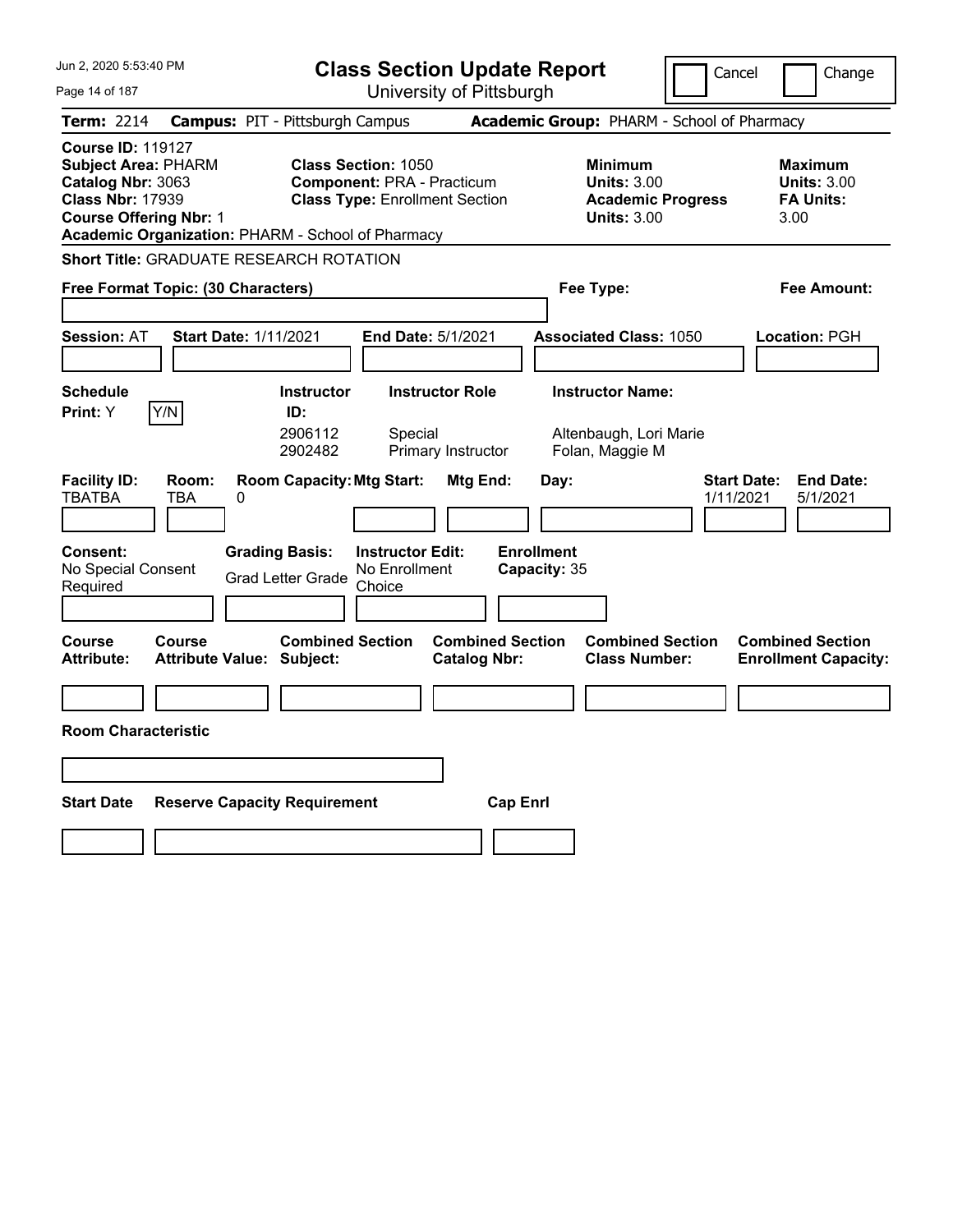# Class Section Update Report

University of Pittsburgh

Jun 2, 2020 5:53:40 PM

Cancel | Change

**Term:** 2214 **Campus:** PIT - Pittsburgh Campus **Academic Group:** PHARM - School of Pharmacy

**Course ID:** 119127
**Subject Area:** PHARM
**Catalog Nbr:** 3063
**Class Nbr:** 17939
**Course Offering Nbr:** 1
**Academic Organization:** PHARM - School of Pharmacy

**Class Section:** 1050
**Component:** PRA - Practicum
**Class Type:** Enrollment Section

**Minimum Units:** 3.00
**Academic Progress Units:** 3.00

**Maximum Units:** 3.00
**FA Units:** 3.00

**Short Title:** GRADUATE RESEARCH ROTATION

**Free Format Topic: (30 Characters)**

**Fee Type:**

**Fee Amount:**

**Session:** AT **Start Date:** 1/11/2021 **End Date:** 5/1/2021 **Associated Class:** 1050 **Location:** PGH

**Schedule Print:** Y Y/N

| Instructor ID | Instructor Role | Instructor Name |
|---|---|---|
| 2906112 | Special | Altenbaugh, Lori Marie |
| 2902482 | Primary Instructor | Folan, Maggie M |

| Facility ID | Room | Room Capacity | Mtg Start | Mtg End | Day | Start Date | End Date |
|---|---|---|---|---|---|---|---|
| TBATBA | TBA | 0 | | | | 1/11/2021 | 5/1/2021 |

**Consent:** No Special Consent Required

**Grading Basis:** Grad Letter Grade

**Instructor Edit:** No Enrollment Choice

**Enrollment Capacity:** 35

| Course Attribute | Course Attribute Value | Combined Section Subject | Combined Section Catalog Nbr | Combined Section Class Number | Combined Section Enrollment Capacity |
|---|---|---|---|---|---|
| | | | | | |

**Room Characteristic**

| Start Date | Reserve Capacity Requirement | Cap Enrl |
|---|---|---|
| | | |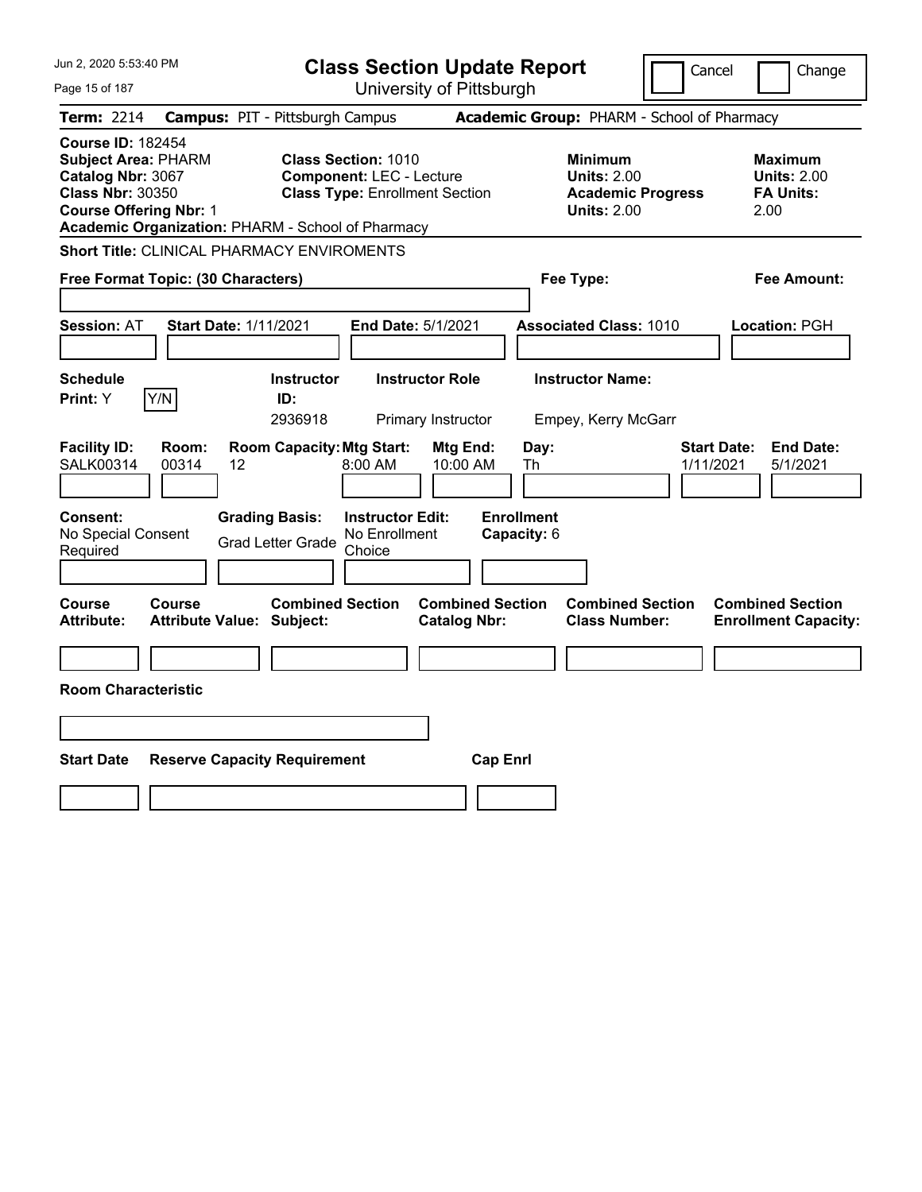# Class Section Update Report

University of Pittsburgh

Cancel | Change

**Term:** 2214 **Campus:** PIT - Pittsburgh Campus **Academic Group:** PHARM - School of Pharmacy

**Course ID:** 182454
**Subject Area:** PHARM
**Catalog Nbr:** 3067
**Class Nbr:** 30350
**Course Offering Nbr:** 1
**Academic Organization:** PHARM - School of Pharmacy

**Class Section:** 1010
**Component:** LEC - Lecture
**Class Type:** Enrollment Section

**Minimum**
**Units:** 2.00
**Academic Progress Units:** 2.00

**Maximum**
**Units:** 2.00
**FA Units:** 2.00

**Short Title:** CLINICAL PHARMACY ENVIROMENTS

**Free Format Topic: (30 Characters)**

**Fee Type:**

**Fee Amount:**

**Session:** AT **Start Date:** 1/11/2021 **End Date:** 5/1/2021 **Associated Class:** 1010 **Location:** PGH

| Schedule Print: | Instructor ID: | Instructor Role | Instructor Name: |
|---|---|---|---|
| Y [Y/N] | 2936918 | Primary Instructor | Empey, Kerry McGarr |

| Facility ID: | Room: | Room Capacity: | Mtg Start: | Mtg End: | Day: | Start Date: | End Date: |
|---|---|---|---|---|---|---|---|
| SALK00314 | 00314 | 12 | 8:00 AM | 10:00 AM | Th | 1/11/2021 | 5/1/2021 |

| Consent: | Grading Basis: | Instructor Edit: | Enrollment Capacity: |
|---|---|---|---|
| No Special Consent Required | Grad Letter Grade | No Enrollment Choice | 6 |

| Course Attribute: | Course Attribute Value: | Combined Section Subject: | Combined Section Catalog Nbr: | Combined Section Class Number: | Combined Section Enrollment Capacity: |
|---|---|---|---|---|---|
| | | | | | |

**Room Characteristic**

| Start Date | Reserve Capacity Requirement | Cap Enrl |
|---|---|---|
| | | |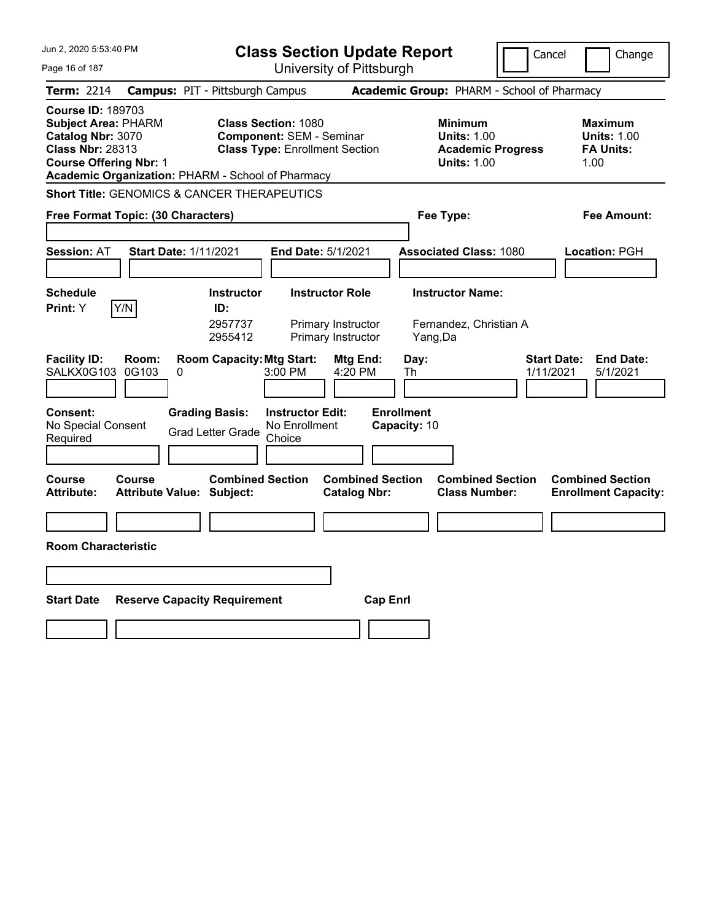# Class Section Update Report

University of Pittsburgh

Jun 2, 2020 5:53:40 PM

Cancel | Change

**Term:** 2214 **Campus:** PIT - Pittsburgh Campus **Academic Group:** PHARM - School of Pharmacy

**Course ID:** 189703
**Subject Area:** PHARM
**Catalog Nbr:** 3070
**Class Nbr:** 28313
**Course Offering Nbr:** 1
**Academic Organization:** PHARM - School of Pharmacy

**Class Section:** 1080
**Component:** SEM - Seminar
**Class Type:** Enrollment Section

**Minimum**
**Units:** 1.00
**Academic Progress**
**Units:** 1.00

**Maximum**
**Units:** 1.00
**FA Units:** 1.00

**Short Title:** GENOMICS & CANCER THERAPEUTICS

**Free Format Topic: (30 Characters)** **Fee Type:** **Fee Amount:**

**Session:** AT **Start Date:** 1/11/2021 **End Date:** 5/1/2021 **Associated Class:** 1080 **Location:** PGH

**Schedule Print:** Y Y/N

| Instructor ID: | Instructor Role | Instructor Name: |
|---|---|---|
| 2957737 | Primary Instructor | Fernandez, Christian A |
| 2955412 | Primary Instructor | Yang,Da |

| Facility ID: | Room: | Room Capacity: | Mtg Start: | Mtg End: | Day: | Start Date: | End Date: |
|---|---|---|---|---|---|---|---|
| SALKX0G103 | 0G103 | 0 | 3:00 PM | 4:20 PM | Th | 1/11/2021 | 5/1/2021 |

**Consent:** No Special Consent Required
**Grading Basis:** Grad Letter Grade
**Instructor Edit:** No Enrollment Choice
**Enrollment Capacity:** 10

| Course Attribute: | Course Attribute Value: | Combined Section Subject: | Combined Section Catalog Nbr: | Combined Section Class Number: | Combined Section Enrollment Capacity: |
|---|---|---|---|---|---|
| | | | | | |

**Room Characteristic**

| Start Date | Reserve Capacity Requirement | Cap Enrl |
|---|---|---|
| | | |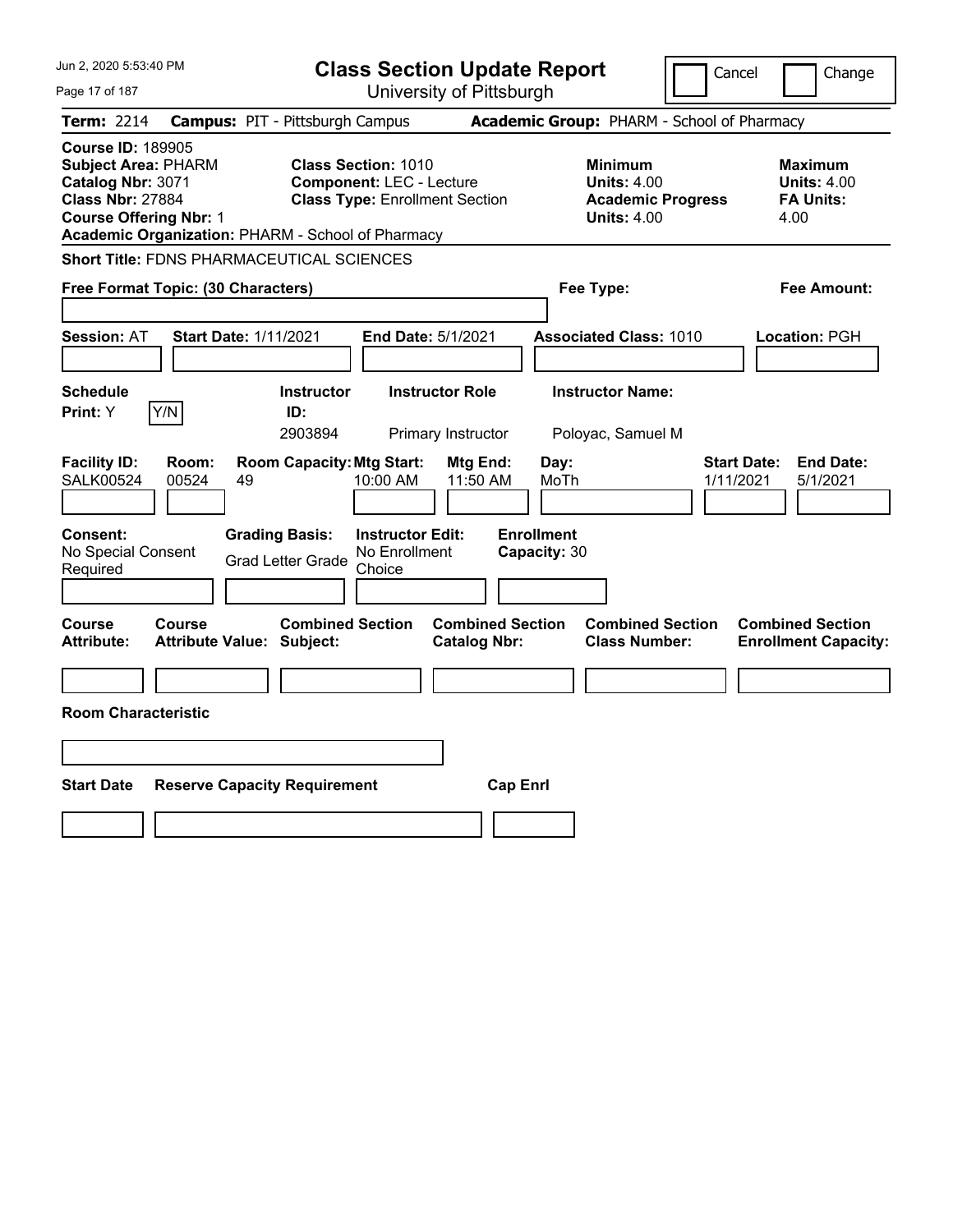Jun 2, 2020 5:53:40 PM

# Class Section Update Report

University of Pittsburgh

Cancel | Change

**Term:** 2214 **Campus:** PIT - Pittsburgh Campus **Academic Group:** PHARM - School of Pharmacy

**Course ID:** 189905
**Subject Area:** PHARM
**Catalog Nbr:** 3071
**Class Nbr:** 27884
**Course Offering Nbr:** 1
**Academic Organization:** PHARM - School of Pharmacy

**Class Section:** 1010
**Component:** LEC - Lecture
**Class Type:** Enrollment Section

**Minimum Units:** 4.00
**Academic Progress Units:** 4.00

**Maximum Units:** 4.00
**FA Units:** 4.00

**Short Title:** FDNS PHARMACEUTICAL SCIENCES

**Free Format Topic: (30 Characters)**

**Fee Type:**

**Fee Amount:**

**Session:** AT **Start Date:** 1/11/2021 **End Date:** 5/1/2021 **Associated Class:** 1010 **Location:** PGH

| Schedule Print | Instructor ID | Instructor Role | Instructor Name |
|---|---|---|---|
| Y (Y/N) | 2903894 | Primary Instructor | Poloyac, Samuel M |

| Facility ID | Room | Room Capacity | Mtg Start | Mtg End | Day | Start Date | End Date |
|---|---|---|---|---|---|---|---|
| SALK00524 | 00524 | 49 | 10:00 AM | 11:50 AM | MoTh | 1/11/2021 | 5/1/2021 |

| Consent | Grading Basis | Instructor Edit | Enrollment Capacity |
|---|---|---|---|
| No Special Consent Required | Grad Letter Grade | No Enrollment Choice | 30 |

| Course Attribute | Course Attribute Value | Combined Section Subject | Combined Section Catalog Nbr | Combined Section Class Number | Combined Section Enrollment Capacity |
|---|---|---|---|---|---|
| | | | | | |

**Room Characteristic**

| Start Date | Reserve Capacity Requirement | Cap Enrl |
|---|---|---|
| | | |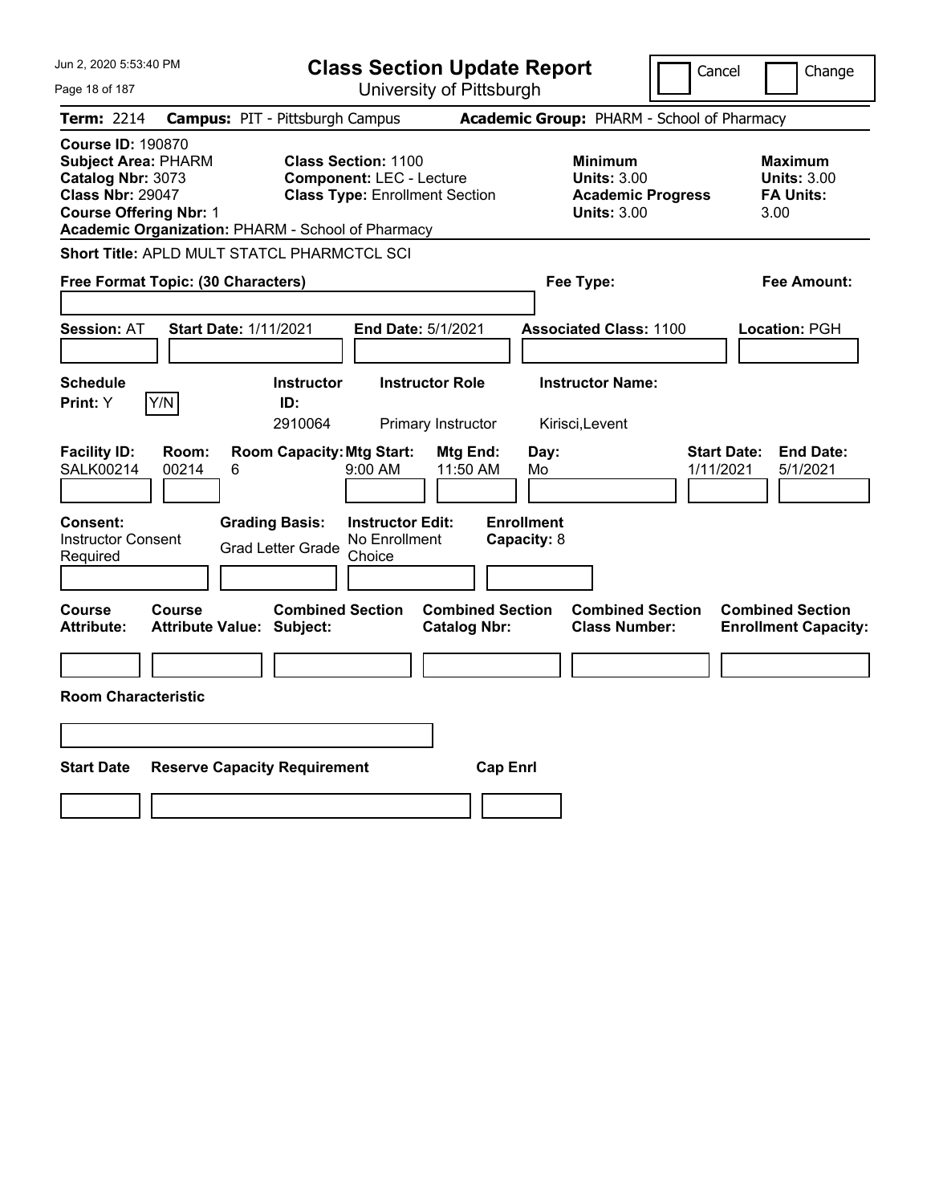Jun 2, 2020 5:53:40 PM

# Class Section Update Report

University of Pittsburgh

Cancel | Change

**Term:** 2214 **Campus:** PIT - Pittsburgh Campus **Academic Group:** PHARM - School of Pharmacy

**Course ID:** 190870
**Subject Area:** PHARM
**Catalog Nbr:** 3073
**Class Nbr:** 29047
**Course Offering Nbr:** 1
**Academic Organization:** PHARM - School of Pharmacy

**Class Section:** 1100
**Component:** LEC - Lecture
**Class Type:** Enrollment Section

**Minimum**
**Units:** 3.00
**Academic Progress Units:** 3.00

**Maximum**
**Units:** 3.00
**FA Units:** 3.00

**Short Title:** APLD MULT STATCL PHARMCTCL SCI

**Free Format Topic: (30 Characters)** **Fee Type:** **Fee Amount:**

**Session:** AT **Start Date:** 1/11/2021 **End Date:** 5/1/2021 **Associated Class:** 1100 **Location:** PGH

| Schedule Print | Instructor ID | Instructor Role | Instructor Name |
|---|---|---|---|
| Y | 2910064 | Primary Instructor | Kirisci,Levent |

| Facility ID | Room | Room Capacity | Mtg Start | Mtg End | Day | Start Date | End Date |
|---|---|---|---|---|---|---|---|
| SALK00214 | 00214 | 6 | 9:00 AM | 11:50 AM | Mo | 1/11/2021 | 5/1/2021 |

**Consent:** Instructor Consent Required
**Grading Basis:** Grad Letter Grade
**Instructor Edit:** No Enrollment Choice
**Enrollment Capacity:** 8

| Course Attribute | Course Attribute Value | Combined Section Subject | Combined Section Catalog Nbr | Combined Section Class Number | Combined Section Enrollment Capacity |
|---|---|---|---|---|---|
| | | | | | |

**Room Characteristic**

| Start Date | Reserve Capacity Requirement | Cap Enrl |
|---|---|---|
| | | |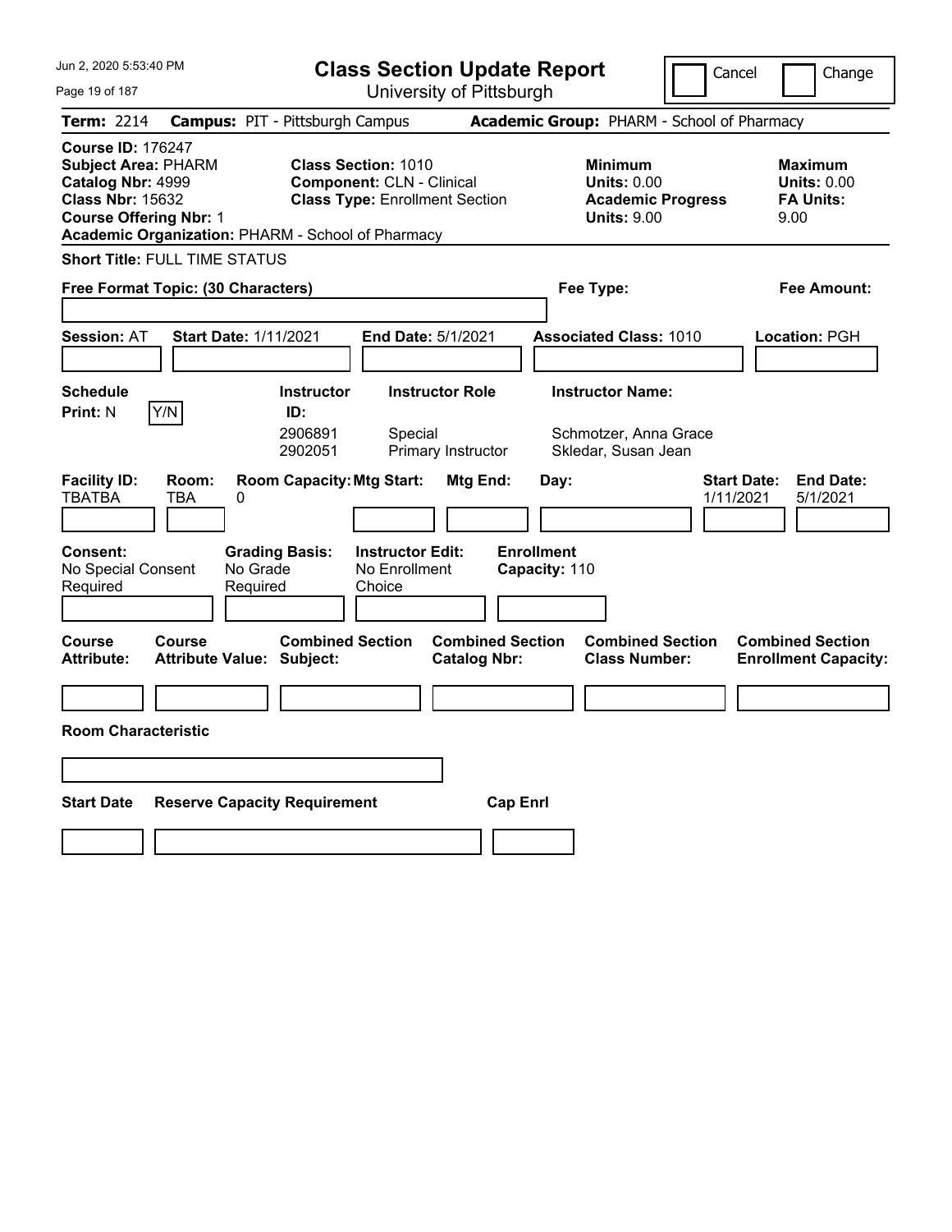# Class Section Update Report

University of Pittsburgh

Jun 2, 2020 5:53:40 PM

Cancel | Change

**Term:** 2214 **Campus:** PIT - Pittsburgh Campus **Academic Group:** PHARM - School of Pharmacy

**Course ID:** 176247
**Subject Area:** PHARM
**Catalog Nbr:** 4999
**Class Nbr:** 15632
**Course Offering Nbr:** 1
**Academic Organization:** PHARM - School of Pharmacy

**Class Section:** 1010
**Component:** CLN - Clinical
**Class Type:** Enrollment Section

**Minimum Units:** 0.00
**Academic Progress Units:** 9.00

**Maximum Units:** 0.00
**FA Units:** 9.00

**Short Title:** FULL TIME STATUS

**Free Format Topic: (30 Characters)**

**Fee Type:**

**Fee Amount:**

**Session:** AT **Start Date:** 1/11/2021 **End Date:** 5/1/2021 **Associated Class:** 1010 **Location:** PGH

**Schedule Print:** N Y/N

| Instructor ID | Instructor Role | Instructor Name |
|---|---|---|
| 2906891 | Special | Schmotzer, Anna Grace |
| 2902051 | Primary Instructor | Skledar, Susan Jean |

| Facility ID | Room | Room Capacity | Mtg Start | Mtg End | Day | Start Date | End Date |
|---|---|---|---|---|---|---|---|
| TBATBA | TBA | 0 | | | | 1/11/2021 | 5/1/2021 |

**Consent:** No Special Consent Required
**Grading Basis:** No Grade Required
**Instructor Edit:** No Enrollment Choice
**Enrollment Capacity:** 110

| Course Attribute | Course Attribute Value | Combined Section Subject | Combined Section Catalog Nbr | Combined Section Class Number | Combined Section Enrollment Capacity |
|---|---|---|---|---|---|
| | | | | | |

**Room Characteristic**

| Start Date | Reserve Capacity Requirement | Cap Enrl |
|---|---|---|
| | | |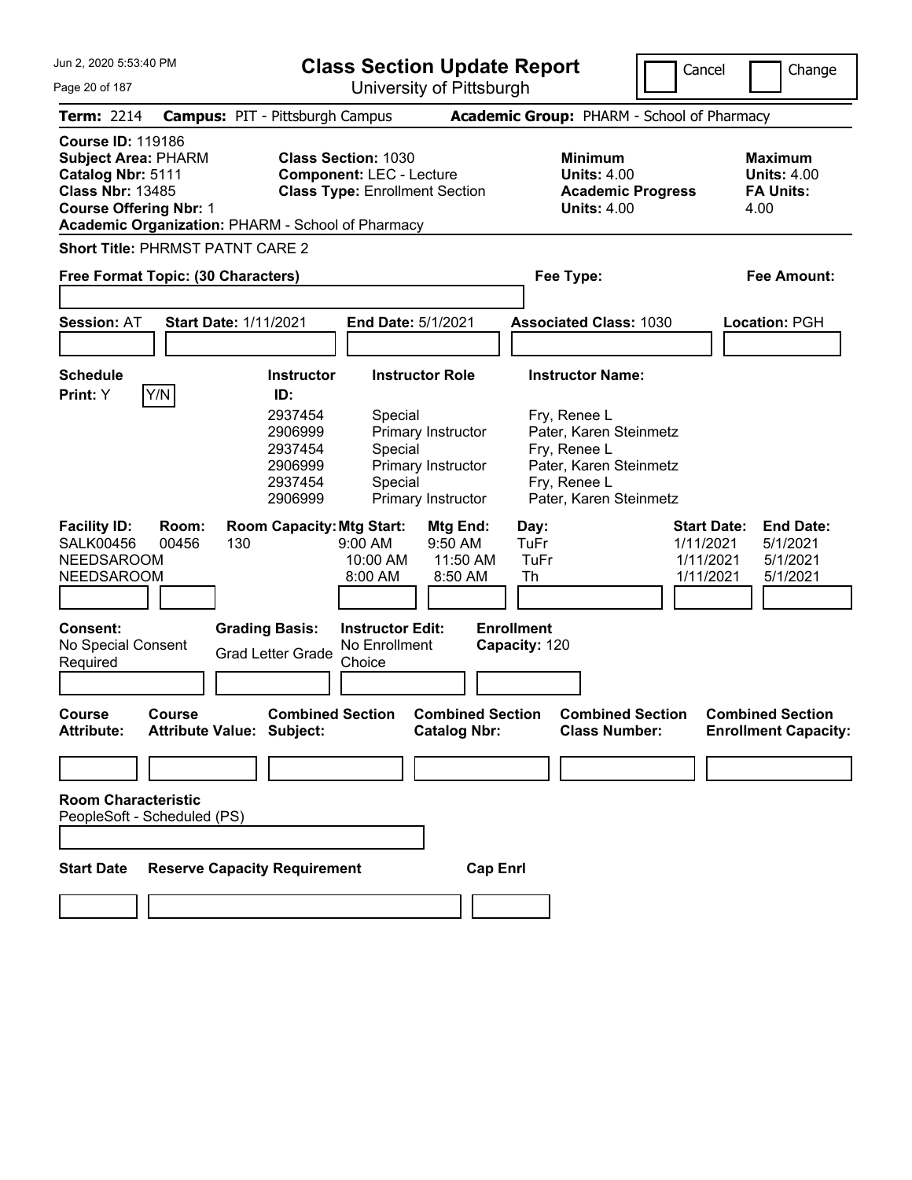Jun 2, 2020 5:53:40 PM

# Class Section Update Report

University of Pittsburgh

Cancel | Change

**Term:** 2214 **Campus:** PIT - Pittsburgh Campus **Academic Group:** PHARM - School of Pharmacy

**Course ID:** 119186
**Subject Area:** PHARM
**Catalog Nbr:** 5111
**Class Nbr:** 13485
**Course Offering Nbr:** 1
**Academic Organization:** PHARM - School of Pharmacy

**Class Section:** 1030
**Component:** LEC - Lecture
**Class Type:** Enrollment Section

**Minimum**
**Units:** 4.00
**Academic Progress Units:** 4.00

**Maximum**
**Units:** 4.00
**FA Units:** 4.00

**Short Title:** PHRMST PATNT CARE 2

**Free Format Topic: (30 Characters)**

**Fee Type:**

**Fee Amount:**

**Session:** AT **Start Date:** 1/11/2021 **End Date:** 5/1/2021 **Associated Class:** 1030 **Location:** PGH

**Schedule Print:** Y Y/N

| Instructor ID: | Instructor Role | Instructor Name: |
|---|---|---|
| 2937454 | Special | Fry, Renee L |
| 2906999 | Primary Instructor | Pater, Karen Steinmetz |
| 2937454 | Special | Fry, Renee L |
| 2906999 | Primary Instructor | Pater, Karen Steinmetz |
| 2937454 | Special | Fry, Renee L |
| 2906999 | Primary Instructor | Pater, Karen Steinmetz |

| Facility ID: | Room: | Room Capacity: | Mtg Start: | Mtg End: | Day: | Start Date: | End Date: |
|---|---|---|---|---|---|---|---|
| SALK00456 | 00456 | 130 | 9:00 AM | 9:50 AM | TuFr | 1/11/2021 | 5/1/2021 |
| NEEDSAROOM | | | 10:00 AM | 11:50 AM | TuFr | 1/11/2021 | 5/1/2021 |
| NEEDSAROOM | | | 8:00 AM | 8:50 AM | Th | 1/11/2021 | 5/1/2021 |

**Consent:** No Special Consent Required

**Grading Basis:** Grad Letter Grade

**Instructor Edit:** No Enrollment Choice

**Enrollment Capacity:** 120

| Course Attribute: | Course Attribute Value: | Combined Section Subject: | Combined Section Catalog Nbr: | Combined Section Class Number: | Combined Section Enrollment Capacity: |
|---|---|---|---|---|---|
| | | | | | |

**Room Characteristic**
PeopleSoft - Scheduled (PS)

| Start Date | Reserve Capacity Requirement | Cap Enrl |
|---|---|---|
| | | |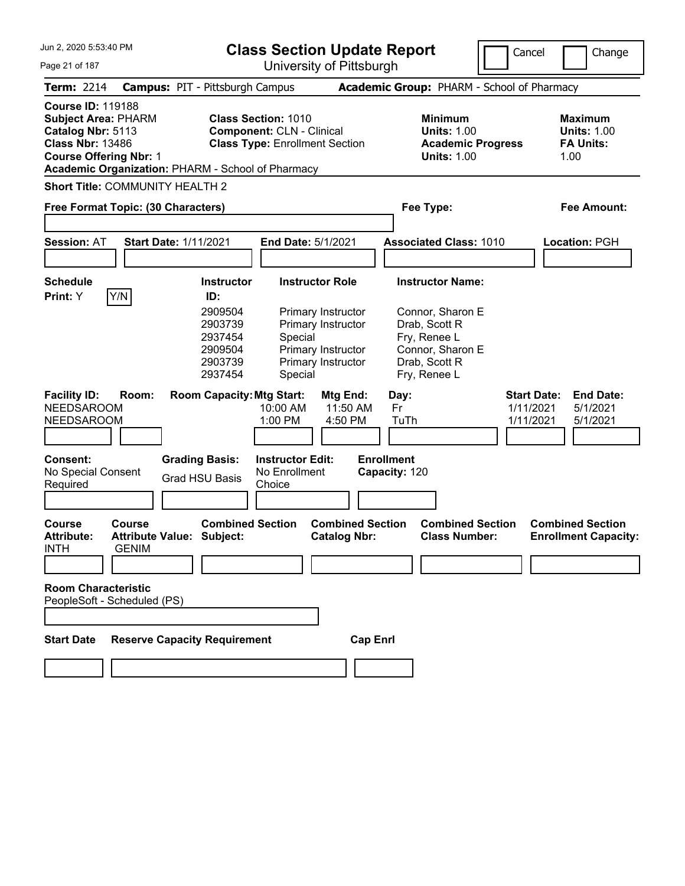# Class Section Update Report

University of Pittsburgh

Cancel | Change

**Term:** 2214 **Campus:** PIT - Pittsburgh Campus **Academic Group:** PHARM - School of Pharmacy

**Course ID:** 119188
**Subject Area:** PHARM
**Catalog Nbr:** 5113
**Class Nbr:** 13486
**Course Offering Nbr:** 1
**Academic Organization:** PHARM - School of Pharmacy

**Class Section:** 1010
**Component:** CLN - Clinical
**Class Type:** Enrollment Section

**Minimum Units:** 1.00
**Academic Progress Units:** 1.00

**Maximum Units:** 1.00
**FA Units:** 1.00

**Short Title:** COMMUNITY HEALTH 2

**Free Format Topic: (30 Characters)**

**Fee Type:**

**Fee Amount:**

**Session:** AT **Start Date:** 1/11/2021 **End Date:** 5/1/2021 **Associated Class:** 1010 **Location:** PGH

**Schedule Print:** Y Y/N

| Instructor ID | Instructor Role | Instructor Name |
| --- | --- | --- |
| 2909504 | Primary Instructor | Connor, Sharon E |
| 2903739 | Primary Instructor | Drab, Scott R |
| 2937454 | Special | Fry, Renee L |
| 2909504 | Primary Instructor | Connor, Sharon E |
| 2903739 | Primary Instructor | Drab, Scott R |
| 2937454 | Special | Fry, Renee L |

| Facility ID | Room | Room Capacity | Mtg Start | Mtg End | Day | Start Date | End Date |
| --- | --- | --- | --- | --- | --- | --- | --- |
| NEEDSAROOM | | | 10:00 AM | 11:50 AM | Fr | 1/11/2021 | 5/1/2021 |
| NEEDSAROOM | | | 1:00 PM | 4:50 PM | TuTh | 1/11/2021 | 5/1/2021 |

**Consent:** No Special Consent Required
**Grading Basis:** Grad HSU Basis
**Instructor Edit:** No Enrollment Choice
**Enrollment Capacity:** 120

| Course Attribute | Course Attribute Value | Combined Section Subject | Combined Section Catalog Nbr | Combined Section Class Number | Combined Section Enrollment Capacity |
| --- | --- | --- | --- | --- | --- |
| INTH | GENIM | | | | |

**Room Characteristic**
PeopleSoft - Scheduled (PS)

| Start Date | Reserve Capacity Requirement | Cap Enrl |
| --- | --- | --- |
| | | |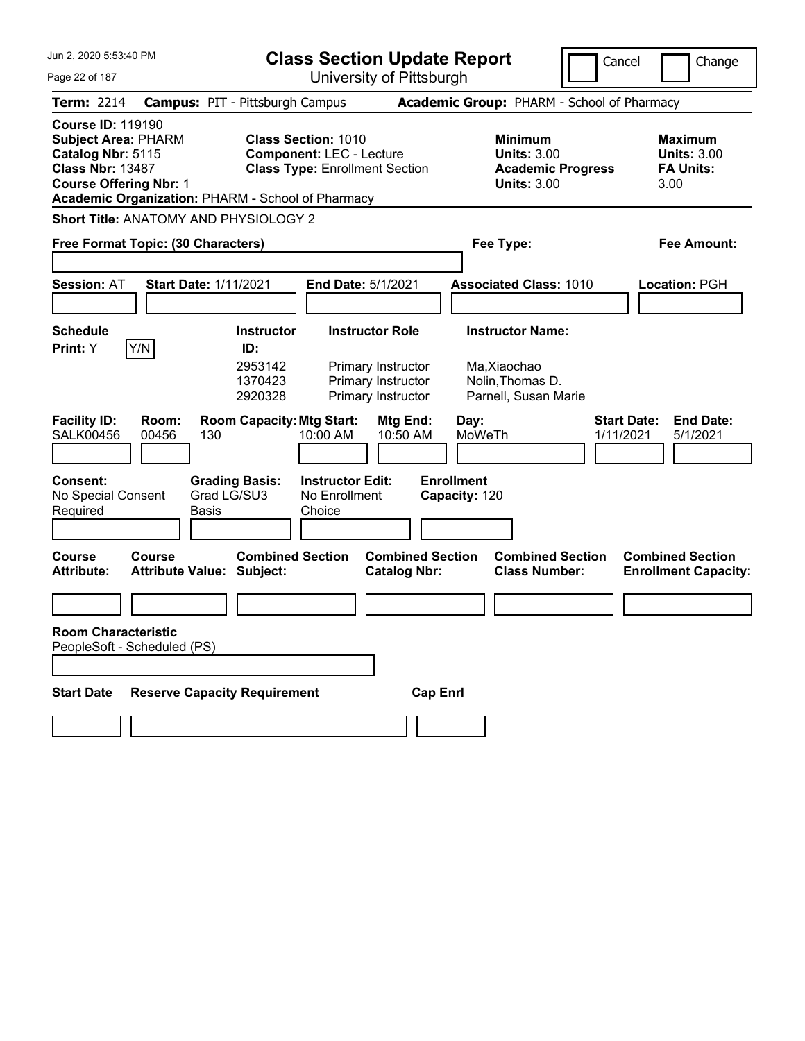# Class Section Update Report

University of Pittsburgh

Jun 2, 2020 5:53:40 PM

Cancel | Change

**Term:** 2214 **Campus:** PIT - Pittsburgh Campus **Academic Group:** PHARM - School of Pharmacy

**Course ID:** 119190
**Subject Area:** PHARM
**Catalog Nbr:** 5115
**Class Nbr:** 13487
**Course Offering Nbr:** 1
**Academic Organization:** PHARM - School of Pharmacy

**Class Section:** 1010
**Component:** LEC - Lecture
**Class Type:** Enrollment Section

**Minimum Units:** 3.00
**Academic Progress Units:** 3.00

**Maximum Units:** 3.00
**FA Units:** 3.00

**Short Title:** ANATOMY AND PHYSIOLOGY 2

**Free Format Topic: (30 Characters)**

**Fee Type:**

**Fee Amount:**

**Session:** AT **Start Date:** 1/11/2021 **End Date:** 5/1/2021 **Associated Class:** 1010 **Location:** PGH

**Schedule Print:** Y Y/N

| Instructor ID | Instructor Role | Instructor Name |
|---|---|---|
| 2953142 | Primary Instructor | Ma,Xiaochao |
| 1370423 | Primary Instructor | Nolin,Thomas D. |
| 2920328 | Primary Instructor | Parnell, Susan Marie |

| Facility ID | Room | Room Capacity | Mtg Start | Mtg End | Day | Start Date | End Date |
|---|---|---|---|---|---|---|---|
| SALK00456 | 00456 | 130 | 10:00 AM | 10:50 AM | MoWeTh | 1/11/2021 | 5/1/2021 |

**Consent:** No Special Consent Required
**Grading Basis:** Grad LG/SU3 Basis
**Instructor Edit:** No Enrollment Choice
**Enrollment Capacity:** 120

| Course Attribute | Course Attribute Value | Combined Section Subject | Combined Section Catalog Nbr | Combined Section Class Number | Combined Section Enrollment Capacity |
|---|---|---|---|---|---|
| | | | | | |

**Room Characteristic**
PeopleSoft - Scheduled (PS)

| Start Date | Reserve Capacity Requirement | Cap Enrl |
|---|---|---|
| | | |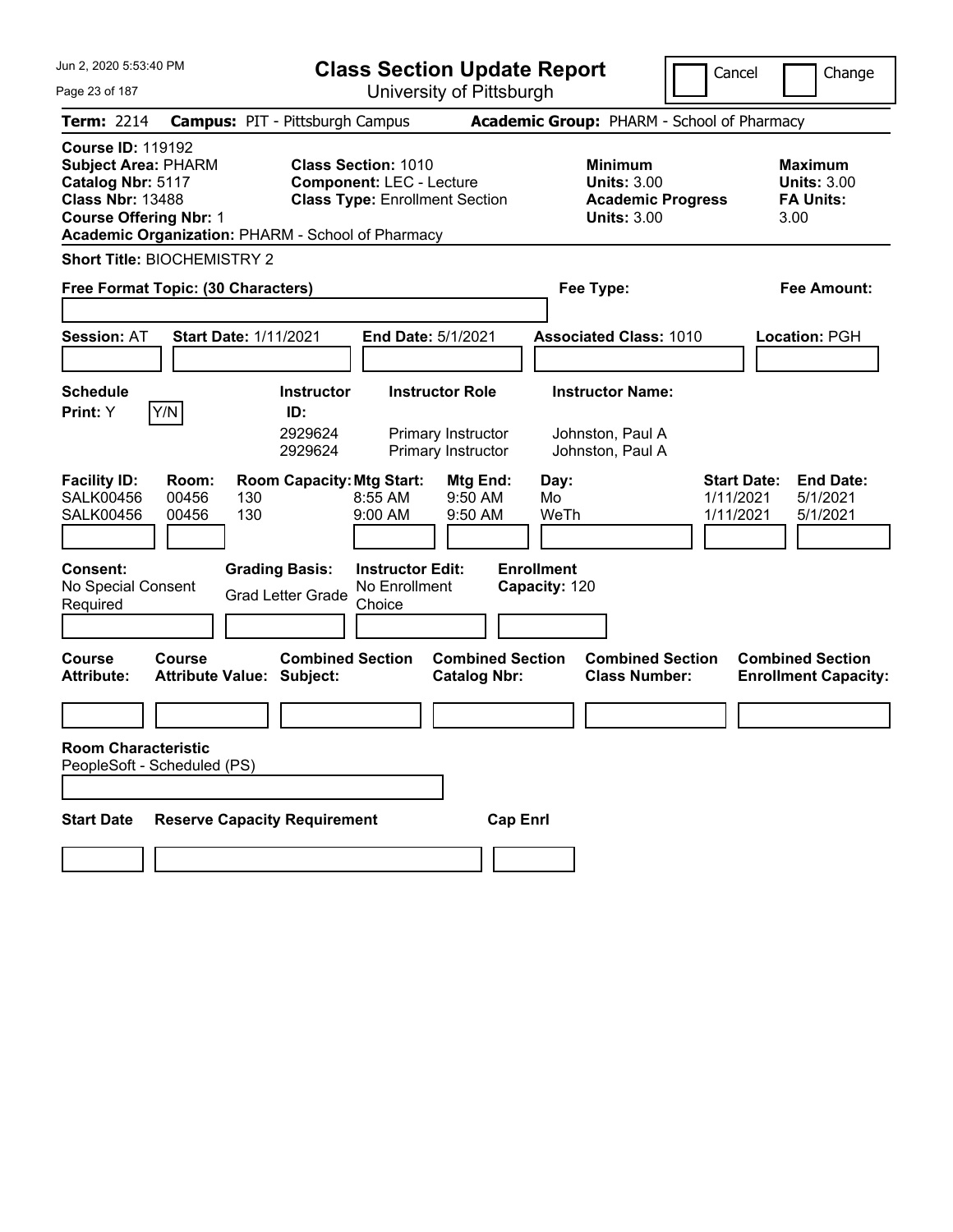# Class Section Update Report

University of Pittsburgh

Jun 2, 2020 5:53:40 PM

Cancel | Change

**Term:** 2214 **Campus:** PIT - Pittsburgh Campus **Academic Group:** PHARM - School of Pharmacy

**Course ID:** 119192
**Subject Area:** PHARM
**Catalog Nbr:** 5117
**Class Nbr:** 13488
**Course Offering Nbr:** 1
**Academic Organization:** PHARM - School of Pharmacy

**Class Section:** 1010
**Component:** LEC - Lecture
**Class Type:** Enrollment Section

**Minimum Units:** 3.00
**Academic Progress Units:** 3.00

**Maximum Units:** 3.00
**FA Units:** 3.00

**Short Title:** BIOCHEMISTRY 2

**Free Format Topic: (30 Characters)**

**Fee Type:**

**Fee Amount:**

**Session:** AT **Start Date:** 1/11/2021 **End Date:** 5/1/2021 **Associated Class:** 1010 **Location:** PGH

**Schedule Print:** Y Y/N

| Instructor ID | Instructor Role | Instructor Name |
|---|---|---|
| 2929624 | Primary Instructor | Johnston, Paul A |
| 2929624 | Primary Instructor | Johnston, Paul A |

| Facility ID | Room | Room Capacity | Mtg Start | Mtg End | Day | Start Date | End Date |
|---|---|---|---|---|---|---|---|
| SALK00456 | 00456 | 130 | 8:55 AM | 9:50 AM | Mo | 1/11/2021 | 5/1/2021 |
| SALK00456 | 00456 | 130 | 9:00 AM | 9:50 AM | WeTh | 1/11/2021 | 5/1/2021 |

**Consent:** No Special Consent Required

**Grading Basis:** Grad Letter Grade

**Instructor Edit:** No Enrollment Choice

**Enrollment Capacity:** 120

| Course Attribute | Course Attribute Value | Combined Section Subject | Combined Section Catalog Nbr | Combined Section Class Number | Combined Section Enrollment Capacity |
|---|---|---|---|---|---|
| | | | | | |

**Room Characteristic**
PeopleSoft - Scheduled (PS)

| Start Date | Reserve Capacity Requirement | Cap Enrl |
|---|---|---|
| | | |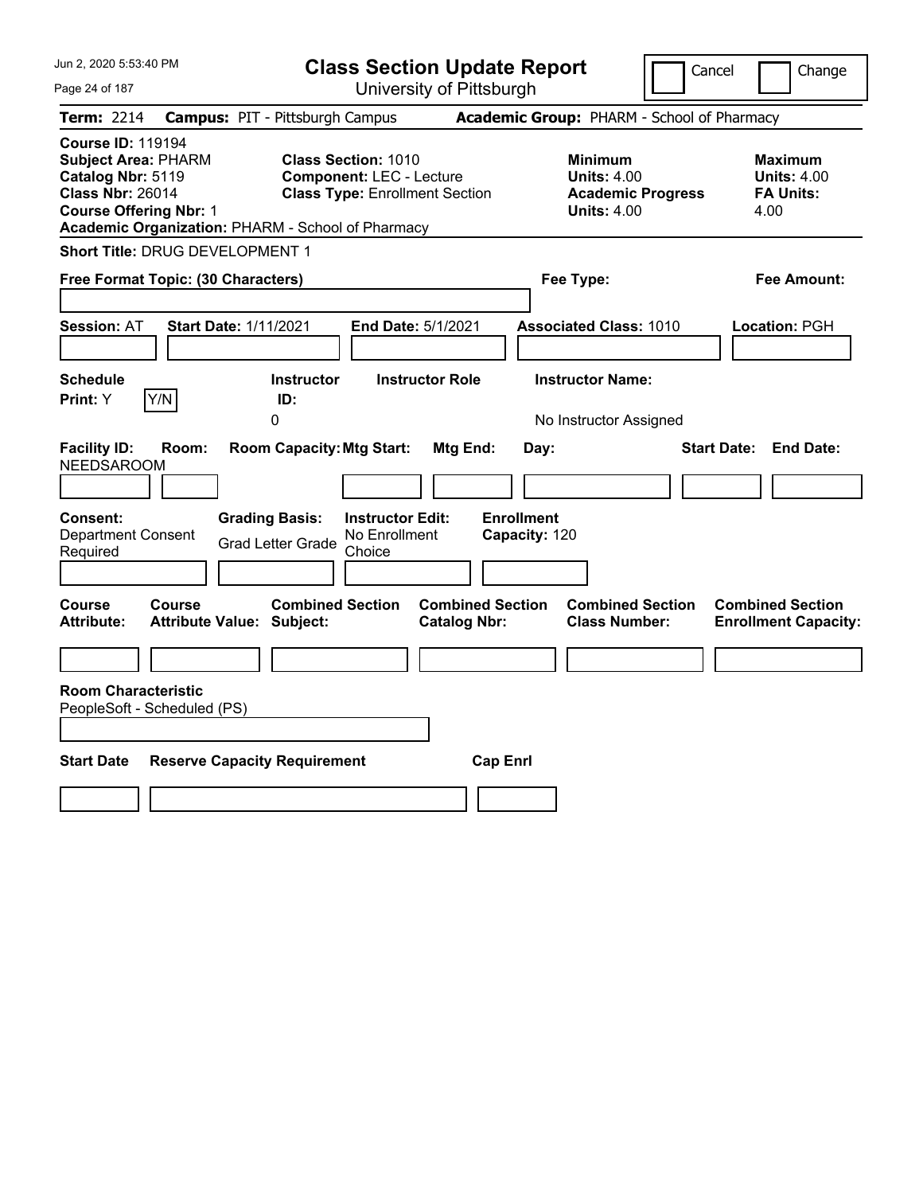# Class Section Update Report

University of Pittsburgh

Jun 2, 2020 5:53:40 PM

Cancel Change

**Term:** 2214 **Campus:** PIT - Pittsburgh Campus **Academic Group:** PHARM - School of Pharmacy

**Course ID:** 119194
**Subject Area:** PHARM
**Catalog Nbr:** 5119
**Class Nbr:** 26014
**Course Offering Nbr:** 1
**Academic Organization:** PHARM - School of Pharmacy

**Class Section:** 1010
**Component:** LEC - Lecture
**Class Type:** Enrollment Section

**Minimum**
**Units:** 4.00
**Academic Progress Units:** 4.00

**Maximum**
**Units:** 4.00
**FA Units:** 4.00

**Short Title:** DRUG DEVELOPMENT 1

**Free Format Topic: (30 Characters)**

**Fee Type:**

**Fee Amount:**

**Session:** AT **Start Date:** 1/11/2021 **End Date:** 5/1/2021 **Associated Class:** 1010 **Location:** PGH

| Schedule Print: | Instructor ID: | Instructor Role | Instructor Name: |
|---|---|---|---|
| Y | 0 | | No Instructor Assigned |

| Facility ID: | Room: | Room Capacity: | Mtg Start: | Mtg End: | Day: | Start Date: | End Date: |
|---|---|---|---|---|---|---|---|
| NEEDSAROOM | | | | | | | |

**Consent:** Department Consent Required
**Grading Basis:** Grad Letter Grade
**Instructor Edit:** No Enrollment Choice
**Enrollment Capacity:** 120

| Course Attribute: | Course Attribute Value: | Combined Section Subject: | Combined Section Catalog Nbr: | Combined Section Class Number: | Combined Section Enrollment Capacity: |
|---|---|---|---|---|---|
| | | | | | |

**Room Characteristic**
PeopleSoft - Scheduled (PS)

| Start Date | Reserve Capacity Requirement | Cap Enrl |
|---|---|---|
| | | |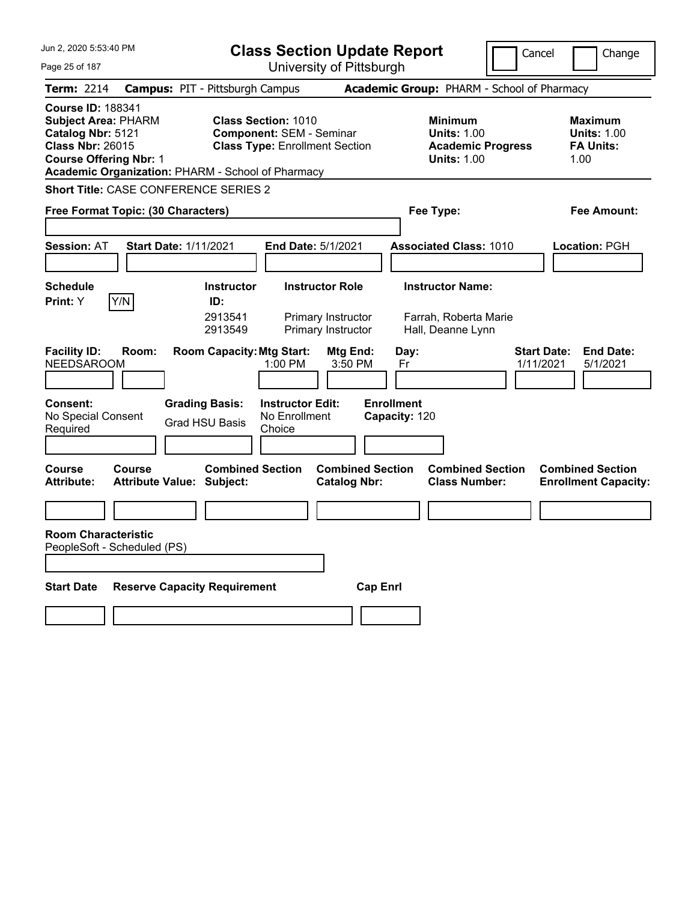Jun 2, 2020 5:53:40 PM

# Class Section Update Report

University of Pittsburgh

Cancel | Change

**Term:** 2214 **Campus:** PIT - Pittsburgh Campus **Academic Group:** PHARM - School of Pharmacy

**Course ID:** 188341
**Subject Area:** PHARM
**Catalog Nbr:** 5121
**Class Nbr:** 26015
**Course Offering Nbr:** 1
**Academic Organization:** PHARM - School of Pharmacy

**Class Section:** 1010
**Component:** SEM - Seminar
**Class Type:** Enrollment Section

**Minimum Units:** 1.00
**Academic Progress Units:** 1.00

**Maximum Units:** 1.00
**FA Units:** 1.00

**Short Title:** CASE CONFERENCE SERIES 2

**Free Format Topic: (30 Characters)**

**Fee Type:**

**Fee Amount:**

**Session:** AT **Start Date:** 1/11/2021 **End Date:** 5/1/2021 **Associated Class:** 1010 **Location:** PGH

**Schedule Print:** Y Y/N

| Instructor ID: | Instructor Role | Instructor Name: |
|---|---|---|
| 2913541 | Primary Instructor | Farrah, Roberta Marie |
| 2913549 | Primary Instructor | Hall, Deanne Lynn |

| Facility ID: | Room: | Room Capacity: | Mtg Start: | Mtg End: | Day: | Start Date: | End Date: |
|---|---|---|---|---|---|---|---|
| NEEDSAROOM | | | 1:00 PM | 3:50 PM | Fr | 1/11/2021 | 5/1/2021 |

**Consent:** No Special Consent Required
**Grading Basis:** Grad HSU Basis
**Instructor Edit:** No Enrollment Choice
**Enrollment Capacity:** 120

| Course Attribute: | Course Attribute Value: | Combined Section Subject: | Combined Section Catalog Nbr: | Combined Section Class Number: | Combined Section Enrollment Capacity: |
|---|---|---|---|---|---|
| | | | | | |

**Room Characteristic**
PeopleSoft - Scheduled (PS)

| Start Date | Reserve Capacity Requirement | Cap Enrl |
|---|---|---|
| | | |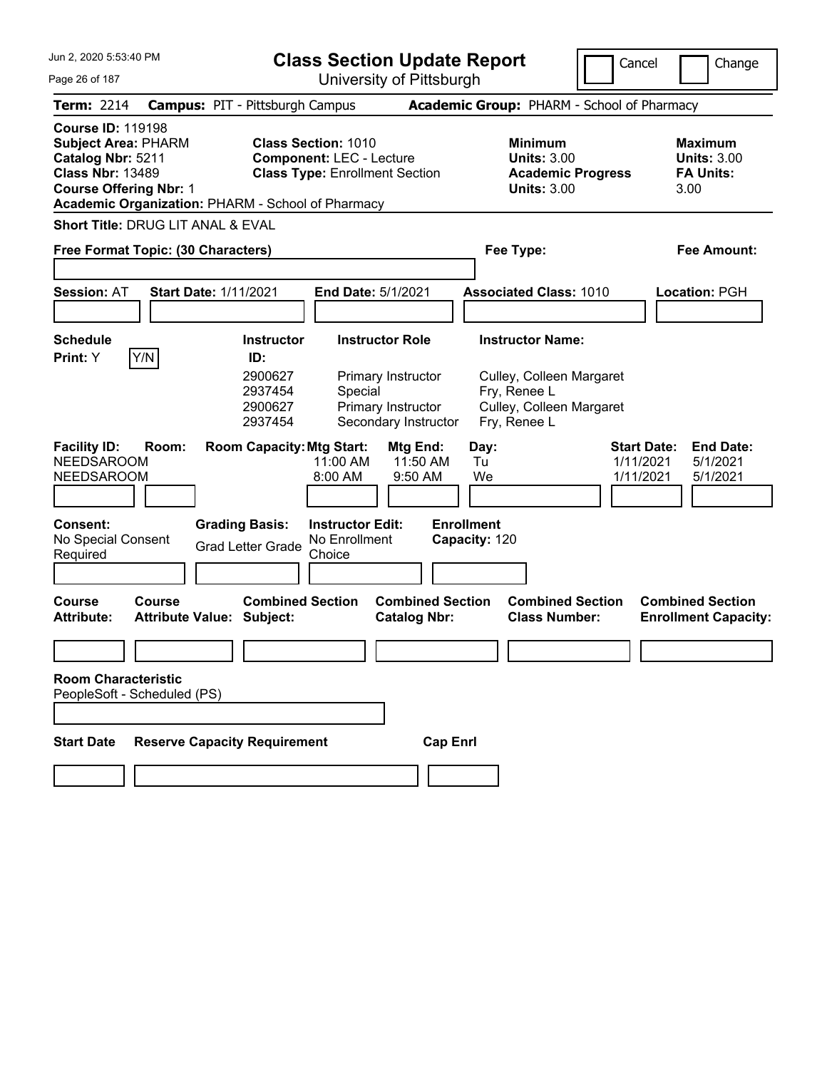# Class Section Update Report

University of Pittsburgh

Cancel | Change

**Term:** 2214 **Campus:** PIT - Pittsburgh Campus **Academic Group:** PHARM - School of Pharmacy

**Course ID:** 119198
**Subject Area:** PHARM
**Catalog Nbr:** 5211
**Class Nbr:** 13489
**Course Offering Nbr:** 1
**Academic Organization:** PHARM - School of Pharmacy

**Class Section:** 1010
**Component:** LEC - Lecture
**Class Type:** Enrollment Section

**Minimum Units:** 3.00
**Academic Progress Units:** 3.00

**Maximum Units:** 3.00
**FA Units:** 3.00

**Short Title:** DRUG LIT ANAL & EVAL

**Free Format Topic: (30 Characters)**

**Fee Type:**

**Fee Amount:**

**Session:** AT **Start Date:** 1/11/2021 **End Date:** 5/1/2021 **Associated Class:** 1010 **Location:** PGH

**Schedule Print:** Y Y/N

| Instructor ID: | Instructor Role | Instructor Name: |
|---|---|---|
| 2900627 | Primary Instructor | Culley, Colleen Margaret |
| 2937454 | Special | Fry, Renee L |
| 2900627 | Primary Instructor | Culley, Colleen Margaret |
| 2937454 | Secondary Instructor | Fry, Renee L |

| Facility ID: | Room: | Room Capacity: | Mtg Start: | Mtg End: | Day: | Start Date: | End Date: |
|---|---|---|---|---|---|---|---|
| NEEDSAROOM | | | 11:00 AM | 11:50 AM | Tu | 1/11/2021 | 5/1/2021 |
| NEEDSAROOM | | | 8:00 AM | 9:50 AM | We | 1/11/2021 | 5/1/2021 |

**Consent:** No Special Consent Required

**Grading Basis:** Grad Letter Grade

**Instructor Edit:** No Enrollment Choice

**Enrollment Capacity:** 120

| Course Attribute: | Course Attribute Value: | Combined Section Subject: | Combined Section Catalog Nbr: | Combined Section Class Number: | Combined Section Enrollment Capacity: |
|---|---|---|---|---|---|
| | | | | | |

**Room Characteristic**
PeopleSoft - Scheduled (PS)

| Start Date | Reserve Capacity Requirement | Cap Enrl |
|---|---|---|
| | | |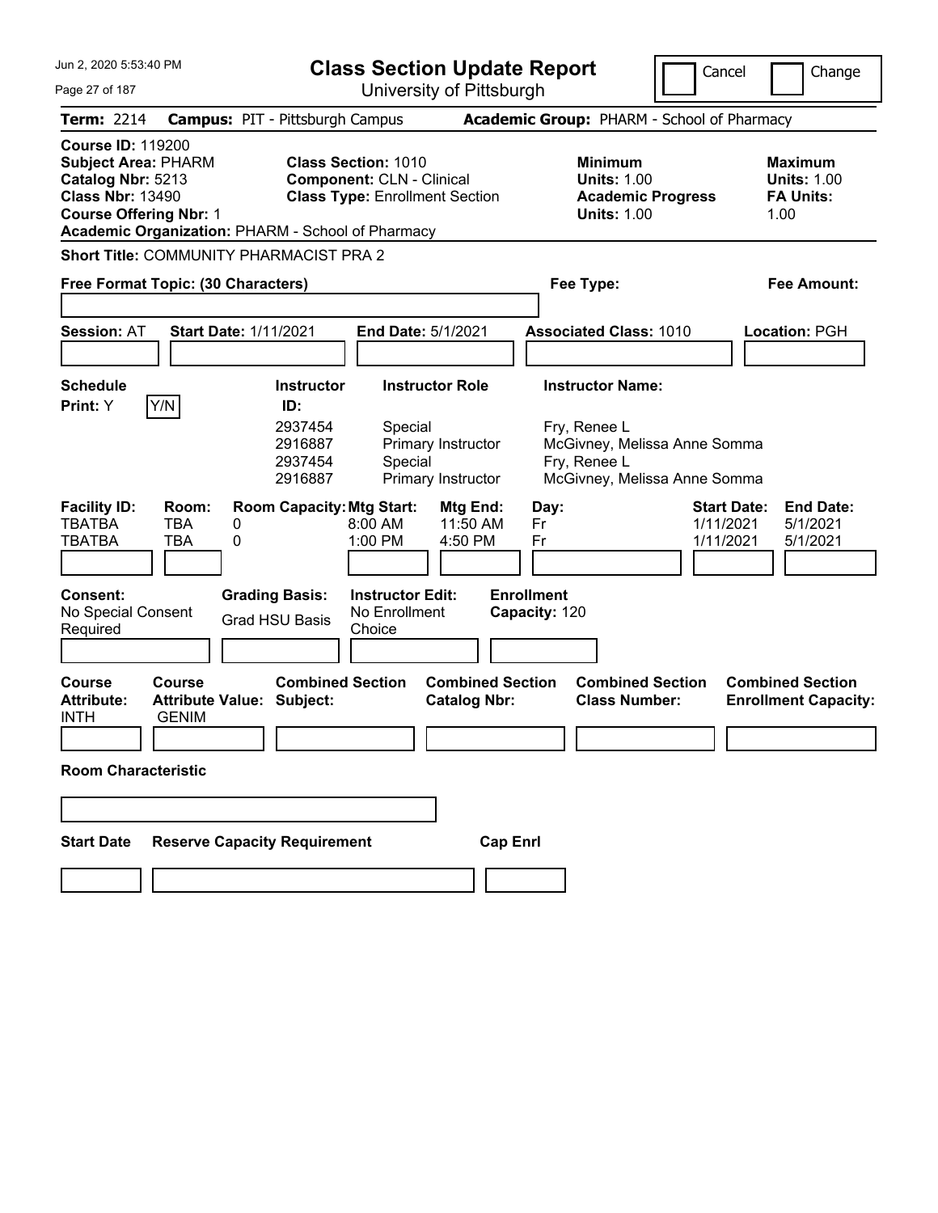Jun 2, 2020 5:53:40 PM

# Class Section Update Report

University of Pittsburgh

Cancel | Change

**Term:** 2214 **Campus:** PIT - Pittsburgh Campus **Academic Group:** PHARM - School of Pharmacy

**Course ID:** 119200
**Subject Area:** PHARM
**Catalog Nbr:** 5213
**Class Nbr:** 13490
**Course Offering Nbr:** 1
**Academic Organization:** PHARM - School of Pharmacy

**Class Section:** 1010
**Component:** CLN - Clinical
**Class Type:** Enrollment Section

**Minimum Units:** 1.00
**Academic Progress Units:** 1.00

**Maximum Units:** 1.00
**FA Units:** 1.00

**Short Title:** COMMUNITY PHARMACIST PRA 2

**Free Format Topic: (30 Characters)**

**Fee Type:**

**Fee Amount:**

**Session:** AT **Start Date:** 1/11/2021 **End Date:** 5/1/2021 **Associated Class:** 1010 **Location:** PGH

**Schedule Print:** Y Y/N

| Instructor ID | Instructor Role | Instructor Name |
|---|---|---|
| 2937454 | Special | Fry, Renee L |
| 2916887 | Primary Instructor | McGivney, Melissa Anne Somma |
| 2937454 | Special | Fry, Renee L |
| 2916887 | Primary Instructor | McGivney, Melissa Anne Somma |

| Facility ID | Room | Room Capacity | Mtg Start | Mtg End | Day | Start Date | End Date |
|---|---|---|---|---|---|---|---|
| TBATBA | TBA | 0 | 8:00 AM | 11:50 AM | Fr | 1/11/2021 | 5/1/2021 |
| TBATBA | TBA | 0 | 1:00 PM | 4:50 PM | Fr | 1/11/2021 | 5/1/2021 |

**Consent:** No Special Consent Required

**Grading Basis:** Grad HSU Basis

**Instructor Edit:** No Enrollment Choice

**Enrollment Capacity:** 120

| Course Attribute | Course Attribute Value | Combined Section Subject | Combined Section Catalog Nbr | Combined Section Class Number | Combined Section Enrollment Capacity |
|---|---|---|---|---|---|
| INTH | GENIM | | | | |

**Room Characteristic**

**Start Date** **Reserve Capacity Requirement** **Cap Enrl**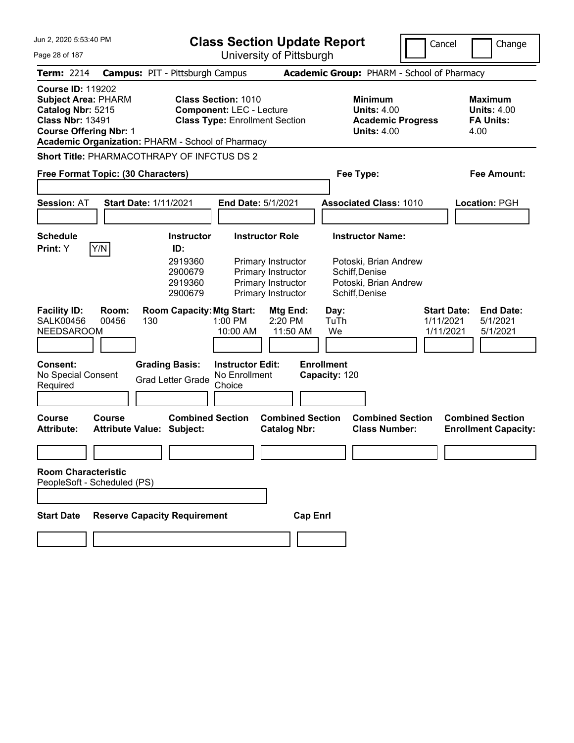# Class Section Update Report

University of Pittsburgh

Cancel | Change

**Term:** 2214 **Campus:** PIT - Pittsburgh Campus **Academic Group:** PHARM - School of Pharmacy

**Course ID:** 119202
**Subject Area:** PHARM
**Catalog Nbr:** 5215
**Class Nbr:** 13491
**Course Offering Nbr:** 1
**Academic Organization:** PHARM - School of Pharmacy

**Class Section:** 1010
**Component:** LEC - Lecture
**Class Type:** Enrollment Section

**Minimum Units:** 4.00
**Academic Progress Units:** 4.00

**Maximum Units:** 4.00
**FA Units:** 4.00

**Short Title:** PHARMACOTHRAPY OF INFCTUS DS 2

**Free Format Topic: (30 Characters)**

**Fee Type:**

**Fee Amount:**

**Session:** AT **Start Date:** 1/11/2021 **End Date:** 5/1/2021 **Associated Class:** 1010 **Location:** PGH

**Schedule Print:** Y Y/N

| Instructor ID: | Instructor Role | Instructor Name: |
|---|---|---|
| 2919360 | Primary Instructor | Potoski, Brian Andrew |
| 2900679 | Primary Instructor | Schiff,Denise |
| 2919360 | Primary Instructor | Potoski, Brian Andrew |
| 2900679 | Primary Instructor | Schiff,Denise |

| Facility ID: | Room: | Room Capacity: | Mtg Start: | Mtg End: | Day: | Start Date: | End Date: |
|---|---|---|---|---|---|---|---|
| SALK00456 | 00456 | 130 | 1:00 PM | 2:20 PM | TuTh | 1/11/2021 | 5/1/2021 |
| NEEDSAROOM | | | 10:00 AM | 11:50 AM | We | 1/11/2021 | 5/1/2021 |

**Consent:** No Special Consent Required

**Grading Basis:** Grad Letter Grade

**Instructor Edit:** No Enrollment Choice

**Enrollment Capacity:** 120

| Course Attribute: | Course Attribute Value: | Combined Section Subject: | Combined Section Catalog Nbr: | Combined Section Class Number: | Combined Section Enrollment Capacity: |
|---|---|---|---|---|---|
| | | | | | |

**Room Characteristic**
PeopleSoft - Scheduled (PS)

| Start Date | Reserve Capacity Requirement | Cap Enrl |
|---|---|---|
| | | |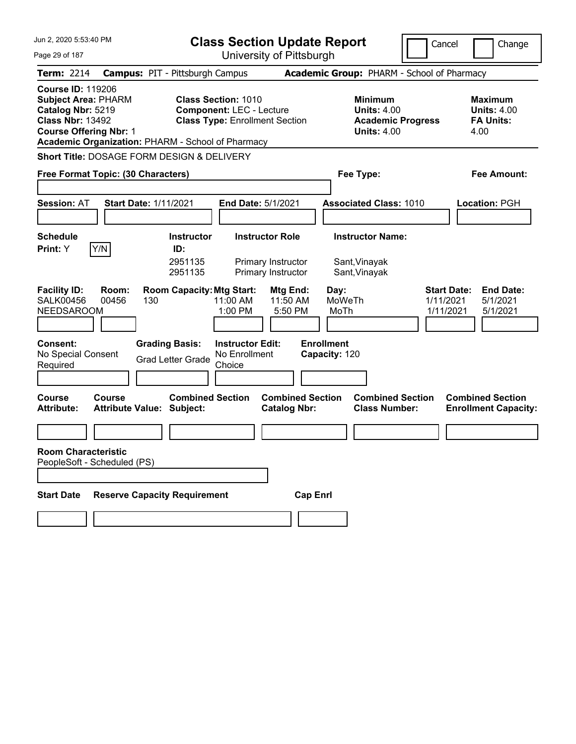# Class Section Update Report

University of Pittsburgh

Cancel | Change

**Term:** 2214 **Campus:** PIT - Pittsburgh Campus **Academic Group:** PHARM - School of Pharmacy

**Course ID:** 119206
**Subject Area:** PHARM
**Catalog Nbr:** 5219
**Class Nbr:** 13492
**Course Offering Nbr:** 1
**Academic Organization:** PHARM - School of Pharmacy

**Class Section:** 1010
**Component:** LEC - Lecture
**Class Type:** Enrollment Section

**Minimum Units:** 4.00
**Academic Progress Units:** 4.00

**Maximum Units:** 4.00
**FA Units:** 4.00

**Short Title:** DOSAGE FORM DESIGN & DELIVERY

**Free Format Topic: (30 Characters)**

**Fee Type:**

**Fee Amount:**

**Session:** AT **Start Date:** 1/11/2021 **End Date:** 5/1/2021 **Associated Class:** 1010 **Location:** PGH

**Schedule Print:** Y Y/N

| Instructor ID: | Instructor Role | Instructor Name: |
| --- | --- | --- |
| 2951135 | Primary Instructor | Sant,Vinayak |
| 2951135 | Primary Instructor | Sant,Vinayak |

| Facility ID: | Room: | Room Capacity: | Mtg Start: | Mtg End: | Day: | Start Date: | End Date: |
| --- | --- | --- | --- | --- | --- | --- | --- |
| SALK00456 | 00456 | 130 | 11:00 AM | 11:50 AM | MoWeTh | 1/11/2021 | 5/1/2021 |
| NEEDSAROOM | | | 1:00 PM | 5:50 PM | MoTh | 1/11/2021 | 5/1/2021 |

**Consent:** No Special Consent Required

**Grading Basis:** Grad Letter Grade

**Instructor Edit:** No Enrollment Choice

**Enrollment Capacity:** 120

| Course Attribute: | Course Attribute Value: | Combined Section Subject: | Combined Section Catalog Nbr: | Combined Section Class Number: | Combined Section Enrollment Capacity: |
| --- | --- | --- | --- | --- | --- |
| | | | | | |

**Room Characteristic**
PeopleSoft - Scheduled (PS)

| Start Date | Reserve Capacity Requirement | Cap Enrl |
| --- | --- | --- |
| | | |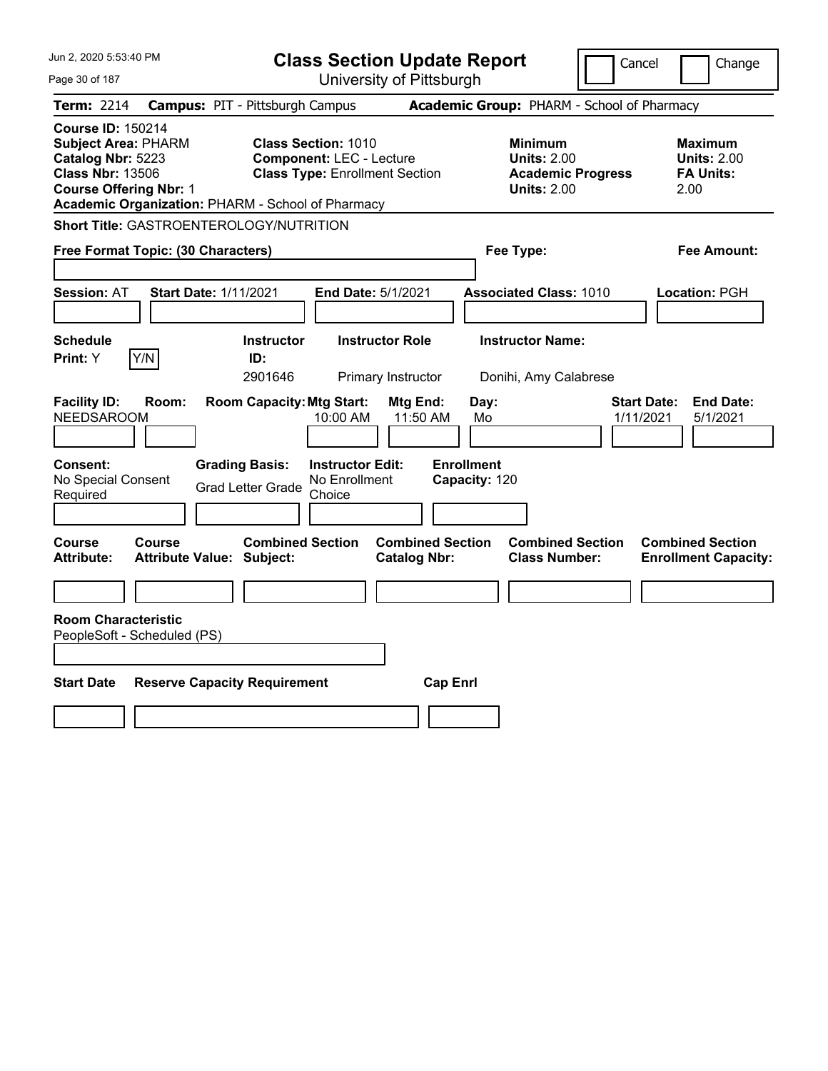Jun 2, 2020 5:53:40 PM

# Class Section Update Report

University of Pittsburgh

Cancel | Change

**Term:** 2214 **Campus:** PIT - Pittsburgh Campus **Academic Group:** PHARM - School of Pharmacy

**Course ID:** 150214
**Subject Area:** PHARM
**Catalog Nbr:** 5223
**Class Nbr:** 13506
**Course Offering Nbr:** 1
**Academic Organization:** PHARM - School of Pharmacy

**Class Section:** 1010
**Component:** LEC - Lecture
**Class Type:** Enrollment Section

**Minimum**
**Units:** 2.00
**Academic Progress Units:** 2.00

**Maximum**
**Units:** 2.00
**FA Units:** 2.00

**Short Title:** GASTROENTEROLOGY/NUTRITION

**Free Format Topic: (30 Characters)**

**Fee Type:**

**Fee Amount:**

**Session:** AT **Start Date:** 1/11/2021 **End Date:** 5/1/2021 **Associated Class:** 1010 **Location:** PGH

| Schedule Print: | Instructor ID: | Instructor Role | Instructor Name: |
|---|---|---|---|
| Y Y/N | 2901646 | Primary Instructor | Donihi, Amy Calabrese |

| Facility ID: | Room: | Room Capacity: | Mtg Start: | Mtg End: | Day: | Start Date: | End Date: |
|---|---|---|---|---|---|---|---|
| NEEDSAROOM | | | 10:00 AM | 11:50 AM | Mo | 1/11/2021 | 5/1/2021 |

| Consent: | Grading Basis: | Instructor Edit: | Enrollment Capacity: |
|---|---|---|---|
| No Special Consent Required | Grad Letter Grade | No Enrollment Choice | 120 |

| Course Attribute: | Course Attribute Value: | Combined Section Subject: | Combined Section Catalog Nbr: | Combined Section Class Number: | Combined Section Enrollment Capacity: |
|---|---|---|---|---|---|
| | | | | | |

**Room Characteristic**
PeopleSoft - Scheduled (PS)

| Start Date | Reserve Capacity Requirement | Cap Enrl |
|---|---|---|
| | | |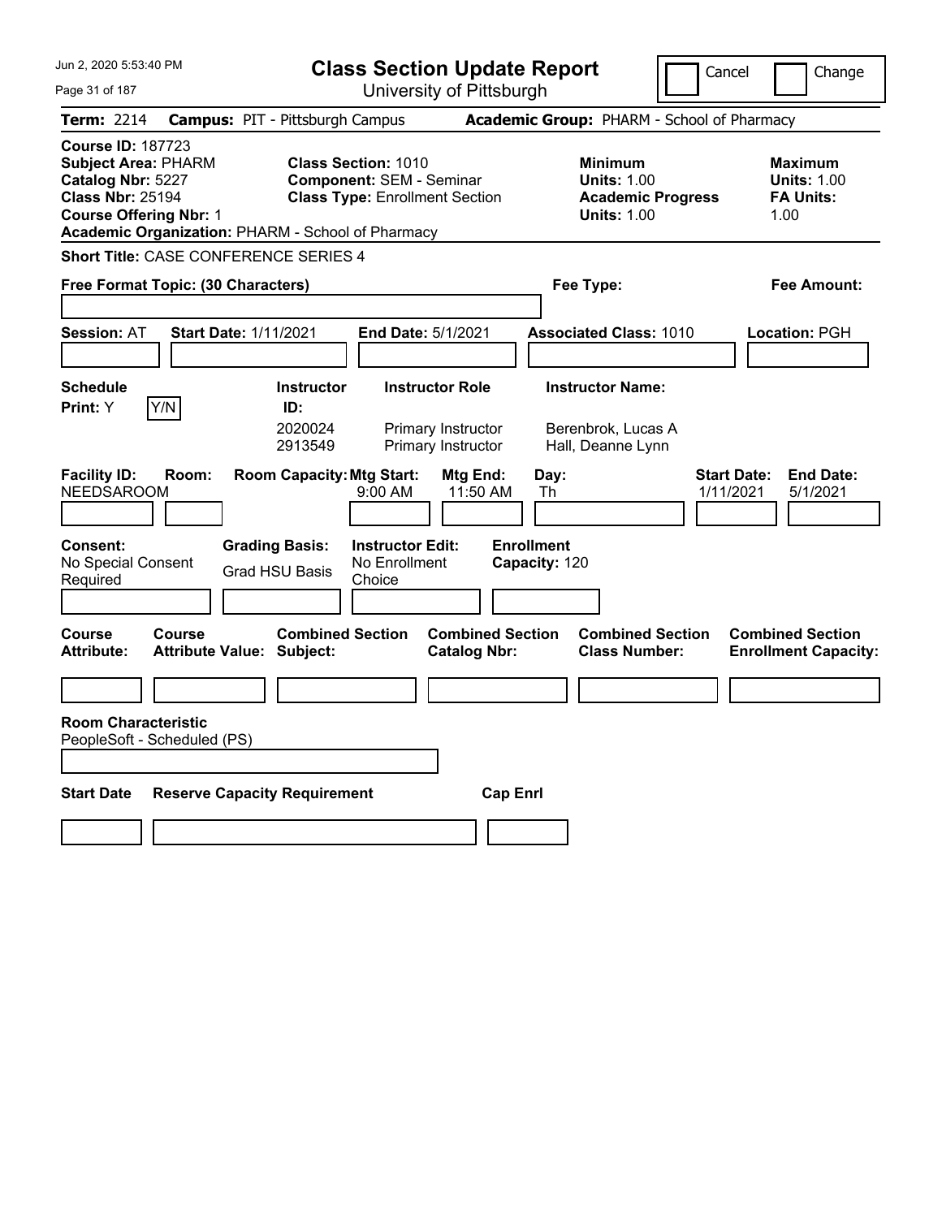# Class Section Update Report

University of Pittsburgh

Jun 2, 2020 5:53:40 PM

Cancel | Change

**Term:** 2214 **Campus:** PIT - Pittsburgh Campus **Academic Group:** PHARM - School of Pharmacy

**Course ID:** 187723
**Subject Area:** PHARM
**Catalog Nbr:** 5227
**Class Nbr:** 25194
**Course Offering Nbr:** 1
**Academic Organization:** PHARM - School of Pharmacy

**Class Section:** 1010
**Component:** SEM - Seminar
**Class Type:** Enrollment Section

**Minimum Units:** 1.00
**Academic Progress Units:** 1.00

**Maximum Units:** 1.00
**FA Units:** 1.00

**Short Title:** CASE CONFERENCE SERIES 4

**Free Format Topic: (30 Characters)**

**Fee Type:**

**Fee Amount:**

**Session:** AT **Start Date:** 1/11/2021 **End Date:** 5/1/2021 **Associated Class:** 1010 **Location:** PGH

**Schedule Print:** Y Y/N

| Instructor ID: | Instructor Role | Instructor Name: |
|---|---|---|
| 2020024 | Primary Instructor | Berenbrok, Lucas A |
| 2913549 | Primary Instructor | Hall, Deanne Lynn |

| Facility ID: | Room: | Room Capacity: | Mtg Start: | Mtg End: | Day: | Start Date: | End Date: |
|---|---|---|---|---|---|---|---|
| NEEDSAROOM | | | 9:00 AM | 11:50 AM | Th | 1/11/2021 | 5/1/2021 |

**Consent:** No Special Consent Required

**Grading Basis:** Grad HSU Basis

**Instructor Edit:** No Enrollment Choice

**Enrollment Capacity:** 120

| Course Attribute: | Course Attribute Value: | Combined Section Subject: | Combined Section Catalog Nbr: | Combined Section Class Number: | Combined Section Enrollment Capacity: |
|---|---|---|---|---|---|
| | | | | | |

**Room Characteristic**
PeopleSoft - Scheduled (PS)

| Start Date | Reserve Capacity Requirement | Cap Enrl |
|---|---|---|
| | | |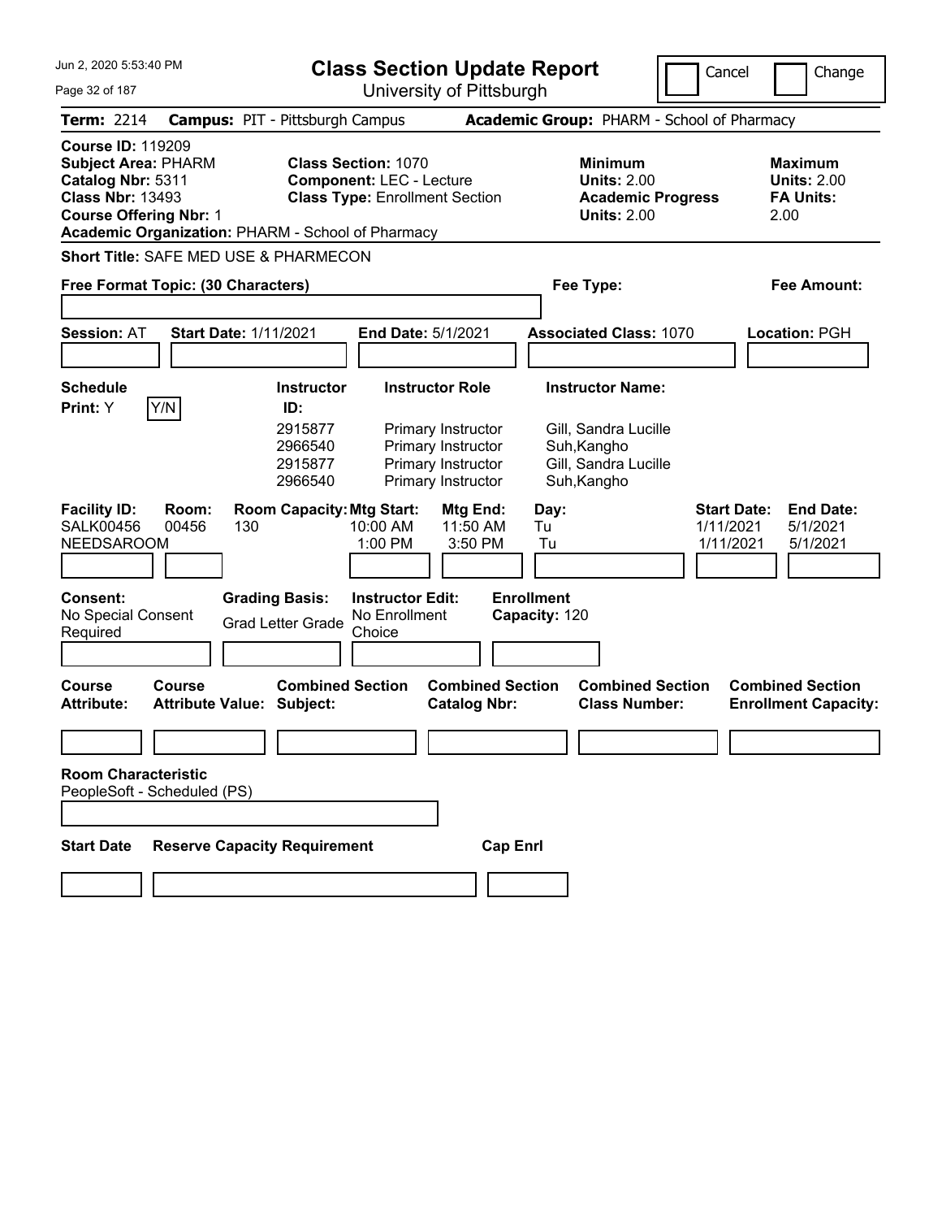# Class Section Update Report

University of Pittsburgh

Jun 2, 2020 5:53:40 PM

Cancel | Change

**Term:** 2214 **Campus:** PIT - Pittsburgh Campus **Academic Group:** PHARM - School of Pharmacy

**Course ID:** 119209
**Subject Area:** PHARM
**Catalog Nbr:** 5311
**Class Nbr:** 13493
**Course Offering Nbr:** 1
**Academic Organization:** PHARM - School of Pharmacy

**Class Section:** 1070
**Component:** LEC - Lecture
**Class Type:** Enrollment Section

**Minimum Units:** 2.00
**Academic Progress Units:** 2.00

**Maximum Units:** 2.00
**FA Units:** 2.00

**Short Title:** SAFE MED USE & PHARMECON

**Free Format Topic: (30 Characters)**

**Fee Type:**

**Fee Amount:**

**Session:** AT **Start Date:** 1/11/2021 **End Date:** 5/1/2021 **Associated Class:** 1070 **Location:** PGH

**Schedule Print:** Y Y/N

| Instructor ID: | Instructor Role | Instructor Name: |
|---|---|---|
| 2915877 | Primary Instructor | Gill, Sandra Lucille |
| 2966540 | Primary Instructor | Suh,Kangho |
| 2915877 | Primary Instructor | Gill, Sandra Lucille |
| 2966540 | Primary Instructor | Suh,Kangho |

| Facility ID: | Room: | Room Capacity: | Mtg Start: | Mtg End: | Day: | Start Date: | End Date: |
|---|---|---|---|---|---|---|---|
| SALK00456 | 00456 | 130 | 10:00 AM | 11:50 AM | Tu | 1/11/2021 | 5/1/2021 |
| NEEDSAROOM | | | 1:00 PM | 3:50 PM | Tu | 1/11/2021 | 5/1/2021 |

**Consent:** No Special Consent Required

**Grading Basis:** Grad Letter Grade

**Instructor Edit:** No Enrollment Choice

**Enrollment Capacity:** 120

| Course Attribute: | Course Attribute Value: | Combined Section Subject: | Combined Section Catalog Nbr: | Combined Section Class Number: | Combined Section Enrollment Capacity: |
|---|---|---|---|---|---|
| | | | | | |

**Room Characteristic**
PeopleSoft - Scheduled (PS)

| Start Date | Reserve Capacity Requirement | Cap Enrl |
|---|---|---|
| | | |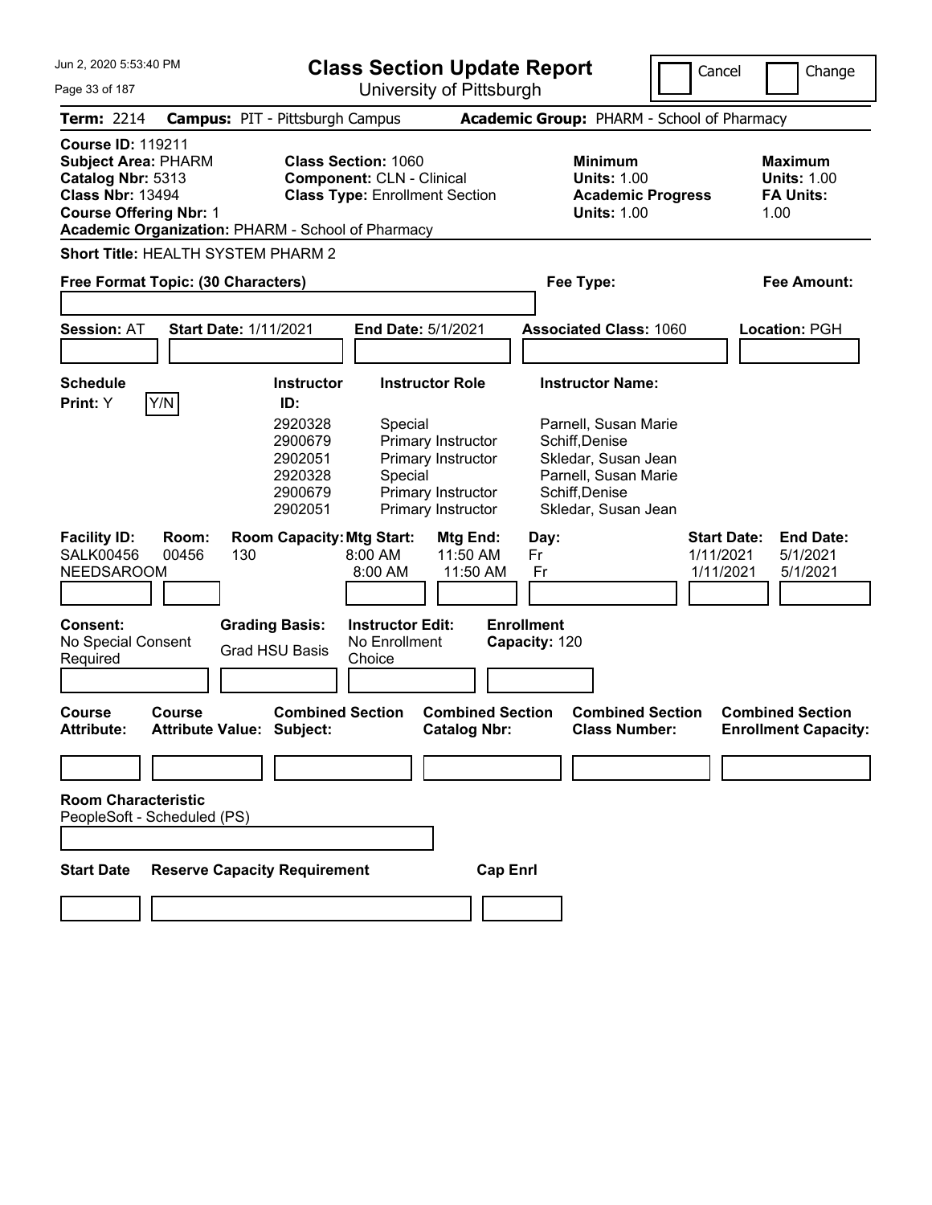# Class Section Update Report

University of Pittsburgh

Cancel | Change

**Term:** 2214 **Campus:** PIT - Pittsburgh Campus **Academic Group:** PHARM - School of Pharmacy

**Course ID:** 119211
**Subject Area:** PHARM
**Catalog Nbr:** 5313
**Class Nbr:** 13494
**Course Offering Nbr:** 1
**Academic Organization:** PHARM - School of Pharmacy

**Class Section:** 1060
**Component:** CLN - Clinical
**Class Type:** Enrollment Section

**Minimum Units:** 1.00
**Academic Progress Units:** 1.00

**Maximum Units:** 1.00
**FA Units:** 1.00

**Short Title:** HEALTH SYSTEM PHARM 2

**Free Format Topic: (30 Characters)**

**Fee Type:**

**Fee Amount:**

**Session:** AT **Start Date:** 1/11/2021 **End Date:** 5/1/2021 **Associated Class:** 1060 **Location:** PGH

**Schedule Print:** Y Y/N

| Instructor ID | Instructor Role | Instructor Name |
|---|---|---|
| 2920328 | Special | Parnell, Susan Marie |
| 2900679 | Primary Instructor | Schiff,Denise |
| 2902051 | Primary Instructor | Skledar, Susan Jean |
| 2920328 | Special | Parnell, Susan Marie |
| 2900679 | Primary Instructor | Schiff,Denise |
| 2902051 | Primary Instructor | Skledar, Susan Jean |

| Facility ID | Room | Room Capacity | Mtg Start | Mtg End | Day | Start Date | End Date |
|---|---|---|---|---|---|---|---|
| SALK00456 | 00456 | 130 | 8:00 AM | 11:50 AM | Fr | 1/11/2021 | 5/1/2021 |
| NEEDSAROOM | | | 8:00 AM | 11:50 AM | Fr | 1/11/2021 | 5/1/2021 |

**Consent:** No Special Consent Required

**Grading Basis:** Grad HSU Basis

**Instructor Edit:** No Enrollment Choice

**Enrollment Capacity:** 120

| Course Attribute | Course Attribute Value | Combined Section Subject | Combined Section Catalog Nbr | Combined Section Class Number | Combined Section Enrollment Capacity |
|---|---|---|---|---|---|
| | | | | | |

**Room Characteristic**
PeopleSoft - Scheduled (PS)

| Start Date | Reserve Capacity Requirement | Cap Enrl |
|---|---|---|
| | | |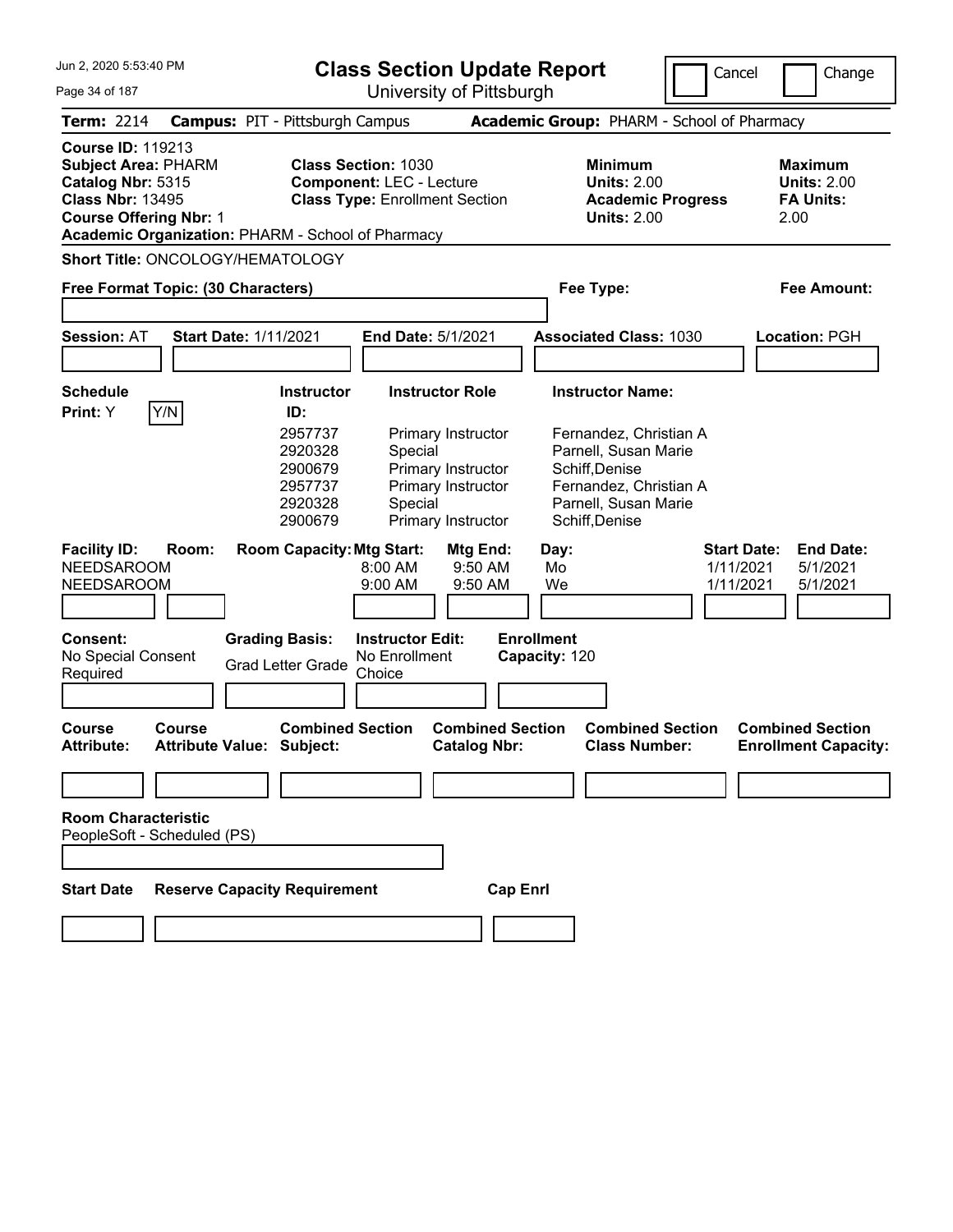# Class Section Update Report

University of Pittsburgh

Cancel | Change

**Term:** 2214 **Campus:** PIT - Pittsburgh Campus **Academic Group:** PHARM - School of Pharmacy

**Course ID:** 119213
**Subject Area:** PHARM
**Catalog Nbr:** 5315
**Class Nbr:** 13495
**Course Offering Nbr:** 1
**Academic Organization:** PHARM - School of Pharmacy

**Class Section:** 1030
**Component:** LEC - Lecture
**Class Type:** Enrollment Section

**Minimum Units:** 2.00
**Academic Progress Units:** 2.00

**Maximum Units:** 2.00
**FA Units:** 2.00

**Short Title:** ONCOLOGY/HEMATOLOGY

**Free Format Topic: (30 Characters)**

**Fee Type:**

**Fee Amount:**

**Session:** AT **Start Date:** 1/11/2021 **End Date:** 5/1/2021 **Associated Class:** 1030 **Location:** PGH

**Schedule Print:** Y Y/N

| Instructor ID: | Instructor Role | Instructor Name: |
|---|---|---|
| 2957737 | Primary Instructor | Fernandez, Christian A |
| 2920328 | Special | Parnell, Susan Marie |
| 2900679 | Primary Instructor | Schiff,Denise |
| 2957737 | Primary Instructor | Fernandez, Christian A |
| 2920328 | Special | Parnell, Susan Marie |
| 2900679 | Primary Instructor | Schiff,Denise |

| Facility ID: | Room: | Room Capacity: | Mtg Start: | Mtg End: | Day: | Start Date: | End Date: |
|---|---|---|---|---|---|---|---|
| NEEDSAROOM | | | 8:00 AM | 9:50 AM | Mo | 1/11/2021 | 5/1/2021 |
| NEEDSAROOM | | | 9:00 AM | 9:50 AM | We | 1/11/2021 | 5/1/2021 |

**Consent:** No Special Consent Required

**Grading Basis:** Grad Letter Grade

**Instructor Edit:** No Enrollment Choice

**Enrollment Capacity:** 120

| Course Attribute: | Course Attribute Value: | Combined Section Subject: | Combined Section Catalog Nbr: | Combined Section Class Number: | Combined Section Enrollment Capacity: |
|---|---|---|---|---|---|
| | | | | | |

**Room Characteristic**
PeopleSoft - Scheduled (PS)

| Start Date | Reserve Capacity Requirement | Cap Enrl |
|---|---|---|
| | | |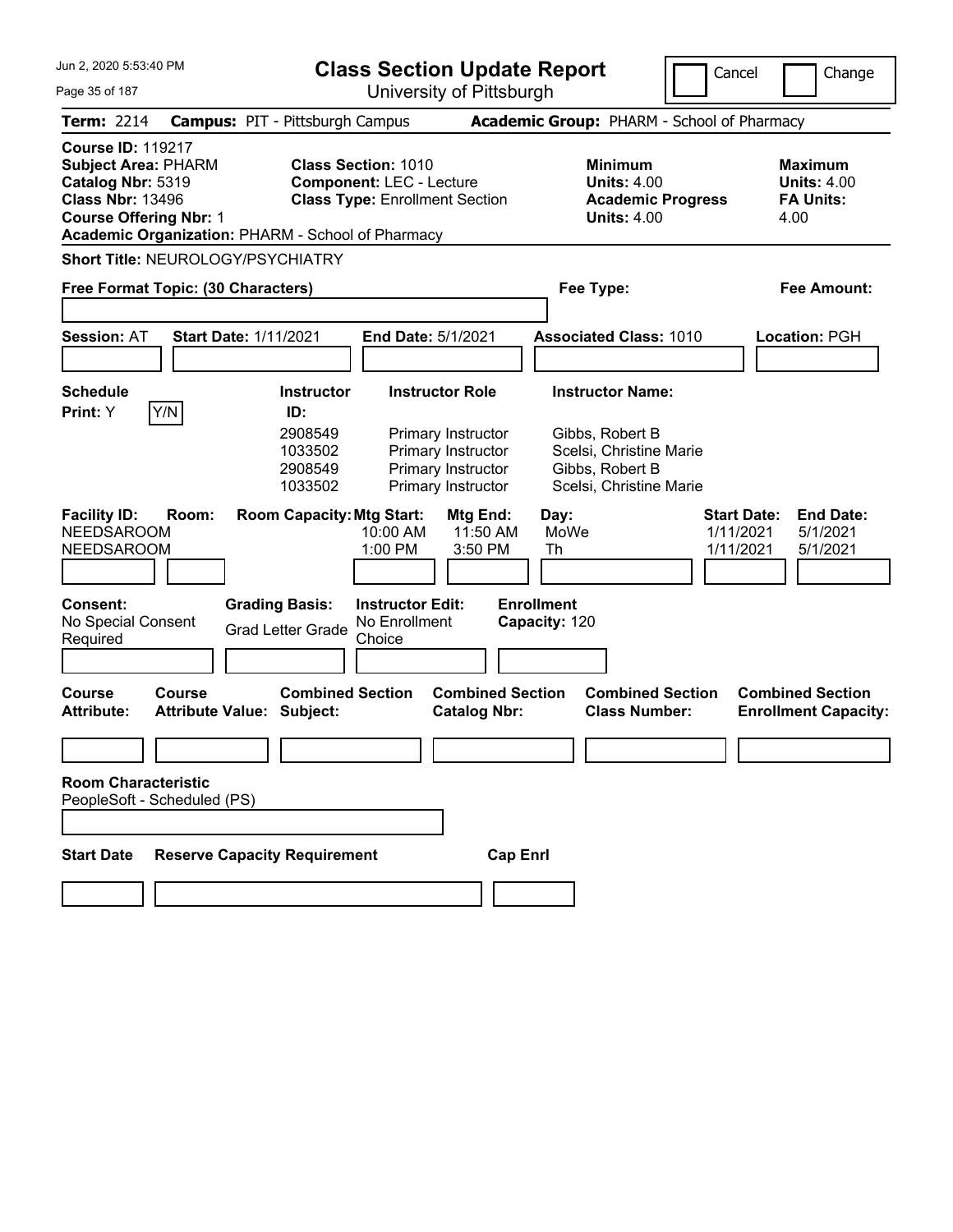# Class Section Update Report

University of Pittsburgh

Jun 2, 2020 5:53:40 PM

Cancel | Change

**Term:** 2214 **Campus:** PIT - Pittsburgh Campus **Academic Group:** PHARM - School of Pharmacy

**Course ID:** 119217
**Subject Area:** PHARM
**Catalog Nbr:** 5319
**Class Nbr:** 13496
**Course Offering Nbr:** 1
**Academic Organization:** PHARM - School of Pharmacy

**Class Section:** 1010
**Component:** LEC - Lecture
**Class Type:** Enrollment Section

**Minimum Units:** 4.00
**Academic Progress Units:** 4.00

**Maximum Units:** 4.00
**FA Units:** 4.00

**Short Title:** NEUROLOGY/PSYCHIATRY

**Free Format Topic: (30 Characters)**

**Fee Type:**

**Fee Amount:**

**Session:** AT **Start Date:** 1/11/2021 **End Date:** 5/1/2021 **Associated Class:** 1010 **Location:** PGH

**Schedule Print:** Y Y/N

| Instructor ID: | Instructor Role | Instructor Name: |
|---|---|---|
| 2908549 | Primary Instructor | Gibbs, Robert B |
| 1033502 | Primary Instructor | Scelsi, Christine Marie |
| 2908549 | Primary Instructor | Gibbs, Robert B |
| 1033502 | Primary Instructor | Scelsi, Christine Marie |

| Facility ID: | Room: | Room Capacity: | Mtg Start: | Mtg End: | Day: | Start Date: | End Date: |
|---|---|---|---|---|---|---|---|
| NEEDSAROOM | | | 10:00 AM | 11:50 AM | MoWe | 1/11/2021 | 5/1/2021 |
| NEEDSAROOM | | | 1:00 PM | 3:50 PM | Th | 1/11/2021 | 5/1/2021 |

**Consent:** No Special Consent Required

**Grading Basis:** Grad Letter Grade

**Instructor Edit:** No Enrollment Choice

**Enrollment Capacity:** 120

| Course Attribute: | Course Attribute Value: | Combined Section Subject: | Combined Section Catalog Nbr: | Combined Section Class Number: | Combined Section Enrollment Capacity: |
|---|---|---|---|---|---|
| | | | | | |

**Room Characteristic**
PeopleSoft - Scheduled (PS)

| Start Date | Reserve Capacity Requirement | Cap Enrl |
|---|---|---|
| | | |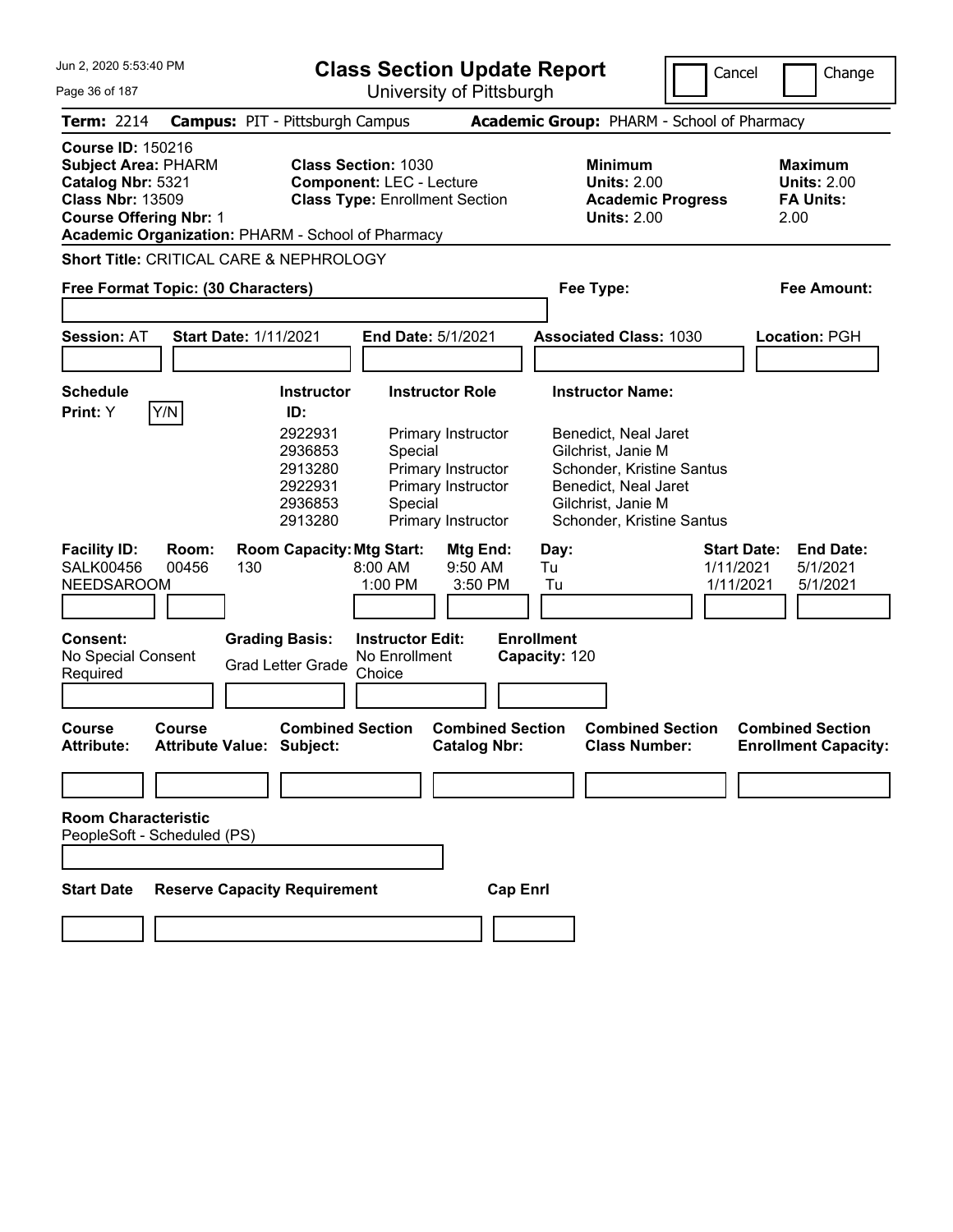# Class Section Update Report

University of Pittsburgh

Jun 2, 2020 5:53:40 PM

Cancel ☐ Change ☐

**Term:** 2214 **Campus:** PIT - Pittsburgh Campus **Academic Group:** PHARM - School of Pharmacy

**Course ID:** 150216
**Subject Area:** PHARM
**Catalog Nbr:** 5321
**Class Nbr:** 13509
**Course Offering Nbr:** 1
**Academic Organization:** PHARM - School of Pharmacy

**Class Section:** 1030
**Component:** LEC - Lecture
**Class Type:** Enrollment Section

**Minimum Units:** 2.00
**Academic Progress Units:** 2.00

**Maximum Units:** 2.00
**FA Units:** 2.00

**Short Title:** CRITICAL CARE & NEPHROLOGY

**Free Format Topic: (30 Characters)**

**Fee Type:**

**Fee Amount:**

**Session:** AT **Start Date:** 1/11/2021 **End Date:** 5/1/2021 **Associated Class:** 1030 **Location:** PGH

**Schedule Print:** Y Y/N

| Instructor ID: | Instructor Role | Instructor Name: |
|---|---|---|
| 2922931 | Primary Instructor | Benedict, Neal Jaret |
| 2936853 | Special | Gilchrist, Janie M |
| 2913280 | Primary Instructor | Schonder, Kristine Santus |
| 2922931 | Primary Instructor | Benedict, Neal Jaret |
| 2936853 | Special | Gilchrist, Janie M |
| 2913280 | Primary Instructor | Schonder, Kristine Santus |

| Facility ID: | Room: | Room Capacity: | Mtg Start: | Mtg End: | Day: | Start Date: | End Date: |
|---|---|---|---|---|---|---|---|
| SALK00456 | 00456 | 130 | 8:00 AM | 9:50 AM | Tu | 1/11/2021 | 5/1/2021 |
| NEEDSAROOM | | | 1:00 PM | 3:50 PM | Tu | 1/11/2021 | 5/1/2021 |

**Consent:** No Special Consent Required

**Grading Basis:** Grad Letter Grade

**Instructor Edit:** No Enrollment Choice

**Enrollment Capacity:** 120

| Course Attribute: | Course Attribute Value: | Combined Section Subject: | Combined Section Catalog Nbr: | Combined Section Class Number: | Combined Section Enrollment Capacity: |
|---|---|---|---|---|---|
| | | | | | |

**Room Characteristic**
PeopleSoft - Scheduled (PS)

| Start Date | Reserve Capacity Requirement | Cap Enrl |
|---|---|---|
| | | |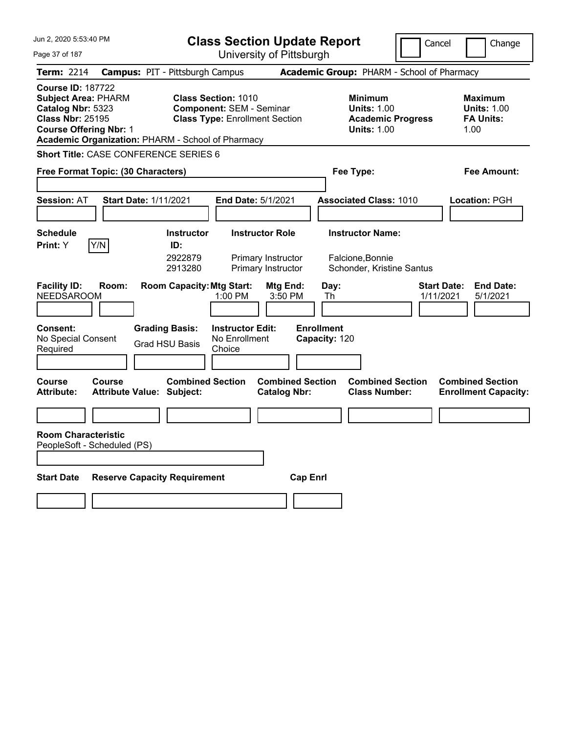Jun 2, 2020 5:53:40 PM

# Class Section Update Report

University of Pittsburgh

Cancel | Change

**Term:** 2214 **Campus:** PIT - Pittsburgh Campus **Academic Group:** PHARM - School of Pharmacy

**Course ID:** 187722
**Subject Area:** PHARM
**Catalog Nbr:** 5323
**Class Nbr:** 25195
**Course Offering Nbr:** 1
**Academic Organization:** PHARM - School of Pharmacy

**Class Section:** 1010
**Component:** SEM - Seminar
**Class Type:** Enrollment Section

**Minimum**
**Units:** 1.00
**Academic Progress Units:** 1.00

**Maximum**
**Units:** 1.00
**FA Units:** 1.00

**Short Title:** CASE CONFERENCE SERIES 6

**Free Format Topic: (30 Characters)**

**Fee Type:**

**Fee Amount:**

**Session:** AT **Start Date:** 1/11/2021 **End Date:** 5/1/2021 **Associated Class:** 1010 **Location:** PGH

**Schedule Print:** Y Y/N

| Instructor ID: | Instructor Role | Instructor Name: |
|---|---|---|
| 2922879 | Primary Instructor | Falcione,Bonnie |
| 2913280 | Primary Instructor | Schonder, Kristine Santus |

| Facility ID: | Room: | Room Capacity: | Mtg Start: | Mtg End: | Day: | Start Date: | End Date: |
|---|---|---|---|---|---|---|---|
| NEEDSAROOM | | | 1:00 PM | 3:50 PM | Th | 1/11/2021 | 5/1/2021 |

**Consent:** No Special Consent Required

**Grading Basis:** Grad HSU Basis

**Instructor Edit:** No Enrollment Choice

**Enrollment Capacity:** 120

| Course Attribute: | Course Attribute Value: | Combined Section Subject: | Combined Section Catalog Nbr: | Combined Section Class Number: | Combined Section Enrollment Capacity: |
|---|---|---|---|---|---|
| | | | | | |

**Room Characteristic**
PeopleSoft - Scheduled (PS)

| Start Date | Reserve Capacity Requirement | Cap Enrl |
|---|---|---|
| | | |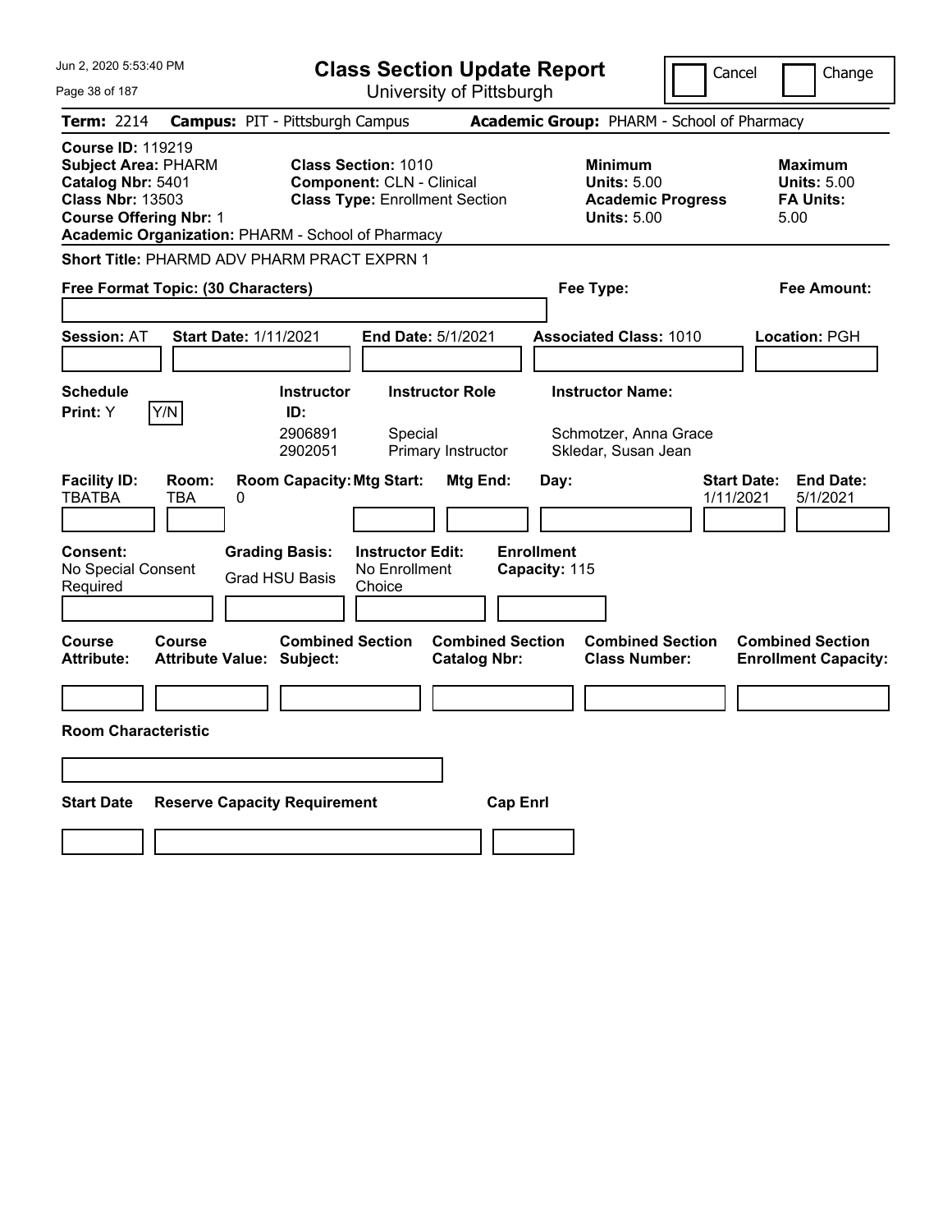# Class Section Update Report

University of Pittsburgh

Cancel | Change

**Term:** 2214 **Campus:** PIT - Pittsburgh Campus **Academic Group:** PHARM - School of Pharmacy

**Course ID:** 119219
**Subject Area:** PHARM
**Catalog Nbr:** 5401
**Class Nbr:** 13503
**Course Offering Nbr:** 1
**Academic Organization:** PHARM - School of Pharmacy

**Class Section:** 1010
**Component:** CLN - Clinical
**Class Type:** Enrollment Section

**Minimum Units:** 5.00
**Academic Progress Units:** 5.00

**Maximum Units:** 5.00
**FA Units:** 5.00

**Short Title:** PHARMD ADV PHARM PRACT EXPRN 1

**Free Format Topic: (30 Characters)**

**Fee Type:**

**Fee Amount:**

**Session:** AT **Start Date:** 1/11/2021 **End Date:** 5/1/2021 **Associated Class:** 1010 **Location:** PGH

**Schedule Print:** Y Y/N

| Instructor ID | Instructor Role | Instructor Name |
|---|---|---|
| 2906891 | Special | Schmotzer, Anna Grace |
| 2902051 | Primary Instructor | Skledar, Susan Jean |

| Facility ID | Room | Room Capacity | Mtg Start | Mtg End | Day | Start Date | End Date |
|---|---|---|---|---|---|---|---|
| TBATBA | TBA | 0 | | | | 1/11/2021 | 5/1/2021 |

**Consent:** No Special Consent Required
**Grading Basis:** Grad HSU Basis
**Instructor Edit:** No Enrollment Choice
**Enrollment Capacity:** 115

| Course Attribute | Course Attribute Value | Combined Section Subject | Combined Section Catalog Nbr | Combined Section Class Number | Combined Section Enrollment Capacity |
|---|---|---|---|---|---|
| | | | | | |

**Room Characteristic**

| Start Date | Reserve Capacity Requirement | Cap Enrl |
|---|---|---|
| | | |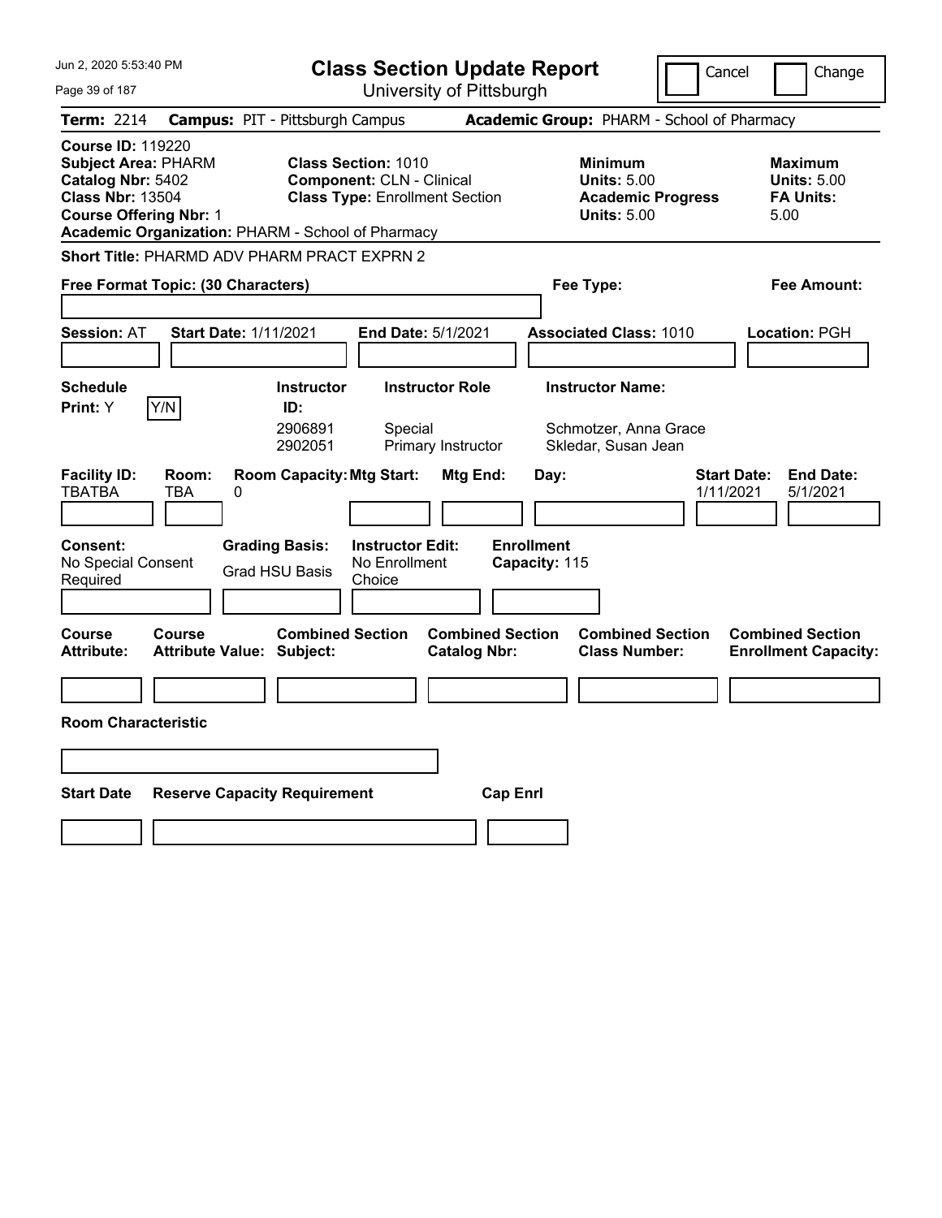# Class Section Update Report

University of Pittsburgh

Cancel | Change

**Term:** 2214 **Campus:** PIT - Pittsburgh Campus **Academic Group:** PHARM - School of Pharmacy

**Course ID:** 119220
**Subject Area:** PHARM
**Catalog Nbr:** 5402
**Class Nbr:** 13504
**Course Offering Nbr:** 1
**Academic Organization:** PHARM - School of Pharmacy

**Class Section:** 1010
**Component:** CLN - Clinical
**Class Type:** Enrollment Section

**Minimum**
**Units:** 5.00
**Academic Progress Units:** 5.00

**Maximum**
**Units:** 5.00
**FA Units:** 5.00

**Short Title:** PHARMD ADV PHARM PRACT EXPRN 2

**Free Format Topic: (30 Characters)**

**Fee Type:**

**Fee Amount:**

**Session:** AT **Start Date:** 1/11/2021 **End Date:** 5/1/2021 **Associated Class:** 1010 **Location:** PGH

**Schedule Print:** Y Y/N

| Instructor ID: | Instructor Role | Instructor Name: |
|---|---|---|
| 2906891 | Special | Schmotzer, Anna Grace |
| 2902051 | Primary Instructor | Skledar, Susan Jean |

| Facility ID: | Room: | Room Capacity: | Mtg Start: | Mtg End: | Day: | Start Date: | End Date: |
|---|---|---|---|---|---|---|---|
| TBATBA | TBA | 0 | | | | 1/11/2021 | 5/1/2021 |

**Consent:** No Special Consent Required
**Grading Basis:** Grad HSU Basis
**Instructor Edit:** No Enrollment Choice
**Enrollment Capacity:** 115

| Course Attribute: | Course Attribute Value: | Combined Section Subject: | Combined Section Catalog Nbr: | Combined Section Class Number: | Combined Section Enrollment Capacity: |
|---|---|---|---|---|---|
| | | | | | |

**Room Characteristic**

| Start Date | Reserve Capacity Requirement | Cap Enrl |
|---|---|---|
| | | |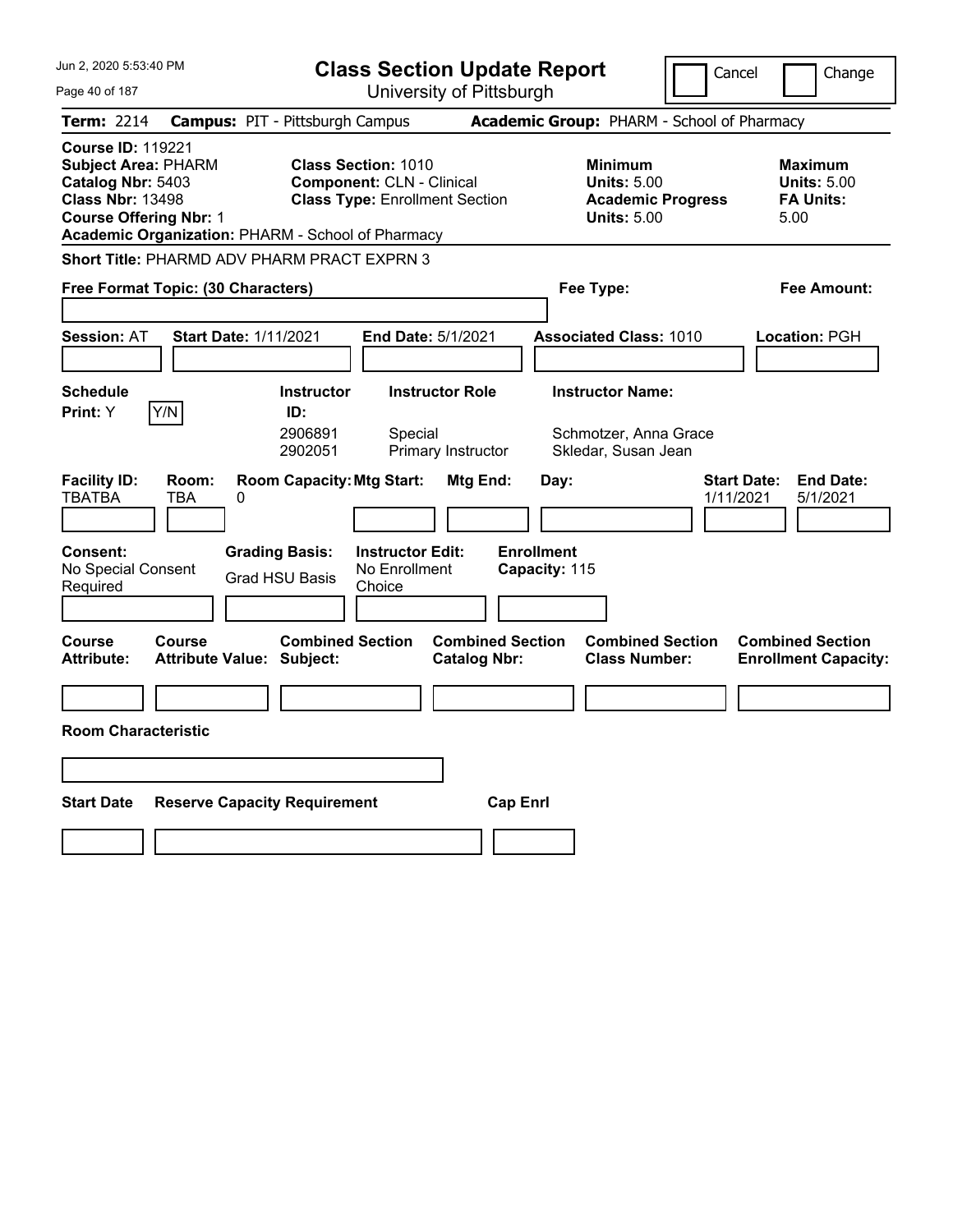Jun 2, 2020 5:53:40 PM

# Class Section Update Report

University of Pittsburgh

Cancel | Change

**Term:** 2214 **Campus:** PIT - Pittsburgh Campus **Academic Group:** PHARM - School of Pharmacy

**Course ID:** 119221
**Subject Area:** PHARM
**Catalog Nbr:** 5403
**Class Nbr:** 13498
**Course Offering Nbr:** 1
**Academic Organization:** PHARM - School of Pharmacy

**Class Section:** 1010
**Component:** CLN - Clinical
**Class Type:** Enrollment Section

**Minimum**
**Units:** 5.00
**Academic Progress Units:** 5.00

**Maximum**
**Units:** 5.00
**FA Units:** 5.00

**Short Title:** PHARMD ADV PHARM PRACT EXPRN 3

**Free Format Topic: (30 Characters)** | **Fee Type:** | **Fee Amount:**

**Session:** AT **Start Date:** 1/11/2021 **End Date:** 5/1/2021 **Associated Class:** 1010 **Location:** PGH

**Schedule Print:** Y Y/N

| Instructor ID: | Instructor Role | Instructor Name: |
|---|---|---|
| 2906891 | Special | Schmotzer, Anna Grace |
| 2902051 | Primary Instructor | Skledar, Susan Jean |

| Facility ID: | Room: | Room Capacity: | Mtg Start: | Mtg End: | Day: | Start Date: | End Date: |
|---|---|---|---|---|---|---|---|
| TBATBA | TBA | 0 | | | | 1/11/2021 | 5/1/2021 |

**Consent:** No Special Consent Required
**Grading Basis:** Grad HSU Basis
**Instructor Edit:** No Enrollment Choice
**Enrollment Capacity:** 115

| Course Attribute: | Course Attribute Value: | Combined Section Subject: | Combined Section Catalog Nbr: | Combined Section Class Number: | Combined Section Enrollment Capacity: |
|---|---|---|---|---|---|
| | | | | | |

**Room Characteristic**

| Start Date | Reserve Capacity Requirement | Cap Enrl |
|---|---|---|
| | | |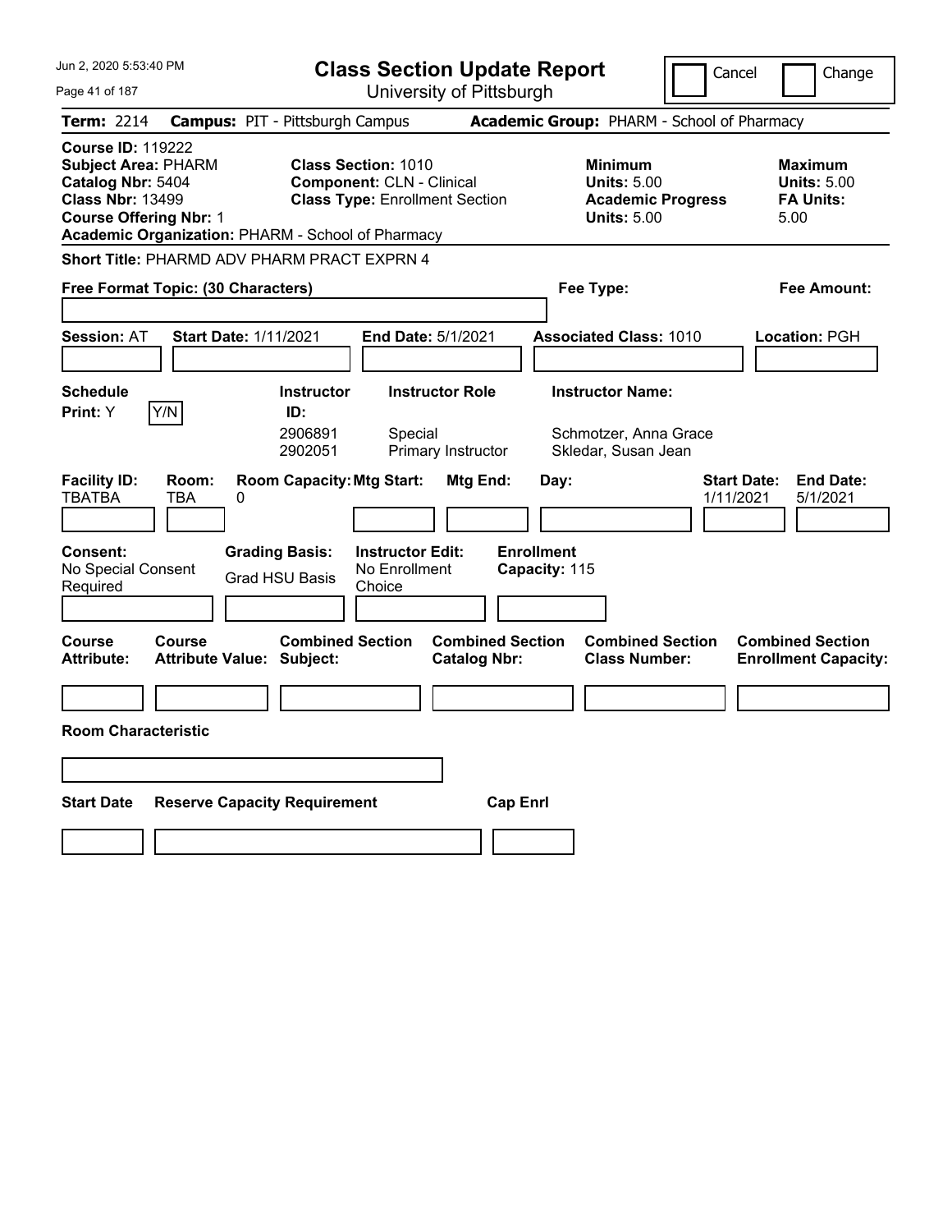Jun 2, 2020 5:53:40 PM

# Class Section Update Report

University of Pittsburgh

Cancel Change

**Term:** 2214 **Campus:** PIT - Pittsburgh Campus **Academic Group:** PHARM - School of Pharmacy

**Course ID:** 119222
**Subject Area:** PHARM
**Catalog Nbr:** 5404
**Class Nbr:** 13499
**Course Offering Nbr:** 1
**Academic Organization:** PHARM - School of Pharmacy

**Class Section:** 1010
**Component:** CLN - Clinical
**Class Type:** Enrollment Section

**Minimum**
**Units:** 5.00
**Academic Progress Units:** 5.00

**Maximum**
**Units:** 5.00
**FA Units:** 5.00

**Short Title:** PHARMD ADV PHARM PRACT EXPRN 4

**Free Format Topic: (30 Characters)** **Fee Type:** **Fee Amount:**

**Session:** AT **Start Date:** 1/11/2021 **End Date:** 5/1/2021 **Associated Class:** 1010 **Location:** PGH

**Schedule Print:** Y Y/N

| Instructor ID: | Instructor Role | Instructor Name: |
|---|---|---|
| 2906891 | Special | Schmotzer, Anna Grace |
| 2902051 | Primary Instructor | Skledar, Susan Jean |

| Facility ID: | Room: | Room Capacity: | Mtg Start: | Mtg End: | Day: | Start Date: | End Date: |
|---|---|---|---|---|---|---|---|
| TBATBA | TBA | 0 | | | | 1/11/2021 | 5/1/2021 |

**Consent:** No Special Consent Required
**Grading Basis:** Grad HSU Basis
**Instructor Edit:** No Enrollment Choice
**Enrollment Capacity:** 115

| Course Attribute: | Course Attribute Value: | Combined Section Subject: | Combined Section Catalog Nbr: | Combined Section Class Number: | Combined Section Enrollment Capacity: |
|---|---|---|---|---|---|
| | | | | | |

**Room Characteristic**

| Start Date | Reserve Capacity Requirement | Cap Enrl |
|---|---|---|
| | | |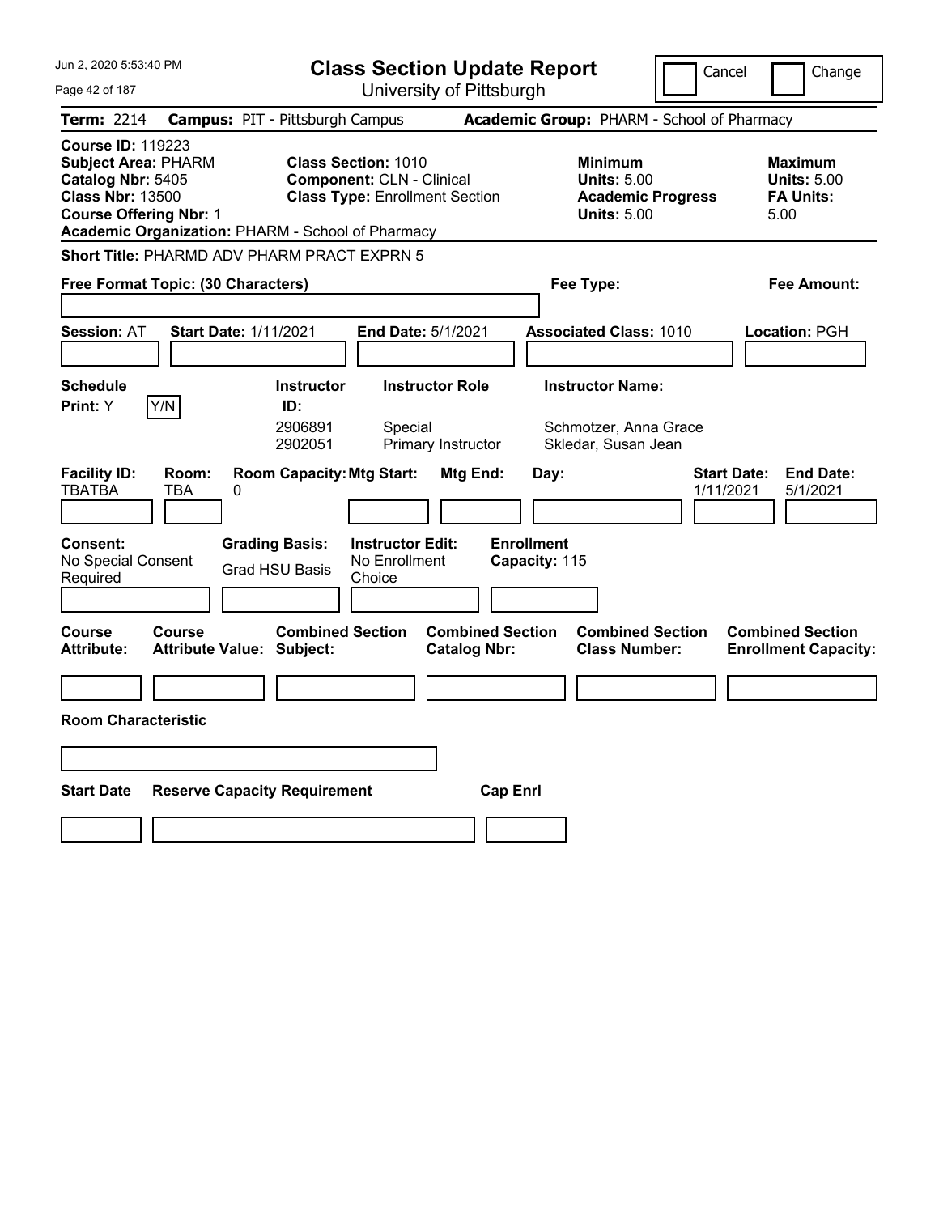Jun 2, 2020 5:53:40 PM

# Class Section Update Report

University of Pittsburgh

Cancel | Change

**Term:** 2214 **Campus:** PIT - Pittsburgh Campus **Academic Group:** PHARM - School of Pharmacy

**Course ID:** 119223
**Subject Area:** PHARM
**Catalog Nbr:** 5405
**Class Nbr:** 13500
**Course Offering Nbr:** 1
**Academic Organization:** PHARM - School of Pharmacy

**Class Section:** 1010
**Component:** CLN - Clinical
**Class Type:** Enrollment Section

**Minimum Units:** 5.00
**Academic Progress Units:** 5.00

**Maximum Units:** 5.00
**FA Units:** 5.00

**Short Title:** PHARMD ADV PHARM PRACT EXPRN 5

**Free Format Topic: (30 Characters)**

**Fee Type:**

**Fee Amount:**

**Session:** AT **Start Date:** 1/11/2021 **End Date:** 5/1/2021 **Associated Class:** 1010 **Location:** PGH

| Schedule Print | Instructor ID | Instructor Role | Instructor Name |
|---|---|---|---|
| Y (Y/N) | 2906891 | Special | Schmotzer, Anna Grace |
| | 2902051 | Primary Instructor | Skledar, Susan Jean |

| Facility ID | Room | Room Capacity | Mtg Start | Mtg End | Day | Start Date | End Date |
|---|---|---|---|---|---|---|---|
| TBATBA | TBA | 0 | | | | 1/11/2021 | 5/1/2021 |

**Consent:** No Special Consent Required
**Grading Basis:** Grad HSU Basis
**Instructor Edit:** No Enrollment Choice
**Enrollment Capacity:** 115

| Course Attribute | Course Attribute Value | Combined Section Subject | Combined Section Catalog Nbr | Combined Section Class Number | Combined Section Enrollment Capacity |
|---|---|---|---|---|---|
| | | | | | |

**Room Characteristic**

| Start Date | Reserve Capacity Requirement | Cap Enrl |
|---|---|---|
| | | |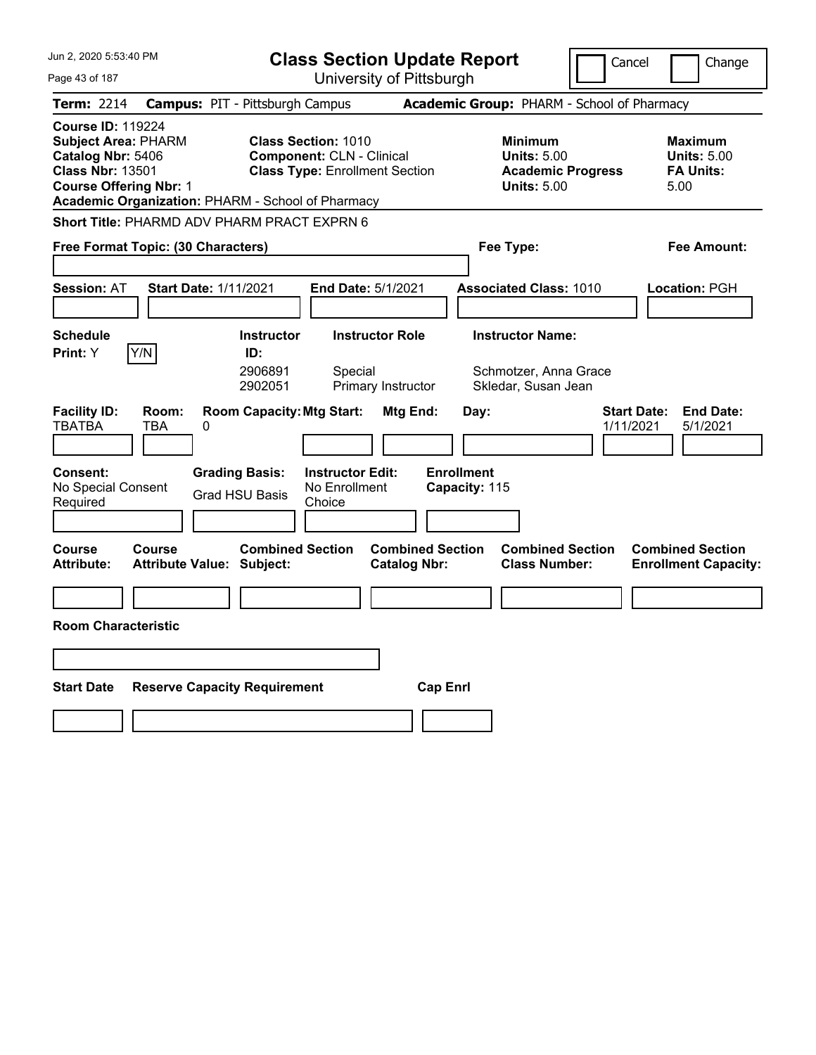# Class Section Update Report

University of Pittsburgh

Jun 2, 2020 5:53:40 PM

Cancel | Change

**Term:** 2214 **Campus:** PIT - Pittsburgh Campus **Academic Group:** PHARM - School of Pharmacy

**Course ID:** 119224
**Subject Area:** PHARM
**Catalog Nbr:** 5406
**Class Nbr:** 13501
**Course Offering Nbr:** 1
**Academic Organization:** PHARM - School of Pharmacy

**Class Section:** 1010
**Component:** CLN - Clinical
**Class Type:** Enrollment Section

**Minimum Units:** 5.00
**Academic Progress Units:** 5.00

**Maximum Units:** 5.00
**FA Units:** 5.00

**Short Title:** PHARMD ADV PHARM PRACT EXPRN 6

**Free Format Topic: (30 Characters)**

**Fee Type:**

**Fee Amount:**

**Session:** AT **Start Date:** 1/11/2021 **End Date:** 5/1/2021 **Associated Class:** 1010 **Location:** PGH

**Schedule Print:** Y Y/N

| Instructor ID: | Instructor Role | Instructor Name: |
|---|---|---|
| 2906891 | Special | Schmotzer, Anna Grace |
| 2902051 | Primary Instructor | Skledar, Susan Jean |

| Facility ID: | Room: | Room Capacity: | Mtg Start: | Mtg End: | Day: | Start Date: | End Date: |
|---|---|---|---|---|---|---|---|
| TBATBA | TBA | 0 | | | | 1/11/2021 | 5/1/2021 |

**Consent:** No Special Consent Required

**Grading Basis:** Grad HSU Basis

**Instructor Edit:** No Enrollment Choice

**Enrollment Capacity:** 115

| Course Attribute: | Course Attribute Value: | Combined Section Subject: | Combined Section Catalog Nbr: | Combined Section Class Number: | Combined Section Enrollment Capacity: |
|---|---|---|---|---|---|
| | | | | | |

**Room Characteristic**

| Start Date | Reserve Capacity Requirement | Cap Enrl |
|---|---|---|
| | | |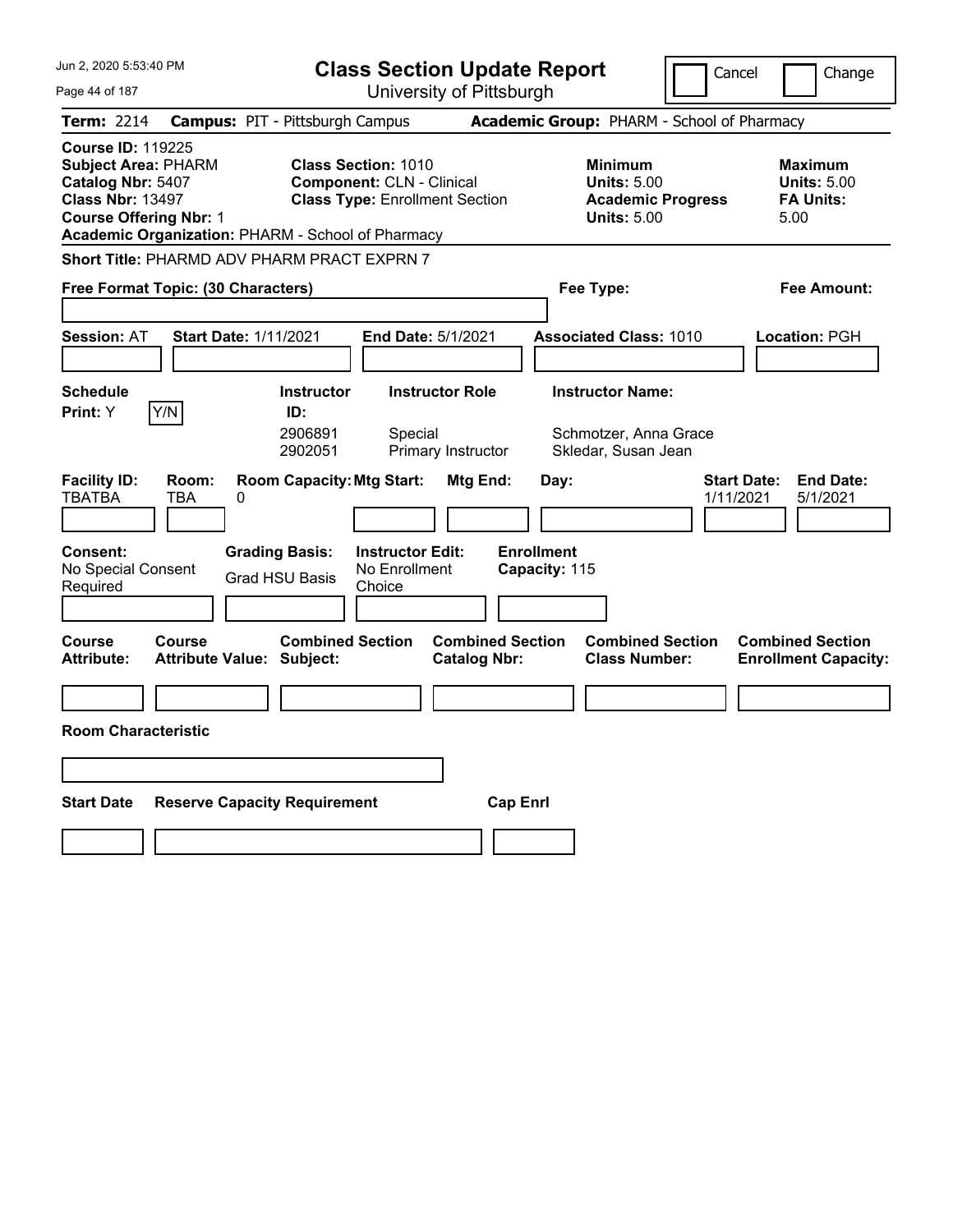Jun 2, 2020 5:53:40 PM

# Class Section Update Report

University of Pittsburgh

Cancel | Change

**Term:** 2214 **Campus:** PIT - Pittsburgh Campus **Academic Group:** PHARM - School of Pharmacy

**Course ID:** 119225
**Subject Area:** PHARM
**Catalog Nbr:** 5407
**Class Nbr:** 13497
**Course Offering Nbr:** 1
**Academic Organization:** PHARM - School of Pharmacy

**Class Section:** 1010
**Component:** CLN - Clinical
**Class Type:** Enrollment Section

**Minimum Units:** 5.00
**Academic Progress Units:** 5.00

**Maximum Units:** 5.00
**FA Units:** 5.00

**Short Title:** PHARMD ADV PHARM PRACT EXPRN 7

**Free Format Topic: (30 Characters)** | **Fee Type:** | **Fee Amount:**

**Session:** AT **Start Date:** 1/11/2021 **End Date:** 5/1/2021 **Associated Class:** 1010 **Location:** PGH

**Schedule Print:** Y Y/N

| Instructor ID | Instructor Role | Instructor Name |
|---|---|---|
| 2906891 | Special | Schmotzer, Anna Grace |
| 2902051 | Primary Instructor | Skledar, Susan Jean |

| Facility ID: | Room: | Room Capacity: | Mtg Start: | Mtg End: | Day: | Start Date: | End Date: |
|---|---|---|---|---|---|---|---|
| TBATBA | TBA | 0 | | | | 1/11/2021 | 5/1/2021 |

**Consent:** No Special Consent Required
**Grading Basis:** Grad HSU Basis
**Instructor Edit:** No Enrollment Choice
**Enrollment Capacity:** 115

| Course Attribute: | Course Attribute Value: | Combined Section Subject: | Combined Section Catalog Nbr: | Combined Section Class Number: | Combined Section Enrollment Capacity: |
|---|---|---|---|---|---|
| | | | | | |

**Room Characteristic**

| Start Date | Reserve Capacity Requirement | Cap Enrl |
|---|---|---|
| | | |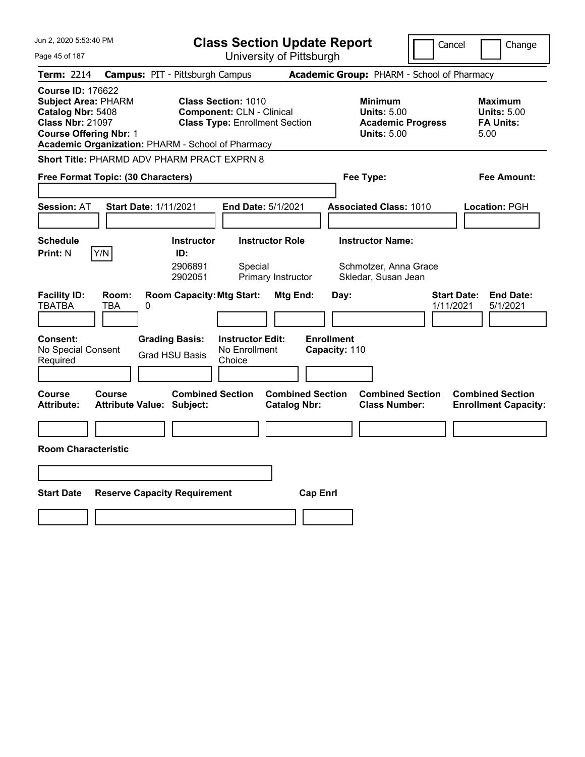Jun 2, 2020 5:53:40 PM

# Class Section Update Report

University of Pittsburgh

Cancel | Change

**Term:** 2214 **Campus:** PIT - Pittsburgh Campus **Academic Group:** PHARM - School of Pharmacy

**Course ID:** 176622
**Subject Area:** PHARM
**Catalog Nbr:** 5408
**Class Nbr:** 21097
**Course Offering Nbr:** 1
**Academic Organization:** PHARM - School of Pharmacy

**Class Section:** 1010
**Component:** CLN - Clinical
**Class Type:** Enrollment Section

**Minimum Units:** 5.00
**Academic Progress Units:** 5.00

**Maximum Units:** 5.00
**FA Units:** 5.00

**Short Title:** PHARMD ADV PHARM PRACT EXPRN 8

**Free Format Topic: (30 Characters)**

**Fee Type:**

**Fee Amount:**

**Session:** AT **Start Date:** 1/11/2021 **End Date:** 5/1/2021 **Associated Class:** 1010 **Location:** PGH

| Schedule Print | Instructor ID | Instructor Role | Instructor Name |
|---|---|---|---|
| N (Y/N) | 2906891 | Special | Schmotzer, Anna Grace |
| | 2902051 | Primary Instructor | Skledar, Susan Jean |

| Facility ID | Room | Room Capacity | Mtg Start | Mtg End | Day | Start Date | End Date |
|---|---|---|---|---|---|---|---|
| TBATBA | TBA | 0 | | | | 1/11/2021 | 5/1/2021 |

**Consent:** No Special Consent Required
**Grading Basis:** Grad HSU Basis
**Instructor Edit:** No Enrollment Choice
**Enrollment Capacity:** 110

| Course Attribute | Course Attribute Value | Combined Section Subject | Combined Section Catalog Nbr | Combined Section Class Number | Combined Section Enrollment Capacity |
|---|---|---|---|---|---|
| | | | | | |

**Room Characteristic**

| Start Date | Reserve Capacity Requirement | Cap Enrl |
|---|---|---|
| | | |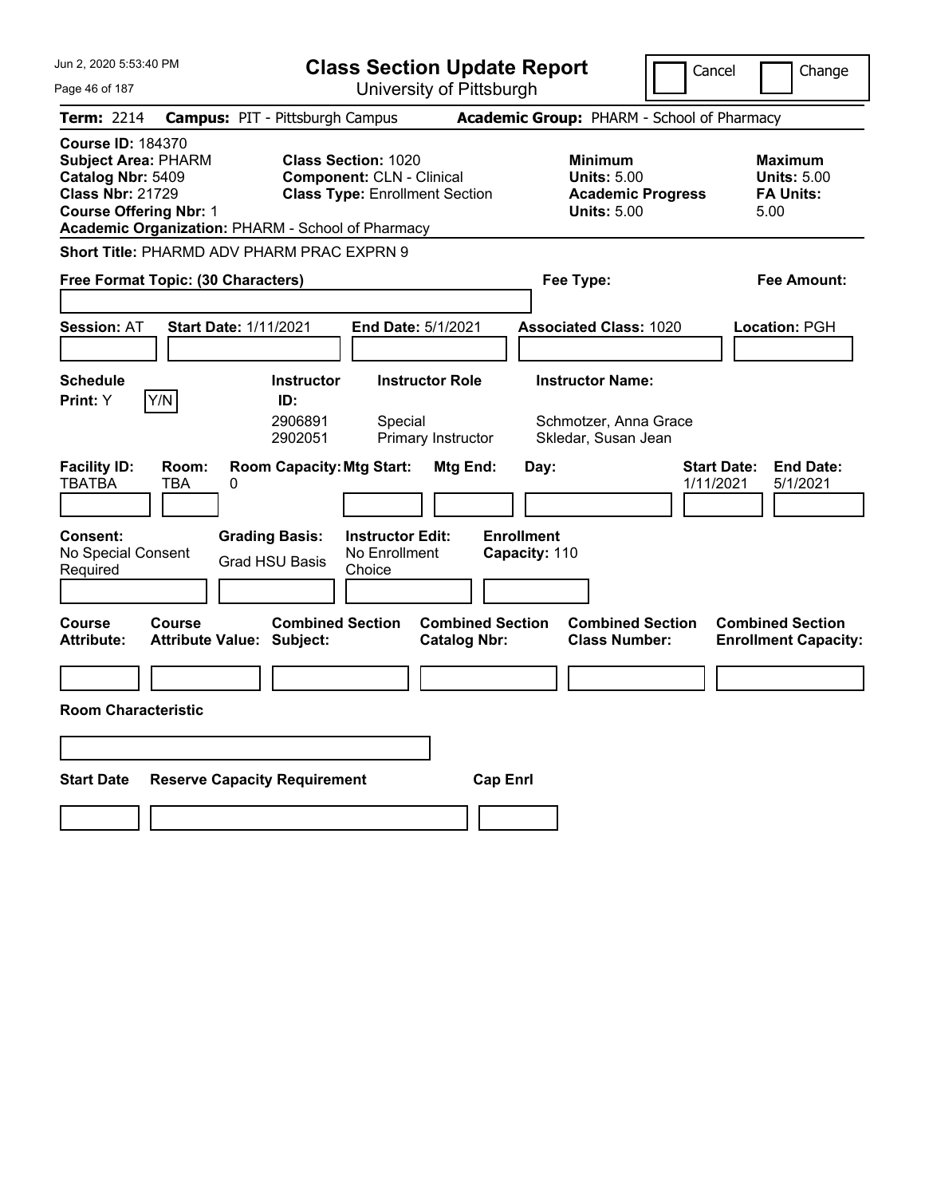# Class Section Update Report

University of Pittsburgh

Jun 2, 2020 5:53:40 PM

Cancel | Change

**Term:** 2214 **Campus:** PIT - Pittsburgh Campus **Academic Group:** PHARM - School of Pharmacy

**Course ID:** 184370
**Subject Area:** PHARM
**Catalog Nbr:** 5409
**Class Nbr:** 21729
**Course Offering Nbr:** 1
**Academic Organization:** PHARM - School of Pharmacy

**Class Section:** 1020
**Component:** CLN - Clinical
**Class Type:** Enrollment Section

**Minimum**
**Units:** 5.00
**Academic Progress Units:** 5.00

**Maximum**
**Units:** 5.00
**FA Units:** 5.00

**Short Title:** PHARMD ADV PHARM PRAC EXPRN 9

**Free Format Topic: (30 Characters)**

**Fee Type:**

**Fee Amount:**

**Session:** AT **Start Date:** 1/11/2021 **End Date:** 5/1/2021 **Associated Class:** 1020 **Location:** PGH

**Schedule Print:** Y Y/N

| Instructor ID: | Instructor Role | Instructor Name: |
|---|---|---|
| 2906891 | Special | Schmotzer, Anna Grace |
| 2902051 | Primary Instructor | Skledar, Susan Jean |

| Facility ID: | Room: | Room Capacity: | Mtg Start: | Mtg End: | Day: | Start Date: | End Date: |
|---|---|---|---|---|---|---|---|
| TBATBA | TBA | 0 | | | | 1/11/2021 | 5/1/2021 |

**Consent:** No Special Consent Required
**Grading Basis:** Grad HSU Basis
**Instructor Edit:** No Enrollment Choice
**Enrollment Capacity:** 110

| Course Attribute: | Course Attribute Value: | Combined Section Subject: | Combined Section Catalog Nbr: | Combined Section Class Number: | Combined Section Enrollment Capacity: |
|---|---|---|---|---|---|
| | | | | | |

**Room Characteristic**

| Start Date | Reserve Capacity Requirement | Cap Enrl |
|---|---|---|
| | | |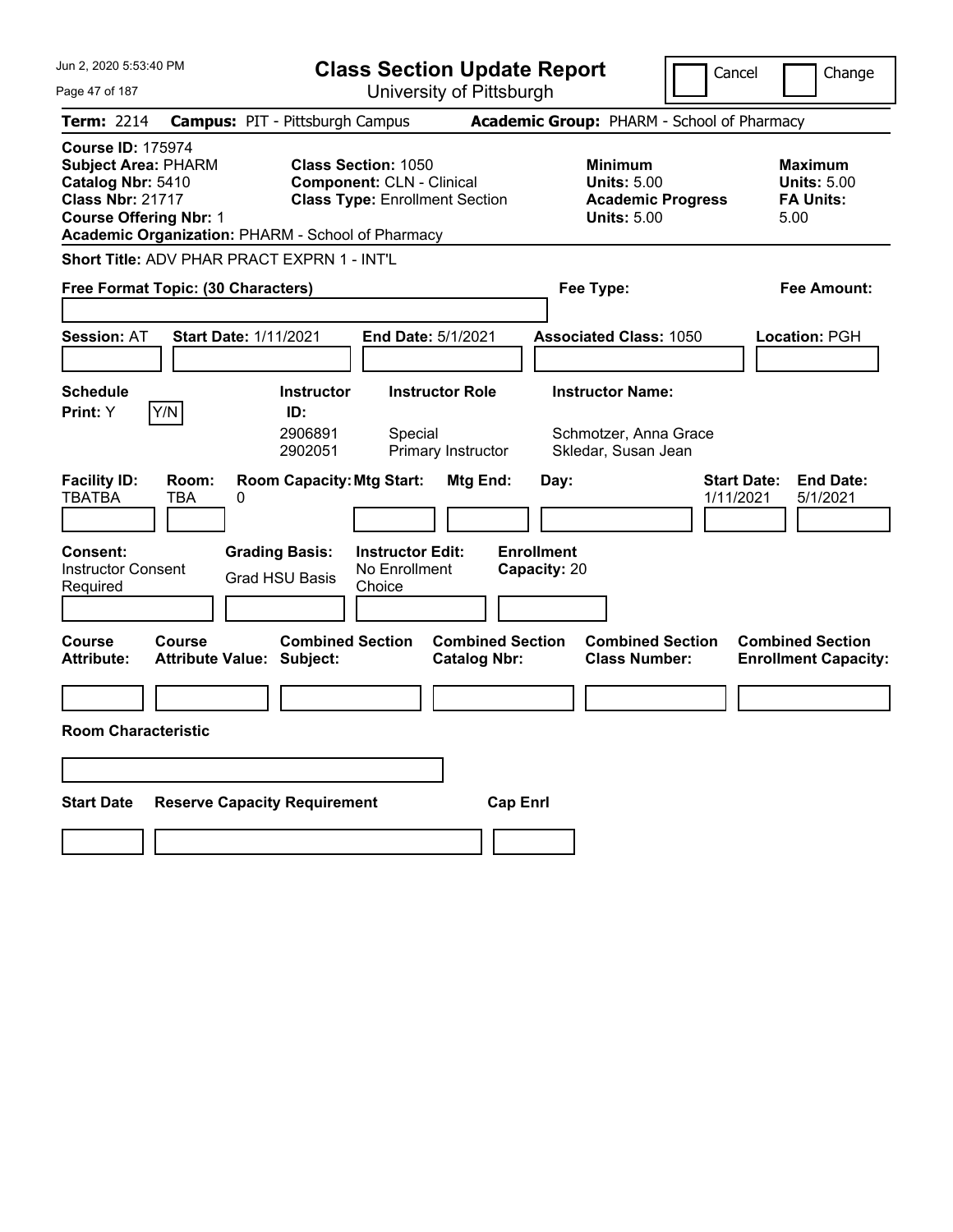# Class Section Update Report

University of Pittsburgh

Cancel Change

**Term:** 2214 **Campus:** PIT - Pittsburgh Campus **Academic Group:** PHARM - School of Pharmacy

**Course ID:** 175974
**Subject Area:** PHARM
**Catalog Nbr:** 5410
**Class Nbr:** 21717
**Course Offering Nbr:** 1
**Academic Organization:** PHARM - School of Pharmacy

**Class Section:** 1050
**Component:** CLN - Clinical
**Class Type:** Enrollment Section

**Minimum**
**Units:** 5.00
**Academic Progress**
**Units:** 5.00

**Maximum**
**Units:** 5.00
**FA Units:** 5.00

**Short Title:** ADV PHAR PRACT EXPRN 1 - INT'L

**Free Format Topic: (30 Characters)**

**Fee Type:**

**Fee Amount:**

**Session:** AT **Start Date:** 1/11/2021 **End Date:** 5/1/2021 **Associated Class:** 1050 **Location:** PGH

| Schedule Print: | Instructor ID: | Instructor Role | Instructor Name: |
|---|---|---|---|
| Y Y/N | 2906891 | Special | Schmotzer, Anna Grace |
| | 2902051 | Primary Instructor | Skledar, Susan Jean |

| Facility ID: | Room: | Room Capacity: | Mtg Start: | Mtg End: | Day: | Start Date: | End Date: |
|---|---|---|---|---|---|---|---|
| TBATBA | TBA | 0 | | | | 1/11/2021 | 5/1/2021 |

| Consent: | Grading Basis: | Instructor Edit: | Enrollment Capacity: |
|---|---|---|---|
| Instructor Consent Required | Grad HSU Basis | No Enrollment Choice | 20 |

| Course Attribute: | Course Attribute Value: | Combined Section Subject: | Combined Section Catalog Nbr: | Combined Section Class Number: | Combined Section Enrollment Capacity: |
|---|---|---|---|---|---|
| | | | | | |

**Room Characteristic**

| Start Date | Reserve Capacity Requirement | Cap Enrl |
|---|---|---|
| | | |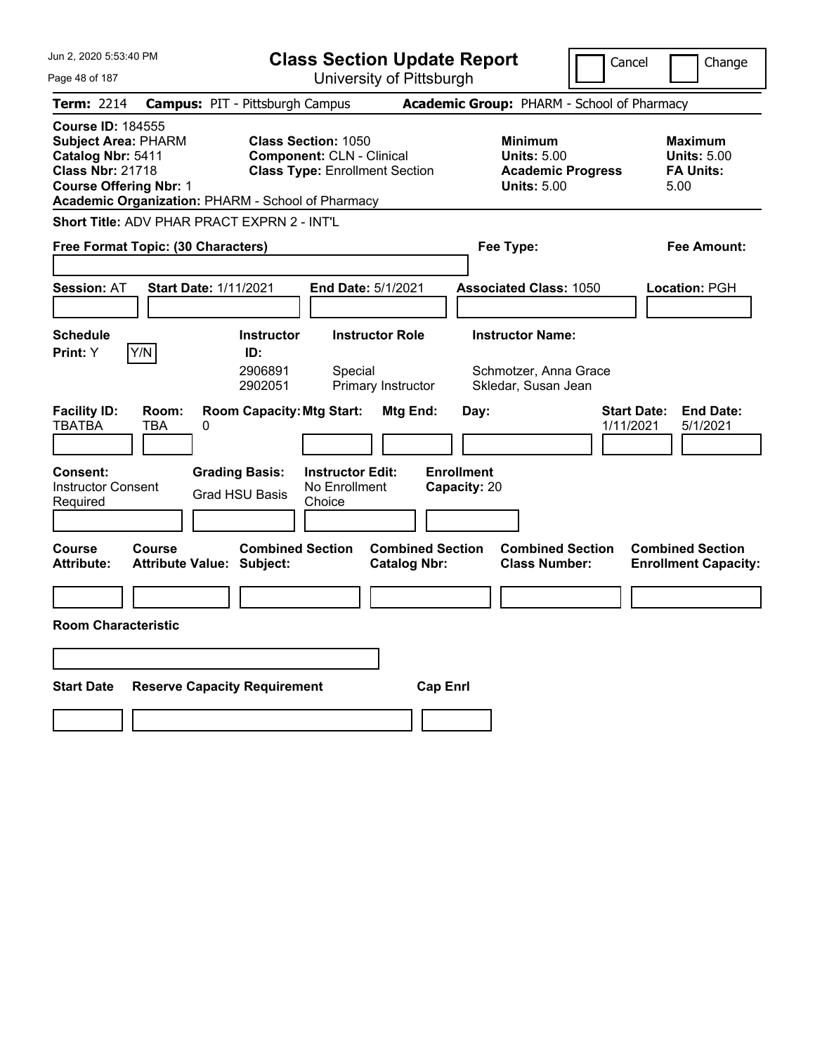# Class Section Update Report

University of Pittsburgh

Cancel | Change

Jun 2, 2020 5:53:40 PM

**Term:** 2214 **Campus:** PIT - Pittsburgh Campus **Academic Group:** PHARM - School of Pharmacy

**Course ID:** 184555
**Subject Area:** PHARM
**Catalog Nbr:** 5411
**Class Nbr:** 21718
**Course Offering Nbr:** 1
**Academic Organization:** PHARM - School of Pharmacy

**Class Section:** 1050
**Component:** CLN - Clinical
**Class Type:** Enrollment Section

**Minimum Units:** 5.00
**Academic Progress Units:** 5.00

**Maximum Units:** 5.00
**FA Units:** 5.00

**Short Title:** ADV PHAR PRACT EXPRN 2 - INT'L

**Free Format Topic: (30 Characters)**

**Fee Type:**

**Fee Amount:**

**Session:** AT **Start Date:** 1/11/2021 **End Date:** 5/1/2021 **Associated Class:** 1050 **Location:** PGH

**Schedule Print:** Y Y/N

| Instructor ID: | Instructor Role | Instructor Name: |
|---|---|---|
| 2906891 | Special | Schmotzer, Anna Grace |
| 2902051 | Primary Instructor | Skledar, Susan Jean |

| Facility ID: | Room: | Room Capacity: | Mtg Start: | Mtg End: | Day: | Start Date: | End Date: |
|---|---|---|---|---|---|---|---|
| TBATBA | TBA | 0 | | | | 1/11/2021 | 5/1/2021 |

**Consent:** Instructor Consent Required
**Grading Basis:** Grad HSU Basis
**Instructor Edit:** No Enrollment Choice
**Enrollment Capacity:** 20

| Course Attribute: | Course Attribute Value: | Combined Section Subject: | Combined Section Catalog Nbr: | Combined Section Class Number: | Combined Section Enrollment Capacity: |
|---|---|---|---|---|---|
| | | | | | |

**Room Characteristic**

| Start Date | Reserve Capacity Requirement | Cap Enrl |
|---|---|---|
| | | |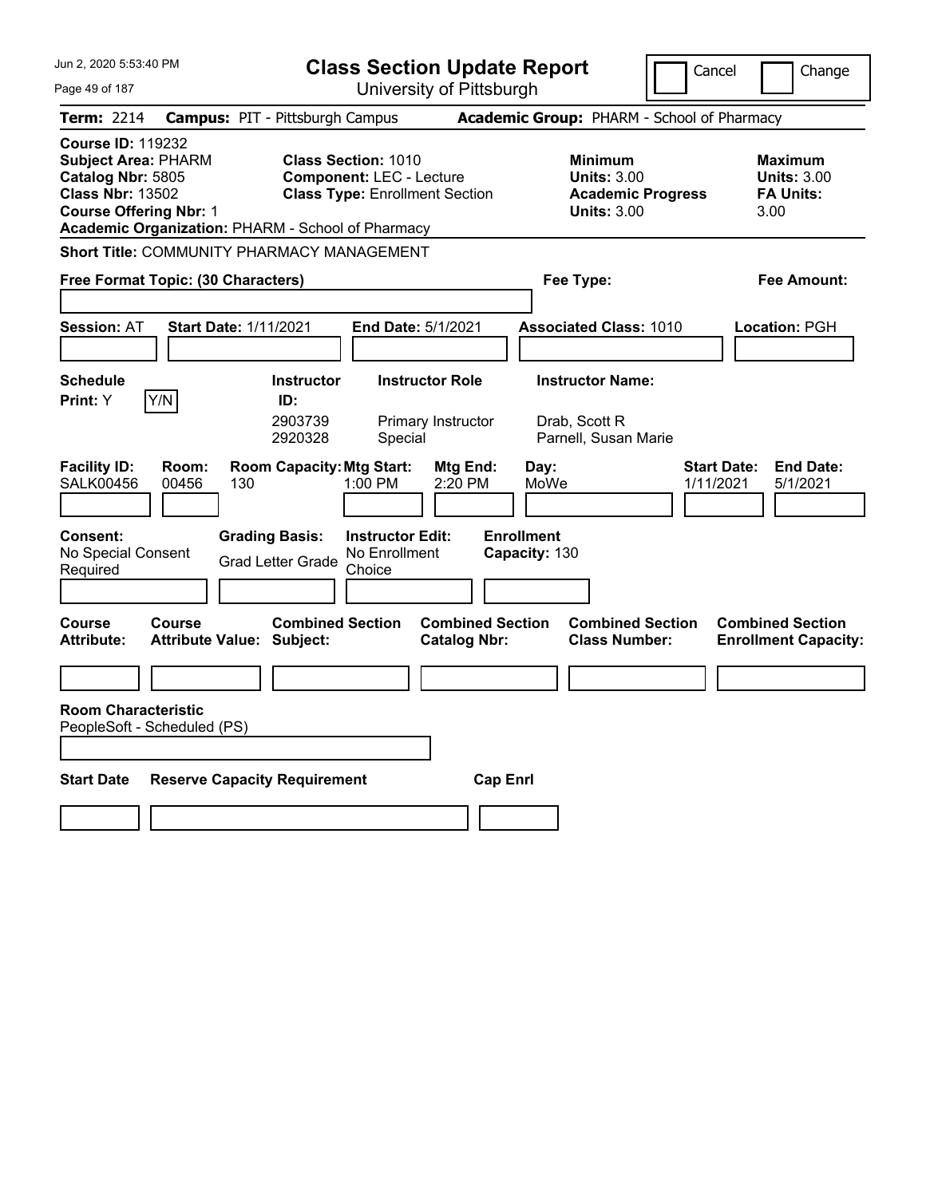# Class Section Update Report

University of Pittsburgh

Jun 2, 2020 5:53:40 PM

Cancel | Change

**Term:** 2214 **Campus:** PIT - Pittsburgh Campus **Academic Group:** PHARM - School of Pharmacy

**Course ID:** 119232
**Subject Area:** PHARM
**Catalog Nbr:** 5805
**Class Nbr:** 13502
**Course Offering Nbr:** 1
**Academic Organization:** PHARM - School of Pharmacy

**Class Section:** 1010
**Component:** LEC - Lecture
**Class Type:** Enrollment Section

**Minimum**
**Units:** 3.00
**Academic Progress Units:** 3.00

**Maximum**
**Units:** 3.00
**FA Units:** 3.00

**Short Title:** COMMUNITY PHARMACY MANAGEMENT

**Free Format Topic: (30 Characters)**

**Fee Type:**

**Fee Amount:**

**Session:** AT **Start Date:** 1/11/2021 **End Date:** 5/1/2021 **Associated Class:** 1010 **Location:** PGH

**Schedule Print:** Y Y/N

| Instructor ID: | Instructor Role | Instructor Name: |
|---|---|---|
| 2903739 | Primary Instructor | Drab, Scott R |
| 2920328 | Special | Parnell, Susan Marie |

| Facility ID: | Room: | Room Capacity: | Mtg Start: | Mtg End: | Day: | Start Date: | End Date: |
|---|---|---|---|---|---|---|---|
| SALK00456 | 00456 | 130 | 1:00 PM | 2:20 PM | MoWe | 1/11/2021 | 5/1/2021 |

**Consent:** No Special Consent Required
**Grading Basis:** Grad Letter Grade
**Instructor Edit:** No Enrollment Choice
**Enrollment Capacity:** 130

| Course Attribute: | Course Attribute Value: | Combined Section Subject: | Combined Section Catalog Nbr: | Combined Section Class Number: | Combined Section Enrollment Capacity: |
|---|---|---|---|---|---|
| | | | | | |

**Room Characteristic**
PeopleSoft - Scheduled (PS)

| Start Date | Reserve Capacity Requirement | Cap Enrl |
|---|---|---|
| | | |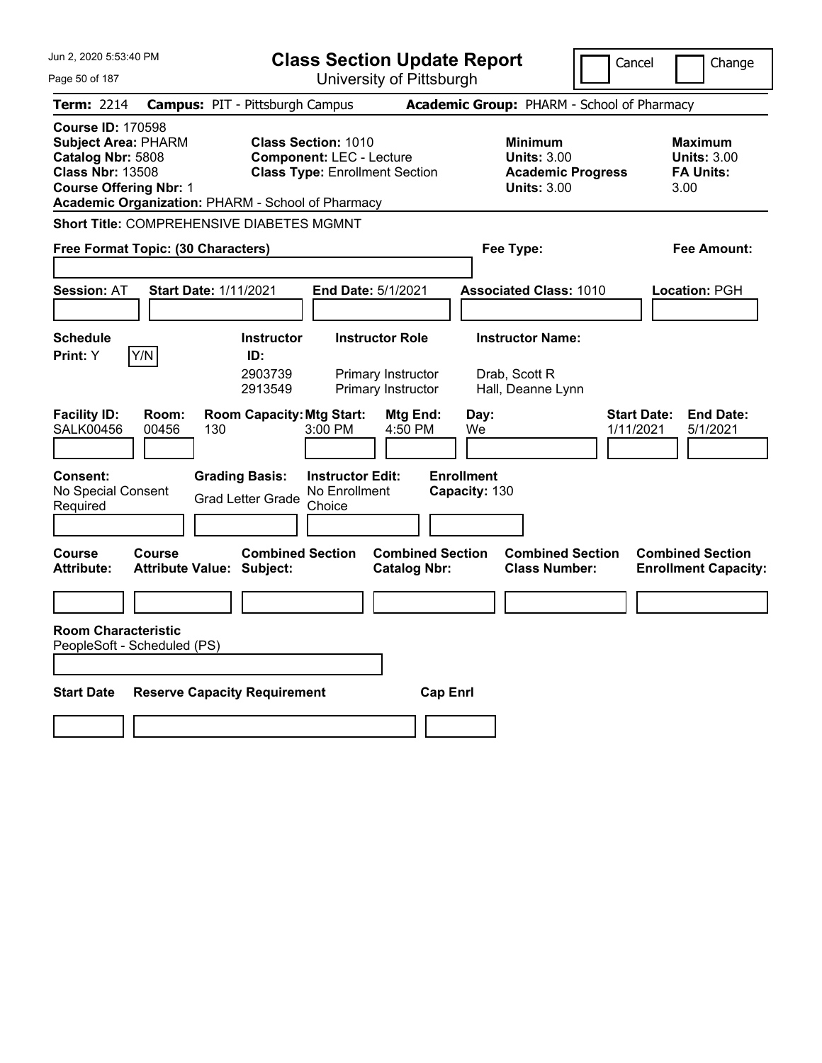Jun 2, 2020 5:53:40 PM

# Class Section Update Report

University of Pittsburgh

Cancel | Change

**Term:** 2214 **Campus:** PIT - Pittsburgh Campus **Academic Group:** PHARM - School of Pharmacy

**Course ID:** 170598
**Subject Area:** PHARM
**Catalog Nbr:** 5808
**Class Nbr:** 13508
**Course Offering Nbr:** 1
**Academic Organization:** PHARM - School of Pharmacy

**Class Section:** 1010
**Component:** LEC - Lecture
**Class Type:** Enrollment Section

**Minimum Units:** 3.00
**Academic Progress Units:** 3.00

**Maximum Units:** 3.00
**FA Units:** 3.00

**Short Title:** COMPREHENSIVE DIABETES MGMNT

**Free Format Topic: (30 Characters)**

**Fee Type:**

**Fee Amount:**

**Session:** AT **Start Date:** 1/11/2021 **End Date:** 5/1/2021 **Associated Class:** 1010 **Location:** PGH

**Schedule Print:** Y Y/N

| Instructor ID | Instructor Role | Instructor Name |
|---|---|---|
| 2903739 | Primary Instructor | Drab, Scott R |
| 2913549 | Primary Instructor | Hall, Deanne Lynn |

| Facility ID | Room | Room Capacity | Mtg Start | Mtg End | Day | Start Date | End Date |
|---|---|---|---|---|---|---|---|
| SALK00456 | 00456 | 130 | 3:00 PM | 4:50 PM | We | 1/11/2021 | 5/1/2021 |

**Consent:** No Special Consent Required

**Grading Basis:** Grad Letter Grade

**Instructor Edit:** No Enrollment Choice

**Enrollment Capacity:** 130

| Course Attribute | Course Attribute Value | Combined Section Subject | Combined Section Catalog Nbr | Combined Section Class Number | Combined Section Enrollment Capacity |
|---|---|---|---|---|---|
| | | | | | |

**Room Characteristic**
PeopleSoft - Scheduled (PS)

| Start Date | Reserve Capacity Requirement | Cap Enrl |
|---|---|---|
| | | |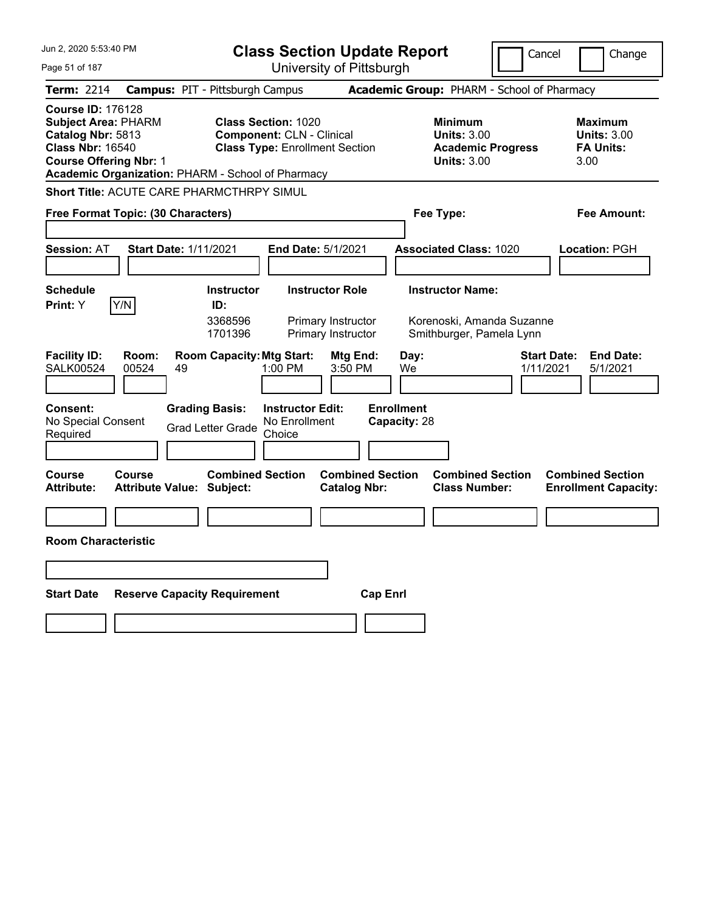# Class Section Update Report

University of Pittsburgh

Cancel | Change

**Term:** 2214 **Campus:** PIT - Pittsburgh Campus **Academic Group:** PHARM - School of Pharmacy

**Course ID:** 176128
**Subject Area:** PHARM
**Catalog Nbr:** 5813
**Class Nbr:** 16540
**Course Offering Nbr:** 1
**Academic Organization:** PHARM - School of Pharmacy

**Class Section:** 1020
**Component:** CLN - Clinical
**Class Type:** Enrollment Section

**Minimum Units:** 3.00
**Academic Progress Units:** 3.00

**Maximum Units:** 3.00
**FA Units:** 3.00

**Short Title:** ACUTE CARE PHARMCTHRPY SIMUL

**Free Format Topic: (30 Characters)**

**Fee Type:**

**Fee Amount:**

**Session:** AT **Start Date:** 1/11/2021 **End Date:** 5/1/2021 **Associated Class:** 1020 **Location:** PGH

**Schedule Print:** Y Y/N

| Instructor ID | Instructor Role | Instructor Name |
|---|---|---|
| 3368596 | Primary Instructor | Korenoski, Amanda Suzanne |
| 1701396 | Primary Instructor | Smithburger, Pamela Lynn |

| Facility ID | Room | Room Capacity | Mtg Start | Mtg End | Day | Start Date | End Date |
|---|---|---|---|---|---|---|---|
| SALK00524 | 00524 | 49 | 1:00 PM | 3:50 PM | We | 1/11/2021 | 5/1/2021 |

**Consent:** No Special Consent Required

**Grading Basis:** Grad Letter Grade

**Instructor Edit:** No Enrollment Choice

**Enrollment Capacity:** 28

| Course Attribute | Course Attribute Value | Combined Section Subject | Combined Section Catalog Nbr | Combined Section Class Number | Combined Section Enrollment Capacity |
|---|---|---|---|---|---|
| | | | | | |

**Room Characteristic**

| Start Date | Reserve Capacity Requirement | Cap Enrl |
|---|---|---|
| | | |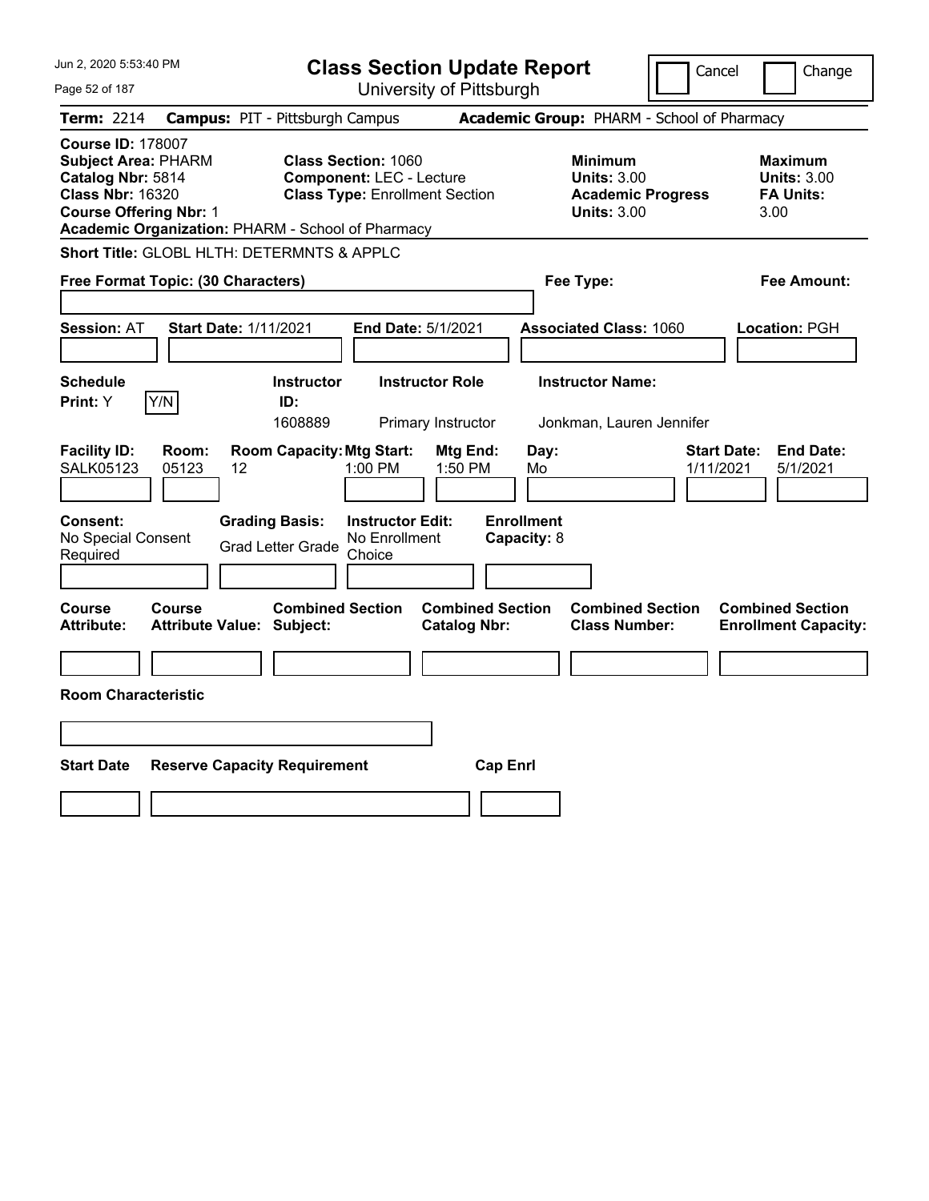# Class Section Update Report

University of Pittsburgh

Cancel | Change

**Term:** 2214 **Campus:** PIT - Pittsburgh Campus **Academic Group:** PHARM - School of Pharmacy

**Course ID:** 178007
**Subject Area:** PHARM
**Catalog Nbr:** 5814
**Class Nbr:** 16320
**Course Offering Nbr:** 1
**Academic Organization:** PHARM - School of Pharmacy

**Class Section:** 1060
**Component:** LEC - Lecture
**Class Type:** Enrollment Section

**Minimum**
**Units:** 3.00
**Academic Progress Units:** 3.00

**Maximum**
**Units:** 3.00
**FA Units:** 3.00

**Short Title:** GLOBL HLTH: DETERMNTS & APPLC

**Free Format Topic: (30 Characters)**

**Fee Type:**

**Fee Amount:**

**Session:** AT **Start Date:** 1/11/2021 **End Date:** 5/1/2021 **Associated Class:** 1060 **Location:** PGH

| Schedule Print | Instructor ID | Instructor Role | Instructor Name |
|---|---|---|---|
| Y (Y/N) | 1608889 | Primary Instructor | Jonkman, Lauren Jennifer |

| Facility ID | Room | Room Capacity | Mtg Start | Mtg End | Day | Start Date | End Date |
|---|---|---|---|---|---|---|---|
| SALK05123 | 05123 | 12 | 1:00 PM | 1:50 PM | Mo | 1/11/2021 | 5/1/2021 |

| Consent | Grading Basis | Instructor Edit | Enrollment Capacity |
|---|---|---|---|
| No Special Consent Required | Grad Letter Grade | No Enrollment Choice | 8 |

| Course Attribute | Course Attribute Value | Combined Section Subject | Combined Section Catalog Nbr | Combined Section Class Number | Combined Section Enrollment Capacity |
|---|---|---|---|---|---|
| | | | | | |

**Room Characteristic**

| Start Date | Reserve Capacity Requirement | Cap Enrl |
|---|---|---|
| | | |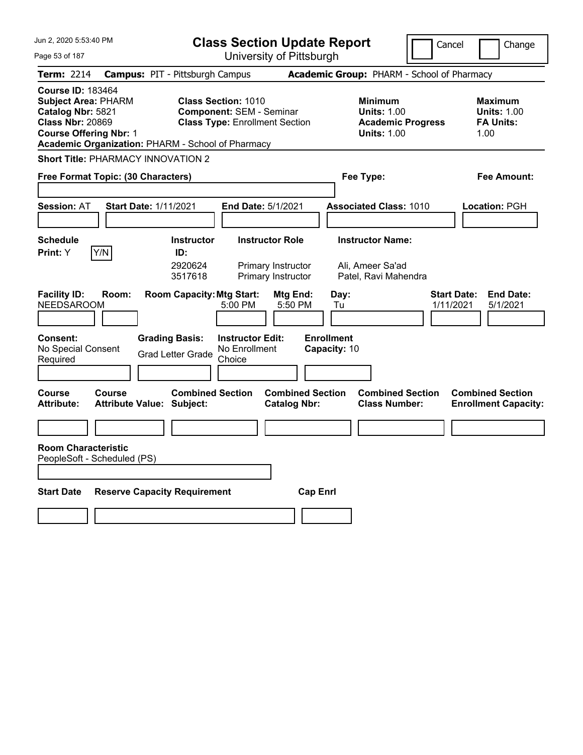Jun 2, 2020 5:53:40 PM

# Class Section Update Report

University of Pittsburgh

Cancel | Change

**Term:** 2214 **Campus:** PIT - Pittsburgh Campus **Academic Group:** PHARM - School of Pharmacy

**Course ID:** 183464
**Subject Area:** PHARM
**Catalog Nbr:** 5821
**Class Nbr:** 20869
**Course Offering Nbr:** 1
**Academic Organization:** PHARM - School of Pharmacy

**Class Section:** 1010
**Component:** SEM - Seminar
**Class Type:** Enrollment Section

**Minimum Units:** 1.00
**Academic Progress Units:** 1.00

**Maximum Units:** 1.00
**FA Units:** 1.00

**Short Title:** PHARMACY INNOVATION 2

**Free Format Topic: (30 Characters)**

**Fee Type:**

**Fee Amount:**

**Session:** AT **Start Date:** 1/11/2021 **End Date:** 5/1/2021 **Associated Class:** 1010 **Location:** PGH

**Schedule Print:** Y Y/N

| Instructor ID: | Instructor Role | Instructor Name: |
|---|---|---|
| 2920624 | Primary Instructor | Ali, Ameer Sa'ad |
| 3517618 | Primary Instructor | Patel, Ravi Mahendra |

| Facility ID: | Room: | Room Capacity: | Mtg Start: | Mtg End: | Day: | Start Date: | End Date: |
|---|---|---|---|---|---|---|---|
| NEEDSAROOM | | | 5:00 PM | 5:50 PM | Tu | 1/11/2021 | 5/1/2021 |

**Consent:** No Special Consent Required

**Grading Basis:** Grad Letter Grade

**Instructor Edit:** No Enrollment Choice

**Enrollment Capacity:** 10

| Course Attribute: | Course Attribute Value: | Combined Section Subject: | Combined Section Catalog Nbr: | Combined Section Class Number: | Combined Section Enrollment Capacity: |
|---|---|---|---|---|---|
| | | | | | |

**Room Characteristic**
PeopleSoft - Scheduled (PS)

| Start Date | Reserve Capacity Requirement | Cap Enrl |
|---|---|---|
| | | |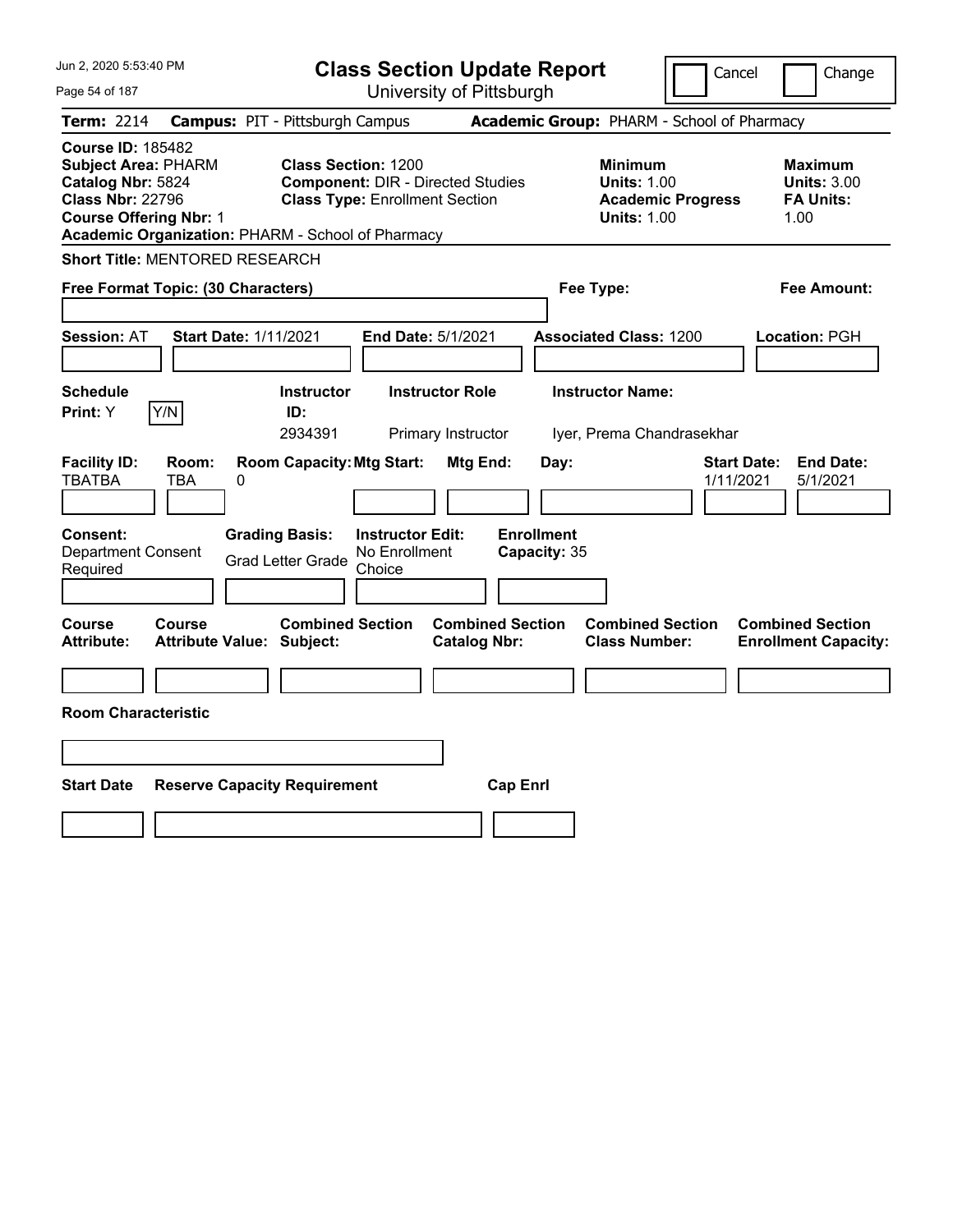Jun 2, 2020 5:53:40 PM

# Class Section Update Report

University of Pittsburgh

Cancel | Change

**Term:** 2214 **Campus:** PIT - Pittsburgh Campus **Academic Group:** PHARM - School of Pharmacy

**Course ID:** 185482
**Subject Area:** PHARM
**Catalog Nbr:** 5824
**Class Nbr:** 22796
**Course Offering Nbr:** 1
**Academic Organization:** PHARM - School of Pharmacy

**Class Section:** 1200
**Component:** DIR - Directed Studies
**Class Type:** Enrollment Section

**Minimum**
**Units:** 1.00
**Academic Progress Units:** 1.00

**Maximum**
**Units:** 3.00
**FA Units:** 1.00

**Short Title:** MENTORED RESEARCH

**Free Format Topic: (30 Characters)** **Fee Type:** **Fee Amount:**

**Session:** AT **Start Date:** 1/11/2021 **End Date:** 5/1/2021 **Associated Class:** 1200 **Location:** PGH

| Schedule Print: | | Instructor ID: | Instructor Role | Instructor Name: |
|---|---|---|---|---|
| Y | Y/N | 2934391 | Primary Instructor | Iyer, Prema Chandrasekhar |

| Facility ID: | Room: | Room Capacity: | Mtg Start: | Mtg End: | Day: | Start Date: | End Date: |
|---|---|---|---|---|---|---|---|
| TBATBA | TBA | 0 | | | | 1/11/2021 | 5/1/2021 |

| Consent: | Grading Basis: | Instructor Edit: | Enrollment Capacity: |
|---|---|---|---|
| Department Consent Required | Grad Letter Grade | No Enrollment Choice | 35 |

| Course Attribute: | Course Attribute Value: | Combined Section Subject: | Combined Section Catalog Nbr: | Combined Section Class Number: | Combined Section Enrollment Capacity: |
|---|---|---|---|---|---|
| | | | | | |

**Room Characteristic**

| Start Date | Reserve Capacity Requirement | Cap Enrl |
|---|---|---|
| | | |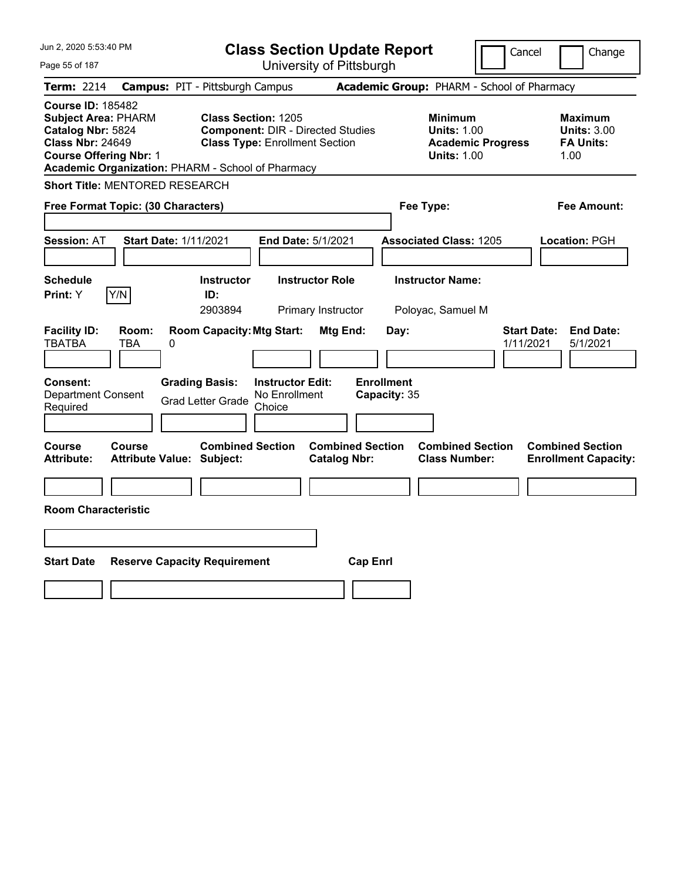Jun 2, 2020 5:53:40 PM

# Class Section Update Report

University of Pittsburgh

Cancel | Change

**Term:** 2214 **Campus:** PIT - Pittsburgh Campus **Academic Group:** PHARM - School of Pharmacy

**Course ID:** 185482
**Subject Area:** PHARM
**Catalog Nbr:** 5824
**Class Nbr:** 24649
**Course Offering Nbr:** 1
**Academic Organization:** PHARM - School of Pharmacy

**Class Section:** 1205
**Component:** DIR - Directed Studies
**Class Type:** Enrollment Section

**Minimum**
**Units:** 1.00
**Academic Progress Units:** 1.00

**Maximum**
**Units:** 3.00
**FA Units:** 1.00

**Short Title:** MENTORED RESEARCH

**Free Format Topic: (30 Characters)** **Fee Type:** **Fee Amount:**

**Session:** AT **Start Date:** 1/11/2021 **End Date:** 5/1/2021 **Associated Class:** 1205 **Location:** PGH

| Schedule Print: | | Instructor ID: | Instructor Role | Instructor Name: |
|---|---|---|---|---|
| Y | Y/N | 2903894 | Primary Instructor | Poloyac, Samuel M |

| Facility ID: | Room: | Room Capacity: | Mtg Start: | Mtg End: | Day: | Start Date: | End Date: |
|---|---|---|---|---|---|---|---|
| TBATBA | TBA | 0 | | | | 1/11/2021 | 5/1/2021 |

| Consent: | Grading Basis: | Instructor Edit: | Enrollment Capacity: |
|---|---|---|---|
| Department Consent Required | Grad Letter Grade | No Enrollment Choice | 35 |

| Course Attribute: | Course Attribute Value: | Combined Section Subject: | Combined Section Catalog Nbr: | Combined Section Class Number: | Combined Section Enrollment Capacity: |
|---|---|---|---|---|---|
| | | | | | |

**Room Characteristic**

| Start Date | Reserve Capacity Requirement | Cap Enrl |
|---|---|---|
| | | |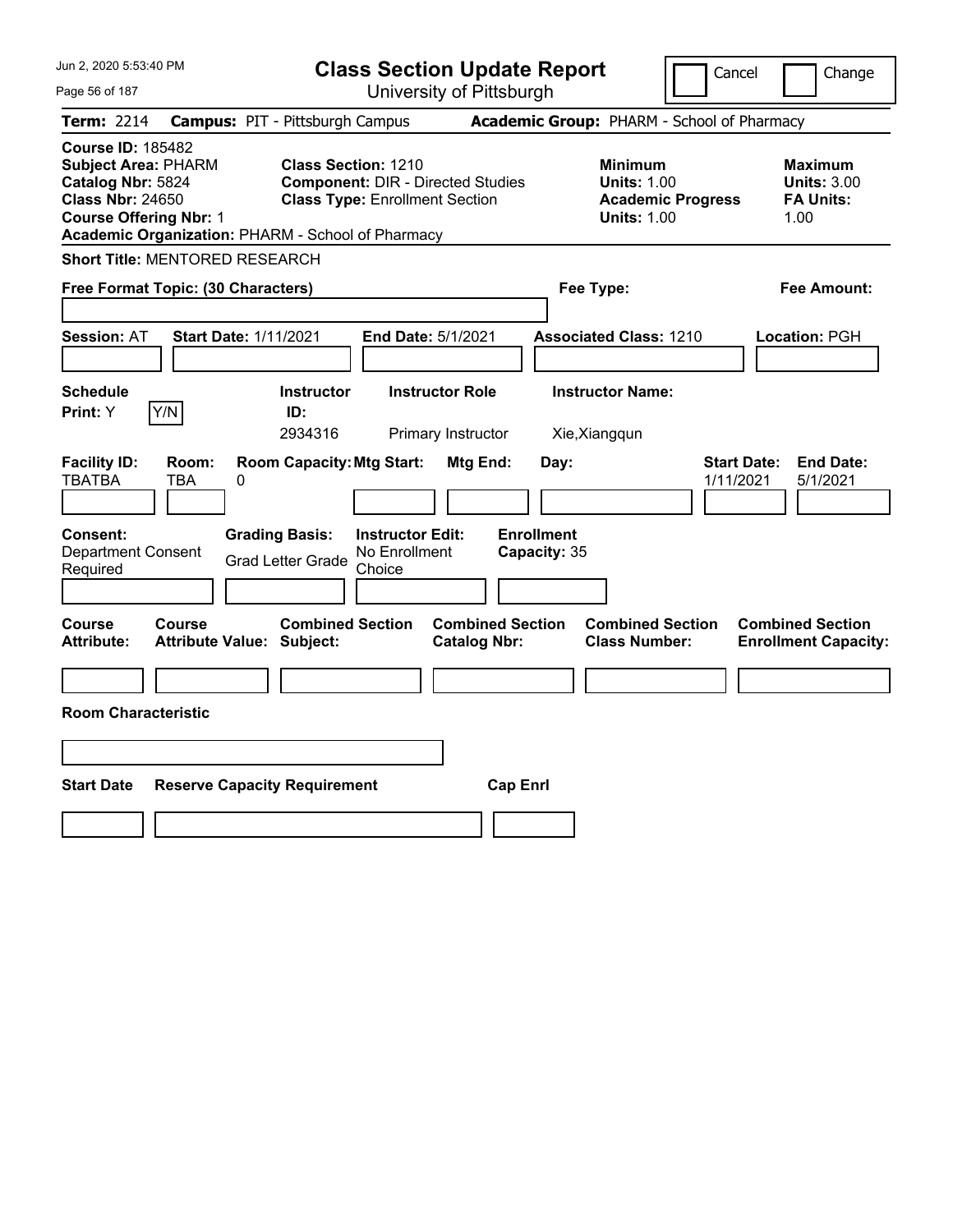# Class Section Update Report

University of Pittsburgh

Cancel | Change

**Term:** 2214 **Campus:** PIT - Pittsburgh Campus **Academic Group:** PHARM - School of Pharmacy

**Course ID:** 185482
**Subject Area:** PHARM
**Catalog Nbr:** 5824
**Class Nbr:** 24650
**Course Offering Nbr:** 1
**Academic Organization:** PHARM - School of Pharmacy

**Class Section:** 1210
**Component:** DIR - Directed Studies
**Class Type:** Enrollment Section

**Minimum**
**Units:** 1.00
**Academic Progress Units:** 1.00

**Maximum**
**Units:** 3.00
**FA Units:** 1.00

**Short Title:** MENTORED RESEARCH

**Free Format Topic: (30 Characters)**

**Fee Type:**

**Fee Amount:**

**Session:** AT **Start Date:** 1/11/2021 **End Date:** 5/1/2021 **Associated Class:** 1210 **Location:** PGH

| Schedule Print: | Instructor ID: | Instructor Role | Instructor Name: |
|---|---|---|---|
| Y (Y/N) | 2934316 | Primary Instructor | Xie,Xiangqun |

| Facility ID: | Room: | Room Capacity: | Mtg Start: | Mtg End: | Day: | Start Date: | End Date: |
|---|---|---|---|---|---|---|---|
| TBATBA | TBA | 0 | | | | 1/11/2021 | 5/1/2021 |

| Consent: | Grading Basis: | Instructor Edit: | Enrollment Capacity: |
|---|---|---|---|
| Department Consent Required | Grad Letter Grade | No Enrollment Choice | 35 |

| Course Attribute: | Course Attribute Value: | Combined Section Subject: | Combined Section Catalog Nbr: | Combined Section Class Number: | Combined Section Enrollment Capacity: |
|---|---|---|---|---|---|
| | | | | | |

**Room Characteristic**

| Start Date | Reserve Capacity Requirement | Cap Enrl |
|---|---|---|
| | | |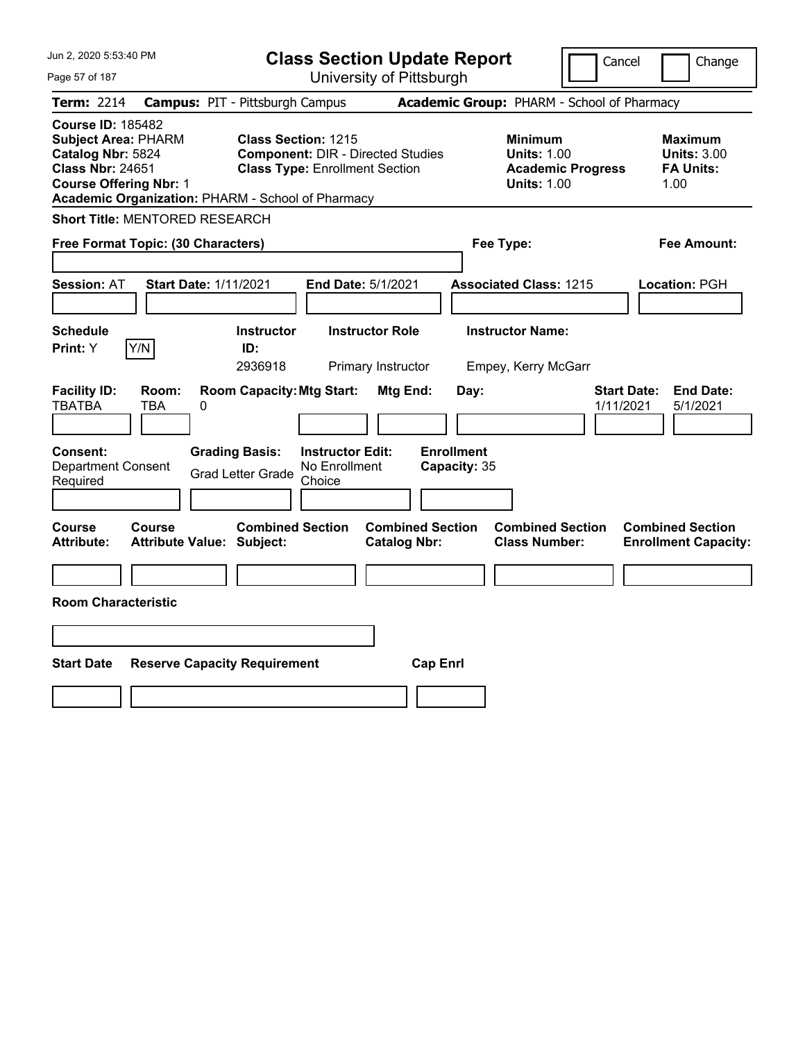Jun 2, 2020 5:53:40 PM

# Class Section Update Report

University of Pittsburgh

Cancel | Change

**Term:** 2214 **Campus:** PIT - Pittsburgh Campus **Academic Group:** PHARM - School of Pharmacy

**Course ID:** 185482
**Subject Area:** PHARM
**Catalog Nbr:** 5824
**Class Nbr:** 24651
**Course Offering Nbr:** 1
**Academic Organization:** PHARM - School of Pharmacy

**Class Section:** 1215
**Component:** DIR - Directed Studies
**Class Type:** Enrollment Section

**Minimum**
**Units:** 1.00
**Academic Progress Units:** 1.00

**Maximum**
**Units:** 3.00
**FA Units:** 1.00

**Short Title:** MENTORED RESEARCH

**Free Format Topic: (30 Characters)** **Fee Type:** **Fee Amount:**

**Session:** AT **Start Date:** 1/11/2021 **End Date:** 5/1/2021 **Associated Class:** 1215 **Location:** PGH

| Schedule Print: | | Instructor ID: | Instructor Role | Instructor Name: |
|---|---|---|---|---|
| Y | Y/N | 2936918 | Primary Instructor | Empey, Kerry McGarr |

| Facility ID: | Room: | Room Capacity: | Mtg Start: | Mtg End: | Day: | Start Date: | End Date: |
|---|---|---|---|---|---|---|---|
| TBATBA | TBA | 0 | | | | 1/11/2021 | 5/1/2021 |

**Consent:** Department Consent Required
**Grading Basis:** Grad Letter Grade
**Instructor Edit:** No Enrollment Choice
**Enrollment Capacity:** 35

| Course Attribute: | Course Attribute Value: | Combined Section Subject: | Combined Section Catalog Nbr: | Combined Section Class Number: | Combined Section Enrollment Capacity: |
|---|---|---|---|---|---|
| | | | | | |

**Room Characteristic**

| Start Date | Reserve Capacity Requirement | Cap Enrl |
|---|---|---|
| | | |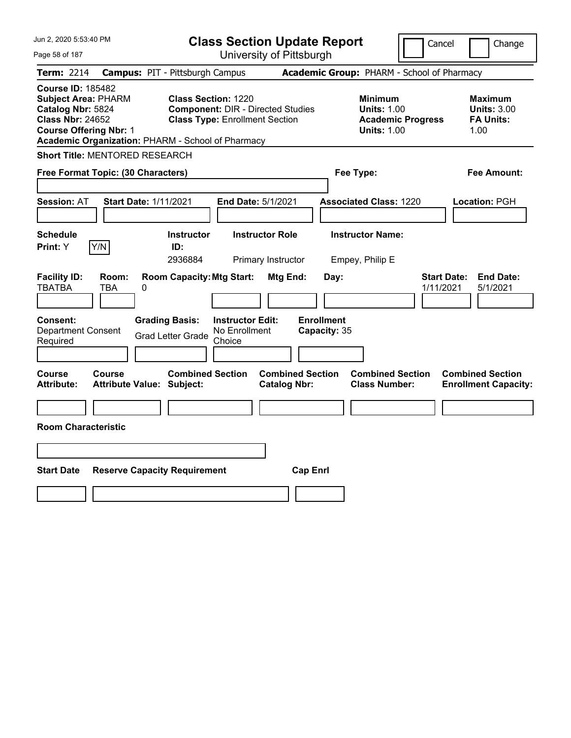Jun 2, 2020 5:53:40 PM

# Class Section Update Report

University of Pittsburgh

Cancel   Change

**Term:** 2214   **Campus:** PIT - Pittsburgh Campus   **Academic Group:** PHARM - School of Pharmacy

**Course ID:** 185482
**Subject Area:** PHARM
**Catalog Nbr:** 5824
**Class Nbr:** 24652
**Course Offering Nbr:** 1
**Academic Organization:** PHARM - School of Pharmacy

**Class Section:** 1220
**Component:** DIR - Directed Studies
**Class Type:** Enrollment Section

**Minimum**
**Units:** 1.00
**Academic Progress Units:** 1.00

**Maximum**
**Units:** 3.00
**FA Units:** 1.00

**Short Title:** MENTORED RESEARCH

**Free Format Topic: (30 Characters)**   **Fee Type:**   **Fee Amount:**

**Session:** AT   **Start Date:** 1/11/2021   **End Date:** 5/1/2021   **Associated Class:** 1220   **Location:** PGH

| Schedule Print: | | Instructor ID: | Instructor Role | Instructor Name: |
|---|---|---|---|---|
| Y | Y/N | 2936884 | Primary Instructor | Empey, Philip E |

| Facility ID: | Room: | Room Capacity: | Mtg Start: | Mtg End: | Day: | Start Date: | End Date: |
|---|---|---|---|---|---|---|---|
| TBATBA | TBA | 0 | | | | 1/11/2021 | 5/1/2021 |

**Consent:** Department Consent Required
**Grading Basis:** Grad Letter Grade
**Instructor Edit:** No Enrollment Choice
**Enrollment Capacity:** 35

| Course Attribute: | Course Attribute Value: | Combined Section Subject: | Combined Section Catalog Nbr: | Combined Section Class Number: | Combined Section Enrollment Capacity: |
|---|---|---|---|---|---|
| | | | | | |

**Room Characteristic**

| Start Date | Reserve Capacity Requirement | Cap Enrl |
|---|---|---|
| | | |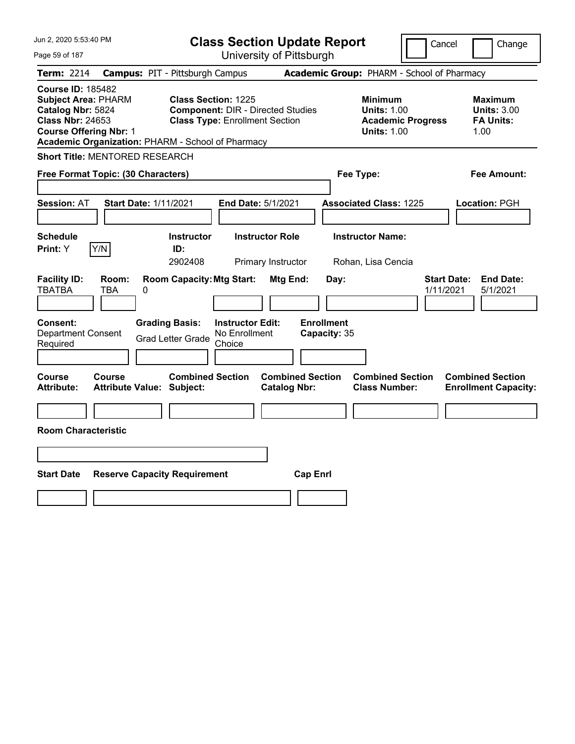# Class Section Update Report

University of Pittsburgh

Cancel | Change

**Term:** 2214 **Campus:** PIT - Pittsburgh Campus **Academic Group:** PHARM - School of Pharmacy

**Course ID:** 185482
**Subject Area:** PHARM
**Catalog Nbr:** 5824
**Class Nbr:** 24653
**Course Offering Nbr:** 1
**Academic Organization:** PHARM - School of Pharmacy

**Class Section:** 1225
**Component:** DIR - Directed Studies
**Class Type:** Enrollment Section

**Minimum**
**Units:** 1.00
**Academic Progress Units:** 1.00

**Maximum**
**Units:** 3.00
**FA Units:** 1.00

**Short Title:** MENTORED RESEARCH

**Free Format Topic: (30 Characters)**

**Fee Type:**

**Fee Amount:**

**Session:** AT **Start Date:** 1/11/2021 **End Date:** 5/1/2021 **Associated Class:** 1225 **Location:** PGH

| Schedule Print | | Instructor ID | Instructor Role | Instructor Name |
|---|---|---|---|---|
| Y | Y/N | 2902408 | Primary Instructor | Rohan, Lisa Cencia |

| Facility ID | Room | Room Capacity | Mtg Start | Mtg End | Day | Start Date | End Date |
|---|---|---|---|---|---|---|---|
| TBATBA | TBA | 0 | | | | 1/11/2021 | 5/1/2021 |

**Consent:** Department Consent Required
**Grading Basis:** Grad Letter Grade
**Instructor Edit:** No Enrollment Choice
**Enrollment Capacity:** 35

| Course Attribute | Course Attribute Value | Combined Section Subject | Combined Section Catalog Nbr | Combined Section Class Number | Combined Section Enrollment Capacity |
|---|---|---|---|---|---|
| | | | | | |

**Room Characteristic**

| Start Date | Reserve Capacity Requirement | Cap Enrl |
|---|---|---|
| | | |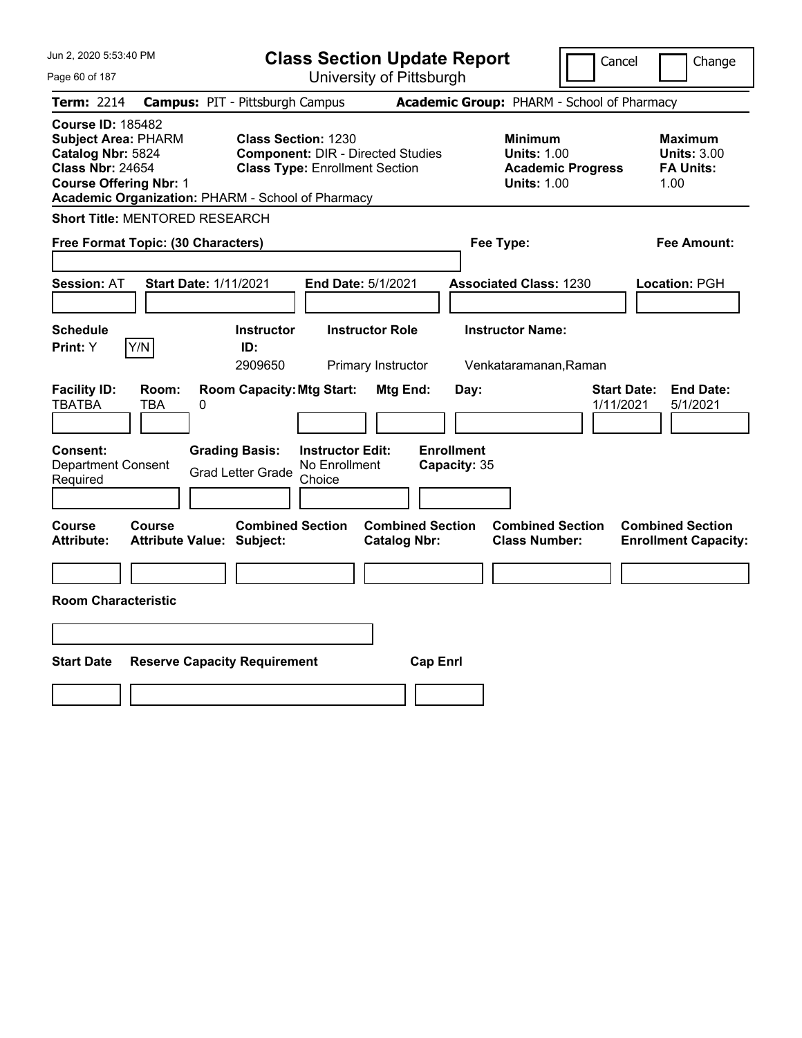Jun 2, 2020 5:53:40 PM

# Class Section Update Report

University of Pittsburgh

Cancel | Change

**Term:** 2214 **Campus:** PIT - Pittsburgh Campus **Academic Group:** PHARM - School of Pharmacy

**Course ID:** 185482
**Subject Area:** PHARM
**Catalog Nbr:** 5824
**Class Nbr:** 24654
**Course Offering Nbr:** 1
**Academic Organization:** PHARM - School of Pharmacy

**Class Section:** 1230
**Component:** DIR - Directed Studies
**Class Type:** Enrollment Section

**Minimum**
**Units:** 1.00
**Academic Progress Units:** 1.00

**Maximum**
**Units:** 3.00
**FA Units:** 1.00

**Short Title:** MENTORED RESEARCH

**Free Format Topic: (30 Characters)**

**Fee Type:**

**Fee Amount:**

**Session:** AT **Start Date:** 1/11/2021 **End Date:** 5/1/2021 **Associated Class:** 1230 **Location:** PGH

| Schedule Print | Instructor ID | Instructor Role | Instructor Name |
|---|---|---|---|
| Y | 2909650 | Primary Instructor | Venkataramanan,Raman |

| Facility ID | Room | Room Capacity | Mtg Start | Mtg End | Day | Start Date | End Date |
|---|---|---|---|---|---|---|---|
| TBATBA | TBA | 0 | | | | 1/11/2021 | 5/1/2021 |

**Consent:** Department Consent Required
**Grading Basis:** Grad Letter Grade
**Instructor Edit:** No Enrollment Choice
**Enrollment Capacity:** 35

| Course Attribute | Course Attribute Value | Combined Section Subject | Combined Section Catalog Nbr | Combined Section Class Number | Combined Section Enrollment Capacity |
|---|---|---|---|---|---|
| | | | | | |

**Room Characteristic**

| Start Date | Reserve Capacity Requirement | Cap Enrl |
|---|---|---|
| | | |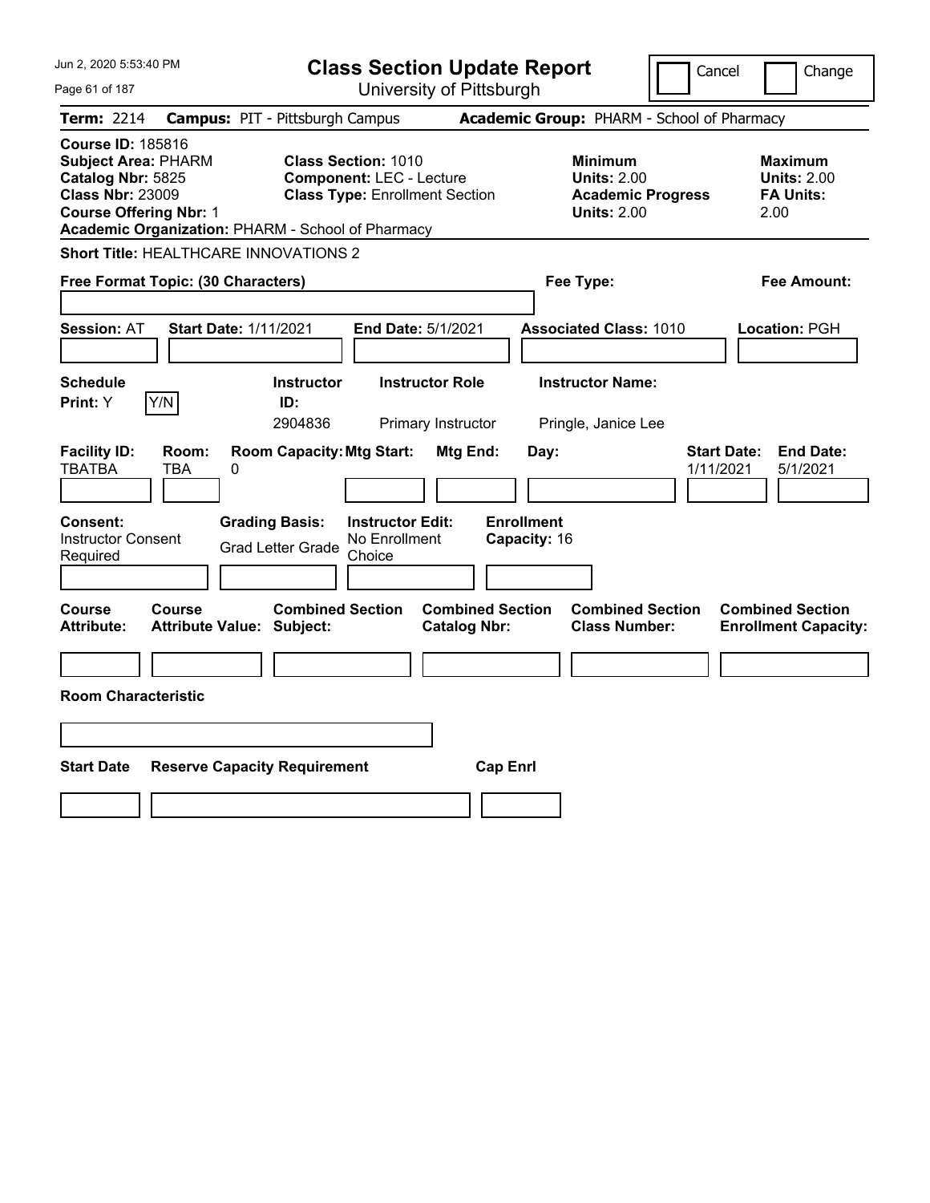# Class Section Update Report

University of Pittsburgh

Cancel | Change

Jun 2, 2020 5:53:40 PM

**Term:** 2214 **Campus:** PIT - Pittsburgh Campus **Academic Group:** PHARM - School of Pharmacy

**Course ID:** 185816
**Subject Area:** PHARM
**Catalog Nbr:** 5825
**Class Nbr:** 23009
**Course Offering Nbr:** 1
**Academic Organization:** PHARM - School of Pharmacy

**Class Section:** 1010
**Component:** LEC - Lecture
**Class Type:** Enrollment Section

**Minimum Units:** 2.00
**Academic Progress Units:** 2.00

**Maximum Units:** 2.00
**FA Units:** 2.00

**Short Title:** HEALTHCARE INNOVATIONS 2

**Free Format Topic: (30 Characters)**

**Fee Type:**

**Fee Amount:**

**Session:** AT **Start Date:** 1/11/2021 **End Date:** 5/1/2021 **Associated Class:** 1010 **Location:** PGH

| Schedule Print | | Instructor ID | Instructor Role | Instructor Name |
|---|---|---|---|---|
| Y | Y/N | 2904836 | Primary Instructor | Pringle, Janice Lee |

| Facility ID | Room | Room Capacity | Mtg Start | Mtg End | Day | Start Date | End Date |
|---|---|---|---|---|---|---|---|
| TBATBA | TBA | 0 | | | | 1/11/2021 | 5/1/2021 |

| Consent | Grading Basis | Instructor Edit | Enrollment Capacity |
|---|---|---|---|
| Instructor Consent Required | Grad Letter Grade | No Enrollment Choice | 16 |

| Course Attribute | Course Attribute Value | Combined Section Subject | Combined Section Catalog Nbr | Combined Section Class Number | Combined Section Enrollment Capacity |
|---|---|---|---|---|---|
| | | | | | |

**Room Characteristic**

| Start Date | Reserve Capacity Requirement | Cap Enrl |
|---|---|---|
| | | |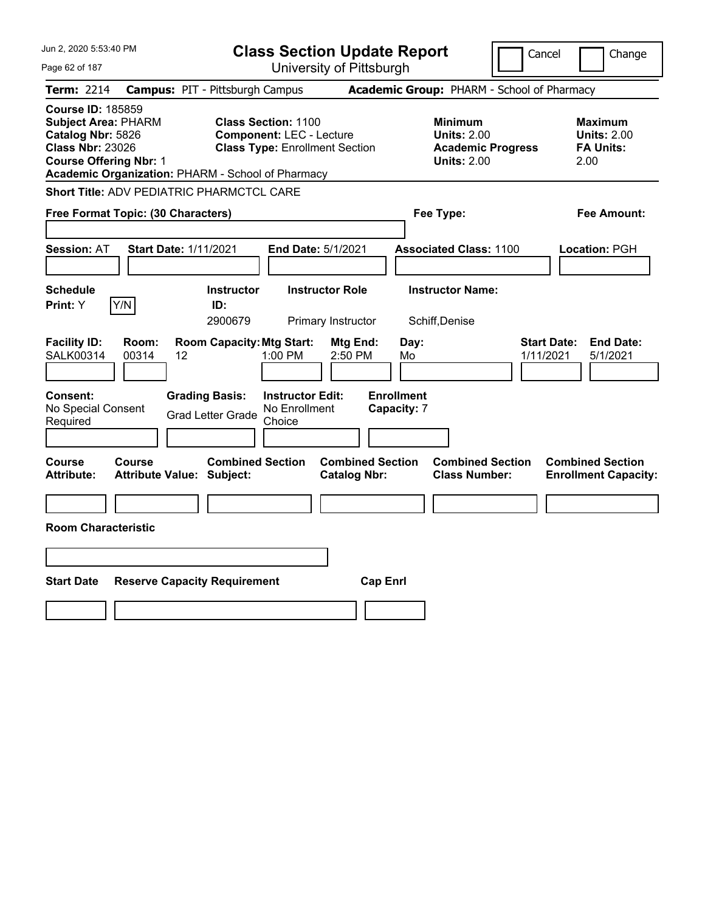# Class Section Update Report

University of Pittsburgh

Jun 2, 2020 5:53:40 PM

Cancel | Change

**Term:** 2214 **Campus:** PIT - Pittsburgh Campus **Academic Group:** PHARM - School of Pharmacy

**Course ID:** 185859
**Subject Area:** PHARM
**Catalog Nbr:** 5826
**Class Nbr:** 23026
**Course Offering Nbr:** 1
**Academic Organization:** PHARM - School of Pharmacy

**Class Section:** 1100
**Component:** LEC - Lecture
**Class Type:** Enrollment Section

**Minimum Units:** 2.00
**Academic Progress Units:** 2.00

**Maximum Units:** 2.00
**FA Units:** 2.00

**Short Title:** ADV PEDIATRIC PHARMCTCL CARE

**Free Format Topic: (30 Characters)**

**Fee Type:**

**Fee Amount:**

**Session:** AT **Start Date:** 1/11/2021 **End Date:** 5/1/2021 **Associated Class:** 1100 **Location:** PGH

| Schedule Print | Instructor ID | Instructor Role | Instructor Name |
|---|---|---|---|
| Y (Y/N) | 2900679 | Primary Instructor | Schiff,Denise |

| Facility ID | Room | Room Capacity | Mtg Start | Mtg End | Day | Start Date | End Date |
|---|---|---|---|---|---|---|---|
| SALK00314 | 00314 | 12 | 1:00 PM | 2:50 PM | Mo | 1/11/2021 | 5/1/2021 |

| Consent | Grading Basis | Instructor Edit | Enrollment Capacity |
|---|---|---|---|
| No Special Consent Required | Grad Letter Grade | No Enrollment Choice | 7 |

| Course Attribute | Course Attribute Value | Combined Section Subject | Combined Section Catalog Nbr | Combined Section Class Number | Combined Section Enrollment Capacity |
|---|---|---|---|---|---|
| | | | | | |

**Room Characteristic**

| Start Date | Reserve Capacity Requirement | Cap Enrl |
|---|---|---|
| | | |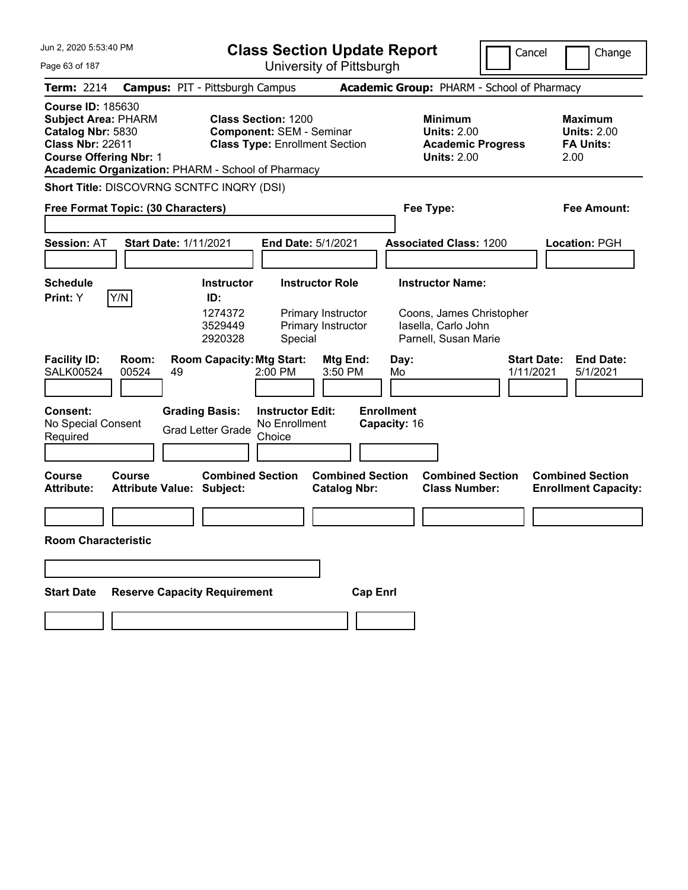Jun 2, 2020 5:53:40 PM

# Class Section Update Report

University of Pittsburgh

Cancel | Change

**Term:** 2214 **Campus:** PIT - Pittsburgh Campus **Academic Group:** PHARM - School of Pharmacy

**Course ID:** 185630
**Subject Area:** PHARM
**Catalog Nbr:** 5830
**Class Nbr:** 22611
**Course Offering Nbr:** 1
**Academic Organization:** PHARM - School of Pharmacy

**Class Section:** 1200
**Component:** SEM - Seminar
**Class Type:** Enrollment Section

**Minimum Units:** 2.00
**Academic Progress Units:** 2.00

**Maximum Units:** 2.00
**FA Units:** 2.00

**Short Title:** DISCOVRNG SCNTFC INQRY (DSI)

**Free Format Topic: (30 Characters)**

**Fee Type:**

**Fee Amount:**

**Session:** AT **Start Date:** 1/11/2021 **End Date:** 5/1/2021 **Associated Class:** 1200 **Location:** PGH

**Schedule Print:** Y Y/N

| Instructor ID: | Instructor Role | Instructor Name: |
|---|---|---|
| 1274372 | Primary Instructor | Coons, James Christopher |
| 3529449 | Primary Instructor | Iasella, Carlo John |
| 2920328 | Special | Parnell, Susan Marie |

| Facility ID: | Room: | Room Capacity: | Mtg Start: | Mtg End: | Day: | Start Date: | End Date: |
|---|---|---|---|---|---|---|---|
| SALK00524 | 00524 | 49 | 2:00 PM | 3:50 PM | Mo | 1/11/2021 | 5/1/2021 |

**Consent:** No Special Consent Required

**Grading Basis:** Grad Letter Grade

**Instructor Edit:** No Enrollment Choice

**Enrollment Capacity:** 16

| Course Attribute: | Course Attribute Value: | Combined Section Subject: | Combined Section Catalog Nbr: | Combined Section Class Number: | Combined Section Enrollment Capacity: |
|---|---|---|---|---|---|
| | | | | | |

**Room Characteristic**

| Start Date | Reserve Capacity Requirement | Cap Enrl |
|---|---|---|
| | | |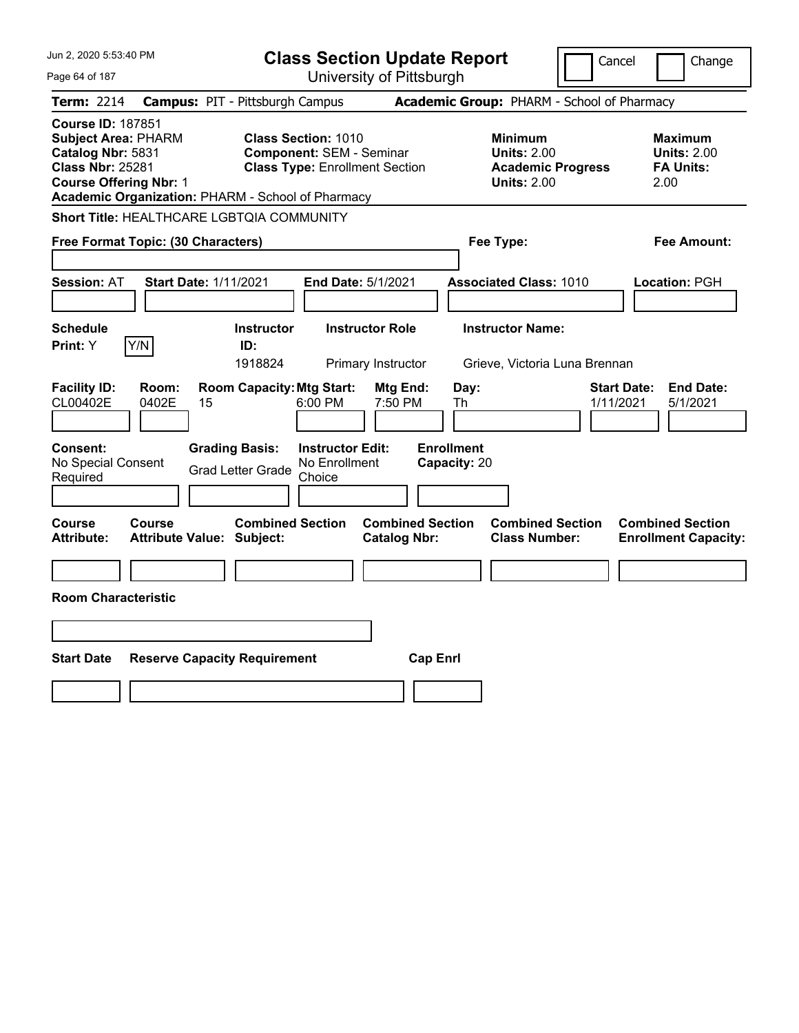Jun 2, 2020 5:53:40 PM

# Class Section Update Report

University of Pittsburgh

Cancel | Change

**Term:** 2214 **Campus:** PIT - Pittsburgh Campus **Academic Group:** PHARM - School of Pharmacy

**Course ID:** 187851
**Subject Area:** PHARM
**Catalog Nbr:** 5831
**Class Nbr:** 25281
**Course Offering Nbr:** 1
**Academic Organization:** PHARM - School of Pharmacy

**Class Section:** 1010
**Component:** SEM - Seminar
**Class Type:** Enrollment Section

**Minimum Units:** 2.00
**Academic Progress Units:** 2.00

**Maximum Units:** 2.00
**FA Units:** 2.00

**Short Title:** HEALTHCARE LGBTQIA COMMUNITY

**Free Format Topic: (30 Characters)** | **Fee Type:** | **Fee Amount:**

**Session:** AT **Start Date:** 1/11/2021 **End Date:** 5/1/2021 **Associated Class:** 1010 **Location:** PGH

| Schedule Print | Instructor ID | Instructor Role | Instructor Name |
|---|---|---|---|
| Y (Y/N) | 1918824 | Primary Instructor | Grieve, Victoria Luna Brennan |

| Facility ID | Room | Room Capacity | Mtg Start | Mtg End | Day | Start Date | End Date |
|---|---|---|---|---|---|---|---|
| CL00402E | 0402E | 15 | 6:00 PM | 7:50 PM | Th | 1/11/2021 | 5/1/2021 |

| Consent | Grading Basis | Instructor Edit | Enrollment Capacity |
|---|---|---|---|
| No Special Consent Required | Grad Letter Grade | No Enrollment Choice | 20 |

| Course Attribute | Course Attribute Value | Combined Section Subject | Combined Section Catalog Nbr | Combined Section Class Number | Combined Section Enrollment Capacity |
|---|---|---|---|---|---|
| | | | | | |

**Room Characteristic**

| Start Date | Reserve Capacity Requirement | Cap Enrl |
|---|---|---|
| | | |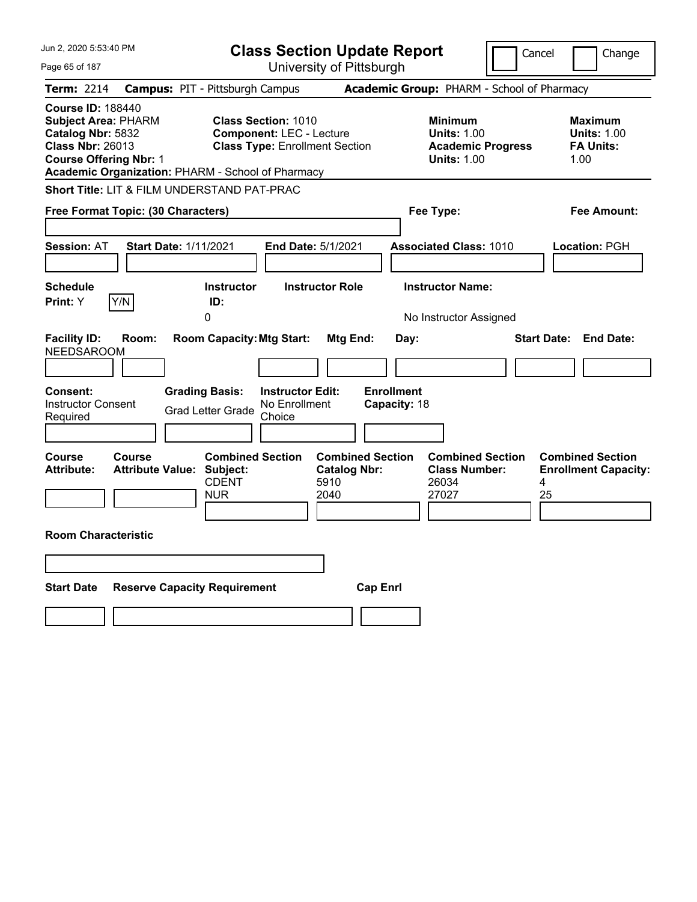Jun 2, 2020 5:53:40 PM

# Class Section Update Report

University of Pittsburgh

Cancel | Change

**Term:** 2214 **Campus:** PIT - Pittsburgh Campus **Academic Group:** PHARM - School of Pharmacy

**Course ID:** 188440
**Subject Area:** PHARM
**Catalog Nbr:** 5832
**Class Nbr:** 26013
**Course Offering Nbr:** 1
**Academic Organization:** PHARM - School of Pharmacy

**Class Section:** 1010
**Component:** LEC - Lecture
**Class Type:** Enrollment Section

**Minimum Units:** 1.00
**Academic Progress Units:** 1.00

**Maximum Units:** 1.00
**FA Units:** 1.00

**Short Title:** LIT & FILM UNDERSTAND PAT-PRAC

**Free Format Topic: (30 Characters)** | **Fee Type:** | **Fee Amount:**

**Session:** AT **Start Date:** 1/11/2021 **End Date:** 5/1/2021 **Associated Class:** 1010 **Location:** PGH

| Schedule Print: | Instructor ID: | Instructor Role | Instructor Name: |
|---|---|---|---|
| Y (Y/N) | 0 | | No Instructor Assigned |

| Facility ID: | Room: | Room Capacity: | Mtg Start: | Mtg End: | Day: | Start Date: | End Date: |
|---|---|---|---|---|---|---|---|
| NEEDSAROOM | | | | | | | |

| Consent: | Grading Basis: | Instructor Edit: | Enrollment Capacity: |
|---|---|---|---|
| Instructor Consent Required | Grad Letter Grade | No Enrollment Choice | 18 |

| Course Attribute: | Course Attribute Value: | Combined Section Subject: | Combined Section Catalog Nbr: | Combined Section Class Number: | Combined Section Enrollment Capacity: |
|---|---|---|---|---|---|
| | | CDENT | 5910 | 26034 | 4 |
| | | NUR | 2040 | 27027 | 25 |

**Room Characteristic**

| Start Date | Reserve Capacity Requirement | Cap Enrl |
|---|---|---|
| | | |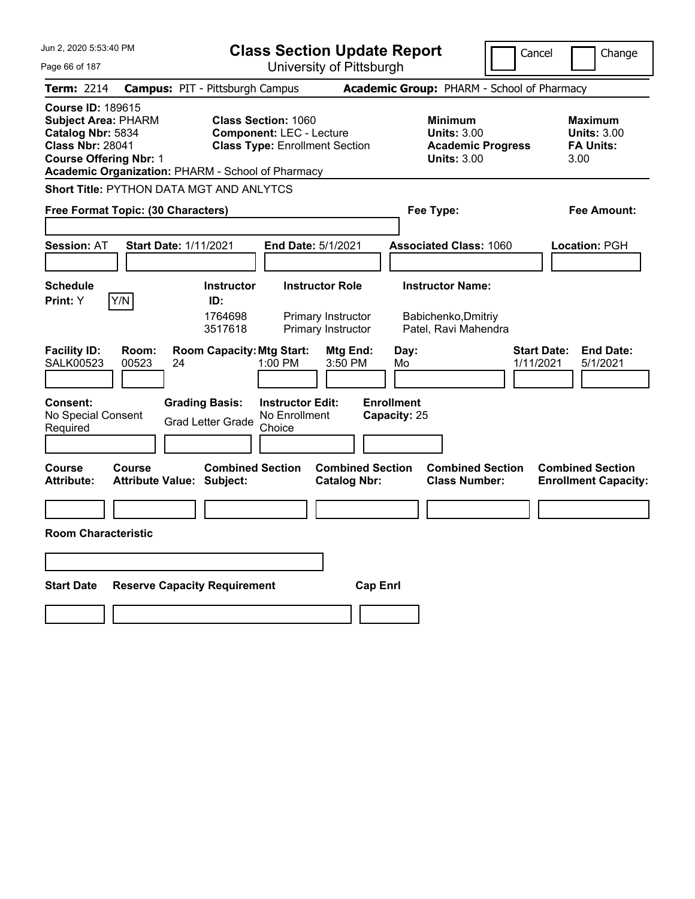Jun 2, 2020 5:53:40 PM

# Class Section Update Report

University of Pittsburgh

Cancel | Change

**Term:** 2214 **Campus:** PIT - Pittsburgh Campus **Academic Group:** PHARM - School of Pharmacy

**Course ID:** 189615
**Subject Area:** PHARM
**Catalog Nbr:** 5834
**Class Nbr:** 28041
**Course Offering Nbr:** 1
**Academic Organization:** PHARM - School of Pharmacy

**Class Section:** 1060
**Component:** LEC - Lecture
**Class Type:** Enrollment Section

**Minimum Units:** 3.00
**Academic Progress Units:** 3.00

**Maximum Units:** 3.00
**FA Units:** 3.00

**Short Title:** PYTHON DATA MGT AND ANLYTCS

**Free Format Topic: (30 Characters)**

**Fee Type:**

**Fee Amount:**

**Session:** AT **Start Date:** 1/11/2021 **End Date:** 5/1/2021 **Associated Class:** 1060 **Location:** PGH

**Schedule Print:** Y [Y/N]

| Instructor ID | Instructor Role | Instructor Name |
|---|---|---|
| 1764698 | Primary Instructor | Babichenko,Dmitriy |
| 3517618 | Primary Instructor | Patel, Ravi Mahendra |

| Facility ID | Room | Room Capacity | Mtg Start | Mtg End | Day | Start Date | End Date |
|---|---|---|---|---|---|---|---|
| SALK00523 | 00523 | 24 | 1:00 PM | 3:50 PM | Mo | 1/11/2021 | 5/1/2021 |

**Consent:** No Special Consent Required

**Grading Basis:** Grad Letter Grade

**Instructor Edit:** No Enrollment Choice

**Enrollment Capacity:** 25

| Course Attribute | Course Attribute Value | Combined Section Subject | Combined Section Catalog Nbr | Combined Section Class Number | Combined Section Enrollment Capacity |
|---|---|---|---|---|---|
| | | | | | |

**Room Characteristic**

| Start Date | Reserve Capacity Requirement | Cap Enrl |
|---|---|---|
| | | |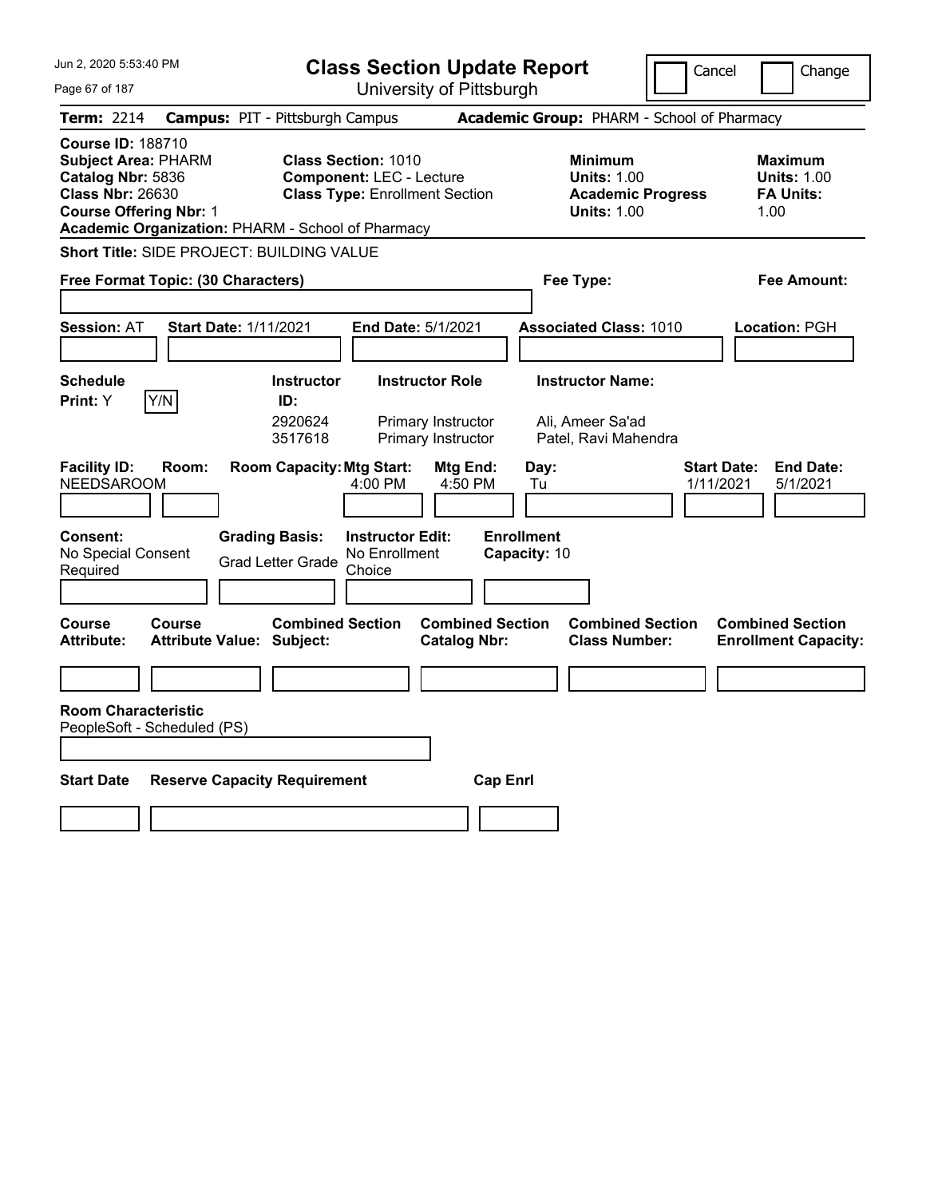# Class Section Update Report

University of Pittsburgh

Cancel | Change

**Term:** 2214 **Campus:** PIT - Pittsburgh Campus **Academic Group:** PHARM - School of Pharmacy

**Course ID:** 188710
**Subject Area:** PHARM
**Catalog Nbr:** 5836
**Class Nbr:** 26630
**Course Offering Nbr:** 1
**Academic Organization:** PHARM - School of Pharmacy

**Class Section:** 1010
**Component:** LEC - Lecture
**Class Type:** Enrollment Section

**Minimum Units:** 1.00
**Academic Progress Units:** 1.00

**Maximum Units:** 1.00
**FA Units:** 1.00

**Short Title:** SIDE PROJECT: BUILDING VALUE

**Free Format Topic: (30 Characters)**

**Fee Type:**

**Fee Amount:**

**Session:** AT **Start Date:** 1/11/2021 **End Date:** 5/1/2021 **Associated Class:** 1010 **Location:** PGH

**Schedule Print:** Y Y/N

| Instructor ID: | Instructor Role | Instructor Name: |
|---|---|---|
| 2920624 | Primary Instructor | Ali, Ameer Sa'ad |
| 3517618 | Primary Instructor | Patel, Ravi Mahendra |

| Facility ID: | Room: | Room Capacity: | Mtg Start: | Mtg End: | Day: | Start Date: | End Date: |
|---|---|---|---|---|---|---|---|
| NEEDSAROOM | | | 4:00 PM | 4:50 PM | Tu | 1/11/2021 | 5/1/2021 |

**Consent:** No Special Consent Required

**Grading Basis:** Grad Letter Grade

**Instructor Edit:** No Enrollment Choice

**Enrollment Capacity:** 10

| Course Attribute: | Course Attribute Value: | Combined Section Subject: | Combined Section Catalog Nbr: | Combined Section Class Number: | Combined Section Enrollment Capacity: |
|---|---|---|---|---|---|
| | | | | | |

**Room Characteristic**
PeopleSoft - Scheduled (PS)

| Start Date | Reserve Capacity Requirement | Cap Enrl |
|---|---|---|
| | | |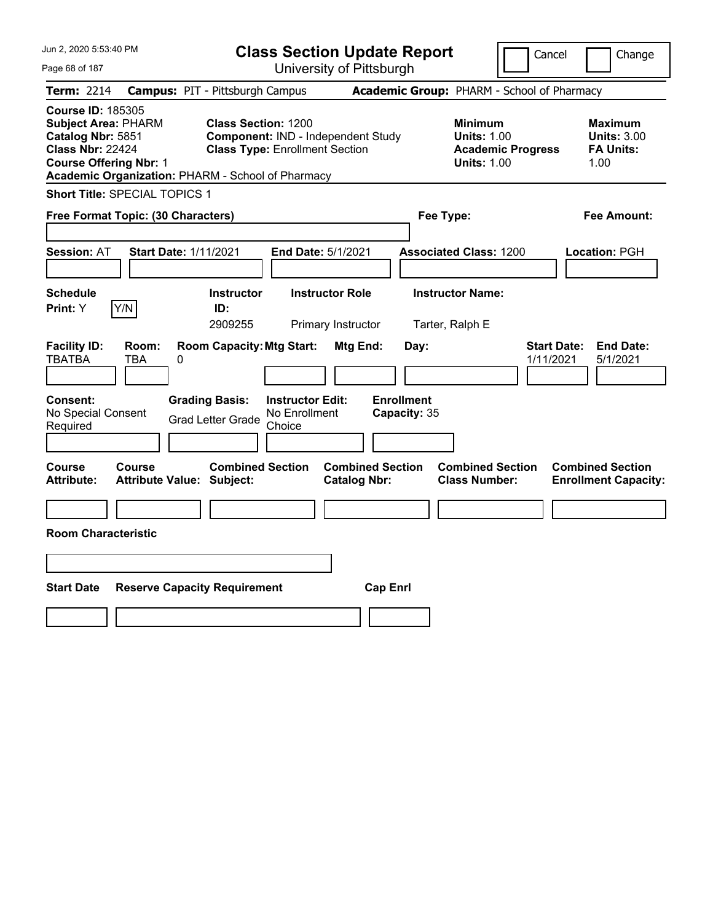# Class Section Update Report

University of Pittsburgh

Jun 2, 2020 5:53:40 PM

Cancel | Change

**Term:** 2214 **Campus:** PIT - Pittsburgh Campus **Academic Group:** PHARM - School of Pharmacy

**Course ID:** 185305
**Subject Area:** PHARM
**Catalog Nbr:** 5851
**Class Nbr:** 22424
**Course Offering Nbr:** 1
**Academic Organization:** PHARM - School of Pharmacy

**Class Section:** 1200
**Component:** IND - Independent Study
**Class Type:** Enrollment Section

**Minimum Units:** 1.00
**Academic Progress Units:** 1.00

**Maximum Units:** 3.00
**FA Units:** 1.00

**Short Title:** SPECIAL TOPICS 1

**Free Format Topic: (30 Characters)**

**Fee Type:**

**Fee Amount:**

**Session:** AT **Start Date:** 1/11/2021 **End Date:** 5/1/2021 **Associated Class:** 1200 **Location:** PGH

| Schedule Print | Instructor ID | Instructor Role | Instructor Name |
|---|---|---|---|
| Y | 2909255 | Primary Instructor | Tarter, Ralph E |

| Facility ID | Room | Room Capacity | Mtg Start | Mtg End | Day | Start Date | End Date |
|---|---|---|---|---|---|---|---|
| TBATBA | TBA | 0 | | | | 1/11/2021 | 5/1/2021 |

| Consent | Grading Basis | Instructor Edit | Enrollment Capacity |
|---|---|---|---|
| No Special Consent Required | Grad Letter Grade | No Enrollment Choice | 35 |

| Course Attribute | Course Attribute Value | Combined Section Subject | Combined Section Catalog Nbr | Combined Section Class Number | Combined Section Enrollment Capacity |
|---|---|---|---|---|---|
| | | | | | |

**Room Characteristic**

| Start Date | Reserve Capacity Requirement | Cap Enrl |
|---|---|---|
| | | |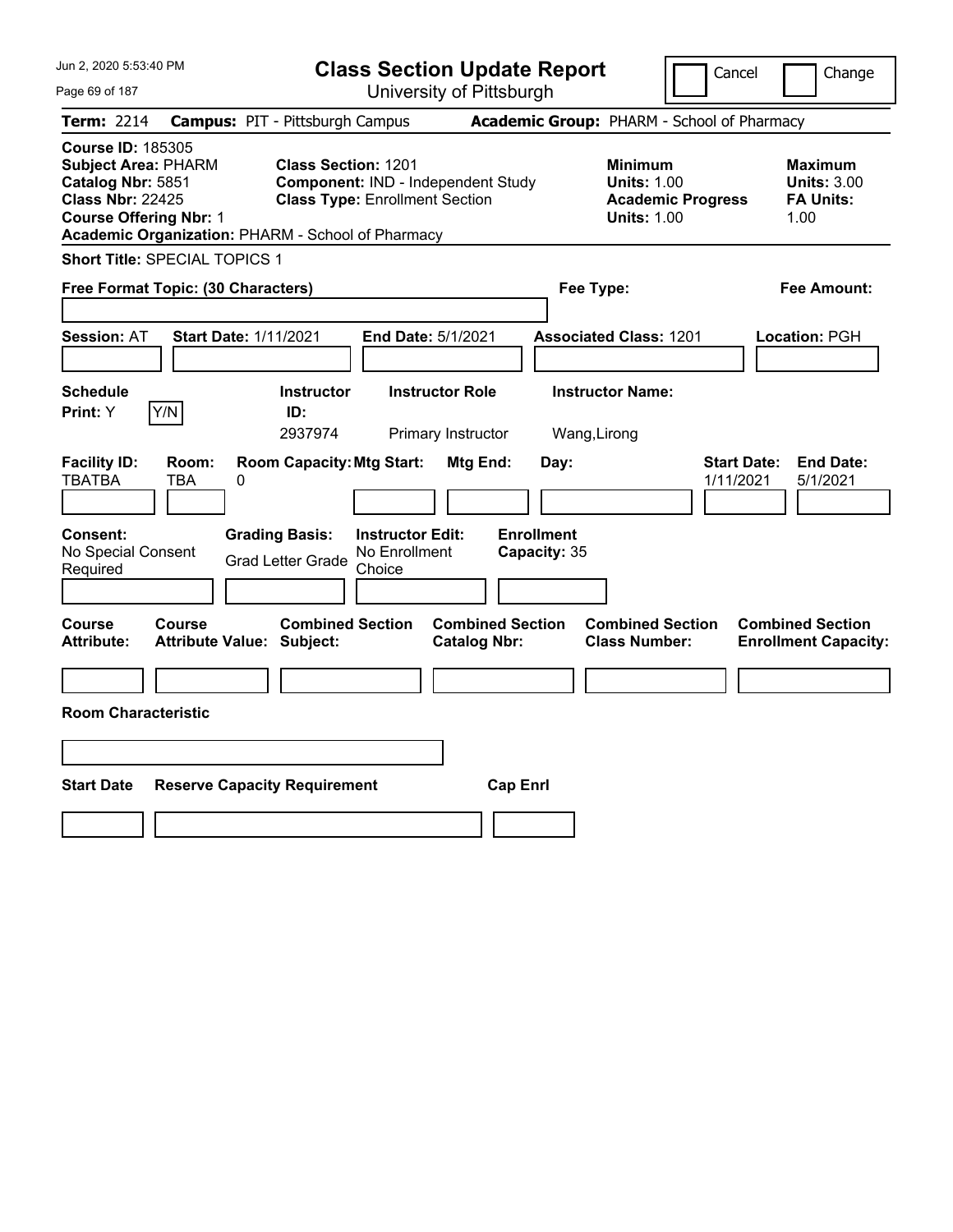# Class Section Update Report

University of Pittsburgh

Cancel | Change

**Term:** 2214 **Campus:** PIT - Pittsburgh Campus **Academic Group:** PHARM - School of Pharmacy

**Course ID:** 185305
**Subject Area:** PHARM
**Catalog Nbr:** 5851
**Class Nbr:** 22425
**Course Offering Nbr:** 1
**Academic Organization:** PHARM - School of Pharmacy

**Class Section:** 1201
**Component:** IND - Independent Study
**Class Type:** Enrollment Section

**Minimum Units:** 1.00
**Academic Progress Units:** 1.00

**Maximum Units:** 3.00
**FA Units:** 1.00

**Short Title:** SPECIAL TOPICS 1

**Free Format Topic: (30 Characters)**

**Fee Type:**

**Fee Amount:**

**Session:** AT **Start Date:** 1/11/2021 **End Date:** 5/1/2021 **Associated Class:** 1201 **Location:** PGH

| Schedule Print | | Instructor ID | Instructor Role | Instructor Name |
|---|---|---|---|---|
| Y | Y/N | 2937974 | Primary Instructor | Wang,Lirong |

| Facility ID | Room | Room Capacity | Mtg Start | Mtg End | Day | Start Date | End Date |
|---|---|---|---|---|---|---|---|
| TBATBA | TBA | 0 | | | | 1/11/2021 | 5/1/2021 |

| Consent | Grading Basis | Instructor Edit | Enrollment Capacity |
|---|---|---|---|
| No Special Consent Required | Grad Letter Grade | No Enrollment Choice | 35 |

| Course Attribute | Course Attribute Value | Combined Section Subject | Combined Section Catalog Nbr | Combined Section Class Number | Combined Section Enrollment Capacity |
|---|---|---|---|---|---|
| | | | | | |

**Room Characteristic**

| Start Date | Reserve Capacity Requirement | Cap Enrl |
|---|---|---|
| | | |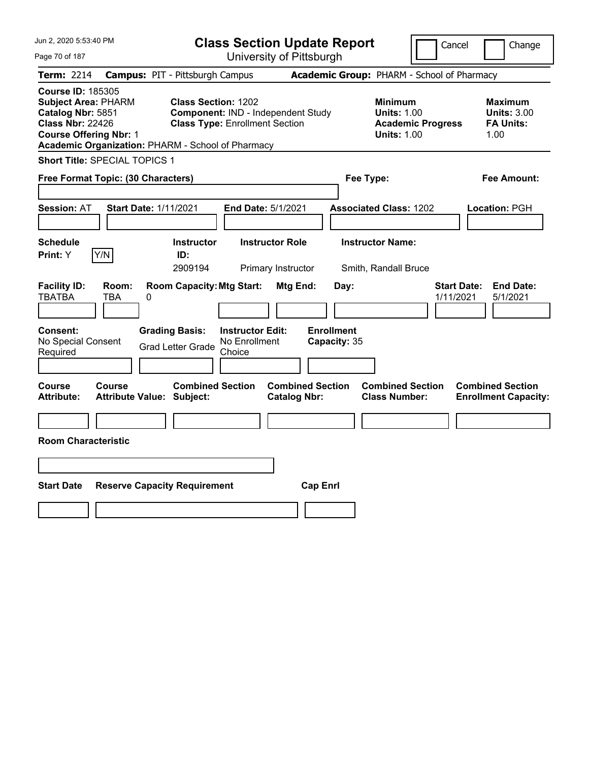# Class Section Update Report

University of Pittsburgh

Cancel Change

**Term:** 2214 **Campus:** PIT - Pittsburgh Campus **Academic Group:** PHARM - School of Pharmacy

**Course ID:** 185305
**Subject Area:** PHARM
**Catalog Nbr:** 5851
**Class Nbr:** 22426
**Course Offering Nbr:** 1
**Academic Organization:** PHARM - School of Pharmacy

**Class Section:** 1202
**Component:** IND - Independent Study
**Class Type:** Enrollment Section

**Minimum**
**Units:** 1.00
**Academic Progress Units:** 1.00

**Maximum**
**Units:** 3.00
**FA Units:** 1.00

**Short Title:** SPECIAL TOPICS 1

**Free Format Topic: (30 Characters)** **Fee Type:** **Fee Amount:**

**Session:** AT **Start Date:** 1/11/2021 **End Date:** 5/1/2021 **Associated Class:** 1202 **Location:** PGH

| Schedule Print: | Instructor ID: | Instructor Role | Instructor Name: |
|---|---|---|---|
| Y [Y/N] | 2909194 | Primary Instructor | Smith, Randall Bruce |

| Facility ID: | Room: | Room Capacity: | Mtg Start: | Mtg End: | Day: | Start Date: | End Date: |
|---|---|---|---|---|---|---|---|
| TBATBA | TBA | 0 | | | | 1/11/2021 | 5/1/2021 |

| Consent: | Grading Basis: | Instructor Edit: | Enrollment Capacity: |
|---|---|---|---|
| No Special Consent Required | Grad Letter Grade | No Enrollment Choice | 35 |

| Course Attribute: | Course Attribute Value: | Combined Section Subject: | Combined Section Catalog Nbr: | Combined Section Class Number: | Combined Section Enrollment Capacity: |
|---|---|---|---|---|---|
| | | | | | |

**Room Characteristic**

| Start Date | Reserve Capacity Requirement | Cap Enrl |
|---|---|---|
| | | |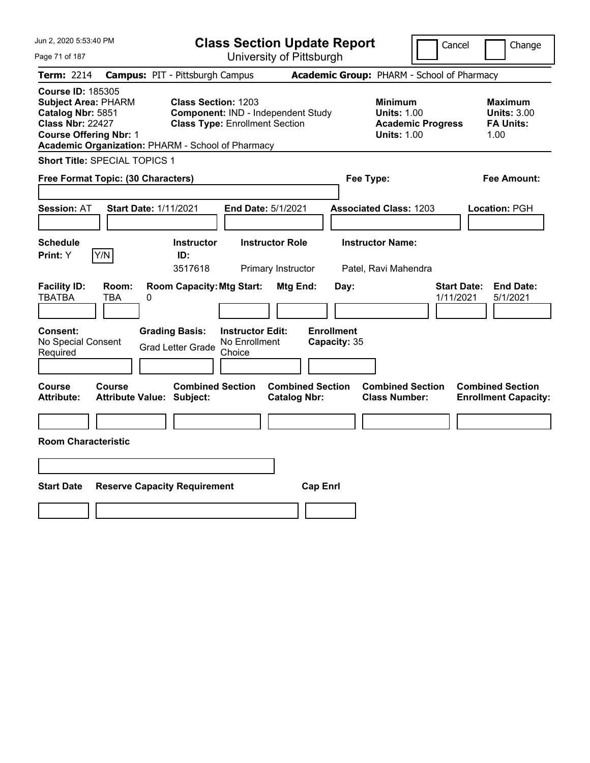Jun 2, 2020 5:53:40 PM

# Class Section Update Report

University of Pittsburgh

Cancel | Change

**Term:** 2214 **Campus:** PIT - Pittsburgh Campus **Academic Group:** PHARM - School of Pharmacy

**Course ID:** 185305
**Subject Area:** PHARM
**Catalog Nbr:** 5851
**Class Nbr:** 22427
**Course Offering Nbr:** 1
**Academic Organization:** PHARM - School of Pharmacy

**Class Section:** 1203
**Component:** IND - Independent Study
**Class Type:** Enrollment Section

**Minimum Units:** 1.00
**Academic Progress Units:** 1.00

**Maximum Units:** 3.00
**FA Units:** 1.00

**Short Title:** SPECIAL TOPICS 1

**Free Format Topic: (30 Characters)** **Fee Type:** **Fee Amount:**

**Session:** AT **Start Date:** 1/11/2021 **End Date:** 5/1/2021 **Associated Class:** 1203 **Location:** PGH

| Schedule Print | | Instructor ID | Instructor Role | Instructor Name |
|---|---|---|---|---|
| Y | Y/N | 3517618 | Primary Instructor | Patel, Ravi Mahendra |

| Facility ID | Room | Room Capacity | Mtg Start | Mtg End | Day | Start Date | End Date |
|---|---|---|---|---|---|---|---|
| TBATBA | TBA | 0 | | | | 1/11/2021 | 5/1/2021 |

| Consent | Grading Basis | Instructor Edit | Enrollment Capacity |
|---|---|---|---|
| No Special Consent Required | Grad Letter Grade | No Enrollment Choice | 35 |

| Course Attribute | Course Attribute Value | Combined Section Subject | Combined Section Catalog Nbr | Combined Section Class Number | Combined Section Enrollment Capacity |
|---|---|---|---|---|---|
| | | | | | |

**Room Characteristic**

| Start Date | Reserve Capacity Requirement | Cap Enrl |
|---|---|---|
| | | |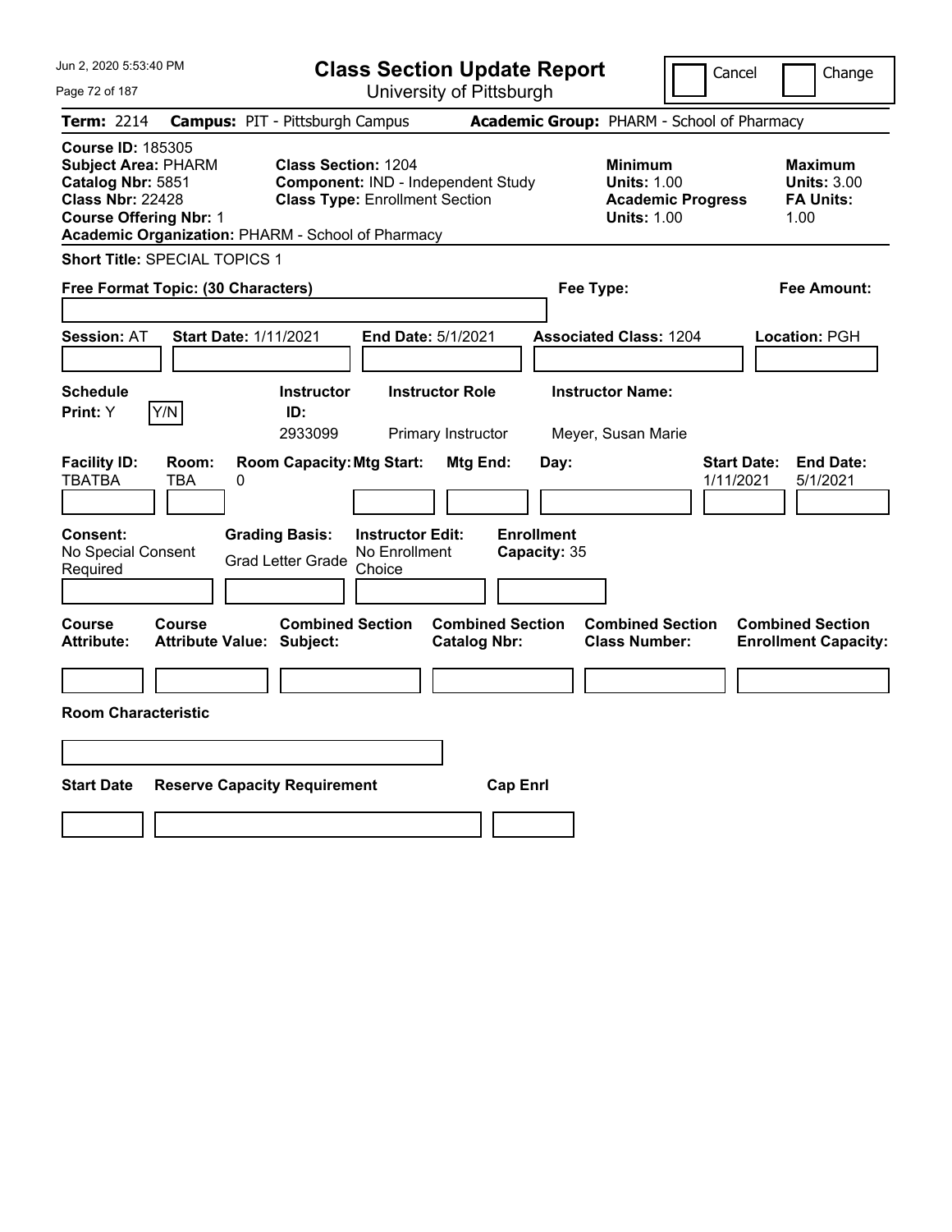# Class Section Update Report

University of Pittsburgh

Jun 2, 2020 5:53:40 PM

Cancel | Change

**Term:** 2214 **Campus:** PIT - Pittsburgh Campus **Academic Group:** PHARM - School of Pharmacy

**Course ID:** 185305
**Subject Area:** PHARM
**Catalog Nbr:** 5851
**Class Nbr:** 22428
**Course Offering Nbr:** 1
**Academic Organization:** PHARM - School of Pharmacy

**Class Section:** 1204
**Component:** IND - Independent Study
**Class Type:** Enrollment Section

**Minimum**
**Units:** 1.00
**Academic Progress Units:** 1.00

**Maximum**
**Units:** 3.00
**FA Units:** 1.00

**Short Title:** SPECIAL TOPICS 1

**Free Format Topic: (30 Characters)**

**Fee Type:**

**Fee Amount:**

**Session:** AT **Start Date:** 1/11/2021 **End Date:** 5/1/2021 **Associated Class:** 1204 **Location:** PGH

| Schedule Print: | Instructor ID: | Instructor Role | Instructor Name: |
|---|---|---|---|
| Y [Y/N] | 2933099 | Primary Instructor | Meyer, Susan Marie |

| Facility ID: | Room: | Room Capacity: | Mtg Start: | Mtg End: | Day: | Start Date: | End Date: |
|---|---|---|---|---|---|---|---|
| TBATBA | TBA | 0 | | | | 1/11/2021 | 5/1/2021 |

| Consent: | Grading Basis: | Instructor Edit: | Enrollment Capacity: |
|---|---|---|---|
| No Special Consent Required | Grad Letter Grade | No Enrollment Choice | 35 |

| Course Attribute: | Course Attribute Value: | Combined Section Subject: | Combined Section Catalog Nbr: | Combined Section Class Number: | Combined Section Enrollment Capacity: |
|---|---|---|---|---|---|
| | | | | | |

**Room Characteristic**

| Start Date | Reserve Capacity Requirement | Cap Enrl |
|---|---|---|
| | | |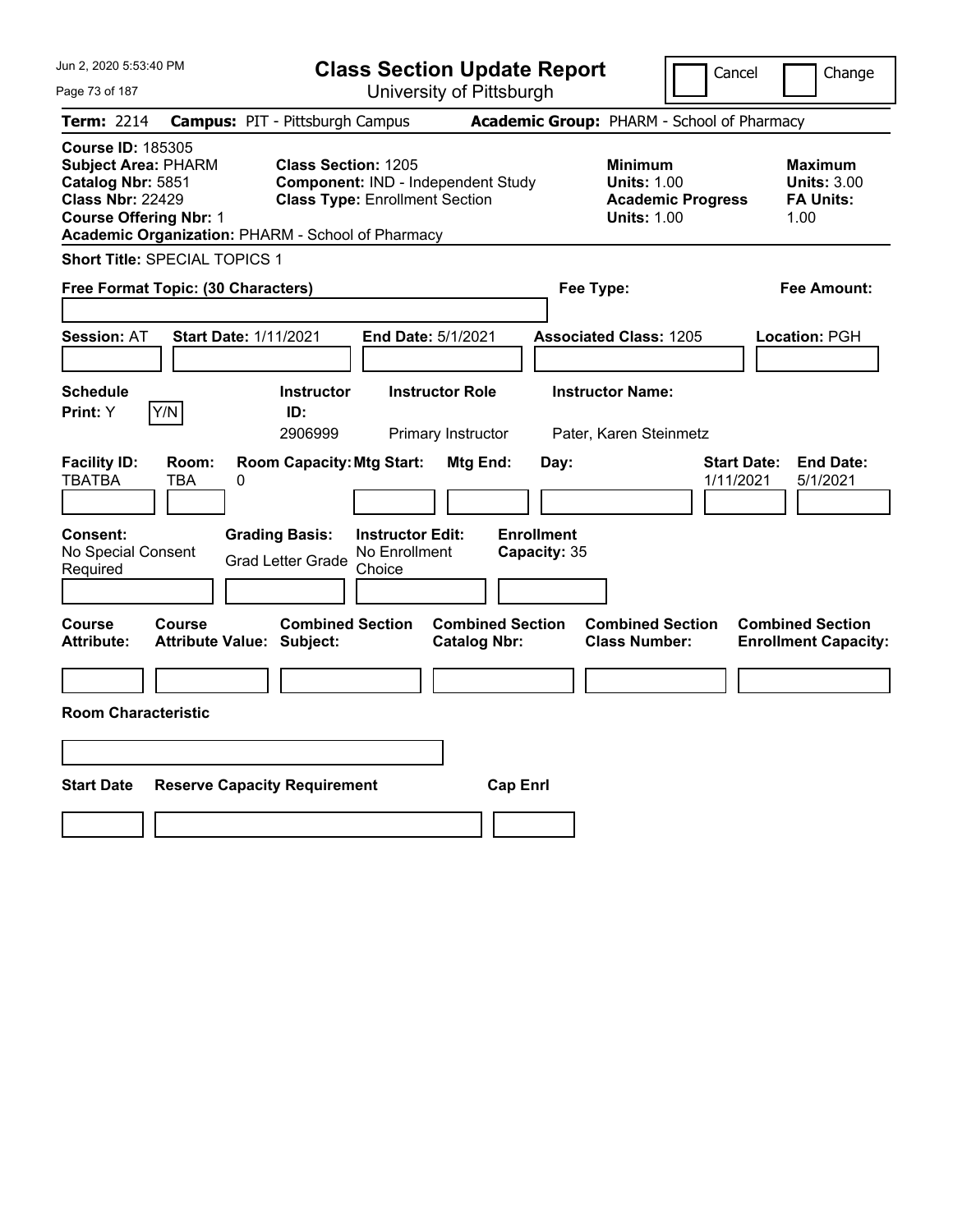Jun 2, 2020 5:53:40 PM

# Class Section Update Report

University of Pittsburgh

Cancel | Change

**Term:** 2214 **Campus:** PIT - Pittsburgh Campus **Academic Group:** PHARM - School of Pharmacy

**Course ID:** 185305
**Subject Area:** PHARM
**Catalog Nbr:** 5851
**Class Nbr:** 22429
**Course Offering Nbr:** 1
**Academic Organization:** PHARM - School of Pharmacy

**Class Section:** 1205
**Component:** IND - Independent Study
**Class Type:** Enrollment Section

**Minimum Units:** 1.00
**Academic Progress Units:** 1.00

**Maximum Units:** 3.00
**FA Units:** 1.00

**Short Title:** SPECIAL TOPICS 1

**Free Format Topic: (30 Characters)**

**Fee Type:**

**Fee Amount:**

**Session:** AT **Start Date:** 1/11/2021 **End Date:** 5/1/2021 **Associated Class:** 1205 **Location:** PGH

| Schedule Print | Instructor ID | Instructor Role | Instructor Name |
|---|---|---|---|
| Y | 2906999 | Primary Instructor | Pater, Karen Steinmetz |

| Facility ID | Room | Room Capacity | Mtg Start | Mtg End | Day | Start Date | End Date |
|---|---|---|---|---|---|---|---|
| TBATBA | TBA | 0 | | | | 1/11/2021 | 5/1/2021 |

**Consent:** No Special Consent Required

**Grading Basis:** Grad Letter Grade

**Instructor Edit:** No Enrollment Choice

**Enrollment Capacity:** 35

| Course Attribute | Course Attribute Value | Combined Section Subject | Combined Section Catalog Nbr | Combined Section Class Number | Combined Section Enrollment Capacity |
|---|---|---|---|---|---|
| | | | | | |

**Room Characteristic**

| Start Date | Reserve Capacity Requirement | Cap Enrl |
|---|---|---|
| | | |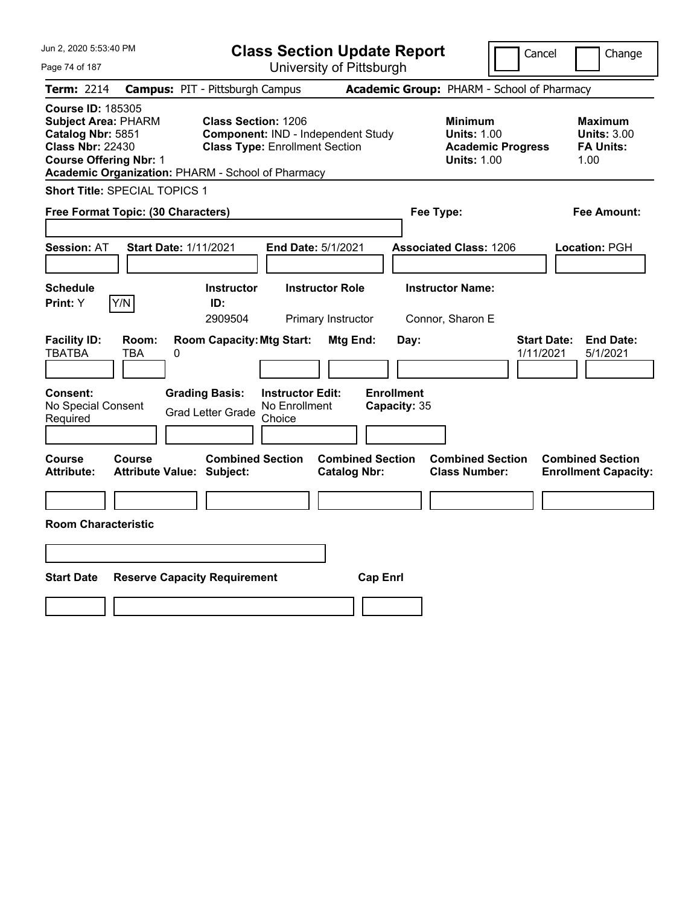Jun 2, 2020 5:53:40 PM

# Class Section Update Report

University of Pittsburgh

Cancel | Change

**Term:** 2214 **Campus:** PIT - Pittsburgh Campus **Academic Group:** PHARM - School of Pharmacy

**Course ID:** 185305
**Subject Area:** PHARM
**Catalog Nbr:** 5851
**Class Nbr:** 22430
**Course Offering Nbr:** 1
**Academic Organization:** PHARM - School of Pharmacy

**Class Section:** 1206
**Component:** IND - Independent Study
**Class Type:** Enrollment Section

**Minimum Units:** 1.00
**Academic Progress Units:** 1.00

**Maximum Units:** 3.00
**FA Units:** 1.00

**Short Title:** SPECIAL TOPICS 1

**Free Format Topic: (30 Characters)**

**Fee Type:**

**Fee Amount:**

**Session:** AT **Start Date:** 1/11/2021 **End Date:** 5/1/2021 **Associated Class:** 1206 **Location:** PGH

**Schedule Print:** Y Y/N

| Instructor ID: | Instructor Role | Instructor Name: |
|---|---|---|
| 2909504 | Primary Instructor | Connor, Sharon E |

| Facility ID: | Room: | Room Capacity: | Mtg Start: | Mtg End: | Day: | Start Date: | End Date: |
|---|---|---|---|---|---|---|---|
| TBATBA | TBA | 0 | | | | 1/11/2021 | 5/1/2021 |

| Consent: | Grading Basis: | Instructor Edit: | Enrollment Capacity: |
|---|---|---|---|
| No Special Consent Required | Grad Letter Grade | No Enrollment Choice | 35 |

| Course Attribute: | Course Attribute Value: | Combined Section Subject: | Combined Section Catalog Nbr: | Combined Section Class Number: | Combined Section Enrollment Capacity: |
|---|---|---|---|---|---|
| | | | | | |

**Room Characteristic**

| Start Date | Reserve Capacity Requirement | Cap Enrl |
|---|---|---|
| | | |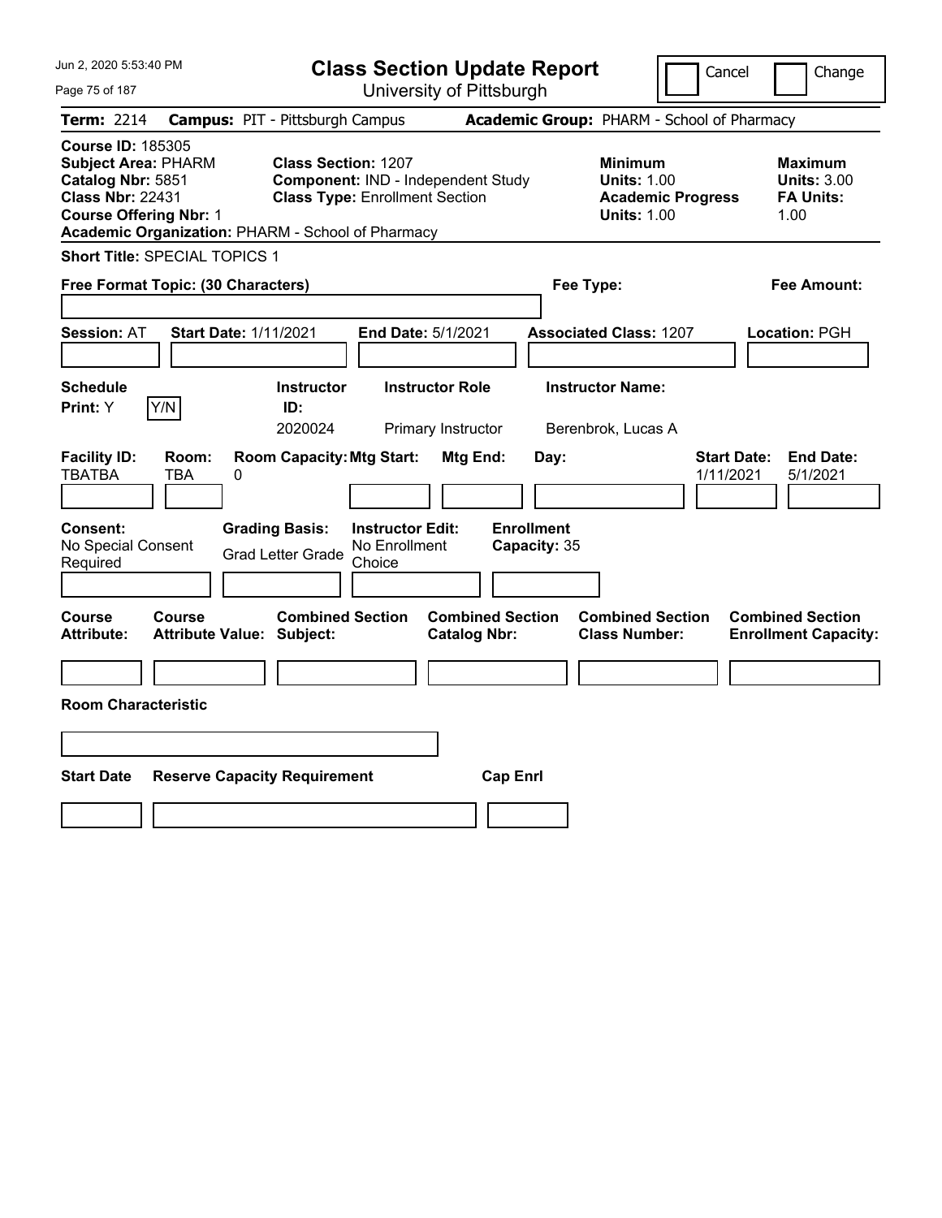# Class Section Update Report

University of Pittsburgh

Cancel | Change

**Term:** 2214 **Campus:** PIT - Pittsburgh Campus **Academic Group:** PHARM - School of Pharmacy

**Course ID:** 185305
**Subject Area:** PHARM
**Catalog Nbr:** 5851
**Class Nbr:** 22431
**Course Offering Nbr:** 1
**Academic Organization:** PHARM - School of Pharmacy

**Class Section:** 1207
**Component:** IND - Independent Study
**Class Type:** Enrollment Section

**Minimum**
**Units:** 1.00
**Academic Progress Units:** 1.00

**Maximum**
**Units:** 3.00
**FA Units:** 1.00

**Short Title:** SPECIAL TOPICS 1

**Free Format Topic: (30 Characters)** **Fee Type:** **Fee Amount:**

**Session:** AT **Start Date:** 1/11/2021 **End Date:** 5/1/2021 **Associated Class:** 1207 **Location:** PGH

| Schedule Print: | | Instructor ID: | Instructor Role | Instructor Name: |
|---|---|---|---|---|
| Y | Y/N | 2020024 | Primary Instructor | Berenbrok, Lucas A |

| Facility ID: | Room: | Room Capacity: | Mtg Start: | Mtg End: | Day: | Start Date: | End Date: |
|---|---|---|---|---|---|---|---|
| TBATBA | TBA | 0 | | | | 1/11/2021 | 5/1/2021 |

| Consent: | Grading Basis: | Instructor Edit: | Enrollment Capacity: |
|---|---|---|---|
| No Special Consent Required | Grad Letter Grade | No Enrollment Choice | 35 |

| Course Attribute: | Course Attribute Value: | Combined Section Subject: | Combined Section Catalog Nbr: | Combined Section Class Number: | Combined Section Enrollment Capacity: |
|---|---|---|---|---|---|
| | | | | | |

**Room Characteristic**

| Start Date | Reserve Capacity Requirement | Cap Enrl |
|---|---|---|
| | | |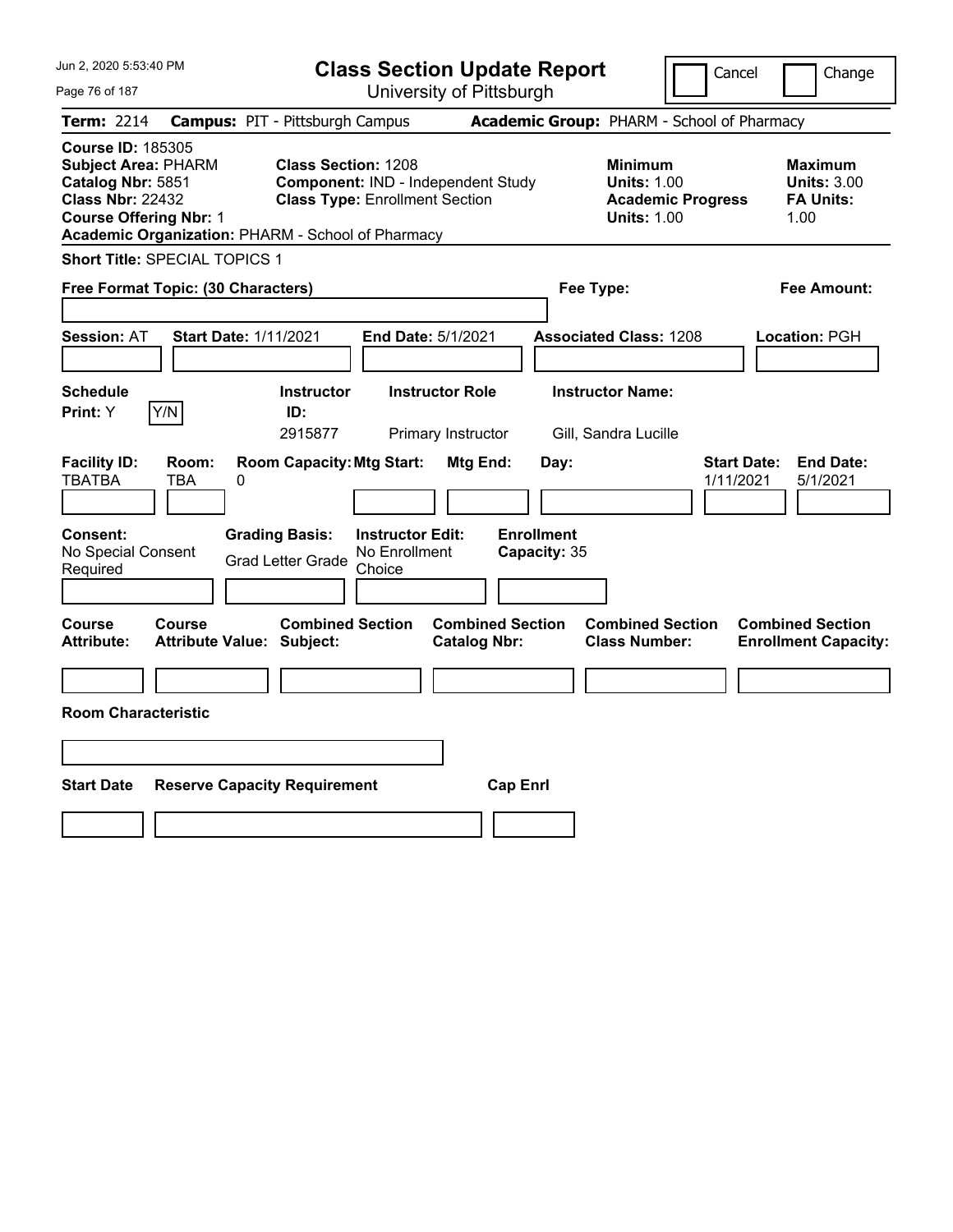# Class Section Update Report

University of Pittsburgh

Cancel | Change

**Term:** 2214 **Campus:** PIT - Pittsburgh Campus **Academic Group:** PHARM - School of Pharmacy

**Course ID:** 185305
**Subject Area:** PHARM
**Catalog Nbr:** 5851
**Class Nbr:** 22432
**Course Offering Nbr:** 1
**Academic Organization:** PHARM - School of Pharmacy

**Class Section:** 1208
**Component:** IND - Independent Study
**Class Type:** Enrollment Section

**Minimum Units:** 1.00
**Academic Progress Units:** 1.00

**Maximum Units:** 3.00
**FA Units:** 1.00

**Short Title:** SPECIAL TOPICS 1

**Free Format Topic: (30 Characters)**

**Fee Type:**

**Fee Amount:**

**Session:** AT **Start Date:** 1/11/2021 **End Date:** 5/1/2021 **Associated Class:** 1208 **Location:** PGH

| Schedule Print | | Instructor ID | Instructor Role | Instructor Name |
|---|---|---|---|---|
| Y | Y/N | 2915877 | Primary Instructor | Gill, Sandra Lucille |

| Facility ID | Room | Room Capacity | Mtg Start | Mtg End | Day | Start Date | End Date |
|---|---|---|---|---|---|---|---|
| TBATBA | TBA | 0 | | | | 1/11/2021 | 5/1/2021 |

| Consent | Grading Basis | Instructor Edit | Enrollment Capacity |
|---|---|---|---|
| No Special Consent Required | Grad Letter Grade | No Enrollment Choice | 35 |

| Course Attribute | Course Attribute Value | Combined Section Subject | Combined Section Catalog Nbr | Combined Section Class Number | Combined Section Enrollment Capacity |
|---|---|---|---|---|---|
| | | | | | |

**Room Characteristic**

| Start Date | Reserve Capacity Requirement | Cap Enrl |
|---|---|---|
| | | |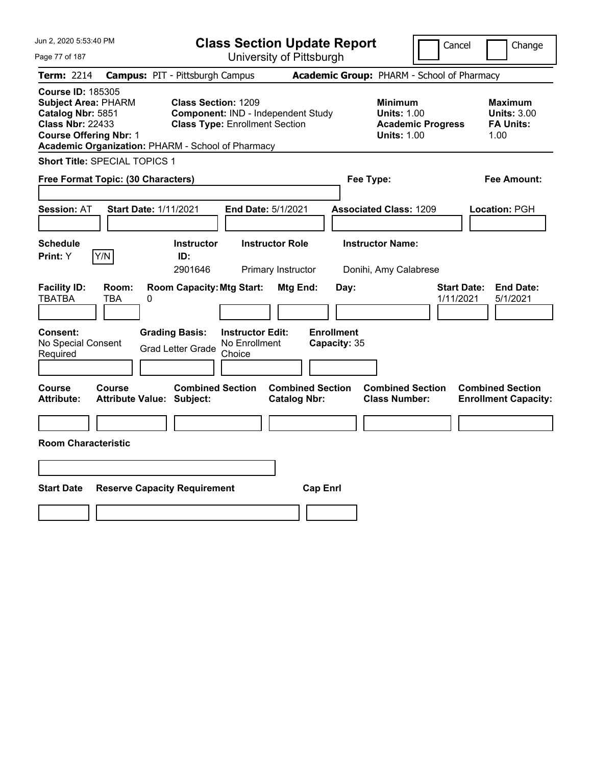Jun 2, 2020 5:53:40 PM

# Class Section Update Report

University of Pittsburgh

Cancel | Change

**Term:** 2214 **Campus:** PIT - Pittsburgh Campus **Academic Group:** PHARM - School of Pharmacy

**Course ID:** 185305
**Subject Area:** PHARM
**Catalog Nbr:** 5851
**Class Nbr:** 22433
**Course Offering Nbr:** 1
**Academic Organization:** PHARM - School of Pharmacy

**Class Section:** 1209
**Component:** IND - Independent Study
**Class Type:** Enrollment Section

**Minimum**
**Units:** 1.00
**Academic Progress Units:** 1.00

**Maximum**
**Units:** 3.00
**FA Units:** 1.00

**Short Title:** SPECIAL TOPICS 1

**Free Format Topic: (30 Characters)**

**Fee Type:**

**Fee Amount:**

**Session:** AT **Start Date:** 1/11/2021 **End Date:** 5/1/2021 **Associated Class:** 1209 **Location:** PGH

| Schedule Print | Instructor ID | Instructor Role | Instructor Name |
|---|---|---|---|
| Y (Y/N) | 2901646 | Primary Instructor | Donihi, Amy Calabrese |

| Facility ID | Room | Room Capacity | Mtg Start | Mtg End | Day | Start Date | End Date |
|---|---|---|---|---|---|---|---|
| TBATBA | TBA | 0 | | | | 1/11/2021 | 5/1/2021 |

**Consent:** No Special Consent Required
**Grading Basis:** Grad Letter Grade
**Instructor Edit:** No Enrollment Choice
**Enrollment Capacity:** 35

| Course Attribute | Course Attribute Value | Combined Section Subject | Combined Section Catalog Nbr | Combined Section Class Number | Combined Section Enrollment Capacity |
|---|---|---|---|---|---|
| | | | | | |

**Room Characteristic**

| Start Date | Reserve Capacity Requirement | Cap Enrl |
|---|---|---|
| | | |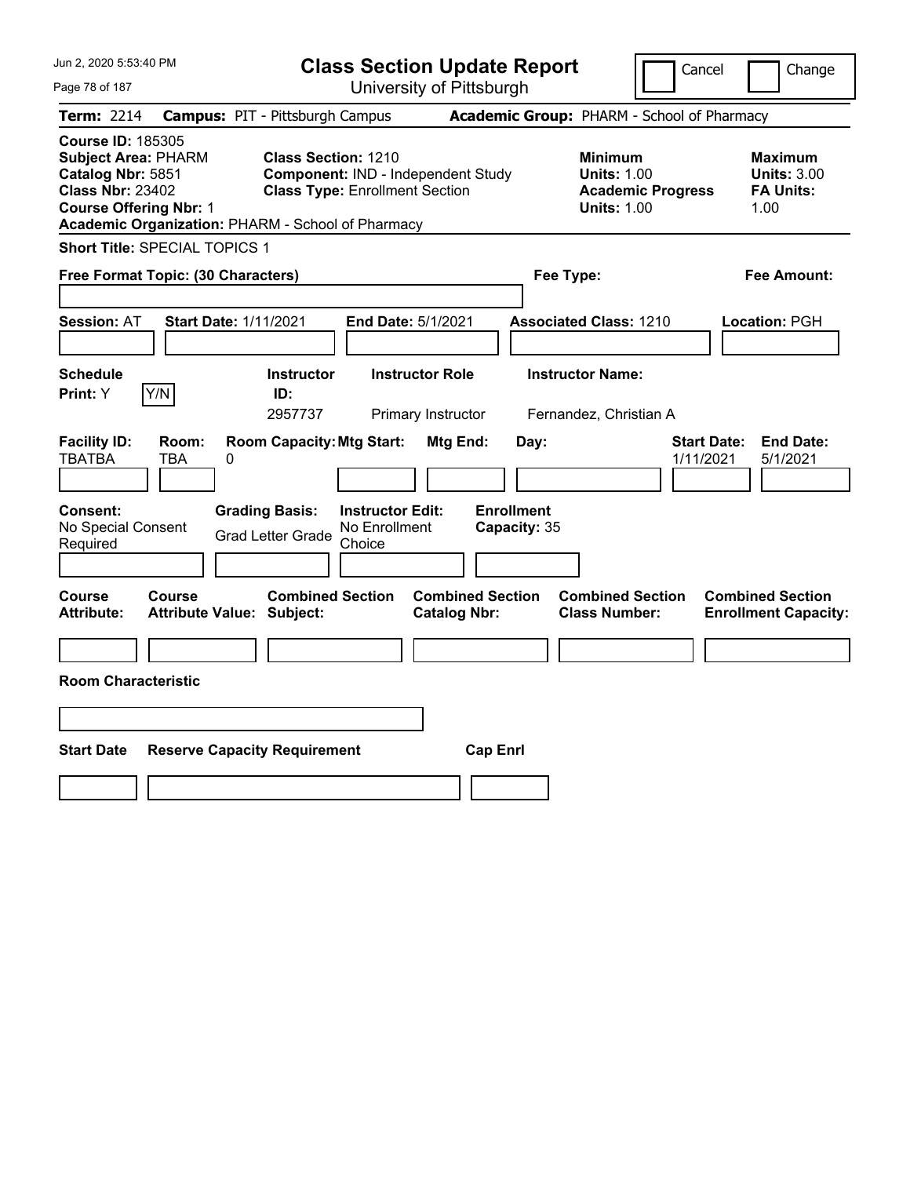# Class Section Update Report

University of Pittsburgh

Cancel | Change

**Term:** 2214 **Campus:** PIT - Pittsburgh Campus **Academic Group:** PHARM - School of Pharmacy

**Course ID:** 185305
**Subject Area:** PHARM
**Catalog Nbr:** 5851
**Class Nbr:** 23402
**Course Offering Nbr:** 1
**Academic Organization:** PHARM - School of Pharmacy

**Class Section:** 1210
**Component:** IND - Independent Study
**Class Type:** Enrollment Section

**Minimum Units:** 1.00
**Academic Progress Units:** 1.00

**Maximum Units:** 3.00
**FA Units:** 1.00

**Short Title:** SPECIAL TOPICS 1

**Free Format Topic: (30 Characters)**

**Fee Type:**

**Fee Amount:**

**Session:** AT **Start Date:** 1/11/2021 **End Date:** 5/1/2021 **Associated Class:** 1210 **Location:** PGH

| Schedule Print | Instructor ID | Instructor Role | Instructor Name |
|---|---|---|---|
| Y | 2957737 | Primary Instructor | Fernandez, Christian A |

| Facility ID | Room | Room Capacity | Mtg Start | Mtg End | Day | Start Date | End Date |
|---|---|---|---|---|---|---|---|
| TBATBA | TBA | 0 | | | | 1/11/2021 | 5/1/2021 |

| Consent | Grading Basis | Instructor Edit | Enrollment Capacity |
|---|---|---|---|
| No Special Consent Required | Grad Letter Grade | No Enrollment Choice | 35 |

| Course Attribute | Course Attribute Value | Combined Section Subject | Combined Section Catalog Nbr | Combined Section Class Number | Combined Section Enrollment Capacity |
|---|---|---|---|---|---|
| | | | | | |

**Room Characteristic**

| Start Date | Reserve Capacity Requirement | Cap Enrl |
|---|---|---|
| | | |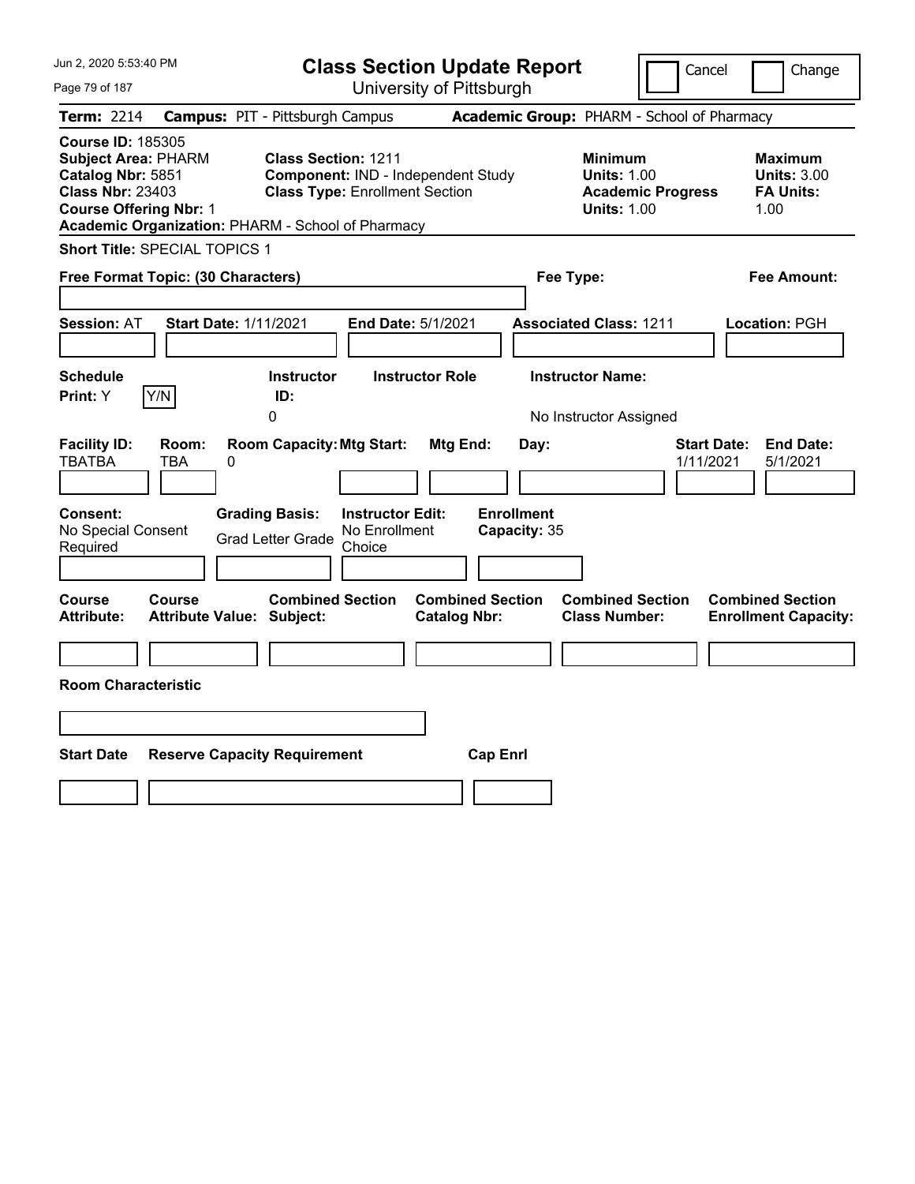# Class Section Update Report

University of Pittsburgh

Cancel Change

**Term:** 2214 **Campus:** PIT - Pittsburgh Campus **Academic Group:** PHARM - School of Pharmacy

**Course ID:** 185305
**Subject Area:** PHARM
**Catalog Nbr:** 5851
**Class Nbr:** 23403
**Course Offering Nbr:** 1
**Academic Organization:** PHARM - School of Pharmacy

**Class Section:** 1211
**Component:** IND - Independent Study
**Class Type:** Enrollment Section

**Minimum**
**Units:** 1.00
**Academic Progress Units:** 1.00

**Maximum**
**Units:** 3.00
**FA Units:** 1.00

**Short Title:** SPECIAL TOPICS 1

**Free Format Topic: (30 Characters)**

**Fee Type:**

**Fee Amount:**

**Session:** AT **Start Date:** 1/11/2021 **End Date:** 5/1/2021 **Associated Class:** 1211 **Location:** PGH

| Schedule Print: | | Instructor ID: | Instructor Role | Instructor Name: |
|---|---|---|---|---|
| Y | Y/N | 0 | | No Instructor Assigned |

| Facility ID: | Room: | Room Capacity: | Mtg Start: | Mtg End: | Day: | Start Date: | End Date: |
|---|---|---|---|---|---|---|---|
| TBATBA | TBA | 0 | | | | 1/11/2021 | 5/1/2021 |

| Consent: | Grading Basis: | Instructor Edit: | Enrollment Capacity: |
|---|---|---|---|
| No Special Consent Required | Grad Letter Grade | No Enrollment Choice | 35 |

| Course Attribute: | Course Attribute Value: | Combined Section Subject: | Combined Section Catalog Nbr: | Combined Section Class Number: | Combined Section Enrollment Capacity: |
|---|---|---|---|---|---|
| | | | | | |

**Room Characteristic**

| Start Date | Reserve Capacity Requirement | Cap Enrl |
|---|---|---|
| | | |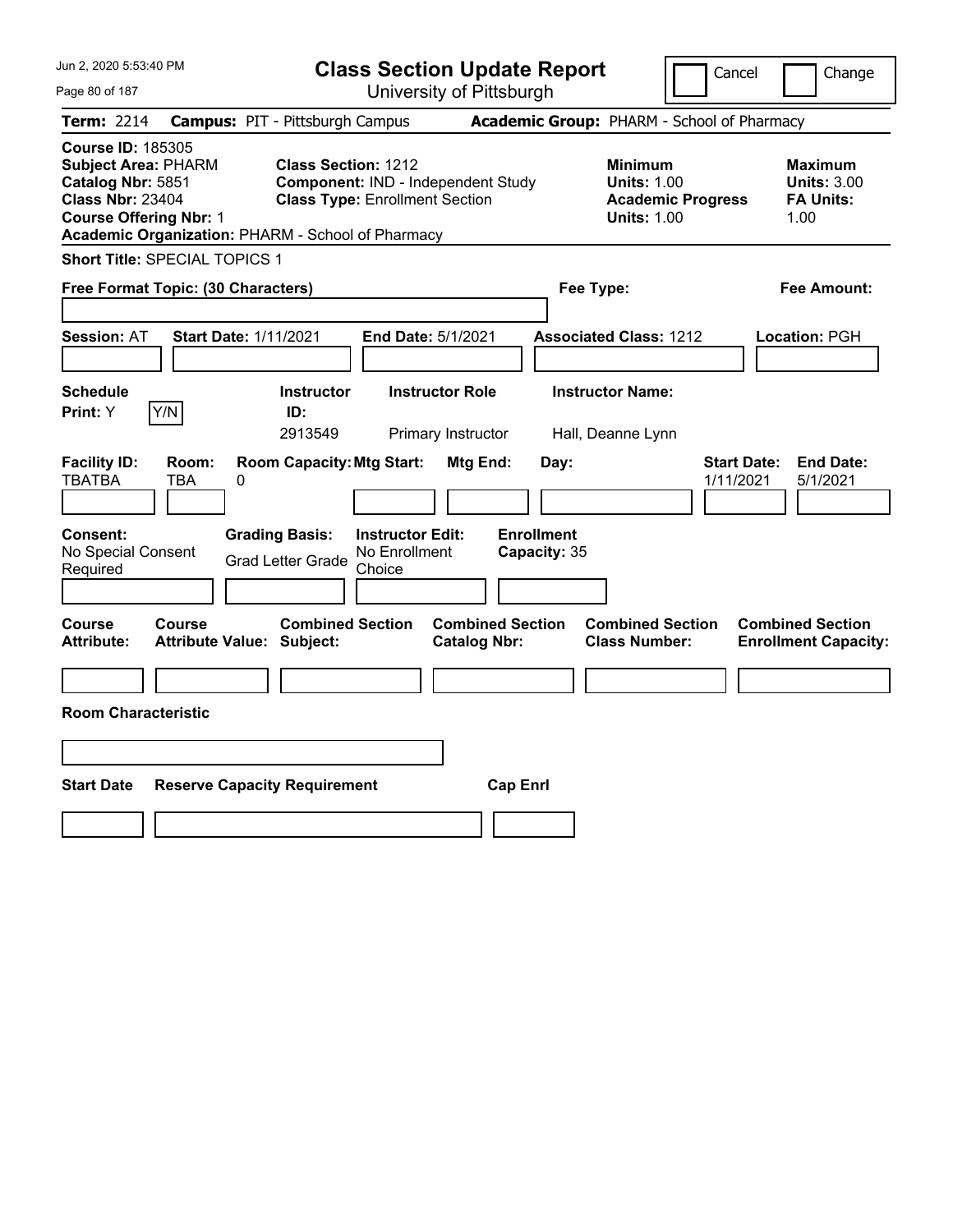Jun 2, 2020 5:53:40 PM

# Class Section Update Report

University of Pittsburgh

Cancel | Change

**Term:** 2214 **Campus:** PIT - Pittsburgh Campus **Academic Group:** PHARM - School of Pharmacy

**Course ID:** 185305
**Subject Area:** PHARM
**Catalog Nbr:** 5851
**Class Nbr:** 23404
**Course Offering Nbr:** 1
**Academic Organization:** PHARM - School of Pharmacy

**Class Section:** 1212
**Component:** IND - Independent Study
**Class Type:** Enrollment Section

**Minimum Units:** 1.00
**Academic Progress Units:** 1.00

**Maximum Units:** 3.00
**FA Units:** 1.00

**Short Title:** SPECIAL TOPICS 1

**Free Format Topic: (30 Characters)**

**Fee Type:**

**Fee Amount:**

**Session:** AT **Start Date:** 1/11/2021 **End Date:** 5/1/2021 **Associated Class:** 1212 **Location:** PGH

| Schedule Print | | Instructor ID | Instructor Role | Instructor Name |
|---|---|---|---|---|
| Y | Y/N | 2913549 | Primary Instructor | Hall, Deanne Lynn |

| Facility ID | Room | Room Capacity | Mtg Start | Mtg End | Day | Start Date | End Date |
|---|---|---|---|---|---|---|---|
| TBATBA | TBA | 0 | | | | 1/11/2021 | 5/1/2021 |

| Consent | Grading Basis | Instructor Edit | Enrollment Capacity |
|---|---|---|---|
| No Special Consent Required | Grad Letter Grade | No Enrollment Choice | 35 |

| Course Attribute | Course Attribute Value | Combined Section Subject | Combined Section Catalog Nbr | Combined Section Class Number | Combined Section Enrollment Capacity |
|---|---|---|---|---|---|
| | | | | | |

**Room Characteristic**

| Start Date | Reserve Capacity Requirement | Cap Enrl |
|---|---|---|
| | | |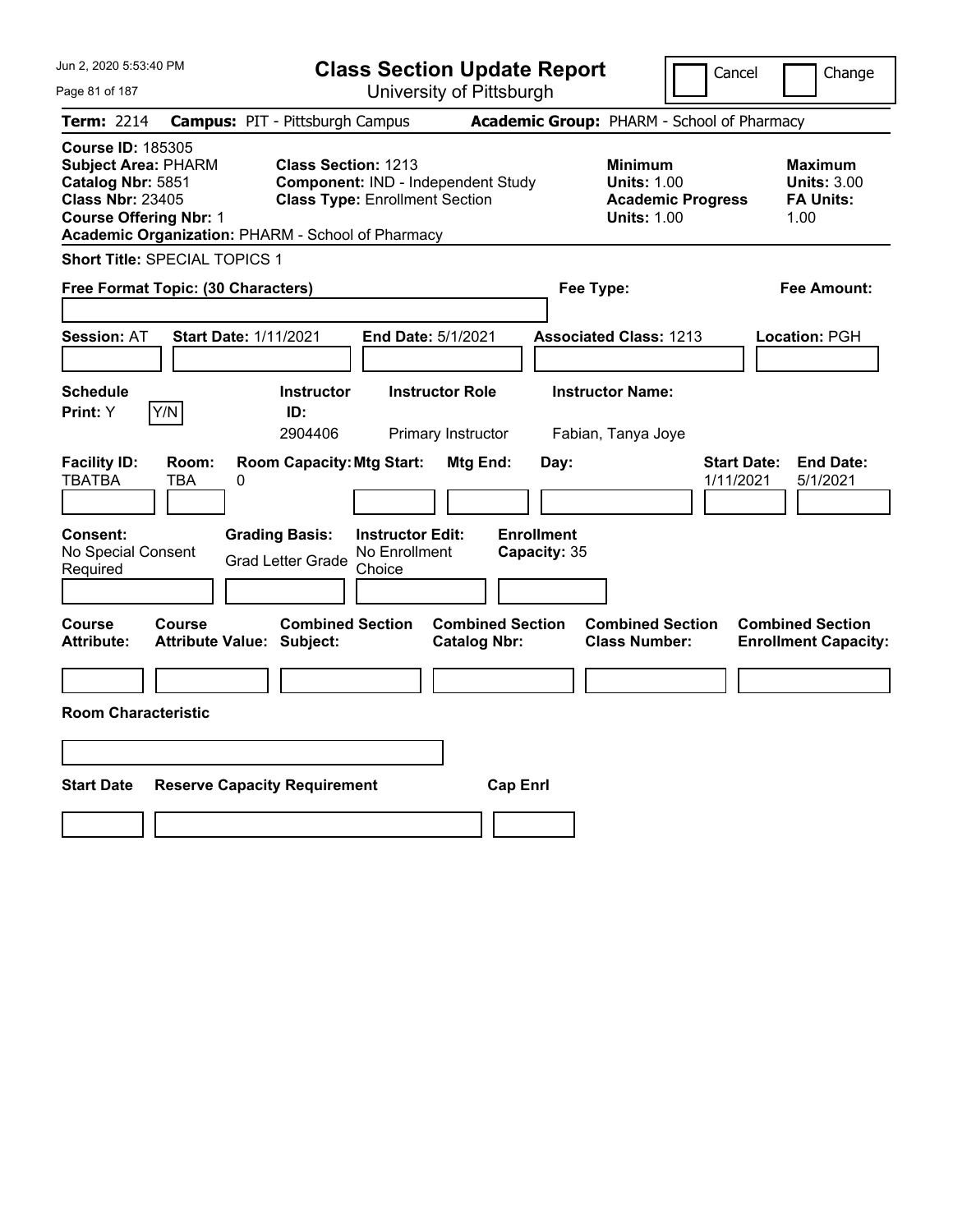# Class Section Update Report

University of Pittsburgh

Jun 2, 2020 5:53:40 PM

Cancel | Change

**Term:** 2214 **Campus:** PIT - Pittsburgh Campus **Academic Group:** PHARM - School of Pharmacy

**Course ID:** 185305
**Subject Area:** PHARM
**Catalog Nbr:** 5851
**Class Nbr:** 23405
**Course Offering Nbr:** 1
**Academic Organization:** PHARM - School of Pharmacy

**Class Section:** 1213
**Component:** IND - Independent Study
**Class Type:** Enrollment Section

**Minimum Units:** 1.00
**Academic Progress Units:** 1.00

**Maximum Units:** 3.00
**FA Units:** 1.00

**Short Title:** SPECIAL TOPICS 1

**Free Format Topic: (30 Characters)**

**Fee Type:**

**Fee Amount:**

**Session:** AT **Start Date:** 1/11/2021 **End Date:** 5/1/2021 **Associated Class:** 1213 **Location:** PGH

| Schedule Print | Instructor ID | Instructor Role | Instructor Name |
|---|---|---|---|
| Y (Y/N) | 2904406 | Primary Instructor | Fabian, Tanya Joye |

| Facility ID | Room | Room Capacity | Mtg Start | Mtg End | Day | Start Date | End Date |
|---|---|---|---|---|---|---|---|
| TBATBA | TBA | 0 | | | | 1/11/2021 | 5/1/2021 |

**Consent:** No Special Consent Required
**Grading Basis:** Grad Letter Grade
**Instructor Edit:** No Enrollment Choice
**Enrollment Capacity:** 35

| Course Attribute | Course Attribute Value | Combined Section Subject | Combined Section Catalog Nbr | Combined Section Class Number | Combined Section Enrollment Capacity |
|---|---|---|---|---|---|
| | | | | | |

**Room Characteristic**

| Start Date | Reserve Capacity Requirement | Cap Enrl |
|---|---|---|
| | | |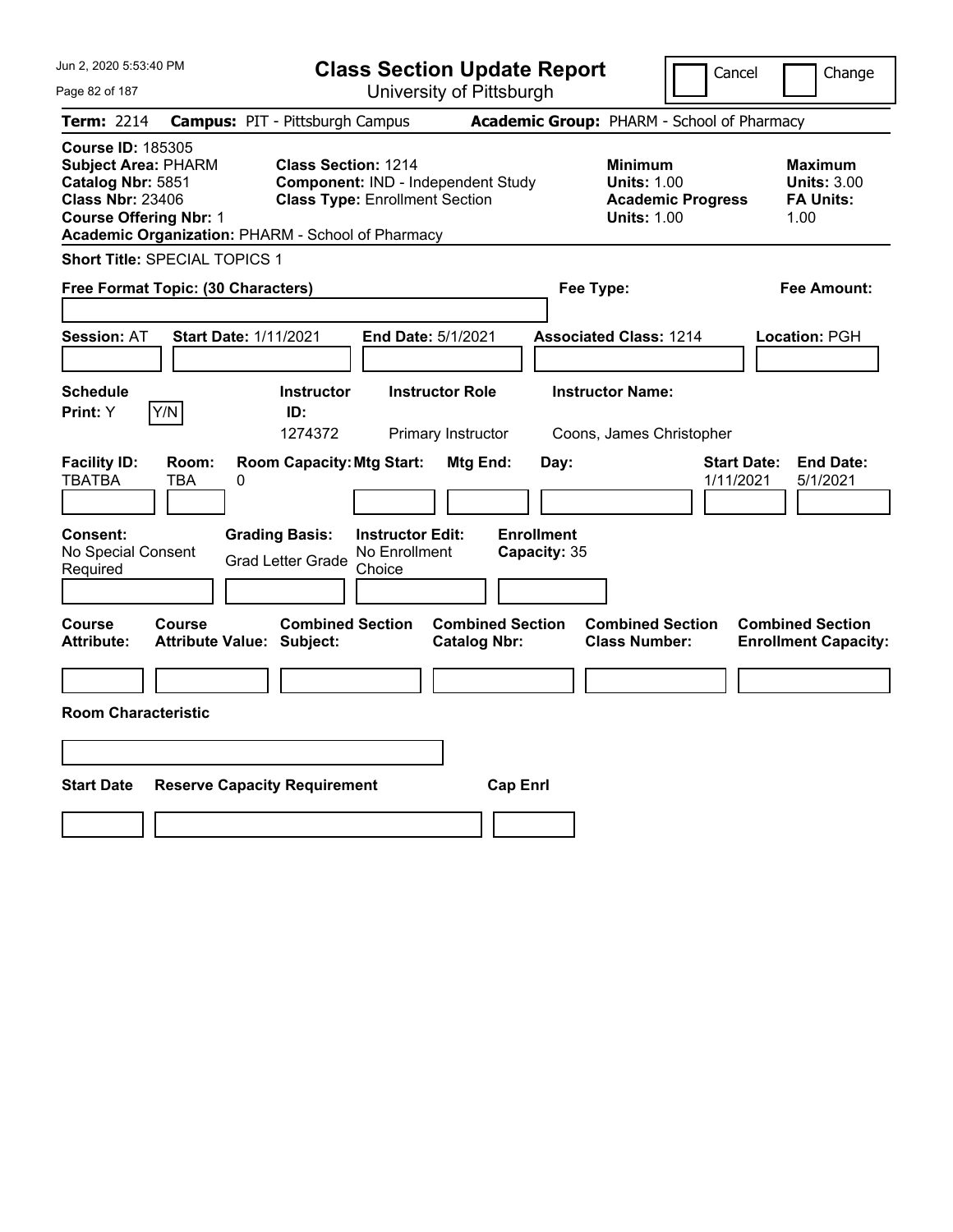# Class Section Update Report

University of Pittsburgh

Cancel | Change

**Term:** 2214 **Campus:** PIT - Pittsburgh Campus **Academic Group:** PHARM - School of Pharmacy

**Course ID:** 185305
**Subject Area:** PHARM
**Catalog Nbr:** 5851
**Class Nbr:** 23406
**Course Offering Nbr:** 1
**Academic Organization:** PHARM - School of Pharmacy

**Class Section:** 1214
**Component:** IND - Independent Study
**Class Type:** Enrollment Section

**Minimum**
**Units:** 1.00
**Academic Progress Units:** 1.00

**Maximum**
**Units:** 3.00
**FA Units:** 1.00

**Short Title:** SPECIAL TOPICS 1

**Free Format Topic: (30 Characters)**

**Fee Type:**

**Fee Amount:**

**Session:** AT **Start Date:** 1/11/2021 **End Date:** 5/1/2021 **Associated Class:** 1214 **Location:** PGH

| Schedule Print: | Y/N | Instructor ID: | Instructor Role | Instructor Name: |
|---|---|---|---|---|
| Y | | 1274372 | Primary Instructor | Coons, James Christopher |

| Facility ID: | Room: | Room Capacity: | Mtg Start: | Mtg End: | Day: | Start Date: | End Date: |
|---|---|---|---|---|---|---|---|
| TBATBA | TBA | 0 | | | | 1/11/2021 | 5/1/2021 |

| Consent: | Grading Basis: | Instructor Edit: | Enrollment Capacity: |
|---|---|---|---|
| No Special Consent Required | Grad Letter Grade | No Enrollment Choice | 35 |

| Course Attribute: | Course Attribute Value: | Combined Section Subject: | Combined Section Catalog Nbr: | Combined Section Class Number: | Combined Section Enrollment Capacity: |
|---|---|---|---|---|---|
| | | | | | |

**Room Characteristic**

| Start Date | Reserve Capacity Requirement | Cap Enrl |
|---|---|---|
| | | |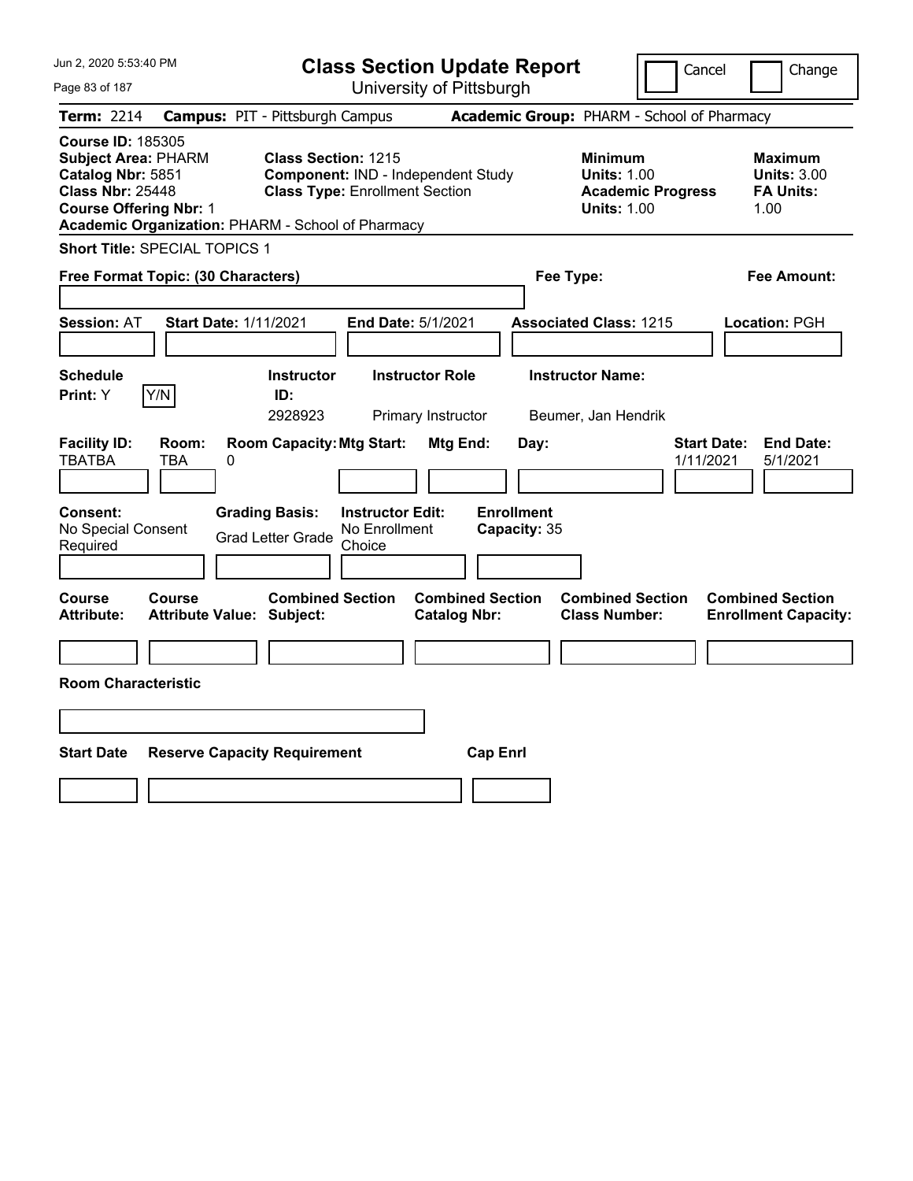# Class Section Update Report

University of Pittsburgh

Cancel | Change

**Term:** 2214 **Campus:** PIT - Pittsburgh Campus **Academic Group:** PHARM - School of Pharmacy

**Course ID:** 185305
**Subject Area:** PHARM
**Catalog Nbr:** 5851
**Class Nbr:** 25448
**Course Offering Nbr:** 1
**Academic Organization:** PHARM - School of Pharmacy

**Class Section:** 1215
**Component:** IND - Independent Study
**Class Type:** Enrollment Section

**Minimum**
**Units:** 1.00
**Academic Progress Units:** 1.00

**Maximum**
**Units:** 3.00
**FA Units:** 1.00

**Short Title:** SPECIAL TOPICS 1

**Free Format Topic: (30 Characters)**

**Fee Type:**

**Fee Amount:**

**Session:** AT **Start Date:** 1/11/2021 **End Date:** 5/1/2021 **Associated Class:** 1215 **Location:** PGH

| Schedule Print: | Instructor ID: | Instructor Role | Instructor Name: |
|---|---|---|---|
| Y | 2928923 | Primary Instructor | Beumer, Jan Hendrik |

| Facility ID: | Room: | Room Capacity: | Mtg Start: | Mtg End: | Day: | Start Date: | End Date: |
|---|---|---|---|---|---|---|---|
| TBATBA | TBA | 0 | | | | 1/11/2021 | 5/1/2021 |

| Consent: | Grading Basis: | Instructor Edit: | Enrollment Capacity: |
|---|---|---|---|
| No Special Consent Required | Grad Letter Grade | No Enrollment Choice | 35 |

| Course Attribute: | Course Attribute Value: | Combined Section Subject: | Combined Section Catalog Nbr: | Combined Section Class Number: | Combined Section Enrollment Capacity: |
|---|---|---|---|---|---|
| | | | | | |

**Room Characteristic**

| Start Date | Reserve Capacity Requirement | Cap Enrl |
|---|---|---|
| | | |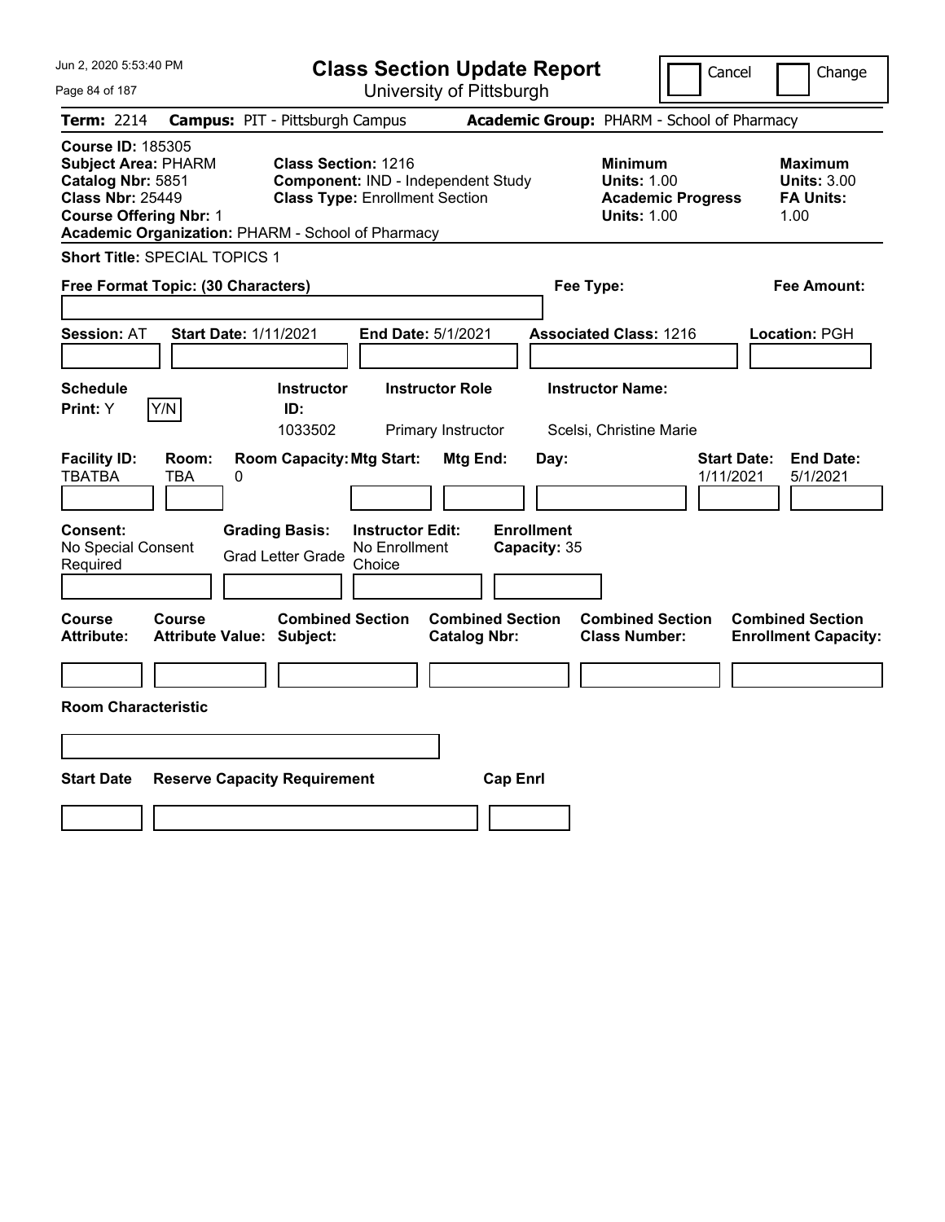Jun 2, 2020 5:53:40 PM

# Class Section Update Report

University of Pittsburgh

Cancel | Change

**Term:** 2214 **Campus:** PIT - Pittsburgh Campus **Academic Group:** PHARM - School of Pharmacy

**Course ID:** 185305
**Subject Area:** PHARM
**Catalog Nbr:** 5851
**Class Nbr:** 25449
**Course Offering Nbr:** 1
**Academic Organization:** PHARM - School of Pharmacy

**Class Section:** 1216
**Component:** IND - Independent Study
**Class Type:** Enrollment Section

**Minimum Units:** 1.00
**Academic Progress Units:** 1.00

**Maximum Units:** 3.00
**FA Units:** 1.00

**Short Title:** SPECIAL TOPICS 1

**Free Format Topic: (30 Characters)**

**Fee Type:**

**Fee Amount:**

**Session:** AT **Start Date:** 1/11/2021 **End Date:** 5/1/2021 **Associated Class:** 1216 **Location:** PGH

| Schedule Print | Instructor ID | Instructor Role | Instructor Name |
| --- | --- | --- | --- |
| Y (Y/N) | 1033502 | Primary Instructor | Scelsi, Christine Marie |

| Facility ID | Room | Room Capacity | Mtg Start | Mtg End | Day | Start Date | End Date |
| --- | --- | --- | --- | --- | --- | --- | --- |
| TBATBA | TBA | 0 | | | | 1/11/2021 | 5/1/2021 |

**Consent:** No Special Consent Required
**Grading Basis:** Grad Letter Grade
**Instructor Edit:** No Enrollment Choice
**Enrollment Capacity:** 35

| Course Attribute | Course Attribute Value | Combined Section Subject | Combined Section Catalog Nbr | Combined Section Class Number | Combined Section Enrollment Capacity |
| --- | --- | --- | --- | --- | --- |
| | | | | | |

**Room Characteristic**

| Start Date | Reserve Capacity Requirement | Cap Enrl |
| --- | --- | --- |
| | | |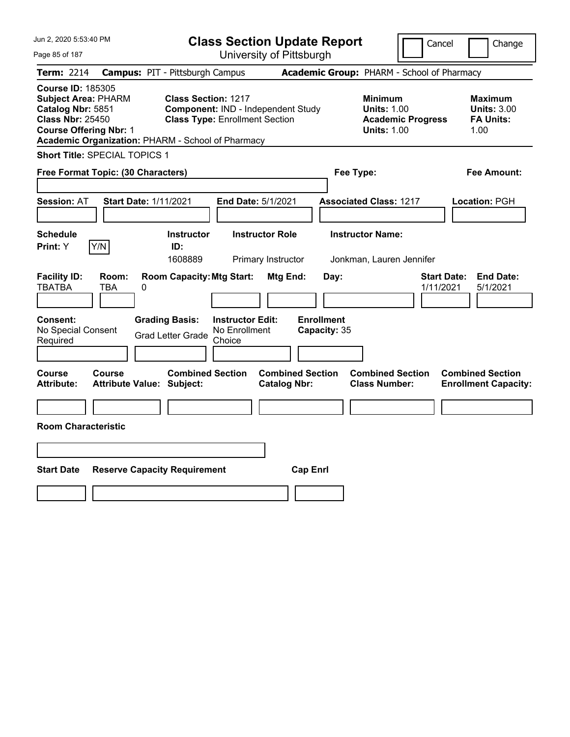# Class Section Update Report

University of Pittsburgh

Cancel | Change

**Term:** 2214 **Campus:** PIT - Pittsburgh Campus **Academic Group:** PHARM - School of Pharmacy

**Course ID:** 185305
**Subject Area:** PHARM
**Catalog Nbr:** 5851
**Class Nbr:** 25450
**Course Offering Nbr:** 1
**Academic Organization:** PHARM - School of Pharmacy

**Class Section:** 1217
**Component:** IND - Independent Study
**Class Type:** Enrollment Section

**Minimum Units:** 1.00
**Academic Progress Units:** 1.00

**Maximum Units:** 3.00
**FA Units:** 1.00

**Short Title:** SPECIAL TOPICS 1

**Free Format Topic: (30 Characters)**

**Fee Type:**

**Fee Amount:**

**Session:** AT **Start Date:** 1/11/2021 **End Date:** 5/1/2021 **Associated Class:** 1217 **Location:** PGH

| Schedule Print | | Instructor ID | Instructor Role | Instructor Name |
|---|---|---|---|---|
| Y | Y/N | 1608889 | Primary Instructor | Jonkman, Lauren Jennifer |

| Facility ID | Room | Room Capacity | Mtg Start | Mtg End | Day | Start Date | End Date |
|---|---|---|---|---|---|---|---|
| TBATBA | TBA | 0 | | | | 1/11/2021 | 5/1/2021 |

| Consent | Grading Basis | Instructor Edit | Enrollment Capacity |
|---|---|---|---|
| No Special Consent Required | Grad Letter Grade | No Enrollment Choice | 35 |

| Course Attribute | Course Attribute Value | Combined Section Subject | Combined Section Catalog Nbr | Combined Section Class Number | Combined Section Enrollment Capacity |
|---|---|---|---|---|---|
| | | | | | |

**Room Characteristic**

| Start Date | Reserve Capacity Requirement | Cap Enrl |
|---|---|---|
| | | |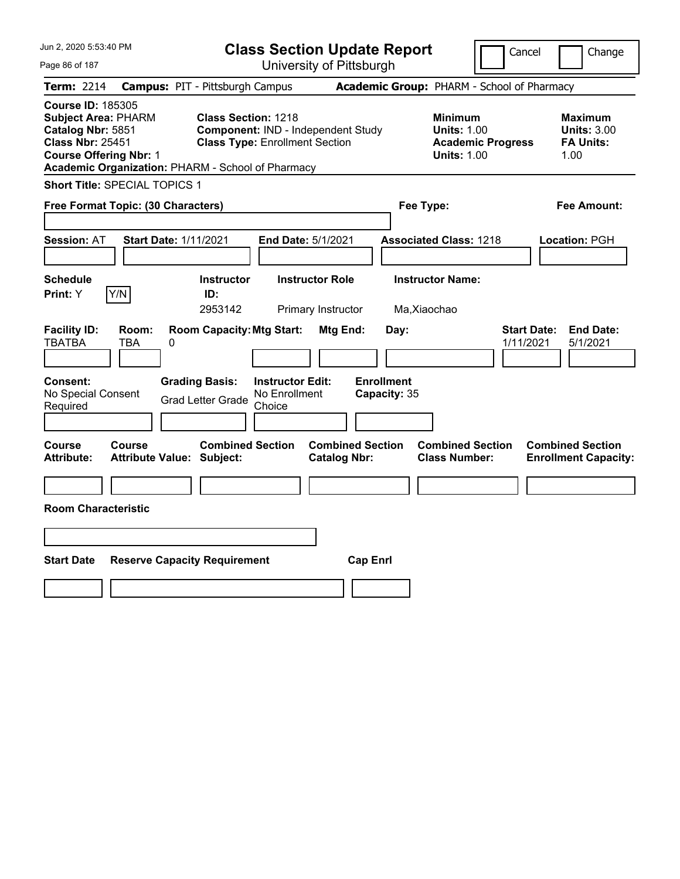# Class Section Update Report

University of Pittsburgh

Cancel | Change

**Term:** 2214 **Campus:** PIT - Pittsburgh Campus **Academic Group:** PHARM - School of Pharmacy

**Course ID:** 185305
**Subject Area:** PHARM
**Catalog Nbr:** 5851
**Class Nbr:** 25451
**Course Offering Nbr:** 1
**Academic Organization:** PHARM - School of Pharmacy

**Class Section:** 1218
**Component:** IND - Independent Study
**Class Type:** Enrollment Section

**Minimum Units:** 1.00
**Academic Progress Units:** 1.00

**Maximum Units:** 3.00
**FA Units:** 1.00

**Short Title:** SPECIAL TOPICS 1

**Free Format Topic: (30 Characters)**

**Fee Type:**

**Fee Amount:**

**Session:** AT **Start Date:** 1/11/2021 **End Date:** 5/1/2021 **Associated Class:** 1218 **Location:** PGH

| Schedule Print: | Instructor ID: | Instructor Role | Instructor Name: |
|---|---|---|---|
| Y [Y/N] | 2953142 | Primary Instructor | Ma,Xiaochao |

| Facility ID: | Room: | Room Capacity: | Mtg Start: | Mtg End: | Day: | Start Date: | End Date: |
|---|---|---|---|---|---|---|---|
| TBATBA | TBA | 0 | | | | 1/11/2021 | 5/1/2021 |

| Consent: | Grading Basis: | Instructor Edit: | Enrollment Capacity: |
|---|---|---|---|
| No Special Consent Required | Grad Letter Grade | No Enrollment Choice | 35 |

| Course Attribute: | Course Attribute Value: | Combined Section Subject: | Combined Section Catalog Nbr: | Combined Section Class Number: | Combined Section Enrollment Capacity: |
|---|---|---|---|---|---|
| | | | | | |

**Room Characteristic**

| Start Date | Reserve Capacity Requirement | Cap Enrl |
|---|---|---|
| | | |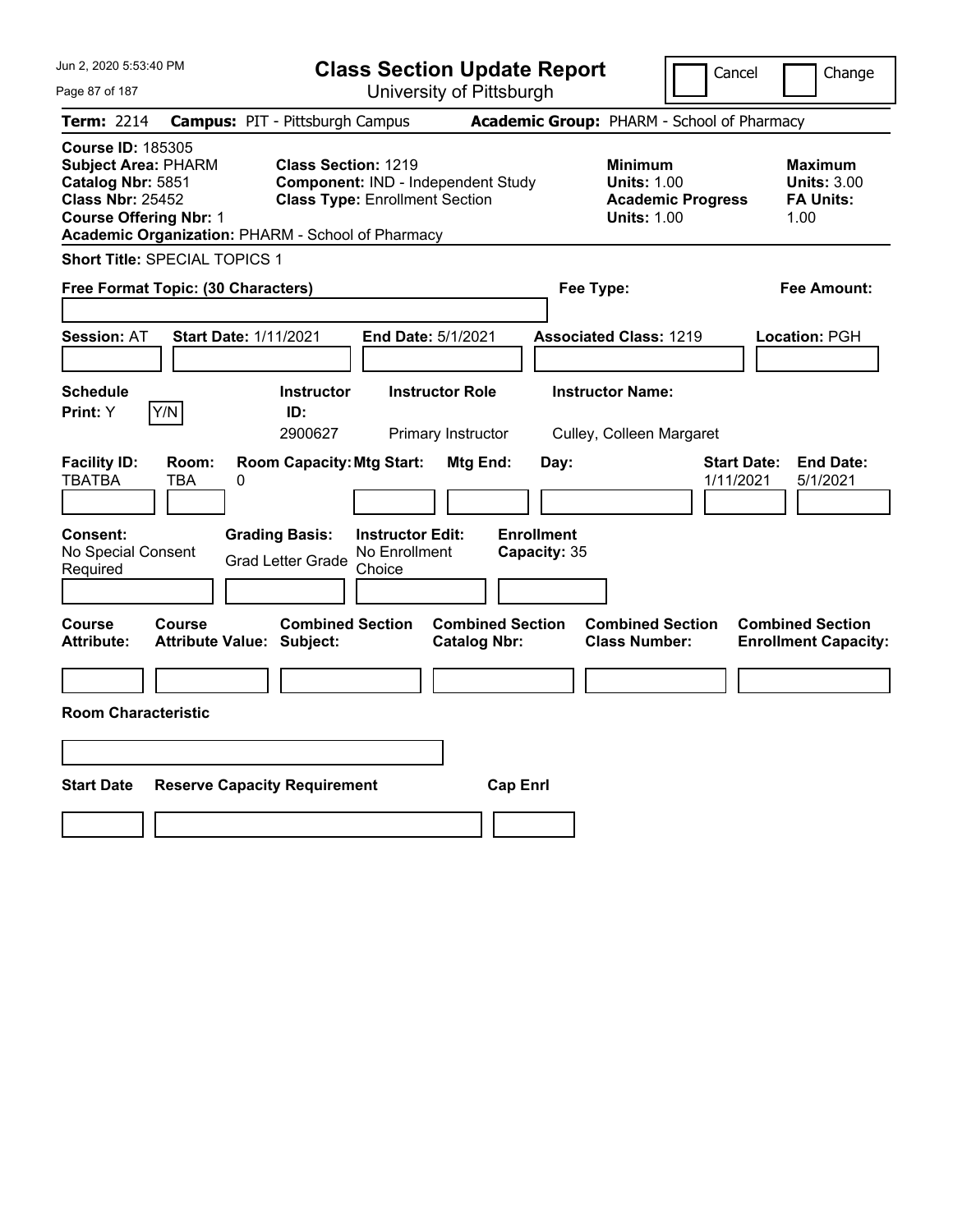Jun 2, 2020 5:53:40 PM

# Class Section Update Report

University of Pittsburgh

Cancel | Change

**Term:** 2214 **Campus:** PIT - Pittsburgh Campus **Academic Group:** PHARM - School of Pharmacy

**Course ID:** 185305
**Subject Area:** PHARM
**Catalog Nbr:** 5851
**Class Nbr:** 25452
**Course Offering Nbr:** 1
**Academic Organization:** PHARM - School of Pharmacy

**Class Section:** 1219
**Component:** IND - Independent Study
**Class Type:** Enrollment Section

**Minimum Units:** 1.00
**Academic Progress Units:** 1.00

**Maximum Units:** 3.00
**FA Units:** 1.00

**Short Title:** SPECIAL TOPICS 1

**Free Format Topic: (30 Characters)**

**Fee Type:**

**Fee Amount:**

**Session:** AT **Start Date:** 1/11/2021 **End Date:** 5/1/2021 **Associated Class:** 1219 **Location:** PGH

| Schedule Print: | Instructor ID: | Instructor Role | Instructor Name: |
|---|---|---|---|
| Y Y/N | 2900627 | Primary Instructor | Culley, Colleen Margaret |

| Facility ID: | Room: | Room Capacity: | Mtg Start: | Mtg End: | Day: | Start Date: | End Date: |
|---|---|---|---|---|---|---|---|
| TBATBA | TBA | 0 | | | | 1/11/2021 | 5/1/2021 |

| Consent: | Grading Basis: | Instructor Edit: | Enrollment Capacity: |
|---|---|---|---|
| No Special Consent Required | Grad Letter Grade | No Enrollment Choice | 35 |

| Course Attribute: | Course Attribute Value: | Combined Section Subject: | Combined Section Catalog Nbr: | Combined Section Class Number: | Combined Section Enrollment Capacity: |
|---|---|---|---|---|---|
| | | | | | |

**Room Characteristic**

| Start Date | Reserve Capacity Requirement | Cap Enrl |
|---|---|---|
| | | |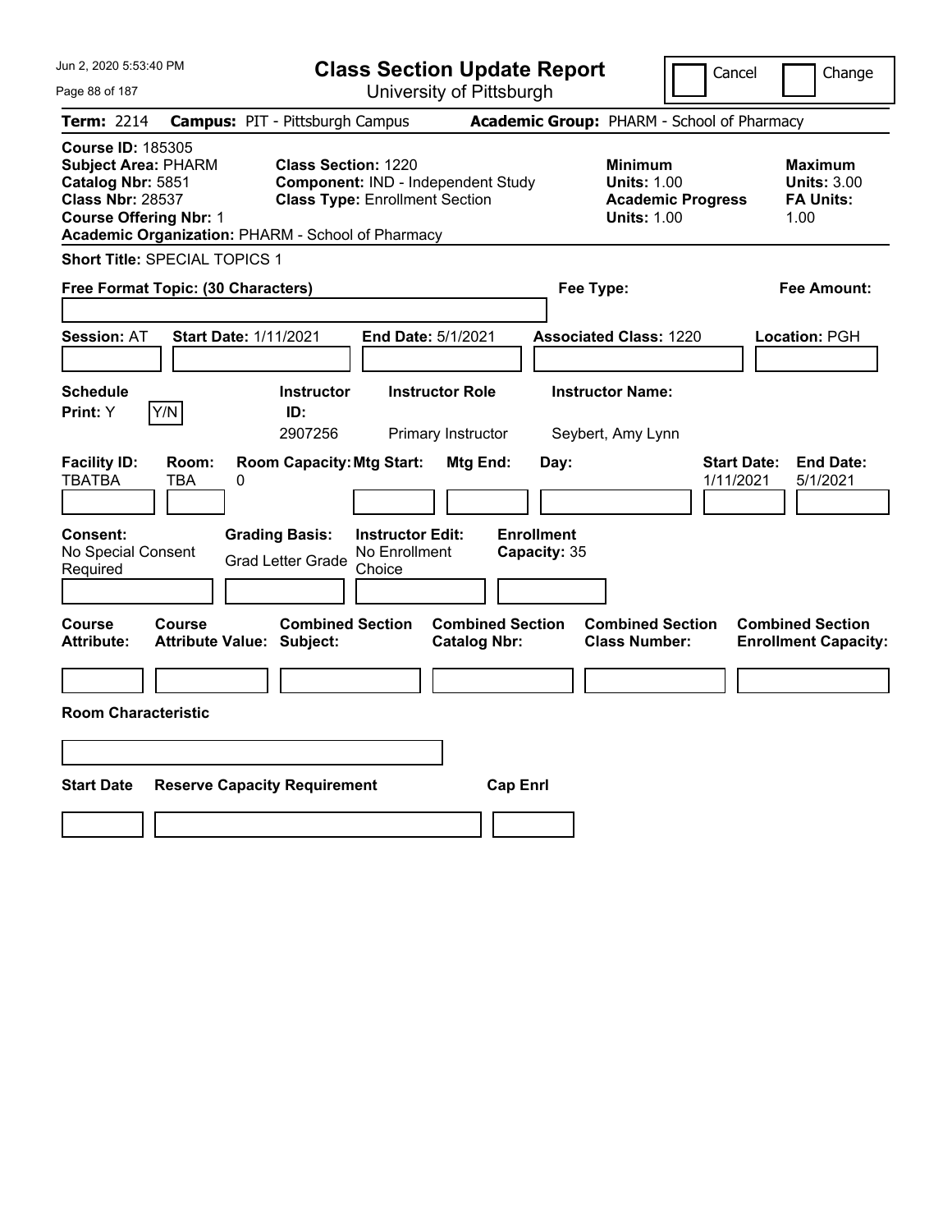Jun 2, 2020 5:53:40 PM

# Class Section Update Report

University of Pittsburgh

Cancel | Change

**Term:** 2214 **Campus:** PIT - Pittsburgh Campus **Academic Group:** PHARM - School of Pharmacy

**Course ID:** 185305
**Subject Area:** PHARM
**Catalog Nbr:** 5851
**Class Nbr:** 28537
**Course Offering Nbr:** 1
**Academic Organization:** PHARM - School of Pharmacy

**Class Section:** 1220
**Component:** IND - Independent Study
**Class Type:** Enrollment Section

**Minimum Units:** 1.00
**Academic Progress Units:** 1.00

**Maximum Units:** 3.00
**FA Units:** 1.00

**Short Title:** SPECIAL TOPICS 1

**Free Format Topic: (30 Characters)**

**Fee Type:**

**Fee Amount:**

**Session:** AT **Start Date:** 1/11/2021 **End Date:** 5/1/2021 **Associated Class:** 1220 **Location:** PGH

| Schedule Print | Instructor ID | Instructor Role | Instructor Name |
|---|---|---|---|
| Y (Y/N) | 2907256 | Primary Instructor | Seybert, Amy Lynn |

| Facility ID | Room | Room Capacity | Mtg Start | Mtg End | Day | Start Date | End Date |
|---|---|---|---|---|---|---|---|
| TBATBA | TBA | 0 | | | | 1/11/2021 | 5/1/2021 |

**Consent:** No Special Consent Required
**Grading Basis:** Grad Letter Grade
**Instructor Edit:** No Enrollment Choice
**Enrollment Capacity:** 35

| Course Attribute | Course Attribute Value | Combined Section Subject | Combined Section Catalog Nbr | Combined Section Class Number | Combined Section Enrollment Capacity |
|---|---|---|---|---|---|
| | | | | | |

**Room Characteristic**

| Start Date | Reserve Capacity Requirement | Cap Enrl |
|---|---|---|
| | | |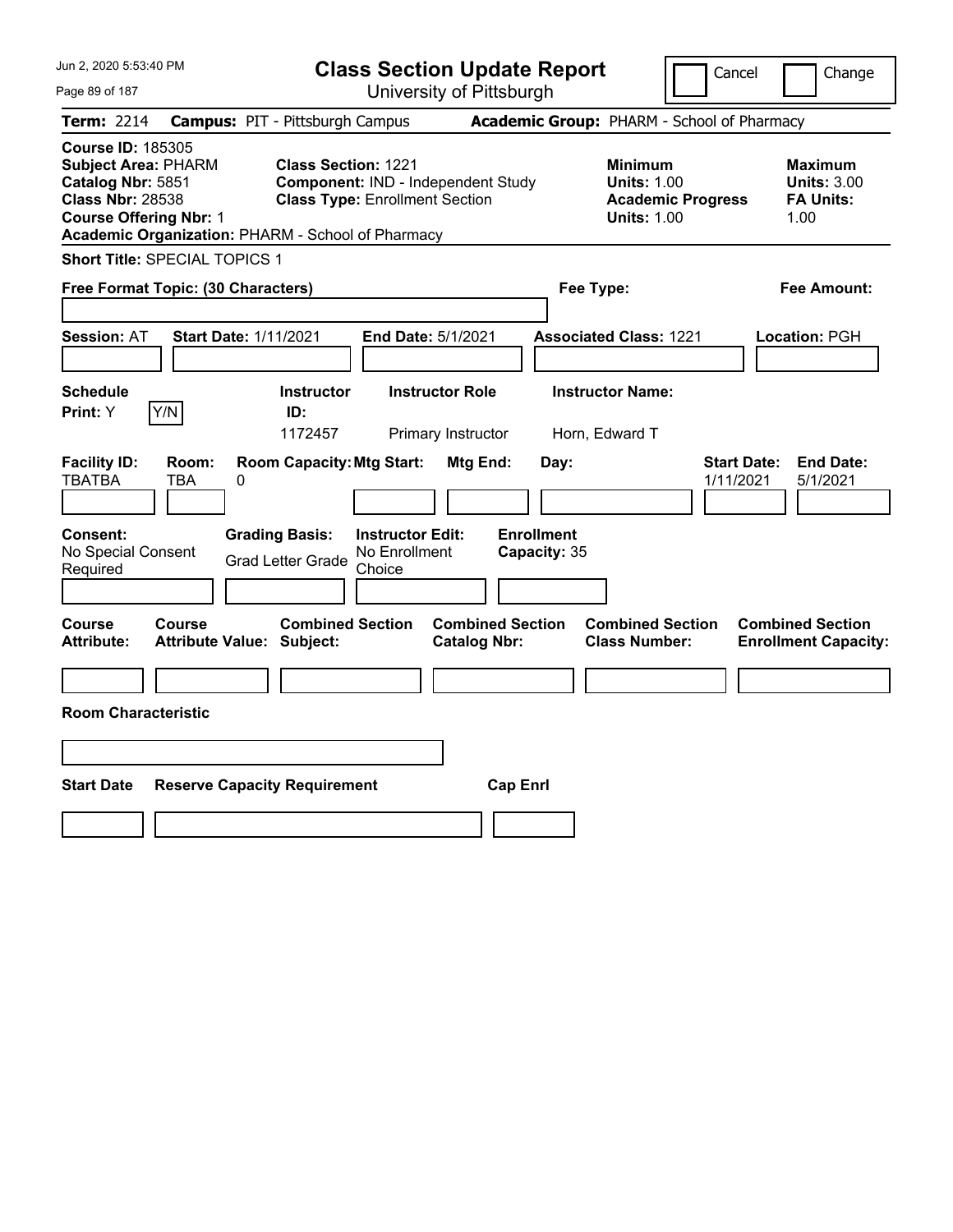# Class Section Update Report

University of Pittsburgh

Jun 2, 2020 5:53:40 PM

Cancel | Change

**Term:** 2214 **Campus:** PIT - Pittsburgh Campus **Academic Group:** PHARM - School of Pharmacy

**Course ID:** 185305
**Subject Area:** PHARM
**Catalog Nbr:** 5851
**Class Nbr:** 28538
**Course Offering Nbr:** 1
**Academic Organization:** PHARM - School of Pharmacy

**Class Section:** 1221
**Component:** IND - Independent Study
**Class Type:** Enrollment Section

**Minimum Units:** 1.00
**Academic Progress Units:** 1.00

**Maximum Units:** 3.00
**FA Units:** 1.00

**Short Title:** SPECIAL TOPICS 1

**Free Format Topic: (30 Characters)**

**Fee Type:**

**Fee Amount:**

**Session:** AT **Start Date:** 1/11/2021 **End Date:** 5/1/2021 **Associated Class:** 1221 **Location:** PGH

| Schedule Print | Instructor ID | Instructor Role | Instructor Name |
| --- | --- | --- | --- |
| Y (Y/N) | 1172457 | Primary Instructor | Horn, Edward T |

| Facility ID | Room | Room Capacity | Mtg Start | Mtg End | Day | Start Date | End Date |
| --- | --- | --- | --- | --- | --- | --- | --- |
| TBATBA | TBA | 0 | | | | 1/11/2021 | 5/1/2021 |

| Consent | Grading Basis | Instructor Edit | Enrollment Capacity |
| --- | --- | --- | --- |
| No Special Consent Required | Grad Letter Grade | No Enrollment Choice | 35 |

| Course Attribute | Course Attribute Value | Combined Section Subject | Combined Section Catalog Nbr | Combined Section Class Number | Combined Section Enrollment Capacity |
| --- | --- | --- | --- | --- | --- |
| | | | | | |

**Room Characteristic**

| Start Date | Reserve Capacity Requirement | Cap Enrl |
| --- | --- | --- |
| | | |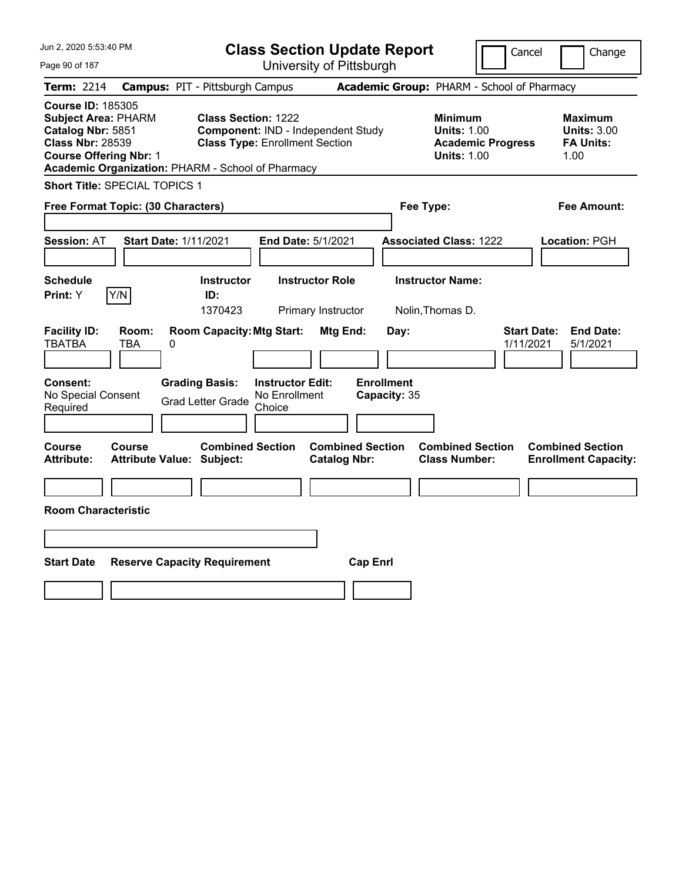Jun 2, 2020 5:53:40 PM

# Class Section Update Report

University of Pittsburgh

Cancel | Change

**Term:** 2214 **Campus:** PIT - Pittsburgh Campus **Academic Group:** PHARM - School of Pharmacy

**Course ID:** 185305
**Subject Area:** PHARM
**Catalog Nbr:** 5851
**Class Nbr:** 28539
**Course Offering Nbr:** 1
**Academic Organization:** PHARM - School of Pharmacy

**Class Section:** 1222
**Component:** IND - Independent Study
**Class Type:** Enrollment Section

**Minimum Units:** 1.00
**Academic Progress Units:** 1.00

**Maximum Units:** 3.00
**FA Units:** 1.00

**Short Title:** SPECIAL TOPICS 1

**Free Format Topic: (30 Characters)** | **Fee Type:** | **Fee Amount:**

**Session:** AT **Start Date:** 1/11/2021 **End Date:** 5/1/2021 **Associated Class:** 1222 **Location:** PGH

| Schedule Print: | Instructor ID: | Instructor Role | Instructor Name: |
|---|---|---|---|
| Y (Y/N) | 1370423 | Primary Instructor | Nolin,Thomas D. |

| Facility ID: | Room: | Room Capacity: | Mtg Start: | Mtg End: | Day: | Start Date: | End Date: |
|---|---|---|---|---|---|---|---|
| TBATBA | TBA | 0 | | | | 1/11/2021 | 5/1/2021 |

| Consent: | Grading Basis: | Instructor Edit: | Enrollment Capacity: |
|---|---|---|---|
| No Special Consent Required | Grad Letter Grade | No Enrollment Choice | 35 |

| Course Attribute: | Course Attribute Value: | Combined Section Subject: | Combined Section Catalog Nbr: | Combined Section Class Number: | Combined Section Enrollment Capacity: |
|---|---|---|---|---|---|
| | | | | | |

**Room Characteristic**

| Start Date | Reserve Capacity Requirement | Cap Enrl |
|---|---|---|
| | | |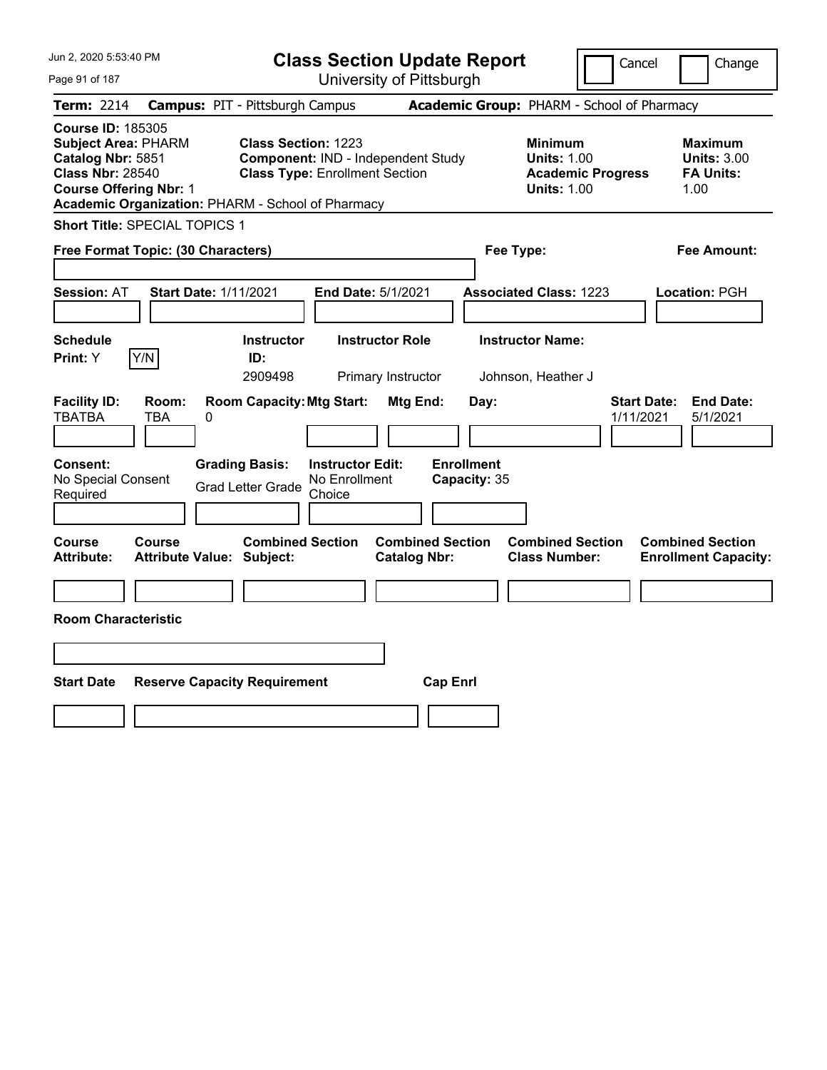Jun 2, 2020 5:53:40 PM

# Class Section Update Report

University of Pittsburgh

Cancel | Change

**Term:** 2214 **Campus:** PIT - Pittsburgh Campus **Academic Group:** PHARM - School of Pharmacy

**Course ID:** 185305
**Subject Area:** PHARM
**Catalog Nbr:** 5851
**Class Nbr:** 28540
**Course Offering Nbr:** 1
**Academic Organization:** PHARM - School of Pharmacy

**Class Section:** 1223
**Component:** IND - Independent Study
**Class Type:** Enrollment Section

**Minimum Units:** 1.00
**Academic Progress Units:** 1.00

**Maximum Units:** 3.00
**FA Units:** 1.00

**Short Title:** SPECIAL TOPICS 1

**Free Format Topic: (30 Characters)**

**Fee Type:**

**Fee Amount:**

**Session:** AT **Start Date:** 1/11/2021 **End Date:** 5/1/2021 **Associated Class:** 1223 **Location:** PGH

| Schedule Print | Instructor ID | Instructor Role | Instructor Name |
|---|---|---|---|
| Y (Y/N) | 2909498 | Primary Instructor | Johnson, Heather J |

| Facility ID | Room | Room Capacity | Mtg Start | Mtg End | Day | Start Date | End Date |
|---|---|---|---|---|---|---|---|
| TBATBA | TBA | 0 | | | | 1/11/2021 | 5/1/2021 |

**Consent:** No Special Consent Required
**Grading Basis:** Grad Letter Grade
**Instructor Edit:** No Enrollment Choice
**Enrollment Capacity:** 35

| Course Attribute | Course Attribute Value | Combined Section Subject | Combined Section Catalog Nbr | Combined Section Class Number | Combined Section Enrollment Capacity |
|---|---|---|---|---|---|
| | | | | | |

**Room Characteristic**

| Start Date | Reserve Capacity Requirement | Cap Enrl |
|---|---|---|
| | | |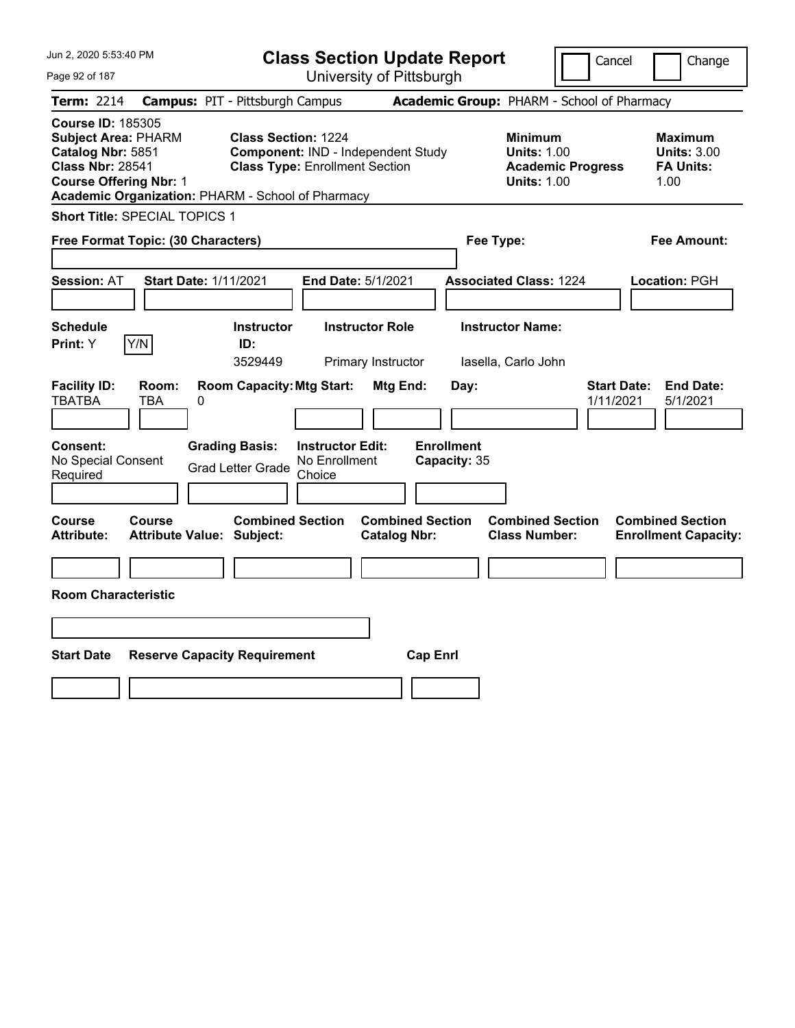# Class Section Update Report

University of Pittsburgh

Cancel | Change

**Term:** 2214 **Campus:** PIT - Pittsburgh Campus **Academic Group:** PHARM - School of Pharmacy

**Course ID:** 185305
**Subject Area:** PHARM
**Catalog Nbr:** 5851
**Class Nbr:** 28541
**Course Offering Nbr:** 1
**Academic Organization:** PHARM - School of Pharmacy

**Class Section:** 1224
**Component:** IND - Independent Study
**Class Type:** Enrollment Section

**Minimum Units:** 1.00
**Academic Progress Units:** 1.00

**Maximum Units:** 3.00
**FA Units:** 1.00

**Short Title:** SPECIAL TOPICS 1

**Free Format Topic: (30 Characters)**

**Fee Type:**

**Fee Amount:**

**Session:** AT **Start Date:** 1/11/2021 **End Date:** 5/1/2021 **Associated Class:** 1224 **Location:** PGH

| Schedule Print | Instructor ID | Instructor Role | Instructor Name |
|---|---|---|---|
| Y (Y/N) | 3529449 | Primary Instructor | Iasella, Carlo John |

| Facility ID | Room | Room Capacity | Mtg Start | Mtg End | Day | Start Date | End Date |
|---|---|---|---|---|---|---|---|
| TBATBA | TBA | 0 | | | | 1/11/2021 | 5/1/2021 |

| Consent | Grading Basis | Instructor Edit | Enrollment Capacity |
|---|---|---|---|
| No Special Consent Required | Grad Letter Grade | No Enrollment Choice | 35 |

| Course Attribute | Course Attribute Value | Combined Section Subject | Combined Section Catalog Nbr | Combined Section Class Number | Combined Section Enrollment Capacity |
|---|---|---|---|---|---|
| | | | | | |

**Room Characteristic**

| Start Date | Reserve Capacity Requirement | Cap Enrl |
|---|---|---|
| | | |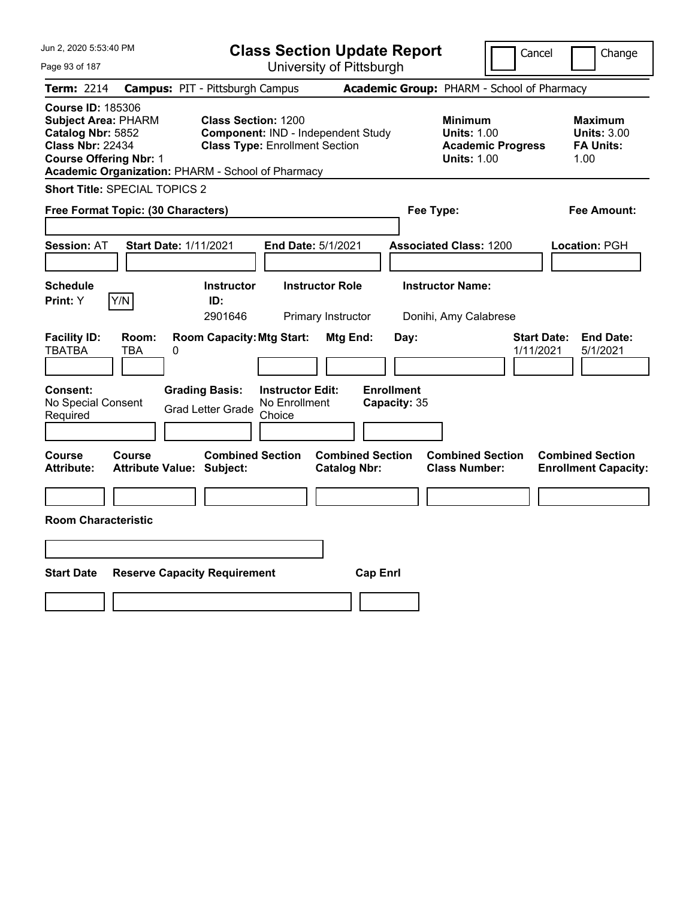# Class Section Update Report

University of Pittsburgh

Jun 2, 2020 5:53:40 PM

Cancel / Change

**Term:** 2214 **Campus:** PIT - Pittsburgh Campus **Academic Group:** PHARM - School of Pharmacy

**Course ID:** 185306
**Subject Area:** PHARM
**Catalog Nbr:** 5852
**Class Nbr:** 22434
**Course Offering Nbr:** 1
**Academic Organization:** PHARM - School of Pharmacy

**Class Section:** 1200
**Component:** IND - Independent Study
**Class Type:** Enrollment Section

**Minimum Units:** 1.00
**Academic Progress Units:** 1.00

**Maximum Units:** 3.00
**FA Units:** 1.00

**Short Title:** SPECIAL TOPICS 2

**Free Format Topic: (30 Characters)**

**Fee Type:**

**Fee Amount:**

**Session:** AT **Start Date:** 1/11/2021 **End Date:** 5/1/2021 **Associated Class:** 1200 **Location:** PGH

| Schedule Print | Instructor ID | Instructor Role | Instructor Name |
|---|---|---|---|
| Y | 2901646 | Primary Instructor | Donihi, Amy Calabrese |

| Facility ID | Room | Room Capacity | Mtg Start | Mtg End | Day | Start Date | End Date |
|---|---|---|---|---|---|---|---|
| TBATBA | TBA | 0 | | | | 1/11/2021 | 5/1/2021 |

**Consent:** No Special Consent Required
**Grading Basis:** Grad Letter Grade
**Instructor Edit:** No Enrollment Choice
**Enrollment Capacity:** 35

| Course Attribute | Course Attribute Value | Combined Section Subject | Combined Section Catalog Nbr | Combined Section Class Number | Combined Section Enrollment Capacity |
|---|---|---|---|---|---|
| | | | | | |

**Room Characteristic**

| Start Date | Reserve Capacity Requirement | Cap Enrl |
|---|---|---|
| | | |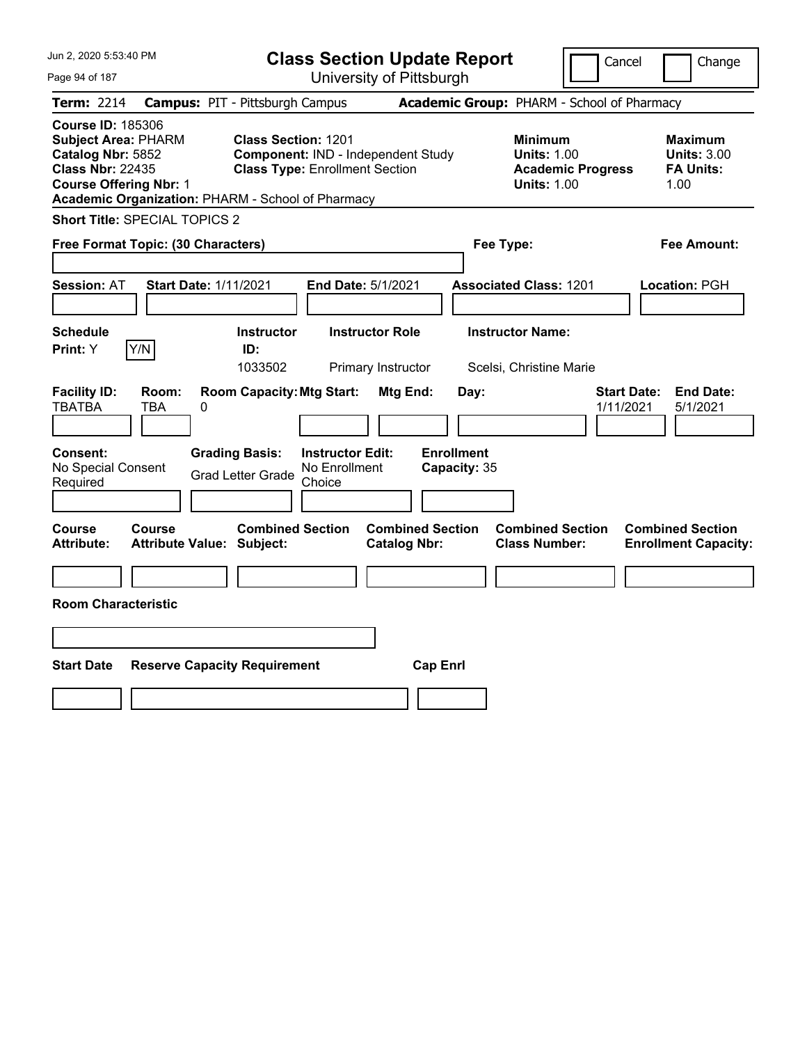# Class Section Update Report

University of Pittsburgh

Jun 2, 2020 5:53:40 PM

Cancel ☐ Change ☐

**Term:** 2214 **Campus:** PIT - Pittsburgh Campus **Academic Group:** PHARM - School of Pharmacy

**Course ID:** 185306
**Subject Area:** PHARM
**Catalog Nbr:** 5852
**Class Nbr:** 22435
**Course Offering Nbr:** 1
**Academic Organization:** PHARM - School of Pharmacy

**Class Section:** 1201
**Component:** IND - Independent Study
**Class Type:** Enrollment Section

**Minimum**
**Units:** 1.00
**Academic Progress Units:** 1.00

**Maximum**
**Units:** 3.00
**FA Units:** 1.00

**Short Title:** SPECIAL TOPICS 2

**Free Format Topic: (30 Characters)**

**Fee Type:**

**Fee Amount:**

**Session:** AT **Start Date:** 1/11/2021 **End Date:** 5/1/2021 **Associated Class:** 1201 **Location:** PGH

| Schedule Print | Instructor ID | Instructor Role | Instructor Name |
|---|---|---|---|
| Y | 1033502 | Primary Instructor | Scelsi, Christine Marie |

| Facility ID | Room | Room Capacity | Mtg Start | Mtg End | Day | Start Date | End Date |
|---|---|---|---|---|---|---|---|
| TBATBA | TBA | 0 | | | | 1/11/2021 | 5/1/2021 |

**Consent:** No Special Consent Required
**Grading Basis:** Grad Letter Grade
**Instructor Edit:** No Enrollment Choice
**Enrollment Capacity:** 35

| Course Attribute | Course Attribute Value | Combined Section Subject | Combined Section Catalog Nbr | Combined Section Class Number | Combined Section Enrollment Capacity |
|---|---|---|---|---|---|
| | | | | | |

**Room Characteristic**

| Start Date | Reserve Capacity Requirement | Cap Enrl |
|---|---|---|
| | | |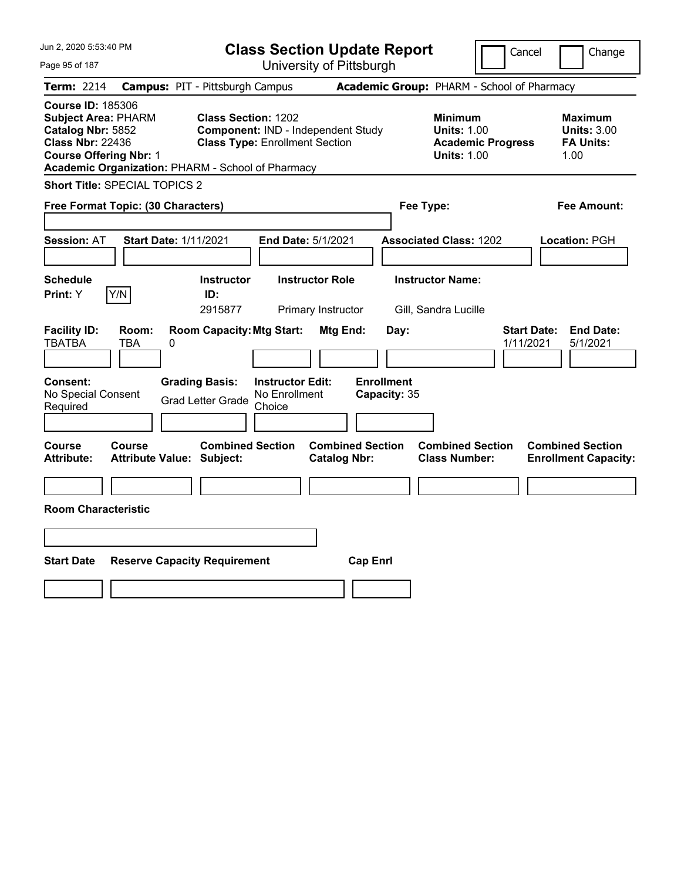Jun 2, 2020 5:53:40 PM

# Class Section Update Report

University of Pittsburgh

Cancel | Change

**Term:** 2214 **Campus:** PIT - Pittsburgh Campus **Academic Group:** PHARM - School of Pharmacy

**Course ID:** 185306
**Subject Area:** PHARM
**Catalog Nbr:** 5852
**Class Nbr:** 22436
**Course Offering Nbr:** 1
**Academic Organization:** PHARM - School of Pharmacy

**Class Section:** 1202
**Component:** IND - Independent Study
**Class Type:** Enrollment Section

**Minimum Units:** 1.00
**Academic Progress Units:** 1.00

**Maximum Units:** 3.00
**FA Units:** 1.00

**Short Title:** SPECIAL TOPICS 2

**Free Format Topic: (30 Characters)**

**Fee Type:**

**Fee Amount:**

**Session:** AT **Start Date:** 1/11/2021 **End Date:** 5/1/2021 **Associated Class:** 1202 **Location:** PGH

| Schedule Print: | | Instructor ID: | Instructor Role | Instructor Name: |
|---|---|---|---|---|
| Y | Y/N | 2915877 | Primary Instructor | Gill, Sandra Lucille |

| Facility ID: | Room: | Room Capacity: | Mtg Start: | Mtg End: | Day: | Start Date: | End Date: |
|---|---|---|---|---|---|---|---|
| TBATBA | TBA | 0 | | | | 1/11/2021 | 5/1/2021 |

| Consent: | Grading Basis: | Instructor Edit: | Enrollment Capacity: |
|---|---|---|---|
| No Special Consent Required | Grad Letter Grade | No Enrollment Choice | 35 |

| Course Attribute: | Course Attribute Value: | Combined Section Subject: | Combined Section Catalog Nbr: | Combined Section Class Number: | Combined Section Enrollment Capacity: |
|---|---|---|---|---|---|
| | | | | | |

**Room Characteristic**

| Start Date | Reserve Capacity Requirement | Cap Enrl |
|---|---|---|
| | | |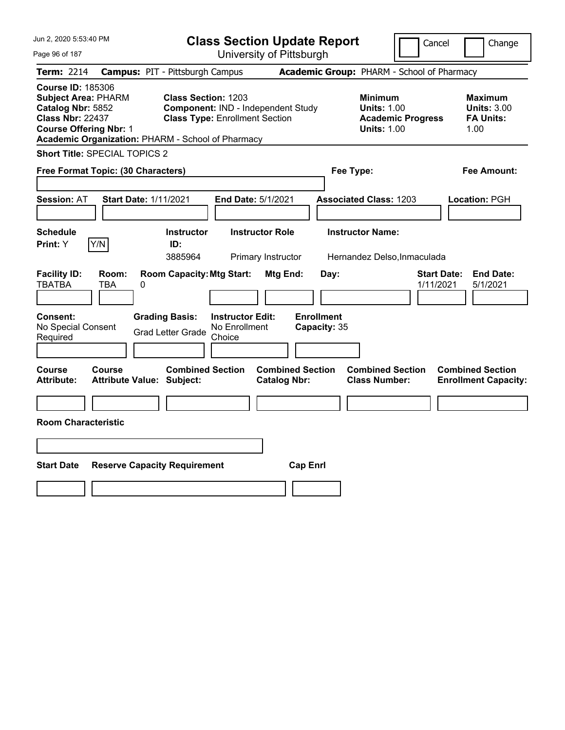Jun 2, 2020 5:53:40 PM

# Class Section Update Report

University of Pittsburgh

Cancel | Change

**Term:** 2214 **Campus:** PIT - Pittsburgh Campus **Academic Group:** PHARM - School of Pharmacy

**Course ID:** 185306
**Subject Area:** PHARM
**Catalog Nbr:** 5852
**Class Nbr:** 22437
**Course Offering Nbr:** 1
**Academic Organization:** PHARM - School of Pharmacy

**Class Section:** 1203
**Component:** IND - Independent Study
**Class Type:** Enrollment Section

**Minimum Units:** 1.00
**Academic Progress Units:** 1.00

**Maximum Units:** 3.00
**FA Units:** 1.00

**Short Title:** SPECIAL TOPICS 2

**Free Format Topic: (30 Characters)**

**Fee Type:**

**Fee Amount:**

**Session:** AT **Start Date:** 1/11/2021 **End Date:** 5/1/2021 **Associated Class:** 1203 **Location:** PGH

| Schedule Print: | Instructor ID: | Instructor Role | Instructor Name: |
| --- | --- | --- | --- |
| Y (Y/N) | 3885964 | Primary Instructor | Hernandez Delso,Inmaculada |

| Facility ID: | Room: | Room Capacity: | Mtg Start: | Mtg End: | Day: | Start Date: | End Date: |
| --- | --- | --- | --- | --- | --- | --- | --- |
| TBATBA | TBA | 0 | | | | 1/11/2021 | 5/1/2021 |

| Consent: | Grading Basis: | Instructor Edit: | Enrollment Capacity: |
| --- | --- | --- | --- |
| No Special Consent Required | Grad Letter Grade | No Enrollment Choice | 35 |

| Course Attribute: | Course Attribute Value: | Combined Section Subject: | Combined Section Catalog Nbr: | Combined Section Class Number: | Combined Section Enrollment Capacity: |
| --- | --- | --- | --- | --- | --- |
| | | | | | |

**Room Characteristic**

| Start Date | Reserve Capacity Requirement | Cap Enrl |
| --- | --- | --- |
| | | |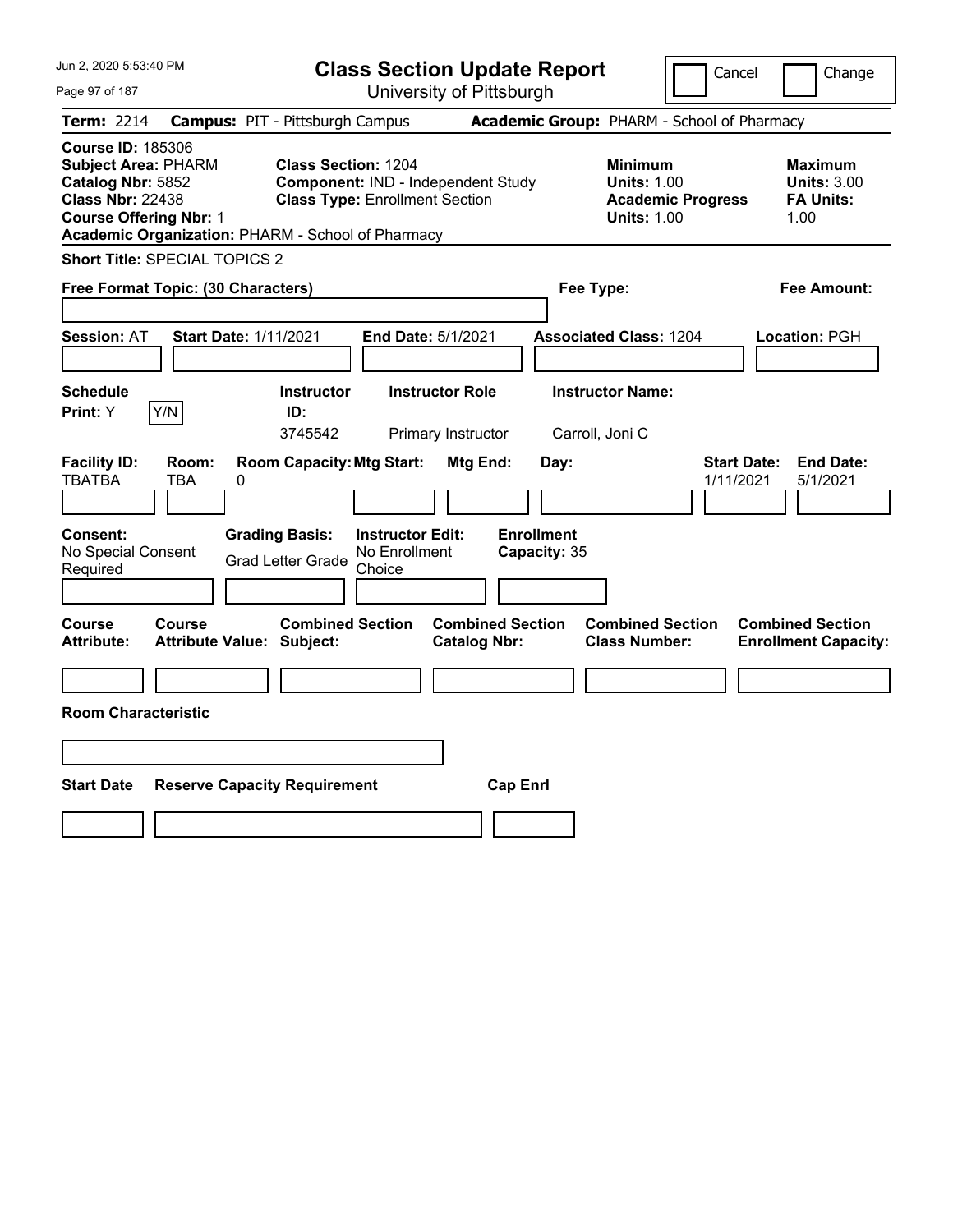# Class Section Update Report

University of Pittsburgh

Jun 2, 2020 5:53:40 PM

Cancel | Change

**Term:** 2214 **Campus:** PIT - Pittsburgh Campus **Academic Group:** PHARM - School of Pharmacy

**Course ID:** 185306
**Subject Area:** PHARM
**Catalog Nbr:** 5852
**Class Nbr:** 22438
**Course Offering Nbr:** 1
**Academic Organization:** PHARM - School of Pharmacy

**Class Section:** 1204
**Component:** IND - Independent Study
**Class Type:** Enrollment Section

**Minimum Units:** 1.00
**Academic Progress Units:** 1.00

**Maximum Units:** 3.00
**FA Units:** 1.00

**Short Title:** SPECIAL TOPICS 2

**Free Format Topic: (30 Characters)**

**Fee Type:**

**Fee Amount:**

**Session:** AT **Start Date:** 1/11/2021 **End Date:** 5/1/2021 **Associated Class:** 1204 **Location:** PGH

| Schedule Print | Instructor ID | Instructor Role | Instructor Name |
|---|---|---|---|
| Y [Y/N] | 3745542 | Primary Instructor | Carroll, Joni C |

| Facility ID | Room | Room Capacity | Mtg Start | Mtg End | Day | Start Date | End Date |
|---|---|---|---|---|---|---|---|
| TBATBA | TBA | 0 | | | | 1/11/2021 | 5/1/2021 |

**Consent:** No Special Consent Required
**Grading Basis:** Grad Letter Grade
**Instructor Edit:** No Enrollment Choice
**Enrollment Capacity:** 35

| Course Attribute | Course Attribute Value | Combined Section Subject | Combined Section Catalog Nbr | Combined Section Class Number | Combined Section Enrollment Capacity |
|---|---|---|---|---|---|
| | | | | | |

**Room Characteristic**

| Start Date | Reserve Capacity Requirement | Cap Enrl |
|---|---|---|
| | | |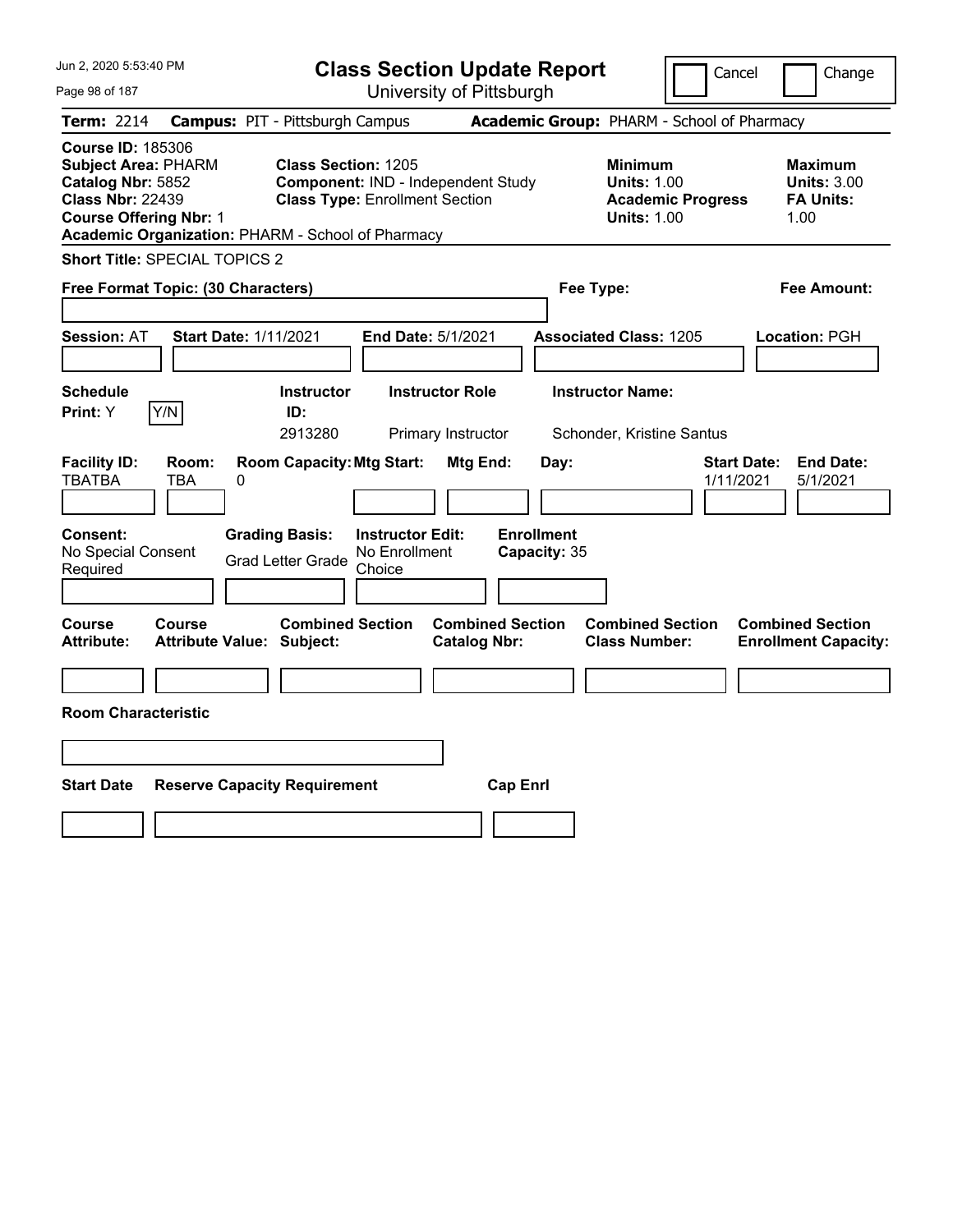# Class Section Update Report

University of Pittsburgh

Jun 2, 2020 5:53:40 PM

Cancel | Change

**Term:** 2214 **Campus:** PIT - Pittsburgh Campus **Academic Group:** PHARM - School of Pharmacy

**Course ID:** 185306
**Subject Area:** PHARM
**Catalog Nbr:** 5852
**Class Nbr:** 22439
**Course Offering Nbr:** 1
**Academic Organization:** PHARM - School of Pharmacy

**Class Section:** 1205
**Component:** IND - Independent Study
**Class Type:** Enrollment Section

**Minimum Units:** 1.00
**Academic Progress Units:** 1.00

**Maximum Units:** 3.00
**FA Units:** 1.00

**Short Title:** SPECIAL TOPICS 2

**Free Format Topic: (30 Characters)**

**Fee Type:**

**Fee Amount:**

**Session:** AT **Start Date:** 1/11/2021 **End Date:** 5/1/2021 **Associated Class:** 1205 **Location:** PGH

| Schedule Print | Y/N | Instructor ID | Instructor Role | Instructor Name |
|---|---|---|---|---|
| Y | | 2913280 | Primary Instructor | Schonder, Kristine Santus |

| Facility ID | Room | Room Capacity | Mtg Start | Mtg End | Day | Start Date | End Date |
|---|---|---|---|---|---|---|---|
| TBATBA | TBA | 0 | | | | 1/11/2021 | 5/1/2021 |

**Consent:** No Special Consent Required
**Grading Basis:** Grad Letter Grade
**Instructor Edit:** No Enrollment Choice
**Enrollment Capacity:** 35

| Course Attribute | Course Attribute Value | Combined Section Subject | Combined Section Catalog Nbr | Combined Section Class Number | Combined Section Enrollment Capacity |
|---|---|---|---|---|---|
| | | | | | |

**Room Characteristic**

| Start Date | Reserve Capacity Requirement | Cap Enrl |
|---|---|---|
| | | |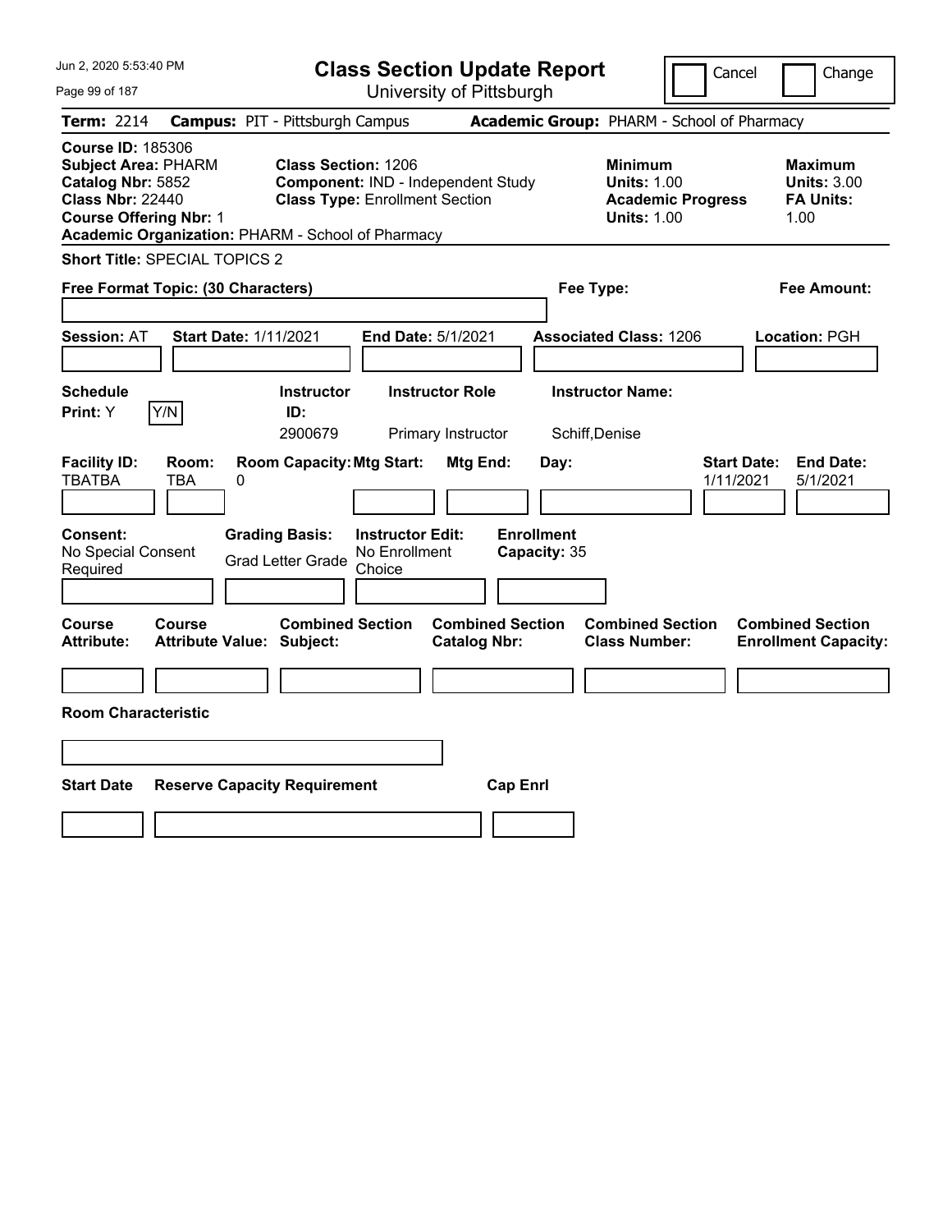Jun 2, 2020 5:53:40 PM

# Class Section Update Report

University of Pittsburgh

Cancel | Change

**Term:** 2214 **Campus:** PIT - Pittsburgh Campus **Academic Group:** PHARM - School of Pharmacy

**Course ID:** 185306
**Subject Area:** PHARM
**Catalog Nbr:** 5852
**Class Nbr:** 22440
**Course Offering Nbr:** 1
**Academic Organization:** PHARM - School of Pharmacy

**Class Section:** 1206
**Component:** IND - Independent Study
**Class Type:** Enrollment Section

**Minimum Units:** 1.00
**Academic Progress Units:** 1.00

**Maximum Units:** 3.00
**FA Units:** 1.00

**Short Title:** SPECIAL TOPICS 2

**Free Format Topic: (30 Characters)**

**Fee Type:**

**Fee Amount:**

**Session:** AT **Start Date:** 1/11/2021 **End Date:** 5/1/2021 **Associated Class:** 1206 **Location:** PGH

| Schedule Print | Instructor ID | Instructor Role | Instructor Name |
|---|---|---|---|
| Y (Y/N) | 2900679 | Primary Instructor | Schiff,Denise |

| Facility ID | Room | Room Capacity | Mtg Start | Mtg End | Day | Start Date | End Date |
|---|---|---|---|---|---|---|---|
| TBATBA | TBA | 0 | | | | 1/11/2021 | 5/1/2021 |

| Consent | Grading Basis | Instructor Edit | Enrollment Capacity |
|---|---|---|---|
| No Special Consent Required | Grad Letter Grade | No Enrollment Choice | 35 |

| Course Attribute | Course Attribute Value | Combined Section Subject | Combined Section Catalog Nbr | Combined Section Class Number | Combined Section Enrollment Capacity |
|---|---|---|---|---|---|
| | | | | | |

**Room Characteristic**

| Start Date | Reserve Capacity Requirement | Cap Enrl |
|---|---|---|
| | | |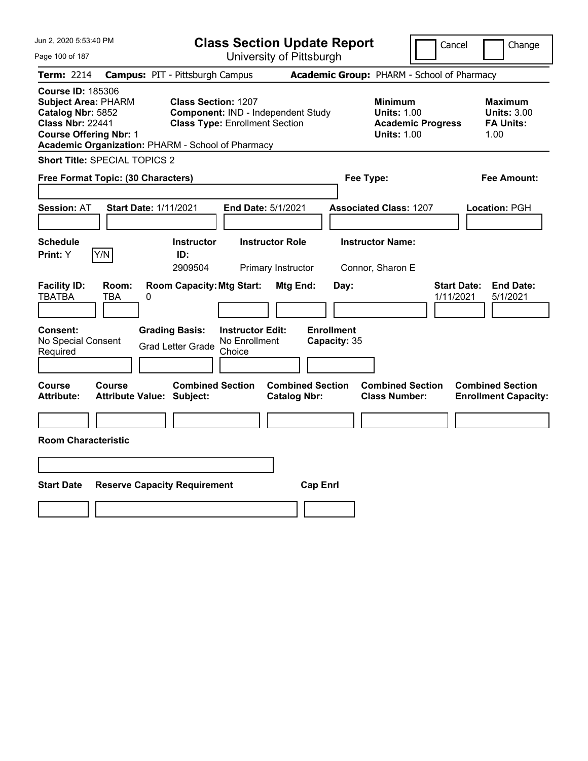# Class Section Update Report

University of Pittsburgh

Jun 2, 2020 5:53:40 PM

Cancel | Change

**Term:** 2214 **Campus:** PIT - Pittsburgh Campus **Academic Group:** PHARM - School of Pharmacy

**Course ID:** 185306
**Subject Area:** PHARM
**Catalog Nbr:** 5852
**Class Nbr:** 22441
**Course Offering Nbr:** 1
**Academic Organization:** PHARM - School of Pharmacy

**Class Section:** 1207
**Component:** IND - Independent Study
**Class Type:** Enrollment Section

**Minimum Units:** 1.00
**Academic Progress Units:** 1.00

**Maximum Units:** 3.00
**FA Units:** 1.00

**Short Title:** SPECIAL TOPICS 2

**Free Format Topic: (30 Characters)**

**Fee Type:**

**Fee Amount:**

**Session:** AT **Start Date:** 1/11/2021 **End Date:** 5/1/2021 **Associated Class:** 1207 **Location:** PGH

| Schedule Print | Instructor ID | Instructor Role | Instructor Name |
|---|---|---|---|
| Y (Y/N) | 2909504 | Primary Instructor | Connor, Sharon E |

| Facility ID | Room | Room Capacity | Mtg Start | Mtg End | Day | Start Date | End Date |
|---|---|---|---|---|---|---|---|
| TBATBA | TBA | 0 | | | | 1/11/2021 | 5/1/2021 |

| Consent | Grading Basis | Instructor Edit | Enrollment Capacity |
|---|---|---|---|
| No Special Consent Required | Grad Letter Grade | No Enrollment Choice | 35 |

| Course Attribute | Course Attribute Value | Combined Section Subject | Combined Section Catalog Nbr | Combined Section Class Number | Combined Section Enrollment Capacity |
|---|---|---|---|---|---|
| | | | | | |

**Room Characteristic**

| Start Date | Reserve Capacity Requirement | Cap Enrl |
|---|---|---|
| | | |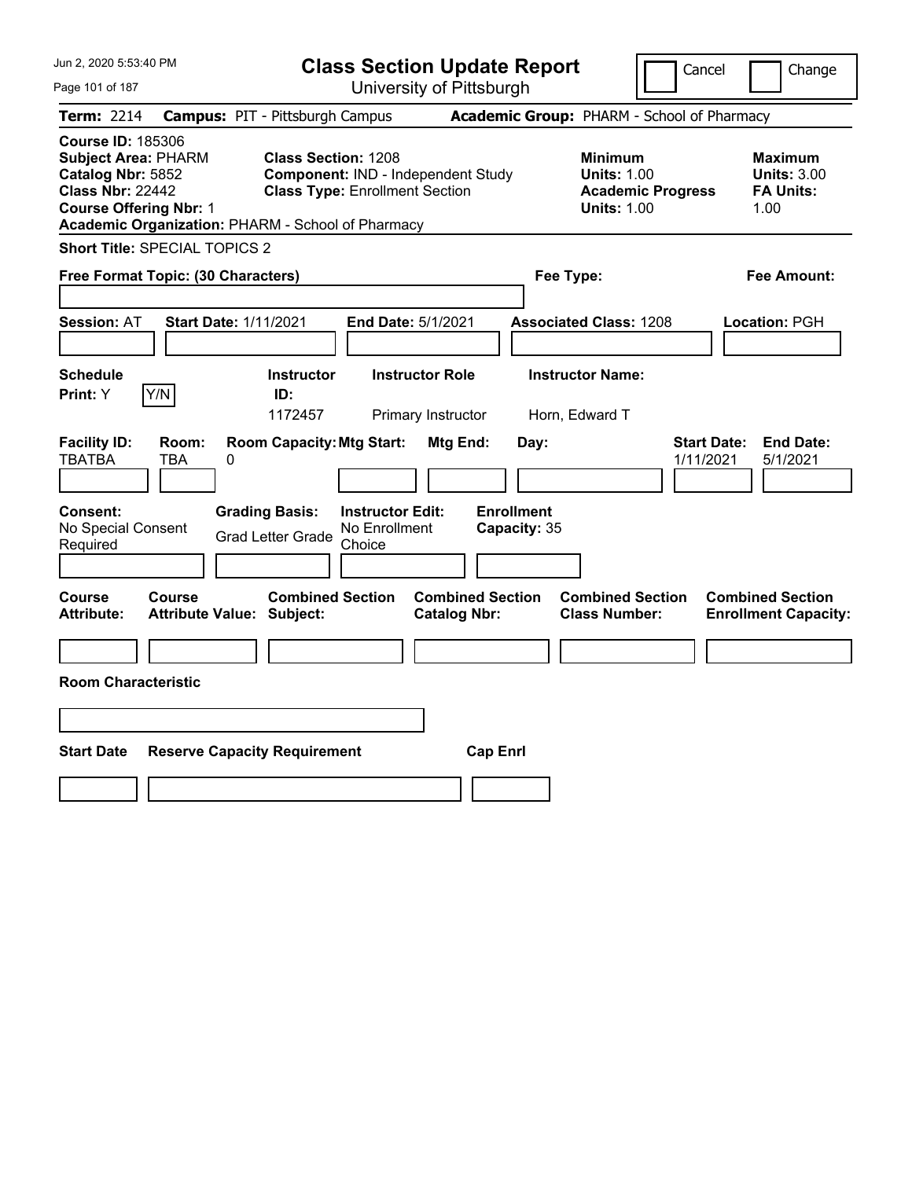# Class Section Update Report

University of Pittsburgh

Cancel | Change

**Term:** 2214 **Campus:** PIT - Pittsburgh Campus **Academic Group:** PHARM - School of Pharmacy

**Course ID:** 185306
**Subject Area:** PHARM
**Catalog Nbr:** 5852
**Class Nbr:** 22442
**Course Offering Nbr:** 1
**Academic Organization:** PHARM - School of Pharmacy

**Class Section:** 1208
**Component:** IND - Independent Study
**Class Type:** Enrollment Section

**Minimum**
**Units:** 1.00
**Academic Progress Units:** 1.00

**Maximum**
**Units:** 3.00
**FA Units:** 1.00

**Short Title:** SPECIAL TOPICS 2

**Free Format Topic: (30 Characters)**

**Fee Type:**

**Fee Amount:**

**Session:** AT **Start Date:** 1/11/2021 **End Date:** 5/1/2021 **Associated Class:** 1208 **Location:** PGH

| Schedule Print | Instructor ID | Instructor Role | Instructor Name |
|---|---|---|---|
| Y (Y/N) | 1172457 | Primary Instructor | Horn, Edward T |

| Facility ID | Room | Room Capacity | Mtg Start | Mtg End | Day | Start Date | End Date |
|---|---|---|---|---|---|---|---|
| TBATBA | TBA | 0 | | | | 1/11/2021 | 5/1/2021 |

| Consent | Grading Basis | Instructor Edit | Enrollment Capacity |
|---|---|---|---|
| No Special Consent Required | Grad Letter Grade | No Enrollment Choice | 35 |

| Course Attribute | Course Attribute Value | Combined Section Subject | Combined Section Catalog Nbr | Combined Section Class Number | Combined Section Enrollment Capacity |
|---|---|---|---|---|---|
| | | | | | |

**Room Characteristic**

| Start Date | Reserve Capacity Requirement | Cap Enrl |
|---|---|---|
| | | |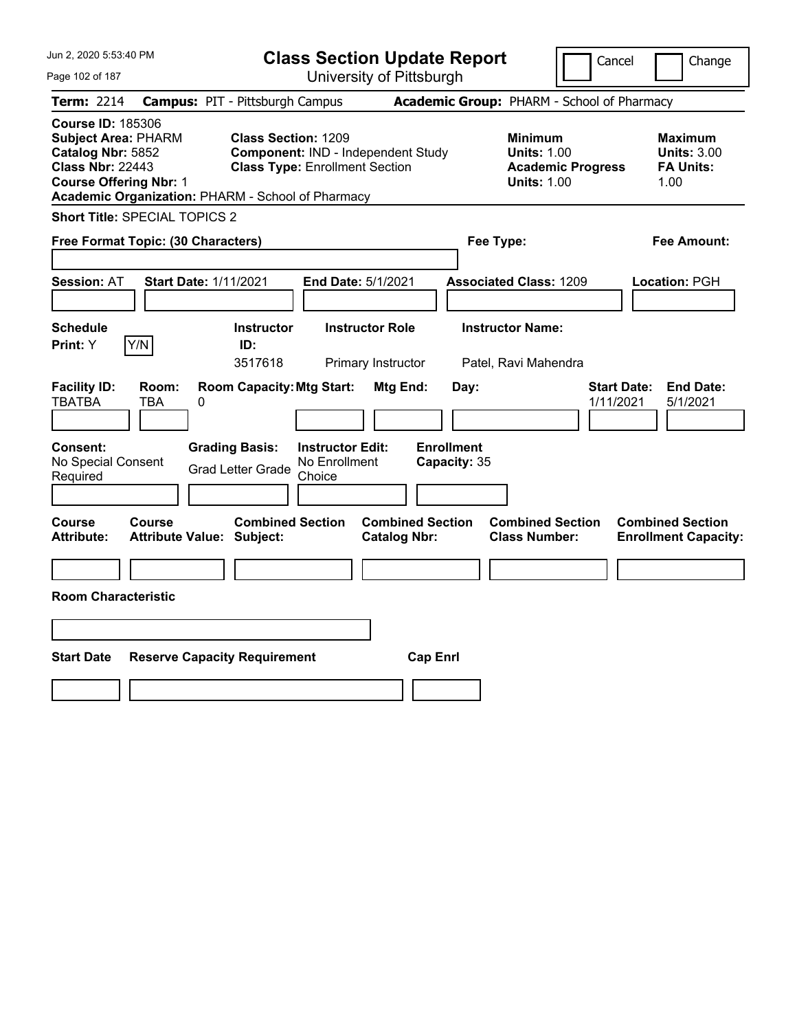# Class Section Update Report

University of Pittsburgh

Cancel | Change

**Term:** 2214 **Campus:** PIT - Pittsburgh Campus **Academic Group:** PHARM - School of Pharmacy

**Course ID:** 185306
**Subject Area:** PHARM
**Catalog Nbr:** 5852
**Class Nbr:** 22443
**Course Offering Nbr:** 1
**Academic Organization:** PHARM - School of Pharmacy

**Class Section:** 1209
**Component:** IND - Independent Study
**Class Type:** Enrollment Section

**Minimum Units:** 1.00
**Academic Progress Units:** 1.00

**Maximum Units:** 3.00
**FA Units:** 1.00

**Short Title:** SPECIAL TOPICS 2

**Free Format Topic: (30 Characters)**

**Fee Type:**

**Fee Amount:**

**Session:** AT **Start Date:** 1/11/2021 **End Date:** 5/1/2021 **Associated Class:** 1209 **Location:** PGH

| Schedule Print | Instructor ID | Instructor Role | Instructor Name |
|---|---|---|---|
| Y (Y/N) | 3517618 | Primary Instructor | Patel, Ravi Mahendra |

| Facility ID | Room | Room Capacity | Mtg Start | Mtg End | Day | Start Date | End Date |
|---|---|---|---|---|---|---|---|
| TBATBA | TBA | 0 | | | | 1/11/2021 | 5/1/2021 |

**Consent:** No Special Consent Required
**Grading Basis:** Grad Letter Grade
**Instructor Edit:** No Enrollment Choice
**Enrollment Capacity:** 35

| Course Attribute | Course Attribute Value | Combined Section Subject | Combined Section Catalog Nbr | Combined Section Class Number | Combined Section Enrollment Capacity |
|---|---|---|---|---|---|
| | | | | | |

**Room Characteristic**

| Start Date | Reserve Capacity Requirement | Cap Enrl |
|---|---|---|
| | | |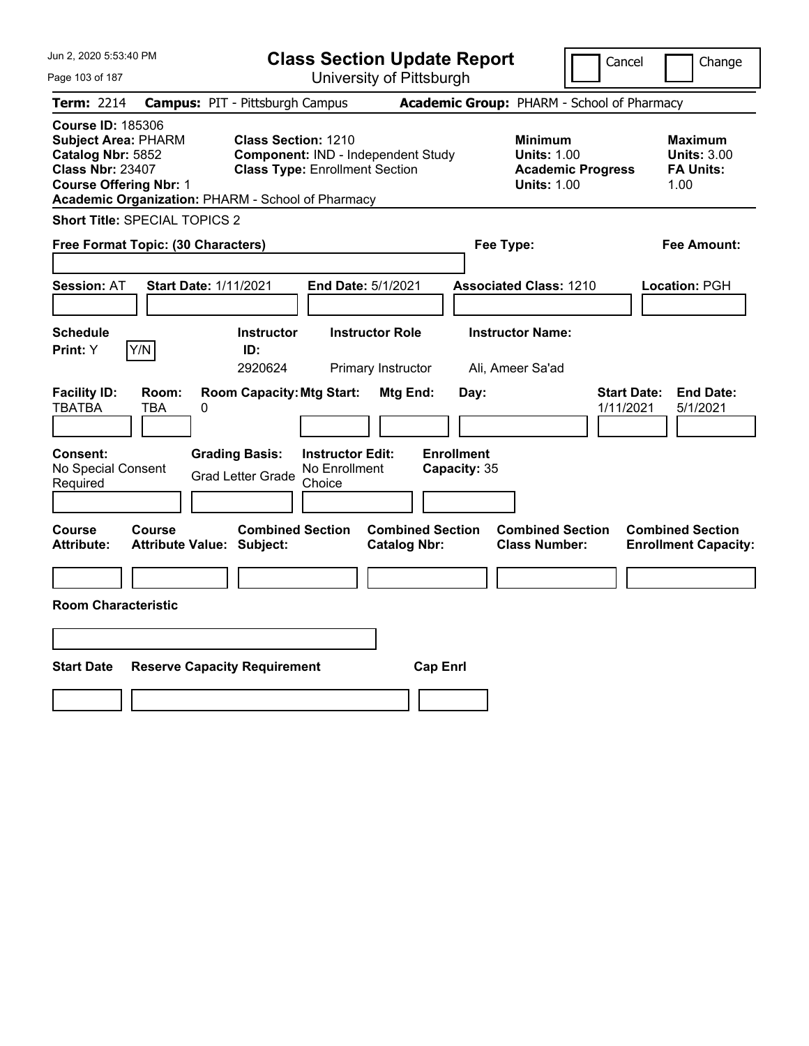Jun 2, 2020 5:53:40 PM

# Class Section Update Report

University of Pittsburgh

Cancel | Change

**Term:** 2214 **Campus:** PIT - Pittsburgh Campus **Academic Group:** PHARM - School of Pharmacy

**Course ID:** 185306
**Subject Area:** PHARM
**Catalog Nbr:** 5852
**Class Nbr:** 23407
**Course Offering Nbr:** 1
**Academic Organization:** PHARM - School of Pharmacy

**Class Section:** 1210
**Component:** IND - Independent Study
**Class Type:** Enrollment Section

**Minimum Units:** 1.00
**Academic Progress Units:** 1.00

**Maximum Units:** 3.00
**FA Units:** 1.00

**Short Title:** SPECIAL TOPICS 2

**Free Format Topic: (30 Characters)**

**Fee Type:**

**Fee Amount:**

**Session:** AT **Start Date:** 1/11/2021 **End Date:** 5/1/2021 **Associated Class:** 1210 **Location:** PGH

| Schedule Print | Instructor ID | Instructor Role | Instructor Name |
|---|---|---|---|
| Y (Y/N) | 2920624 | Primary Instructor | Ali, Ameer Sa'ad |

| Facility ID | Room | Room Capacity | Mtg Start | Mtg End | Day | Start Date | End Date |
|---|---|---|---|---|---|---|---|
| TBATBA | TBA | 0 | | | | 1/11/2021 | 5/1/2021 |

**Consent:** No Special Consent Required
**Grading Basis:** Grad Letter Grade
**Instructor Edit:** No Enrollment Choice
**Enrollment Capacity:** 35

| Course Attribute | Course Attribute Value | Combined Section Subject | Combined Section Catalog Nbr | Combined Section Class Number | Combined Section Enrollment Capacity |
|---|---|---|---|---|---|
| | | | | | |

**Room Characteristic**

| Start Date | Reserve Capacity Requirement | Cap Enrl |
|---|---|---|
| | | |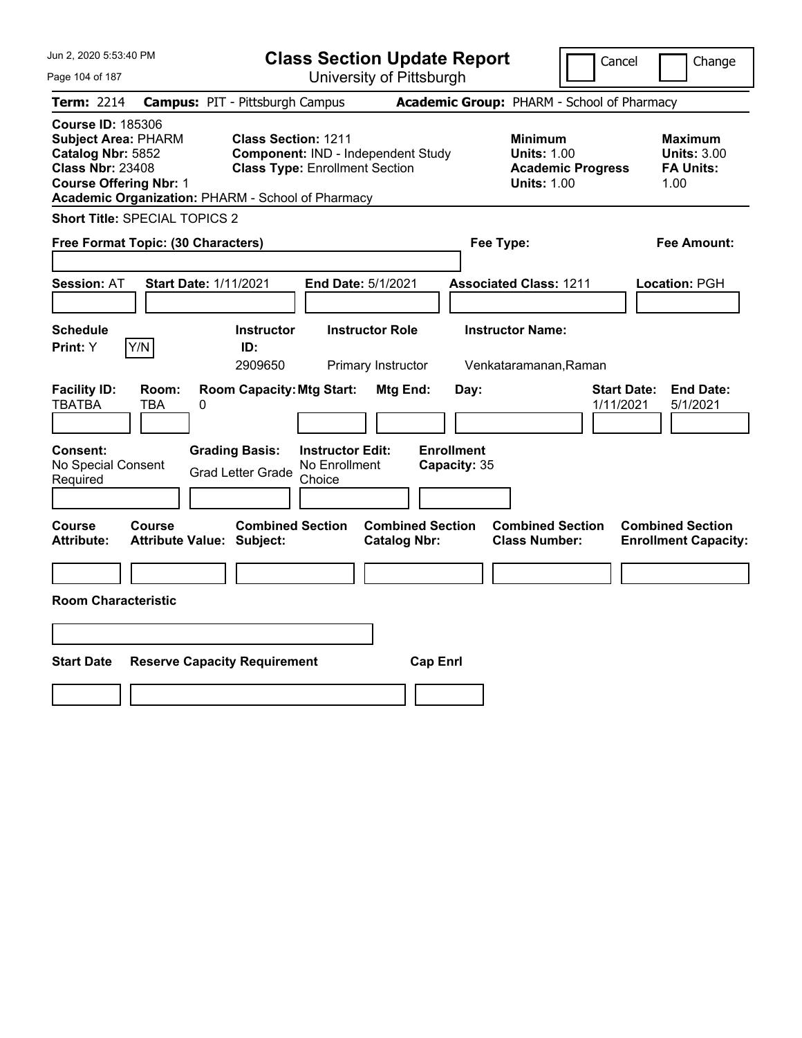Jun 2, 2020 5:53:40 PM

# Class Section Update Report

University of Pittsburgh

Cancel | Change

**Term:** 2214 **Campus:** PIT - Pittsburgh Campus **Academic Group:** PHARM - School of Pharmacy

**Course ID:** 185306
**Subject Area:** PHARM
**Catalog Nbr:** 5852
**Class Nbr:** 23408
**Course Offering Nbr:** 1
**Academic Organization:** PHARM - School of Pharmacy

**Class Section:** 1211
**Component:** IND - Independent Study
**Class Type:** Enrollment Section

**Minimum Units:** 1.00
**Academic Progress Units:** 1.00

**Maximum Units:** 3.00
**FA Units:** 1.00

**Short Title:** SPECIAL TOPICS 2

**Free Format Topic: (30 Characters)**

**Fee Type:**

**Fee Amount:**

**Session:** AT **Start Date:** 1/11/2021 **End Date:** 5/1/2021 **Associated Class:** 1211 **Location:** PGH

| Schedule Print | Instructor ID | Instructor Role | Instructor Name |
|---|---|---|---|
| Y | 2909650 | Primary Instructor | Venkataramanan,Raman |

| Facility ID | Room | Room Capacity | Mtg Start | Mtg End | Day | Start Date | End Date |
|---|---|---|---|---|---|---|---|
| TBATBA | TBA | 0 | | | | 1/11/2021 | 5/1/2021 |

| Consent | Grading Basis | Instructor Edit | Enrollment Capacity |
|---|---|---|---|
| No Special Consent Required | Grad Letter Grade | No Enrollment Choice | 35 |

| Course Attribute | Course Attribute Value | Combined Section Subject | Combined Section Catalog Nbr | Combined Section Class Number | Combined Section Enrollment Capacity |
|---|---|---|---|---|---|
| | | | | | |

**Room Characteristic**

| Start Date | Reserve Capacity Requirement | Cap Enrl |
|---|---|---|
| | | |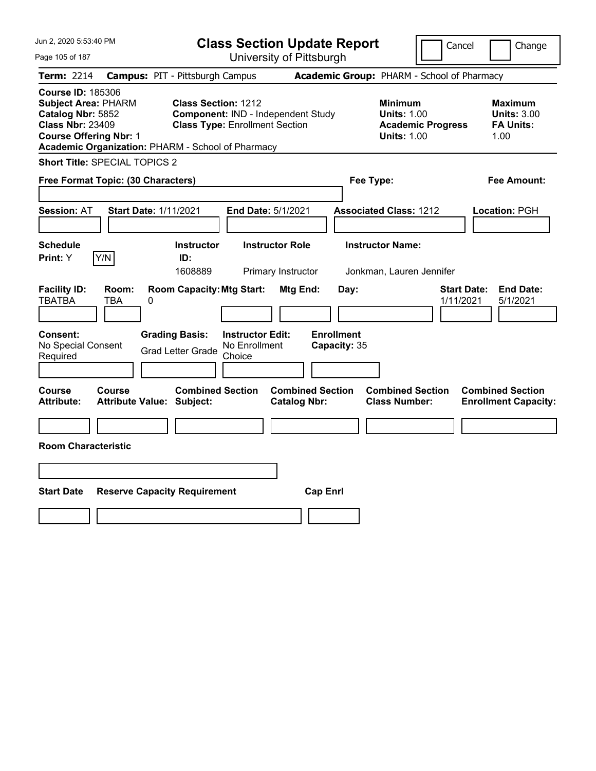# Class Section Update Report

University of Pittsburgh

Jun 2, 2020 5:53:40 PM

Cancel | Change

**Term:** 2214 **Campus:** PIT - Pittsburgh Campus **Academic Group:** PHARM - School of Pharmacy

**Course ID:** 185306
**Subject Area:** PHARM
**Catalog Nbr:** 5852
**Class Nbr:** 23409
**Course Offering Nbr:** 1
**Academic Organization:** PHARM - School of Pharmacy

**Class Section:** 1212
**Component:** IND - Independent Study
**Class Type:** Enrollment Section

**Minimum Units:** 1.00
**Academic Progress Units:** 1.00

**Maximum Units:** 3.00
**FA Units:** 1.00

**Short Title:** SPECIAL TOPICS 2

**Free Format Topic: (30 Characters)**

**Fee Type:**

**Fee Amount:**

**Session:** AT **Start Date:** 1/11/2021 **End Date:** 5/1/2021 **Associated Class:** 1212 **Location:** PGH

| Schedule Print | Instructor ID | Instructor Role | Instructor Name |
|---|---|---|---|
| Y (Y/N) | 1608889 | Primary Instructor | Jonkman, Lauren Jennifer |

| Facility ID | Room | Room Capacity | Mtg Start | Mtg End | Day | Start Date | End Date |
|---|---|---|---|---|---|---|---|
| TBATBA | TBA | 0 | | | | 1/11/2021 | 5/1/2021 |

| Consent | Grading Basis | Instructor Edit | Enrollment Capacity |
|---|---|---|---|
| No Special Consent Required | Grad Letter Grade | No Enrollment Choice | 35 |

| Course Attribute | Course Attribute Value | Combined Section Subject | Combined Section Catalog Nbr | Combined Section Class Number | Combined Section Enrollment Capacity |
|---|---|---|---|---|---|
| | | | | | |

**Room Characteristic**

| Start Date | Reserve Capacity Requirement | Cap Enrl |
|---|---|---|
| | | |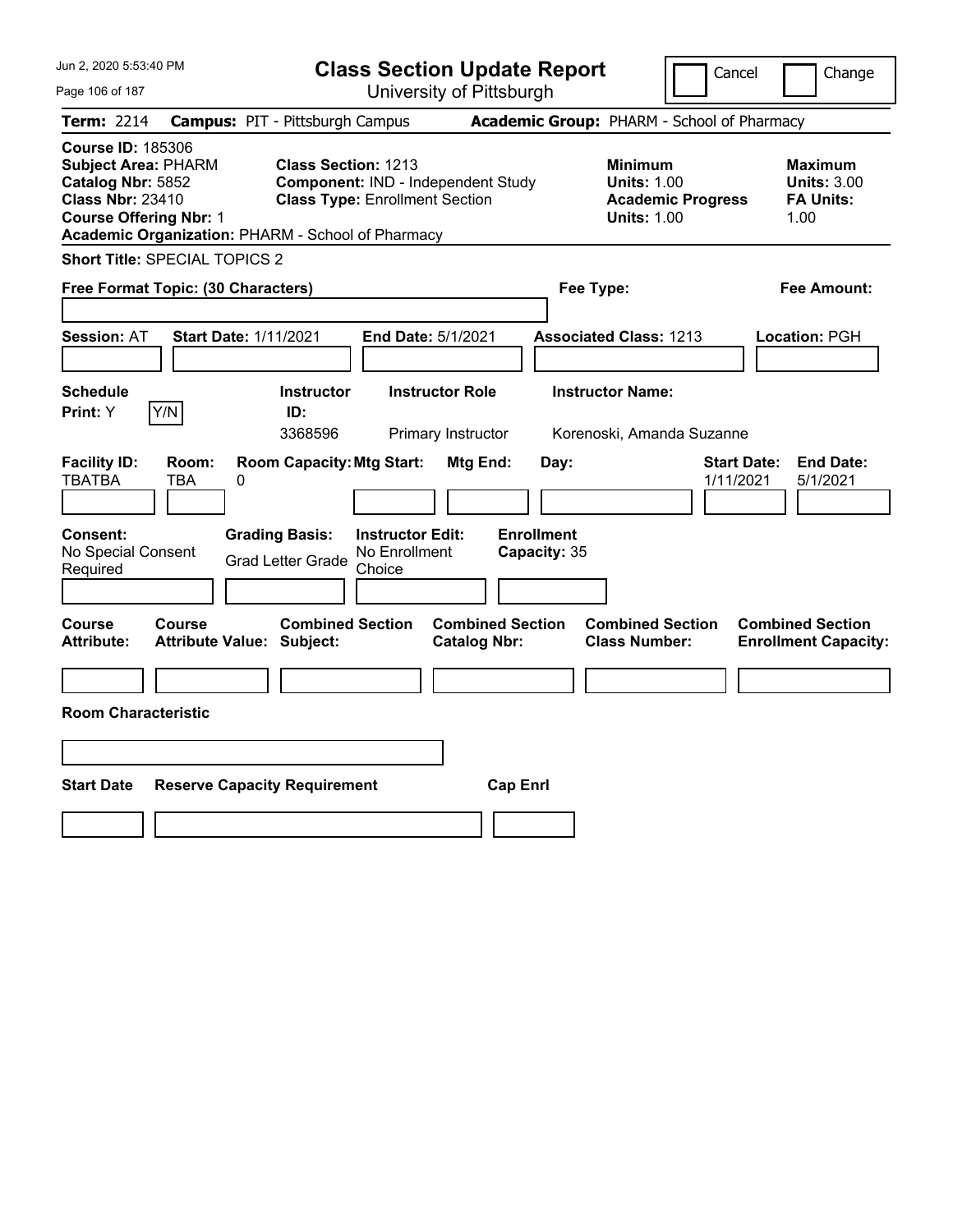# Class Section Update Report

University of Pittsburgh

Cancel | Change

**Term:** 2214 **Campus:** PIT - Pittsburgh Campus **Academic Group:** PHARM - School of Pharmacy

**Course ID:** 185306
**Subject Area:** PHARM
**Catalog Nbr:** 5852
**Class Nbr:** 23410
**Course Offering Nbr:** 1
**Academic Organization:** PHARM - School of Pharmacy

**Class Section:** 1213
**Component:** IND - Independent Study
**Class Type:** Enrollment Section

**Minimum Units:** 1.00
**Academic Progress Units:** 1.00

**Maximum Units:** 3.00
**FA Units:** 1.00

**Short Title:** SPECIAL TOPICS 2

**Free Format Topic: (30 Characters)**

**Fee Type:**

**Fee Amount:**

**Session:** AT **Start Date:** 1/11/2021 **End Date:** 5/1/2021 **Associated Class:** 1213 **Location:** PGH

| Schedule Print | Instructor ID | Instructor Role | Instructor Name |
|---|---|---|---|
| Y (Y/N) | 3368596 | Primary Instructor | Korenoski, Amanda Suzanne |

| Facility ID | Room | Room Capacity | Mtg Start | Mtg End | Day | Start Date | End Date |
|---|---|---|---|---|---|---|---|
| TBATBA | TBA | 0 | | | | 1/11/2021 | 5/1/2021 |

| Consent | Grading Basis | Instructor Edit | Enrollment Capacity |
|---|---|---|---|
| No Special Consent Required | Grad Letter Grade | No Enrollment Choice | 35 |

| Course Attribute | Course Attribute Value | Combined Section Subject | Combined Section Catalog Nbr | Combined Section Class Number | Combined Section Enrollment Capacity |
|---|---|---|---|---|---|
| | | | | | |

**Room Characteristic**

| Start Date | Reserve Capacity Requirement | Cap Enrl |
|---|---|---|
| | | |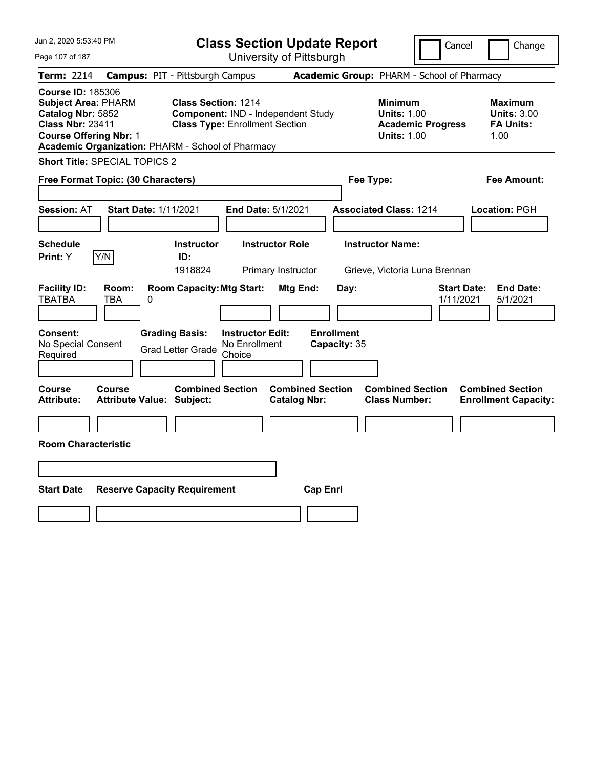Jun 2, 2020 5:53:40 PM

# Class Section Update Report

University of Pittsburgh

Cancel | Change

**Term:** 2214 **Campus:** PIT - Pittsburgh Campus **Academic Group:** PHARM - School of Pharmacy

**Course ID:** 185306
**Subject Area:** PHARM
**Catalog Nbr:** 5852
**Class Nbr:** 23411
**Course Offering Nbr:** 1
**Academic Organization:** PHARM - School of Pharmacy

**Class Section:** 1214
**Component:** IND - Independent Study
**Class Type:** Enrollment Section

**Minimum Units:** 1.00
**Academic Progress Units:** 1.00

**Maximum Units:** 3.00
**FA Units:** 1.00

**Short Title:** SPECIAL TOPICS 2

**Free Format Topic: (30 Characters)**

**Fee Type:**

**Fee Amount:**

**Session:** AT **Start Date:** 1/11/2021 **End Date:** 5/1/2021 **Associated Class:** 1214 **Location:** PGH

| Schedule Print | Instructor ID | Instructor Role | Instructor Name |
|---|---|---|---|
| Y (Y/N) | 1918824 | Primary Instructor | Grieve, Victoria Luna Brennan |

| Facility ID | Room | Room Capacity | Mtg Start | Mtg End | Day | Start Date | End Date |
|---|---|---|---|---|---|---|---|
| TBATBA | TBA | 0 | | | | 1/11/2021 | 5/1/2021 |

| Consent | Grading Basis | Instructor Edit | Enrollment Capacity |
|---|---|---|---|
| No Special Consent Required | Grad Letter Grade | No Enrollment Choice | 35 |

| Course Attribute | Course Attribute Value | Combined Section Subject | Combined Section Catalog Nbr | Combined Section Class Number | Combined Section Enrollment Capacity |
|---|---|---|---|---|---|
| | | | | | |

**Room Characteristic**

| Start Date | Reserve Capacity Requirement | Cap Enrl |
|---|---|---|
| | | |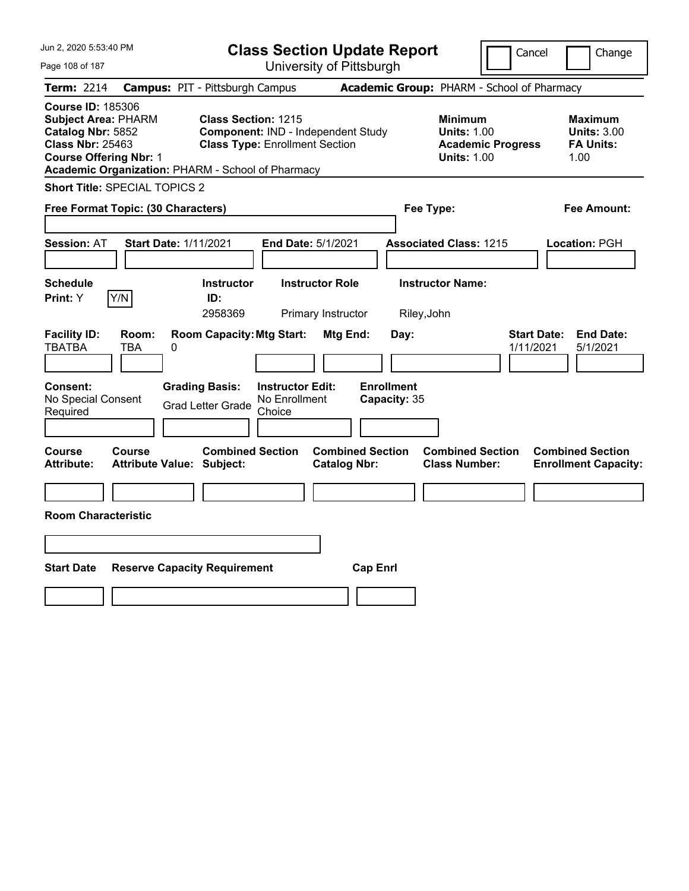Jun 2, 2020 5:53:40 PM

# Class Section Update Report

University of Pittsburgh

Cancel | Change

**Term:** 2214 **Campus:** PIT - Pittsburgh Campus **Academic Group:** PHARM - School of Pharmacy

**Course ID:** 185306
**Subject Area:** PHARM
**Catalog Nbr:** 5852
**Class Nbr:** 25463
**Course Offering Nbr:** 1
**Academic Organization:** PHARM - School of Pharmacy

**Class Section:** 1215
**Component:** IND - Independent Study
**Class Type:** Enrollment Section

**Minimum**
**Units:** 1.00
**Academic Progress Units:** 1.00

**Maximum**
**Units:** 3.00
**FA Units:** 1.00

**Short Title:** SPECIAL TOPICS 2

**Free Format Topic: (30 Characters)**

**Fee Type:**

**Fee Amount:**

**Session:** AT **Start Date:** 1/11/2021 **End Date:** 5/1/2021 **Associated Class:** 1215 **Location:** PGH

| Schedule Print: | Instructor ID: | Instructor Role | Instructor Name: |
|---|---|---|---|
| Y Y/N | 2958369 | Primary Instructor | Riley,John |

| Facility ID: | Room: | Room Capacity: | Mtg Start: | Mtg End: | Day: | Start Date: | End Date: |
|---|---|---|---|---|---|---|---|
| TBATBA | TBA | 0 | | | | 1/11/2021 | 5/1/2021 |

| Consent: | Grading Basis: | Instructor Edit: | Enrollment Capacity: |
|---|---|---|---|
| No Special Consent Required | Grad Letter Grade | No Enrollment Choice | 35 |

| Course Attribute: | Course Attribute Value: | Combined Section Subject: | Combined Section Catalog Nbr: | Combined Section Class Number: | Combined Section Enrollment Capacity: |
|---|---|---|---|---|---|
| | | | | | |

**Room Characteristic**

| Start Date | Reserve Capacity Requirement | Cap Enrl |
|---|---|---|
| | | |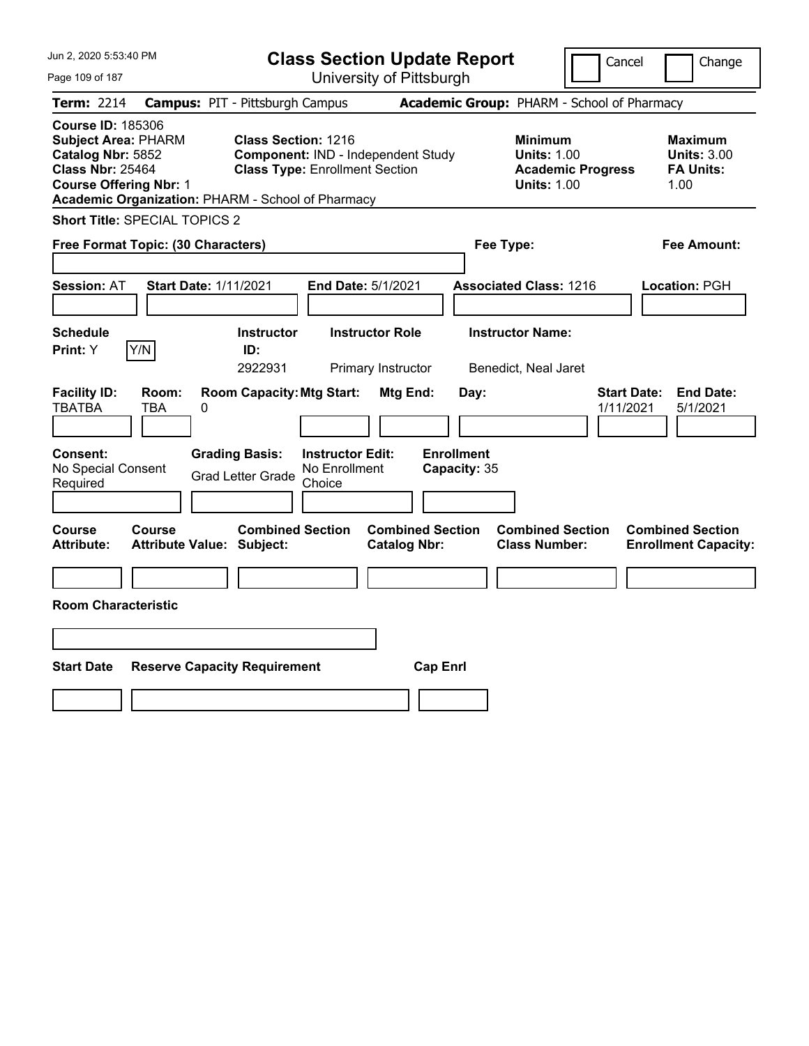# Class Section Update Report

University of Pittsburgh

Jun 2, 2020 5:53:40 PM

Cancel | Change

**Term:** 2214 **Campus:** PIT - Pittsburgh Campus **Academic Group:** PHARM - School of Pharmacy

**Course ID:** 185306
**Subject Area:** PHARM
**Catalog Nbr:** 5852
**Class Nbr:** 25464
**Course Offering Nbr:** 1
**Academic Organization:** PHARM - School of Pharmacy

**Class Section:** 1216
**Component:** IND - Independent Study
**Class Type:** Enrollment Section

**Minimum Units:** 1.00
**Academic Progress Units:** 1.00

**Maximum Units:** 3.00
**FA Units:** 1.00

**Short Title:** SPECIAL TOPICS 2

**Free Format Topic: (30 Characters)**

**Fee Type:**

**Fee Amount:**

**Session:** AT **Start Date:** 1/11/2021 **End Date:** 5/1/2021 **Associated Class:** 1216 **Location:** PGH

| Schedule Print | Instructor ID | Instructor Role | Instructor Name |
|---|---|---|---|
| Y | 2922931 | Primary Instructor | Benedict, Neal Jaret |

| Facility ID | Room | Room Capacity | Mtg Start | Mtg End | Day | Start Date | End Date |
|---|---|---|---|---|---|---|---|
| TBATBA | TBA | 0 | | | | 1/11/2021 | 5/1/2021 |

**Consent:** No Special Consent Required
**Grading Basis:** Grad Letter Grade
**Instructor Edit:** No Enrollment Choice
**Enrollment Capacity:** 35

| Course Attribute | Course Attribute Value | Combined Section Subject | Combined Section Catalog Nbr | Combined Section Class Number | Combined Section Enrollment Capacity |
|---|---|---|---|---|---|
| | | | | | |

**Room Characteristic**

| Start Date | Reserve Capacity Requirement | Cap Enrl |
|---|---|---|
| | | |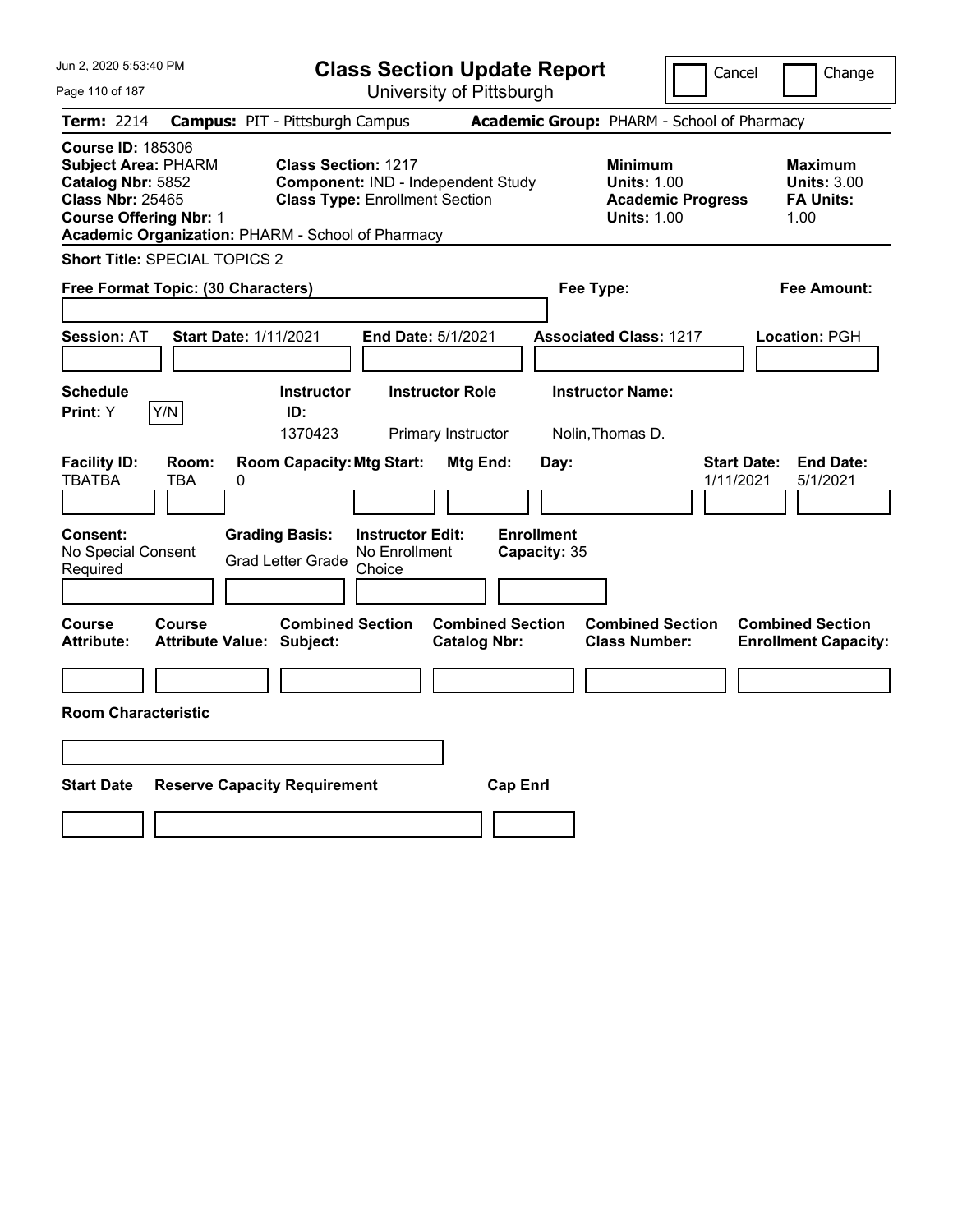Jun 2, 2020 5:53:40 PM

# Class Section Update Report

University of Pittsburgh

Cancel | Change

**Term:** 2214 **Campus:** PIT - Pittsburgh Campus **Academic Group:** PHARM - School of Pharmacy

**Course ID:** 185306
**Subject Area:** PHARM
**Catalog Nbr:** 5852
**Class Nbr:** 25465
**Course Offering Nbr:** 1
**Academic Organization:** PHARM - School of Pharmacy

**Class Section:** 1217
**Component:** IND - Independent Study
**Class Type:** Enrollment Section

**Minimum Units:** 1.00
**Academic Progress Units:** 1.00

**Maximum Units:** 3.00
**FA Units:** 1.00

**Short Title:** SPECIAL TOPICS 2

**Free Format Topic: (30 Characters)**

**Fee Type:**

**Fee Amount:**

**Session:** AT **Start Date:** 1/11/2021 **End Date:** 5/1/2021 **Associated Class:** 1217 **Location:** PGH

| Schedule Print: | Instructor ID: | Instructor Role | Instructor Name: |
|---|---|---|---|
| Y (Y/N) | 1370423 | Primary Instructor | Nolin,Thomas D. |

| Facility ID: | Room: | Room Capacity: | Mtg Start: | Mtg End: | Day: | Start Date: | End Date: |
|---|---|---|---|---|---|---|---|
| TBATBA | TBA | 0 | | | | 1/11/2021 | 5/1/2021 |

| Consent: | Grading Basis: | Instructor Edit: | Enrollment Capacity: |
|---|---|---|---|
| No Special Consent Required | Grad Letter Grade | No Enrollment Choice | 35 |

| Course Attribute: | Course Attribute Value: | Combined Section Subject: | Combined Section Catalog Nbr: | Combined Section Class Number: | Combined Section Enrollment Capacity: |
|---|---|---|---|---|---|
| | | | | | |

**Room Characteristic**

| Start Date | Reserve Capacity Requirement | Cap Enrl |
|---|---|---|
| | | |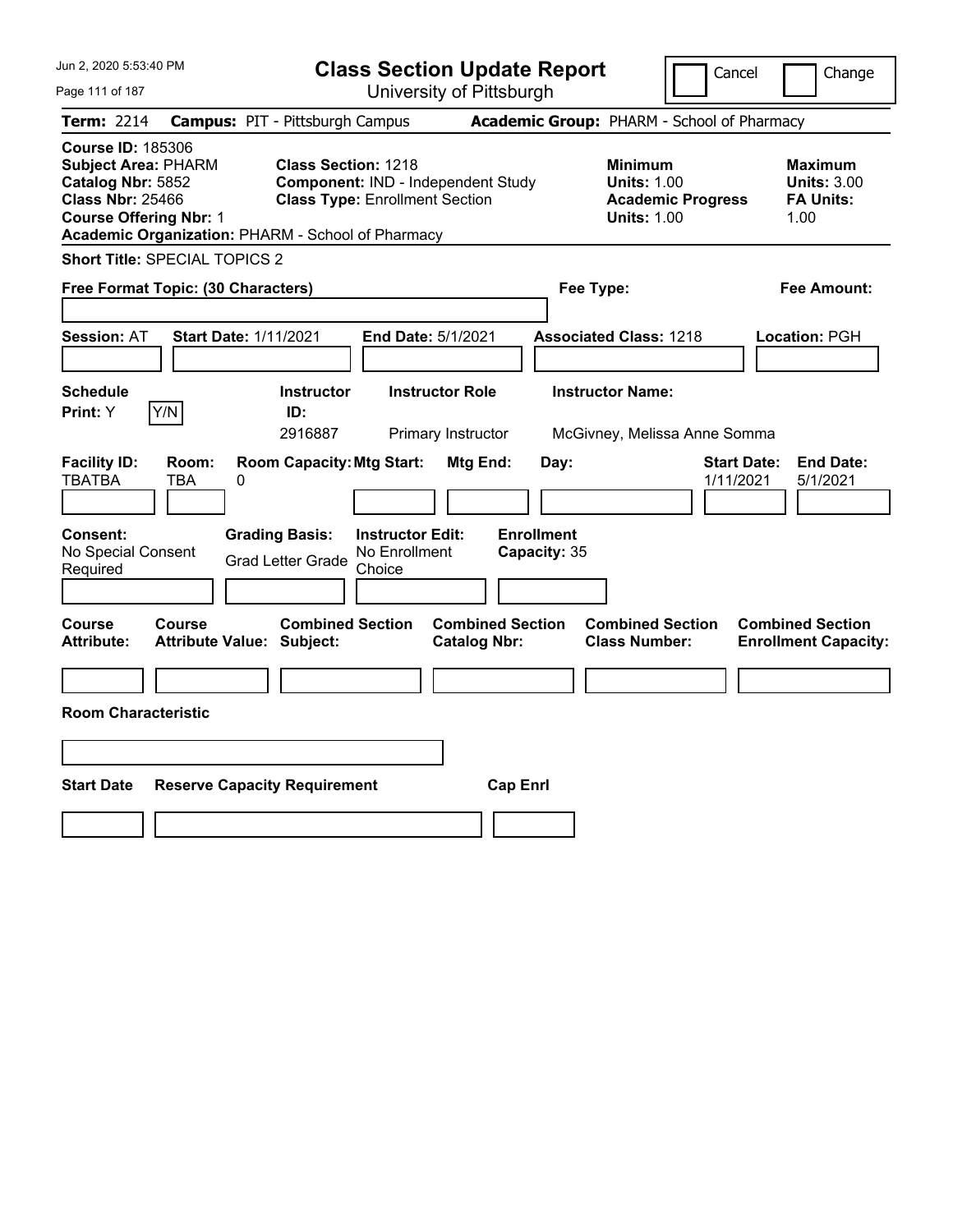Jun 2, 2020 5:53:40 PM

# Class Section Update Report

University of Pittsburgh

Cancel | Change

**Term:** 2214 **Campus:** PIT - Pittsburgh Campus **Academic Group:** PHARM - School of Pharmacy

**Course ID:** 185306
**Subject Area:** PHARM
**Catalog Nbr:** 5852
**Class Nbr:** 25466
**Course Offering Nbr:** 1
**Academic Organization:** PHARM - School of Pharmacy

**Class Section:** 1218
**Component:** IND - Independent Study
**Class Type:** Enrollment Section

**Minimum Units:** 1.00
**Academic Progress Units:** 1.00

**Maximum Units:** 3.00
**FA Units:** 1.00

**Short Title:** SPECIAL TOPICS 2

**Free Format Topic: (30 Characters)**

**Fee Type:**

**Fee Amount:**

**Session:** AT **Start Date:** 1/11/2021 **End Date:** 5/1/2021 **Associated Class:** 1218 **Location:** PGH

| Schedule Print | | Instructor ID | Instructor Role | Instructor Name |
|---|---|---|---|---|
| Y | Y/N | 2916887 | Primary Instructor | McGivney, Melissa Anne Somma |

| Facility ID | Room | Room Capacity | Mtg Start | Mtg End | Day | Start Date | End Date |
|---|---|---|---|---|---|---|---|
| TBATBA | TBA | 0 | | | | 1/11/2021 | 5/1/2021 |

| Consent | Grading Basis | Instructor Edit | Enrollment Capacity |
|---|---|---|---|
| No Special Consent Required | Grad Letter Grade | No Enrollment Choice | 35 |

| Course Attribute | Course Attribute Value | Combined Section Subject | Combined Section Catalog Nbr | Combined Section Class Number | Combined Section Enrollment Capacity |
|---|---|---|---|---|---|
| | | | | | |

**Room Characteristic**

| Start Date | Reserve Capacity Requirement | Cap Enrl |
|---|---|---|
| | | |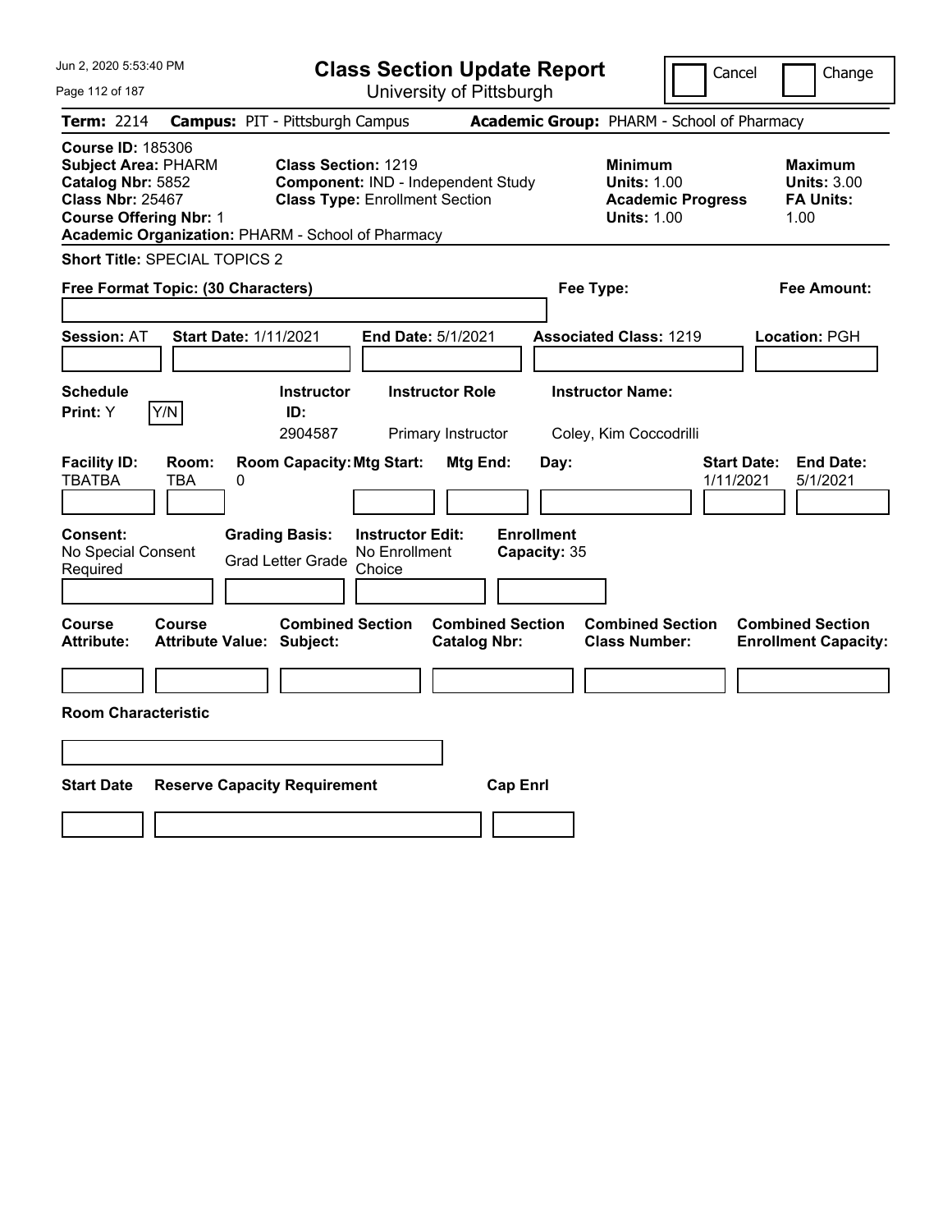Jun 2, 2020 5:53:40 PM

# Class Section Update Report

University of Pittsburgh

Cancel | Change

**Term:** 2214 **Campus:** PIT - Pittsburgh Campus **Academic Group:** PHARM - School of Pharmacy

**Course ID:** 185306
**Subject Area:** PHARM
**Catalog Nbr:** 5852
**Class Nbr:** 25467
**Course Offering Nbr:** 1
**Academic Organization:** PHARM - School of Pharmacy

**Class Section:** 1219
**Component:** IND - Independent Study
**Class Type:** Enrollment Section

**Minimum Units:** 1.00
**Academic Progress Units:** 1.00

**Maximum Units:** 3.00
**FA Units:** 1.00

**Short Title:** SPECIAL TOPICS 2

**Free Format Topic: (30 Characters)**

**Fee Type:**

**Fee Amount:**

**Session:** AT **Start Date:** 1/11/2021 **End Date:** 5/1/2021 **Associated Class:** 1219 **Location:** PGH

| Schedule Print | Instructor ID | Instructor Role | Instructor Name |
|---|---|---|---|
| Y | 2904587 | Primary Instructor | Coley, Kim Coccodrilli |

| Facility ID | Room | Room Capacity | Mtg Start | Mtg End | Day | Start Date | End Date |
|---|---|---|---|---|---|---|---|
| TBATBA | TBA | 0 | | | | 1/11/2021 | 5/1/2021 |

**Consent:** No Special Consent Required
**Grading Basis:** Grad Letter Grade
**Instructor Edit:** No Enrollment Choice
**Enrollment Capacity:** 35

| Course Attribute | Course Attribute Value | Combined Section Subject | Combined Section Catalog Nbr | Combined Section Class Number | Combined Section Enrollment Capacity |
|---|---|---|---|---|---|
| | | | | | |

**Room Characteristic**

| Start Date | Reserve Capacity Requirement | Cap Enrl |
|---|---|---|
| | | |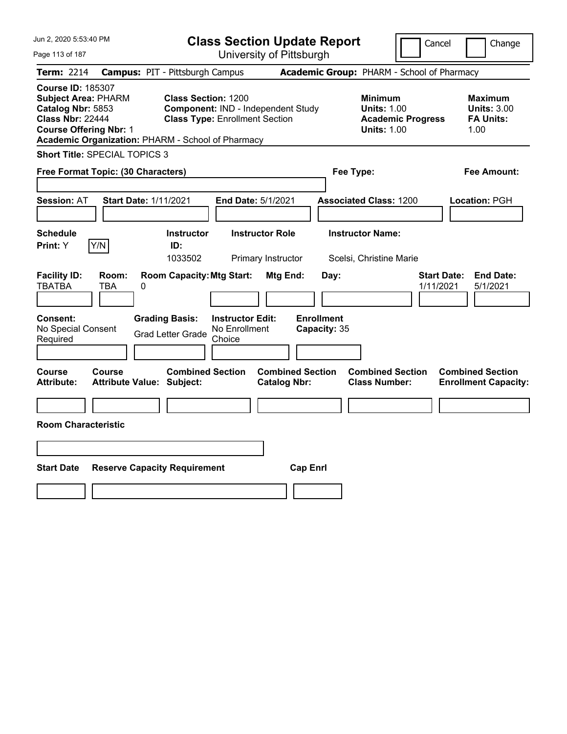Jun 2, 2020 5:53:40 PM

# Class Section Update Report

University of Pittsburgh

Cancel | Change

**Term:** 2214 **Campus:** PIT - Pittsburgh Campus **Academic Group:** PHARM - School of Pharmacy

**Course ID:** 185307
**Subject Area:** PHARM
**Catalog Nbr:** 5853
**Class Nbr:** 22444
**Course Offering Nbr:** 1
**Academic Organization:** PHARM - School of Pharmacy

**Class Section:** 1200
**Component:** IND - Independent Study
**Class Type:** Enrollment Section

**Minimum**
**Units:** 1.00
**Academic Progress Units:** 1.00

**Maximum**
**Units:** 3.00
**FA Units:** 1.00

**Short Title:** SPECIAL TOPICS 3

**Free Format Topic: (30 Characters)**

**Fee Type:**

**Fee Amount:**

**Session:** AT **Start Date:** 1/11/2021 **End Date:** 5/1/2021 **Associated Class:** 1200 **Location:** PGH

| Schedule Print: | Y/N | Instructor ID: | Instructor Role | Instructor Name: |
|---|---|---|---|---|
| Y | | 1033502 | Primary Instructor | Scelsi, Christine Marie |

| Facility ID: | Room: | Room Capacity: | Mtg Start: | Mtg End: | Day: | Start Date: | End Date: |
|---|---|---|---|---|---|---|---|
| TBATBA | TBA | 0 | | | | 1/11/2021 | 5/1/2021 |

| Consent: | Grading Basis: | Instructor Edit: | Enrollment Capacity: |
|---|---|---|---|
| No Special Consent Required | Grad Letter Grade | No Enrollment Choice | 35 |

| Course Attribute: | Course Attribute Value: | Combined Section Subject: | Combined Section Catalog Nbr: | Combined Section Class Number: | Combined Section Enrollment Capacity: |
|---|---|---|---|---|---|
| | | | | | |

**Room Characteristic**

| Start Date | Reserve Capacity Requirement | Cap Enrl |
|---|---|---|
| | | |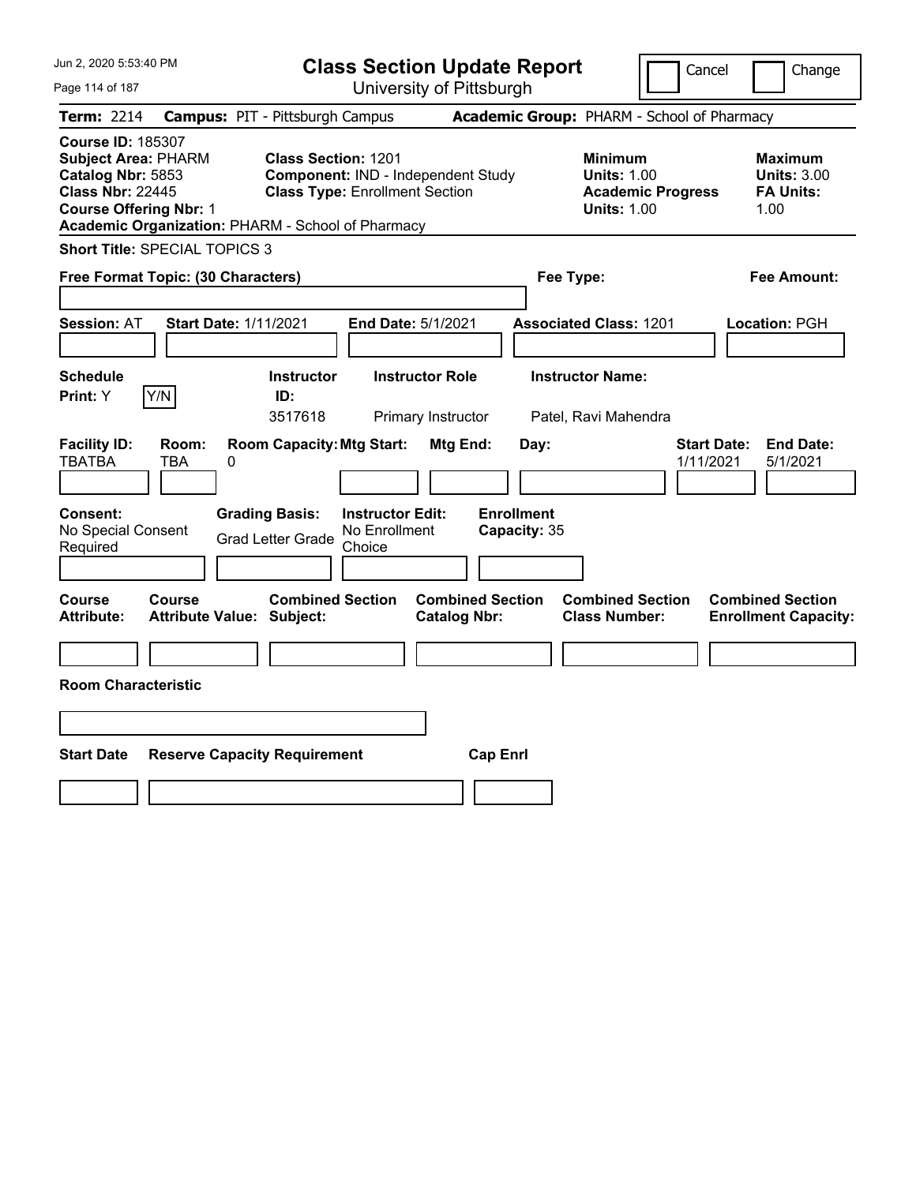Jun 2, 2020 5:53:40 PM

# Class Section Update Report

University of Pittsburgh

Cancel | Change

**Term:** 2214 **Campus:** PIT - Pittsburgh Campus **Academic Group:** PHARM - School of Pharmacy

**Course ID:** 185307
**Subject Area:** PHARM
**Catalog Nbr:** 5853
**Class Nbr:** 22445
**Course Offering Nbr:** 1
**Academic Organization:** PHARM - School of Pharmacy

**Class Section:** 1201
**Component:** IND - Independent Study
**Class Type:** Enrollment Section

**Minimum**
**Units:** 1.00
**Academic Progress Units:** 1.00

**Maximum**
**Units:** 3.00
**FA Units:** 1.00

**Short Title:** SPECIAL TOPICS 3

**Free Format Topic: (30 Characters)**

**Fee Type:**

**Fee Amount:**

**Session:** AT **Start Date:** 1/11/2021 **End Date:** 5/1/2021 **Associated Class:** 1201 **Location:** PGH

| Schedule Print: | Y/N | Instructor ID: | Instructor Role | Instructor Name: |
|---|---|---|---|---|
| Y | | 3517618 | Primary Instructor | Patel, Ravi Mahendra |

| Facility ID: | Room: | Room Capacity: | Mtg Start: | Mtg End: | Day: | Start Date: | End Date: |
|---|---|---|---|---|---|---|---|
| TBATBA | TBA | 0 | | | | 1/11/2021 | 5/1/2021 |

| Consent: | Grading Basis: | Instructor Edit: | Enrollment Capacity: |
|---|---|---|---|
| No Special Consent Required | Grad Letter Grade | No Enrollment Choice | 35 |

| Course Attribute: | Course Attribute Value: | Combined Section Subject: | Combined Section Catalog Nbr: | Combined Section Class Number: | Combined Section Enrollment Capacity: |
|---|---|---|---|---|---|
| | | | | | |

**Room Characteristic**

| Start Date | Reserve Capacity Requirement | Cap Enrl |
|---|---|---|
| | | |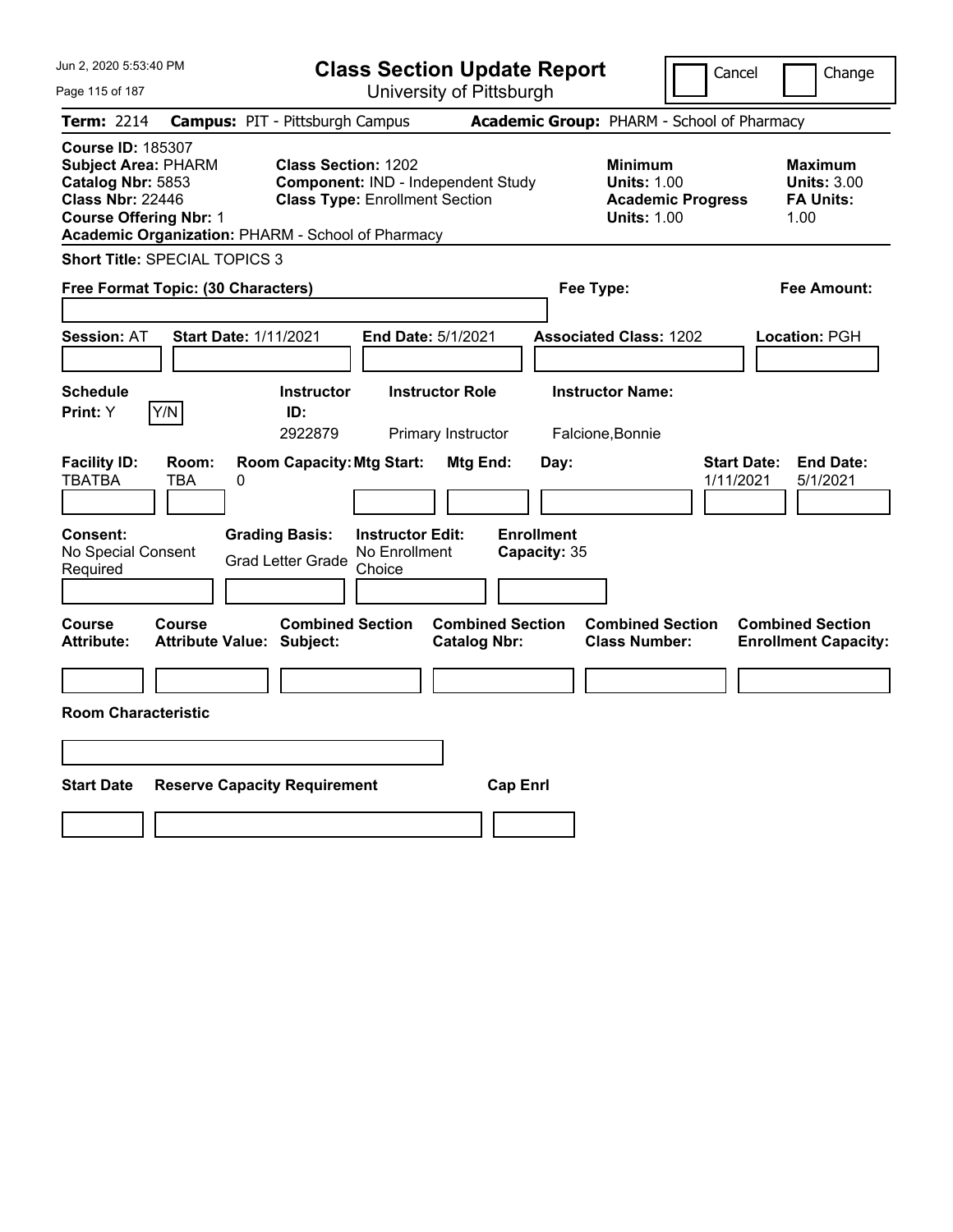# Class Section Update Report

University of Pittsburgh

Jun 2, 2020 5:53:40 PM

Cancel | Change

**Term:** 2214 **Campus:** PIT - Pittsburgh Campus **Academic Group:** PHARM - School of Pharmacy

**Course ID:** 185307
**Subject Area:** PHARM
**Catalog Nbr:** 5853
**Class Nbr:** 22446
**Course Offering Nbr:** 1
**Academic Organization:** PHARM - School of Pharmacy

**Class Section:** 1202
**Component:** IND - Independent Study
**Class Type:** Enrollment Section

**Minimum Units:** 1.00
**Academic Progress Units:** 1.00

**Maximum Units:** 3.00
**FA Units:** 1.00

**Short Title:** SPECIAL TOPICS 3

**Free Format Topic: (30 Characters)**

**Fee Type:**

**Fee Amount:**

**Session:** AT **Start Date:** 1/11/2021 **End Date:** 5/1/2021 **Associated Class:** 1202 **Location:** PGH

| Schedule Print: | Instructor ID: | Instructor Role | Instructor Name: |
|---|---|---|---|
| Y [Y/N] | 2922879 | Primary Instructor | Falcione,Bonnie |

| Facility ID: | Room: | Room Capacity: | Mtg Start: | Mtg End: | Day: | Start Date: | End Date: |
|---|---|---|---|---|---|---|---|
| TBATBA | TBA | 0 | | | | 1/11/2021 | 5/1/2021 |

| Consent: | Grading Basis: | Instructor Edit: | Enrollment Capacity: |
|---|---|---|---|
| No Special Consent Required | Grad Letter Grade | No Enrollment Choice | 35 |

| Course Attribute: | Course Attribute Value: | Combined Section Subject: | Combined Section Catalog Nbr: | Combined Section Class Number: | Combined Section Enrollment Capacity: |
|---|---|---|---|---|---|
| | | | | | |

**Room Characteristic**

| Start Date | Reserve Capacity Requirement | Cap Enrl |
|---|---|---|
| | | |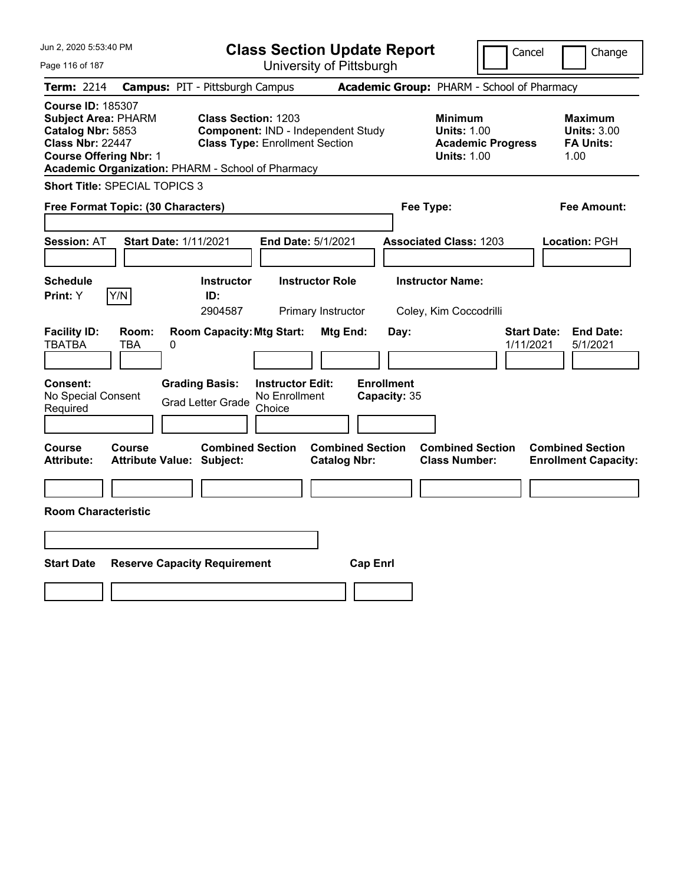Jun 2, 2020 5:53:40 PM

# Class Section Update Report

University of Pittsburgh

Cancel | Change

**Term:** 2214 **Campus:** PIT - Pittsburgh Campus **Academic Group:** PHARM - School of Pharmacy

**Course ID:** 185307
**Subject Area:** PHARM
**Catalog Nbr:** 5853
**Class Nbr:** 22447
**Course Offering Nbr:** 1
**Academic Organization:** PHARM - School of Pharmacy

**Class Section:** 1203
**Component:** IND - Independent Study
**Class Type:** Enrollment Section

**Minimum Units:** 1.00
**Academic Progress Units:** 1.00

**Maximum Units:** 3.00
**FA Units:** 1.00

**Short Title:** SPECIAL TOPICS 3

**Free Format Topic: (30 Characters)**

**Fee Type:**

**Fee Amount:**

**Session:** AT **Start Date:** 1/11/2021 **End Date:** 5/1/2021 **Associated Class:** 1203 **Location:** PGH

| Schedule Print: | Instructor ID: | Instructor Role | Instructor Name: |
|---|---|---|---|
| Y [Y/N] | 2904587 | Primary Instructor | Coley, Kim Coccodrilli |

| Facility ID: | Room: | Room Capacity: | Mtg Start: | Mtg End: | Day: | Start Date: | End Date: |
|---|---|---|---|---|---|---|---|
| TBATBA | TBA | 0 | | | | 1/11/2021 | 5/1/2021 |

**Consent:** No Special Consent Required

**Grading Basis:** Grad Letter Grade

**Instructor Edit:** No Enrollment Choice

**Enrollment Capacity:** 35

| Course Attribute: | Course Attribute Value: | Combined Section Subject: | Combined Section Catalog Nbr: | Combined Section Class Number: | Combined Section Enrollment Capacity: |
|---|---|---|---|---|---|
| | | | | | |

**Room Characteristic**

| Start Date | Reserve Capacity Requirement | Cap Enrl |
|---|---|---|
| | | |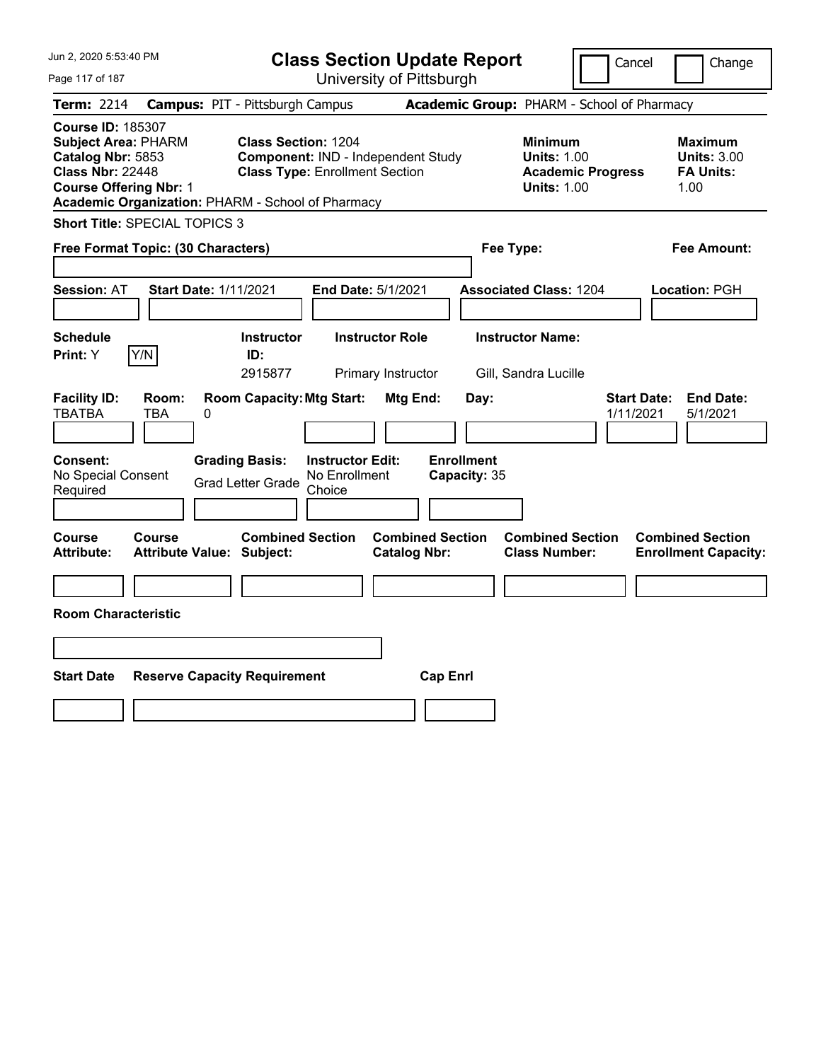# Class Section Update Report

University of Pittsburgh

Cancel | Change

**Term:** 2214 **Campus:** PIT - Pittsburgh Campus **Academic Group:** PHARM - School of Pharmacy

**Course ID:** 185307
**Subject Area:** PHARM
**Catalog Nbr:** 5853
**Class Nbr:** 22448
**Course Offering Nbr:** 1
**Academic Organization:** PHARM - School of Pharmacy

**Class Section:** 1204
**Component:** IND - Independent Study
**Class Type:** Enrollment Section

**Minimum Units:** 1.00
**Academic Progress Units:** 1.00

**Maximum Units:** 3.00
**FA Units:** 1.00

**Short Title:** SPECIAL TOPICS 3

**Free Format Topic: (30 Characters)**

**Fee Type:**

**Fee Amount:**

**Session:** AT **Start Date:** 1/11/2021 **End Date:** 5/1/2021 **Associated Class:** 1204 **Location:** PGH

| Schedule Print | Y/N | Instructor ID | Instructor Role | Instructor Name |
|---|---|---|---|---|
| Y | | 2915877 | Primary Instructor | Gill, Sandra Lucille |

| Facility ID | Room | Room Capacity | Mtg Start | Mtg End | Day | Start Date | End Date |
|---|---|---|---|---|---|---|---|
| TBATBA | TBA | 0 | | | | 1/11/2021 | 5/1/2021 |

**Consent:** No Special Consent Required
**Grading Basis:** Grad Letter Grade
**Instructor Edit:** No Enrollment Choice
**Enrollment Capacity:** 35

| Course Attribute | Course Attribute Value | Combined Section Subject | Combined Section Catalog Nbr | Combined Section Class Number | Combined Section Enrollment Capacity |
|---|---|---|---|---|---|
| | | | | | |

**Room Characteristic**

| Start Date | Reserve Capacity Requirement | Cap Enrl |
|---|---|---|
| | | |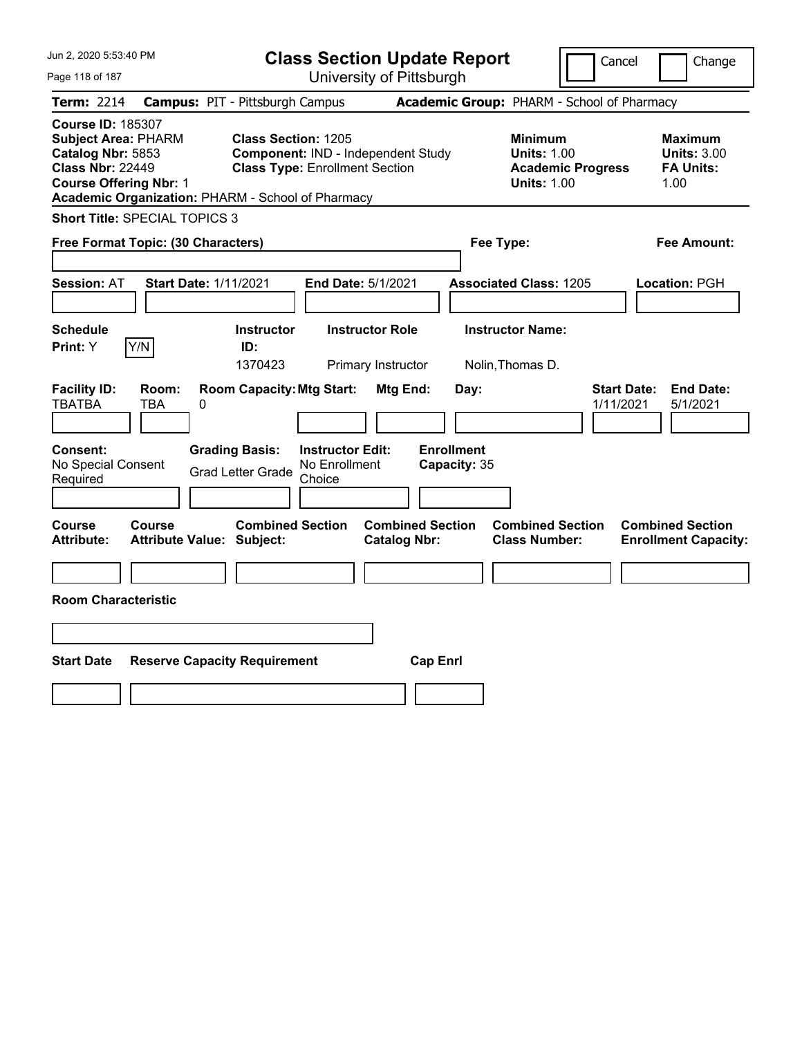# Class Section Update Report

University of Pittsburgh

Cancel | Change

**Term:** 2214 **Campus:** PIT - Pittsburgh Campus **Academic Group:** PHARM - School of Pharmacy

**Course ID:** 185307
**Subject Area:** PHARM
**Catalog Nbr:** 5853
**Class Nbr:** 22449
**Course Offering Nbr:** 1
**Academic Organization:** PHARM - School of Pharmacy

**Class Section:** 1205
**Component:** IND - Independent Study
**Class Type:** Enrollment Section

**Minimum Units:** 1.00
**Academic Progress Units:** 1.00

**Maximum Units:** 3.00
**FA Units:** 1.00

**Short Title:** SPECIAL TOPICS 3

**Free Format Topic: (30 Characters)**

**Fee Type:**

**Fee Amount:**

**Session:** AT **Start Date:** 1/11/2021 **End Date:** 5/1/2021 **Associated Class:** 1205 **Location:** PGH

| Schedule Print: | Instructor ID: | Instructor Role | Instructor Name: |
| --- | --- | --- | --- |
| Y [Y/N] | 1370423 | Primary Instructor | Nolin,Thomas D. |

| Facility ID: | Room: | Room Capacity: | Mtg Start: | Mtg End: | Day: | Start Date: | End Date: |
| --- | --- | --- | --- | --- | --- | --- | --- |
| TBATBA | TBA | 0 | | | | 1/11/2021 | 5/1/2021 |

| Consent: | Grading Basis: | Instructor Edit: | Enrollment Capacity: |
| --- | --- | --- | --- |
| No Special Consent Required | Grad Letter Grade | No Enrollment Choice | 35 |

| Course Attribute: | Course Attribute Value: | Combined Section Subject: | Combined Section Catalog Nbr: | Combined Section Class Number: | Combined Section Enrollment Capacity: |
| --- | --- | --- | --- | --- | --- |
| | | | | | |

**Room Characteristic**

| Start Date | Reserve Capacity Requirement | Cap Enrl |
| --- | --- | --- |
| | | |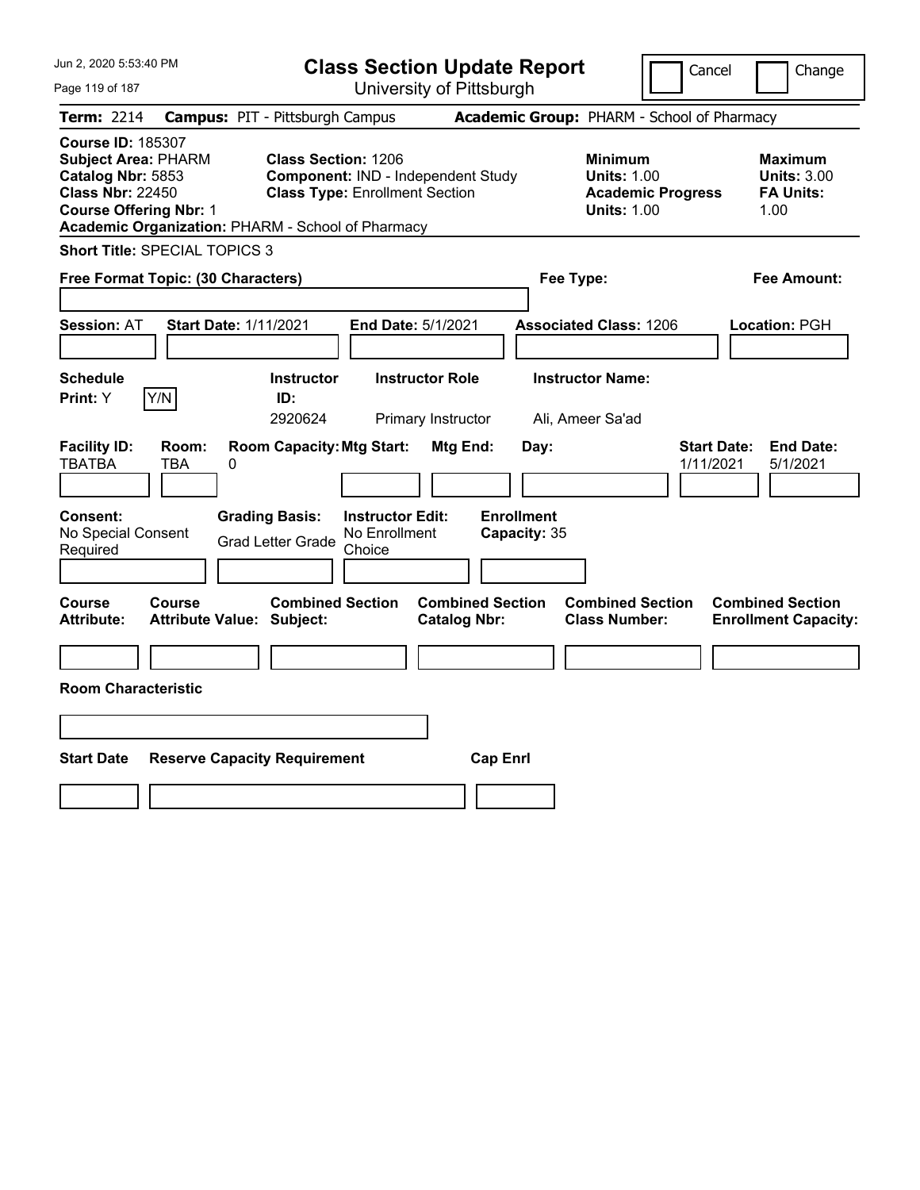Jun 2, 2020 5:53:40 PM

# Class Section Update Report

University of Pittsburgh

Cancel | Change

**Term:** 2214 **Campus:** PIT - Pittsburgh Campus **Academic Group:** PHARM - School of Pharmacy

**Course ID:** 185307
**Subject Area:** PHARM
**Catalog Nbr:** 5853
**Class Nbr:** 22450
**Course Offering Nbr:** 1
**Academic Organization:** PHARM - School of Pharmacy

**Class Section:** 1206
**Component:** IND - Independent Study
**Class Type:** Enrollment Section

**Minimum**
**Units:** 1.00
**Academic Progress Units:** 1.00

**Maximum**
**Units:** 3.00
**FA Units:** 1.00

**Short Title:** SPECIAL TOPICS 3

**Free Format Topic: (30 Characters)**

**Fee Type:**

**Fee Amount:**

**Session:** AT **Start Date:** 1/11/2021 **End Date:** 5/1/2021 **Associated Class:** 1206 **Location:** PGH

| Schedule Print: | Instructor ID: | Instructor Role | Instructor Name: |
|---|---|---|---|
| Y (Y/N) | 2920624 | Primary Instructor | Ali, Ameer Sa'ad |

| Facility ID: | Room: | Room Capacity: | Mtg Start: | Mtg End: | Day: | Start Date: | End Date: |
|---|---|---|---|---|---|---|---|
| TBATBA | TBA | 0 | | | | 1/11/2021 | 5/1/2021 |

| Consent: | Grading Basis: | Instructor Edit: | Enrollment Capacity: |
|---|---|---|---|
| No Special Consent Required | Grad Letter Grade | No Enrollment Choice | 35 |

| Course Attribute: | Course Attribute Value: | Combined Section Subject: | Combined Section Catalog Nbr: | Combined Section Class Number: | Combined Section Enrollment Capacity: |
|---|---|---|---|---|---|
| | | | | | |

**Room Characteristic**

| Start Date | Reserve Capacity Requirement | Cap Enrl |
|---|---|---|
| | | |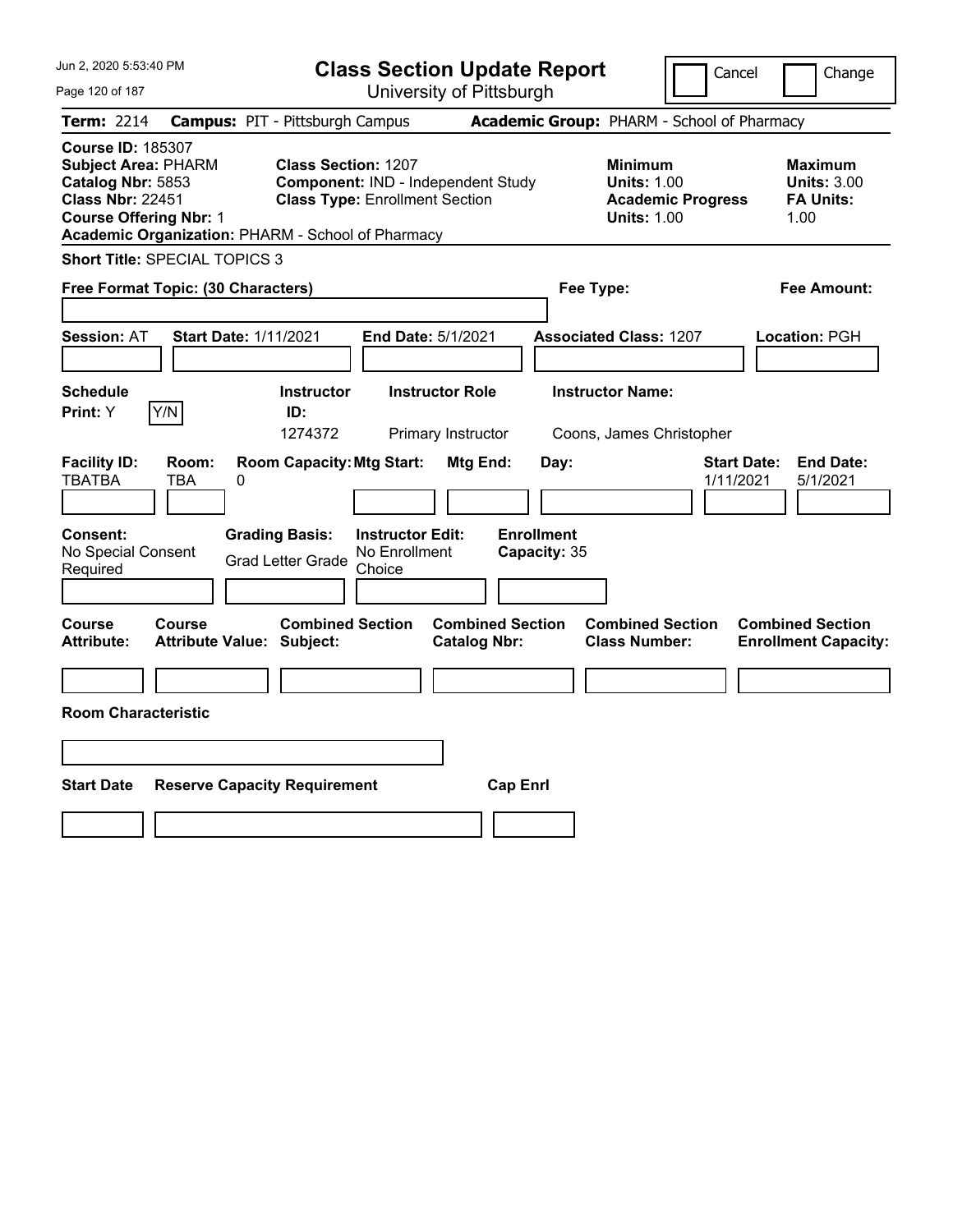# Class Section Update Report

University of Pittsburgh

Cancel | Change

**Term:** 2214 **Campus:** PIT - Pittsburgh Campus **Academic Group:** PHARM - School of Pharmacy

**Course ID:** 185307
**Subject Area:** PHARM
**Catalog Nbr:** 5853
**Class Nbr:** 22451
**Course Offering Nbr:** 1
**Academic Organization:** PHARM - School of Pharmacy

**Class Section:** 1207
**Component:** IND - Independent Study
**Class Type:** Enrollment Section

**Minimum Units:** 1.00
**Academic Progress Units:** 1.00

**Maximum Units:** 3.00
**FA Units:** 1.00

**Short Title:** SPECIAL TOPICS 3

**Free Format Topic: (30 Characters)**

**Fee Type:**

**Fee Amount:**

**Session:** AT **Start Date:** 1/11/2021 **End Date:** 5/1/2021 **Associated Class:** 1207 **Location:** PGH

| Schedule Print | Instructor ID | Instructor Role | Instructor Name |
|---|---|---|---|
| Y | 1274372 | Primary Instructor | Coons, James Christopher |

| Facility ID | Room | Room Capacity | Mtg Start | Mtg End | Day | Start Date | End Date |
|---|---|---|---|---|---|---|---|
| TBATBA | TBA | 0 | | | | 1/11/2021 | 5/1/2021 |

**Consent:** No Special Consent Required
**Grading Basis:** Grad Letter Grade
**Instructor Edit:** No Enrollment Choice
**Enrollment Capacity:** 35

| Course Attribute | Course Attribute Value | Combined Section Subject | Combined Section Catalog Nbr | Combined Section Class Number | Combined Section Enrollment Capacity |
|---|---|---|---|---|---|
| | | | | | |

**Room Characteristic**

| Start Date | Reserve Capacity Requirement | Cap Enrl |
|---|---|---|
| | | |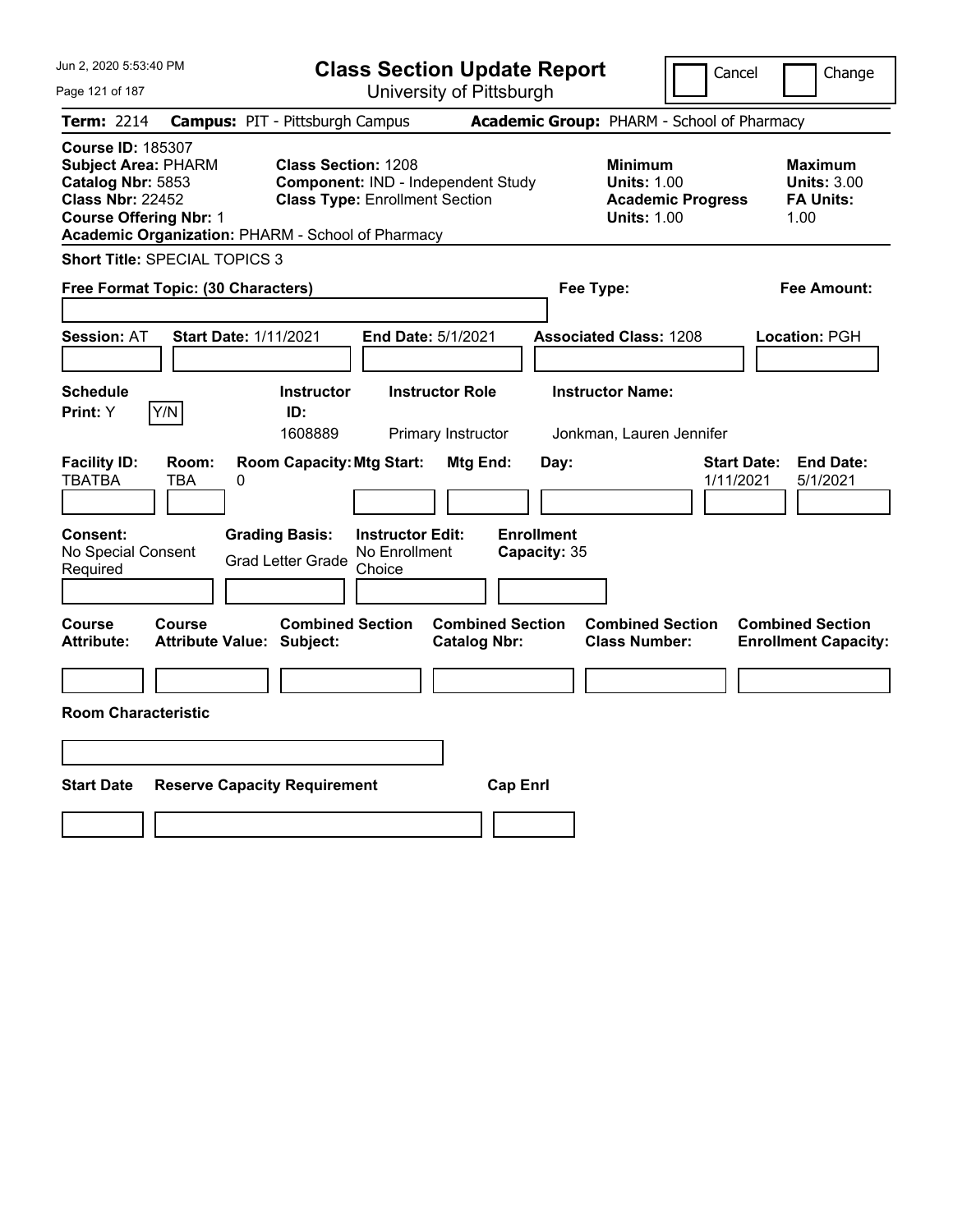# Class Section Update Report

University of Pittsburgh

Cancel | Change

**Term:** 2214 **Campus:** PIT - Pittsburgh Campus **Academic Group:** PHARM - School of Pharmacy

**Course ID:** 185307
**Subject Area:** PHARM
**Catalog Nbr:** 5853
**Class Nbr:** 22452
**Course Offering Nbr:** 1
**Academic Organization:** PHARM - School of Pharmacy

**Class Section:** 1208
**Component:** IND - Independent Study
**Class Type:** Enrollment Section

**Minimum Units:** 1.00
**Academic Progress Units:** 1.00

**Maximum Units:** 3.00
**FA Units:** 1.00

**Short Title:** SPECIAL TOPICS 3

**Free Format Topic: (30 Characters)**

**Fee Type:**

**Fee Amount:**

**Session:** AT **Start Date:** 1/11/2021 **End Date:** 5/1/2021 **Associated Class:** 1208 **Location:** PGH

| Schedule Print | Y/N | Instructor ID | Instructor Role | Instructor Name |
|---|---|---|---|---|
| Y | | 1608889 | Primary Instructor | Jonkman, Lauren Jennifer |

| Facility ID | Room | Room Capacity | Mtg Start | Mtg End | Day | Start Date | End Date |
|---|---|---|---|---|---|---|---|
| TBATBA | TBA | 0 | | | | 1/11/2021 | 5/1/2021 |

| Consent | Grading Basis | Instructor Edit | Enrollment Capacity |
|---|---|---|---|
| No Special Consent Required | Grad Letter Grade | No Enrollment Choice | 35 |

| Course Attribute | Course Attribute Value | Combined Section Subject | Combined Section Catalog Nbr | Combined Section Class Number | Combined Section Enrollment Capacity |
|---|---|---|---|---|---|
| | | | | | |

**Room Characteristic**

| Start Date | Reserve Capacity Requirement | Cap Enrl |
|---|---|---|
| | | |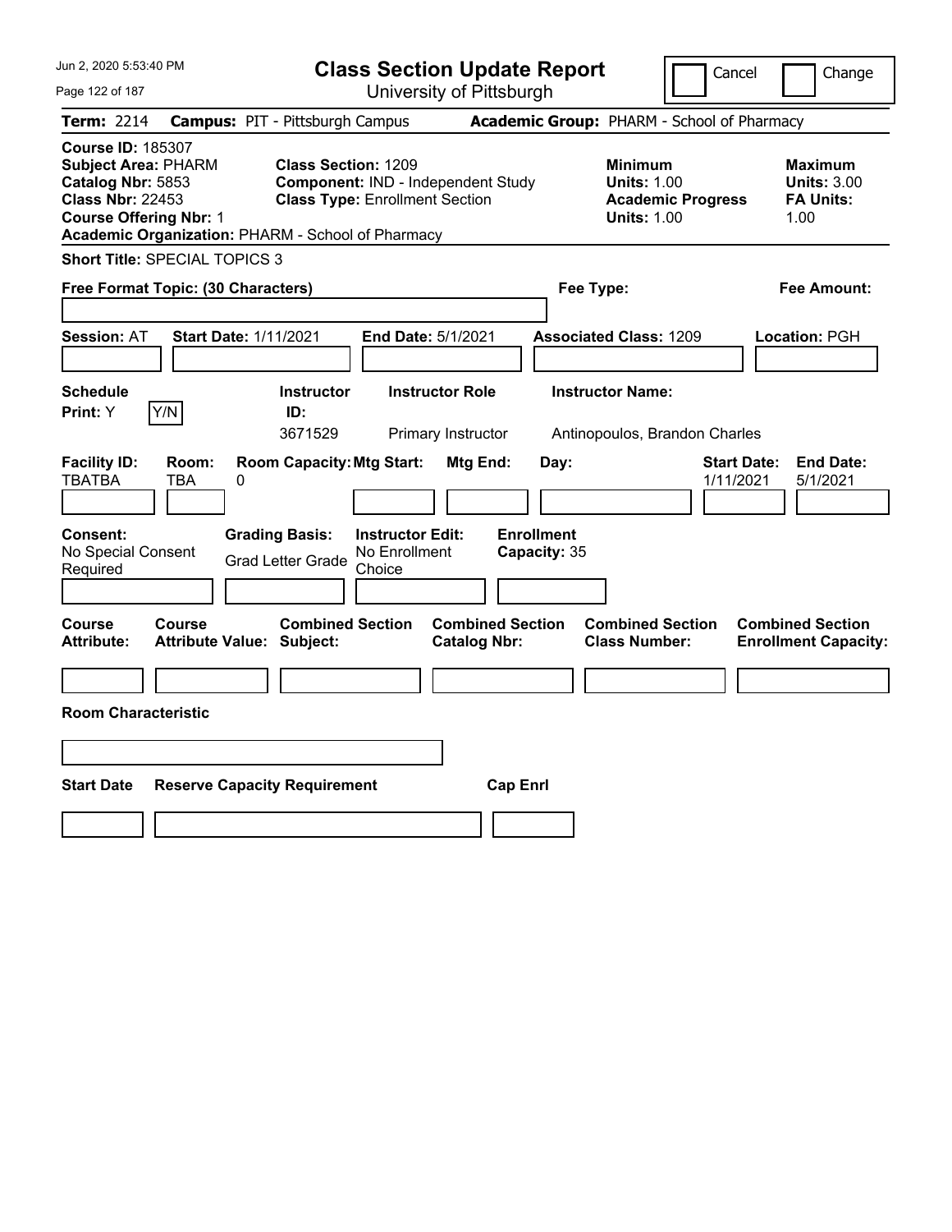Jun 2, 2020 5:53:40 PM

# Class Section Update Report

University of Pittsburgh

Cancel | Change

**Term:** 2214 **Campus:** PIT - Pittsburgh Campus **Academic Group:** PHARM - School of Pharmacy

**Course ID:** 185307
**Subject Area:** PHARM
**Catalog Nbr:** 5853
**Class Nbr:** 22453
**Course Offering Nbr:** 1
**Academic Organization:** PHARM - School of Pharmacy

**Class Section:** 1209
**Component:** IND - Independent Study
**Class Type:** Enrollment Section

**Minimum Units:** 1.00
**Academic Progress Units:** 1.00

**Maximum Units:** 3.00
**FA Units:** 1.00

**Short Title:** SPECIAL TOPICS 3

**Free Format Topic: (30 Characters)**

**Fee Type:**

**Fee Amount:**

**Session:** AT **Start Date:** 1/11/2021 **End Date:** 5/1/2021 **Associated Class:** 1209 **Location:** PGH

| Schedule Print | Instructor ID | Instructor Role | Instructor Name |
|---|---|---|---|
| Y (Y/N) | 3671529 | Primary Instructor | Antinopoulos, Brandon Charles |

| Facility ID | Room | Room Capacity | Mtg Start | Mtg End | Day | Start Date | End Date |
|---|---|---|---|---|---|---|---|
| TBATBA | TBA | 0 | | | | 1/11/2021 | 5/1/2021 |

| Consent | Grading Basis | Instructor Edit | Enrollment Capacity |
|---|---|---|---|
| No Special Consent Required | Grad Letter Grade | No Enrollment Choice | 35 |

| Course Attribute | Course Attribute Value | Combined Section Subject | Combined Section Catalog Nbr | Combined Section Class Number | Combined Section Enrollment Capacity |
|---|---|---|---|---|---|
| | | | | | |

**Room Characteristic**

| Start Date | Reserve Capacity Requirement | Cap Enrl |
|---|---|---|
| | | |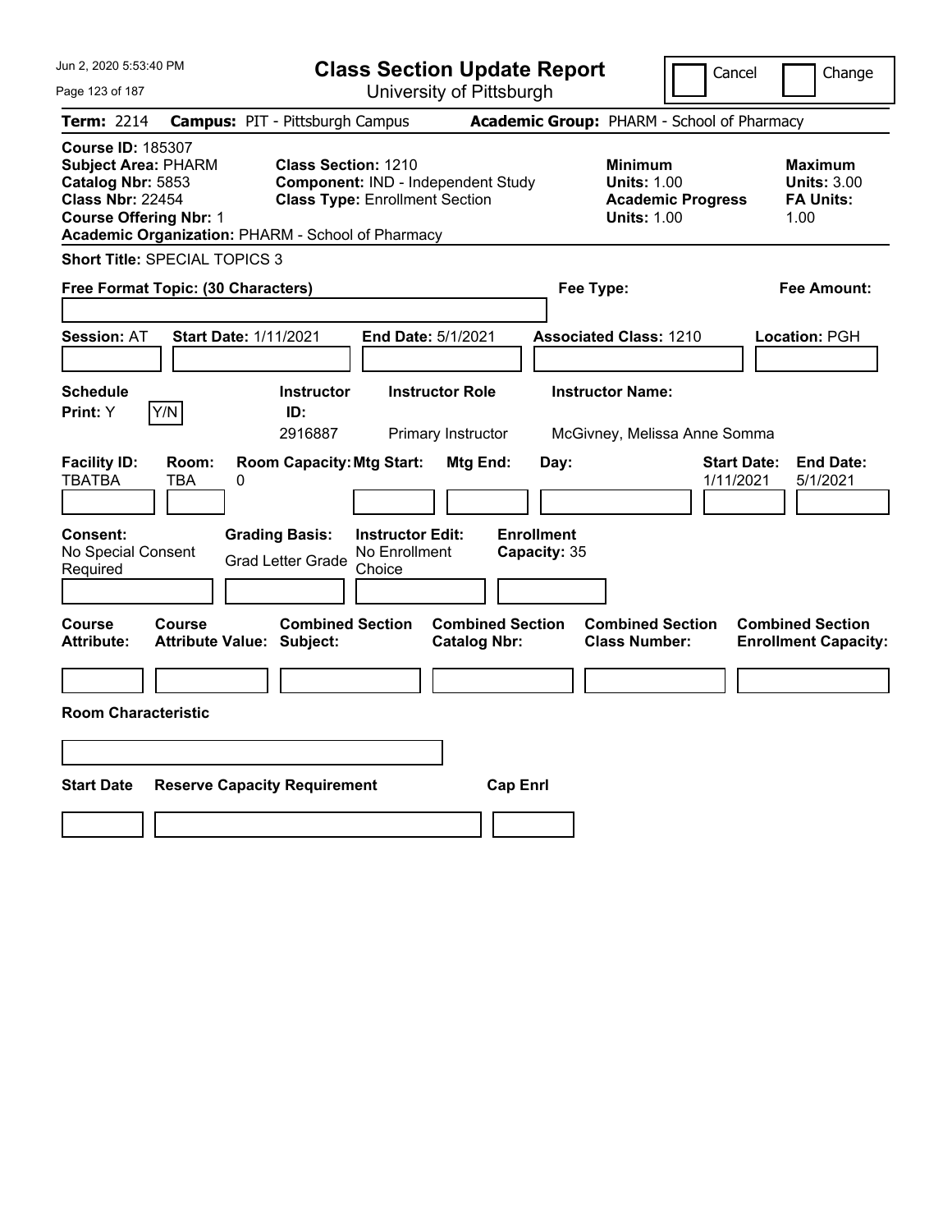Jun 2, 2020 5:53:40 PM

# Class Section Update Report

University of Pittsburgh

Cancel | Change

**Term:** 2214 **Campus:** PIT - Pittsburgh Campus **Academic Group:** PHARM - School of Pharmacy

**Course ID:** 185307
**Subject Area:** PHARM
**Catalog Nbr:** 5853
**Class Nbr:** 22454
**Course Offering Nbr:** 1
**Academic Organization:** PHARM - School of Pharmacy

**Class Section:** 1210
**Component:** IND - Independent Study
**Class Type:** Enrollment Section

**Minimum Units:** 1.00
**Academic Progress Units:** 1.00

**Maximum Units:** 3.00
**FA Units:** 1.00

**Short Title:** SPECIAL TOPICS 3

**Free Format Topic: (30 Characters)**

**Fee Type:**

**Fee Amount:**

**Session:** AT **Start Date:** 1/11/2021 **End Date:** 5/1/2021 **Associated Class:** 1210 **Location:** PGH

| Schedule Print: | Instructor ID: | Instructor Role | Instructor Name: |
|---|---|---|---|
| Y (Y/N) | 2916887 | Primary Instructor | McGivney, Melissa Anne Somma |

| Facility ID: | Room: | Room Capacity: | Mtg Start: | Mtg End: | Day: | Start Date: | End Date: |
|---|---|---|---|---|---|---|---|
| TBATBA | TBA | 0 | | | | 1/11/2021 | 5/1/2021 |

**Consent:** No Special Consent Required
**Grading Basis:** Grad Letter Grade
**Instructor Edit:** No Enrollment Choice
**Enrollment Capacity:** 35

| Course Attribute: | Course Attribute Value: | Combined Section Subject: | Combined Section Catalog Nbr: | Combined Section Class Number: | Combined Section Enrollment Capacity: |
|---|---|---|---|---|---|
| | | | | | |

**Room Characteristic**

| Start Date | Reserve Capacity Requirement | Cap Enrl |
|---|---|---|
| | | |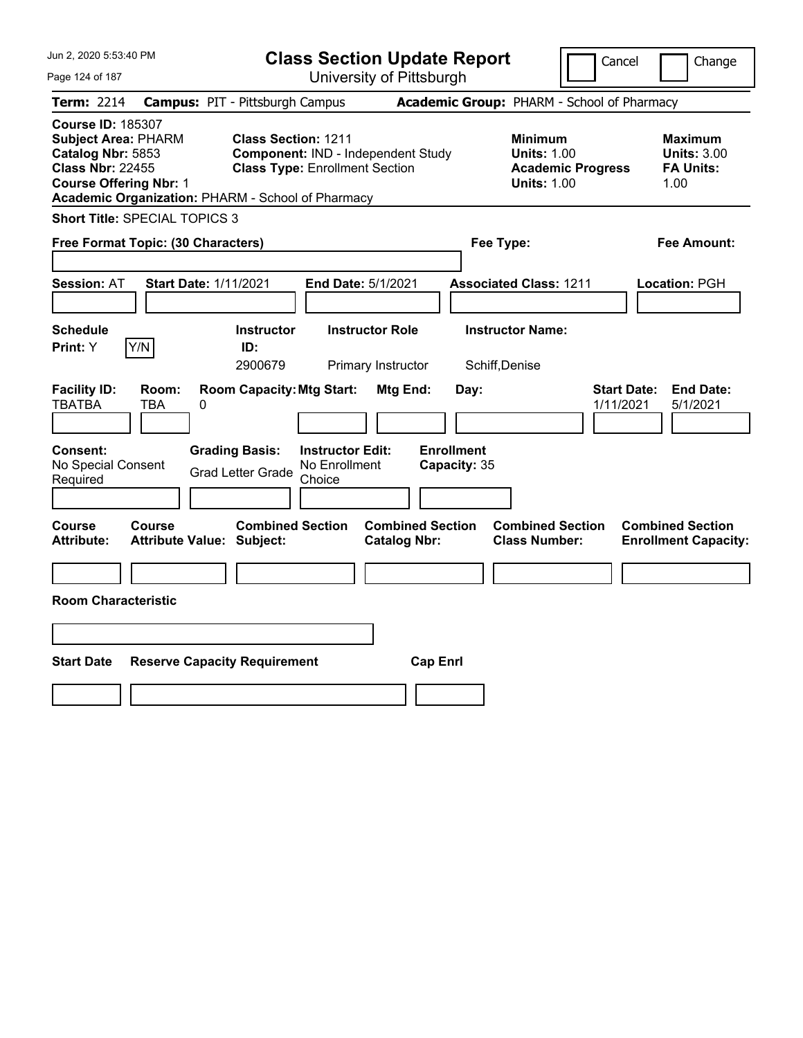# Class Section Update Report

University of Pittsburgh

Cancel | Change

**Term:** 2214 **Campus:** PIT - Pittsburgh Campus **Academic Group:** PHARM - School of Pharmacy

**Course ID:** 185307
**Subject Area:** PHARM
**Catalog Nbr:** 5853
**Class Nbr:** 22455
**Course Offering Nbr:** 1
**Academic Organization:** PHARM - School of Pharmacy

**Class Section:** 1211
**Component:** IND - Independent Study
**Class Type:** Enrollment Section

**Minimum Units:** 1.00
**Academic Progress Units:** 1.00

**Maximum Units:** 3.00
**FA Units:** 1.00

**Short Title:** SPECIAL TOPICS 3

**Free Format Topic: (30 Characters)**

**Fee Type:**

**Fee Amount:**

**Session:** AT **Start Date:** 1/11/2021 **End Date:** 5/1/2021 **Associated Class:** 1211 **Location:** PGH

| Schedule Print | Instructor ID | Instructor Role | Instructor Name |
|---|---|---|---|
| Y (Y/N) | 2900679 | Primary Instructor | Schiff,Denise |

| Facility ID | Room | Room Capacity | Mtg Start | Mtg End | Day | Start Date | End Date |
|---|---|---|---|---|---|---|---|
| TBATBA | TBA | 0 | | | | 1/11/2021 | 5/1/2021 |

| Consent | Grading Basis | Instructor Edit | Enrollment Capacity |
|---|---|---|---|
| No Special Consent Required | Grad Letter Grade | No Enrollment Choice | 35 |

| Course Attribute | Course Attribute Value | Combined Section Subject | Combined Section Catalog Nbr | Combined Section Class Number | Combined Section Enrollment Capacity |
|---|---|---|---|---|---|
| | | | | | |

**Room Characteristic**

| Start Date | Reserve Capacity Requirement | Cap Enrl |
|---|---|---|
| | | |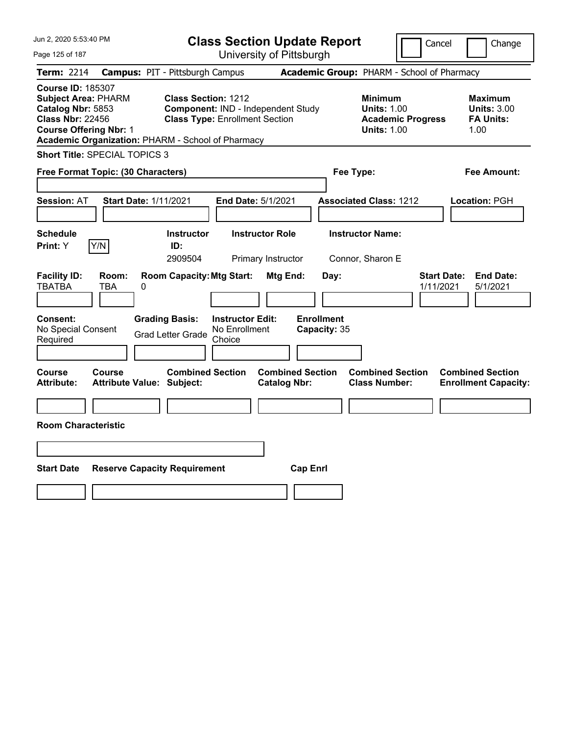Jun 2, 2020 5:53:40 PM

# Class Section Update Report

University of Pittsburgh

Cancel | Change

**Term:** 2214 **Campus:** PIT - Pittsburgh Campus **Academic Group:** PHARM - School of Pharmacy

**Course ID:** 185307
**Subject Area:** PHARM
**Catalog Nbr:** 5853
**Class Nbr:** 22456
**Course Offering Nbr:** 1
**Academic Organization:** PHARM - School of Pharmacy

**Class Section:** 1212
**Component:** IND - Independent Study
**Class Type:** Enrollment Section

**Minimum Units:** 1.00
**Academic Progress Units:** 1.00

**Maximum Units:** 3.00
**FA Units:** 1.00

**Short Title:** SPECIAL TOPICS 3

**Free Format Topic: (30 Characters)**

**Fee Type:**

**Fee Amount:**

**Session:** AT **Start Date:** 1/11/2021 **End Date:** 5/1/2021 **Associated Class:** 1212 **Location:** PGH

| Schedule Print | Instructor ID | Instructor Role | Instructor Name |
|---|---|---|---|
| Y (Y/N) | 2909504 | Primary Instructor | Connor, Sharon E |

| Facility ID | Room | Room Capacity | Mtg Start | Mtg End | Day | Start Date | End Date |
|---|---|---|---|---|---|---|---|
| TBATBA | TBA | 0 | | | | 1/11/2021 | 5/1/2021 |

| Consent | Grading Basis | Instructor Edit | Enrollment Capacity |
|---|---|---|---|
| No Special Consent Required | Grad Letter Grade | No Enrollment Choice | 35 |

| Course Attribute | Course Attribute Value | Combined Section Subject | Combined Section Catalog Nbr | Combined Section Class Number | Combined Section Enrollment Capacity |
|---|---|---|---|---|---|
| | | | | | |

**Room Characteristic**

| Start Date | Reserve Capacity Requirement | Cap Enrl |
|---|---|---|
| | | |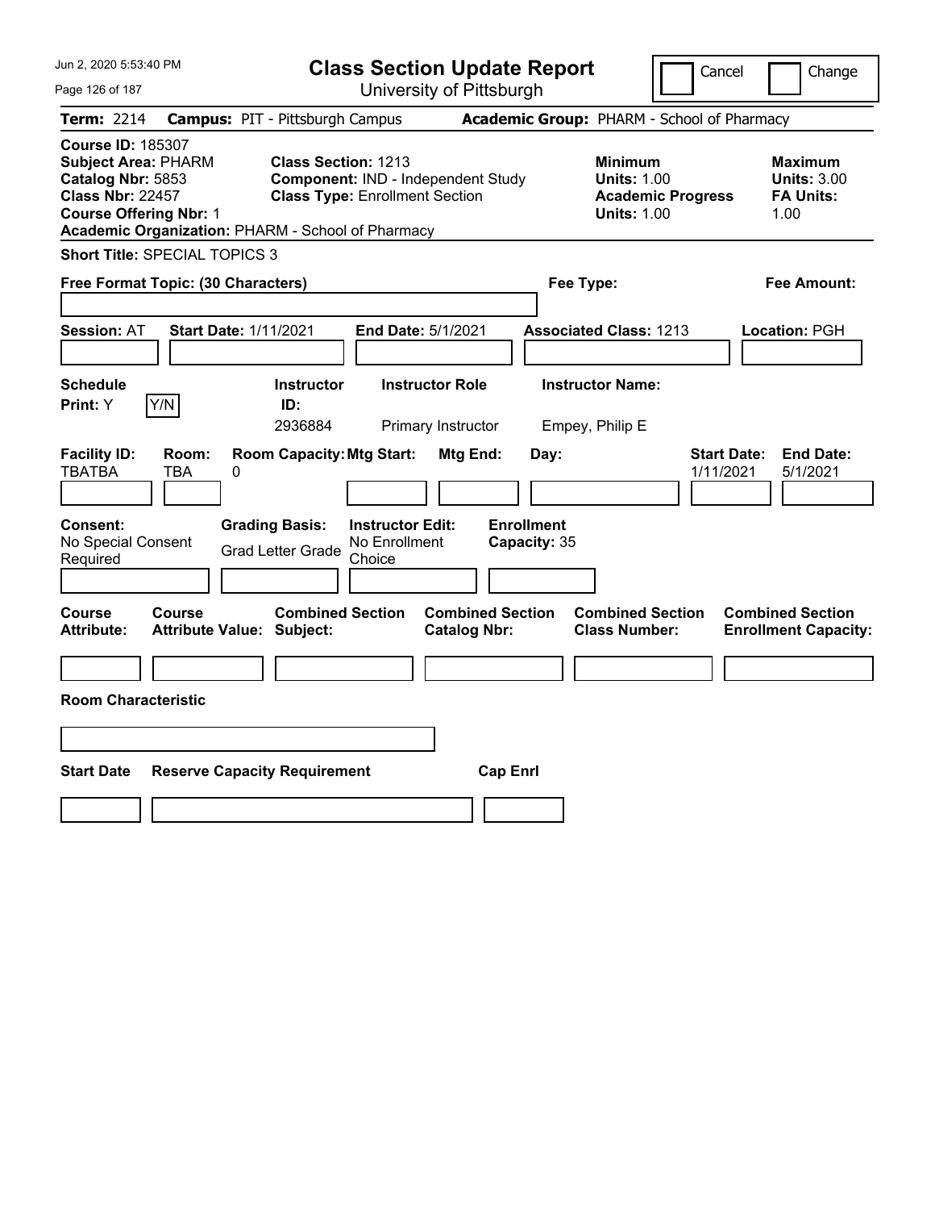Jun 2, 2020 5:53:40 PM

# Class Section Update Report

University of Pittsburgh

Cancel | Change

**Term:** 2214 **Campus:** PIT - Pittsburgh Campus **Academic Group:** PHARM - School of Pharmacy

**Course ID:** 185307
**Subject Area:** PHARM
**Catalog Nbr:** 5853
**Class Nbr:** 22457
**Course Offering Nbr:** 1
**Academic Organization:** PHARM - School of Pharmacy

**Class Section:** 1213
**Component:** IND - Independent Study
**Class Type:** Enrollment Section

**Minimum**
**Units:** 1.00
**Academic Progress Units:** 1.00

**Maximum**
**Units:** 3.00
**FA Units:** 1.00

**Short Title:** SPECIAL TOPICS 3

**Free Format Topic: (30 Characters)**

**Fee Type:**

**Fee Amount:**

**Session:** AT **Start Date:** 1/11/2021 **End Date:** 5/1/2021 **Associated Class:** 1213 **Location:** PGH

| Schedule Print: | | Instructor ID: | Instructor Role | Instructor Name: |
|---|---|---|---|---|
| Y | Y/N | 2936884 | Primary Instructor | Empey, Philip E |

| Facility ID: | Room: | Room Capacity: | Mtg Start: | Mtg End: | Day: | Start Date: | End Date: |
|---|---|---|---|---|---|---|---|
| TBATBA | TBA | 0 | | | | 1/11/2021 | 5/1/2021 |

| Consent: | Grading Basis: | Instructor Edit: | Enrollment Capacity: |
|---|---|---|---|
| No Special Consent Required | Grad Letter Grade | No Enrollment Choice | 35 |

| Course Attribute: | Course Attribute Value: | Combined Section Subject: | Combined Section Catalog Nbr: | Combined Section Class Number: | Combined Section Enrollment Capacity: |
|---|---|---|---|---|---|
| | | | | | |

**Room Characteristic**

| Start Date | Reserve Capacity Requirement | Cap Enrl |
|---|---|---|
| | | |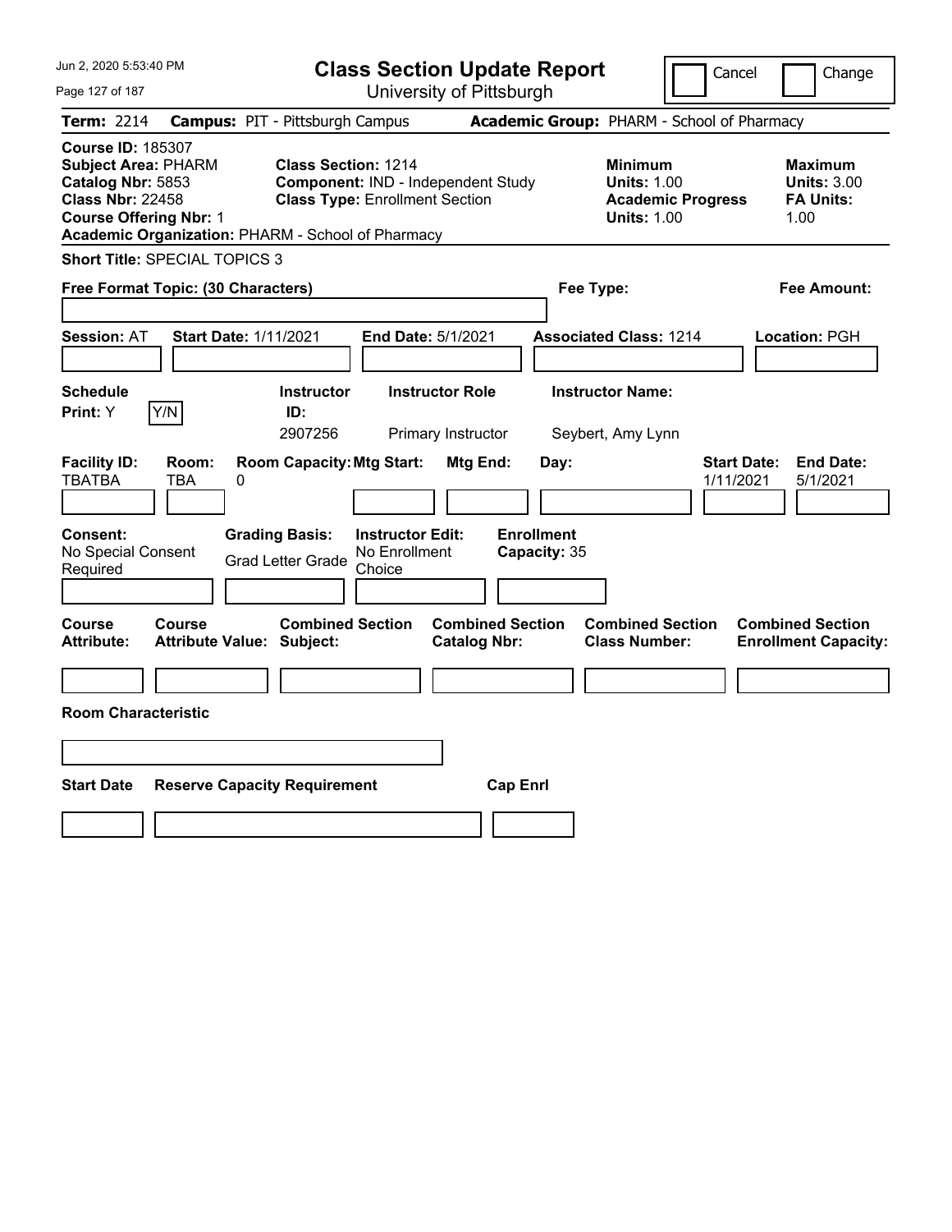# Class Section Update Report

University of Pittsburgh

Cancel Change

**Term:** 2214 **Campus:** PIT - Pittsburgh Campus **Academic Group:** PHARM - School of Pharmacy

**Course ID:** 185307
**Subject Area:** PHARM
**Catalog Nbr:** 5853
**Class Nbr:** 22458
**Course Offering Nbr:** 1
**Academic Organization:** PHARM - School of Pharmacy

**Class Section:** 1214
**Component:** IND - Independent Study
**Class Type:** Enrollment Section

**Minimum Units:** 1.00
**Academic Progress Units:** 1.00

**Maximum Units:** 3.00
**FA Units:** 1.00

**Short Title:** SPECIAL TOPICS 3

**Free Format Topic: (30 Characters)**

**Fee Type:**

**Fee Amount:**

**Session:** AT **Start Date:** 1/11/2021 **End Date:** 5/1/2021 **Associated Class:** 1214 **Location:** PGH

| Schedule Print: | | Instructor ID: | Instructor Role | Instructor Name: |
|---|---|---|---|---|
| Y | Y/N | 2907256 | Primary Instructor | Seybert, Amy Lynn |

| Facility ID: | Room: | Room Capacity: | Mtg Start: | Mtg End: | Day: | Start Date: | End Date: |
|---|---|---|---|---|---|---|---|
| TBATBA | TBA | 0 | | | | 1/11/2021 | 5/1/2021 |

| Consent: | Grading Basis: | Instructor Edit: | Enrollment Capacity: |
|---|---|---|---|
| No Special Consent Required | Grad Letter Grade | No Enrollment Choice | 35 |

| Course Attribute: | Course Attribute Value: | Combined Section Subject: | Combined Section Catalog Nbr: | Combined Section Class Number: | Combined Section Enrollment Capacity: |
|---|---|---|---|---|---|
| | | | | | |

**Room Characteristic**

| Start Date | Reserve Capacity Requirement | Cap Enrl |
|---|---|---|
| | | |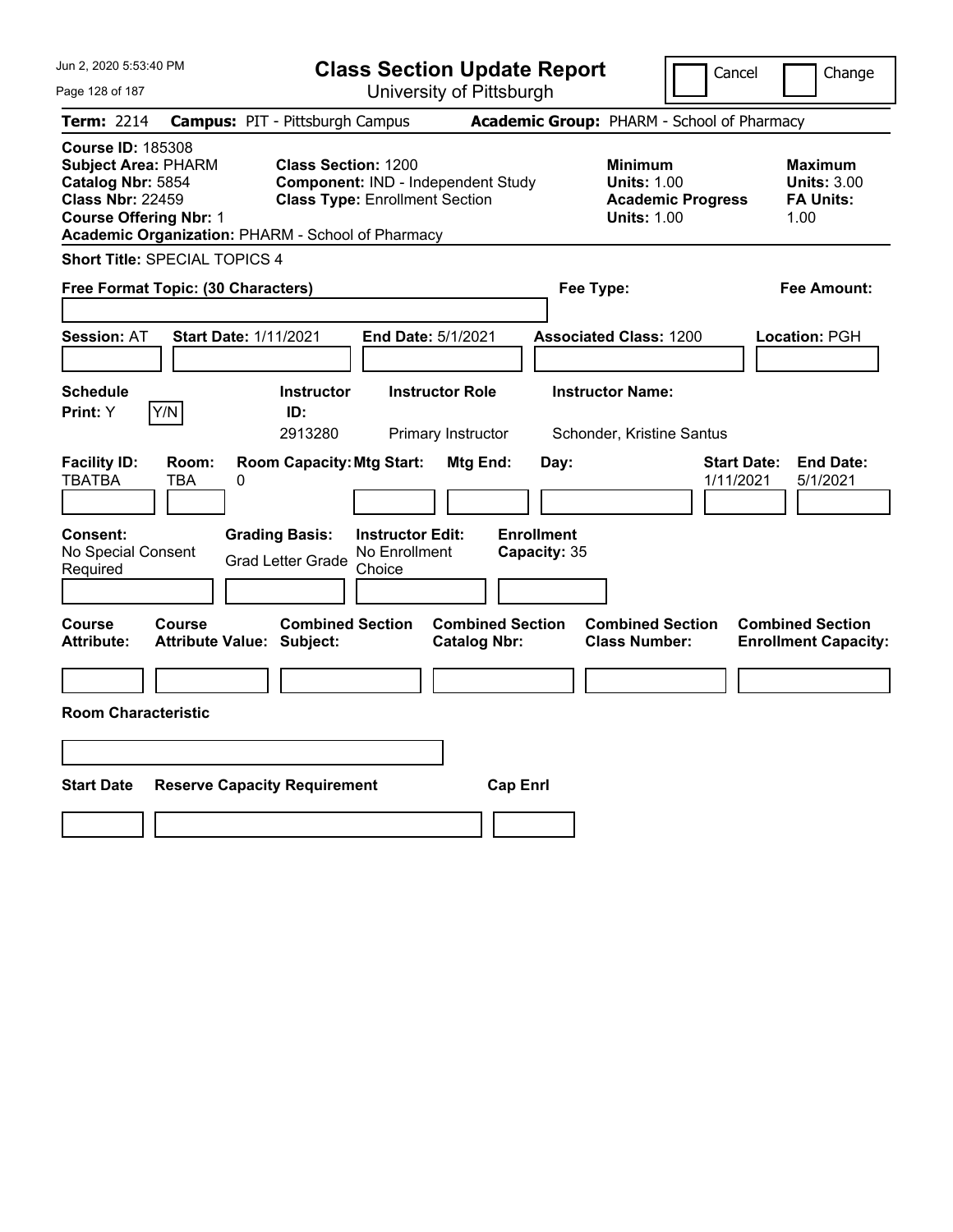# Class Section Update Report

University of Pittsburgh

Cancel | Change

**Term:** 2214 **Campus:** PIT - Pittsburgh Campus **Academic Group:** PHARM - School of Pharmacy

**Course ID:** 185308
**Subject Area:** PHARM
**Catalog Nbr:** 5854
**Class Nbr:** 22459
**Course Offering Nbr:** 1
**Academic Organization:** PHARM - School of Pharmacy

**Class Section:** 1200
**Component:** IND - Independent Study
**Class Type:** Enrollment Section

**Minimum**
**Units:** 1.00
**Academic Progress Units:** 1.00

**Maximum**
**Units:** 3.00
**FA Units:** 1.00

**Short Title:** SPECIAL TOPICS 4

**Free Format Topic: (30 Characters)**

**Fee Type:**

**Fee Amount:**

**Session:** AT **Start Date:** 1/11/2021 **End Date:** 5/1/2021 **Associated Class:** 1200 **Location:** PGH

| Schedule Print: | Instructor ID: | Instructor Role | Instructor Name: |
|---|---|---|---|
| Y [Y/N] | 2913280 | Primary Instructor | Schonder, Kristine Santus |

| Facility ID: | Room: | Room Capacity: | Mtg Start: | Mtg End: | Day: | Start Date: | End Date: |
|---|---|---|---|---|---|---|---|
| TBATBA | TBA | 0 | | | | 1/11/2021 | 5/1/2021 |

| Consent: | Grading Basis: | Instructor Edit: | Enrollment Capacity: |
|---|---|---|---|
| No Special Consent Required | Grad Letter Grade | No Enrollment Choice | 35 |

| Course Attribute: | Course Attribute Value: | Combined Section Subject: | Combined Section Catalog Nbr: | Combined Section Class Number: | Combined Section Enrollment Capacity: |
|---|---|---|---|---|---|
| | | | | | |

**Room Characteristic**

| Start Date | Reserve Capacity Requirement | Cap Enrl |
|---|---|---|
| | | |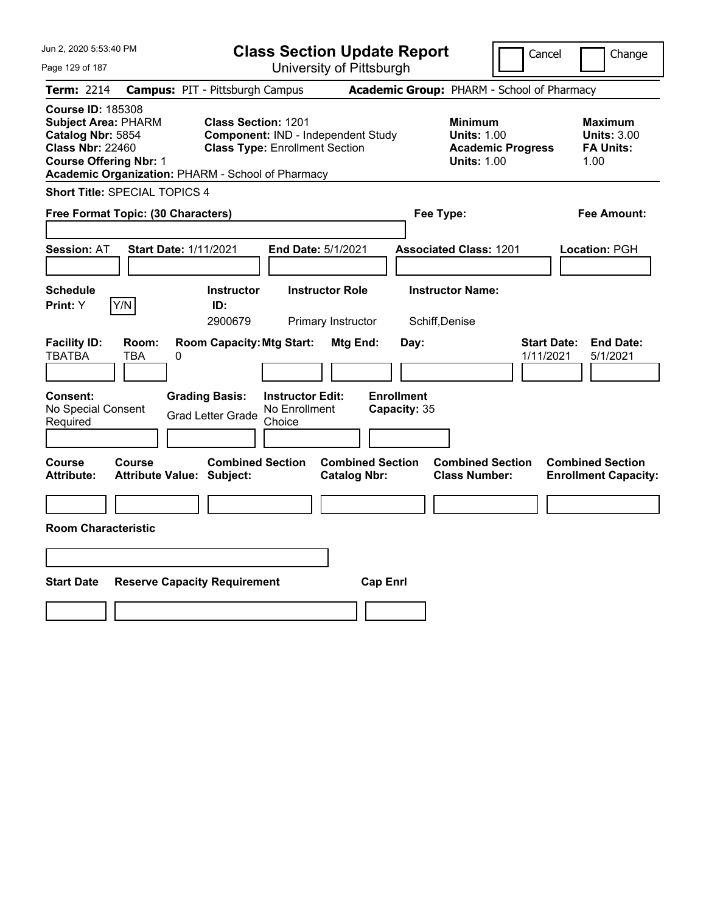Jun 2, 2020 5:53:40 PM

# Class Section Update Report

University of Pittsburgh

Cancel | Change

**Term:** 2214 **Campus:** PIT - Pittsburgh Campus **Academic Group:** PHARM - School of Pharmacy

**Course ID:** 185308
**Subject Area:** PHARM
**Catalog Nbr:** 5854
**Class Nbr:** 22460
**Course Offering Nbr:** 1
**Academic Organization:** PHARM - School of Pharmacy

**Class Section:** 1201
**Component:** IND - Independent Study
**Class Type:** Enrollment Section

**Minimum Units:** 1.00
**Academic Progress Units:** 1.00

**Maximum Units:** 3.00
**FA Units:** 1.00

**Short Title:** SPECIAL TOPICS 4

**Free Format Topic: (30 Characters)**

**Fee Type:**

**Fee Amount:**

**Session:** AT **Start Date:** 1/11/2021 **End Date:** 5/1/2021 **Associated Class:** 1201 **Location:** PGH

| Schedule Print | Instructor ID | Instructor Role | Instructor Name |
|---|---|---|---|
| Y (Y/N) | 2900679 | Primary Instructor | Schiff,Denise |

| Facility ID | Room | Room Capacity | Mtg Start | Mtg End | Day | Start Date | End Date |
|---|---|---|---|---|---|---|---|
| TBATBA | TBA | 0 | | | | 1/11/2021 | 5/1/2021 |

**Consent:** No Special Consent Required
**Grading Basis:** Grad Letter Grade
**Instructor Edit:** No Enrollment Choice
**Enrollment Capacity:** 35

| Course Attribute | Course Attribute Value | Combined Section Subject | Combined Section Catalog Nbr | Combined Section Class Number | Combined Section Enrollment Capacity |
|---|---|---|---|---|---|
| | | | | | |

**Room Characteristic**

| Start Date | Reserve Capacity Requirement | Cap Enrl |
|---|---|---|
| | | |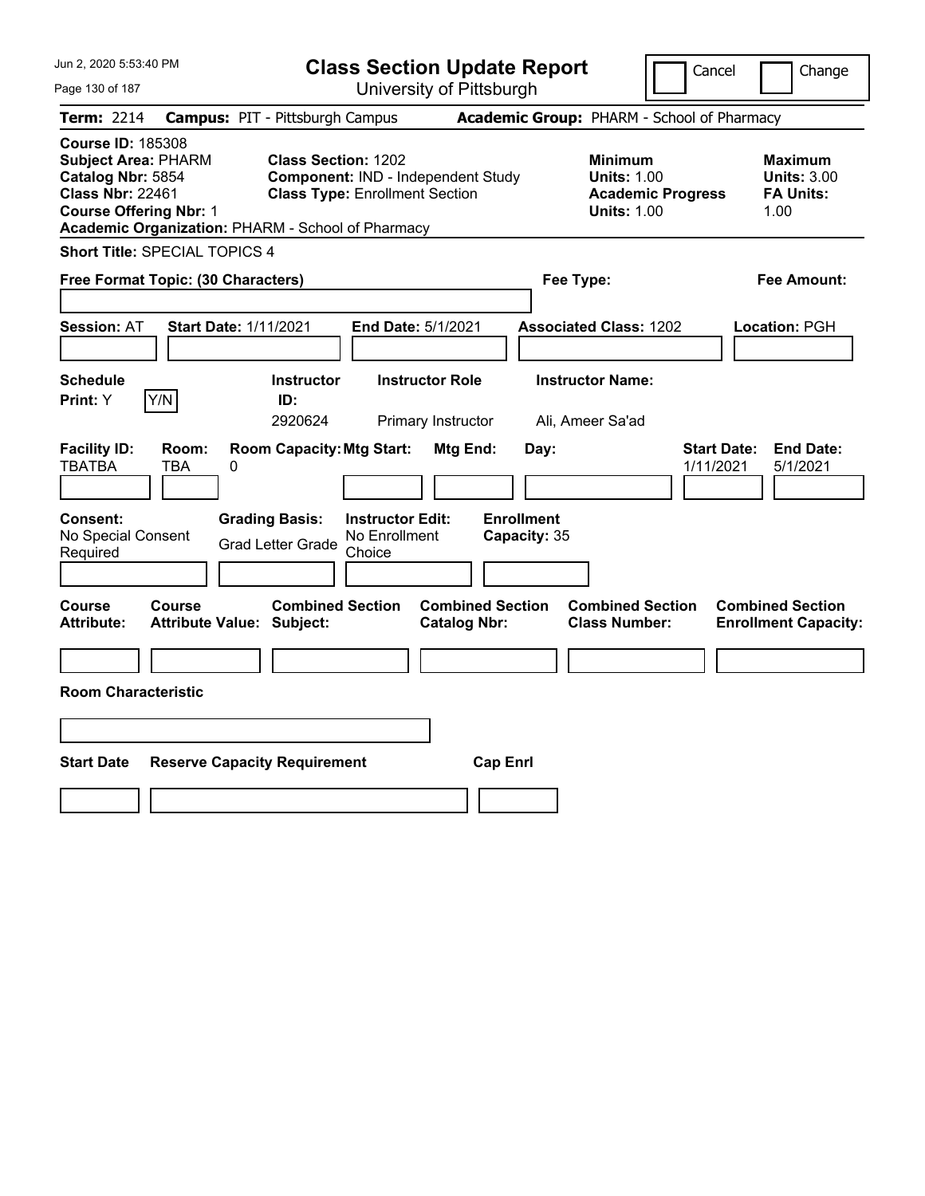# Class Section Update Report

University of Pittsburgh

Cancel | Change

Jun 2, 2020 5:53:40 PM

**Term:** 2214 **Campus:** PIT - Pittsburgh Campus **Academic Group:** PHARM - School of Pharmacy

**Course ID:** 185308
**Subject Area:** PHARM
**Catalog Nbr:** 5854
**Class Nbr:** 22461
**Course Offering Nbr:** 1
**Academic Organization:** PHARM - School of Pharmacy

**Class Section:** 1202
**Component:** IND - Independent Study
**Class Type:** Enrollment Section

**Minimum Units:** 1.00
**Academic Progress Units:** 1.00

**Maximum Units:** 3.00
**FA Units:** 1.00

**Short Title:** SPECIAL TOPICS 4

**Free Format Topic: (30 Characters)**

**Fee Type:**

**Fee Amount:**

**Session:** AT **Start Date:** 1/11/2021 **End Date:** 5/1/2021 **Associated Class:** 1202 **Location:** PGH

| Schedule Print: | Instructor ID: | Instructor Role | Instructor Name: |
|---|---|---|---|
| Y (Y/N) | 2920624 | Primary Instructor | Ali, Ameer Sa'ad |

| Facility ID: | Room: | Room Capacity: | Mtg Start: | Mtg End: | Day: | Start Date: | End Date: |
|---|---|---|---|---|---|---|---|
| TBATBA | TBA | 0 | | | | 1/11/2021 | 5/1/2021 |

| Consent: | Grading Basis: | Instructor Edit: | Enrollment Capacity: |
|---|---|---|---|
| No Special Consent Required | Grad Letter Grade | No Enrollment Choice | 35 |

| Course Attribute: | Course Attribute Value: | Combined Section Subject: | Combined Section Catalog Nbr: | Combined Section Class Number: | Combined Section Enrollment Capacity: |
|---|---|---|---|---|---|
| | | | | | |

**Room Characteristic**

| Start Date | Reserve Capacity Requirement | Cap Enrl |
|---|---|---|
| | | |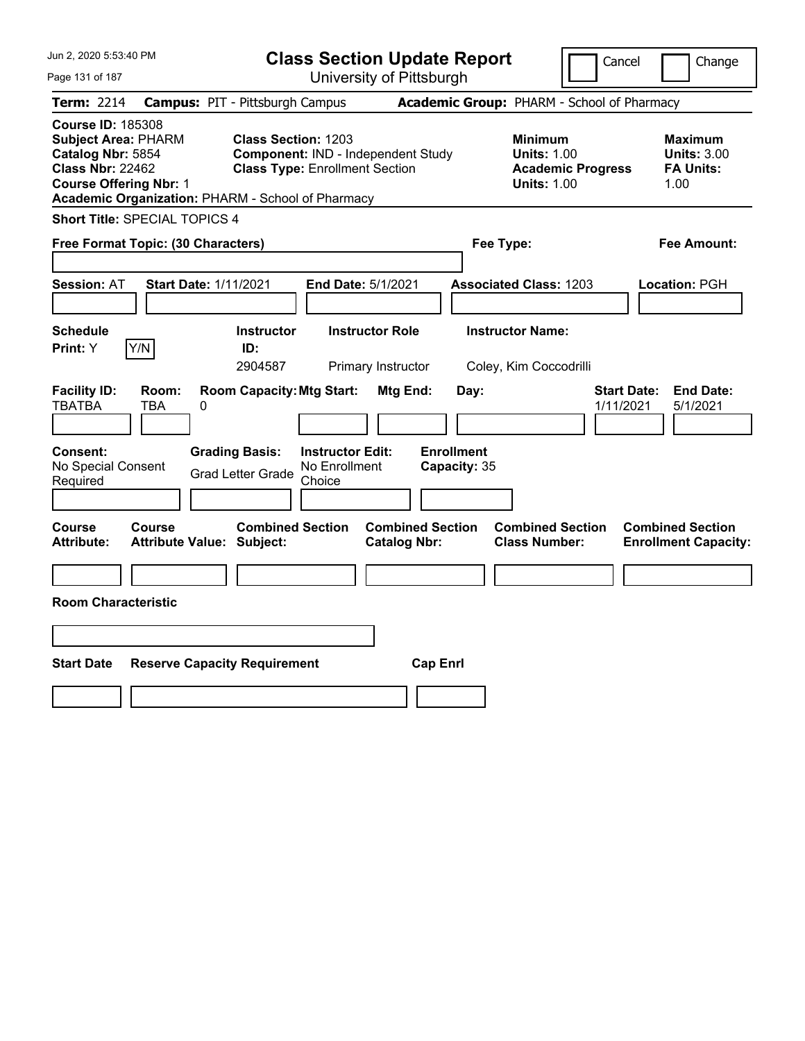# Class Section Update Report

University of Pittsburgh

Cancel | Change

**Term:** 2214 **Campus:** PIT - Pittsburgh Campus **Academic Group:** PHARM - School of Pharmacy

**Course ID:** 185308
**Subject Area:** PHARM
**Catalog Nbr:** 5854
**Class Nbr:** 22462
**Course Offering Nbr:** 1
**Academic Organization:** PHARM - School of Pharmacy

**Class Section:** 1203
**Component:** IND - Independent Study
**Class Type:** Enrollment Section

**Minimum Units:** 1.00
**Academic Progress Units:** 1.00

**Maximum Units:** 3.00
**FA Units:** 1.00

**Short Title:** SPECIAL TOPICS 4

**Free Format Topic: (30 Characters)**

**Fee Type:**

**Fee Amount:**

**Session:** AT **Start Date:** 1/11/2021 **End Date:** 5/1/2021 **Associated Class:** 1203 **Location:** PGH

| Schedule Print | Instructor ID | Instructor Role | Instructor Name |
|---|---|---|---|
| Y | 2904587 | Primary Instructor | Coley, Kim Coccodrilli |

| Facility ID | Room | Room Capacity | Mtg Start | Mtg End | Day | Start Date | End Date |
|---|---|---|---|---|---|---|---|
| TBATBA | TBA | 0 | | | | 1/11/2021 | 5/1/2021 |

**Consent:** No Special Consent Required
**Grading Basis:** Grad Letter Grade
**Instructor Edit:** No Enrollment Choice
**Enrollment Capacity:** 35

| Course Attribute | Course Attribute Value | Combined Section Subject | Combined Section Catalog Nbr | Combined Section Class Number | Combined Section Enrollment Capacity |
|---|---|---|---|---|---|
| | | | | | |

**Room Characteristic**

| Start Date | Reserve Capacity Requirement | Cap Enrl |
|---|---|---|
| | | |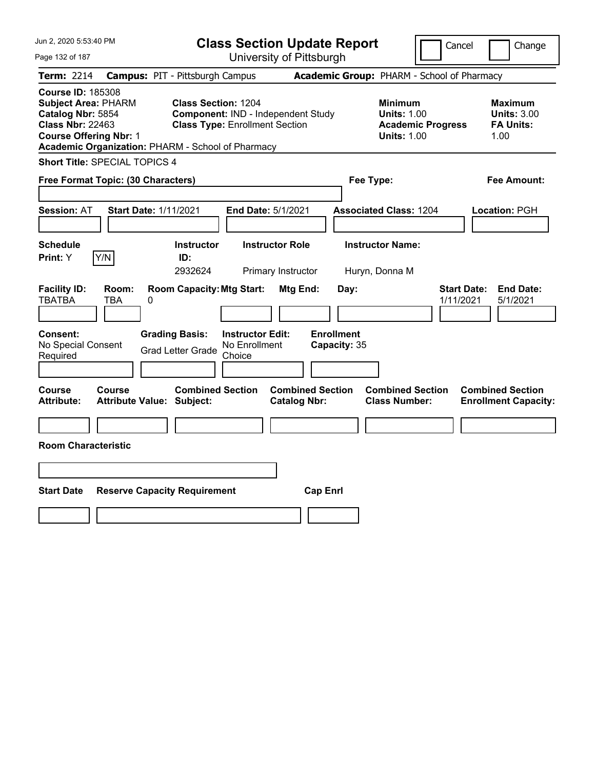Jun 2, 2020 5:53:40 PM

# Class Section Update Report

University of Pittsburgh

Cancel | Change

**Term:** 2214 **Campus:** PIT - Pittsburgh Campus **Academic Group:** PHARM - School of Pharmacy

**Course ID:** 185308
**Subject Area:** PHARM
**Catalog Nbr:** 5854
**Class Nbr:** 22463
**Course Offering Nbr:** 1
**Academic Organization:** PHARM - School of Pharmacy

**Class Section:** 1204
**Component:** IND - Independent Study
**Class Type:** Enrollment Section

**Minimum Units:** 1.00
**Academic Progress Units:** 1.00

**Maximum Units:** 3.00
**FA Units:** 1.00

**Short Title:** SPECIAL TOPICS 4

**Free Format Topic: (30 Characters)**

**Fee Type:**

**Fee Amount:**

**Session:** AT **Start Date:** 1/11/2021 **End Date:** 5/1/2021 **Associated Class:** 1204 **Location:** PGH

| Schedule Print: | Instructor ID: | Instructor Role | Instructor Name: |
|---|---|---|---|
| Y (Y/N) | 2932624 | Primary Instructor | Huryn, Donna M |

| Facility ID: | Room: | Room Capacity: | Mtg Start: | Mtg End: | Day: | Start Date: | End Date: |
|---|---|---|---|---|---|---|---|
| TBATBA | TBA | 0 | | | | 1/11/2021 | 5/1/2021 |

**Consent:** No Special Consent Required
**Grading Basis:** Grad Letter Grade
**Instructor Edit:** No Enrollment Choice
**Enrollment Capacity:** 35

| Course Attribute: | Course Attribute Value: | Combined Section Subject: | Combined Section Catalog Nbr: | Combined Section Class Number: | Combined Section Enrollment Capacity: |
|---|---|---|---|---|---|
| | | | | | |

**Room Characteristic**

| Start Date | Reserve Capacity Requirement | Cap Enrl |
|---|---|---|
| | | |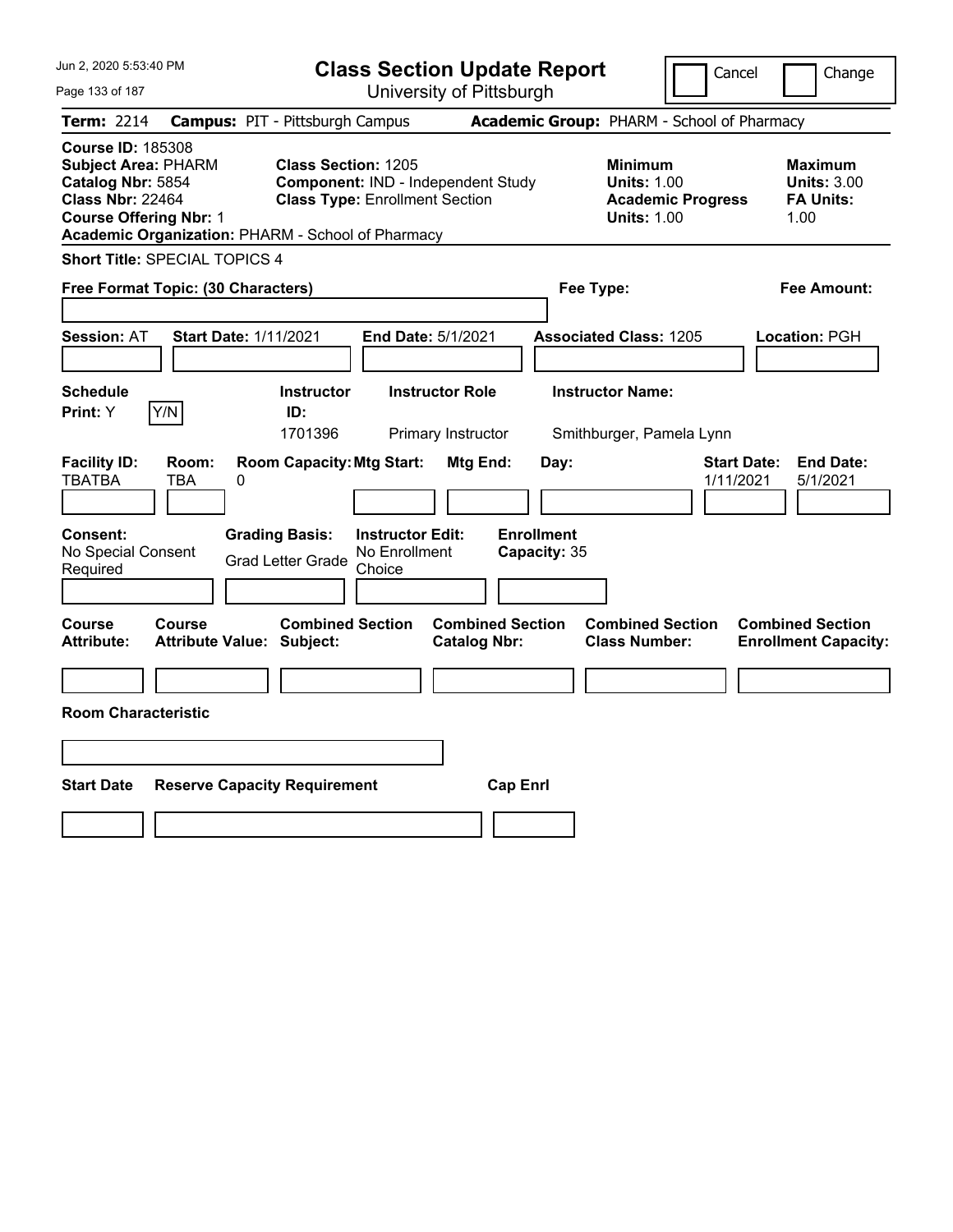# Class Section Update Report

University of Pittsburgh

Cancel | Change

Jun 2, 2020 5:53:40 PM

**Term:** 2214 **Campus:** PIT - Pittsburgh Campus **Academic Group:** PHARM - School of Pharmacy

**Course ID:** 185308
**Subject Area:** PHARM
**Catalog Nbr:** 5854
**Class Nbr:** 22464
**Course Offering Nbr:** 1
**Academic Organization:** PHARM - School of Pharmacy

**Class Section:** 1205
**Component:** IND - Independent Study
**Class Type:** Enrollment Section

**Minimum Units:** 1.00
**Academic Progress Units:** 1.00

**Maximum Units:** 3.00
**FA Units:** 1.00

**Short Title:** SPECIAL TOPICS 4

**Free Format Topic: (30 Characters)**

**Fee Type:**

**Fee Amount:**

**Session:** AT **Start Date:** 1/11/2021 **End Date:** 5/1/2021 **Associated Class:** 1205 **Location:** PGH

| Schedule Print: | Instructor ID: | Instructor Role | Instructor Name: |
|---|---|---|---|
| Y (Y/N) | 1701396 | Primary Instructor | Smithburger, Pamela Lynn |

| Facility ID: | Room: | Room Capacity: | Mtg Start: | Mtg End: | Day: | Start Date: | End Date: |
|---|---|---|---|---|---|---|---|
| TBATBA | TBA | 0 | | | | 1/11/2021 | 5/1/2021 |

| Consent: | Grading Basis: | Instructor Edit: | Enrollment Capacity: |
|---|---|---|---|
| No Special Consent Required | Grad Letter Grade | No Enrollment Choice | 35 |

| Course Attribute: | Course Attribute Value: | Combined Section Subject: | Combined Section Catalog Nbr: | Combined Section Class Number: | Combined Section Enrollment Capacity: |
|---|---|---|---|---|---|
| | | | | | |

**Room Characteristic**

| Start Date | Reserve Capacity Requirement | Cap Enrl |
|---|---|---|
| | | |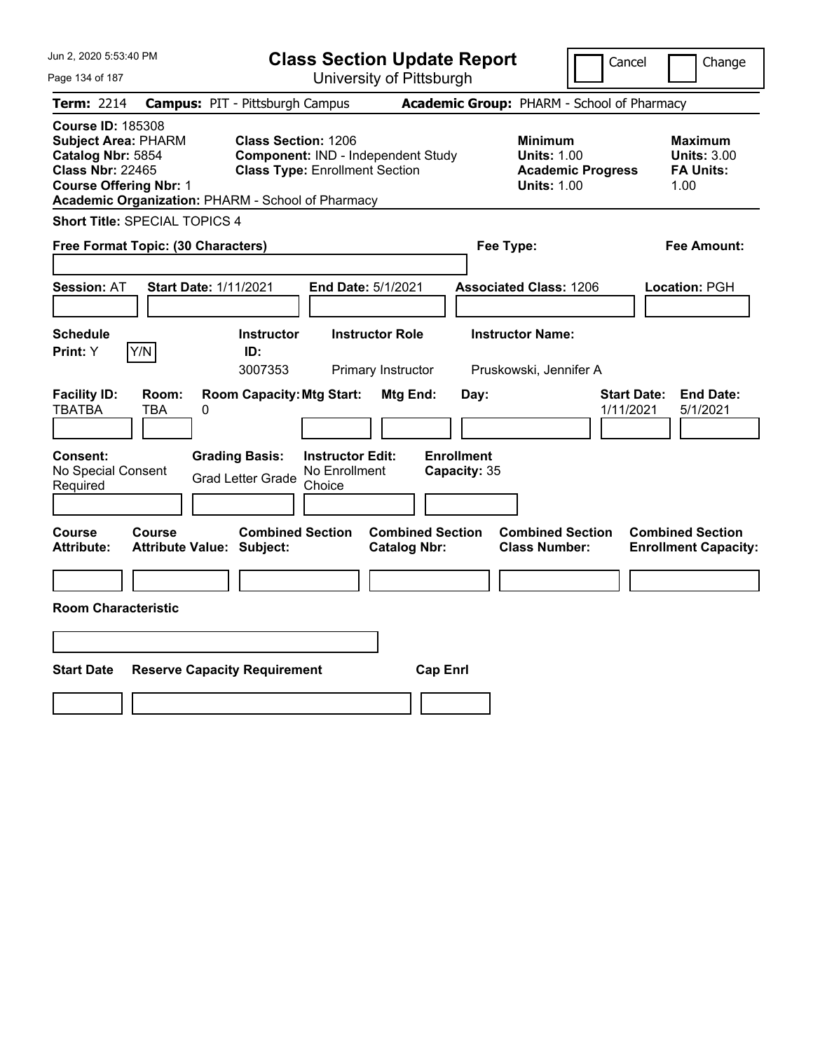# Class Section Update Report

University of Pittsburgh

Jun 2, 2020 5:53:40 PM

Cancel | Change

**Term:** 2214 **Campus:** PIT - Pittsburgh Campus **Academic Group:** PHARM - School of Pharmacy

**Course ID:** 185308
**Subject Area:** PHARM
**Catalog Nbr:** 5854
**Class Nbr:** 22465
**Course Offering Nbr:** 1
**Academic Organization:** PHARM - School of Pharmacy

**Class Section:** 1206
**Component:** IND - Independent Study
**Class Type:** Enrollment Section

**Minimum Units:** 1.00
**Academic Progress Units:** 1.00

**Maximum Units:** 3.00
**FA Units:** 1.00

**Short Title:** SPECIAL TOPICS 4

**Free Format Topic: (30 Characters)**

**Fee Type:**

**Fee Amount:**

**Session:** AT **Start Date:** 1/11/2021 **End Date:** 5/1/2021 **Associated Class:** 1206 **Location:** PGH

| Schedule Print | Instructor ID | Instructor Role | Instructor Name |
|---|---|---|---|
| Y | 3007353 | Primary Instructor | Pruskowski, Jennifer A |

| Facility ID | Room | Room Capacity | Mtg Start | Mtg End | Day | Start Date | End Date |
|---|---|---|---|---|---|---|---|
| TBATBA | TBA | 0 | | | | 1/11/2021 | 5/1/2021 |

**Consent:** No Special Consent Required
**Grading Basis:** Grad Letter Grade
**Instructor Edit:** No Enrollment Choice
**Enrollment Capacity:** 35

| Course Attribute | Course Attribute Value | Combined Section Subject | Combined Section Catalog Nbr | Combined Section Class Number | Combined Section Enrollment Capacity |
|---|---|---|---|---|---|
| | | | | | |

**Room Characteristic**

| Start Date | Reserve Capacity Requirement | Cap Enrl |
|---|---|---|
| | | |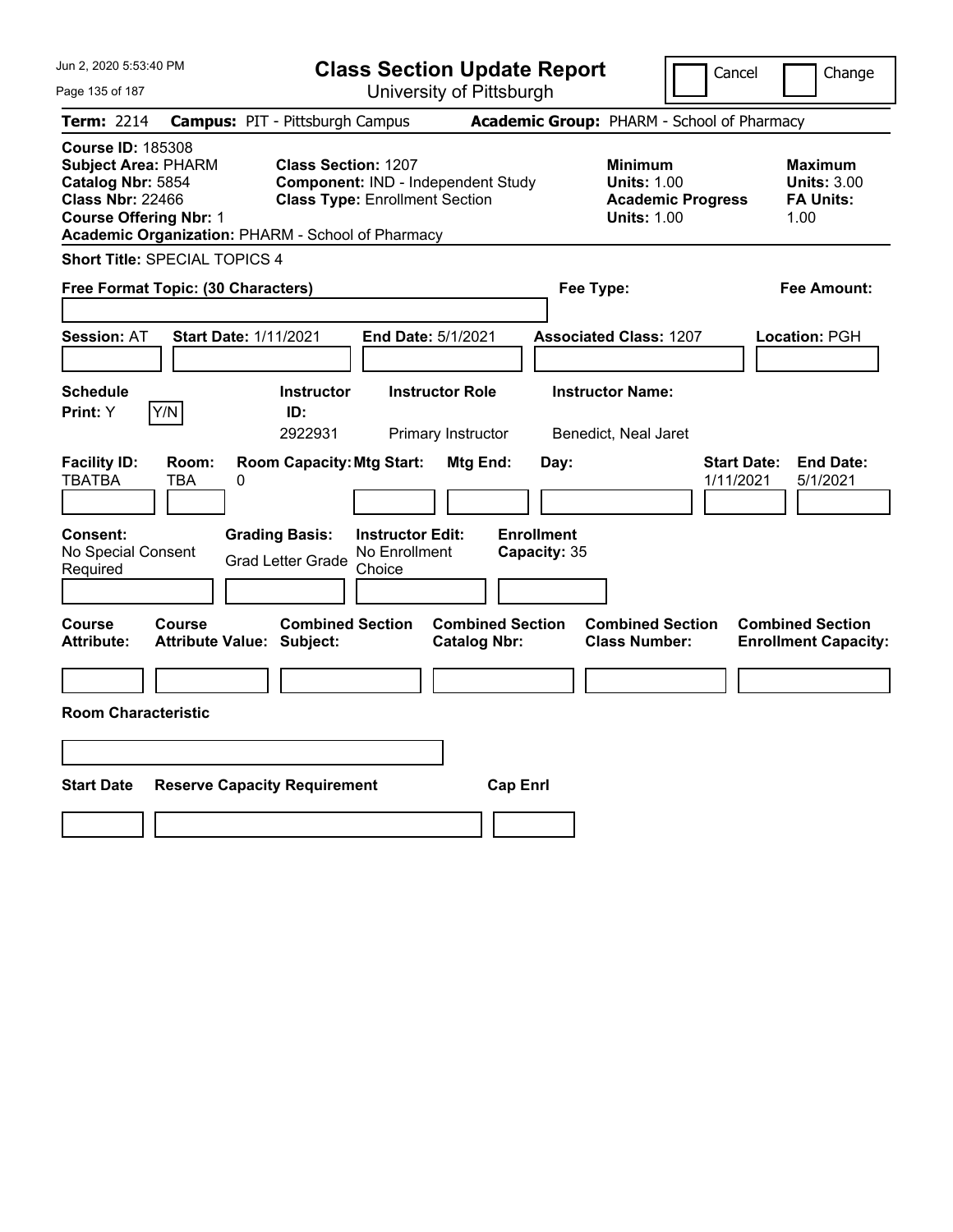Jun 2, 2020 5:53:40 PM

# Class Section Update Report

University of Pittsburgh

Cancel | Change

**Term:** 2214 **Campus:** PIT - Pittsburgh Campus **Academic Group:** PHARM - School of Pharmacy

**Course ID:** 185308
**Subject Area:** PHARM
**Catalog Nbr:** 5854
**Class Nbr:** 22466
**Course Offering Nbr:** 1
**Academic Organization:** PHARM - School of Pharmacy

**Class Section:** 1207
**Component:** IND - Independent Study
**Class Type:** Enrollment Section

**Minimum Units:** 1.00
**Academic Progress Units:** 1.00

**Maximum Units:** 3.00
**FA Units:** 1.00

**Short Title:** SPECIAL TOPICS 4

**Free Format Topic: (30 Characters)**

**Fee Type:**

**Fee Amount:**

**Session:** AT **Start Date:** 1/11/2021 **End Date:** 5/1/2021 **Associated Class:** 1207 **Location:** PGH

| Schedule Print: | Y/N | Instructor ID: | Instructor Role | Instructor Name: |
|---|---|---|---|---|
| Y | | 2922931 | Primary Instructor | Benedict, Neal Jaret |

| Facility ID: | Room: | Room Capacity: | Mtg Start: | Mtg End: | Day: | Start Date: | End Date: |
|---|---|---|---|---|---|---|---|
| TBATBA | TBA | 0 | | | | 1/11/2021 | 5/1/2021 |

**Consent:** No Special Consent Required
**Grading Basis:** Grad Letter Grade
**Instructor Edit:** No Enrollment Choice
**Enrollment Capacity:** 35

| Course Attribute: | Course Attribute Value: | Combined Section Subject: | Combined Section Catalog Nbr: | Combined Section Class Number: | Combined Section Enrollment Capacity: |
|---|---|---|---|---|---|
| | | | | | |

**Room Characteristic**

| Start Date | Reserve Capacity Requirement | Cap Enrl |
|---|---|---|
| | | |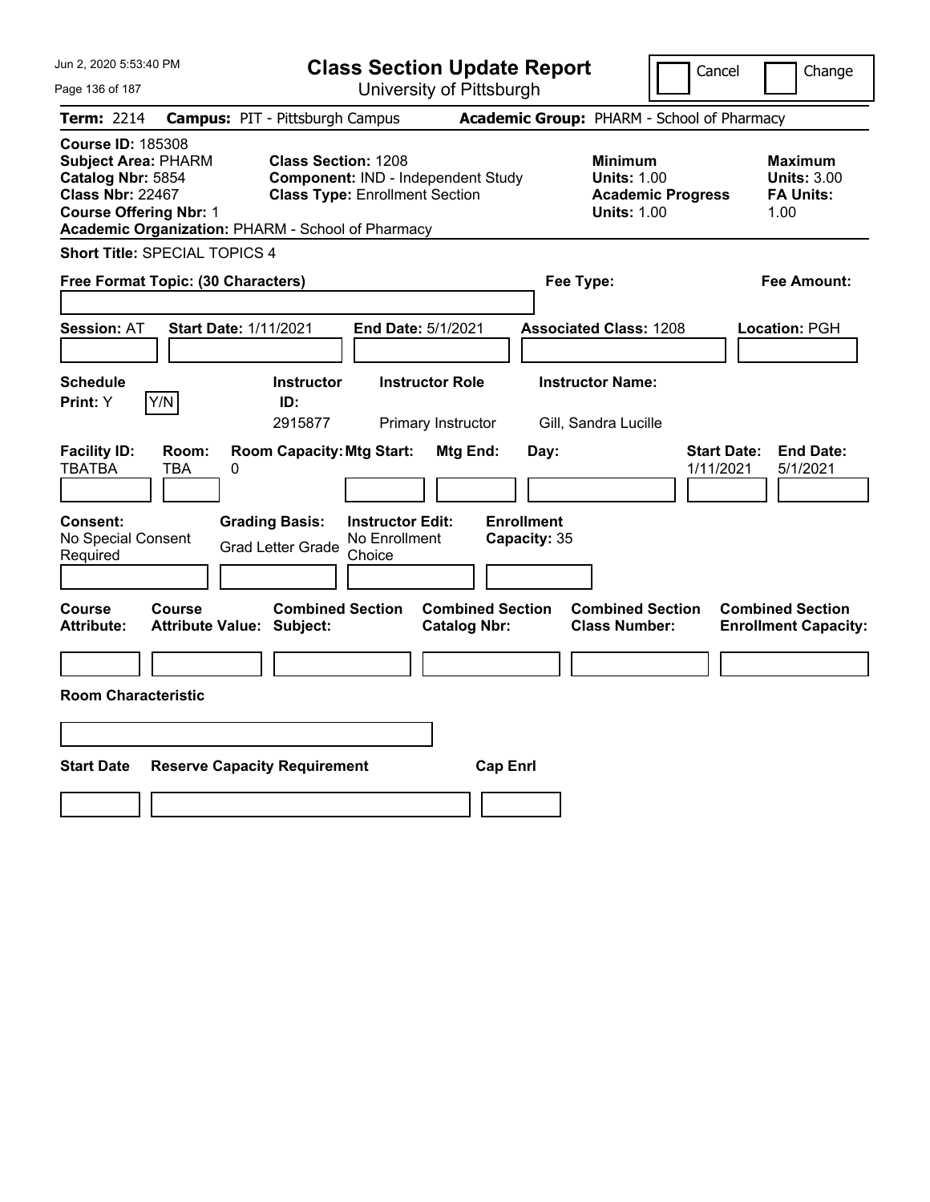Jun 2, 2020 5:53:40 PM

# Class Section Update Report

University of Pittsburgh

Cancel | Change

**Term:** 2214 **Campus:** PIT - Pittsburgh Campus **Academic Group:** PHARM - School of Pharmacy

**Course ID:** 185308
**Subject Area:** PHARM
**Catalog Nbr:** 5854
**Class Nbr:** 22467
**Course Offering Nbr:** 1
**Academic Organization:** PHARM - School of Pharmacy

**Class Section:** 1208
**Component:** IND - Independent Study
**Class Type:** Enrollment Section

**Minimum Units:** 1.00
**Academic Progress Units:** 1.00

**Maximum Units:** 3.00
**FA Units:** 1.00

**Short Title:** SPECIAL TOPICS 4

**Free Format Topic: (30 Characters)**

**Fee Type:**

**Fee Amount:**

**Session:** AT **Start Date:** 1/11/2021 **End Date:** 5/1/2021 **Associated Class:** 1208 **Location:** PGH

| Schedule Print: | Instructor ID: | Instructor Role | Instructor Name: |
|---|---|---|---|
| Y (Y/N) | 2915877 | Primary Instructor | Gill, Sandra Lucille |

| Facility ID: | Room: | Room Capacity: | Mtg Start: | Mtg End: | Day: | Start Date: | End Date: |
|---|---|---|---|---|---|---|---|
| TBATBA | TBA | 0 | | | | 1/11/2021 | 5/1/2021 |

| Consent: | Grading Basis: | Instructor Edit: | Enrollment Capacity: |
|---|---|---|---|
| No Special Consent Required | Grad Letter Grade | No Enrollment Choice | 35 |

| Course Attribute: | Course Attribute Value: | Combined Section Subject: | Combined Section Catalog Nbr: | Combined Section Class Number: | Combined Section Enrollment Capacity: |
|---|---|---|---|---|---|
| | | | | | |

**Room Characteristic**

| Start Date | Reserve Capacity Requirement | Cap Enrl |
|---|---|---|
| | | |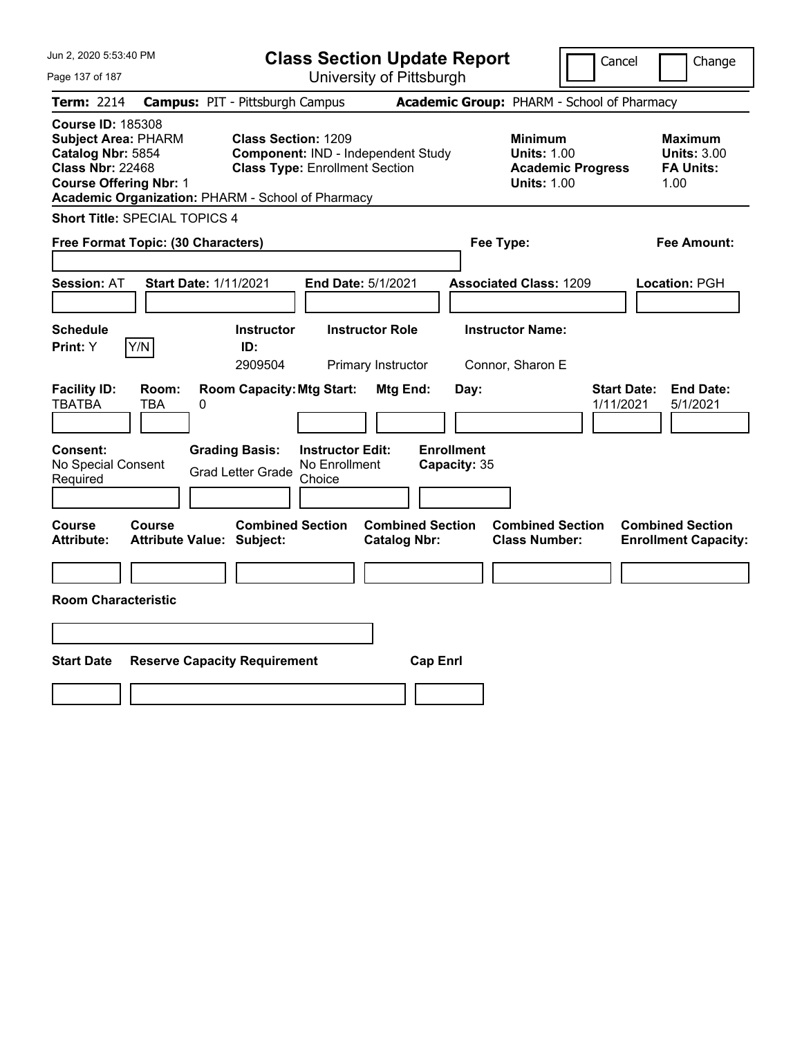Jun 2, 2020 5:53:40 PM

# Class Section Update Report

University of Pittsburgh

Cancel | Change

**Term:** 2214 **Campus:** PIT - Pittsburgh Campus **Academic Group:** PHARM - School of Pharmacy

**Course ID:** 185308
**Subject Area:** PHARM
**Catalog Nbr:** 5854
**Class Nbr:** 22468
**Course Offering Nbr:** 1
**Academic Organization:** PHARM - School of Pharmacy

**Class Section:** 1209
**Component:** IND - Independent Study
**Class Type:** Enrollment Section

**Minimum Units:** 1.00
**Academic Progress Units:** 1.00

**Maximum Units:** 3.00
**FA Units:** 1.00

**Short Title:** SPECIAL TOPICS 4

**Free Format Topic: (30 Characters)**

**Fee Type:**

**Fee Amount:**

**Session:** AT **Start Date:** 1/11/2021 **End Date:** 5/1/2021 **Associated Class:** 1209 **Location:** PGH

| Schedule Print: | Instructor ID: | Instructor Role | Instructor Name: |
|---|---|---|---|
| Y (Y/N) | 2909504 | Primary Instructor | Connor, Sharon E |

| Facility ID: | Room: | Room Capacity: | Mtg Start: | Mtg End: | Day: | Start Date: | End Date: |
|---|---|---|---|---|---|---|---|
| TBATBA | TBA | 0 | | | | 1/11/2021 | 5/1/2021 |

| Consent: | Grading Basis: | Instructor Edit: | Enrollment Capacity: |
|---|---|---|---|
| No Special Consent Required | Grad Letter Grade | No Enrollment Choice | 35 |

| Course Attribute: | Course Attribute Value: | Combined Section Subject: | Combined Section Catalog Nbr: | Combined Section Class Number: | Combined Section Enrollment Capacity: |
|---|---|---|---|---|---|
| | | | | | |

**Room Characteristic**

| Start Date | Reserve Capacity Requirement | Cap Enrl |
|---|---|---|
| | | |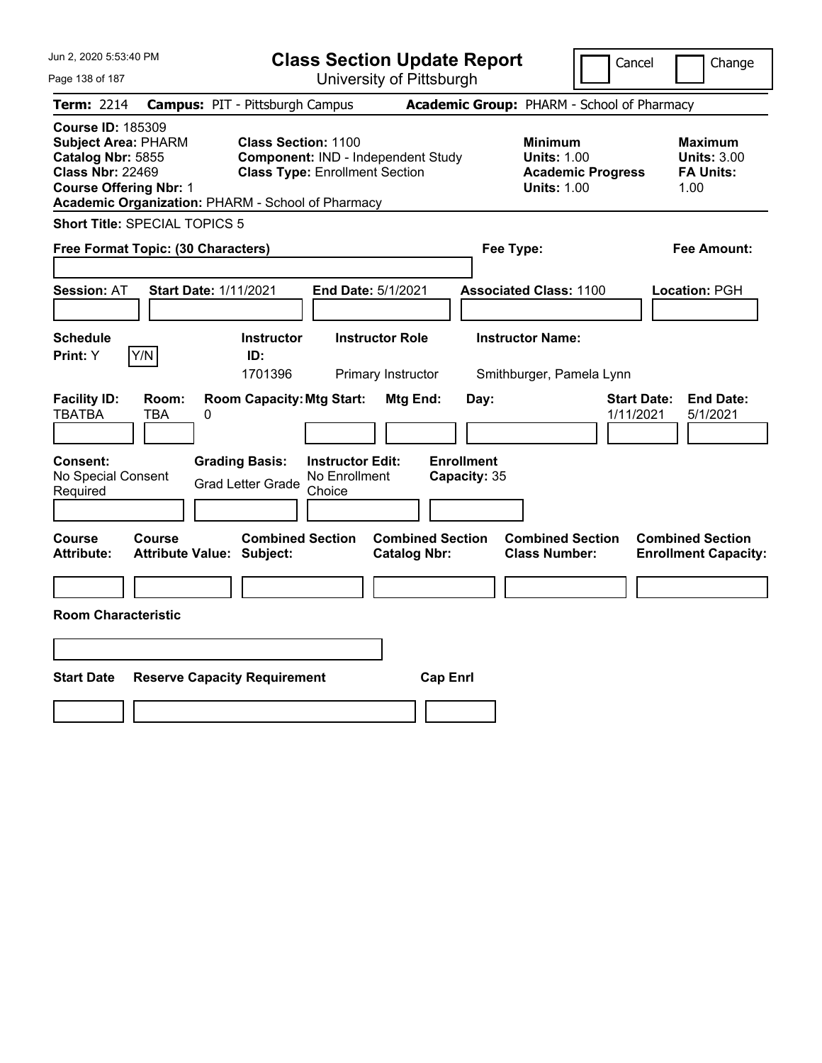# Class Section Update Report

University of Pittsburgh

Cancel | Change

**Term:** 2214 **Campus:** PIT - Pittsburgh Campus **Academic Group:** PHARM - School of Pharmacy

**Course ID:** 185309
**Subject Area:** PHARM
**Catalog Nbr:** 5855
**Class Nbr:** 22469
**Course Offering Nbr:** 1
**Academic Organization:** PHARM - School of Pharmacy

**Class Section:** 1100
**Component:** IND - Independent Study
**Class Type:** Enrollment Section

**Minimum Units:** 1.00
**Academic Progress Units:** 1.00

**Maximum Units:** 3.00
**FA Units:** 1.00

**Short Title:** SPECIAL TOPICS 5

**Free Format Topic: (30 Characters)**

**Fee Type:**

**Fee Amount:**

**Session:** AT **Start Date:** 1/11/2021 **End Date:** 5/1/2021 **Associated Class:** 1100 **Location:** PGH

| Schedule Print | Instructor ID | Instructor Role | Instructor Name |
|---|---|---|---|
| Y [Y/N] | 1701396 | Primary Instructor | Smithburger, Pamela Lynn |

| Facility ID | Room | Room Capacity | Mtg Start | Mtg End | Day | Start Date | End Date |
|---|---|---|---|---|---|---|---|
| TBATBA | TBA | 0 | | | | 1/11/2021 | 5/1/2021 |

| Consent | Grading Basis | Instructor Edit | Enrollment Capacity |
|---|---|---|---|
| No Special Consent Required | Grad Letter Grade | No Enrollment Choice | 35 |

| Course Attribute | Course Attribute Value | Combined Section Subject | Combined Section Catalog Nbr | Combined Section Class Number | Combined Section Enrollment Capacity |
|---|---|---|---|---|---|
| | | | | | |

**Room Characteristic**

| Start Date | Reserve Capacity Requirement | Cap Enrl |
|---|---|---|
| | | |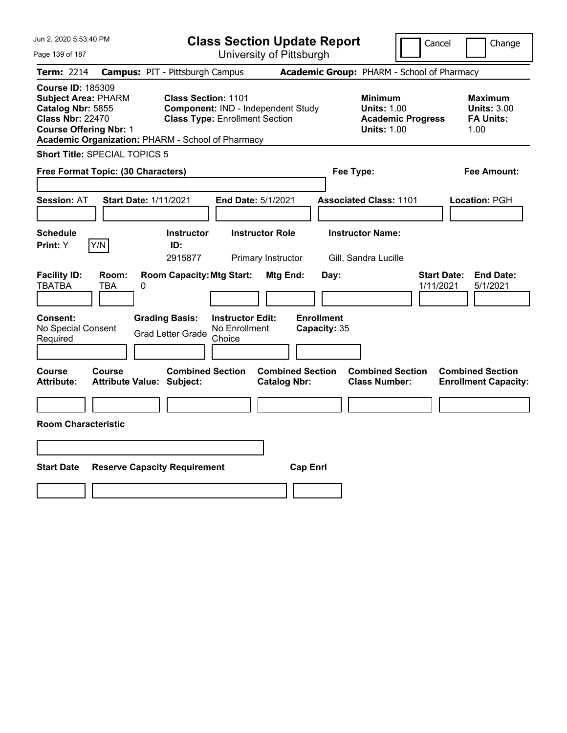# Class Section Update Report

University of Pittsburgh

Jun 2, 2020 5:53:40 PM

Cancel | Change

**Term:** 2214 **Campus:** PIT - Pittsburgh Campus **Academic Group:** PHARM - School of Pharmacy

**Course ID:** 185309
**Subject Area:** PHARM
**Catalog Nbr:** 5855
**Class Nbr:** 22470
**Course Offering Nbr:** 1
**Academic Organization:** PHARM - School of Pharmacy

**Class Section:** 1101
**Component:** IND - Independent Study
**Class Type:** Enrollment Section

**Minimum Units:** 1.00
**Academic Progress Units:** 1.00

**Maximum Units:** 3.00
**FA Units:** 1.00

**Short Title:** SPECIAL TOPICS 5

**Free Format Topic: (30 Characters)**

**Fee Type:**

**Fee Amount:**

**Session:** AT **Start Date:** 1/11/2021 **End Date:** 5/1/2021 **Associated Class:** 1101 **Location:** PGH

| Schedule Print | Instructor ID | Instructor Role | Instructor Name |
|---|---|---|---|
| Y | 2915877 | Primary Instructor | Gill, Sandra Lucille |

| Facility ID | Room | Room Capacity | Mtg Start | Mtg End | Day | Start Date | End Date |
|---|---|---|---|---|---|---|---|
| TBATBA | TBA | 0 | | | | 1/11/2021 | 5/1/2021 |

| Consent | Grading Basis | Instructor Edit | Enrollment Capacity |
|---|---|---|---|
| No Special Consent Required | Grad Letter Grade | No Enrollment Choice | 35 |

| Course Attribute | Course Attribute Value | Combined Section Subject | Combined Section Catalog Nbr | Combined Section Class Number | Combined Section Enrollment Capacity |
|---|---|---|---|---|---|
| | | | | | |

**Room Characteristic**

| Start Date | Reserve Capacity Requirement | Cap Enrl |
|---|---|---|
| | | |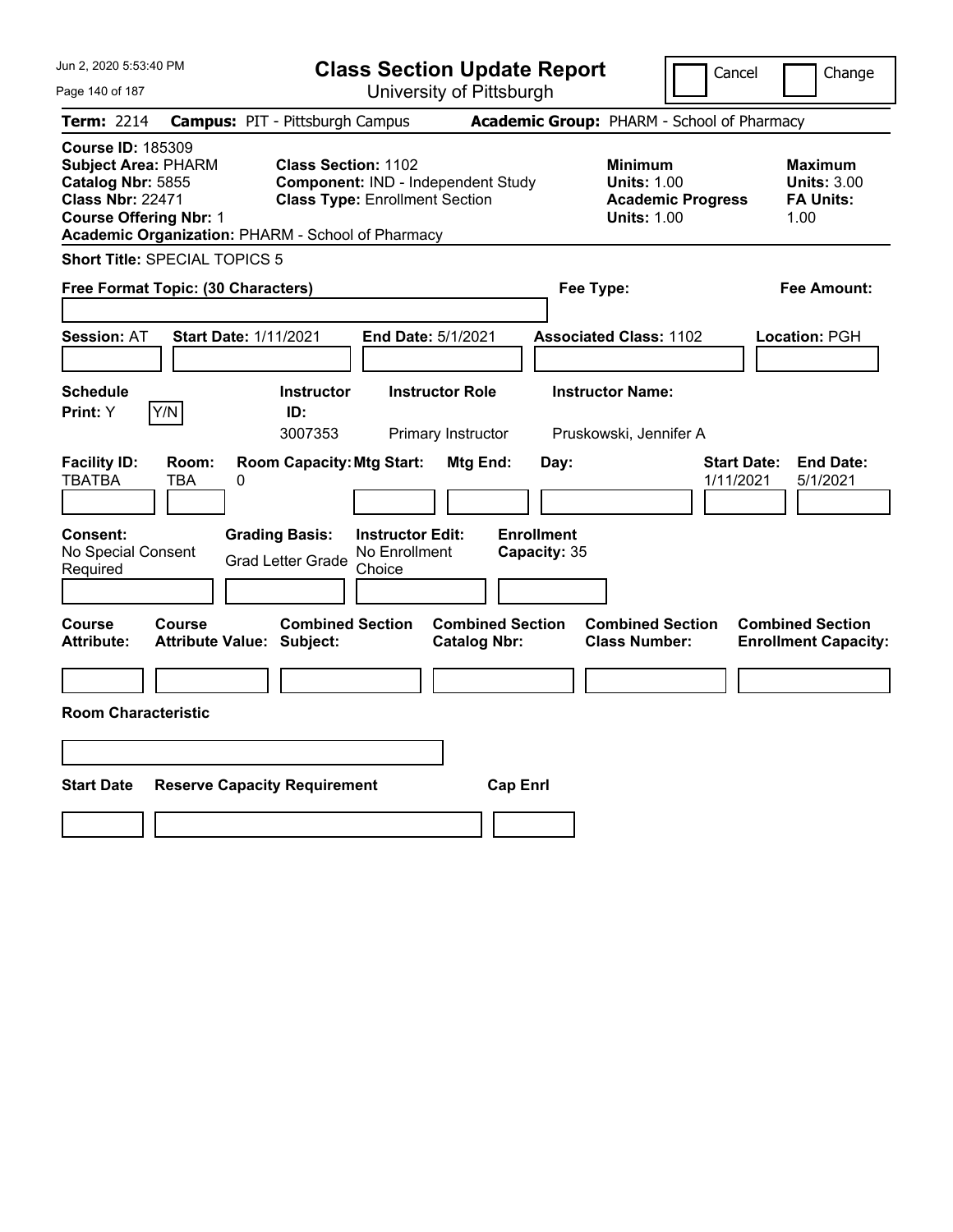# Class Section Update Report

University of Pittsburgh

Cancel | Change

**Term:** 2214 **Campus:** PIT - Pittsburgh Campus **Academic Group:** PHARM - School of Pharmacy

**Course ID:** 185309
**Subject Area:** PHARM
**Catalog Nbr:** 5855
**Class Nbr:** 22471
**Course Offering Nbr:** 1
**Academic Organization:** PHARM - School of Pharmacy

**Class Section:** 1102
**Component:** IND - Independent Study
**Class Type:** Enrollment Section

**Minimum Units:** 1.00
**Academic Progress Units:** 1.00

**Maximum Units:** 3.00
**FA Units:** 1.00

**Short Title:** SPECIAL TOPICS 5

**Free Format Topic: (30 Characters)**

**Fee Type:**

**Fee Amount:**

**Session:** AT **Start Date:** 1/11/2021 **End Date:** 5/1/2021 **Associated Class:** 1102 **Location:** PGH

| Schedule Print: | Instructor ID: | Instructor Role | Instructor Name: |
|---|---|---|---|
| Y [Y/N] | 3007353 | Primary Instructor | Pruskowski, Jennifer A |

| Facility ID: | Room: | Room Capacity: | Mtg Start: | Mtg End: | Day: | Start Date: | End Date: |
|---|---|---|---|---|---|---|---|
| TBATBA | TBA | 0 | | | | 1/11/2021 | 5/1/2021 |

| Consent: | Grading Basis: | Instructor Edit: | Enrollment Capacity: |
|---|---|---|---|
| No Special Consent Required | Grad Letter Grade | No Enrollment Choice | 35 |

| Course Attribute: | Course Attribute Value: | Combined Section Subject: | Combined Section Catalog Nbr: | Combined Section Class Number: | Combined Section Enrollment Capacity: |
|---|---|---|---|---|---|
| | | | | | |

**Room Characteristic**

| Start Date | Reserve Capacity Requirement | Cap Enrl |
|---|---|---|
| | | |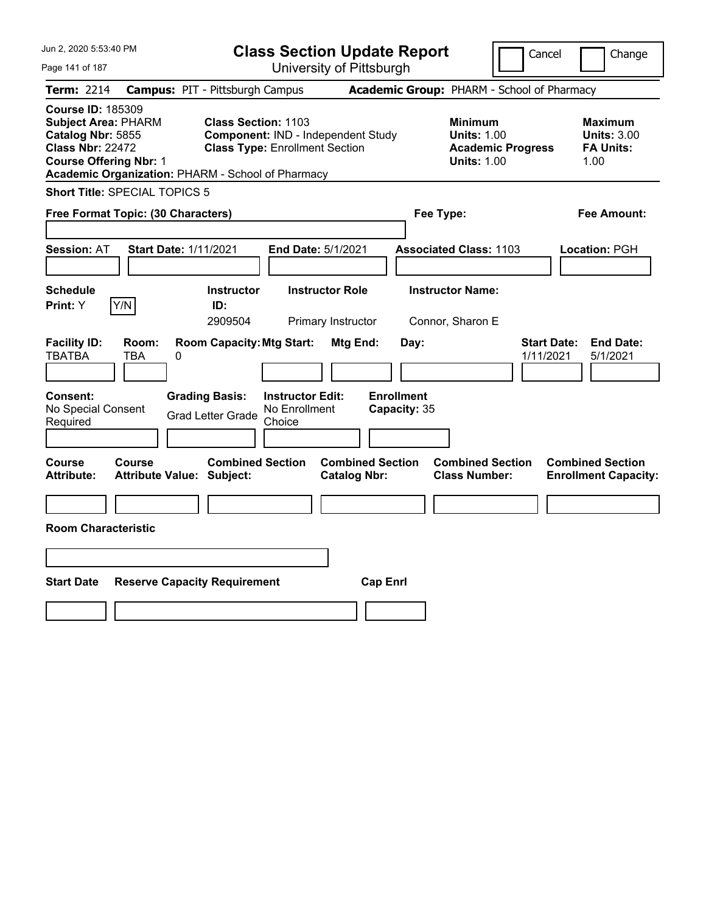# Class Section Update Report

University of Pittsburgh

Cancel | Change

**Term:** 2214 **Campus:** PIT - Pittsburgh Campus **Academic Group:** PHARM - School of Pharmacy

**Course ID:** 185309
**Subject Area:** PHARM
**Catalog Nbr:** 5855
**Class Nbr:** 22472
**Course Offering Nbr:** 1
**Academic Organization:** PHARM - School of Pharmacy

**Class Section:** 1103
**Component:** IND - Independent Study
**Class Type:** Enrollment Section

**Minimum**
**Units:** 1.00
**Academic Progress Units:** 1.00

**Maximum**
**Units:** 3.00
**FA Units:** 1.00

**Short Title:** SPECIAL TOPICS 5

**Free Format Topic: (30 Characters)**

**Fee Type:**

**Fee Amount:**

**Session:** AT **Start Date:** 1/11/2021 **End Date:** 5/1/2021 **Associated Class:** 1103 **Location:** PGH

| Schedule Print: | | Instructor ID: | Instructor Role | Instructor Name: |
|---|---|---|---|---|
| Y | Y/N | 2909504 | Primary Instructor | Connor, Sharon E |

| Facility ID: | Room: | Room Capacity: | Mtg Start: | Mtg End: | Day: | Start Date: | End Date: |
|---|---|---|---|---|---|---|---|
| TBATBA | TBA | 0 | | | | 1/11/2021 | 5/1/2021 |

| Consent: | Grading Basis: | Instructor Edit: | Enrollment Capacity: |
|---|---|---|---|
| No Special Consent Required | Grad Letter Grade | No Enrollment Choice | 35 |

| Course Attribute: | Course Attribute Value: | Combined Section Subject: | Combined Section Catalog Nbr: | Combined Section Class Number: | Combined Section Enrollment Capacity: |
|---|---|---|---|---|---|
| | | | | | |

**Room Characteristic**

| Start Date | Reserve Capacity Requirement | Cap Enrl |
|---|---|---|
| | | |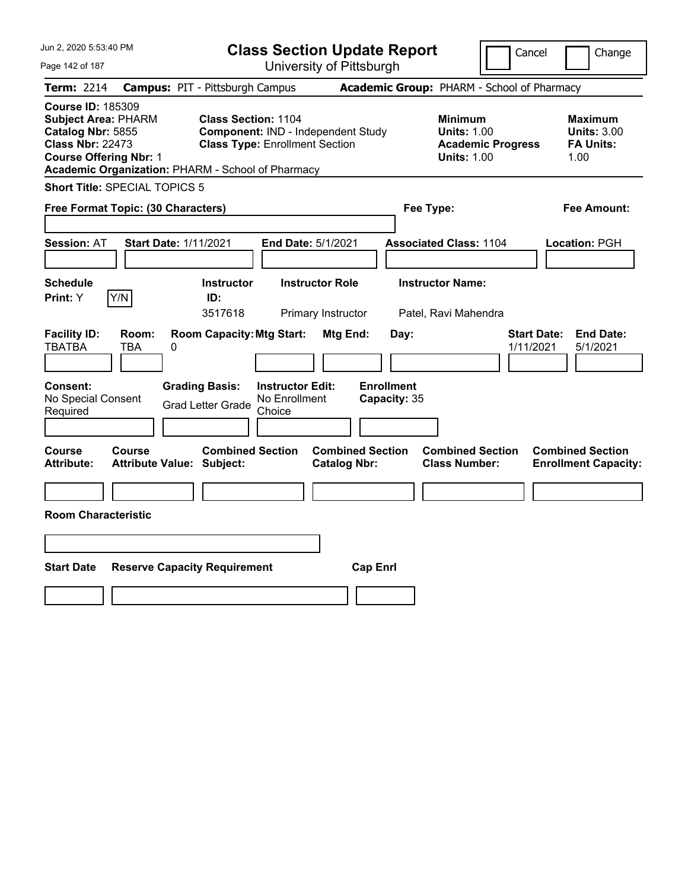Jun 2, 2020 5:53:40 PM

# Class Section Update Report

University of Pittsburgh

Cancel | Change

**Term:** 2214 **Campus:** PIT - Pittsburgh Campus **Academic Group:** PHARM - School of Pharmacy

**Course ID:** 185309
**Subject Area:** PHARM
**Catalog Nbr:** 5855
**Class Nbr:** 22473
**Course Offering Nbr:** 1
**Academic Organization:** PHARM - School of Pharmacy

**Class Section:** 1104
**Component:** IND - Independent Study
**Class Type:** Enrollment Section

**Minimum Units:** 1.00
**Academic Progress Units:** 1.00

**Maximum Units:** 3.00
**FA Units:** 1.00

**Short Title:** SPECIAL TOPICS 5

**Free Format Topic: (30 Characters)**

**Fee Type:**

**Fee Amount:**

**Session:** AT **Start Date:** 1/11/2021 **End Date:** 5/1/2021 **Associated Class:** 1104 **Location:** PGH

| Schedule Print | Instructor ID | Instructor Role | Instructor Name |
|---|---|---|---|
| Y (Y/N) | 3517618 | Primary Instructor | Patel, Ravi Mahendra |

| Facility ID | Room | Room Capacity | Mtg Start | Mtg End | Day | Start Date | End Date |
|---|---|---|---|---|---|---|---|
| TBATBA | TBA | 0 | | | | 1/11/2021 | 5/1/2021 |

| Consent | Grading Basis | Instructor Edit | Enrollment Capacity |
|---|---|---|---|
| No Special Consent Required | Grad Letter Grade | No Enrollment Choice | 35 |

| Course Attribute | Course Attribute Value | Combined Section Subject | Combined Section Catalog Nbr | Combined Section Class Number | Combined Section Enrollment Capacity |
|---|---|---|---|---|---|
| | | | | | |

**Room Characteristic**

| Start Date | Reserve Capacity Requirement | Cap Enrl |
|---|---|---|
| | | |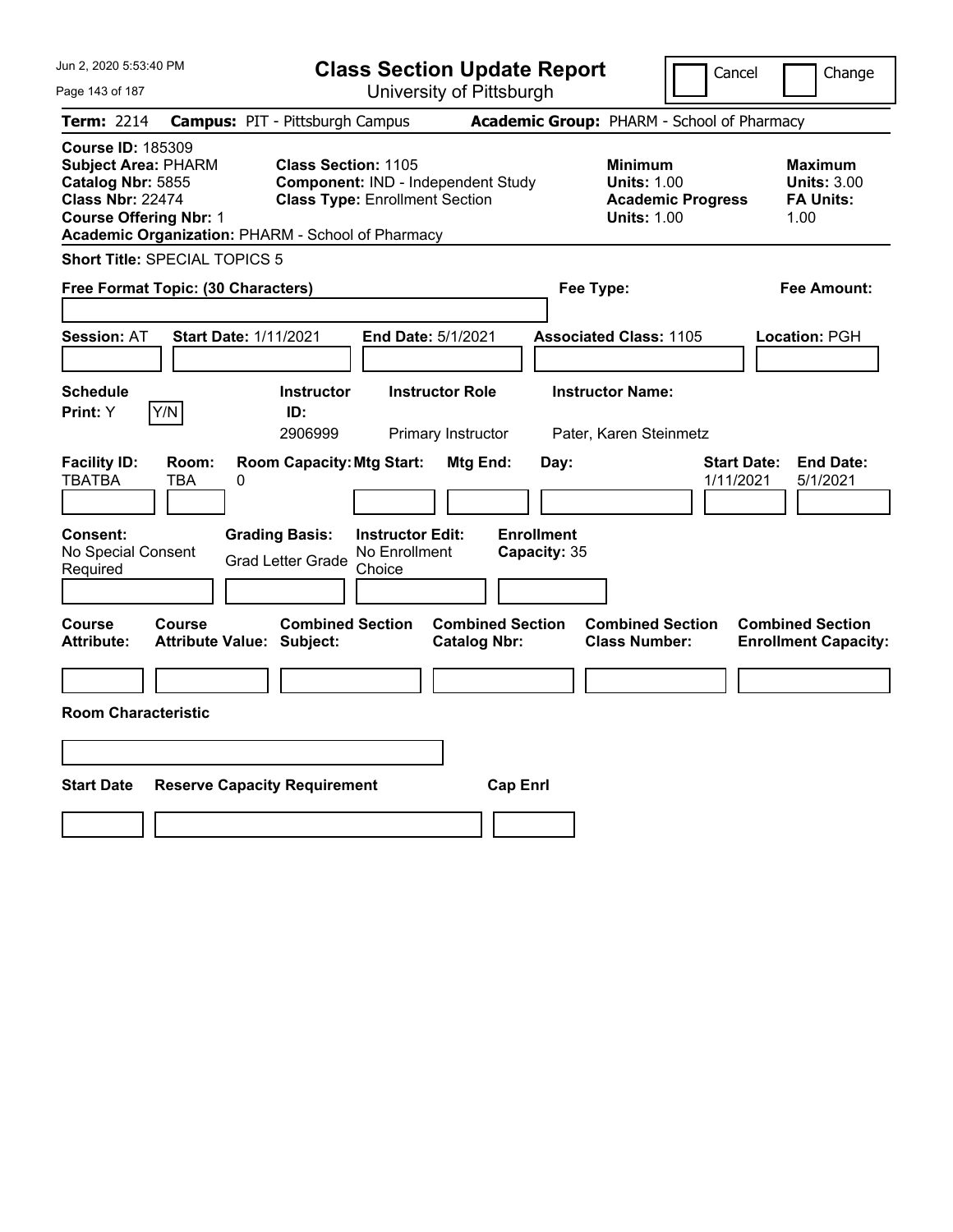# Class Section Update Report

University of Pittsburgh

Jun 2, 2020 5:53:40 PM

Cancel | Change

**Term:** 2214 **Campus:** PIT - Pittsburgh Campus **Academic Group:** PHARM - School of Pharmacy

**Course ID:** 185309
**Subject Area:** PHARM
**Catalog Nbr:** 5855
**Class Nbr:** 22474
**Course Offering Nbr:** 1
**Academic Organization:** PHARM - School of Pharmacy

**Class Section:** 1105
**Component:** IND - Independent Study
**Class Type:** Enrollment Section

**Minimum**
**Units:** 1.00
**Academic Progress Units:** 1.00

**Maximum**
**Units:** 3.00
**FA Units:** 1.00

**Short Title:** SPECIAL TOPICS 5

**Free Format Topic: (30 Characters)**

**Fee Type:**

**Fee Amount:**

**Session:** AT **Start Date:** 1/11/2021 **End Date:** 5/1/2021 **Associated Class:** 1105 **Location:** PGH

| Schedule Print | Instructor ID | Instructor Role | Instructor Name |
|---|---|---|---|
| Y (Y/N) | 2906999 | Primary Instructor | Pater, Karen Steinmetz |

| Facility ID | Room | Room Capacity | Mtg Start | Mtg End | Day | Start Date | End Date |
|---|---|---|---|---|---|---|---|
| TBATBA | TBA | 0 | | | | 1/11/2021 | 5/1/2021 |

**Consent:** No Special Consent Required
**Grading Basis:** Grad Letter Grade
**Instructor Edit:** No Enrollment Choice
**Enrollment Capacity:** 35

| Course Attribute | Course Attribute Value | Combined Section Subject | Combined Section Catalog Nbr | Combined Section Class Number | Combined Section Enrollment Capacity |
|---|---|---|---|---|---|
| | | | | | |

**Room Characteristic**

| Start Date | Reserve Capacity Requirement | Cap Enrl |
|---|---|---|
| | | |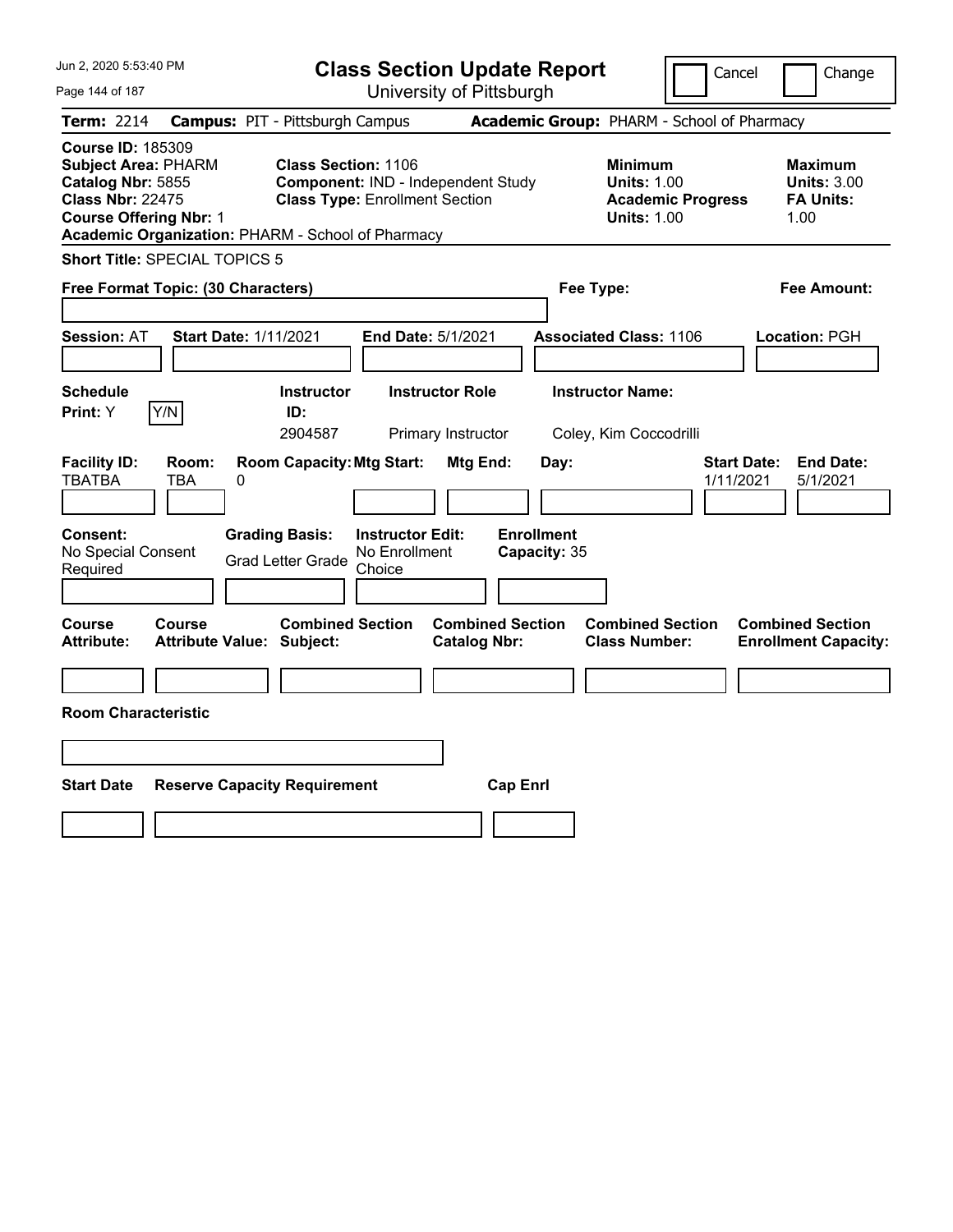Jun 2, 2020 5:53:40 PM

# Class Section Update Report

University of Pittsburgh

Cancel | Change

**Term:** 2214 **Campus:** PIT - Pittsburgh Campus **Academic Group:** PHARM - School of Pharmacy

**Course ID:** 185309
**Subject Area:** PHARM
**Catalog Nbr:** 5855
**Class Nbr:** 22475
**Course Offering Nbr:** 1
**Academic Organization:** PHARM - School of Pharmacy

**Class Section:** 1106
**Component:** IND - Independent Study
**Class Type:** Enrollment Section

**Minimum Units:** 1.00
**Academic Progress Units:** 1.00

**Maximum Units:** 3.00
**FA Units:** 1.00

**Short Title:** SPECIAL TOPICS 5

**Free Format Topic: (30 Characters)**

**Fee Type:**

**Fee Amount:**

**Session:** AT **Start Date:** 1/11/2021 **End Date:** 5/1/2021 **Associated Class:** 1106 **Location:** PGH

| Schedule Print | Instructor ID | Instructor Role | Instructor Name |
|---|---|---|---|
| Y (Y/N) | 2904587 | Primary Instructor | Coley, Kim Coccodrilli |

| Facility ID | Room | Room Capacity | Mtg Start | Mtg End | Day | Start Date | End Date |
|---|---|---|---|---|---|---|---|
| TBATBA | TBA | 0 | | | | 1/11/2021 | 5/1/2021 |

**Consent:** No Special Consent Required
**Grading Basis:** Grad Letter Grade
**Instructor Edit:** No Enrollment Choice
**Enrollment Capacity:** 35

| Course Attribute | Course Attribute Value | Combined Section Subject | Combined Section Catalog Nbr | Combined Section Class Number | Combined Section Enrollment Capacity |
|---|---|---|---|---|---|
| | | | | | |

**Room Characteristic**

| Start Date | Reserve Capacity Requirement | Cap Enrl |
|---|---|---|
| | | |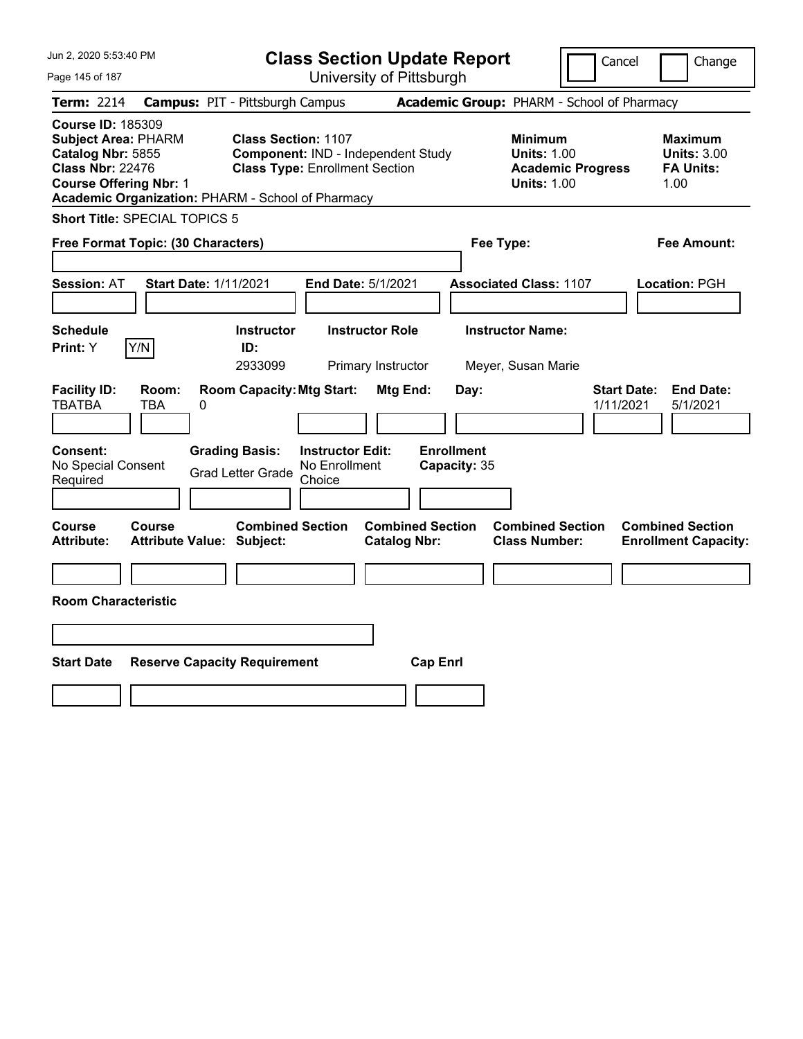Jun 2, 2020 5:53:40 PM

# Class Section Update Report

University of Pittsburgh

Cancel | Change

**Term:** 2214 **Campus:** PIT - Pittsburgh Campus **Academic Group:** PHARM - School of Pharmacy

**Course ID:** 185309
**Subject Area:** PHARM
**Catalog Nbr:** 5855
**Class Nbr:** 22476
**Course Offering Nbr:** 1
**Academic Organization:** PHARM - School of Pharmacy

**Class Section:** 1107
**Component:** IND - Independent Study
**Class Type:** Enrollment Section

**Minimum Units:** 1.00
**Academic Progress Units:** 1.00

**Maximum Units:** 3.00
**FA Units:** 1.00

**Short Title:** SPECIAL TOPICS 5

**Free Format Topic: (30 Characters)**

**Fee Type:**

**Fee Amount:**

**Session:** AT **Start Date:** 1/11/2021 **End Date:** 5/1/2021 **Associated Class:** 1107 **Location:** PGH

**Schedule Print:** Y Y/N

| Instructor ID | Instructor Role | Instructor Name |
|---|---|---|
| 2933099 | Primary Instructor | Meyer, Susan Marie |

| Facility ID | Room | Room Capacity | Mtg Start | Mtg End | Day | Start Date | End Date |
|---|---|---|---|---|---|---|---|
| TBATBA | TBA | 0 | | | | 1/11/2021 | 5/1/2021 |

**Consent:** No Special Consent Required
**Grading Basis:** Grad Letter Grade
**Instructor Edit:** No Enrollment Choice
**Enrollment Capacity:** 35

| Course Attribute | Course Attribute Value | Combined Section Subject | Combined Section Catalog Nbr | Combined Section Class Number | Combined Section Enrollment Capacity |
|---|---|---|---|---|---|
| | | | | | |

**Room Characteristic**

| Start Date | Reserve Capacity Requirement | Cap Enrl |
|---|---|---|
| | | |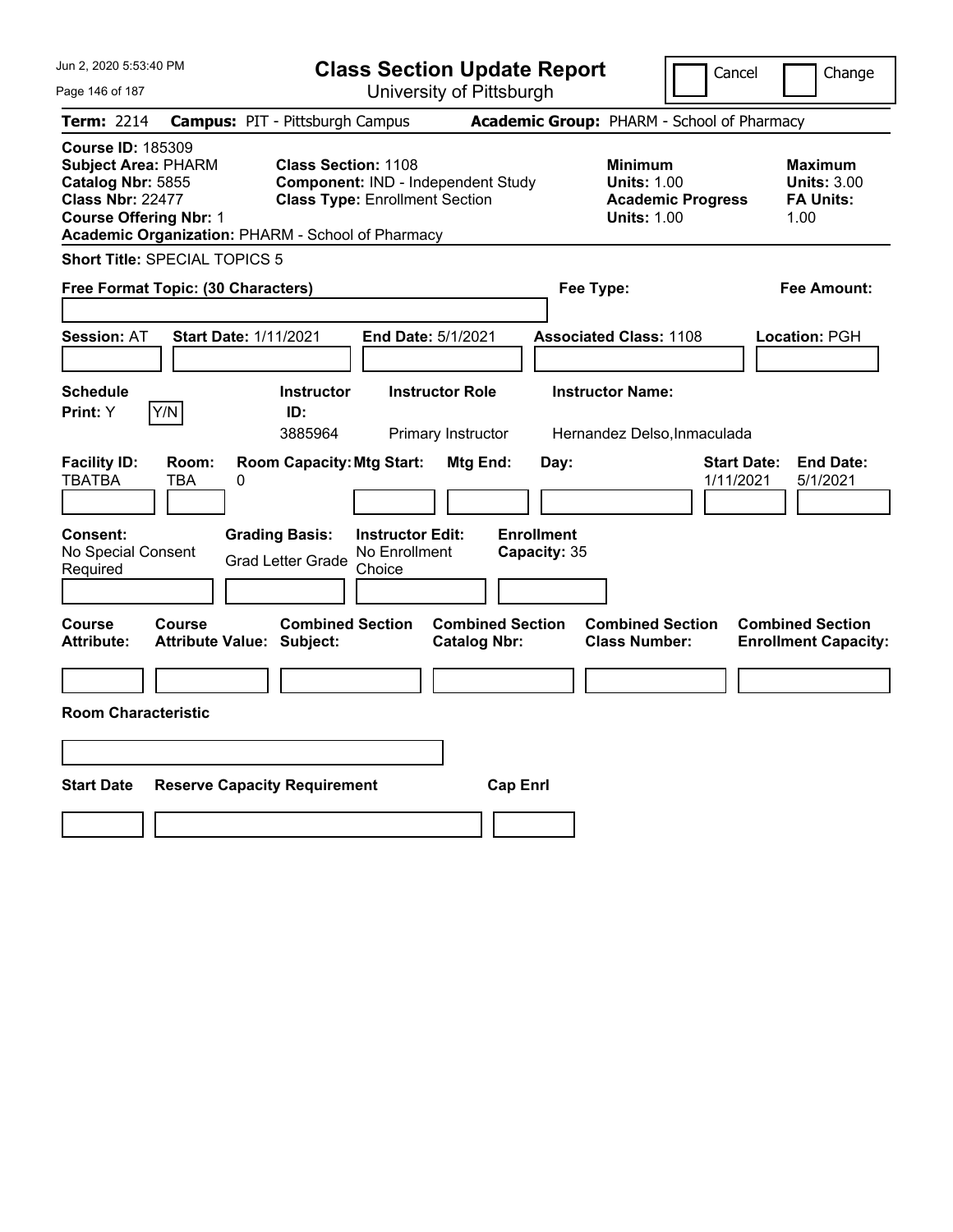Jun 2, 2020 5:53:40 PM

# Class Section Update Report

University of Pittsburgh

Cancel Change

**Term:** 2214 **Campus:** PIT - Pittsburgh Campus **Academic Group:** PHARM - School of Pharmacy

**Course ID:** 185309
**Subject Area:** PHARM
**Catalog Nbr:** 5855
**Class Nbr:** 22477
**Course Offering Nbr:** 1
**Academic Organization:** PHARM - School of Pharmacy

**Class Section:** 1108
**Component:** IND - Independent Study
**Class Type:** Enrollment Section

**Minimum Units:** 1.00
**Academic Progress Units:** 1.00

**Maximum Units:** 3.00
**FA Units:** 1.00

**Short Title:** SPECIAL TOPICS 5

**Free Format Topic: (30 Characters)**

**Fee Type:**

**Fee Amount:**

**Session:** AT **Start Date:** 1/11/2021 **End Date:** 5/1/2021 **Associated Class:** 1108 **Location:** PGH

| Schedule Print | | Instructor ID | Instructor Role | Instructor Name |
|---|---|---|---|---|
| Y | Y/N | 3885964 | Primary Instructor | Hernandez Delso,Inmaculada |

| Facility ID | Room | Room Capacity | Mtg Start | Mtg End | Day | Start Date | End Date |
|---|---|---|---|---|---|---|---|
| TBATBA | TBA | 0 | | | | 1/11/2021 | 5/1/2021 |

| Consent | Grading Basis | Instructor Edit | Enrollment Capacity |
|---|---|---|---|
| No Special Consent Required | Grad Letter Grade | No Enrollment Choice | 35 |

| Course Attribute | Course Attribute Value | Combined Section Subject | Combined Section Catalog Nbr | Combined Section Class Number | Combined Section Enrollment Capacity |
|---|---|---|---|---|---|
| | | | | | |

**Room Characteristic**

| Start Date | Reserve Capacity Requirement | Cap Enrl |
|---|---|---|
| | | |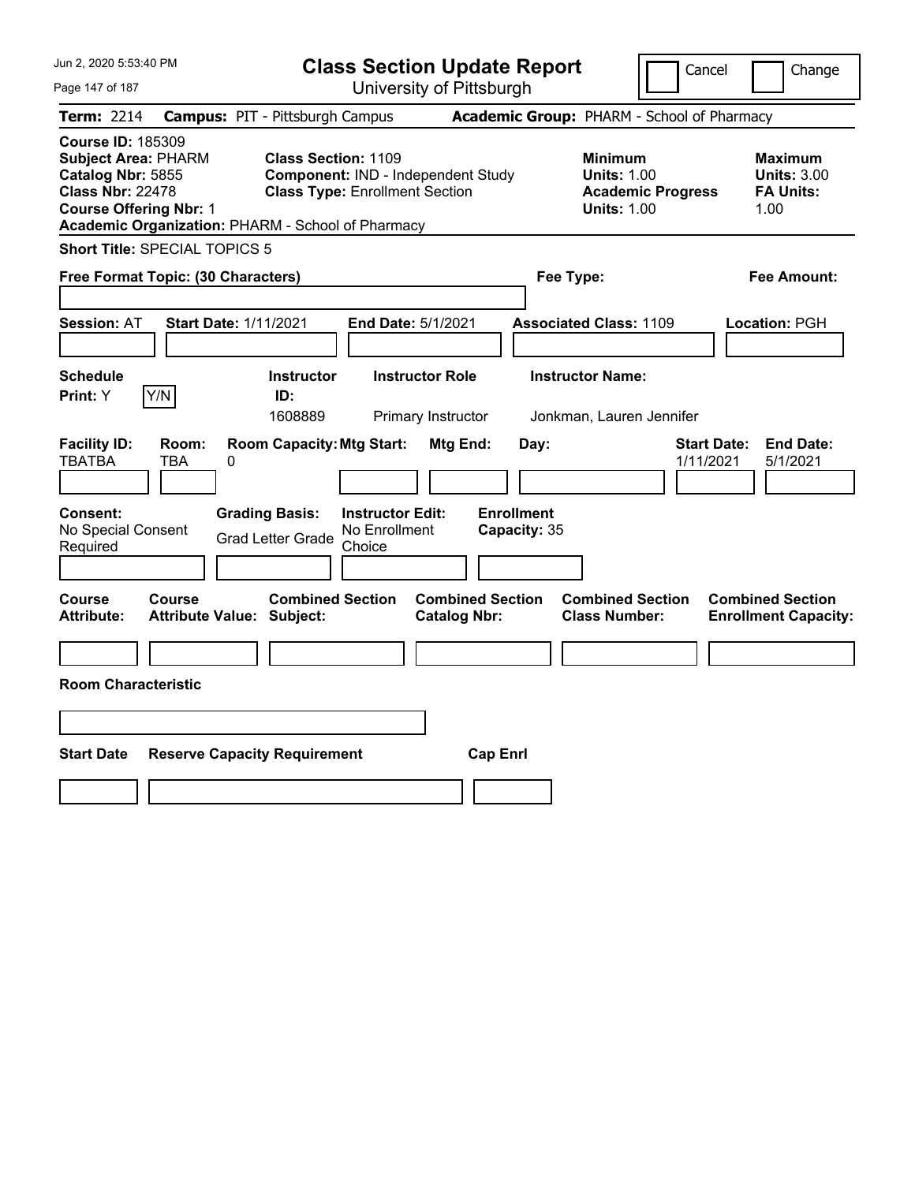# Class Section Update Report

University of Pittsburgh

Cancel | Change

**Term:** 2214 **Campus:** PIT - Pittsburgh Campus **Academic Group:** PHARM - School of Pharmacy

**Course ID:** 185309
**Subject Area:** PHARM
**Catalog Nbr:** 5855
**Class Nbr:** 22478
**Course Offering Nbr:** 1
**Academic Organization:** PHARM - School of Pharmacy

**Class Section:** 1109
**Component:** IND - Independent Study
**Class Type:** Enrollment Section

**Minimum Units:** 1.00
**Academic Progress Units:** 1.00

**Maximum Units:** 3.00
**FA Units:** 1.00

**Short Title:** SPECIAL TOPICS 5

**Free Format Topic: (30 Characters)**

**Fee Type:**

**Fee Amount:**

**Session:** AT **Start Date:** 1/11/2021 **End Date:** 5/1/2021 **Associated Class:** 1109 **Location:** PGH

| Schedule Print | Instructor ID | Instructor Role | Instructor Name |
| --- | --- | --- | --- |
| Y | 1608889 | Primary Instructor | Jonkman, Lauren Jennifer |

| Facility ID | Room | Room Capacity | Mtg Start | Mtg End | Day | Start Date | End Date |
| --- | --- | --- | --- | --- | --- | --- | --- |
| TBATBA | TBA | 0 | | | | 1/11/2021 | 5/1/2021 |

| Consent | Grading Basis | Instructor Edit | Enrollment Capacity |
| --- | --- | --- | --- |
| No Special Consent Required | Grad Letter Grade | No Enrollment Choice | 35 |

| Course Attribute | Course Attribute Value | Combined Section Subject | Combined Section Catalog Nbr | Combined Section Class Number | Combined Section Enrollment Capacity |
| --- | --- | --- | --- | --- | --- |
| | | | | | |

**Room Characteristic**

| Start Date | Reserve Capacity Requirement | Cap Enrl |
| --- | --- | --- |
| | | |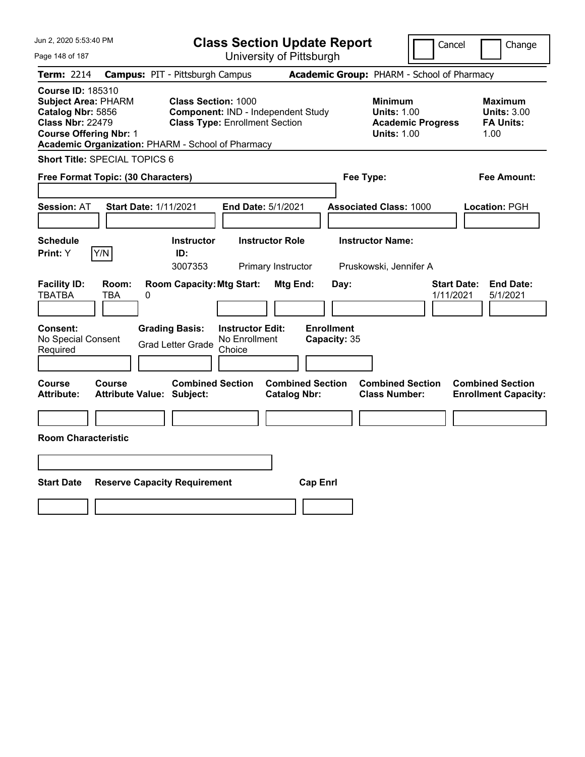Jun 2, 2020 5:53:40 PM

# Class Section Update Report

University of Pittsburgh

Cancel | Change

**Term:** 2214 **Campus:** PIT - Pittsburgh Campus **Academic Group:** PHARM - School of Pharmacy

**Course ID:** 185310
**Subject Area:** PHARM
**Catalog Nbr:** 5856
**Class Nbr:** 22479
**Course Offering Nbr:** 1
**Academic Organization:** PHARM - School of Pharmacy

**Class Section:** 1000
**Component:** IND - Independent Study
**Class Type:** Enrollment Section

**Minimum**
**Units:** 1.00
**Academic Progress Units:** 1.00

**Maximum**
**Units:** 3.00
**FA Units:** 1.00

**Short Title:** SPECIAL TOPICS 6

**Free Format Topic: (30 Characters)**

**Fee Type:**

**Fee Amount:**

**Session:** AT **Start Date:** 1/11/2021 **End Date:** 5/1/2021 **Associated Class:** 1000 **Location:** PGH

| Schedule Print: | | Instructor ID: | Instructor Role | Instructor Name: |
|---|---|---|---|---|
| Y | Y/N | 3007353 | Primary Instructor | Pruskowski, Jennifer A |

| Facility ID: | Room: | Room Capacity: | Mtg Start: | Mtg End: | Day: | Start Date: | End Date: |
|---|---|---|---|---|---|---|---|
| TBATBA | TBA | 0 | | | | 1/11/2021 | 5/1/2021 |

| Consent: | Grading Basis: | Instructor Edit: | Enrollment Capacity: |
|---|---|---|---|
| No Special Consent Required | Grad Letter Grade | No Enrollment Choice | 35 |

| Course Attribute: | Course Attribute Value: | Combined Section Subject: | Combined Section Catalog Nbr: | Combined Section Class Number: | Combined Section Enrollment Capacity: |
|---|---|---|---|---|---|
| | | | | | |

**Room Characteristic**

| Start Date | Reserve Capacity Requirement | Cap Enrl |
|---|---|---|
| | | |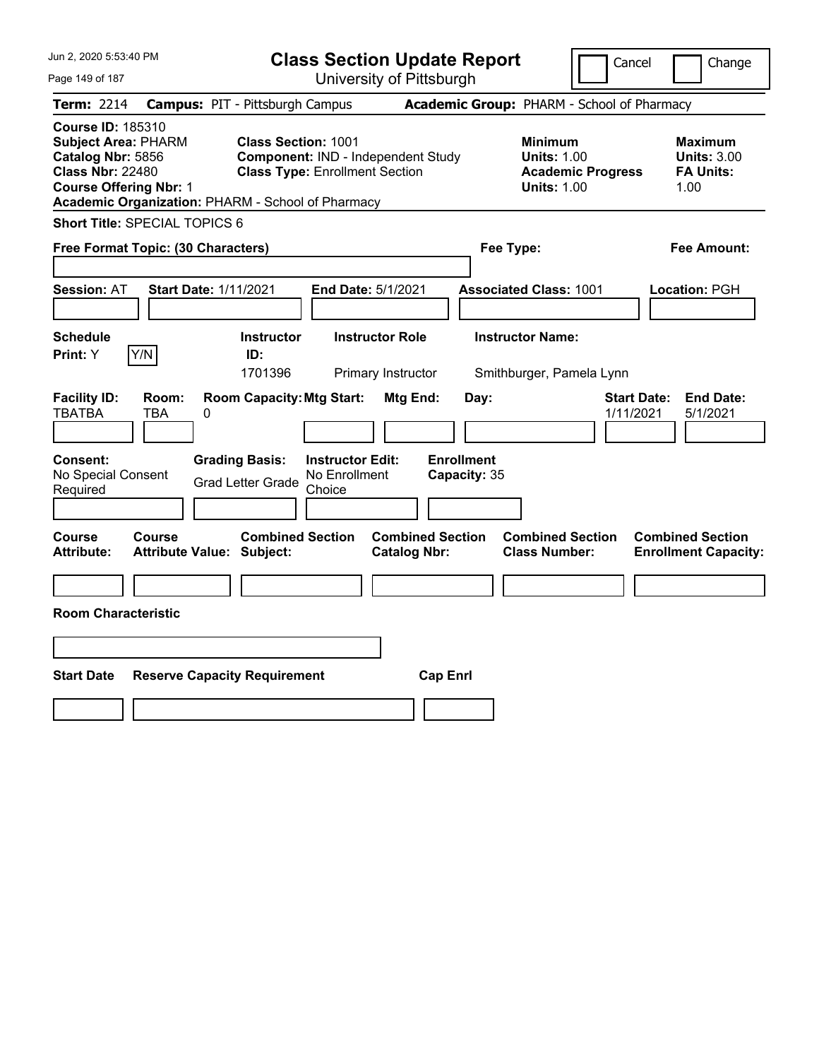Jun 2, 2020 5:53:40 PM

# Class Section Update Report

University of Pittsburgh

Cancel | Change

**Term:** 2214 **Campus:** PIT - Pittsburgh Campus **Academic Group:** PHARM - School of Pharmacy

**Course ID:** 185310
**Subject Area:** PHARM
**Catalog Nbr:** 5856
**Class Nbr:** 22480
**Course Offering Nbr:** 1
**Academic Organization:** PHARM - School of Pharmacy

**Class Section:** 1001
**Component:** IND - Independent Study
**Class Type:** Enrollment Section

**Minimum**
**Units:** 1.00
**Academic Progress Units:** 1.00

**Maximum**
**Units:** 3.00
**FA Units:** 1.00

**Short Title:** SPECIAL TOPICS 6

**Free Format Topic: (30 Characters)**

**Fee Type:**

**Fee Amount:**

**Session:** AT **Start Date:** 1/11/2021 **End Date:** 5/1/2021 **Associated Class:** 1001 **Location:** PGH

| Schedule Print: | Y/N | Instructor ID: | Instructor Role | Instructor Name: |
|---|---|---|---|---|
| Y | | 1701396 | Primary Instructor | Smithburger, Pamela Lynn |

| Facility ID: | Room: | Room Capacity: | Mtg Start: | Mtg End: | Day: | Start Date: | End Date: |
|---|---|---|---|---|---|---|---|
| TBATBA | TBA | 0 | | | | 1/11/2021 | 5/1/2021 |

| Consent: | Grading Basis: | Instructor Edit: | Enrollment Capacity: |
|---|---|---|---|
| No Special Consent Required | Grad Letter Grade | No Enrollment Choice | 35 |

| Course Attribute: | Course Attribute Value: | Combined Section Subject: | Combined Section Catalog Nbr: | Combined Section Class Number: | Combined Section Enrollment Capacity: |
|---|---|---|---|---|---|
| | | | | | |

**Room Characteristic**

| Start Date | Reserve Capacity Requirement | Cap Enrl |
|---|---|---|
| | | |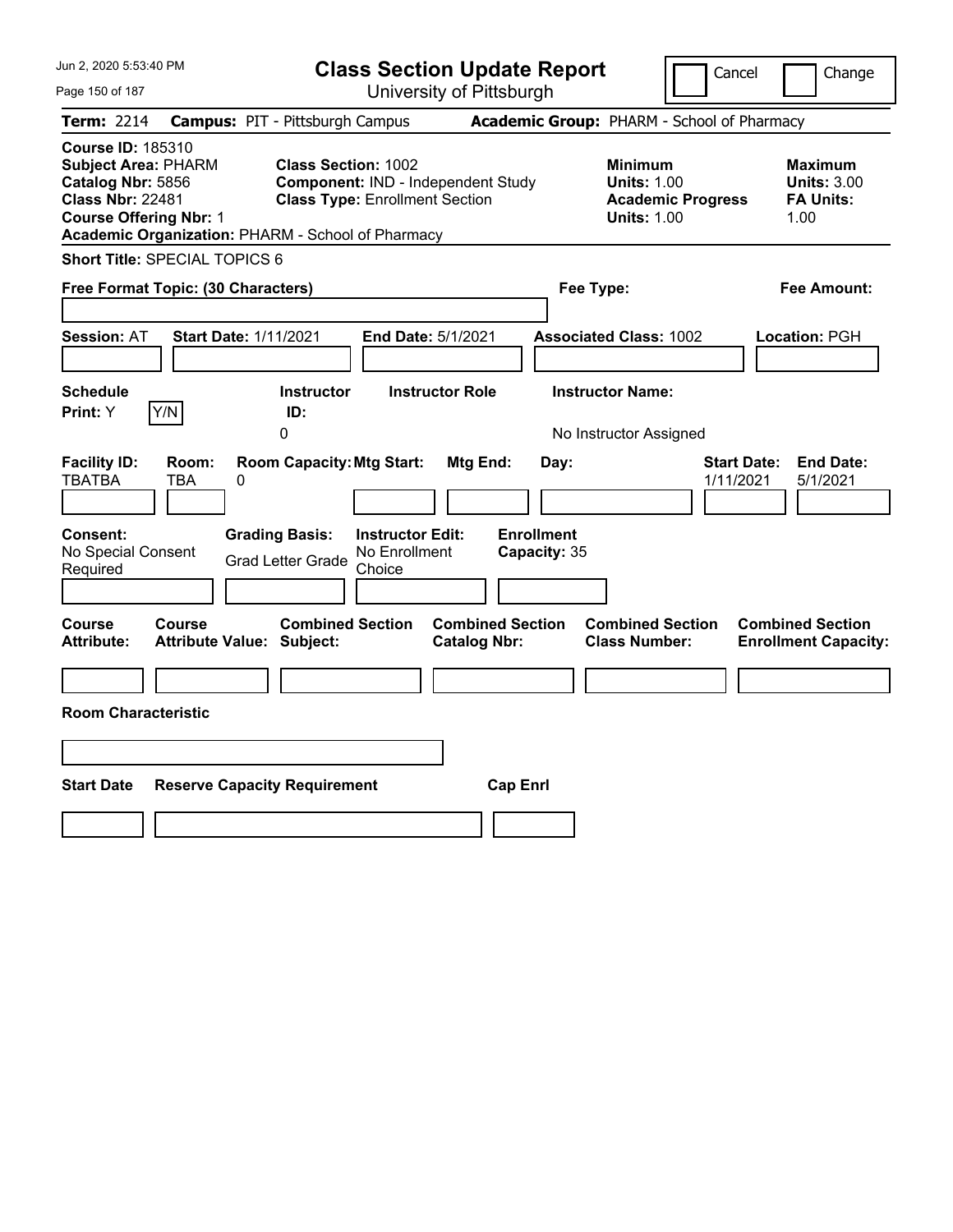Jun 2, 2020 5:53:40 PM

# Class Section Update Report

University of Pittsburgh

Cancel | Change

**Term:** 2214 **Campus:** PIT - Pittsburgh Campus **Academic Group:** PHARM - School of Pharmacy

**Course ID:** 185310
**Subject Area:** PHARM
**Catalog Nbr:** 5856
**Class Nbr:** 22481
**Course Offering Nbr:** 1
**Academic Organization:** PHARM - School of Pharmacy

**Class Section:** 1002
**Component:** IND - Independent Study
**Class Type:** Enrollment Section

**Minimum**
**Units:** 1.00
**Academic Progress Units:** 1.00

**Maximum**
**Units:** 3.00
**FA Units:** 1.00

**Short Title:** SPECIAL TOPICS 6

**Free Format Topic: (30 Characters)**

**Fee Type:**

**Fee Amount:**

**Session:** AT **Start Date:** 1/11/2021 **End Date:** 5/1/2021 **Associated Class:** 1002 **Location:** PGH

| Schedule Print: | | Instructor ID: | Instructor Role | Instructor Name: |
|---|---|---|---|---|
| Y | Y/N | 0 | | No Instructor Assigned |

| Facility ID: | Room: | Room Capacity: | Mtg Start: | Mtg End: | Day: | Start Date: | End Date: |
|---|---|---|---|---|---|---|---|
| TBATBA | TBA | 0 | | | | 1/11/2021 | 5/1/2021 |

| Consent: | Grading Basis: | Instructor Edit: | Enrollment Capacity: |
|---|---|---|---|
| No Special Consent Required | Grad Letter Grade | No Enrollment Choice | 35 |

| Course Attribute: | Course Attribute Value: | Combined Section Subject: | Combined Section Catalog Nbr: | Combined Section Class Number: | Combined Section Enrollment Capacity: |
|---|---|---|---|---|---|
| | | | | | |

**Room Characteristic**

| Start Date | Reserve Capacity Requirement | Cap Enrl |
|---|---|---|
| | | |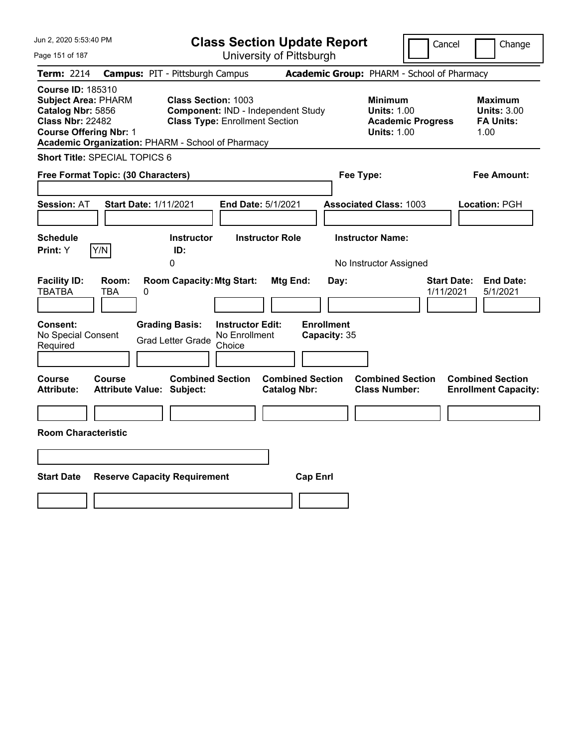# Class Section Update Report

University of Pittsburgh

Cancel | Change

**Term:** 2214 **Campus:** PIT - Pittsburgh Campus **Academic Group:** PHARM - School of Pharmacy

**Course ID:** 185310
**Subject Area:** PHARM
**Catalog Nbr:** 5856
**Class Nbr:** 22482
**Course Offering Nbr:** 1
**Academic Organization:** PHARM - School of Pharmacy

**Class Section:** 1003
**Component:** IND - Independent Study
**Class Type:** Enrollment Section

**Minimum**
**Units:** 1.00
**Academic Progress Units:** 1.00

**Maximum**
**Units:** 3.00
**FA Units:** 1.00

**Short Title:** SPECIAL TOPICS 6

**Free Format Topic: (30 Characters)**

**Fee Type:**

**Fee Amount:**

**Session:** AT **Start Date:** 1/11/2021 **End Date:** 5/1/2021 **Associated Class:** 1003 **Location:** PGH

| Schedule Print: | | Instructor ID: | Instructor Role | Instructor Name: |
|---|---|---|---|---|
| Y | Y/N | 0 | | No Instructor Assigned |

| Facility ID: | Room: | Room Capacity: | Mtg Start: | Mtg End: | Day: | Start Date: | End Date: |
|---|---|---|---|---|---|---|---|
| TBATBA | TBA | 0 | | | | 1/11/2021 | 5/1/2021 |

| Consent: | Grading Basis: | Instructor Edit: | Enrollment Capacity: |
|---|---|---|---|
| No Special Consent Required | Grad Letter Grade | No Enrollment Choice | 35 |

| Course Attribute: | Course Attribute Value: | Combined Section Subject: | Combined Section Catalog Nbr: | Combined Section Class Number: | Combined Section Enrollment Capacity: |
|---|---|---|---|---|---|
| | | | | | |

**Room Characteristic**

| Start Date | Reserve Capacity Requirement | Cap Enrl |
|---|---|---|
| | | |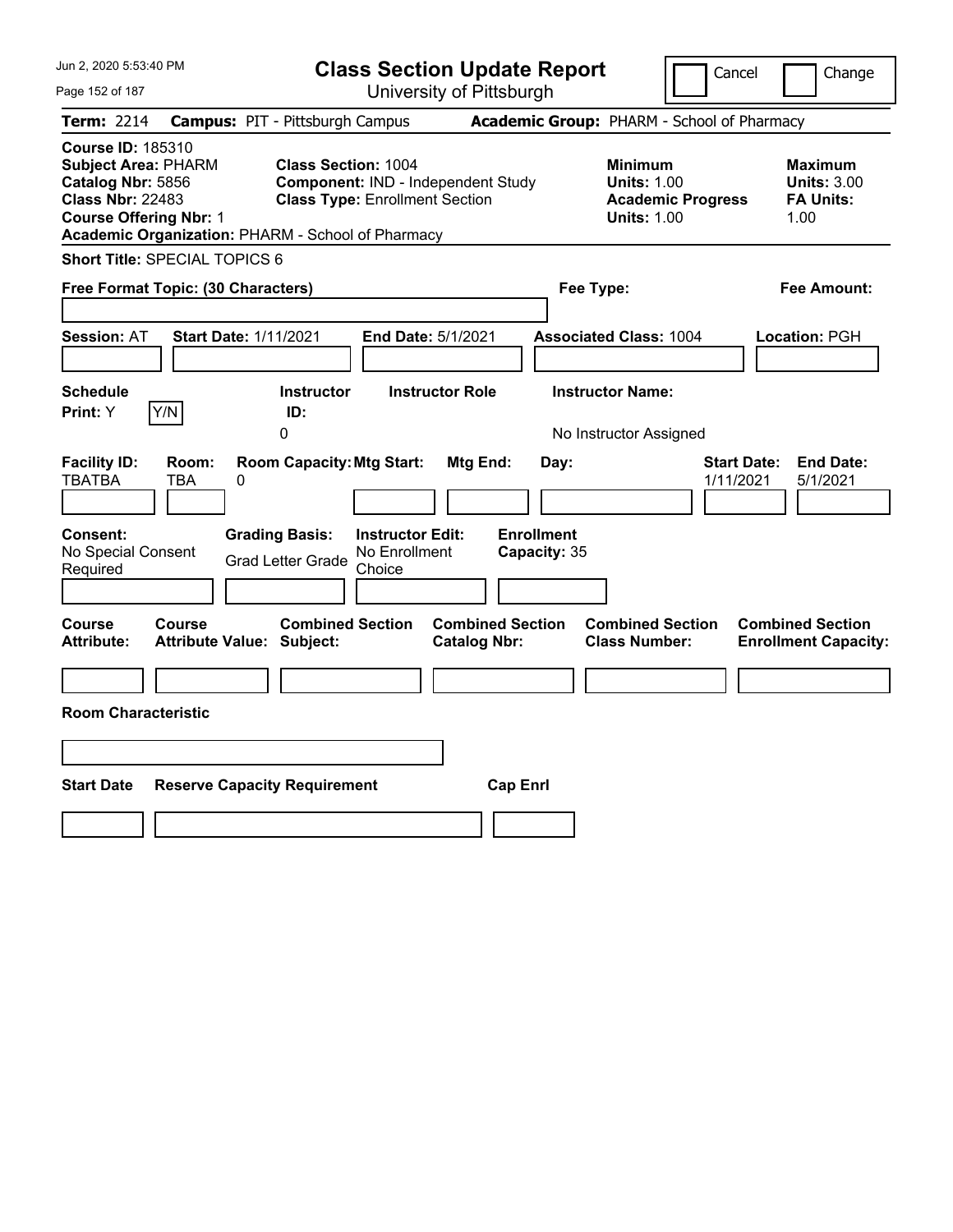Jun 2, 2020 5:53:40 PM

# Class Section Update Report

University of Pittsburgh

Cancel | Change

**Term:** 2214 **Campus:** PIT - Pittsburgh Campus **Academic Group:** PHARM - School of Pharmacy

**Course ID:** 185310
**Subject Area:** PHARM
**Catalog Nbr:** 5856
**Class Nbr:** 22483
**Course Offering Nbr:** 1
**Academic Organization:** PHARM - School of Pharmacy

**Class Section:** 1004
**Component:** IND - Independent Study
**Class Type:** Enrollment Section

**Minimum Units:** 1.00
**Academic Progress Units:** 1.00

**Maximum Units:** 3.00
**FA Units:** 1.00

**Short Title:** SPECIAL TOPICS 6

**Free Format Topic: (30 Characters)**

**Fee Type:**

**Fee Amount:**

**Session:** AT **Start Date:** 1/11/2021 **End Date:** 5/1/2021 **Associated Class:** 1004 **Location:** PGH

| Schedule Print | Instructor ID | Instructor Role | Instructor Name |
|---|---|---|---|
| Y (Y/N) | 0 | | No Instructor Assigned |

| Facility ID | Room | Room Capacity | Mtg Start | Mtg End | Day | Start Date | End Date |
|---|---|---|---|---|---|---|---|
| TBATBA | TBA | 0 | | | | 1/11/2021 | 5/1/2021 |

| Consent | Grading Basis | Instructor Edit | Enrollment Capacity |
|---|---|---|---|
| No Special Consent Required | Grad Letter Grade | No Enrollment Choice | 35 |

| Course Attribute | Course Attribute Value | Combined Section Subject | Combined Section Catalog Nbr | Combined Section Class Number | Combined Section Enrollment Capacity |
|---|---|---|---|---|---|
| | | | | | |

**Room Characteristic**

| Start Date | Reserve Capacity Requirement | Cap Enrl |
|---|---|---|
| | | |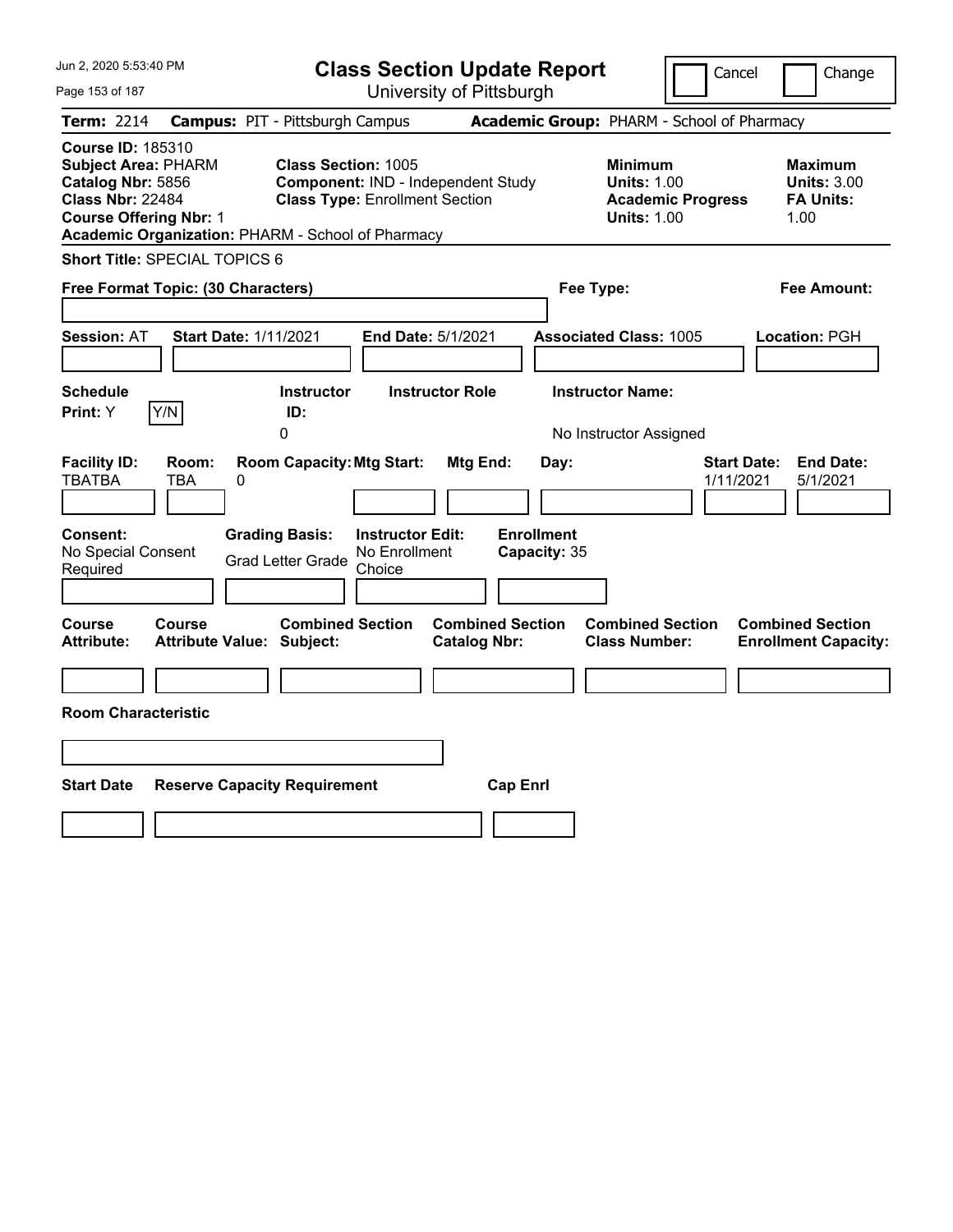# Class Section Update Report

University of Pittsburgh

Cancel | Change

**Term:** 2214 **Campus:** PIT - Pittsburgh Campus **Academic Group:** PHARM - School of Pharmacy

**Course ID:** 185310
**Subject Area:** PHARM
**Catalog Nbr:** 5856
**Class Nbr:** 22484
**Course Offering Nbr:** 1
**Academic Organization:** PHARM - School of Pharmacy

**Class Section:** 1005
**Component:** IND - Independent Study
**Class Type:** Enrollment Section

**Minimum Units:** 1.00
**Academic Progress Units:** 1.00

**Maximum Units:** 3.00
**FA Units:** 1.00

**Short Title:** SPECIAL TOPICS 6

**Free Format Topic: (30 Characters)**

**Fee Type:**

**Fee Amount:**

**Session:** AT **Start Date:** 1/11/2021 **End Date:** 5/1/2021 **Associated Class:** 1005 **Location:** PGH

| Schedule Print: | Instructor ID: | Instructor Role | Instructor Name: |
|---|---|---|---|
| Y | 0 | | No Instructor Assigned |

| Facility ID: | Room: | Room Capacity: | Mtg Start: | Mtg End: | Day: | Start Date: | End Date: |
|---|---|---|---|---|---|---|---|
| TBATBA | TBA | 0 | | | | 1/11/2021 | 5/1/2021 |

**Consent:** No Special Consent Required
**Grading Basis:** Grad Letter Grade
**Instructor Edit:** No Enrollment Choice
**Enrollment Capacity:** 35

| Course Attribute: | Course Attribute Value: | Combined Section Subject: | Combined Section Catalog Nbr: | Combined Section Class Number: | Combined Section Enrollment Capacity: |
|---|---|---|---|---|---|
| | | | | | |

**Room Characteristic**

| Start Date | Reserve Capacity Requirement | Cap Enrl |
|---|---|---|
| | | |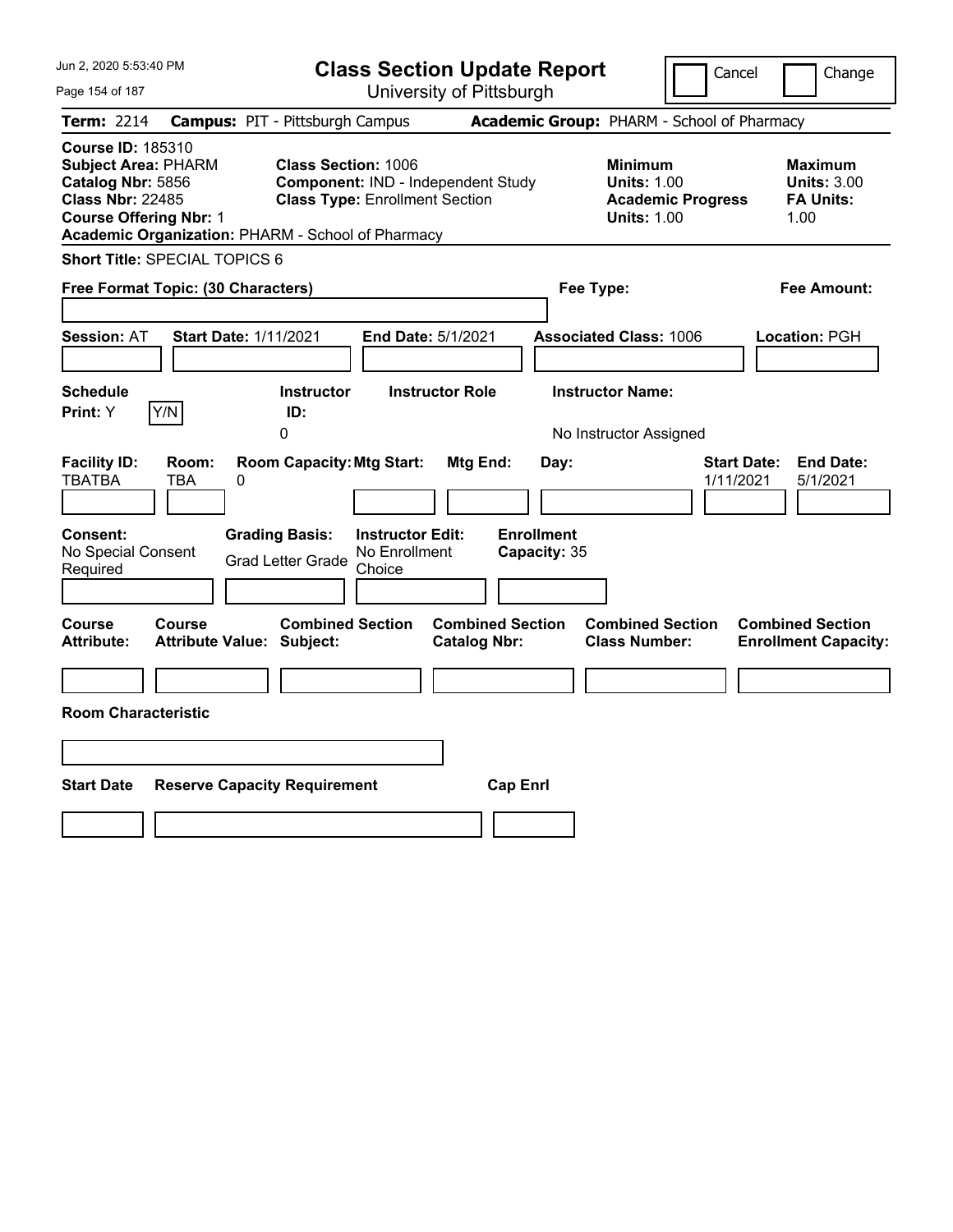# Class Section Update Report

University of Pittsburgh

Jun 2, 2020 5:53:40 PM

Cancel | Change

**Term:** 2214 **Campus:** PIT - Pittsburgh Campus **Academic Group:** PHARM - School of Pharmacy

**Course ID:** 185310
**Subject Area:** PHARM
**Catalog Nbr:** 5856
**Class Nbr:** 22485
**Course Offering Nbr:** 1
**Academic Organization:** PHARM - School of Pharmacy

**Class Section:** 1006
**Component:** IND - Independent Study
**Class Type:** Enrollment Section

**Minimum Units:** 1.00
**Academic Progress Units:** 1.00

**Maximum Units:** 3.00
**FA Units:** 1.00

**Short Title:** SPECIAL TOPICS 6

**Free Format Topic: (30 Characters)**

**Fee Type:**

**Fee Amount:**

**Session:** AT **Start Date:** 1/11/2021 **End Date:** 5/1/2021 **Associated Class:** 1006 **Location:** PGH

| Schedule Print: | Instructor ID: | Instructor Role | Instructor Name: |
|---|---|---|---|
| Y | 0 | | No Instructor Assigned |

| Facility ID: | Room: | Room Capacity: | Mtg Start: | Mtg End: | Day: | Start Date: | End Date: |
|---|---|---|---|---|---|---|---|
| TBATBA | TBA | 0 | | | | 1/11/2021 | 5/1/2021 |

| Consent: | Grading Basis: | Instructor Edit: | Enrollment Capacity: |
|---|---|---|---|
| No Special Consent Required | Grad Letter Grade | No Enrollment Choice | 35 |

| Course Attribute: | Course Attribute Value: | Combined Section Subject: | Combined Section Catalog Nbr: | Combined Section Class Number: | Combined Section Enrollment Capacity: |
|---|---|---|---|---|---|
| | | | | | |

**Room Characteristic**

| Start Date | Reserve Capacity Requirement | Cap Enrl |
|---|---|---|
| | | |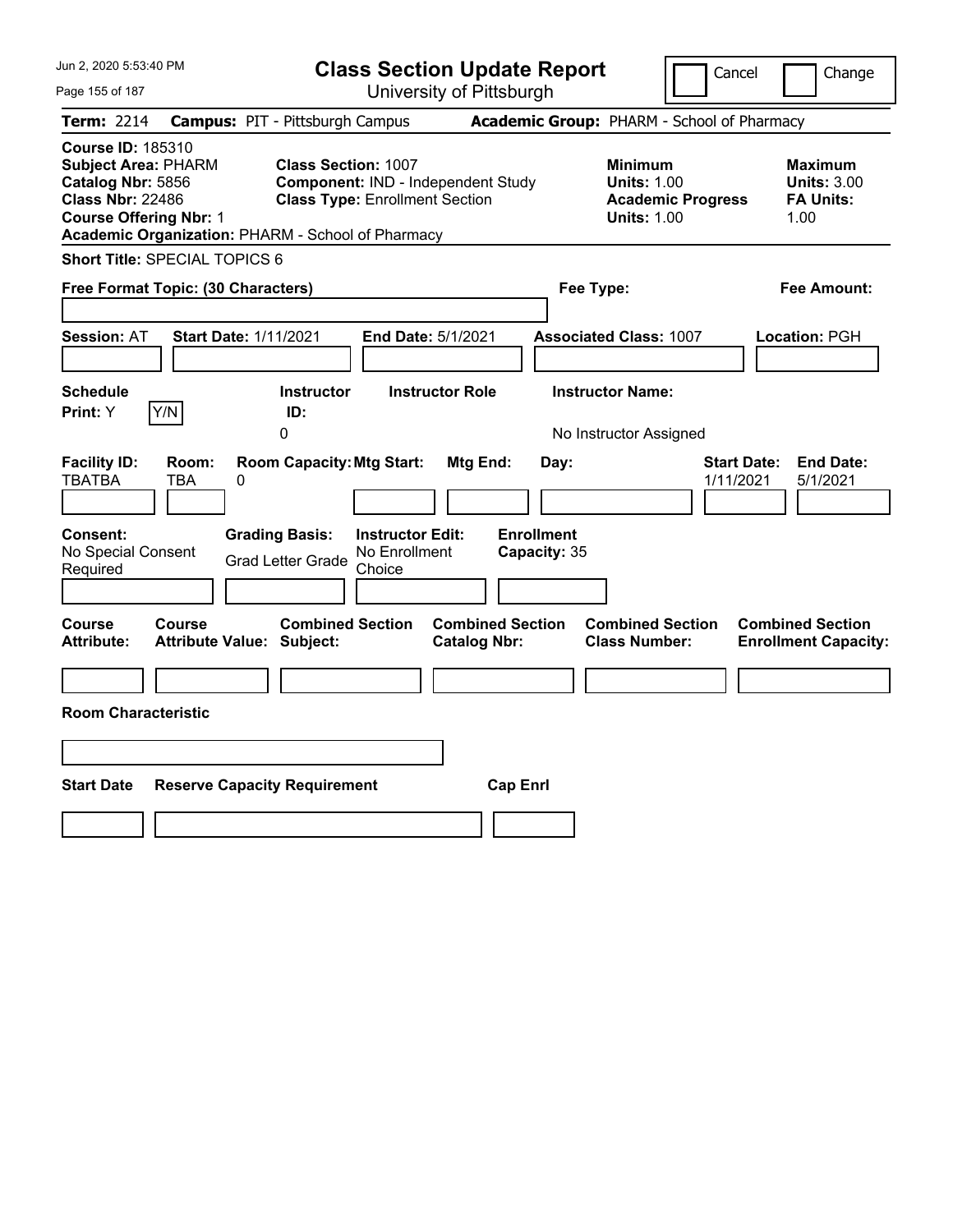Jun 2, 2020 5:53:40 PM

# Class Section Update Report

University of Pittsburgh

Cancel | Change

**Term:** 2214 **Campus:** PIT - Pittsburgh Campus **Academic Group:** PHARM - School of Pharmacy

**Course ID:** 185310
**Subject Area:** PHARM
**Catalog Nbr:** 5856
**Class Nbr:** 22486
**Course Offering Nbr:** 1
**Academic Organization:** PHARM - School of Pharmacy

**Class Section:** 1007
**Component:** IND - Independent Study
**Class Type:** Enrollment Section

**Minimum**
**Units:** 1.00
**Academic Progress Units:** 1.00

**Maximum**
**Units:** 3.00
**FA Units:** 1.00

**Short Title:** SPECIAL TOPICS 6

**Free Format Topic: (30 Characters)** **Fee Type:** **Fee Amount:**

**Session:** AT **Start Date:** 1/11/2021 **End Date:** 5/1/2021 **Associated Class:** 1007 **Location:** PGH

| Schedule Print: | Instructor ID: | Instructor Role | Instructor Name: |
|---|---|---|---|
| Y | 0 | | No Instructor Assigned |

| Facility ID: | Room: | Room Capacity: | Mtg Start: | Mtg End: | Day: | Start Date: | End Date: |
|---|---|---|---|---|---|---|---|
| TBATBA | TBA | 0 | | | | 1/11/2021 | 5/1/2021 |

| Consent: | Grading Basis: | Instructor Edit: | Enrollment Capacity: |
|---|---|---|---|
| No Special Consent Required | Grad Letter Grade | No Enrollment Choice | 35 |

| Course Attribute: | Course Attribute Value: | Combined Section Subject: | Combined Section Catalog Nbr: | Combined Section Class Number: | Combined Section Enrollment Capacity: |
|---|---|---|---|---|---|
| | | | | | |

**Room Characteristic**

| Start Date | Reserve Capacity Requirement | Cap Enrl |
|---|---|---|
| | | |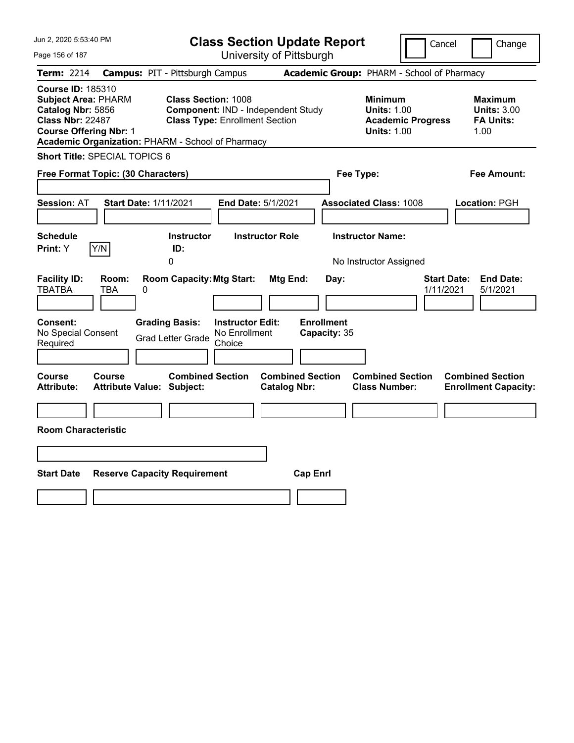Jun 2, 2020 5:53:40 PM

# Class Section Update Report

University of Pittsburgh

Cancel | Change

**Term:** 2214 **Campus:** PIT - Pittsburgh Campus **Academic Group:** PHARM - School of Pharmacy

**Course ID:** 185310
**Subject Area:** PHARM
**Catalog Nbr:** 5856
**Class Nbr:** 22487
**Course Offering Nbr:** 1
**Academic Organization:** PHARM - School of Pharmacy

**Class Section:** 1008
**Component:** IND - Independent Study
**Class Type:** Enrollment Section

**Minimum**
**Units:** 1.00
**Academic Progress Units:** 1.00

**Maximum**
**Units:** 3.00
**FA Units:** 1.00

**Short Title:** SPECIAL TOPICS 6

**Free Format Topic: (30 Characters)**

**Fee Type:**

**Fee Amount:**

**Session:** AT **Start Date:** 1/11/2021 **End Date:** 5/1/2021 **Associated Class:** 1008 **Location:** PGH

| Schedule Print: | Instructor ID: | Instructor Role | Instructor Name: |
|---|---|---|---|
| Y | 0 | | No Instructor Assigned |

| Facility ID: | Room: | Room Capacity: | Mtg Start: | Mtg End: | Day: | Start Date: | End Date: |
|---|---|---|---|---|---|---|---|
| TBATBA | TBA | 0 | | | | 1/11/2021 | 5/1/2021 |

| Consent: | Grading Basis: | Instructor Edit: | Enrollment Capacity: |
|---|---|---|---|
| No Special Consent Required | Grad Letter Grade | No Enrollment Choice | 35 |

| Course Attribute: | Course Attribute Value: | Combined Section Subject: | Combined Section Catalog Nbr: | Combined Section Class Number: | Combined Section Enrollment Capacity: |
|---|---|---|---|---|---|
| | | | | | |

**Room Characteristic**

| Start Date | Reserve Capacity Requirement | Cap Enrl |
|---|---|---|
| | | |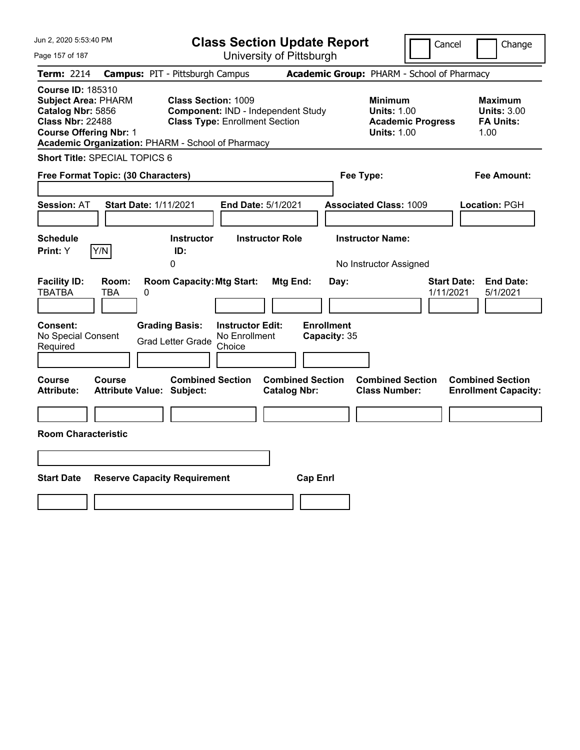Jun 2, 2020 5:53:40 PM

# Class Section Update Report

University of Pittsburgh

Cancel | Change

**Term:** 2214 **Campus:** PIT - Pittsburgh Campus **Academic Group:** PHARM - School of Pharmacy

**Course ID:** 185310
**Subject Area:** PHARM
**Catalog Nbr:** 5856
**Class Nbr:** 22488
**Course Offering Nbr:** 1
**Academic Organization:** PHARM - School of Pharmacy

**Class Section:** 1009
**Component:** IND - Independent Study
**Class Type:** Enrollment Section

**Minimum**
**Units:** 1.00
**Academic Progress Units:** 1.00

**Maximum**
**Units:** 3.00
**FA Units:** 1.00

**Short Title:** SPECIAL TOPICS 6

**Free Format Topic: (30 Characters)**

**Fee Type:**

**Fee Amount:**

**Session:** AT **Start Date:** 1/11/2021 **End Date:** 5/1/2021 **Associated Class:** 1009 **Location:** PGH

| Schedule Print: | Instructor ID: | Instructor Role | Instructor Name: |
|---|---|---|---|
| Y | 0 | | No Instructor Assigned |

| Facility ID: | Room: | Room Capacity: | Mtg Start: | Mtg End: | Day: | Start Date: | End Date: |
|---|---|---|---|---|---|---|---|
| TBATBA | TBA | 0 | | | | 1/11/2021 | 5/1/2021 |

| Consent: | Grading Basis: | Instructor Edit: | Enrollment Capacity: |
|---|---|---|---|
| No Special Consent Required | Grad Letter Grade | No Enrollment Choice | 35 |

| Course Attribute: | Course Attribute Value: | Combined Section Subject: | Combined Section Catalog Nbr: | Combined Section Class Number: | Combined Section Enrollment Capacity: |
|---|---|---|---|---|---|
| | | | | | |

**Room Characteristic**

| Start Date | Reserve Capacity Requirement | Cap Enrl |
|---|---|---|
| | | |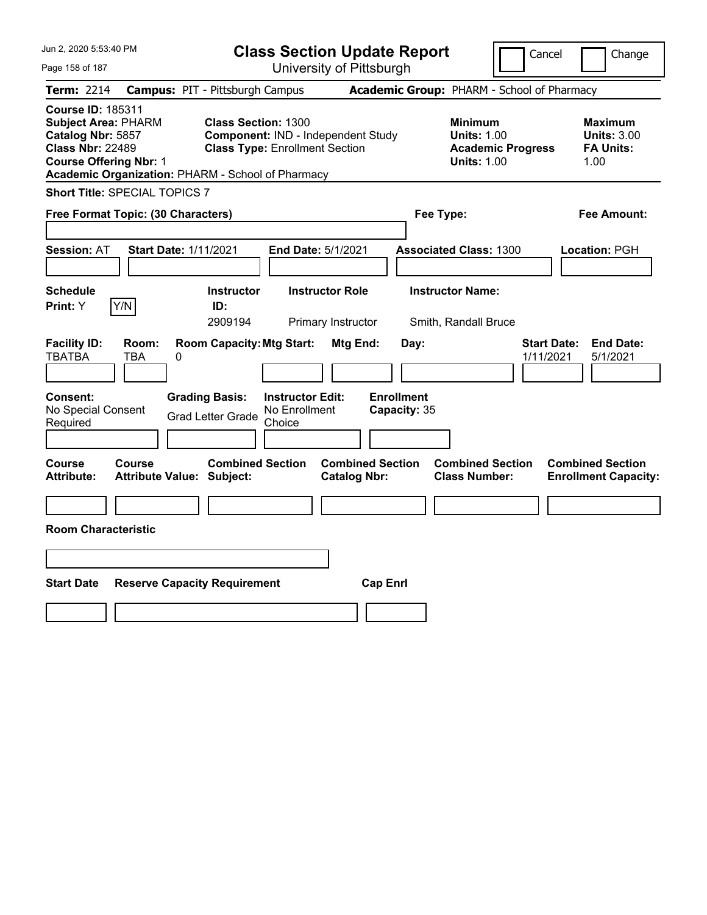Jun 2, 2020 5:53:40 PM

# Class Section Update Report

University of Pittsburgh

Cancel | Change

**Term:** 2214 **Campus:** PIT - Pittsburgh Campus **Academic Group:** PHARM - School of Pharmacy

**Course ID:** 185311
**Subject Area:** PHARM
**Catalog Nbr:** 5857
**Class Nbr:** 22489
**Course Offering Nbr:** 1
**Academic Organization:** PHARM - School of Pharmacy

**Class Section:** 1300
**Component:** IND - Independent Study
**Class Type:** Enrollment Section

**Minimum Units:** 1.00
**Academic Progress Units:** 1.00

**Maximum Units:** 3.00
**FA Units:** 1.00

**Short Title:** SPECIAL TOPICS 7

**Free Format Topic: (30 Characters)**

**Fee Type:**

**Fee Amount:**

**Session:** AT **Start Date:** 1/11/2021 **End Date:** 5/1/2021 **Associated Class:** 1300 **Location:** PGH

| Schedule Print | Instructor ID | Instructor Role | Instructor Name |
|---|---|---|---|
| Y (Y/N) | 2909194 | Primary Instructor | Smith, Randall Bruce |

| Facility ID | Room | Room Capacity | Mtg Start | Mtg End | Day | Start Date | End Date |
|---|---|---|---|---|---|---|---|
| TBATBA | TBA | 0 | | | | 1/11/2021 | 5/1/2021 |

**Consent:** No Special Consent Required
**Grading Basis:** Grad Letter Grade
**Instructor Edit:** No Enrollment Choice
**Enrollment Capacity:** 35

| Course Attribute | Course Attribute Value | Combined Section Subject | Combined Section Catalog Nbr | Combined Section Class Number | Combined Section Enrollment Capacity |
|---|---|---|---|---|---|
| | | | | | |

**Room Characteristic**

| Start Date | Reserve Capacity Requirement | Cap Enrl |
|---|---|---|
| | | |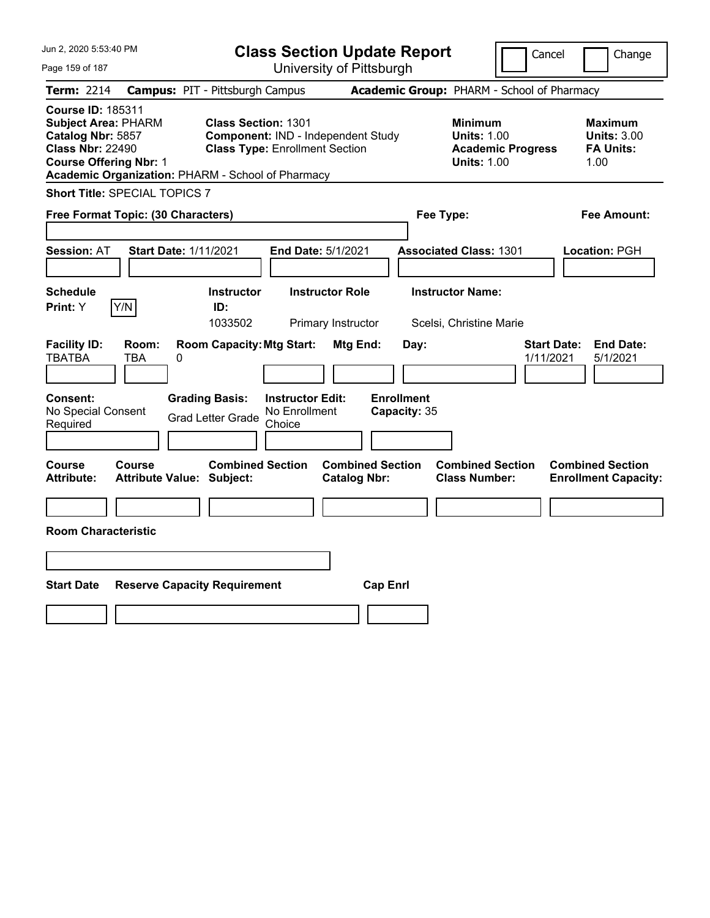Jun 2, 2020 5:53:40 PM

# Class Section Update Report

University of Pittsburgh

Cancel | Change

**Term:** 2214 **Campus:** PIT - Pittsburgh Campus **Academic Group:** PHARM - School of Pharmacy

**Course ID:** 185311
**Subject Area:** PHARM
**Catalog Nbr:** 5857
**Class Nbr:** 22490
**Course Offering Nbr:** 1
**Academic Organization:** PHARM - School of Pharmacy

**Class Section:** 1301
**Component:** IND - Independent Study
**Class Type:** Enrollment Section

**Minimum**
**Units:** 1.00
**Academic Progress Units:** 1.00

**Maximum**
**Units:** 3.00
**FA Units:** 1.00

**Short Title:** SPECIAL TOPICS 7

**Free Format Topic: (30 Characters)**

**Fee Type:**

**Fee Amount:**

**Session:** AT **Start Date:** 1/11/2021 **End Date:** 5/1/2021 **Associated Class:** 1301 **Location:** PGH

| Schedule Print: | Instructor ID: | Instructor Role | Instructor Name: |
|---|---|---|---|
| Y | 1033502 | Primary Instructor | Scelsi, Christine Marie |

| Facility ID: | Room: | Room Capacity: | Mtg Start: | Mtg End: | Day: | Start Date: | End Date: |
|---|---|---|---|---|---|---|---|
| TBATBA | TBA | 0 | | | | 1/11/2021 | 5/1/2021 |

| Consent: | Grading Basis: | Instructor Edit: | Enrollment Capacity: |
|---|---|---|---|
| No Special Consent Required | Grad Letter Grade | No Enrollment Choice | 35 |

| Course Attribute: | Course Attribute Value: | Combined Section Subject: | Combined Section Catalog Nbr: | Combined Section Class Number: | Combined Section Enrollment Capacity: |
|---|---|---|---|---|---|
| | | | | | |

**Room Characteristic**

| Start Date | Reserve Capacity Requirement | Cap Enrl |
|---|---|---|
| | | |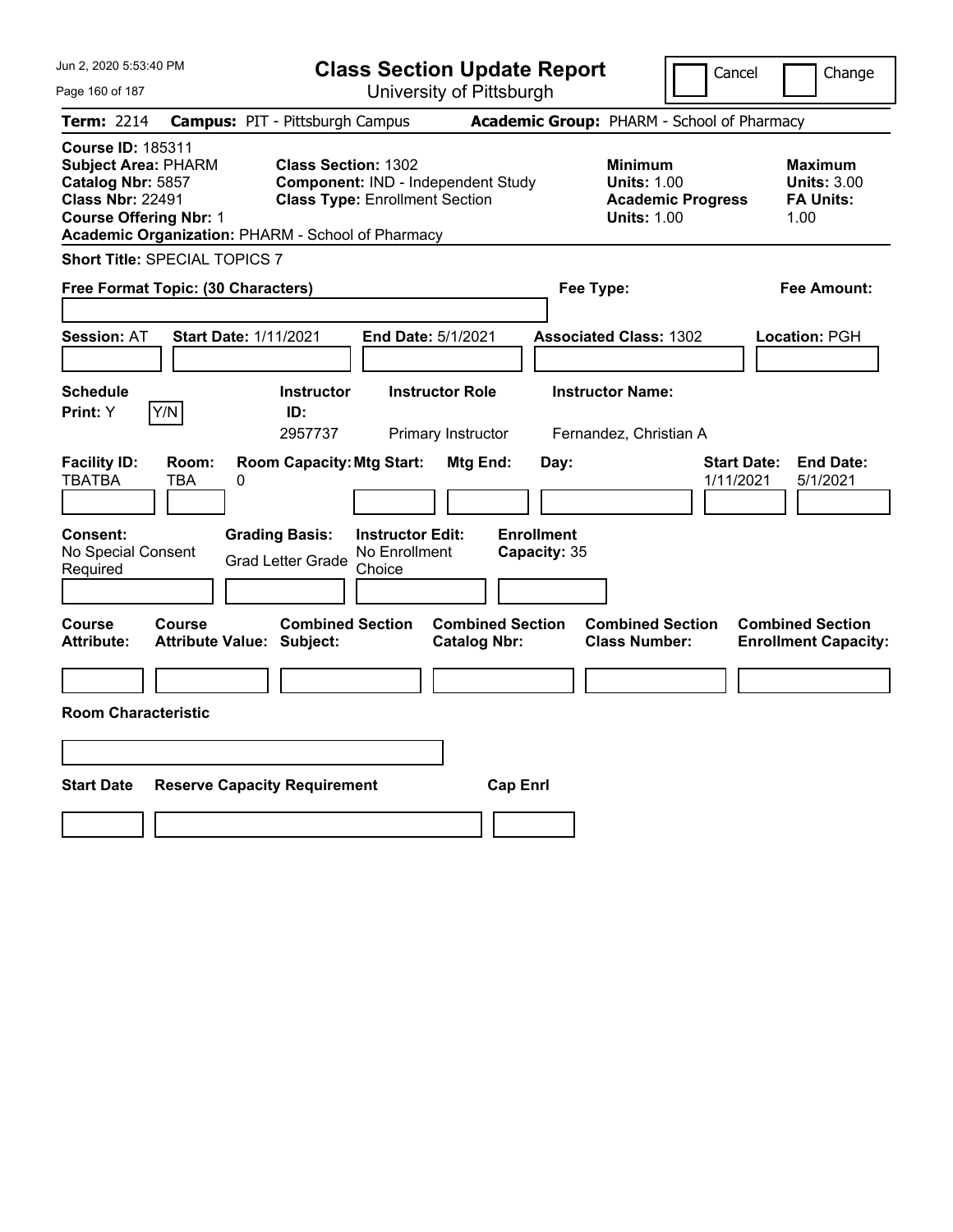# Class Section Update Report

University of Pittsburgh

Jun 2, 2020 5:53:40 PM

Cancel ☐ Change ☐

**Term:** 2214 **Campus:** PIT - Pittsburgh Campus **Academic Group:** PHARM - School of Pharmacy

**Course ID:** 185311
**Subject Area:** PHARM
**Catalog Nbr:** 5857
**Class Nbr:** 22491
**Course Offering Nbr:** 1
**Academic Organization:** PHARM - School of Pharmacy

**Class Section:** 1302
**Component:** IND - Independent Study
**Class Type:** Enrollment Section

**Minimum**
**Units:** 1.00
**Academic Progress Units:** 1.00

**Maximum**
**Units:** 3.00
**FA Units:** 1.00

**Short Title:** SPECIAL TOPICS 7

**Free Format Topic: (30 Characters)**

**Fee Type:**

**Fee Amount:**

**Session:** AT **Start Date:** 1/11/2021 **End Date:** 5/1/2021 **Associated Class:** 1302 **Location:** PGH

| Schedule Print | Instructor ID | Instructor Role | Instructor Name |
|---|---|---|---|
| Y | 2957737 | Primary Instructor | Fernandez, Christian A |

| Facility ID | Room | Room Capacity | Mtg Start | Mtg End | Day | Start Date | End Date |
|---|---|---|---|---|---|---|---|
| TBATBA | TBA | 0 | | | | 1/11/2021 | 5/1/2021 |

| Consent | Grading Basis | Instructor Edit | Enrollment Capacity |
|---|---|---|---|
| No Special Consent Required | Grad Letter Grade | No Enrollment Choice | 35 |

| Course Attribute | Course Attribute Value | Combined Section Subject | Combined Section Catalog Nbr | Combined Section Class Number | Combined Section Enrollment Capacity |
|---|---|---|---|---|---|
| | | | | | |

**Room Characteristic**

| Start Date | Reserve Capacity Requirement | Cap Enrl |
|---|---|---|
| | | |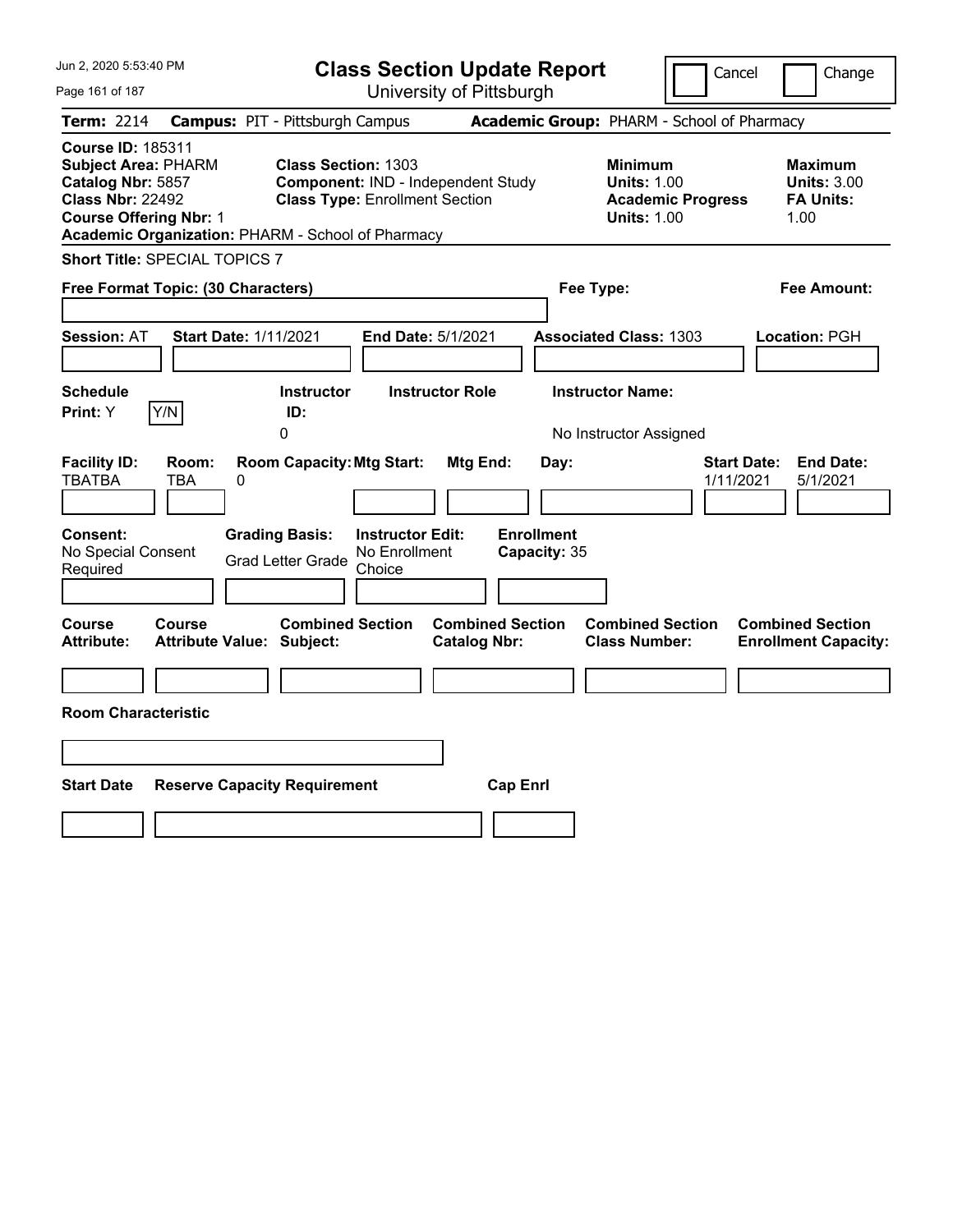Jun 2, 2020 5:53:40 PM

# Class Section Update Report

University of Pittsburgh

Cancel  Change

**Term:** 2214  **Campus:** PIT - Pittsburgh Campus  **Academic Group:** PHARM - School of Pharmacy

**Course ID:** 185311
**Subject Area:** PHARM
**Catalog Nbr:** 5857
**Class Nbr:** 22492
**Course Offering Nbr:** 1
**Academic Organization:** PHARM - School of Pharmacy

**Class Section:** 1303
**Component:** IND - Independent Study
**Class Type:** Enrollment Section

**Minimum**
**Units:** 1.00
**Academic Progress Units:** 1.00

**Maximum**
**Units:** 3.00
**FA Units:** 1.00

**Short Title:** SPECIAL TOPICS 7

**Free Format Topic: (30 Characters)**  **Fee Type:**  **Fee Amount:**

**Session:** AT  **Start Date:** 1/11/2021  **End Date:** 5/1/2021  **Associated Class:** 1303  **Location:** PGH

| Schedule Print: | | Instructor ID: | Instructor Role | Instructor Name: |
|---|---|---|---|---|
| Y | Y/N | 0 | | No Instructor Assigned |

| Facility ID: | Room: | Room Capacity: | Mtg Start: | Mtg End: | Day: | Start Date: | End Date: |
|---|---|---|---|---|---|---|---|
| TBATBA | TBA | 0 | | | | 1/11/2021 | 5/1/2021 |

| Consent: | Grading Basis: | Instructor Edit: | Enrollment Capacity: |
|---|---|---|---|
| No Special Consent Required | Grad Letter Grade | No Enrollment Choice | 35 |

| Course Attribute: | Course Attribute Value: | Combined Section Subject: | Combined Section Catalog Nbr: | Combined Section Class Number: | Combined Section Enrollment Capacity: |
|---|---|---|---|---|---|
| | | | | | |

**Room Characteristic**

| Start Date | Reserve Capacity Requirement | Cap Enrl |
|---|---|---|
| | | |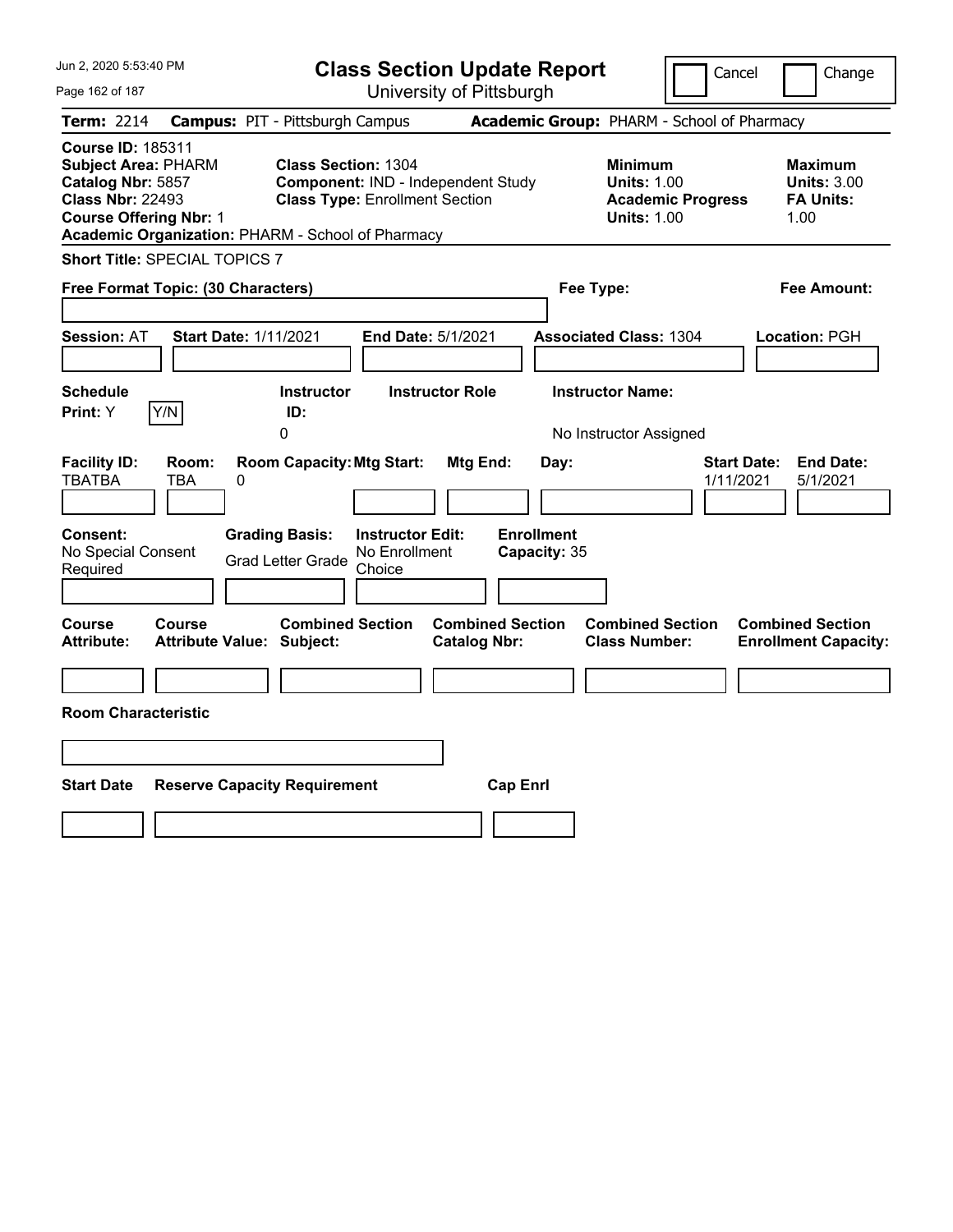Jun 2, 2020 5:53:40 PM

# Class Section Update Report

University of Pittsburgh

Cancel | Change

**Term:** 2214 **Campus:** PIT - Pittsburgh Campus **Academic Group:** PHARM - School of Pharmacy

**Course ID:** 185311
**Subject Area:** PHARM
**Catalog Nbr:** 5857
**Class Nbr:** 22493
**Course Offering Nbr:** 1
**Academic Organization:** PHARM - School of Pharmacy

**Class Section:** 1304
**Component:** IND - Independent Study
**Class Type:** Enrollment Section

**Minimum Units:** 1.00
**Academic Progress Units:** 1.00

**Maximum Units:** 3.00
**FA Units:** 1.00

**Short Title:** SPECIAL TOPICS 7

**Free Format Topic: (30 Characters)**

**Fee Type:**

**Fee Amount:**

**Session:** AT **Start Date:** 1/11/2021 **End Date:** 5/1/2021 **Associated Class:** 1304 **Location:** PGH

| Schedule Print | Instructor ID | Instructor Role | Instructor Name |
| --- | --- | --- | --- |
| Y | 0 | | No Instructor Assigned |

| Facility ID | Room | Room Capacity | Mtg Start | Mtg End | Day | Start Date | End Date |
| --- | --- | --- | --- | --- | --- | --- | --- |
| TBATBA | TBA | 0 | | | | 1/11/2021 | 5/1/2021 |

| Consent | Grading Basis | Instructor Edit | Enrollment Capacity |
| --- | --- | --- | --- |
| No Special Consent Required | Grad Letter Grade | No Enrollment Choice | 35 |

| Course Attribute | Course Attribute Value | Combined Section Subject | Combined Section Catalog Nbr | Combined Section Class Number | Combined Section Enrollment Capacity |
| --- | --- | --- | --- | --- | --- |
| | | | | | |

**Room Characteristic**

| Start Date | Reserve Capacity Requirement | Cap Enrl |
| --- | --- | --- |
| | | |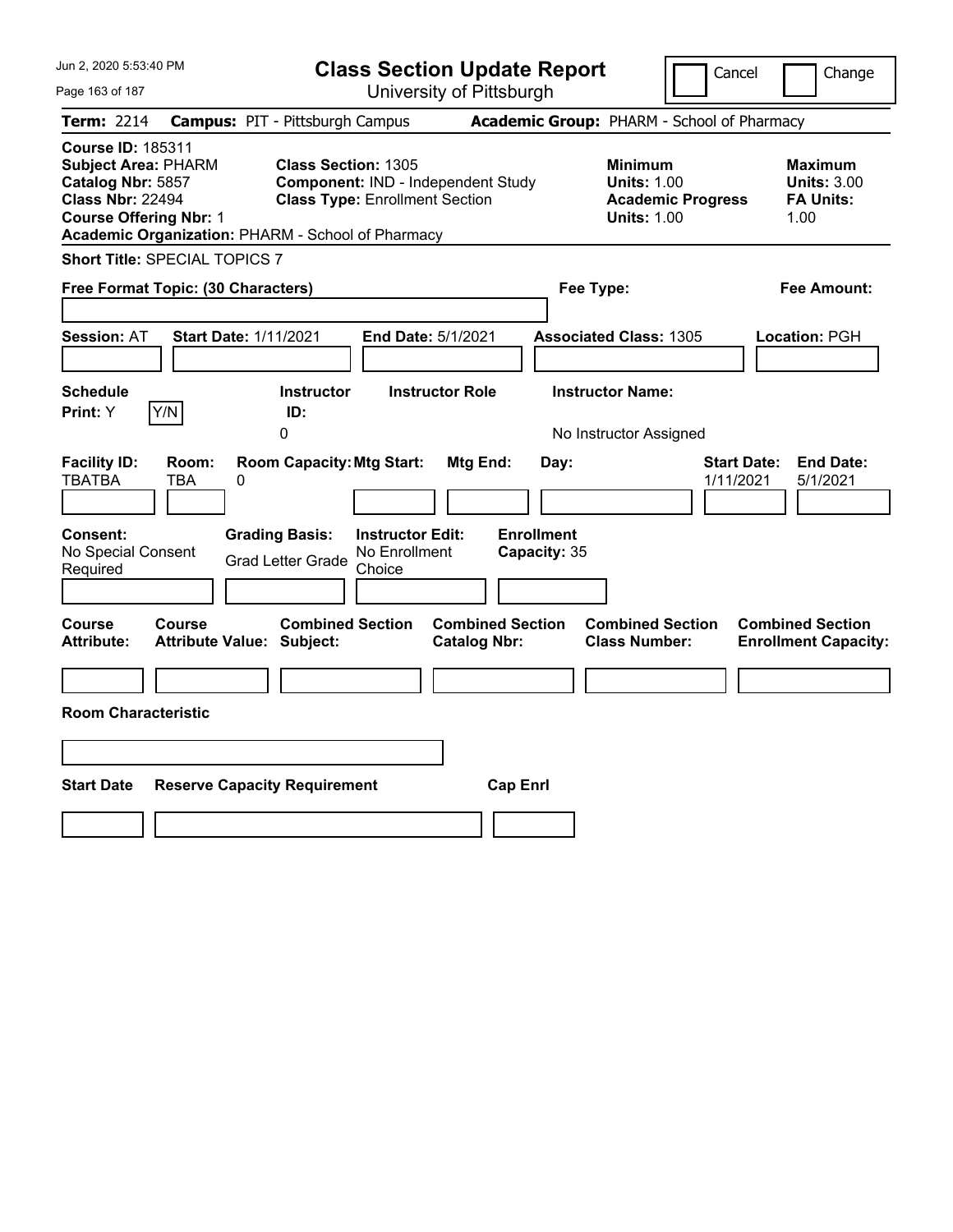# Class Section Update Report

University of Pittsburgh

Jun 2, 2020 5:53:40 PM

Cancel | Change

**Term:** 2214 **Campus:** PIT - Pittsburgh Campus **Academic Group:** PHARM - School of Pharmacy

**Course ID:** 185311
**Subject Area:** PHARM
**Catalog Nbr:** 5857
**Class Nbr:** 22494
**Course Offering Nbr:** 1
**Academic Organization:** PHARM - School of Pharmacy

**Class Section:** 1305
**Component:** IND - Independent Study
**Class Type:** Enrollment Section

**Minimum**
**Units:** 1.00
**Academic Progress Units:** 1.00

**Maximum**
**Units:** 3.00
**FA Units:** 1.00

**Short Title:** SPECIAL TOPICS 7

**Free Format Topic: (30 Characters)**

**Fee Type:**

**Fee Amount:**

**Session:** AT **Start Date:** 1/11/2021 **End Date:** 5/1/2021 **Associated Class:** 1305 **Location:** PGH

| Schedule Print: | Instructor ID: | Instructor Role | Instructor Name: |
|---|---|---|---|
| Y | 0 | | No Instructor Assigned |

| Facility ID: | Room: | Room Capacity: | Mtg Start: | Mtg End: | Day: | Start Date: | End Date: |
|---|---|---|---|---|---|---|---|
| TBATBA | TBA | 0 | | | | 1/11/2021 | 5/1/2021 |

| Consent: | Grading Basis: | Instructor Edit: | Enrollment Capacity: |
|---|---|---|---|
| No Special Consent Required | Grad Letter Grade | No Enrollment Choice | 35 |

| Course Attribute: | Course Attribute Value: | Combined Section Subject: | Combined Section Catalog Nbr: | Combined Section Class Number: | Combined Section Enrollment Capacity: |
|---|---|---|---|---|---|
| | | | | | |

**Room Characteristic**

| Start Date | Reserve Capacity Requirement | Cap Enrl |
|---|---|---|
| | | |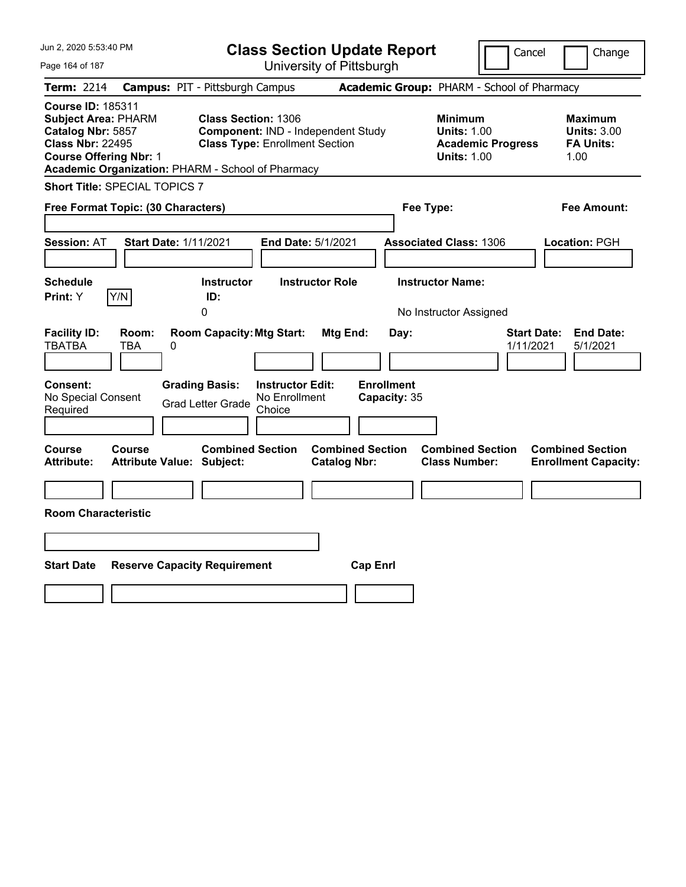# Class Section Update Report

University of Pittsburgh

Cancel | Change

**Term:** 2214 **Campus:** PIT - Pittsburgh Campus **Academic Group:** PHARM - School of Pharmacy

**Course ID:** 185311
**Subject Area:** PHARM
**Catalog Nbr:** 5857
**Class Nbr:** 22495
**Course Offering Nbr:** 1
**Academic Organization:** PHARM - School of Pharmacy

**Class Section:** 1306
**Component:** IND - Independent Study
**Class Type:** Enrollment Section

**Minimum Units:** 1.00
**Academic Progress Units:** 1.00

**Maximum Units:** 3.00
**FA Units:** 1.00

**Short Title:** SPECIAL TOPICS 7

**Free Format Topic: (30 Characters)**

**Fee Type:**

**Fee Amount:**

**Session:** AT **Start Date:** 1/11/2021 **End Date:** 5/1/2021 **Associated Class:** 1306 **Location:** PGH

| Schedule Print: | Instructor ID: | Instructor Role | Instructor Name: |
|---|---|---|---|
| Y | 0 | | No Instructor Assigned |

| Facility ID: | Room: | Room Capacity: | Mtg Start: | Mtg End: | Day: | Start Date: | End Date: |
|---|---|---|---|---|---|---|---|
| TBATBA | TBA | 0 | | | | 1/11/2021 | 5/1/2021 |

| Consent: | Grading Basis: | Instructor Edit: | Enrollment Capacity: |
|---|---|---|---|
| No Special Consent Required | Grad Letter Grade | No Enrollment Choice | 35 |

| Course Attribute: | Course Attribute Value: | Combined Section Subject: | Combined Section Catalog Nbr: | Combined Section Class Number: | Combined Section Enrollment Capacity: |
|---|---|---|---|---|---|
| | | | | | |

**Room Characteristic**

| Start Date | Reserve Capacity Requirement | Cap Enrl |
|---|---|---|
| | | |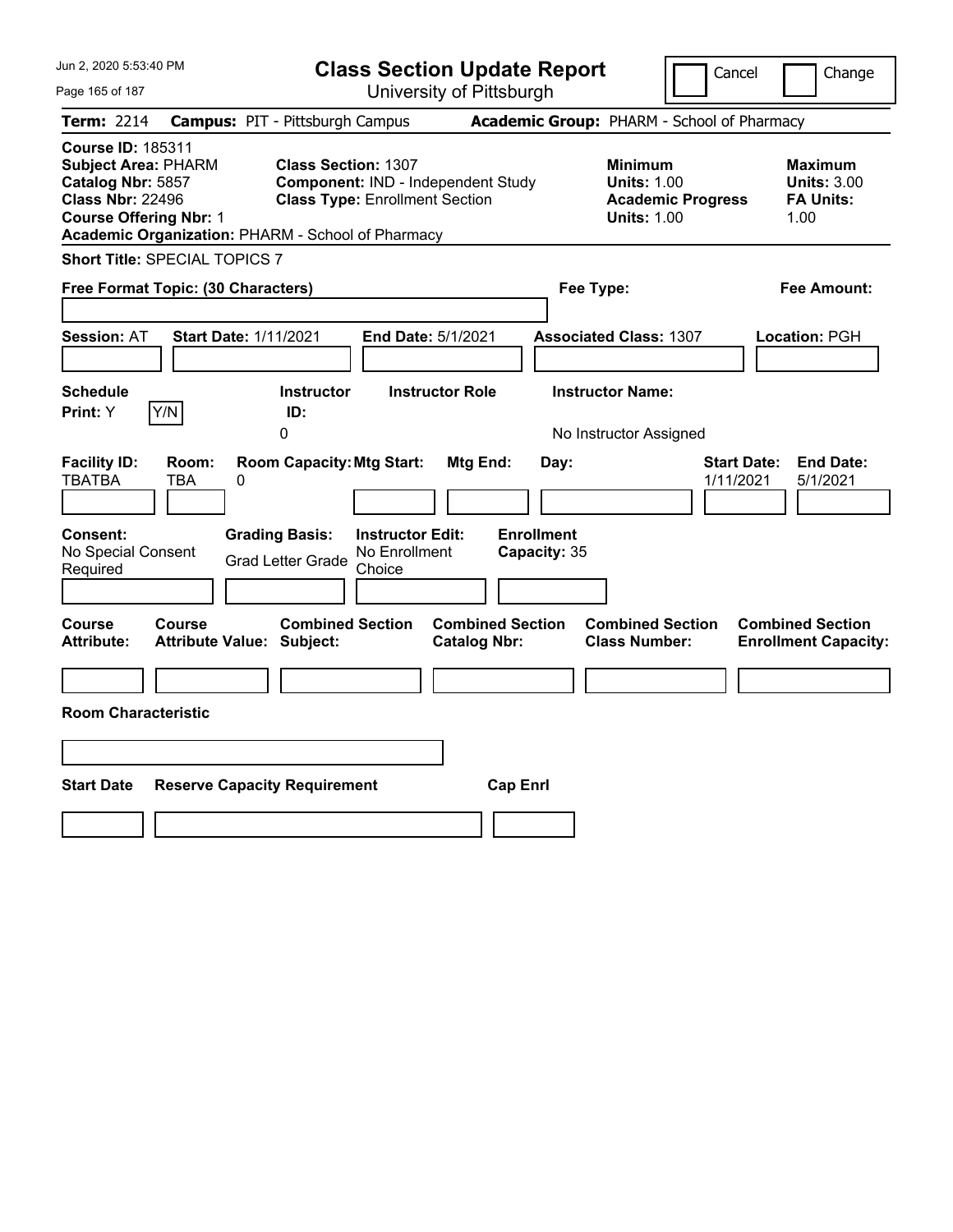# Class Section Update Report

University of Pittsburgh

Jun 2, 2020 5:53:40 PM

Cancel | Change

**Term:** 2214 **Campus:** PIT - Pittsburgh Campus **Academic Group:** PHARM - School of Pharmacy

**Course ID:** 185311
**Subject Area:** PHARM
**Catalog Nbr:** 5857
**Class Nbr:** 22496
**Course Offering Nbr:** 1
**Academic Organization:** PHARM - School of Pharmacy

**Class Section:** 1307
**Component:** IND - Independent Study
**Class Type:** Enrollment Section

**Minimum Units:** 1.00
**Academic Progress Units:** 1.00

**Maximum Units:** 3.00
**FA Units:** 1.00

**Short Title:** SPECIAL TOPICS 7

**Free Format Topic: (30 Characters)**

**Fee Type:**

**Fee Amount:**

**Session:** AT **Start Date:** 1/11/2021 **End Date:** 5/1/2021 **Associated Class:** 1307 **Location:** PGH

| Schedule Print: | | Instructor ID: | Instructor Role | Instructor Name: |
|---|---|---|---|---|
| Y | Y/N | 0 | | No Instructor Assigned |

| Facility ID: | Room: | Room Capacity: | Mtg Start: | Mtg End: | Day: | Start Date: | End Date: |
|---|---|---|---|---|---|---|---|
| TBATBA | TBA | 0 | | | | 1/11/2021 | 5/1/2021 |

| Consent: | Grading Basis: | Instructor Edit: | Enrollment Capacity: |
|---|---|---|---|
| No Special Consent Required | Grad Letter Grade | No Enrollment Choice | 35 |

| Course Attribute: | Course Attribute Value: | Combined Section Subject: | Combined Section Catalog Nbr: | Combined Section Class Number: | Combined Section Enrollment Capacity: |
|---|---|---|---|---|---|
| | | | | | |

**Room Characteristic**

| Start Date | Reserve Capacity Requirement | Cap Enrl |
|---|---|---|
| | | |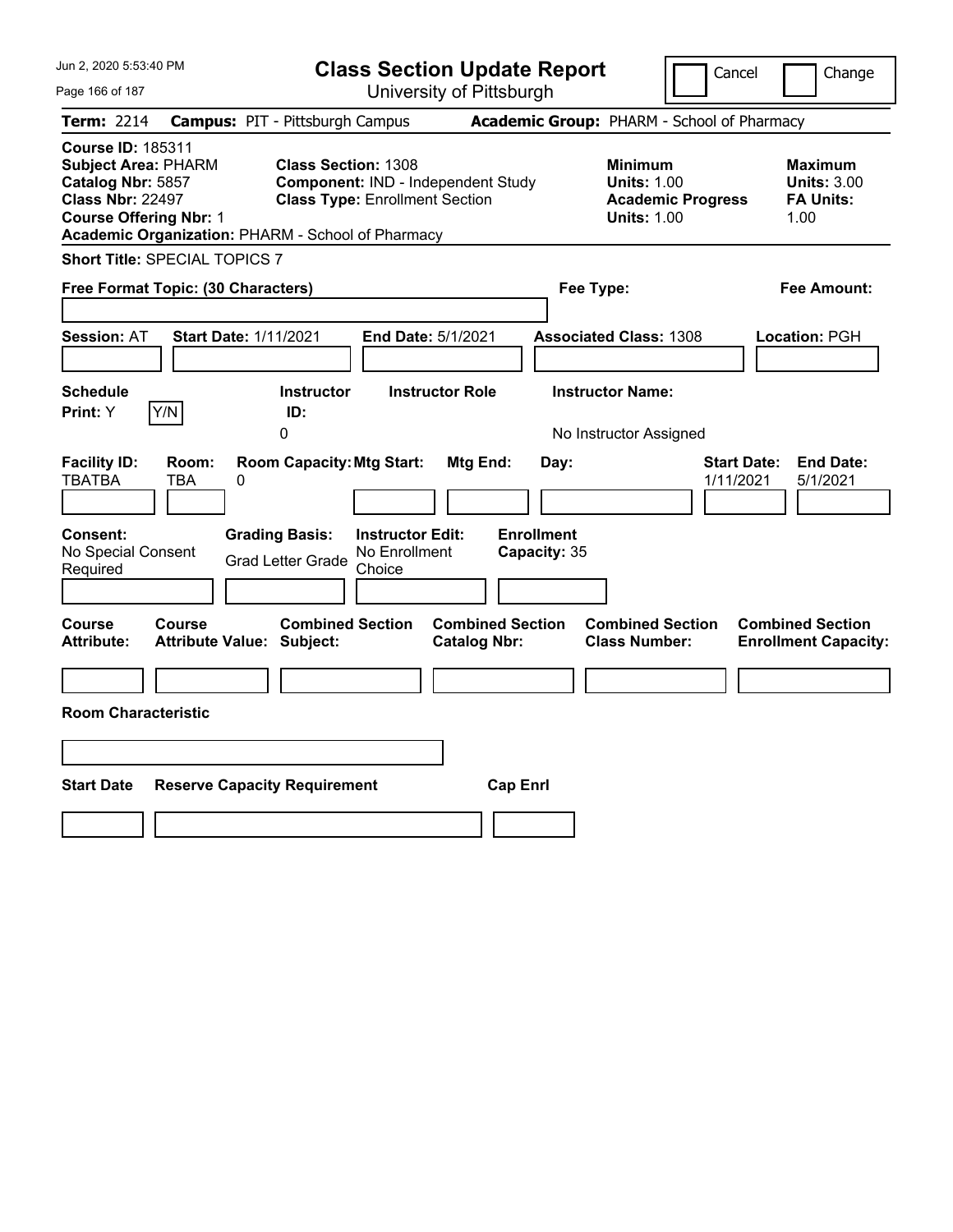# Class Section Update Report

University of Pittsburgh

Cancel | Change

**Term:** 2214 **Campus:** PIT - Pittsburgh Campus **Academic Group:** PHARM - School of Pharmacy

**Course ID:** 185311
**Subject Area:** PHARM
**Catalog Nbr:** 5857
**Class Nbr:** 22497
**Course Offering Nbr:** 1
**Academic Organization:** PHARM - School of Pharmacy

**Class Section:** 1308
**Component:** IND - Independent Study
**Class Type:** Enrollment Section

**Minimum Units:** 1.00
**Academic Progress Units:** 1.00

**Maximum Units:** 3.00
**FA Units:** 1.00

**Short Title:** SPECIAL TOPICS 7

**Free Format Topic: (30 Characters)**

**Fee Type:**

**Fee Amount:**

**Session:** AT **Start Date:** 1/11/2021 **End Date:** 5/1/2021 **Associated Class:** 1308 **Location:** PGH

| Schedule Print | | Instructor ID | Instructor Role | Instructor Name |
|---|---|---|---|---|
| Y | Y/N | 0 | | No Instructor Assigned |

| Facility ID | Room | Room Capacity | Mtg Start | Mtg End | Day | Start Date | End Date |
|---|---|---|---|---|---|---|---|
| TBATBA | TBA | 0 | | | | 1/11/2021 | 5/1/2021 |

| Consent | Grading Basis | Instructor Edit | Enrollment Capacity |
|---|---|---|---|
| No Special Consent Required | Grad Letter Grade | No Enrollment Choice | 35 |

| Course Attribute | Course Attribute Value | Combined Section Subject | Combined Section Catalog Nbr | Combined Section Class Number | Combined Section Enrollment Capacity |
|---|---|---|---|---|---|
| | | | | | |

**Room Characteristic**

| Start Date | Reserve Capacity Requirement | Cap Enrl |
|---|---|---|
| | | |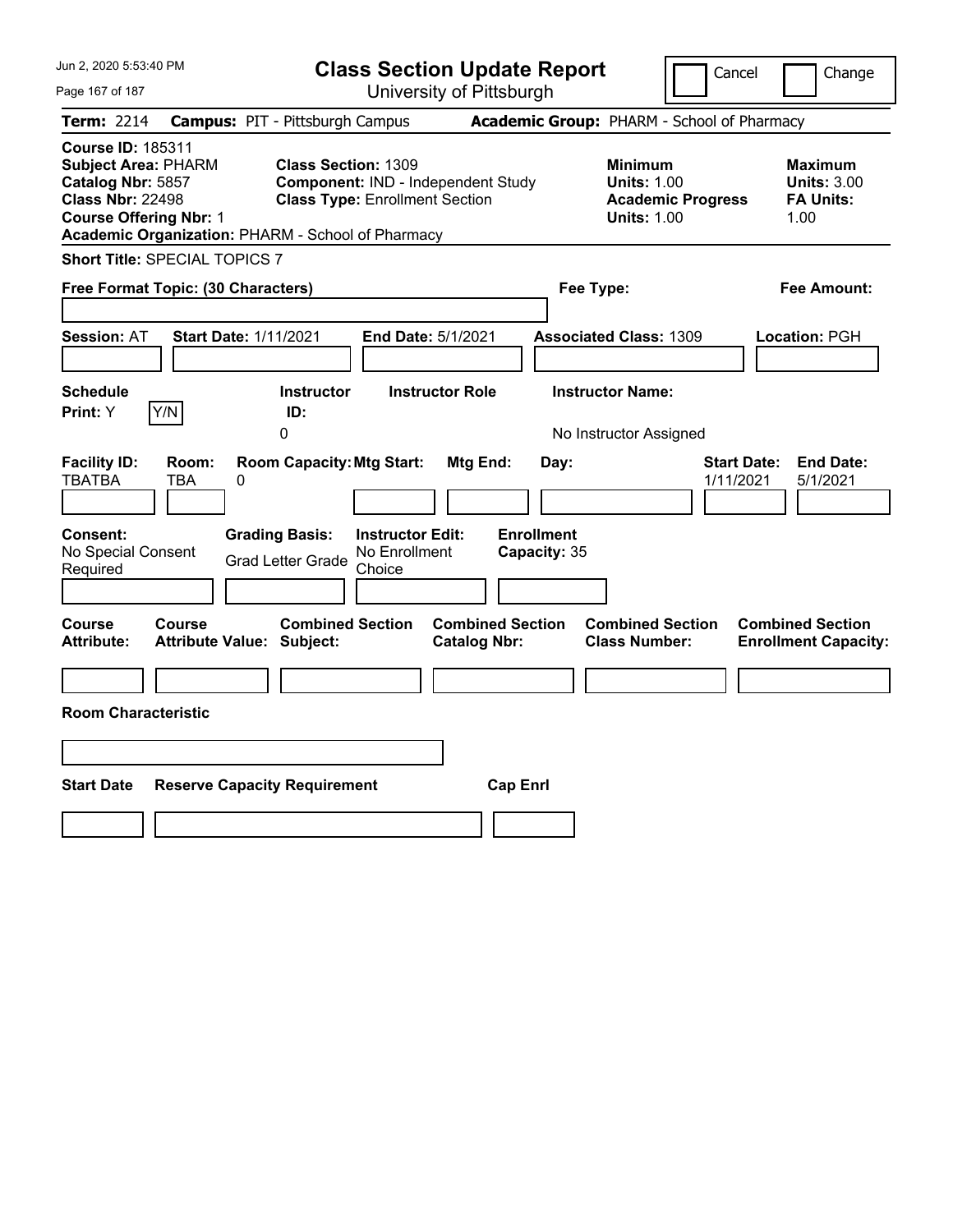Jun 2, 2020 5:53:40 PM

# Class Section Update Report

University of Pittsburgh

Cancel | Change

**Term:** 2214 **Campus:** PIT - Pittsburgh Campus **Academic Group:** PHARM - School of Pharmacy

**Course ID:** 185311
**Subject Area:** PHARM
**Catalog Nbr:** 5857
**Class Nbr:** 22498
**Course Offering Nbr:** 1
**Academic Organization:** PHARM - School of Pharmacy

**Class Section:** 1309
**Component:** IND - Independent Study
**Class Type:** Enrollment Section

**Minimum Units:** 1.00
**Academic Progress Units:** 1.00

**Maximum Units:** 3.00
**FA Units:** 1.00

**Short Title:** SPECIAL TOPICS 7

**Free Format Topic: (30 Characters)** | **Fee Type:** | **Fee Amount:**

**Session:** AT **Start Date:** 1/11/2021 **End Date:** 5/1/2021 **Associated Class:** 1309 **Location:** PGH

| Schedule Print: | Instructor ID: | Instructor Role | Instructor Name: |
|---|---|---|---|
| Y (Y/N) | 0 | | No Instructor Assigned |

| Facility ID: | Room: | Room Capacity: | Mtg Start: | Mtg End: | Day: | Start Date: | End Date: |
|---|---|---|---|---|---|---|---|
| TBATBA | TBA | 0 | | | | 1/11/2021 | 5/1/2021 |

| Consent: | Grading Basis: | Instructor Edit: | Enrollment Capacity: |
|---|---|---|---|
| No Special Consent Required | Grad Letter Grade | No Enrollment Choice | 35 |

| Course Attribute: | Course Attribute Value: | Combined Section Subject: | Combined Section Catalog Nbr: | Combined Section Class Number: | Combined Section Enrollment Capacity: |
|---|---|---|---|---|---|
| | | | | | |

**Room Characteristic**

| Start Date | Reserve Capacity Requirement | Cap Enrl |
|---|---|---|
| | | |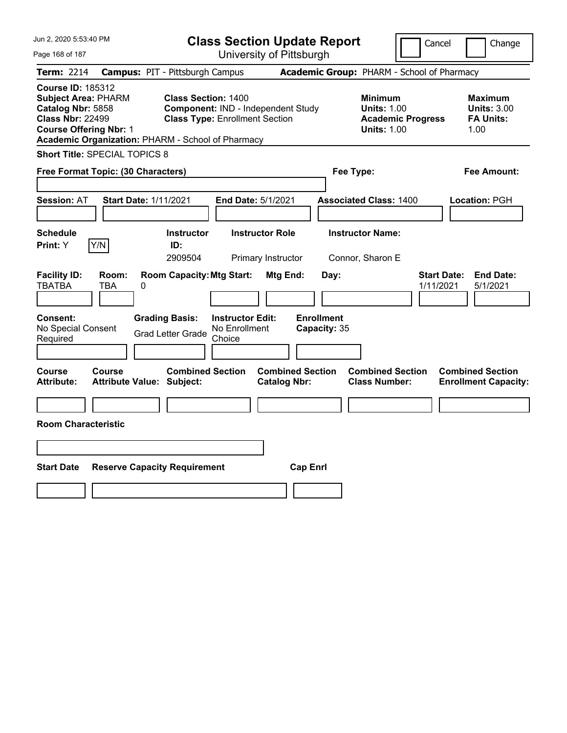Jun 2, 2020 5:53:40 PM

# Class Section Update Report

University of Pittsburgh

Cancel | Change

**Term:** 2214 **Campus:** PIT - Pittsburgh Campus **Academic Group:** PHARM - School of Pharmacy

**Course ID:** 185312
**Subject Area:** PHARM
**Catalog Nbr:** 5858
**Class Nbr:** 22499
**Course Offering Nbr:** 1
**Academic Organization:** PHARM - School of Pharmacy

**Class Section:** 1400
**Component:** IND - Independent Study
**Class Type:** Enrollment Section

**Minimum Units:** 1.00
**Academic Progress Units:** 1.00

**Maximum Units:** 3.00
**FA Units:** 1.00

**Short Title:** SPECIAL TOPICS 8

**Free Format Topic: (30 Characters)**

**Fee Type:**

**Fee Amount:**

**Session:** AT **Start Date:** 1/11/2021 **End Date:** 5/1/2021 **Associated Class:** 1400 **Location:** PGH

| Schedule Print | Instructor ID | Instructor Role | Instructor Name |
|---|---|---|---|
| Y (Y/N) | 2909504 | Primary Instructor | Connor, Sharon E |

| Facility ID | Room | Room Capacity | Mtg Start | Mtg End | Day | Start Date | End Date |
|---|---|---|---|---|---|---|---|
| TBATBA | TBA | 0 | | | | 1/11/2021 | 5/1/2021 |

| Consent | Grading Basis | Instructor Edit | Enrollment Capacity |
|---|---|---|---|
| No Special Consent Required | Grad Letter Grade | No Enrollment Choice | 35 |

| Course Attribute | Course Attribute Value | Combined Section Subject | Combined Section Catalog Nbr | Combined Section Class Number | Combined Section Enrollment Capacity |
|---|---|---|---|---|---|
| | | | | | |

**Room Characteristic**

| Start Date | Reserve Capacity Requirement | Cap Enrl |
|---|---|---|
| | | |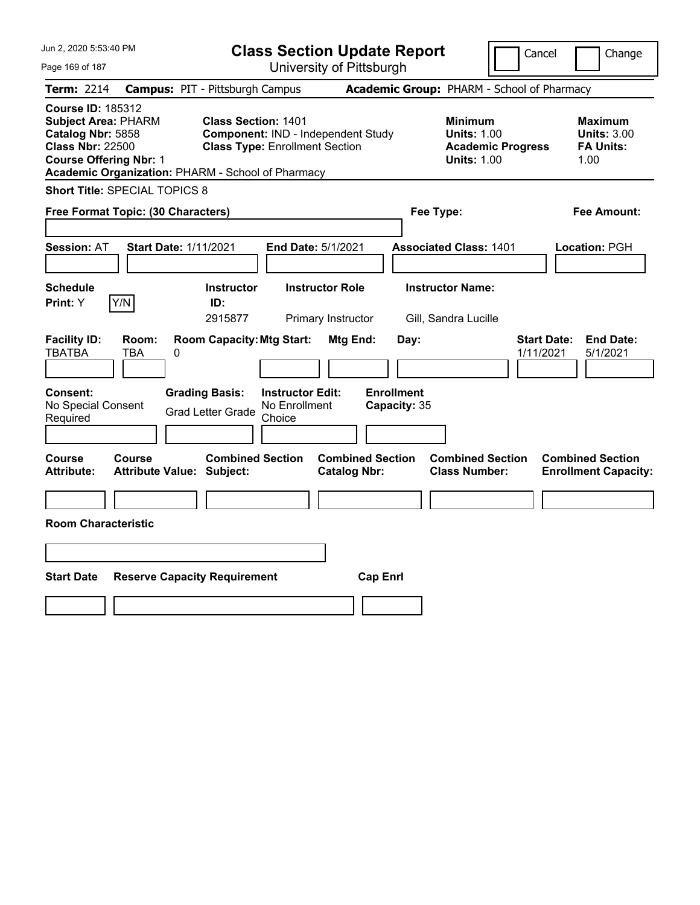Jun 2, 2020 5:53:40 PM

# Class Section Update Report

University of Pittsburgh

Cancel | Change

**Term:** 2214 **Campus:** PIT - Pittsburgh Campus **Academic Group:** PHARM - School of Pharmacy

**Course ID:** 185312
**Subject Area:** PHARM
**Catalog Nbr:** 5858
**Class Nbr:** 22500
**Course Offering Nbr:** 1
**Academic Organization:** PHARM - School of Pharmacy

**Class Section:** 1401
**Component:** IND - Independent Study
**Class Type:** Enrollment Section

**Minimum Units:** 1.00
**Academic Progress Units:** 1.00

**Maximum Units:** 3.00
**FA Units:** 1.00

**Short Title:** SPECIAL TOPICS 8

**Free Format Topic: (30 Characters)**

**Fee Type:**

**Fee Amount:**

**Session:** AT **Start Date:** 1/11/2021 **End Date:** 5/1/2021 **Associated Class:** 1401 **Location:** PGH

| Schedule Print | Instructor ID | Instructor Role | Instructor Name |
|---|---|---|---|
| Y | 2915877 | Primary Instructor | Gill, Sandra Lucille |

| Facility ID | Room | Room Capacity | Mtg Start | Mtg End | Day | Start Date | End Date |
|---|---|---|---|---|---|---|---|
| TBATBA | TBA | 0 | | | | 1/11/2021 | 5/1/2021 |

**Consent:** No Special Consent Required
**Grading Basis:** Grad Letter Grade
**Instructor Edit:** No Enrollment Choice
**Enrollment Capacity:** 35

| Course Attribute | Course Attribute Value | Combined Section Subject | Combined Section Catalog Nbr | Combined Section Class Number | Combined Section Enrollment Capacity |
|---|---|---|---|---|---|
| | | | | | |

**Room Characteristic**

| Start Date | Reserve Capacity Requirement | Cap Enrl |
|---|---|---|
| | | |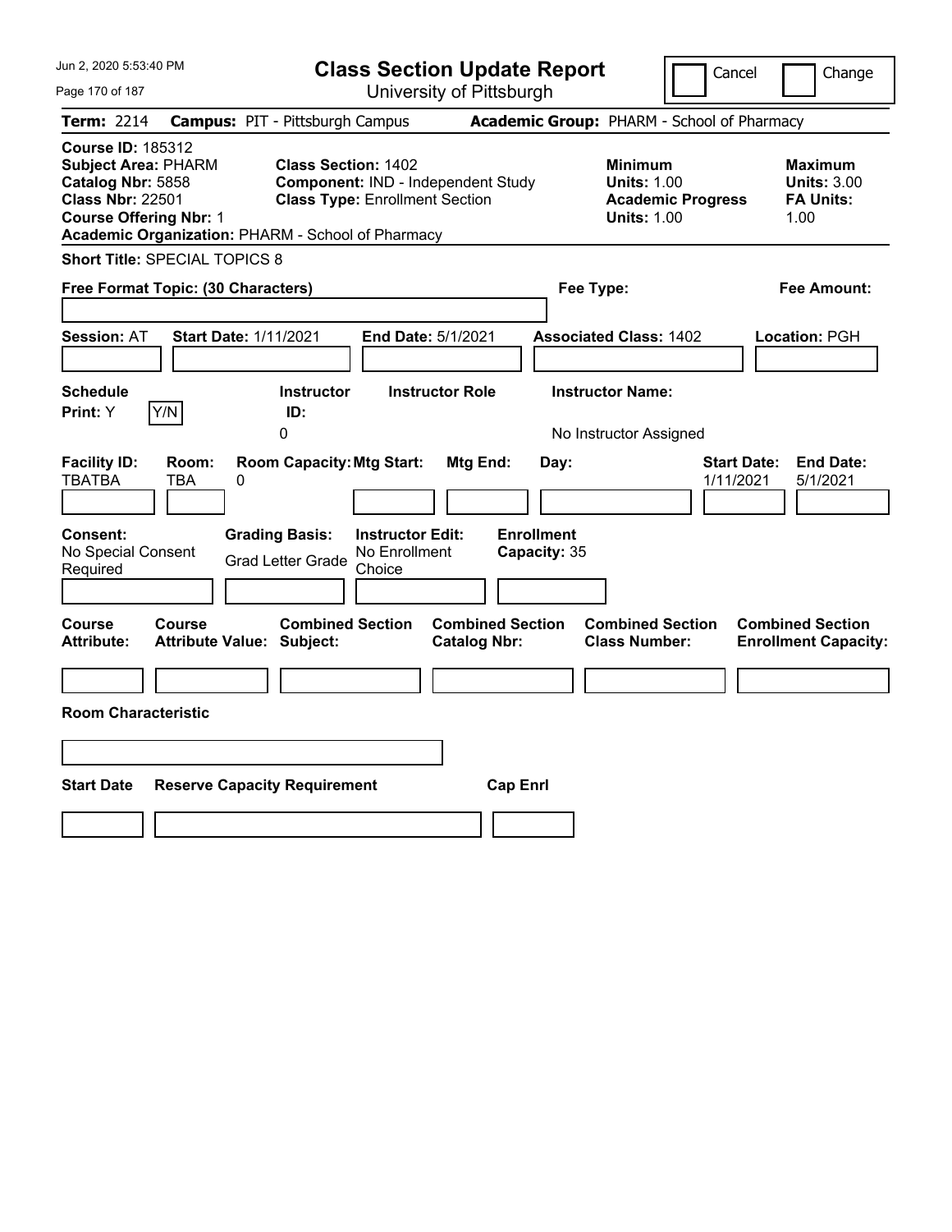Jun 2, 2020 5:53:40 PM

# Class Section Update Report

University of Pittsburgh

Cancel | Change

**Term:** 2214 **Campus:** PIT - Pittsburgh Campus **Academic Group:** PHARM - School of Pharmacy

**Course ID:** 185312
**Subject Area:** PHARM
**Catalog Nbr:** 5858
**Class Nbr:** 22501
**Course Offering Nbr:** 1
**Academic Organization:** PHARM - School of Pharmacy

**Class Section:** 1402
**Component:** IND - Independent Study
**Class Type:** Enrollment Section

**Minimum**
**Units:** 1.00
**Academic Progress Units:** 1.00

**Maximum**
**Units:** 3.00
**FA Units:** 1.00

**Short Title:** SPECIAL TOPICS 8

**Free Format Topic: (30 Characters)**

**Fee Type:**

**Fee Amount:**

**Session:** AT **Start Date:** 1/11/2021 **End Date:** 5/1/2021 **Associated Class:** 1402 **Location:** PGH

| Schedule Print: | Instructor ID: | Instructor Role | Instructor Name: |
|---|---|---|---|
| Y (Y/N) | 0 | | No Instructor Assigned |

| Facility ID: | Room: | Room Capacity: | Mtg Start: | Mtg End: | Day: | Start Date: | End Date: |
|---|---|---|---|---|---|---|---|
| TBATBA | TBA | 0 | | | | 1/11/2021 | 5/1/2021 |

| Consent: | Grading Basis: | Instructor Edit: | Enrollment Capacity: |
|---|---|---|---|
| No Special Consent Required | Grad Letter Grade | No Enrollment Choice | 35 |

| Course Attribute: | Course Attribute Value: | Combined Section Subject: | Combined Section Catalog Nbr: | Combined Section Class Number: | Combined Section Enrollment Capacity: |
|---|---|---|---|---|---|
| | | | | | |

**Room Characteristic**

| Start Date | Reserve Capacity Requirement | Cap Enrl |
|---|---|---|
| | | |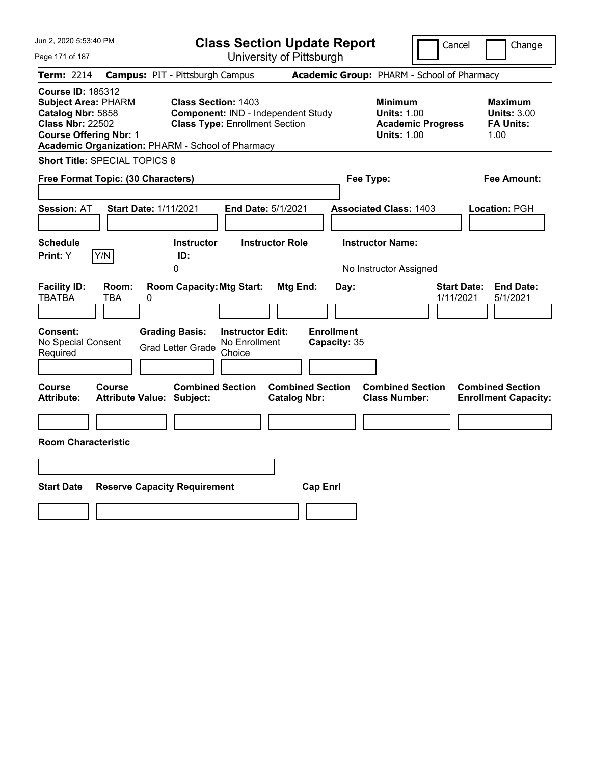Jun 2, 2020 5:53:40 PM

# Class Section Update Report

University of Pittsburgh

Cancel | Change

**Term:** 2214 **Campus:** PIT - Pittsburgh Campus **Academic Group:** PHARM - School of Pharmacy

**Course ID:** 185312
**Subject Area:** PHARM
**Catalog Nbr:** 5858
**Class Nbr:** 22502
**Course Offering Nbr:** 1
**Academic Organization:** PHARM - School of Pharmacy

**Class Section:** 1403
**Component:** IND - Independent Study
**Class Type:** Enrollment Section

**Minimum Units:** 1.00
**Academic Progress Units:** 1.00

**Maximum Units:** 3.00
**FA Units:** 1.00

**Short Title:** SPECIAL TOPICS 8

**Free Format Topic: (30 Characters)**

**Fee Type:**

**Fee Amount:**

**Session:** AT **Start Date:** 1/11/2021 **End Date:** 5/1/2021 **Associated Class:** 1403 **Location:** PGH

| Schedule Print: | Instructor ID: | Instructor Role | Instructor Name: |
|---|---|---|---|
| Y | 0 | | No Instructor Assigned |

| Facility ID: | Room: | Room Capacity: | Mtg Start: | Mtg End: | Day: | Start Date: | End Date: |
|---|---|---|---|---|---|---|---|
| TBATBA | TBA | 0 | | | | 1/11/2021 | 5/1/2021 |

| Consent: | Grading Basis: | Instructor Edit: | Enrollment Capacity: |
|---|---|---|---|
| No Special Consent Required | Grad Letter Grade | No Enrollment Choice | 35 |

| Course Attribute: | Course Attribute Value: | Combined Section Subject: | Combined Section Catalog Nbr: | Combined Section Class Number: | Combined Section Enrollment Capacity: |
|---|---|---|---|---|---|
| | | | | | |

**Room Characteristic**

| Start Date | Reserve Capacity Requirement | Cap Enrl |
|---|---|---|
| | | |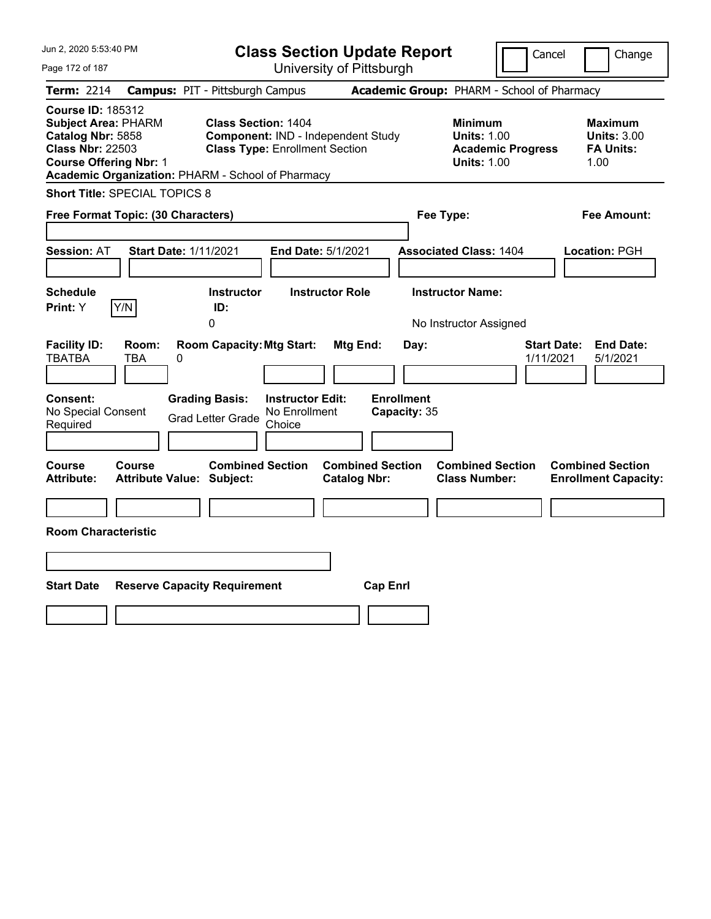# Class Section Update Report

University of Pittsburgh

Jun 2, 2020 5:53:40 PM

Cancel | Change

**Term:** 2214 **Campus:** PIT - Pittsburgh Campus **Academic Group:** PHARM - School of Pharmacy

**Course ID:** 185312
**Subject Area:** PHARM
**Catalog Nbr:** 5858
**Class Nbr:** 22503
**Course Offering Nbr:** 1
**Academic Organization:** PHARM - School of Pharmacy

**Class Section:** 1404
**Component:** IND - Independent Study
**Class Type:** Enrollment Section

**Minimum Units:** 1.00
**Academic Progress Units:** 1.00

**Maximum Units:** 3.00
**FA Units:** 1.00

**Short Title:** SPECIAL TOPICS 8

**Free Format Topic: (30 Characters)**

**Fee Type:**

**Fee Amount:**

**Session:** AT **Start Date:** 1/11/2021 **End Date:** 5/1/2021 **Associated Class:** 1404 **Location:** PGH

| Schedule Print: | Instructor ID: | Instructor Role | Instructor Name: |
|---|---|---|---|
| Y (Y/N) | 0 | | No Instructor Assigned |

| Facility ID: | Room: | Room Capacity: | Mtg Start: | Mtg End: | Day: | Start Date: | End Date: |
|---|---|---|---|---|---|---|---|
| TBATBA | TBA | 0 | | | | 1/11/2021 | 5/1/2021 |

| Consent: | Grading Basis: | Instructor Edit: | Enrollment Capacity: |
|---|---|---|---|
| No Special Consent Required | Grad Letter Grade | No Enrollment Choice | 35 |

| Course Attribute: | Course Attribute Value: | Combined Section Subject: | Combined Section Catalog Nbr: | Combined Section Class Number: | Combined Section Enrollment Capacity: |
|---|---|---|---|---|---|
| | | | | | |

**Room Characteristic**

| Start Date | Reserve Capacity Requirement | Cap Enrl |
|---|---|---|
| | | |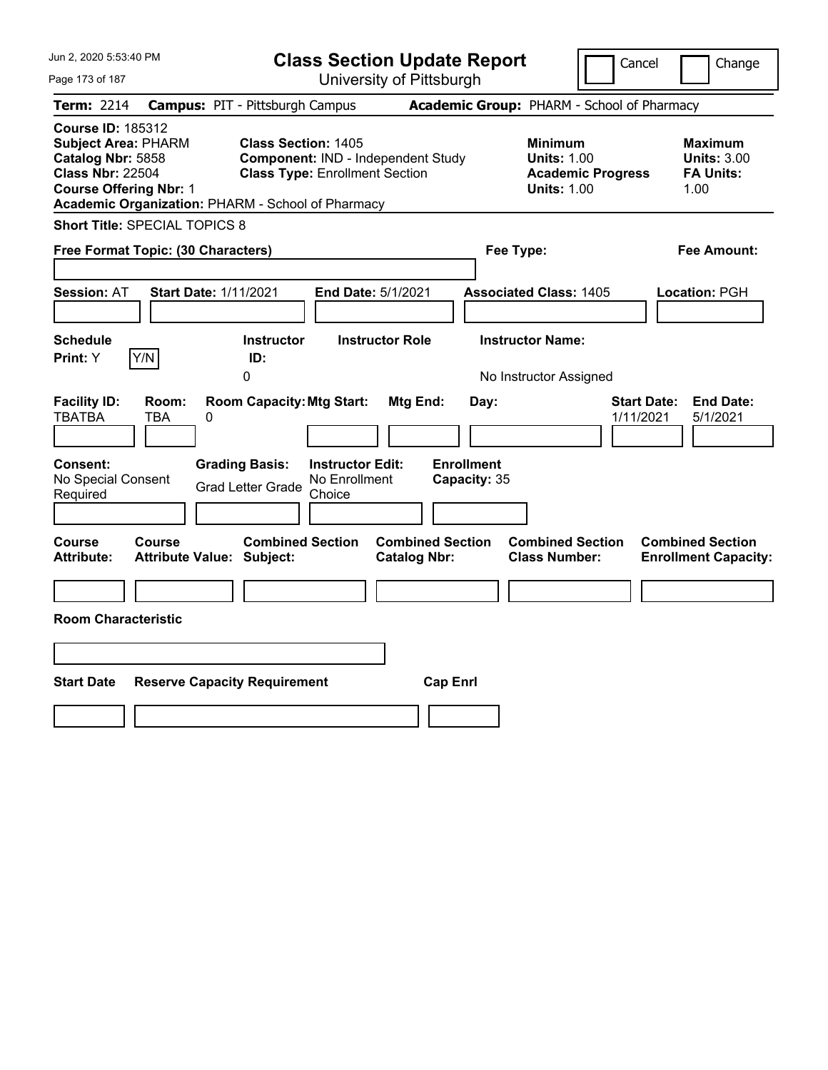Jun 2, 2020 5:53:40 PM

# Class Section Update Report

University of Pittsburgh

Cancel | Change

**Term:** 2214 **Campus:** PIT - Pittsburgh Campus **Academic Group:** PHARM - School of Pharmacy

**Course ID:** 185312
**Subject Area:** PHARM
**Catalog Nbr:** 5858
**Class Nbr:** 22504
**Course Offering Nbr:** 1
**Academic Organization:** PHARM - School of Pharmacy

**Class Section:** 1405
**Component:** IND - Independent Study
**Class Type:** Enrollment Section

**Minimum Units:** 1.00
**Academic Progress Units:** 1.00

**Maximum Units:** 3.00
**FA Units:** 1.00

**Short Title:** SPECIAL TOPICS 8

**Free Format Topic: (30 Characters)**

**Fee Type:**

**Fee Amount:**

**Session:** AT **Start Date:** 1/11/2021 **End Date:** 5/1/2021 **Associated Class:** 1405 **Location:** PGH

| Schedule Print | Instructor ID | Instructor Role | Instructor Name |
|---|---|---|---|
| Y | 0 | | No Instructor Assigned |

| Facility ID | Room | Room Capacity | Mtg Start | Mtg End | Day | Start Date | End Date |
|---|---|---|---|---|---|---|---|
| TBATBA | TBA | 0 | | | | 1/11/2021 | 5/1/2021 |

| Consent | Grading Basis | Instructor Edit | Enrollment Capacity |
|---|---|---|---|
| No Special Consent Required | Grad Letter Grade | No Enrollment Choice | 35 |

| Course Attribute | Course Attribute Value | Combined Section Subject | Combined Section Catalog Nbr | Combined Section Class Number | Combined Section Enrollment Capacity |
|---|---|---|---|---|---|
| | | | | | |

**Room Characteristic**

| Start Date | Reserve Capacity Requirement | Cap Enrl |
|---|---|---|
| | | |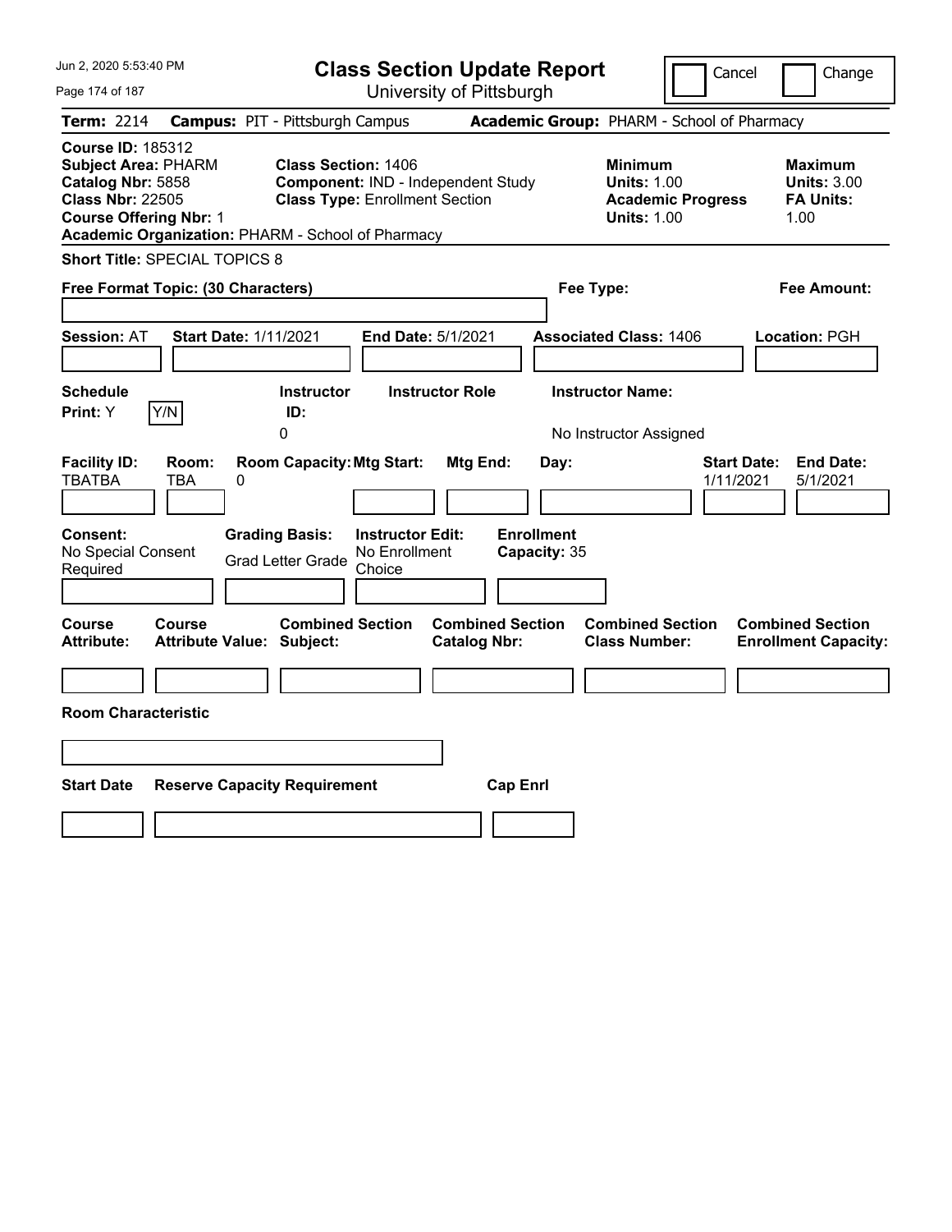Jun 2, 2020 5:53:40 PM

# Class Section Update Report

University of Pittsburgh

Cancel | Change

**Term:** 2214 **Campus:** PIT - Pittsburgh Campus **Academic Group:** PHARM - School of Pharmacy

**Course ID:** 185312
**Subject Area:** PHARM
**Catalog Nbr:** 5858
**Class Nbr:** 22505
**Course Offering Nbr:** 1
**Academic Organization:** PHARM - School of Pharmacy

**Class Section:** 1406
**Component:** IND - Independent Study
**Class Type:** Enrollment Section

**Minimum Units:** 1.00
**Academic Progress Units:** 1.00

**Maximum Units:** 3.00
**FA Units:** 1.00

**Short Title:** SPECIAL TOPICS 8

**Free Format Topic: (30 Characters)** **Fee Type:** **Fee Amount:**

**Session:** AT **Start Date:** 1/11/2021 **End Date:** 5/1/2021 **Associated Class:** 1406 **Location:** PGH

| Schedule Print: | Y/N | Instructor ID: | Instructor Role | Instructor Name: |
|---|---|---|---|---|
| Y | | 0 | | No Instructor Assigned |

| Facility ID: | Room: | Room Capacity: | Mtg Start: | Mtg End: | Day: | Start Date: | End Date: |
|---|---|---|---|---|---|---|---|
| TBATBA | TBA | 0 | | | | 1/11/2021 | 5/1/2021 |

| Consent: | Grading Basis: | Instructor Edit: | Enrollment Capacity: |
|---|---|---|---|
| No Special Consent Required | Grad Letter Grade | No Enrollment Choice | 35 |

| Course Attribute: | Course Attribute Value: | Combined Section Subject: | Combined Section Catalog Nbr: | Combined Section Class Number: | Combined Section Enrollment Capacity: |
|---|---|---|---|---|---|
| | | | | | |

**Room Characteristic**

| Start Date | Reserve Capacity Requirement | Cap Enrl |
|---|---|---|
| | | |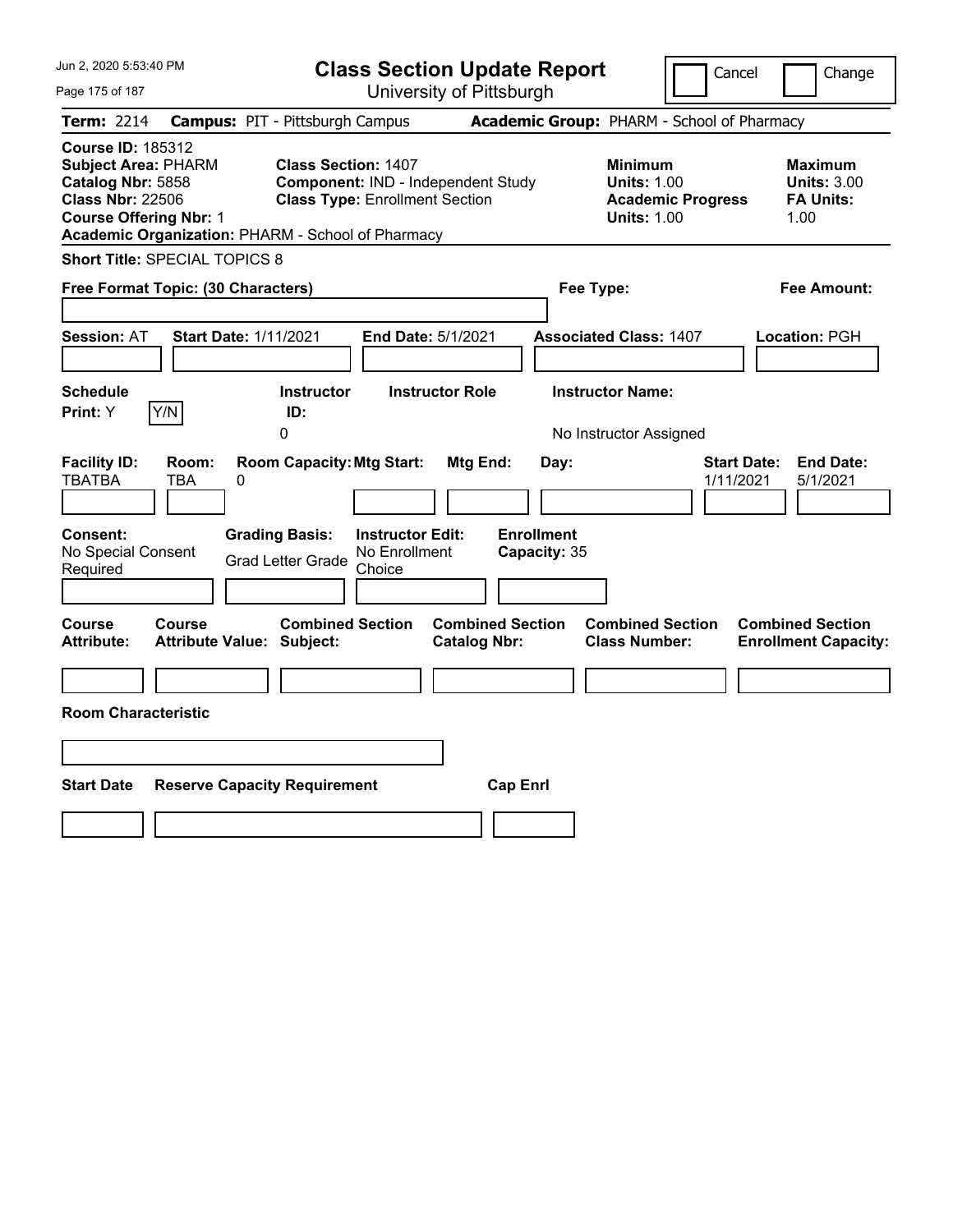Jun 2, 2020 5:53:40 PM

# Class Section Update Report

University of Pittsburgh

Cancel | Change

**Term:** 2214 **Campus:** PIT - Pittsburgh Campus **Academic Group:** PHARM - School of Pharmacy

**Course ID:** 185312
**Subject Area:** PHARM
**Catalog Nbr:** 5858
**Class Nbr:** 22506
**Course Offering Nbr:** 1
**Academic Organization:** PHARM - School of Pharmacy

**Class Section:** 1407
**Component:** IND - Independent Study
**Class Type:** Enrollment Section

**Minimum Units:** 1.00
**Academic Progress Units:** 1.00

**Maximum Units:** 3.00
**FA Units:** 1.00

**Short Title:** SPECIAL TOPICS 8

**Free Format Topic: (30 Characters)**

**Fee Type:**

**Fee Amount:**

**Session:** AT **Start Date:** 1/11/2021 **End Date:** 5/1/2021 **Associated Class:** 1407 **Location:** PGH

| Schedule Print: | | Instructor ID: | Instructor Role | Instructor Name: |
|---|---|---|---|---|
| Y | Y/N | 0 | | No Instructor Assigned |

| Facility ID: | Room: | Room Capacity: | Mtg Start: | Mtg End: | Day: | Start Date: | End Date: |
|---|---|---|---|---|---|---|---|
| TBATBA | TBA | 0 | | | | 1/11/2021 | 5/1/2021 |

| Consent: | Grading Basis: | Instructor Edit: | Enrollment Capacity: |
|---|---|---|---|
| No Special Consent Required | Grad Letter Grade | No Enrollment Choice | 35 |

| Course Attribute: | Course Attribute Value: | Combined Section Subject: | Combined Section Catalog Nbr: | Combined Section Class Number: | Combined Section Enrollment Capacity: |
|---|---|---|---|---|---|
| | | | | | |

**Room Characteristic**

| Start Date | Reserve Capacity Requirement | Cap Enrl |
|---|---|---|
| | | |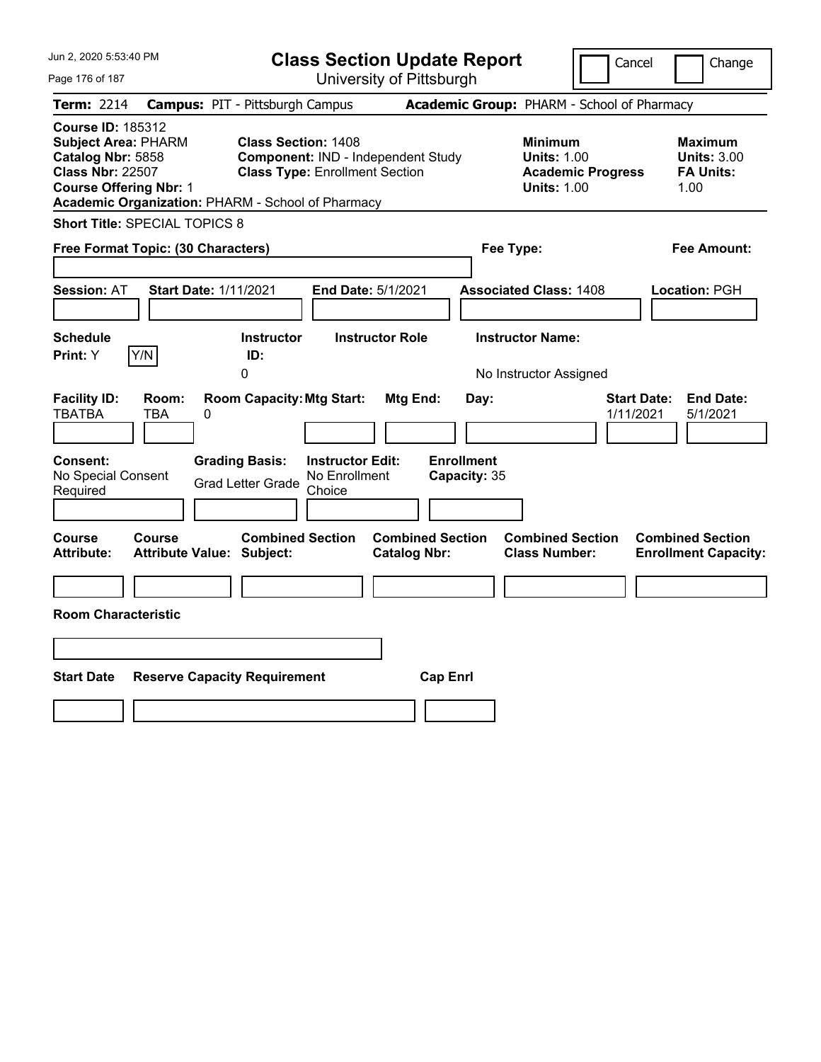Jun 2, 2020 5:53:40 PM

# Class Section Update Report

University of Pittsburgh

Cancel | Change

**Term:** 2214 **Campus:** PIT - Pittsburgh Campus **Academic Group:** PHARM - School of Pharmacy

**Course ID:** 185312
**Subject Area:** PHARM
**Catalog Nbr:** 5858
**Class Nbr:** 22507
**Course Offering Nbr:** 1
**Academic Organization:** PHARM - School of Pharmacy

**Class Section:** 1408
**Component:** IND - Independent Study
**Class Type:** Enrollment Section

**Minimum Units:** 1.00
**Academic Progress Units:** 1.00

**Maximum Units:** 3.00
**FA Units:** 1.00

**Short Title:** SPECIAL TOPICS 8

**Free Format Topic: (30 Characters)**

**Fee Type:**

**Fee Amount:**

**Session:** AT **Start Date:** 1/11/2021 **End Date:** 5/1/2021 **Associated Class:** 1408 **Location:** PGH

| Schedule Print: | Instructor ID: | Instructor Role | Instructor Name: |
|---|---|---|---|
| Y Y/N | 0 | | No Instructor Assigned |

| Facility ID: | Room: | Room Capacity: | Mtg Start: | Mtg End: | Day: | Start Date: | End Date: |
|---|---|---|---|---|---|---|---|
| TBATBA | TBA | 0 | | | | 1/11/2021 | 5/1/2021 |

| Consent: | Grading Basis: | Instructor Edit: | Enrollment Capacity: |
|---|---|---|---|
| No Special Consent Required | Grad Letter Grade | No Enrollment Choice | 35 |

| Course Attribute: | Course Attribute Value: | Combined Section Subject: | Combined Section Catalog Nbr: | Combined Section Class Number: | Combined Section Enrollment Capacity: |
|---|---|---|---|---|---|
| | | | | | |

**Room Characteristic**

| Start Date | Reserve Capacity Requirement | Cap Enrl |
|---|---|---|
| | | |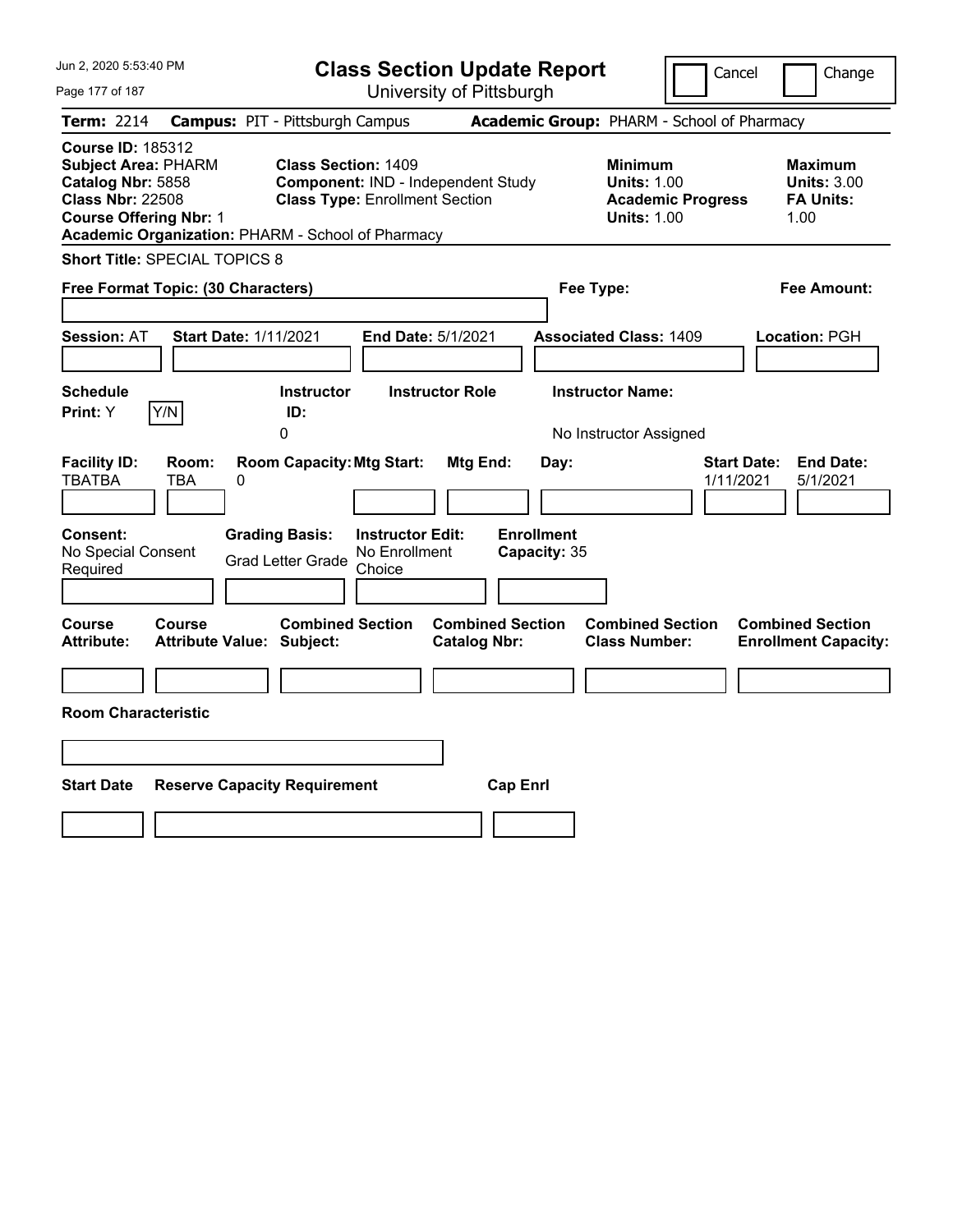# Class Section Update Report

University of Pittsburgh

Cancel | Change

**Term:** 2214 **Campus:** PIT - Pittsburgh Campus **Academic Group:** PHARM - School of Pharmacy

**Course ID:** 185312
**Subject Area:** PHARM
**Catalog Nbr:** 5858
**Class Nbr:** 22508
**Course Offering Nbr:** 1
**Academic Organization:** PHARM - School of Pharmacy

**Class Section:** 1409
**Component:** IND - Independent Study
**Class Type:** Enrollment Section

**Minimum**
**Units:** 1.00
**Academic Progress Units:** 1.00

**Maximum**
**Units:** 3.00
**FA Units:** 1.00

**Short Title:** SPECIAL TOPICS 8

**Free Format Topic: (30 Characters)**

**Fee Type:**

**Fee Amount:**

**Session:** AT **Start Date:** 1/11/2021 **End Date:** 5/1/2021 **Associated Class:** 1409 **Location:** PGH

| Schedule Print: | | Instructor ID: | Instructor Role | Instructor Name: |
|---|---|---|---|---|
| Y | Y/N | 0 | | No Instructor Assigned |

| Facility ID: | Room: | Room Capacity: | Mtg Start: | Mtg End: | Day: | Start Date: | End Date: |
|---|---|---|---|---|---|---|---|
| TBATBA | TBA | 0 | | | | 1/11/2021 | 5/1/2021 |

| Consent: | Grading Basis: | Instructor Edit: | Enrollment Capacity: |
|---|---|---|---|
| No Special Consent Required | Grad Letter Grade | No Enrollment Choice | 35 |

| Course Attribute: | Course Attribute Value: | Combined Section Subject: | Combined Section Catalog Nbr: | Combined Section Class Number: | Combined Section Enrollment Capacity: |
|---|---|---|---|---|---|
| | | | | | |

**Room Characteristic**

| Start Date | Reserve Capacity Requirement | Cap Enrl |
|---|---|---|
| | | |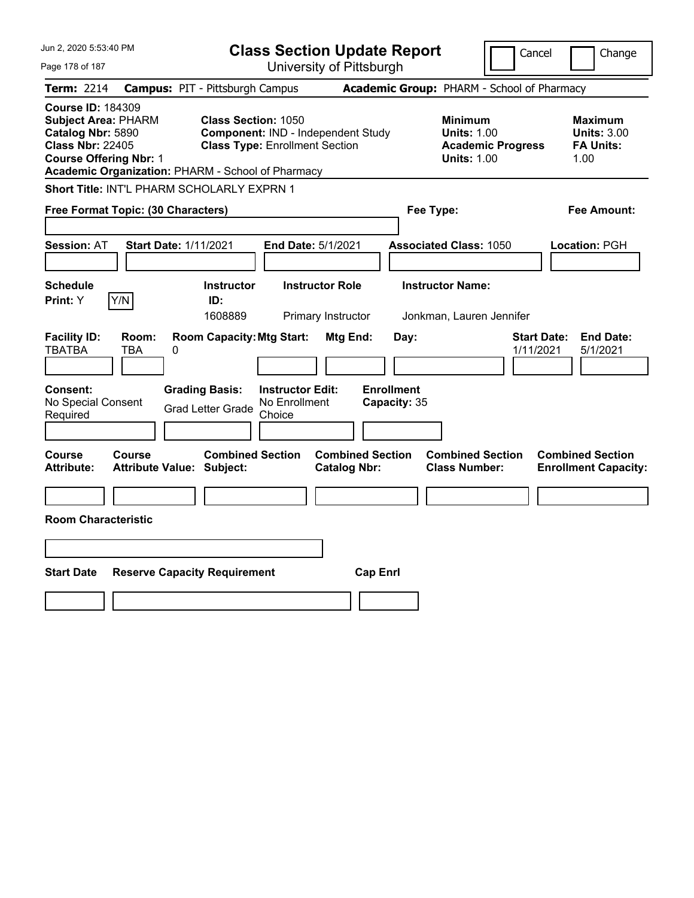Jun 2, 2020 5:53:40 PM

# Class Section Update Report

University of Pittsburgh

Cancel | Change

**Term:** 2214 **Campus:** PIT - Pittsburgh Campus **Academic Group:** PHARM - School of Pharmacy

**Course ID:** 184309
**Subject Area:** PHARM
**Catalog Nbr:** 5890
**Class Nbr:** 22405
**Course Offering Nbr:** 1
**Academic Organization:** PHARM - School of Pharmacy

**Class Section:** 1050
**Component:** IND - Independent Study
**Class Type:** Enrollment Section

**Minimum Units:** 1.00
**Academic Progress Units:** 1.00

**Maximum Units:** 3.00
**FA Units:** 1.00

**Short Title:** INT'L PHARM SCHOLARLY EXPRN 1

**Free Format Topic: (30 Characters)** **Fee Type:** **Fee Amount:**

**Session:** AT **Start Date:** 1/11/2021 **End Date:** 5/1/2021 **Associated Class:** 1050 **Location:** PGH

| Schedule Print | Instructor ID | Instructor Role | Instructor Name |
|---|---|---|---|
| Y (Y/N) | 1608889 | Primary Instructor | Jonkman, Lauren Jennifer |

| Facility ID | Room | Room Capacity | Mtg Start | Mtg End | Day | Start Date | End Date |
|---|---|---|---|---|---|---|---|
| TBATBA | TBA | 0 | | | | 1/11/2021 | 5/1/2021 |

| Consent | Grading Basis | Instructor Edit | Enrollment Capacity |
|---|---|---|---|
| No Special Consent Required | Grad Letter Grade | No Enrollment Choice | 35 |

| Course Attribute | Course Attribute Value | Combined Section Subject | Combined Section Catalog Nbr | Combined Section Class Number | Combined Section Enrollment Capacity |
|---|---|---|---|---|---|
| | | | | | |

**Room Characteristic**

| Start Date | Reserve Capacity Requirement | Cap Enrl |
|---|---|---|
| | | |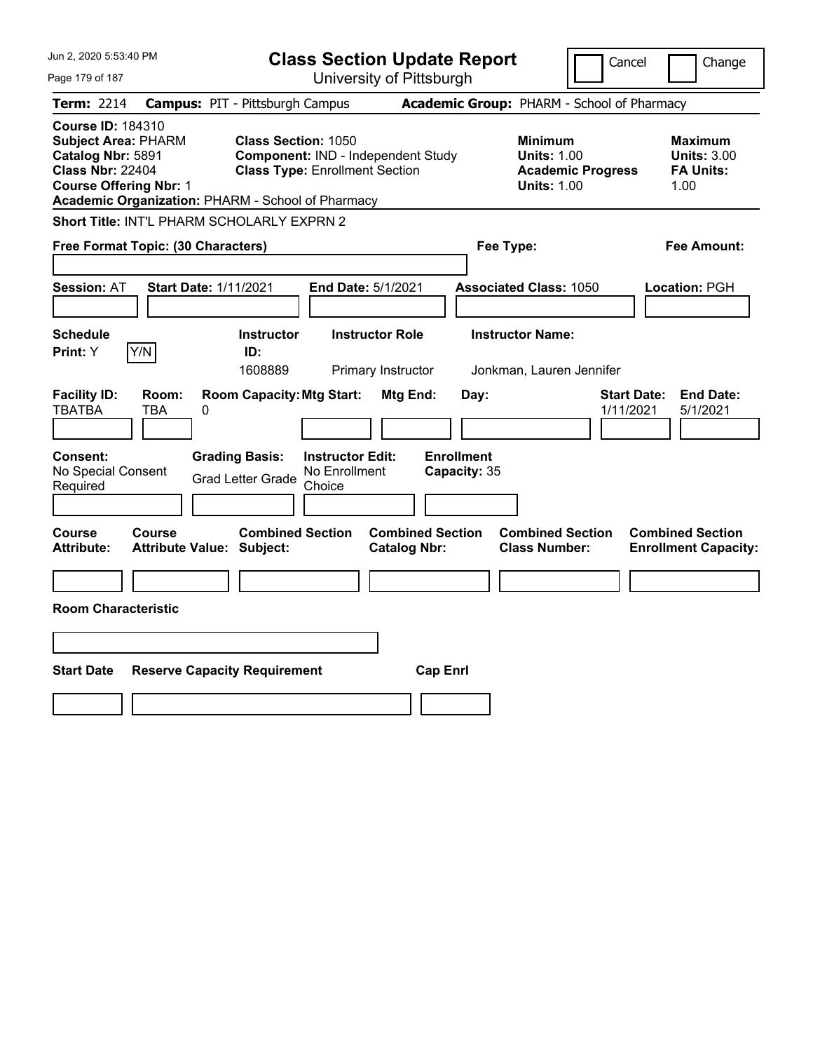Jun 2, 2020 5:53:40 PM

# Class Section Update Report

University of Pittsburgh

Cancel | Change

**Term:** 2214 **Campus:** PIT - Pittsburgh Campus **Academic Group:** PHARM - School of Pharmacy

**Course ID:** 184310
**Subject Area:** PHARM
**Catalog Nbr:** 5891
**Class Nbr:** 22404
**Course Offering Nbr:** 1
**Academic Organization:** PHARM - School of Pharmacy

**Class Section:** 1050
**Component:** IND - Independent Study
**Class Type:** Enrollment Section

**Minimum**
**Units:** 1.00
**Academic Progress Units:** 1.00

**Maximum**
**Units:** 3.00
**FA Units:** 1.00

**Short Title:** INT'L PHARM SCHOLARLY EXPRN 2

**Free Format Topic: (30 Characters)** | **Fee Type:** | **Fee Amount:**

**Session:** AT **Start Date:** 1/11/2021 **End Date:** 5/1/2021 **Associated Class:** 1050 **Location:** PGH

| Schedule Print: | Instructor ID: | Instructor Role | Instructor Name: |
|---|---|---|---|
| Y [Y/N] | 1608889 | Primary Instructor | Jonkman, Lauren Jennifer |

| Facility ID: | Room: | Room Capacity: | Mtg Start: | Mtg End: | Day: | Start Date: | End Date: |
|---|---|---|---|---|---|---|---|
| TBATBA | TBA | 0 | | | | 1/11/2021 | 5/1/2021 |

| Consent: | Grading Basis: | Instructor Edit: | Enrollment Capacity: |
|---|---|---|---|
| No Special Consent Required | Grad Letter Grade | No Enrollment Choice | 35 |

| Course Attribute: | Course Attribute Value: | Combined Section Subject: | Combined Section Catalog Nbr: | Combined Section Class Number: | Combined Section Enrollment Capacity: |
|---|---|---|---|---|---|
| | | | | | |

**Room Characteristic**

| Start Date | Reserve Capacity Requirement | Cap Enrl |
|---|---|---|
| | | |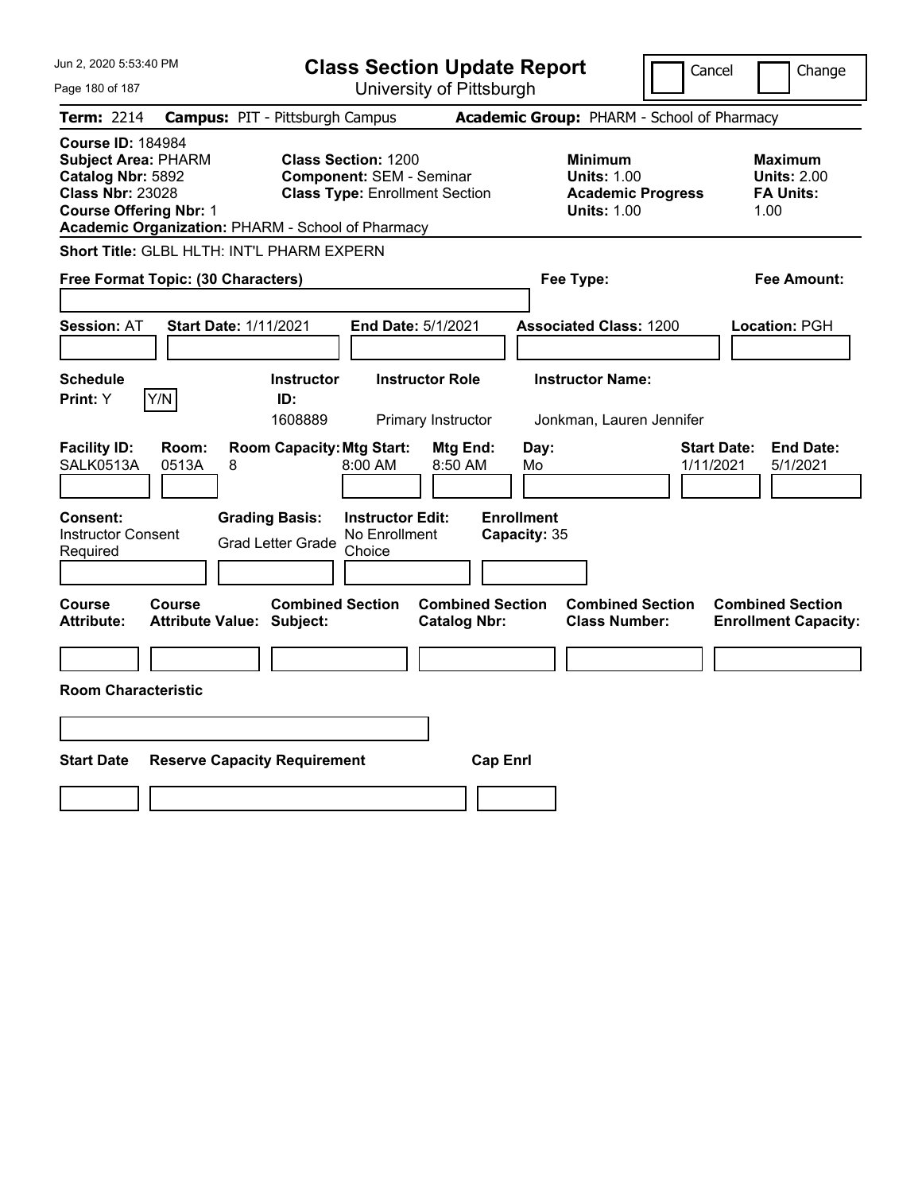Jun 2, 2020 5:53:40 PM

# Class Section Update Report

University of Pittsburgh

Cancel | Change

**Term:** 2214 **Campus:** PIT - Pittsburgh Campus **Academic Group:** PHARM - School of Pharmacy

**Course ID:** 184984
**Subject Area:** PHARM
**Catalog Nbr:** 5892
**Class Nbr:** 23028
**Course Offering Nbr:** 1
**Academic Organization:** PHARM - School of Pharmacy

**Class Section:** 1200
**Component:** SEM - Seminar
**Class Type:** Enrollment Section

**Minimum Units:** 1.00
**Academic Progress Units:** 1.00

**Maximum Units:** 2.00
**FA Units:** 1.00

**Short Title:** GLBL HLTH: INT'L PHARM EXPERN

**Free Format Topic: (30 Characters)** **Fee Type:** **Fee Amount:**

**Session:** AT **Start Date:** 1/11/2021 **End Date:** 5/1/2021 **Associated Class:** 1200 **Location:** PGH

| Schedule Print | Instructor ID | Instructor Role | Instructor Name |
|---|---|---|---|
| Y (Y/N) | 1608889 | Primary Instructor | Jonkman, Lauren Jennifer |

| Facility ID | Room | Room Capacity | Mtg Start | Mtg End | Day | Start Date | End Date |
|---|---|---|---|---|---|---|---|
| SALK0513A | 0513A | 8 | 8:00 AM | 8:50 AM | Mo | 1/11/2021 | 5/1/2021 |

| Consent | Grading Basis | Instructor Edit | Enrollment Capacity |
|---|---|---|---|
| Instructor Consent Required | Grad Letter Grade | No Enrollment Choice | 35 |

| Course Attribute | Course Attribute Value | Combined Section Subject | Combined Section Catalog Nbr | Combined Section Class Number | Combined Section Enrollment Capacity |
|---|---|---|---|---|---|
| | | | | | |

**Room Characteristic**

| Start Date | Reserve Capacity Requirement | Cap Enrl |
|---|---|---|
| | | |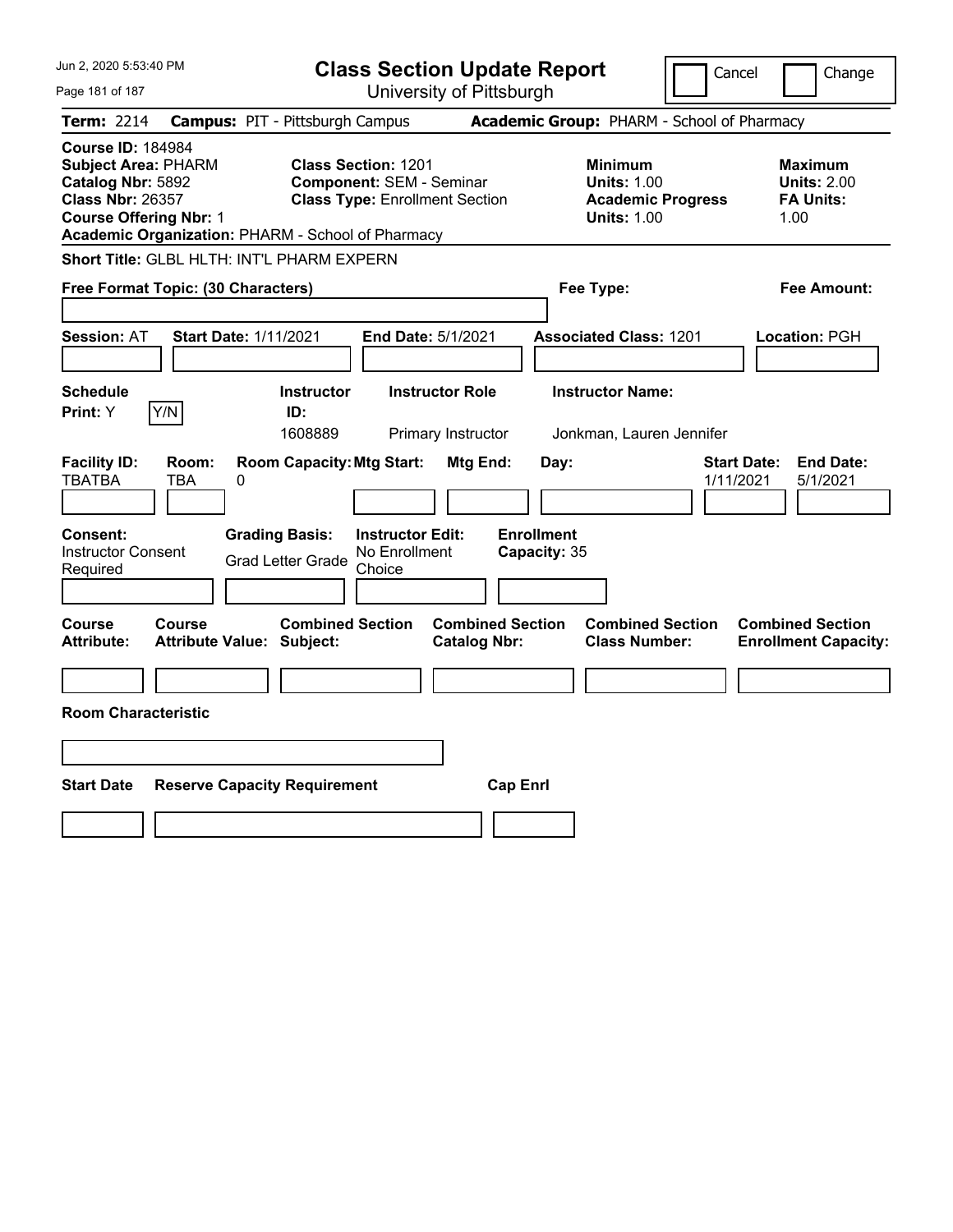# Class Section Update Report

University of Pittsburgh

Cancel | Change

**Term:** 2214 **Campus:** PIT - Pittsburgh Campus **Academic Group:** PHARM - School of Pharmacy

**Course ID:** 184984
**Subject Area:** PHARM
**Catalog Nbr:** 5892
**Class Nbr:** 26357
**Course Offering Nbr:** 1
**Academic Organization:** PHARM - School of Pharmacy

**Class Section:** 1201
**Component:** SEM - Seminar
**Class Type:** Enrollment Section

**Minimum**
**Units:** 1.00
**Academic Progress Units:** 1.00

**Maximum**
**Units:** 2.00
**FA Units:** 1.00

**Short Title:** GLBL HLTH: INT'L PHARM EXPERN

**Free Format Topic: (30 Characters)** | **Fee Type:** | **Fee Amount:**

**Session:** AT **Start Date:** 1/11/2021 **End Date:** 5/1/2021 **Associated Class:** 1201 **Location:** PGH

| Schedule Print: | Instructor ID: | Instructor Role | Instructor Name: |
|---|---|---|---|
| Y Y/N | 1608889 | Primary Instructor | Jonkman, Lauren Jennifer |

| Facility ID: | Room: | Room Capacity: | Mtg Start: | Mtg End: | Day: | Start Date: | End Date: |
|---|---|---|---|---|---|---|---|
| TBATBA | TBA | 0 | | | | 1/11/2021 | 5/1/2021 |

| Consent: | Grading Basis: | Instructor Edit: | Enrollment Capacity: |
|---|---|---|---|
| Instructor Consent Required | Grad Letter Grade | No Enrollment Choice | 35 |

| Course Attribute: | Course Attribute Value: | Combined Section Subject: | Combined Section Catalog Nbr: | Combined Section Class Number: | Combined Section Enrollment Capacity: |
|---|---|---|---|---|---|
| | | | | | |

**Room Characteristic**

| Start Date | Reserve Capacity Requirement | Cap Enrl |
|---|---|---|
| | | |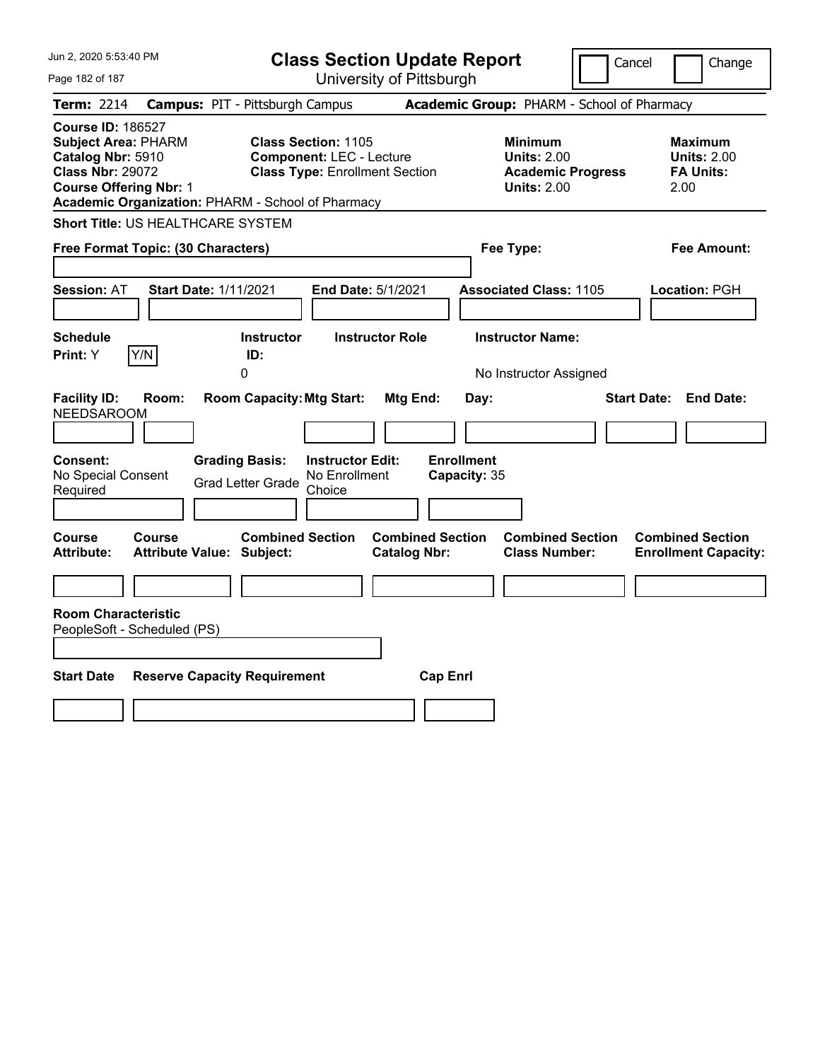# Class Section Update Report

University of Pittsburgh

Cancel | Change

**Term:** 2214 **Campus:** PIT - Pittsburgh Campus **Academic Group:** PHARM - School of Pharmacy

**Course ID:** 186527
**Subject Area:** PHARM
**Catalog Nbr:** 5910
**Class Nbr:** 29072
**Course Offering Nbr:** 1
**Academic Organization:** PHARM - School of Pharmacy

**Class Section:** 1105
**Component:** LEC - Lecture
**Class Type:** Enrollment Section

**Minimum**
**Units:** 2.00
**Academic Progress Units:** 2.00

**Maximum**
**Units:** 2.00
**FA Units:** 2.00

**Short Title:** US HEALTHCARE SYSTEM

**Free Format Topic: (30 Characters)**

**Fee Type:**

**Fee Amount:**

**Session:** AT **Start Date:** 1/11/2021 **End Date:** 5/1/2021 **Associated Class:** 1105 **Location:** PGH

| Schedule Print: | Instructor ID: | Instructor Role | Instructor Name: |
|---|---|---|---|
| Y | 0 | | No Instructor Assigned |

| Facility ID: | Room: | Room Capacity: | Mtg Start: | Mtg End: | Day: | Start Date: | End Date: |
|---|---|---|---|---|---|---|---|
| NEEDSAROOM | | | | | | | |

**Consent:** No Special Consent Required
**Grading Basis:** Grad Letter Grade
**Instructor Edit:** No Enrollment Choice
**Enrollment Capacity:** 35

| Course Attribute: | Course Attribute Value: | Combined Section Subject: | Combined Section Catalog Nbr: | Combined Section Class Number: | Combined Section Enrollment Capacity: |
|---|---|---|---|---|---|
| | | | | | |

**Room Characteristic**
PeopleSoft - Scheduled (PS)

| Start Date | Reserve Capacity Requirement | Cap Enrl |
|---|---|---|
| | | |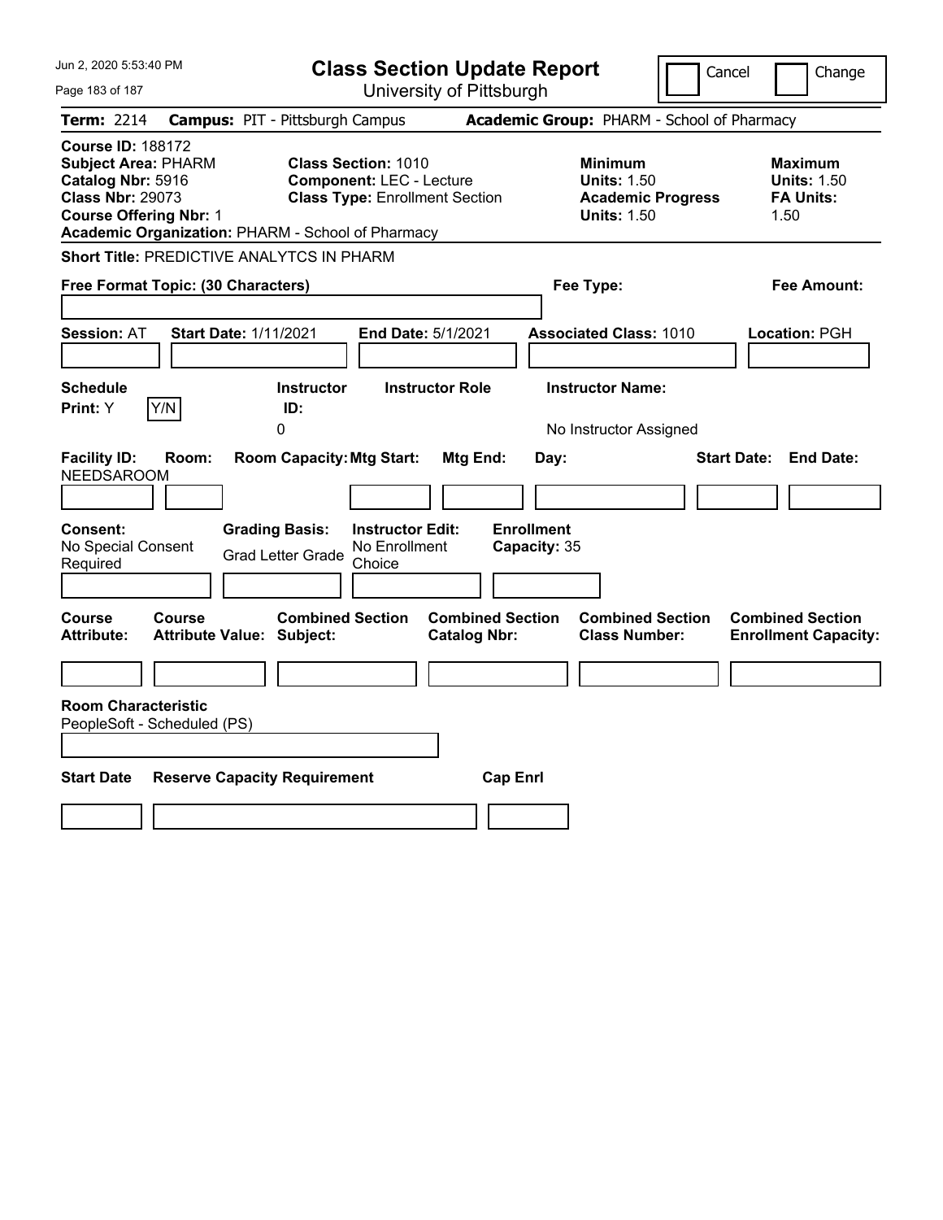# Class Section Update Report

University of Pittsburgh

Jun 2, 2020 5:53:40 PM

Cancel | Change

**Term:** 2214 **Campus:** PIT - Pittsburgh Campus **Academic Group:** PHARM - School of Pharmacy

**Course ID:** 188172
**Subject Area:** PHARM
**Catalog Nbr:** 5916
**Class Nbr:** 29073
**Course Offering Nbr:** 1
**Academic Organization:** PHARM - School of Pharmacy

**Class Section:** 1010
**Component:** LEC - Lecture
**Class Type:** Enrollment Section

**Minimum**
**Units:** 1.50
**Academic Progress Units:** 1.50

**Maximum**
**Units:** 1.50
**FA Units:** 1.50

**Short Title:** PREDICTIVE ANALYTCS IN PHARM

**Free Format Topic: (30 Characters)**

**Fee Type:**

**Fee Amount:**

**Session:** AT **Start Date:** 1/11/2021 **End Date:** 5/1/2021 **Associated Class:** 1010 **Location:** PGH

| Schedule Print: | Instructor ID: | Instructor Role | Instructor Name: |
|---|---|---|---|
| Y | 0 | | No Instructor Assigned |

| Facility ID: | Room: | Room Capacity: | Mtg Start: | Mtg End: | Day: | Start Date: | End Date: |
|---|---|---|---|---|---|---|---|
| NEEDSAROOM | | | | | | | |

**Consent:** No Special Consent Required

**Grading Basis:** Grad Letter Grade

**Instructor Edit:** No Enrollment Choice

**Enrollment Capacity:** 35

| Course Attribute: | Course Attribute Value: | Combined Section Subject: | Combined Section Catalog Nbr: | Combined Section Class Number: | Combined Section Enrollment Capacity: |
|---|---|---|---|---|---|
| | | | | | |

**Room Characteristic**
PeopleSoft - Scheduled (PS)

| Start Date | Reserve Capacity Requirement | Cap Enrl |
|---|---|---|
| | | |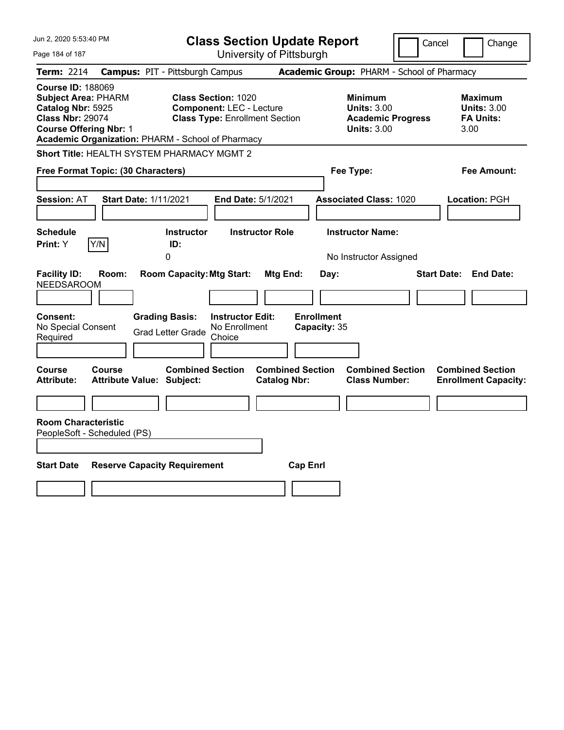# Class Section Update Report

University of Pittsburgh

Jun 2, 2020 5:53:40 PM

Cancel | Change

**Term:** 2214 **Campus:** PIT - Pittsburgh Campus **Academic Group:** PHARM - School of Pharmacy

**Course ID:** 188069
**Subject Area:** PHARM
**Catalog Nbr:** 5925
**Class Nbr:** 29074
**Course Offering Nbr:** 1
**Academic Organization:** PHARM - School of Pharmacy

**Class Section:** 1020
**Component:** LEC - Lecture
**Class Type:** Enrollment Section

**Minimum Units:** 3.00
**Academic Progress Units:** 3.00

**Maximum Units:** 3.00
**FA Units:** 3.00

**Short Title:** HEALTH SYSTEM PHARMACY MGMT 2

**Free Format Topic: (30 Characters)**

**Fee Type:**

**Fee Amount:**

**Session:** AT **Start Date:** 1/11/2021 **End Date:** 5/1/2021 **Associated Class:** 1020 **Location:** PGH

| Schedule Print | Y/N | Instructor ID | Instructor Role | Instructor Name |
|---|---|---|---|---|
| Y | | 0 | | No Instructor Assigned |

| Facility ID | Room | Room Capacity | Mtg Start | Mtg End | Day | Start Date | End Date |
|---|---|---|---|---|---|---|---|
| NEEDSAROOM | | | | | | | |

**Consent:** No Special Consent Required
**Grading Basis:** Grad Letter Grade
**Instructor Edit:** No Enrollment Choice
**Enrollment Capacity:** 35

| Course Attribute | Course Attribute Value | Combined Section Subject | Combined Section Catalog Nbr | Combined Section Class Number | Combined Section Enrollment Capacity |
|---|---|---|---|---|---|
| | | | | | |

**Room Characteristic**
PeopleSoft - Scheduled (PS)

| Start Date | Reserve Capacity Requirement | Cap Enrl |
|---|---|---|
| | | |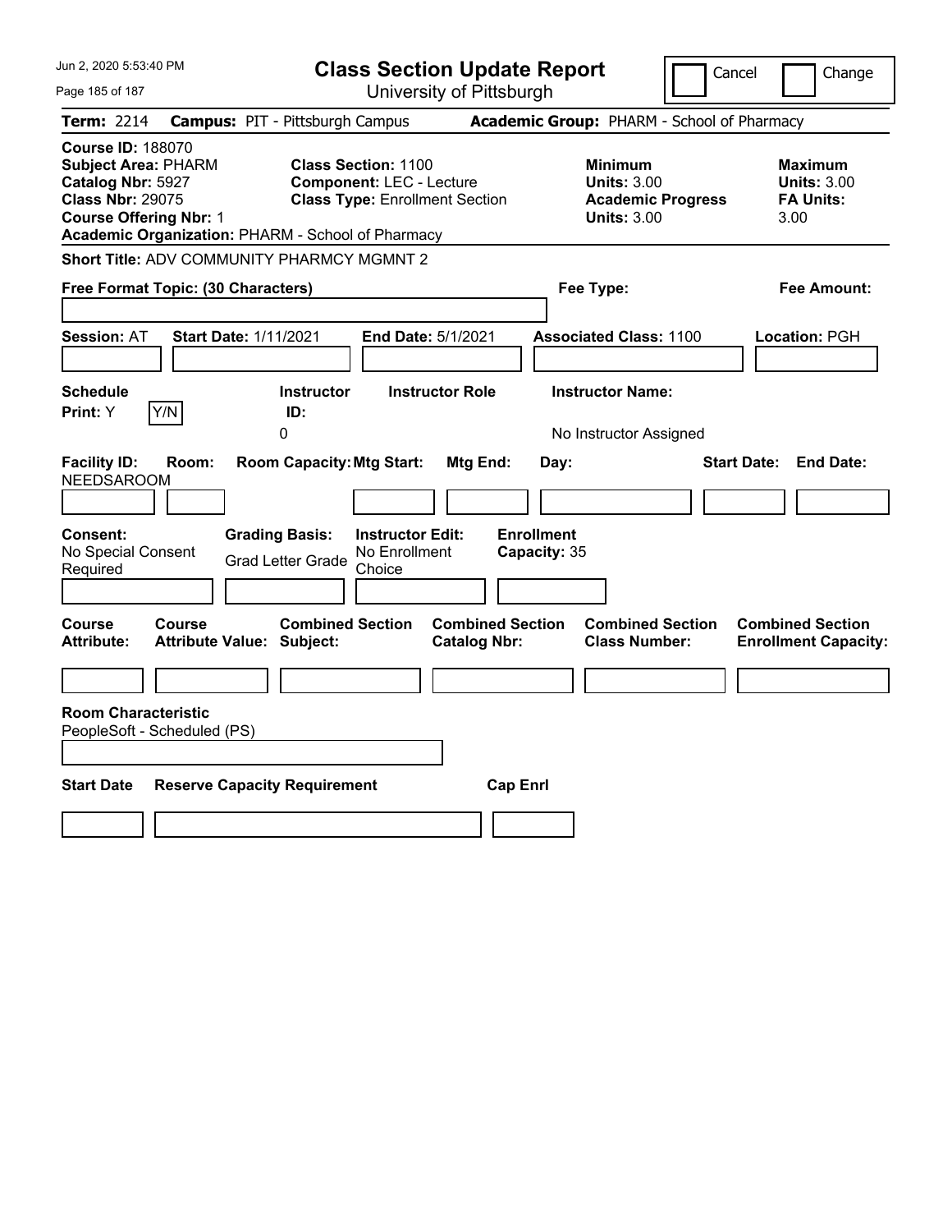# Class Section Update Report

University of Pittsburgh

Jun 2, 2020 5:53:40 PM

Cancel | Change

**Term:** 2214 **Campus:** PIT - Pittsburgh Campus **Academic Group:** PHARM - School of Pharmacy

**Course ID:** 188070
**Subject Area:** PHARM
**Catalog Nbr:** 5927
**Class Nbr:** 29075
**Course Offering Nbr:** 1
**Academic Organization:** PHARM - School of Pharmacy

**Class Section:** 1100
**Component:** LEC - Lecture
**Class Type:** Enrollment Section

**Minimum Units:** 3.00
**Academic Progress Units:** 3.00

**Maximum Units:** 3.00
**FA Units:** 3.00

**Short Title:** ADV COMMUNITY PHARMCY MGMNT 2

**Free Format Topic: (30 Characters)**

**Fee Type:**

**Fee Amount:**

**Session:** AT **Start Date:** 1/11/2021 **End Date:** 5/1/2021 **Associated Class:** 1100 **Location:** PGH

| Schedule Print | Instructor ID | Instructor Role | Instructor Name |
|---|---|---|---|
| Y | 0 | | No Instructor Assigned |

| Facility ID | Room | Room Capacity | Mtg Start | Mtg End | Day | Start Date | End Date |
|---|---|---|---|---|---|---|---|
| NEEDSAROOM | | | | | | | |

**Consent:** No Special Consent Required
**Grading Basis:** Grad Letter Grade
**Instructor Edit:** No Enrollment Choice
**Enrollment Capacity:** 35

| Course Attribute | Course Attribute Value | Combined Section Subject | Combined Section Catalog Nbr | Combined Section Class Number | Combined Section Enrollment Capacity |
|---|---|---|---|---|---|
| | | | | | |

**Room Characteristic**
PeopleSoft - Scheduled (PS)

| Start Date | Reserve Capacity Requirement | Cap Enrl |
|---|---|---|
| | | |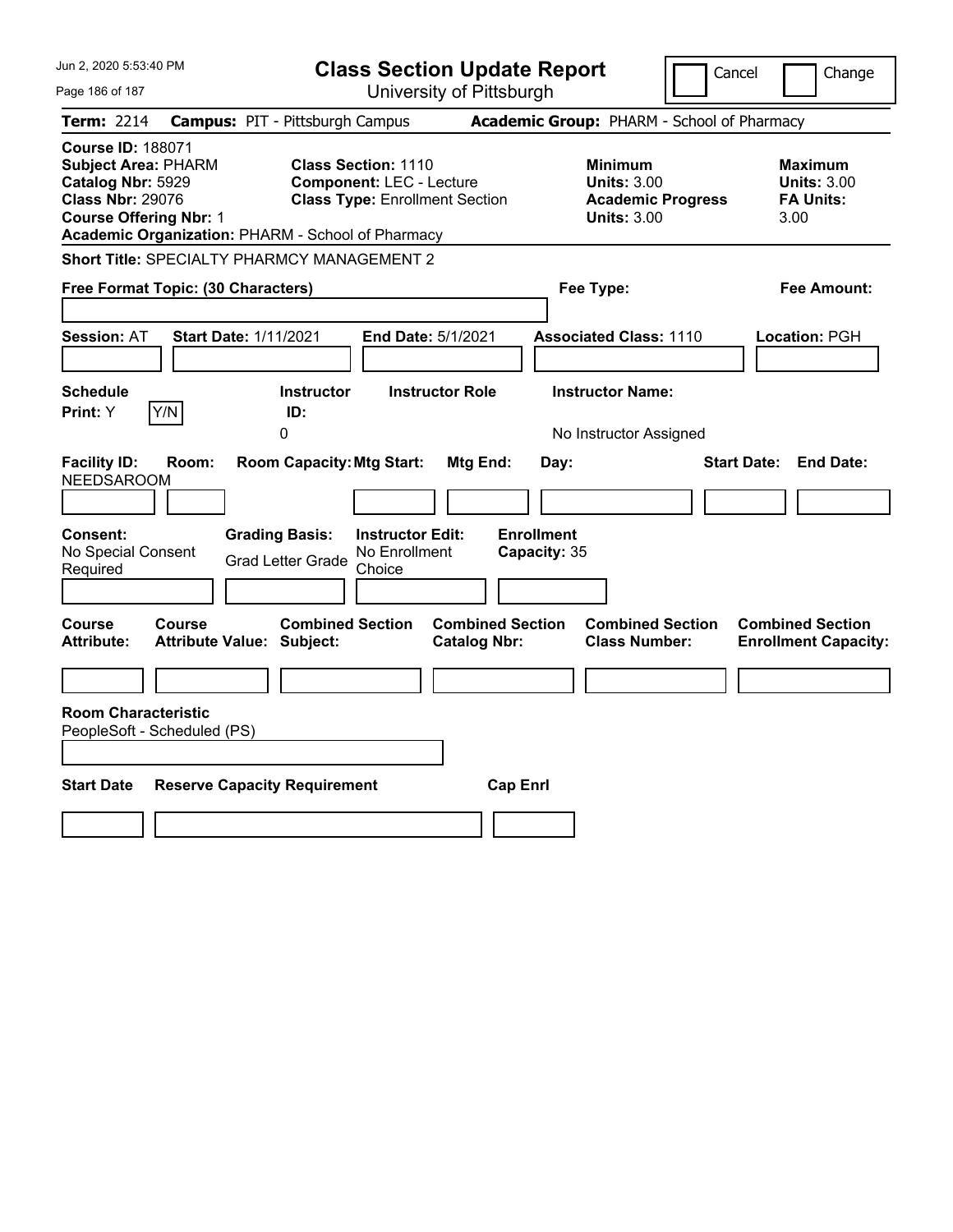# Class Section Update Report

University of Pittsburgh

Jun 2, 2020 5:53:40 PM

Cancel ☐ Change ☐

**Term:** 2214 **Campus:** PIT - Pittsburgh Campus **Academic Group:** PHARM - School of Pharmacy

**Course ID:** 188071
**Subject Area:** PHARM
**Catalog Nbr:** 5929
**Class Nbr:** 29076
**Course Offering Nbr:** 1
**Academic Organization:** PHARM - School of Pharmacy

**Class Section:** 1110
**Component:** LEC - Lecture
**Class Type:** Enrollment Section

| | Minimum | Maximum |
|---|---|---|
| Units | 3.00 | 3.00 |
| Academic Progress Units / FA Units | 3.00 | 3.00 |

**Short Title:** SPECIALTY PHARMCY MANAGEMENT 2

**Free Format Topic: (30 Characters)**

**Fee Type:**

**Fee Amount:**

**Session:** AT **Start Date:** 1/11/2021 **End Date:** 5/1/2021 **Associated Class:** 1110 **Location:** PGH

| Schedule Print | Instructor ID | Instructor Role | Instructor Name |
|---|---|---|---|
| Y | 0 | | No Instructor Assigned |

| Facility ID | Room | Room Capacity | Mtg Start | Mtg End | Day | Start Date | End Date |
|---|---|---|---|---|---|---|---|
| NEEDSAROOM | | | | | | | |

**Consent:** No Special Consent Required
**Grading Basis:** Grad Letter Grade
**Instructor Edit:** No Enrollment Choice
**Enrollment Capacity:** 35

| Course Attribute | Course Attribute Value | Combined Section Subject | Combined Section Catalog Nbr | Combined Section Class Number | Combined Section Enrollment Capacity |
|---|---|---|---|---|---|
| | | | | | |

**Room Characteristic**
PeopleSoft - Scheduled (PS)

| Start Date | Reserve Capacity Requirement | Cap Enrl |
|---|---|---|
| | | |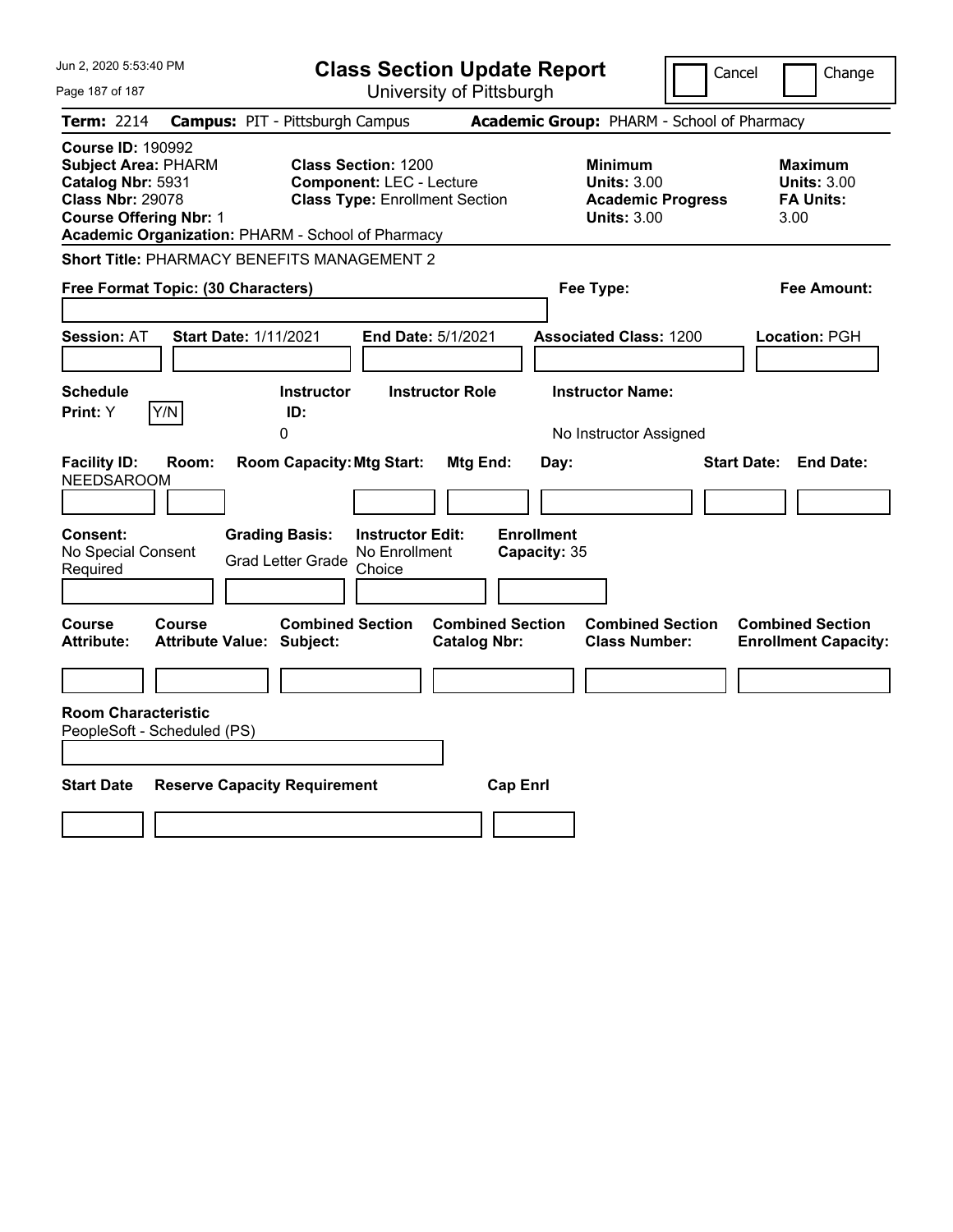# Class Section Update Report

University of Pittsburgh

Cancel | Change

**Term:** 2214 **Campus:** PIT - Pittsburgh Campus **Academic Group:** PHARM - School of Pharmacy

**Course ID:** 190992
**Subject Area:** PHARM
**Catalog Nbr:** 5931
**Class Nbr:** 29078
**Course Offering Nbr:** 1
**Academic Organization:** PHARM - School of Pharmacy

**Class Section:** 1200
**Component:** LEC - Lecture
**Class Type:** Enrollment Section

**Minimum**
**Units:** 3.00
**Academic Progress Units:** 3.00

**Maximum**
**Units:** 3.00
**FA Units:** 3.00

**Short Title:** PHARMACY BENEFITS MANAGEMENT 2

**Free Format Topic: (30 Characters)**

**Fee Type:**

**Fee Amount:**

**Session:** AT **Start Date:** 1/11/2021 **End Date:** 5/1/2021 **Associated Class:** 1200 **Location:** PGH

| Schedule Print: | Instructor ID: | Instructor Role | Instructor Name: |
|---|---|---|---|
| Y (Y/N) | 0 | | No Instructor Assigned |

| Facility ID: | Room: | Room Capacity: | Mtg Start: | Mtg End: | Day: | Start Date: | End Date: |
|---|---|---|---|---|---|---|---|
| NEEDSAROOM | | | | | | | |

| Consent: | Grading Basis: | Instructor Edit: | Enrollment Capacity: |
|---|---|---|---|
| No Special Consent Required | Grad Letter Grade | No Enrollment Choice | 35 |

| Course Attribute: | Course Attribute Value: | Combined Section Subject: | Combined Section Catalog Nbr: | Combined Section Class Number: | Combined Section Enrollment Capacity: |
|---|---|---|---|---|---|
| | | | | | |

**Room Characteristic**
PeopleSoft - Scheduled (PS)

| Start Date | Reserve Capacity Requirement | Cap Enrl |
|---|---|---|
| | | |